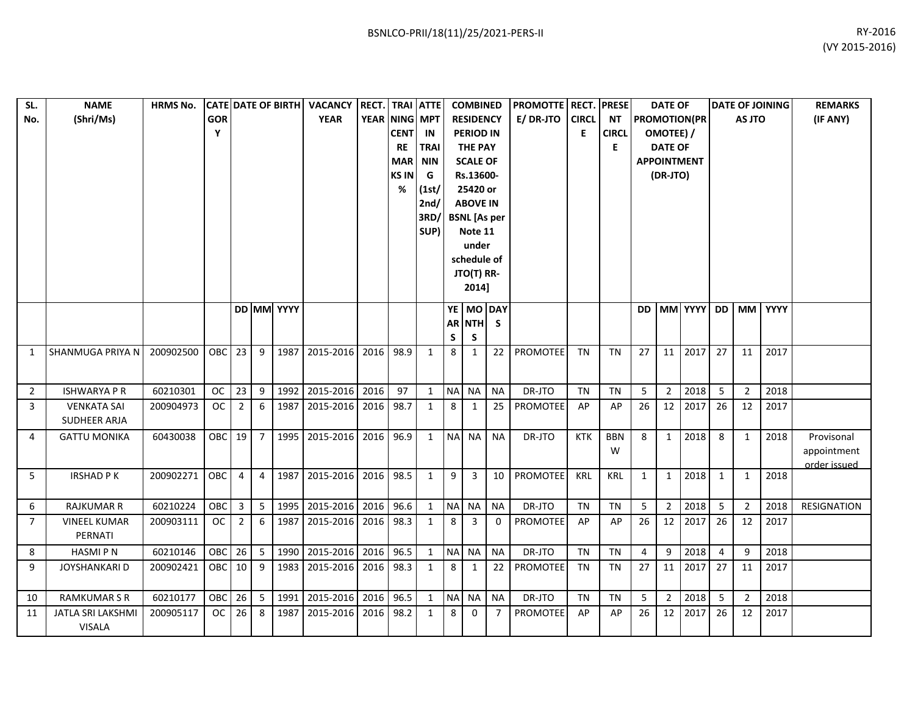BSNLCO-PRII/18(11)/25/2021-PERS-II

RY-2016
(VY 2015-2016)

| SL. No. | NAME (Shri/Ms) | HRMS No. | CATEGORY | DATE OF BIRTH | | | VACANCY YEAR | RECT. YEAR | TRAINING CENTRE MARKS IN % | ATTEMPT IN TRAINING (1st/ 2nd/ 3RD/ SUP) | COMBINED RESIDENCY PERIOD IN THE PAY SCALE OF Rs.13600-25420 or ABOVE IN BSNL [As per Note 11 under schedule of JTO(T) RR-2014] | | | PROMOTTEE/ DR-JTO | RECT. CIRCLE | PRESENT CIRCLE | DATE OF PROMOTION(PROMOTEE) / DATE OF APPOINTMENT (DR-JTO) | | | DATE OF JOINING AS JTO | | | REMARKS (IF ANY) |
|---|---|---|---|---|---|---|---|---|---|---|---|---|---|---|---|---|---|---|---|---|---|---|---|
| | | | | DD | MM | YYYY | | | | | YEARS | MONTHS | DAYS | | | | DD | MM | YYYY | DD | MM | YYYY | |
| 1 | SHANMUGA PRIYA N | 200902500 | OBC | 23 | 9 | 1987 | 2015-2016 | 2016 | 98.9 | 1 | 8 | 1 | 22 | PROMOTEE | TN | TN | 27 | 11 | 2017 | 27 | 11 | 2017 | |
| 2 | ISHWARYA P R | 60210301 | OC | 23 | 9 | 1992 | 2015-2016 | 2016 | 97 | 1 | NA | NA | NA | DR-JTO | TN | TN | 5 | 2 | 2018 | 5 | 2 | 2018 | |
| 3 | VENKATA SAI SUDHEER ARJA | 200904973 | OC | 2 | 6 | 1987 | 2015-2016 | 2016 | 98.7 | 1 | 8 | 1 | 25 | PROMOTEE | AP | AP | 26 | 12 | 2017 | 26 | 12 | 2017 | |
| 4 | GATTU MONIKA | 60430038 | OBC | 19 | 7 | 1995 | 2015-2016 | 2016 | 96.9 | 1 | NA | NA | NA | DR-JTO | KTK | BBNW | 8 | 1 | 2018 | 8 | 1 | 2018 | Provisonal appointment order issued |
| 5 | IRSHAD P K | 200902271 | OBC | 4 | 4 | 1987 | 2015-2016 | 2016 | 98.5 | 1 | 9 | 3 | 10 | PROMOTEE | KRL | KRL | 1 | 1 | 2018 | 1 | 1 | 2018 | |
| 6 | RAJKUMAR R | 60210224 | OBC | 3 | 5 | 1995 | 2015-2016 | 2016 | 96.6 | 1 | NA | NA | NA | DR-JTO | TN | TN | 5 | 2 | 2018 | 5 | 2 | 2018 | RESIGNATION |
| 7 | VINEEL KUMAR PERNATI | 200903111 | OC | 2 | 6 | 1987 | 2015-2016 | 2016 | 98.3 | 1 | 8 | 3 | 0 | PROMOTEE | AP | AP | 26 | 12 | 2017 | 26 | 12 | 2017 | |
| 8 | HASMI P N | 60210146 | OBC | 26 | 5 | 1990 | 2015-2016 | 2016 | 96.5 | 1 | NA | NA | NA | DR-JTO | TN | TN | 4 | 9 | 2018 | 4 | 9 | 2018 | |
| 9 | JOYSHANKARI D | 200902421 | OBC | 10 | 9 | 1983 | 2015-2016 | 2016 | 98.3 | 1 | 8 | 1 | 22 | PROMOTEE | TN | TN | 27 | 11 | 2017 | 27 | 11 | 2017 | |
| 10 | RAMKUMAR S R | 60210177 | OBC | 26 | 5 | 1991 | 2015-2016 | 2016 | 96.5 | 1 | NA | NA | NA | DR-JTO | TN | TN | 5 | 2 | 2018 | 5 | 2 | 2018 | |
| 11 | JATLA SRI LAKSHMI VISALA | 200905117 | OC | 26 | 8 | 1987 | 2015-2016 | 2016 | 98.2 | 1 | 8 | 0 | 7 | PROMOTEE | AP | AP | 26 | 12 | 2017 | 26 | 12 | 2017 | |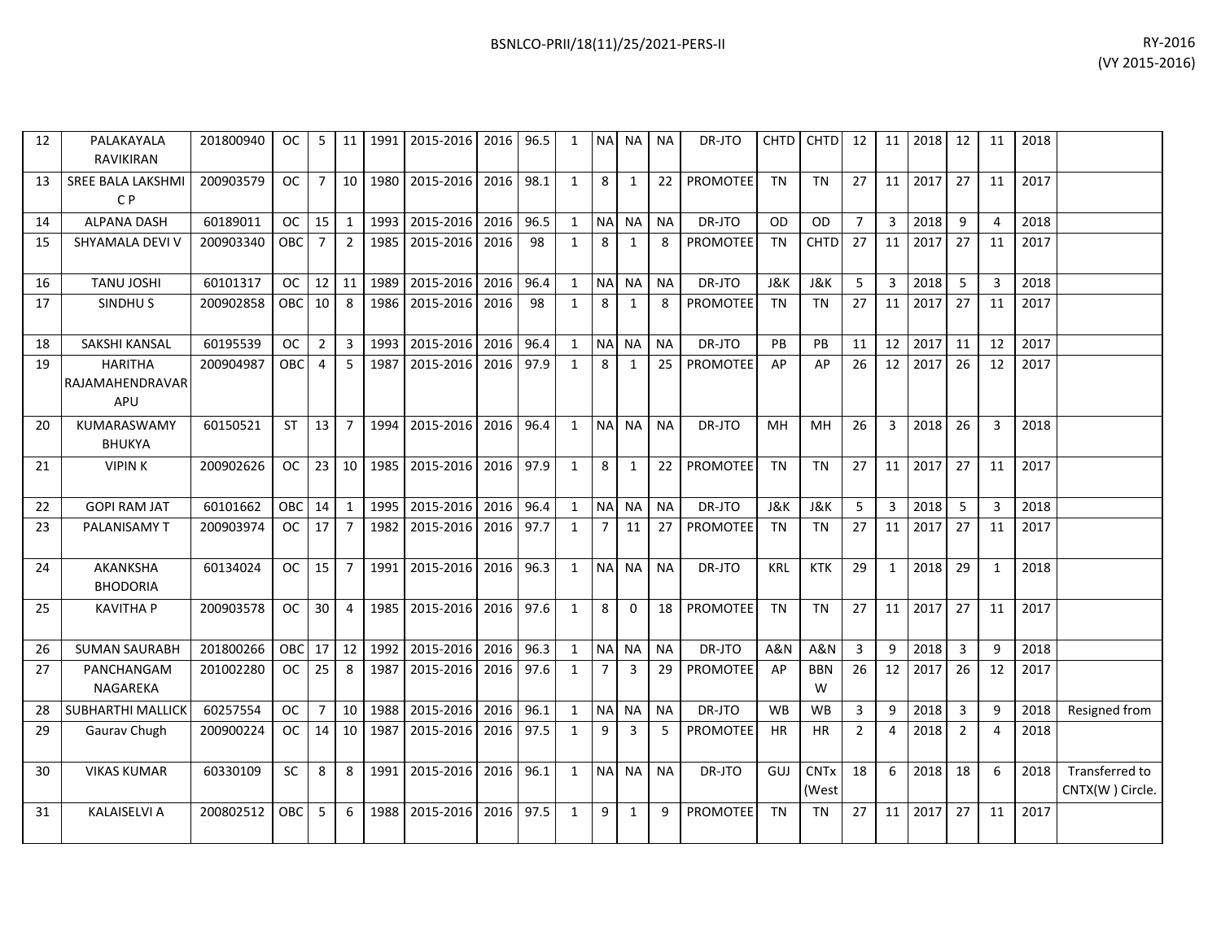| 12 | PALAKAYALA RAVIKIRAN | 201800940 | OC | 5 | 11 | 1991 | 2015-2016 | 2016 | 96.5 | 1 | NA | NA | NA | DR-JTO | CHTD | CHTD | 12 | 11 | 2018 | 12 | 11 | 2018 | |
|---|---|---|---|---|---|---|---|---|---|---|---|---|---|---|---|---|---|---|---|---|---|---|---|
| 13 | SREE BALA LAKSHMI C P | 200903579 | OC | 7 | 10 | 1980 | 2015-2016 | 2016 | 98.1 | 1 | 8 | 1 | 22 | PROMOTEE | TN | TN | 27 | 11 | 2017 | 27 | 11 | 2017 | |
| 14 | ALPANA DASH | 60189011 | OC | 15 | 1 | 1993 | 2015-2016 | 2016 | 96.5 | 1 | NA | NA | NA | DR-JTO | OD | OD | 7 | 3 | 2018 | 9 | 4 | 2018 | |
| 15 | SHYAMALA DEVI V | 200903340 | OBC | 7 | 2 | 1985 | 2015-2016 | 2016 | 98 | 1 | 8 | 1 | 8 | PROMOTEE | TN | CHTD | 27 | 11 | 2017 | 27 | 11 | 2017 | |
| 16 | TANU JOSHI | 60101317 | OC | 12 | 11 | 1989 | 2015-2016 | 2016 | 96.4 | 1 | NA | NA | NA | DR-JTO | J&K | J&K | 5 | 3 | 2018 | 5 | 3 | 2018 | |
| 17 | SINDHU S | 200902858 | OBC | 10 | 8 | 1986 | 2015-2016 | 2016 | 98 | 1 | 8 | 1 | 8 | PROMOTEE | TN | TN | 27 | 11 | 2017 | 27 | 11 | 2017 | |
| 18 | SAKSHI KANSAL | 60195539 | OC | 2 | 3 | 1993 | 2015-2016 | 2016 | 96.4 | 1 | NA | NA | NA | DR-JTO | PB | PB | 11 | 12 | 2017 | 11 | 12 | 2017 | |
| 19 | HARITHA RAJAMAHENDRAVARAPU | 200904987 | OBC | 4 | 5 | 1987 | 2015-2016 | 2016 | 97.9 | 1 | 8 | 1 | 25 | PROMOTEE | AP | AP | 26 | 12 | 2017 | 26 | 12 | 2017 | |
| 20 | KUMARASWAMY BHUKYA | 60150521 | ST | 13 | 7 | 1994 | 2015-2016 | 2016 | 96.4 | 1 | NA | NA | NA | DR-JTO | MH | MH | 26 | 3 | 2018 | 26 | 3 | 2018 | |
| 21 | VIPIN K | 200902626 | OC | 23 | 10 | 1985 | 2015-2016 | 2016 | 97.9 | 1 | 8 | 1 | 22 | PROMOTEE | TN | TN | 27 | 11 | 2017 | 27 | 11 | 2017 | |
| 22 | GOPI RAM JAT | 60101662 | OBC | 14 | 1 | 1995 | 2015-2016 | 2016 | 96.4 | 1 | NA | NA | NA | DR-JTO | J&K | J&K | 5 | 3 | 2018 | 5 | 3 | 2018 | |
| 23 | PALANISAMY T | 200903974 | OC | 17 | 7 | 1982 | 2015-2016 | 2016 | 97.7 | 1 | 7 | 11 | 27 | PROMOTEE | TN | TN | 27 | 11 | 2017 | 27 | 11 | 2017 | |
| 24 | AKANKSHA BHODORIA | 60134024 | OC | 15 | 7 | 1991 | 2015-2016 | 2016 | 96.3 | 1 | NA | NA | NA | DR-JTO | KRL | KTK | 29 | 1 | 2018 | 29 | 1 | 2018 | |
| 25 | KAVITHA P | 200903578 | OC | 30 | 4 | 1985 | 2015-2016 | 2016 | 97.6 | 1 | 8 | 0 | 18 | PROMOTEE | TN | TN | 27 | 11 | 2017 | 27 | 11 | 2017 | |
| 26 | SUMAN SAURABH | 201800266 | OBC | 17 | 12 | 1992 | 2015-2016 | 2016 | 96.3 | 1 | NA | NA | NA | DR-JTO | A&N | A&N | 3 | 9 | 2018 | 3 | 9 | 2018 | |
| 27 | PANCHANGAM NAGAREKA | 201002280 | OC | 25 | 8 | 1987 | 2015-2016 | 2016 | 97.6 | 1 | 7 | 3 | 29 | PROMOTEE | AP | BBNW | 26 | 12 | 2017 | 26 | 12 | 2017 | |
| 28 | SUBHARTHI MALLICK | 60257554 | OC | 7 | 10 | 1988 | 2015-2016 | 2016 | 96.1 | 1 | NA | NA | NA | DR-JTO | WB | WB | 3 | 9 | 2018 | 3 | 9 | 2018 | Resigned from |
| 29 | Gaurav Chugh | 200900224 | OC | 14 | 10 | 1987 | 2015-2016 | 2016 | 97.5 | 1 | 9 | 3 | 5 | PROMOTEE | HR | HR | 2 | 4 | 2018 | 2 | 4 | 2018 | |
| 30 | VIKAS KUMAR | 60330109 | SC | 8 | 8 | 1991 | 2015-2016 | 2016 | 96.1 | 1 | NA | NA | NA | DR-JTO | GUJ | CNTx (West | 18 | 6 | 2018 | 18 | 6 | 2018 | Transferred to CNTX(W ) Circle. |
| 31 | KALAISELVI A | 200802512 | OBC | 5 | 6 | 1988 | 2015-2016 | 2016 | 97.5 | 1 | 9 | 1 | 9 | PROMOTEE | TN | TN | 27 | 11 | 2017 | 27 | 11 | 2017 | |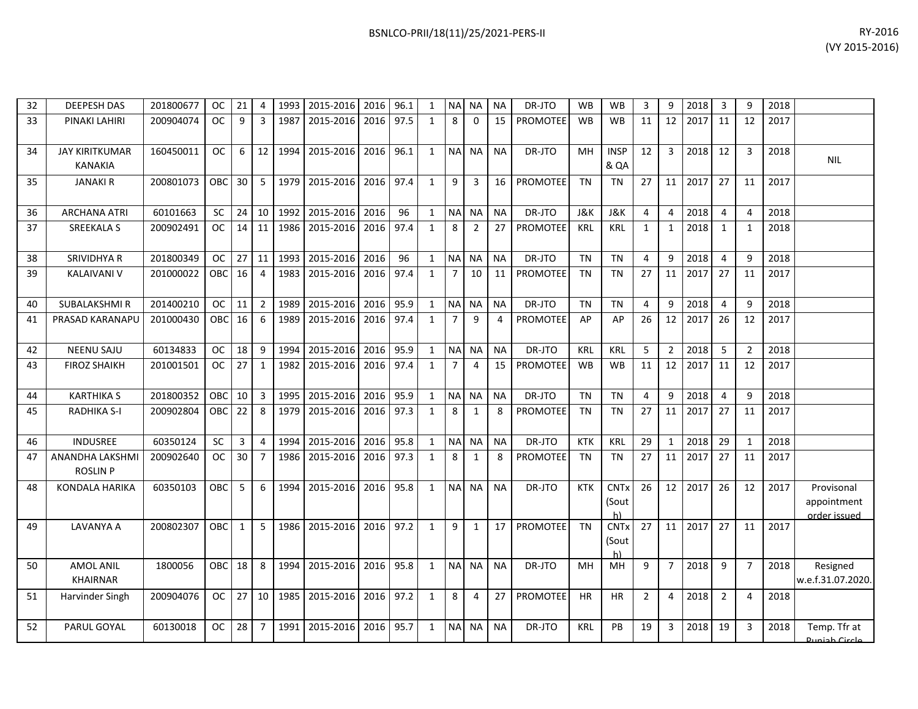| | | | | | | | | | | | | | | | | | | | | | | | | |
|---|---|---|---|---|---|---|---|---|---|---|---|---|---|---|---|---|---|---|---|---|---|---|---|---|
| 32 | DEEPESH DAS | 201800677 | OC | 21 | 4 | 1993 | 2015-2016 | 2016 | 96.1 | 1 | NA | NA | NA | DR-JTO | WB | WB | 3 | 9 | 2018 | 3 | 9 | 2018 | |
| 33 | PINAKI LAHIRI | 200904074 | OC | 9 | 3 | 1987 | 2015-2016 | 2016 | 97.5 | 1 | 8 | 0 | 15 | PROMOTEE | WB | WB | 11 | 12 | 2017 | 11 | 12 | 2017 | |
| 34 | JAY KIRITKUMAR KANAKIA | 160450011 | OC | 6 | 12 | 1994 | 2015-2016 | 2016 | 96.1 | 1 | NA | NA | NA | DR-JTO | MH | INSP & QA | 12 | 3 | 2018 | 12 | 3 | 2018 | NIL |
| 35 | JANAKI R | 200801073 | OBC | 30 | 5 | 1979 | 2015-2016 | 2016 | 97.4 | 1 | 9 | 3 | 16 | PROMOTEE | TN | TN | 27 | 11 | 2017 | 27 | 11 | 2017 | |
| 36 | ARCHANA ATRI | 60101663 | SC | 24 | 10 | 1992 | 2015-2016 | 2016 | 96 | 1 | NA | NA | NA | DR-JTO | J&K | J&K | 4 | 4 | 2018 | 4 | 4 | 2018 | |
| 37 | SREEKALA S | 200902491 | OC | 14 | 11 | 1986 | 2015-2016 | 2016 | 97.4 | 1 | 8 | 2 | 27 | PROMOTEE | KRL | KRL | 1 | 1 | 2018 | 1 | 1 | 2018 | |
| 38 | SRIVIDHYA R | 201800349 | OC | 27 | 11 | 1993 | 2015-2016 | 2016 | 96 | 1 | NA | NA | NA | DR-JTO | TN | TN | 4 | 9 | 2018 | 4 | 9 | 2018 | |
| 39 | KALAIVANI V | 201000022 | OBC | 16 | 4 | 1983 | 2015-2016 | 2016 | 97.4 | 1 | 7 | 10 | 11 | PROMOTEE | TN | TN | 27 | 11 | 2017 | 27 | 11 | 2017 | |
| 40 | SUBALAKSHMI R | 201400210 | OC | 11 | 2 | 1989 | 2015-2016 | 2016 | 95.9 | 1 | NA | NA | NA | DR-JTO | TN | TN | 4 | 9 | 2018 | 4 | 9 | 2018 | |
| 41 | PRASAD KARANAPU | 201000430 | OBC | 16 | 6 | 1989 | 2015-2016 | 2016 | 97.4 | 1 | 7 | 9 | 4 | PROMOTEE | AP | AP | 26 | 12 | 2017 | 26 | 12 | 2017 | |
| 42 | NEENU SAJU | 60134833 | OC | 18 | 9 | 1994 | 2015-2016 | 2016 | 95.9 | 1 | NA | NA | NA | DR-JTO | KRL | KRL | 5 | 2 | 2018 | 5 | 2 | 2018 | |
| 43 | FIROZ SHAIKH | 201001501 | OC | 27 | 1 | 1982 | 2015-2016 | 2016 | 97.4 | 1 | 7 | 4 | 15 | PROMOTEE | WB | WB | 11 | 12 | 2017 | 11 | 12 | 2017 | |
| 44 | KARTHIKA S | 201800352 | OBC | 10 | 3 | 1995 | 2015-2016 | 2016 | 95.9 | 1 | NA | NA | NA | DR-JTO | TN | TN | 4 | 9 | 2018 | 4 | 9 | 2018 | |
| 45 | RADHIKA S-I | 200902804 | OBC | 22 | 8 | 1979 | 2015-2016 | 2016 | 97.3 | 1 | 8 | 1 | 8 | PROMOTEE | TN | TN | 27 | 11 | 2017 | 27 | 11 | 2017 | |
| 46 | INDUSREE | 60350124 | SC | 3 | 4 | 1994 | 2015-2016 | 2016 | 95.8 | 1 | NA | NA | NA | DR-JTO | KTK | KRL | 29 | 1 | 2018 | 29 | 1 | 2018 | |
| 47 | ANANDHA LAKSHMI ROSLIN P | 200902640 | OC | 30 | 7 | 1986 | 2015-2016 | 2016 | 97.3 | 1 | 8 | 1 | 8 | PROMOTEE | TN | TN | 27 | 11 | 2017 | 27 | 11 | 2017 | |
| 48 | KONDALA HARIKA | 60350103 | OBC | 5 | 6 | 1994 | 2015-2016 | 2016 | 95.8 | 1 | NA | NA | NA | DR-JTO | KTK | CNTx (South) | 26 | 12 | 2017 | 26 | 12 | 2017 | Provisonal appointment order issued |
| 49 | LAVANYA A | 200802307 | OBC | 1 | 5 | 1986 | 2015-2016 | 2016 | 97.2 | 1 | 9 | 1 | 17 | PROMOTEE | TN | CNTx (South) | 27 | 11 | 2017 | 27 | 11 | 2017 | |
| 50 | AMOL ANIL KHAIRNAR | 1800056 | OBC | 18 | 8 | 1994 | 2015-2016 | 2016 | 95.8 | 1 | NA | NA | NA | DR-JTO | MH | MH | 9 | 7 | 2018 | 9 | 7 | 2018 | Resigned w.e.f.31.07.2020. |
| 51 | Harvinder Singh | 200904076 | OC | 27 | 10 | 1985 | 2015-2016 | 2016 | 97.2 | 1 | 8 | 4 | 27 | PROMOTEE | HR | HR | 2 | 4 | 2018 | 2 | 4 | 2018 | |
| 52 | PARUL GOYAL | 60130018 | OC | 28 | 7 | 1991 | 2015-2016 | 2016 | 95.7 | 1 | NA | NA | NA | DR-JTO | KRL | PB | 19 | 3 | 2018 | 19 | 3 | 2018 | Temp. Tfr at Punjab Circle |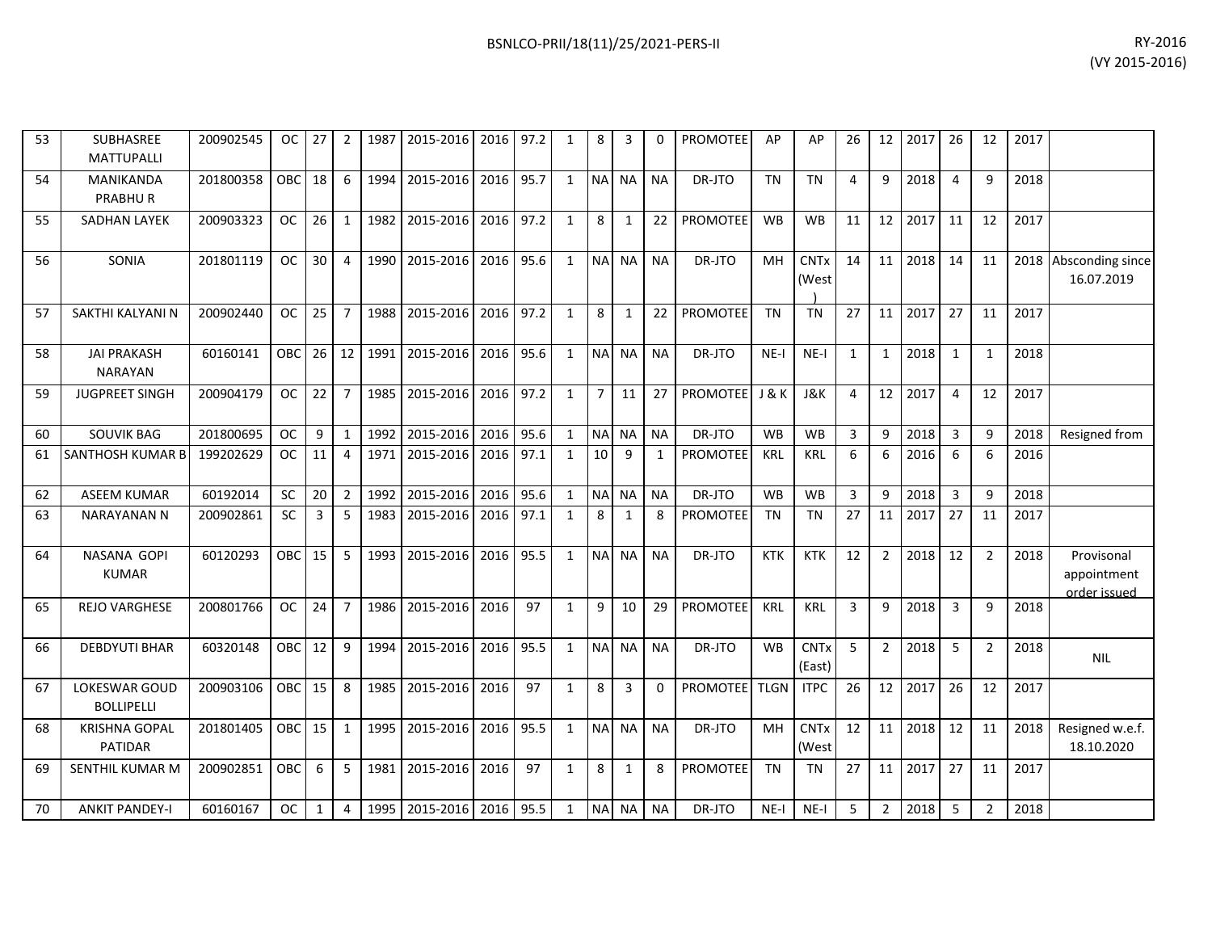| 53 | SUBHASREE MATTUPALLI | 200902545 | OC | 27 | 2 | 1987 | 2015-2016 | 2016 | 97.2 | 1 | 8 | 3 | 0 | PROMOTEE | AP | AP | 26 | 12 | 2017 | 26 | 12 | 2017 | |
|---|---|---|---|---|---|---|---|---|---|---|---|---|---|---|---|---|---|---|---|---|---|---|---|
| 54 | MANIKANDA PRABHU R | 201800358 | OBC | 18 | 6 | 1994 | 2015-2016 | 2016 | 95.7 | 1 | NA | NA | NA | DR-JTO | TN | TN | 4 | 9 | 2018 | 4 | 9 | 2018 | |
| 55 | SADHAN LAYEK | 200903323 | OC | 26 | 1 | 1982 | 2015-2016 | 2016 | 97.2 | 1 | 8 | 1 | 22 | PROMOTEE | WB | WB | 11 | 12 | 2017 | 11 | 12 | 2017 | |
| 56 | SONIA | 201801119 | OC | 30 | 4 | 1990 | 2015-2016 | 2016 | 95.6 | 1 | NA | NA | NA | DR-JTO | MH | CNTx (West) | 14 | 11 | 2018 | 14 | 11 | 2018 | Absconding since 16.07.2019 |
| 57 | SAKTHI KALYANI N | 200902440 | OC | 25 | 7 | 1988 | 2015-2016 | 2016 | 97.2 | 1 | 8 | 1 | 22 | PROMOTEE | TN | TN | 27 | 11 | 2017 | 27 | 11 | 2017 | |
| 58 | JAI PRAKASH NARAYAN | 60160141 | OBC | 26 | 12 | 1991 | 2015-2016 | 2016 | 95.6 | 1 | NA | NA | NA | DR-JTO | NE-I | NE-I | 1 | 1 | 2018 | 1 | 1 | 2018 | |
| 59 | JUGPREET SINGH | 200904179 | OC | 22 | 7 | 1985 | 2015-2016 | 2016 | 97.2 | 1 | 7 | 11 | 27 | PROMOTEE | J & K | J&K | 4 | 12 | 2017 | 4 | 12 | 2017 | |
| 60 | SOUVIK BAG | 201800695 | OC | 9 | 1 | 1992 | 2015-2016 | 2016 | 95.6 | 1 | NA | NA | NA | DR-JTO | WB | WB | 3 | 9 | 2018 | 3 | 9 | 2018 | Resigned from |
| 61 | SANTHOSH KUMAR B | 199202629 | OC | 11 | 4 | 1971 | 2015-2016 | 2016 | 97.1 | 1 | 10 | 9 | 1 | PROMOTEE | KRL | KRL | 6 | 6 | 2016 | 6 | 6 | 2016 | |
| 62 | ASEEM KUMAR | 60192014 | SC | 20 | 2 | 1992 | 2015-2016 | 2016 | 95.6 | 1 | NA | NA | NA | DR-JTO | WB | WB | 3 | 9 | 2018 | 3 | 9 | 2018 | |
| 63 | NARAYANAN N | 200902861 | SC | 3 | 5 | 1983 | 2015-2016 | 2016 | 97.1 | 1 | 8 | 1 | 8 | PROMOTEE | TN | TN | 27 | 11 | 2017 | 27 | 11 | 2017 | |
| 64 | NASANA GOPI KUMAR | 60120293 | OBC | 15 | 5 | 1993 | 2015-2016 | 2016 | 95.5 | 1 | NA | NA | NA | DR-JTO | KTK | KTK | 12 | 2 | 2018 | 12 | 2 | 2018 | Provisonal appointment order issued |
| 65 | REJO VARGHESE | 200801766 | OC | 24 | 7 | 1986 | 2015-2016 | 2016 | 97 | 1 | 9 | 10 | 29 | PROMOTEE | KRL | KRL | 3 | 9 | 2018 | 3 | 9 | 2018 | |
| 66 | DEBDYUTI BHAR | 60320148 | OBC | 12 | 9 | 1994 | 2015-2016 | 2016 | 95.5 | 1 | NA | NA | NA | DR-JTO | WB | CNTx (East) | 5 | 2 | 2018 | 5 | 2 | 2018 | NIL |
| 67 | LOKESWAR GOUD BOLLIPELLI | 200903106 | OBC | 15 | 8 | 1985 | 2015-2016 | 2016 | 97 | 1 | 8 | 3 | 0 | PROMOTEE | TLGN | ITPC | 26 | 12 | 2017 | 26 | 12 | 2017 | |
| 68 | KRISHNA GOPAL PATIDAR | 201801405 | OBC | 15 | 1 | 1995 | 2015-2016 | 2016 | 95.5 | 1 | NA | NA | NA | DR-JTO | MH | CNTx (West | 12 | 11 | 2018 | 12 | 11 | 2018 | Resigned w.e.f. 18.10.2020 |
| 69 | SENTHIL KUMAR M | 200902851 | OBC | 6 | 5 | 1981 | 2015-2016 | 2016 | 97 | 1 | 8 | 1 | 8 | PROMOTEE | TN | TN | 27 | 11 | 2017 | 27 | 11 | 2017 | |
| 70 | ANKIT PANDEY-I | 60160167 | OC | 1 | 4 | 1995 | 2015-2016 | 2016 | 95.5 | 1 | NA | NA | NA | DR-JTO | NE-I | NE-I | 5 | 2 | 2018 | 5 | 2 | 2018 | |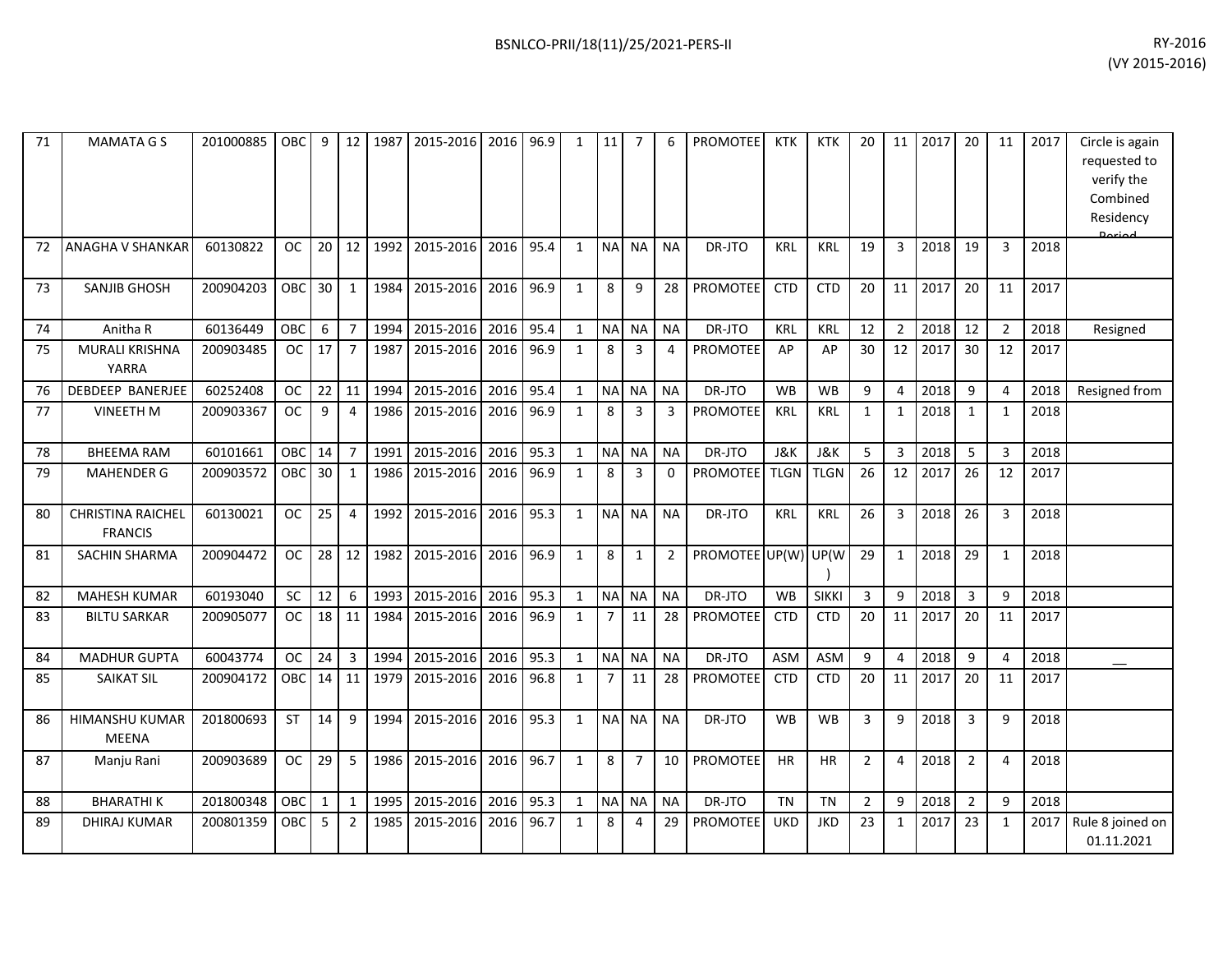| 71 | MAMATA G S | 201000885 | OBC | 9 | 12 | 1987 | 2015-2016 | 2016 | 96.9 | 1 | 11 | 7 | 6 | PROMOTEE | KTK | KTK | 20 | 11 | 2017 | 20 | 11 | 2017 | Circle is again requested to verify the Combined Residency Period |
|---|---|---|---|---|---|---|---|---|---|---|---|---|---|---|---|---|---|---|---|---|---|---|---|
| 72 | ANAGHA V SHANKAR | 60130822 | OC | 20 | 12 | 1992 | 2015-2016 | 2016 | 95.4 | 1 | NA | NA | NA | DR-JTO | KRL | KRL | 19 | 3 | 2018 | 19 | 3 | 2018 | |
| 73 | SANJIB GHOSH | 200904203 | OBC | 30 | 1 | 1984 | 2015-2016 | 2016 | 96.9 | 1 | 8 | 9 | 28 | PROMOTEE | CTD | CTD | 20 | 11 | 2017 | 20 | 11 | 2017 | |
| 74 | Anitha R | 60136449 | OBC | 6 | 7 | 1994 | 2015-2016 | 2016 | 95.4 | 1 | NA | NA | NA | DR-JTO | KRL | KRL | 12 | 2 | 2018 | 12 | 2 | 2018 | Resigned |
| 75 | MURALI KRISHNA YARRA | 200903485 | OC | 17 | 7 | 1987 | 2015-2016 | 2016 | 96.9 | 1 | 8 | 3 | 4 | PROMOTEE | AP | AP | 30 | 12 | 2017 | 30 | 12 | 2017 | |
| 76 | DEBDEEP BANERJEE | 60252408 | OC | 22 | 11 | 1994 | 2015-2016 | 2016 | 95.4 | 1 | NA | NA | NA | DR-JTO | WB | WB | 9 | 4 | 2018 | 9 | 4 | 2018 | Resigned from |
| 77 | VINEETH M | 200903367 | OC | 9 | 4 | 1986 | 2015-2016 | 2016 | 96.9 | 1 | 8 | 3 | 3 | PROMOTEE | KRL | KRL | 1 | 1 | 2018 | 1 | 1 | 2018 | |
| 78 | BHEEMA RAM | 60101661 | OBC | 14 | 7 | 1991 | 2015-2016 | 2016 | 95.3 | 1 | NA | NA | NA | DR-JTO | J&K | J&K | 5 | 3 | 2018 | 5 | 3 | 2018 | |
| 79 | MAHENDER G | 200903572 | OBC | 30 | 1 | 1986 | 2015-2016 | 2016 | 96.9 | 1 | 8 | 3 | 0 | PROMOTEE | TLGN | TLGN | 26 | 12 | 2017 | 26 | 12 | 2017 | |
| 80 | CHRISTINA RAICHEL FRANCIS | 60130021 | OC | 25 | 4 | 1992 | 2015-2016 | 2016 | 95.3 | 1 | NA | NA | NA | DR-JTO | KRL | KRL | 26 | 3 | 2018 | 26 | 3 | 2018 | |
| 81 | SACHIN SHARMA | 200904472 | OC | 28 | 12 | 1982 | 2015-2016 | 2016 | 96.9 | 1 | 8 | 1 | 2 | PROMOTEE | UP(W) | UP(W) | 29 | 1 | 2018 | 29 | 1 | 2018 | |
| 82 | MAHESH KUMAR | 60193040 | SC | 12 | 6 | 1993 | 2015-2016 | 2016 | 95.3 | 1 | NA | NA | NA | DR-JTO | WB | SIKKI | 3 | 9 | 2018 | 3 | 9 | 2018 | |
| 83 | BILTU SARKAR | 200905077 | OC | 18 | 11 | 1984 | 2015-2016 | 2016 | 96.9 | 1 | 7 | 11 | 28 | PROMOTEE | CTD | CTD | 20 | 11 | 2017 | 20 | 11 | 2017 | |
| 84 | MADHUR GUPTA | 60043774 | OC | 24 | 3 | 1994 | 2015-2016 | 2016 | 95.3 | 1 | NA | NA | NA | DR-JTO | ASM | ASM | 9 | 4 | 2018 | 9 | 4 | 2018 | __ |
| 85 | SAIKAT SIL | 200904172 | OBC | 14 | 11 | 1979 | 2015-2016 | 2016 | 96.8 | 1 | 7 | 11 | 28 | PROMOTEE | CTD | CTD | 20 | 11 | 2017 | 20 | 11 | 2017 | |
| 86 | HIMANSHU KUMAR MEENA | 201800693 | ST | 14 | 9 | 1994 | 2015-2016 | 2016 | 95.3 | 1 | NA | NA | NA | DR-JTO | WB | WB | 3 | 9 | 2018 | 3 | 9 | 2018 | |
| 87 | Manju Rani | 200903689 | OC | 29 | 5 | 1986 | 2015-2016 | 2016 | 96.7 | 1 | 8 | 7 | 10 | PROMOTEE | HR | HR | 2 | 4 | 2018 | 2 | 4 | 2018 | |
| 88 | BHARATHI K | 201800348 | OBC | 1 | 1 | 1995 | 2015-2016 | 2016 | 95.3 | 1 | NA | NA | NA | DR-JTO | TN | TN | 2 | 9 | 2018 | 2 | 9 | 2018 | |
| 89 | DHIRAJ KUMAR | 200801359 | OBC | 5 | 2 | 1985 | 2015-2016 | 2016 | 96.7 | 1 | 8 | 4 | 29 | PROMOTEE | UKD | JKD | 23 | 1 | 2017 | 23 | 1 | 2017 | Rule 8 joined on 01.11.2021 |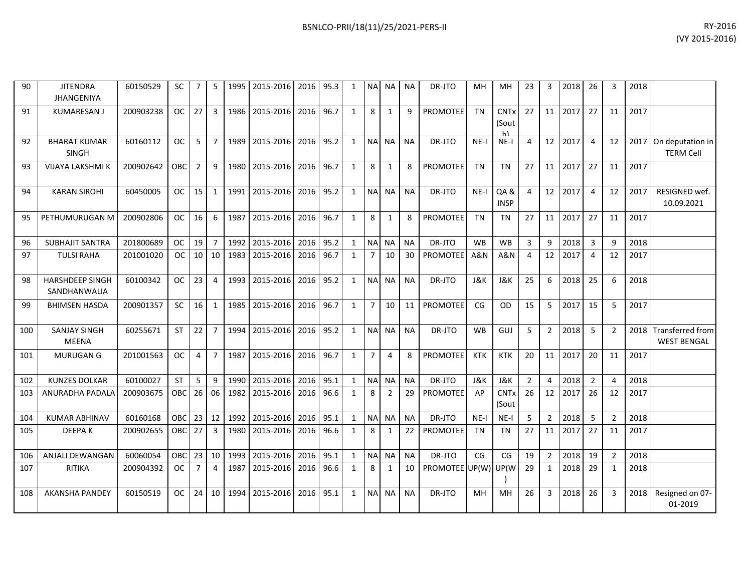| | | | | | | | | | | | | | | | | | | | | | | | | |
|---|---|---|---|---|---|---|---|---|---|---|---|---|---|---|---|---|---|---|---|---|---|---|---|---|
| 90 | JITENDRA JHANGENIYA | 60150529 | SC | 7 | 5 | 1995 | 2015-2016 | 2016 | 95.3 | 1 | NA | NA | NA | DR-JTO | MH | MH | 23 | 3 | 2018 | 26 | 3 | 2018 | |
| 91 | KUMARESAN J | 200903238 | OC | 27 | 3 | 1986 | 2015-2016 | 2016 | 96.7 | 1 | 8 | 1 | 9 | PROMOTEE | TN | CNTx (South) | 27 | 11 | 2017 | 27 | 11 | 2017 | |
| 92 | BHARAT KUMAR SINGH | 60160112 | OC | 5 | 7 | 1989 | 2015-2016 | 2016 | 95.2 | 1 | NA | NA | NA | DR-JTO | NE-I | NE-I | 4 | 12 | 2017 | 4 | 12 | 2017 | On deputation in TERM Cell |
| 93 | VIJAYA LAKSHMI K | 200902642 | OBC | 2 | 9 | 1980 | 2015-2016 | 2016 | 96.7 | 1 | 8 | 1 | 8 | PROMOTEE | TN | TN | 27 | 11 | 2017 | 27 | 11 | 2017 | |
| 94 | KARAN SIROHI | 60450005 | OC | 15 | 1 | 1991 | 2015-2016 | 2016 | 95.2 | 1 | NA | NA | NA | DR-JTO | NE-I | QA & INSP | 4 | 12 | 2017 | 4 | 12 | 2017 | RESIGNED wef. 10.09.2021 |
| 95 | PETHUMURUGAN M | 200902806 | OC | 16 | 6 | 1987 | 2015-2016 | 2016 | 96.7 | 1 | 8 | 1 | 8 | PROMOTEE | TN | TN | 27 | 11 | 2017 | 27 | 11 | 2017 | |
| 96 | SUBHAJIT SANTRA | 201800689 | OC | 19 | 7 | 1992 | 2015-2016 | 2016 | 95.2 | 1 | NA | NA | NA | DR-JTO | WB | WB | 3 | 9 | 2018 | 3 | 9 | 2018 | |
| 97 | TULSI RAHA | 201001020 | OC | 10 | 10 | 1983 | 2015-2016 | 2016 | 96.7 | 1 | 7 | 10 | 30 | PROMOTEE | A&N | A&N | 4 | 12 | 2017 | 4 | 12 | 2017 | |
| 98 | HARSHDEEP SINGH SANDHANWALIA | 60100342 | OC | 23 | 4 | 1993 | 2015-2016 | 2016 | 95.2 | 1 | NA | NA | NA | DR-JTO | J&K | J&K | 25 | 6 | 2018 | 25 | 6 | 2018 | |
| 99 | BHIMSEN HASDA | 200901357 | SC | 16 | 1 | 1985 | 2015-2016 | 2016 | 96.7 | 1 | 7 | 10 | 11 | PROMOTEE | CG | OD | 15 | 5 | 2017 | 15 | 5 | 2017 | |
| 100 | SANJAY SINGH MEENA | 60255671 | ST | 22 | 7 | 1994 | 2015-2016 | 2016 | 95.2 | 1 | NA | NA | NA | DR-JTO | WB | GUJ | 5 | 2 | 2018 | 5 | 2 | 2018 | Transferred from WEST BENGAL |
| 101 | MURUGAN G | 201001563 | OC | 4 | 7 | 1987 | 2015-2016 | 2016 | 96.7 | 1 | 7 | 4 | 8 | PROMOTEE | KTK | KTK | 20 | 11 | 2017 | 20 | 11 | 2017 | |
| 102 | KUNZES DOLKAR | 60100027 | ST | 5 | 9 | 1990 | 2015-2016 | 2016 | 95.1 | 1 | NA | NA | NA | DR-JTO | J&K | J&K | 2 | 4 | 2018 | 2 | 4 | 2018 | |
| 103 | ANURADHA PADALA | 200903675 | OBC | 26 | 06 | 1982 | 2015-2016 | 2016 | 96.6 | 1 | 8 | 2 | 29 | PROMOTEE | AP | CNTx (Sout | 26 | 12 | 2017 | 26 | 12 | 2017 | |
| 104 | KUMAR ABHINAV | 60160168 | OBC | 23 | 12 | 1992 | 2015-2016 | 2016 | 95.1 | 1 | NA | NA | NA | DR-JTO | NE-I | NE-I | 5 | 2 | 2018 | 5 | 2 | 2018 | |
| 105 | DEEPA K | 200902655 | OBC | 27 | 3 | 1980 | 2015-2016 | 2016 | 96.6 | 1 | 8 | 1 | 22 | PROMOTEE | TN | TN | 27 | 11 | 2017 | 27 | 11 | 2017 | |
| 106 | ANJALI DEWANGAN | 60060054 | OBC | 23 | 10 | 1993 | 2015-2016 | 2016 | 95.1 | 1 | NA | NA | NA | DR-JTO | CG | CG | 19 | 2 | 2018 | 19 | 2 | 2018 | |
| 107 | RITIKA | 200904392 | OC | 7 | 4 | 1987 | 2015-2016 | 2016 | 96.6 | 1 | 8 | 1 | 10 | PROMOTEE | UP(W) | UP(W) | 29 | 1 | 2018 | 29 | 1 | 2018 | |
| 108 | AKANSHA PANDEY | 60150519 | OC | 24 | 10 | 1994 | 2015-2016 | 2016 | 95.1 | 1 | NA | NA | NA | DR-JTO | MH | MH | 26 | 3 | 2018 | 26 | 3 | 2018 | Resigned on 07-01-2019 |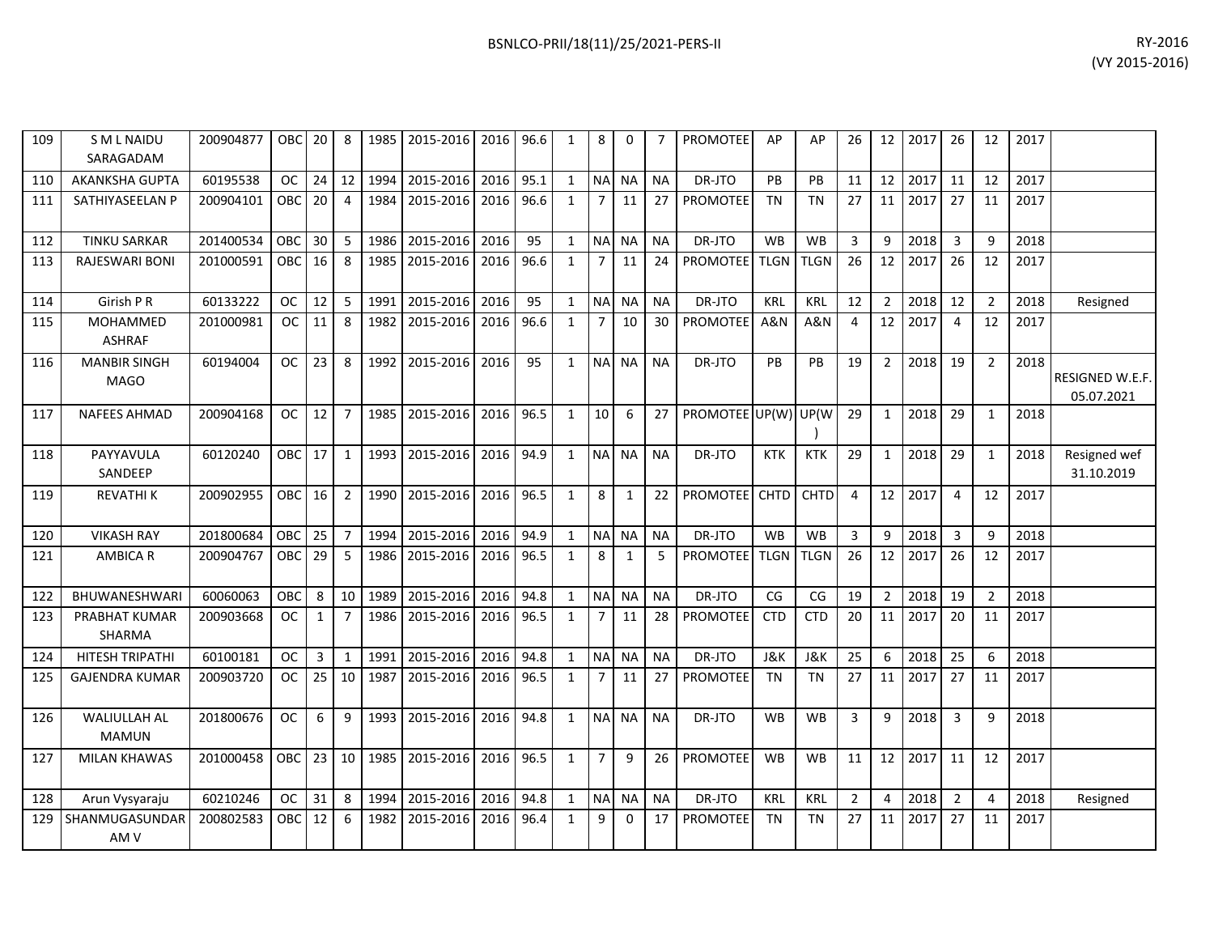| 109 | S M L NAIDU SARAGADAM | 200904877 | OBC | 20 | 8 | 1985 | 2015-2016 | 2016 | 96.6 | 1 | 8 | 0 | 7 | PROMOTEE | AP | AP | 26 | 12 | 2017 | 26 | 12 | 2017 | |
|---|---|---|---|---|---|---|---|---|---|---|---|---|---|---|---|---|---|---|---|---|---|---|---|
| 110 | AKANKSHA GUPTA | 60195538 | OC | 24 | 12 | 1994 | 2015-2016 | 2016 | 95.1 | 1 | NA | NA | NA | DR-JTO | PB | PB | 11 | 12 | 2017 | 11 | 12 | 2017 | |
| 111 | SATHIYASEELAN P | 200904101 | OBC | 20 | 4 | 1984 | 2015-2016 | 2016 | 96.6 | 1 | 7 | 11 | 27 | PROMOTEE | TN | TN | 27 | 11 | 2017 | 27 | 11 | 2017 | |
| 112 | TINKU SARKAR | 201400534 | OBC | 30 | 5 | 1986 | 2015-2016 | 2016 | 95 | 1 | NA | NA | NA | DR-JTO | WB | WB | 3 | 9 | 2018 | 3 | 9 | 2018 | |
| 113 | RAJESWARI BONI | 201000591 | OBC | 16 | 8 | 1985 | 2015-2016 | 2016 | 96.6 | 1 | 7 | 11 | 24 | PROMOTEE | TLGN | TLGN | 26 | 12 | 2017 | 26 | 12 | 2017 | |
| 114 | Girish P R | 60133222 | OC | 12 | 5 | 1991 | 2015-2016 | 2016 | 95 | 1 | NA | NA | NA | DR-JTO | KRL | KRL | 12 | 2 | 2018 | 12 | 2 | 2018 | Resigned |
| 115 | MOHAMMED ASHRAF | 201000981 | OC | 11 | 8 | 1982 | 2015-2016 | 2016 | 96.6 | 1 | 7 | 10 | 30 | PROMOTEE | A&N | A&N | 4 | 12 | 2017 | 4 | 12 | 2017 | |
| 116 | MANBIR SINGH MAGO | 60194004 | OC | 23 | 8 | 1992 | 2015-2016 | 2016 | 95 | 1 | NA | NA | NA | DR-JTO | PB | PB | 19 | 2 | 2018 | 19 | 2 | 2018 | RESIGNED W.E.F. 05.07.2021 |
| 117 | NAFEES AHMAD | 200904168 | OC | 12 | 7 | 1985 | 2015-2016 | 2016 | 96.5 | 1 | 10 | 6 | 27 | PROMOTEE | UP(W) | UP(W) | 29 | 1 | 2018 | 29 | 1 | 2018 | |
| 118 | PAYYAVULA SANDEEP | 60120240 | OBC | 17 | 1 | 1993 | 2015-2016 | 2016 | 94.9 | 1 | NA | NA | NA | DR-JTO | KTK | KTK | 29 | 1 | 2018 | 29 | 1 | 2018 | Resigned wef 31.10.2019 |
| 119 | REVATHI K | 200902955 | OBC | 16 | 2 | 1990 | 2015-2016 | 2016 | 96.5 | 1 | 8 | 1 | 22 | PROMOTEE | CHTD | CHTD | 4 | 12 | 2017 | 4 | 12 | 2017 | |
| 120 | VIKASH RAY | 201800684 | OBC | 25 | 7 | 1994 | 2015-2016 | 2016 | 94.9 | 1 | NA | NA | NA | DR-JTO | WB | WB | 3 | 9 | 2018 | 3 | 9 | 2018 | |
| 121 | AMBICA R | 200904767 | OBC | 29 | 5 | 1986 | 2015-2016 | 2016 | 96.5 | 1 | 8 | 1 | 5 | PROMOTEE | TLGN | TLGN | 26 | 12 | 2017 | 26 | 12 | 2017 | |
| 122 | BHUWANESHWARI | 60060063 | OBC | 8 | 10 | 1989 | 2015-2016 | 2016 | 94.8 | 1 | NA | NA | NA | DR-JTO | CG | CG | 19 | 2 | 2018 | 19 | 2 | 2018 | |
| 123 | PRABHAT KUMAR SHARMA | 200903668 | OC | 1 | 7 | 1986 | 2015-2016 | 2016 | 96.5 | 1 | 7 | 11 | 28 | PROMOTEE | CTD | CTD | 20 | 11 | 2017 | 20 | 11 | 2017 | |
| 124 | HITESH TRIPATHI | 60100181 | OC | 3 | 1 | 1991 | 2015-2016 | 2016 | 94.8 | 1 | NA | NA | NA | DR-JTO | J&K | J&K | 25 | 6 | 2018 | 25 | 6 | 2018 | |
| 125 | GAJENDRA KUMAR | 200903720 | OC | 25 | 10 | 1987 | 2015-2016 | 2016 | 96.5 | 1 | 7 | 11 | 27 | PROMOTEE | TN | TN | 27 | 11 | 2017 | 27 | 11 | 2017 | |
| 126 | WALIULLAH AL MAMUN | 201800676 | OC | 6 | 9 | 1993 | 2015-2016 | 2016 | 94.8 | 1 | NA | NA | NA | DR-JTO | WB | WB | 3 | 9 | 2018 | 3 | 9 | 2018 | |
| 127 | MILAN KHAWAS | 201000458 | OBC | 23 | 10 | 1985 | 2015-2016 | 2016 | 96.5 | 1 | 7 | 9 | 26 | PROMOTEE | WB | WB | 11 | 12 | 2017 | 11 | 12 | 2017 | |
| 128 | Arun Vysyaraju | 60210246 | OC | 31 | 8 | 1994 | 2015-2016 | 2016 | 94.8 | 1 | NA | NA | NA | DR-JTO | KRL | KRL | 2 | 4 | 2018 | 2 | 4 | 2018 | Resigned |
| 129 | SHANMUGASUNDARAM V | 200802583 | OBC | 12 | 6 | 1982 | 2015-2016 | 2016 | 96.4 | 1 | 9 | 0 | 17 | PROMOTEE | TN | TN | 27 | 11 | 2017 | 27 | 11 | 2017 | |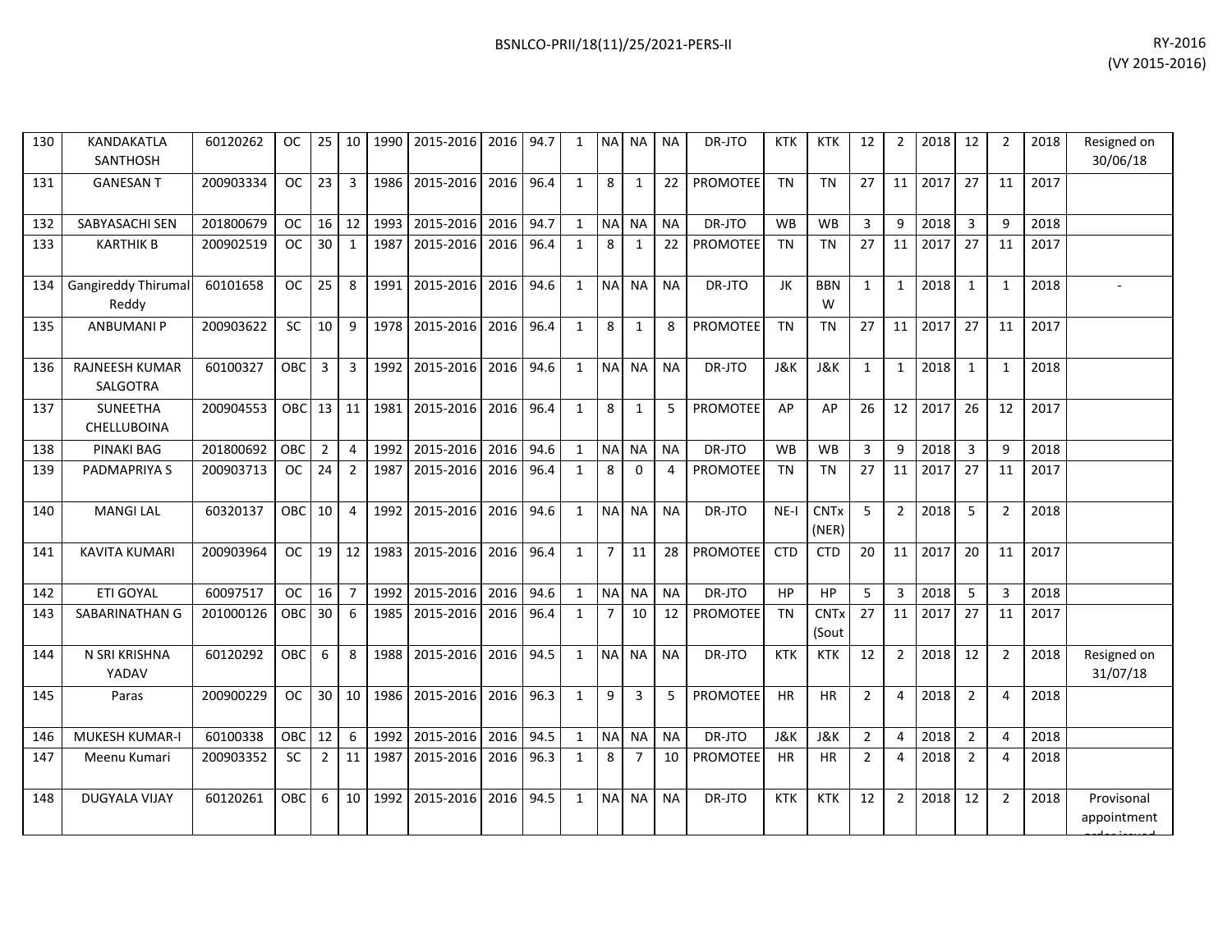| | | | | | | | | | | | | | | | | | | | | | | | | |
|---|---|---|---|---|---|---|---|---|---|---|---|---|---|---|---|---|---|---|---|---|---|---|---|---|
| 130 | KANDAKATLA SANTHOSH | 60120262 | OC | 25 | 10 | 1990 | 2015-2016 | 2016 | 94.7 | 1 | NA | NA | NA | DR-JTO | KTK | KTK | 12 | 2 | 2018 | 12 | 2 | 2018 | Resigned on 30/06/18 |
| 131 | GANESAN T | 200903334 | OC | 23 | 3 | 1986 | 2015-2016 | 2016 | 96.4 | 1 | 8 | 1 | 22 | PROMOTEE | TN | TN | 27 | 11 | 2017 | 27 | 11 | 2017 | |
| 132 | SABYASACHI SEN | 201800679 | OC | 16 | 12 | 1993 | 2015-2016 | 2016 | 94.7 | 1 | NA | NA | NA | DR-JTO | WB | WB | 3 | 9 | 2018 | 3 | 9 | 2018 | |
| 133 | KARTHIK B | 200902519 | OC | 30 | 1 | 1987 | 2015-2016 | 2016 | 96.4 | 1 | 8 | 1 | 22 | PROMOTEE | TN | TN | 27 | 11 | 2017 | 27 | 11 | 2017 | |
| 134 | Gangireddy Thirumal Reddy | 60101658 | OC | 25 | 8 | 1991 | 2015-2016 | 2016 | 94.6 | 1 | NA | NA | NA | DR-JTO | JK | BBNW | 1 | 1 | 2018 | 1 | 1 | 2018 | - |
| 135 | ANBUMANI P | 200903622 | SC | 10 | 9 | 1978 | 2015-2016 | 2016 | 96.4 | 1 | 8 | 1 | 8 | PROMOTEE | TN | TN | 27 | 11 | 2017 | 27 | 11 | 2017 | |
| 136 | RAJNEESH KUMAR SALGOTRA | 60100327 | OBC | 3 | 3 | 1992 | 2015-2016 | 2016 | 94.6 | 1 | NA | NA | NA | DR-JTO | J&K | J&K | 1 | 1 | 2018 | 1 | 1 | 2018 | |
| 137 | SUNEETHA CHELLUBOINA | 200904553 | OBC | 13 | 11 | 1981 | 2015-2016 | 2016 | 96.4 | 1 | 8 | 1 | 5 | PROMOTEE | AP | AP | 26 | 12 | 2017 | 26 | 12 | 2017 | |
| 138 | PINAKI BAG | 201800692 | OBC | 2 | 4 | 1992 | 2015-2016 | 2016 | 94.6 | 1 | NA | NA | NA | DR-JTO | WB | WB | 3 | 9 | 2018 | 3 | 9 | 2018 | |
| 139 | PADMAPRIYA S | 200903713 | OC | 24 | 2 | 1987 | 2015-2016 | 2016 | 96.4 | 1 | 8 | 0 | 4 | PROMOTEE | TN | TN | 27 | 11 | 2017 | 27 | 11 | 2017 | |
| 140 | MANGI LAL | 60320137 | OBC | 10 | 4 | 1992 | 2015-2016 | 2016 | 94.6 | 1 | NA | NA | NA | DR-JTO | NE-I | CNTx (NER) | 5 | 2 | 2018 | 5 | 2 | 2018 | |
| 141 | KAVITA KUMARI | 200903964 | OC | 19 | 12 | 1983 | 2015-2016 | 2016 | 96.4 | 1 | 7 | 11 | 28 | PROMOTEE | CTD | CTD | 20 | 11 | 2017 | 20 | 11 | 2017 | |
| 142 | ETI GOYAL | 60097517 | OC | 16 | 7 | 1992 | 2015-2016 | 2016 | 94.6 | 1 | NA | NA | NA | DR-JTO | HP | HP | 5 | 3 | 2018 | 5 | 3 | 2018 | |
| 143 | SABARINATHAN G | 201000126 | OBC | 30 | 6 | 1985 | 2015-2016 | 2016 | 96.4 | 1 | 7 | 10 | 12 | PROMOTEE | TN | CNTx (Sout | 27 | 11 | 2017 | 27 | 11 | 2017 | |
| 144 | N SRI KRISHNA YADAV | 60120292 | OBC | 6 | 8 | 1988 | 2015-2016 | 2016 | 94.5 | 1 | NA | NA | NA | DR-JTO | KTK | KTK | 12 | 2 | 2018 | 12 | 2 | 2018 | Resigned on 31/07/18 |
| 145 | Paras | 200900229 | OC | 30 | 10 | 1986 | 2015-2016 | 2016 | 96.3 | 1 | 9 | 3 | 5 | PROMOTEE | HR | HR | 2 | 4 | 2018 | 2 | 4 | 2018 | |
| 146 | MUKESH KUMAR-I | 60100338 | OBC | 12 | 6 | 1992 | 2015-2016 | 2016 | 94.5 | 1 | NA | NA | NA | DR-JTO | J&K | J&K | 2 | 4 | 2018 | 2 | 4 | 2018 | |
| 147 | Meenu Kumari | 200903352 | SC | 2 | 11 | 1987 | 2015-2016 | 2016 | 96.3 | 1 | 8 | 7 | 10 | PROMOTEE | HR | HR | 2 | 4 | 2018 | 2 | 4 | 2018 | |
| 148 | DUGYALA VIJAY | 60120261 | OBC | 6 | 10 | 1992 | 2015-2016 | 2016 | 94.5 | 1 | NA | NA | NA | DR-JTO | KTK | KTK | 12 | 2 | 2018 | 12 | 2 | 2018 | Provisonal appointment order issued |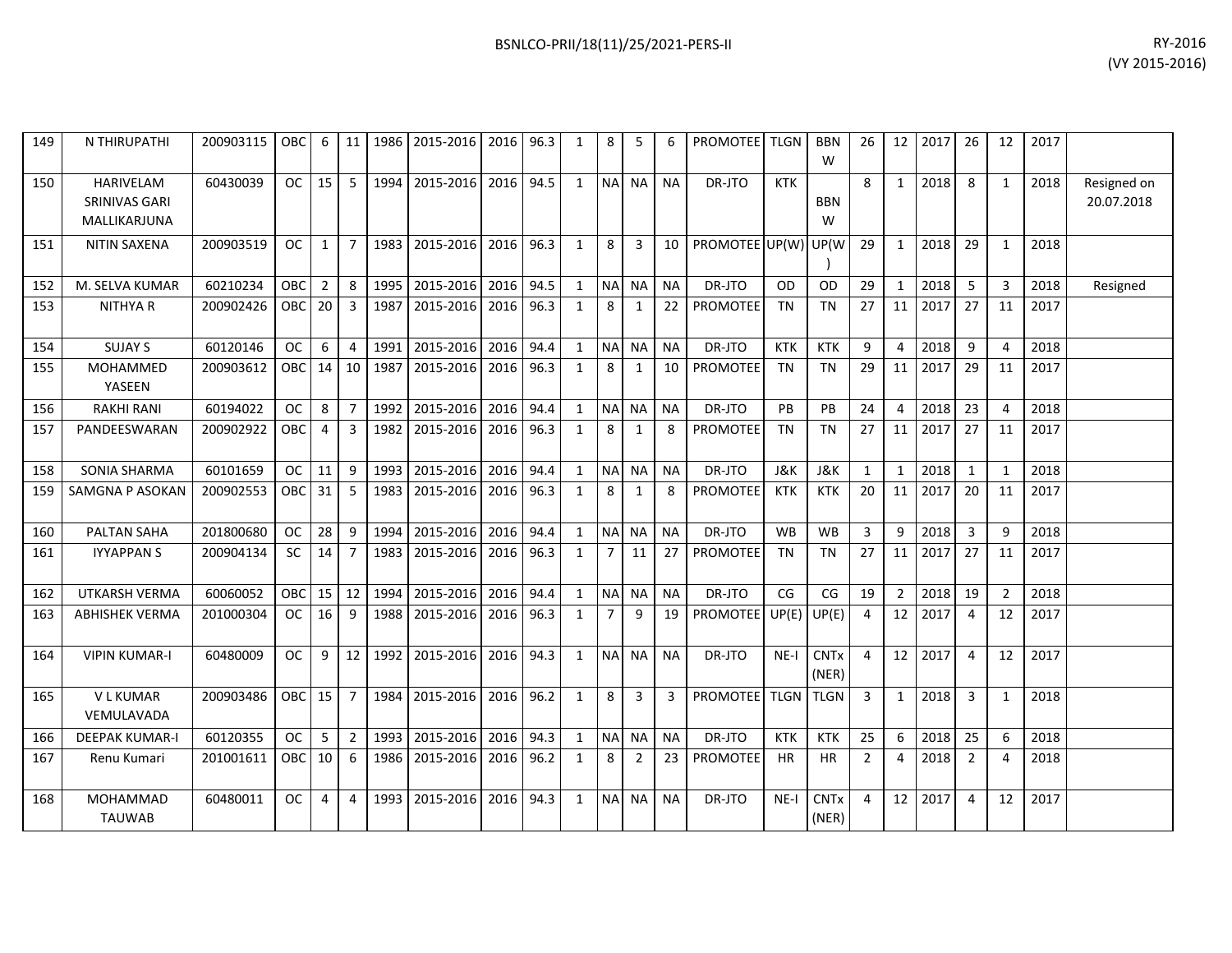| 149 | N THIRUPATHI | 200903115 | OBC | 6 | 11 | 1986 | 2015-2016 | 2016 | 96.3 | 1 | 8 | 5 | 6 | PROMOTEE | TLGN | BBNW | 26 | 12 | 2017 | 26 | 12 | 2017 | |
|---|---|---|---|---|---|---|---|---|---|---|---|---|---|---|---|---|---|---|---|---|---|---|---|
| 150 | HARIVELAM SRINIVAS GARI MALLIKARJUNA | 60430039 | OC | 15 | 5 | 1994 | 2015-2016 | 2016 | 94.5 | 1 | NA | NA | NA | DR-JTO | KTK | BBNW | 8 | 1 | 2018 | 8 | 1 | 2018 | Resigned on 20.07.2018 |
| 151 | NITIN SAXENA | 200903519 | OC | 1 | 7 | 1983 | 2015-2016 | 2016 | 96.3 | 1 | 8 | 3 | 10 | PROMOTEE | UP(W) | UP(W) | 29 | 1 | 2018 | 29 | 1 | 2018 | |
| 152 | M. SELVA KUMAR | 60210234 | OBC | 2 | 8 | 1995 | 2015-2016 | 2016 | 94.5 | 1 | NA | NA | NA | DR-JTO | OD | OD | 29 | 1 | 2018 | 5 | 3 | 2018 | Resigned |
| 153 | NITHYA R | 200902426 | OBC | 20 | 3 | 1987 | 2015-2016 | 2016 | 96.3 | 1 | 8 | 1 | 22 | PROMOTEE | TN | TN | 27 | 11 | 2017 | 27 | 11 | 2017 | |
| 154 | SUJAY S | 60120146 | OC | 6 | 4 | 1991 | 2015-2016 | 2016 | 94.4 | 1 | NA | NA | NA | DR-JTO | KTK | KTK | 9 | 4 | 2018 | 9 | 4 | 2018 | |
| 155 | MOHAMMED YASEEN | 200903612 | OBC | 14 | 10 | 1987 | 2015-2016 | 2016 | 96.3 | 1 | 8 | 1 | 10 | PROMOTEE | TN | TN | 29 | 11 | 2017 | 29 | 11 | 2017 | |
| 156 | RAKHI RANI | 60194022 | OC | 8 | 7 | 1992 | 2015-2016 | 2016 | 94.4 | 1 | NA | NA | NA | DR-JTO | PB | PB | 24 | 4 | 2018 | 23 | 4 | 2018 | |
| 157 | PANDEESWARAN | 200902922 | OBC | 4 | 3 | 1982 | 2015-2016 | 2016 | 96.3 | 1 | 8 | 1 | 8 | PROMOTEE | TN | TN | 27 | 11 | 2017 | 27 | 11 | 2017 | |
| 158 | SONIA SHARMA | 60101659 | OC | 11 | 9 | 1993 | 2015-2016 | 2016 | 94.4 | 1 | NA | NA | NA | DR-JTO | J&K | J&K | 1 | 1 | 2018 | 1 | 1 | 2018 | |
| 159 | SAMGNA P ASOKAN | 200902553 | OBC | 31 | 5 | 1983 | 2015-2016 | 2016 | 96.3 | 1 | 8 | 1 | 8 | PROMOTEE | KTK | KTK | 20 | 11 | 2017 | 20 | 11 | 2017 | |
| 160 | PALTAN SAHA | 201800680 | OC | 28 | 9 | 1994 | 2015-2016 | 2016 | 94.4 | 1 | NA | NA | NA | DR-JTO | WB | WB | 3 | 9 | 2018 | 3 | 9 | 2018 | |
| 161 | IYYAPPAN S | 200904134 | SC | 14 | 7 | 1983 | 2015-2016 | 2016 | 96.3 | 1 | 7 | 11 | 27 | PROMOTEE | TN | TN | 27 | 11 | 2017 | 27 | 11 | 2017 | |
| 162 | UTKARSH VERMA | 60060052 | OBC | 15 | 12 | 1994 | 2015-2016 | 2016 | 94.4 | 1 | NA | NA | NA | DR-JTO | CG | CG | 19 | 2 | 2018 | 19 | 2 | 2018 | |
| 163 | ABHISHEK VERMA | 201000304 | OC | 16 | 9 | 1988 | 2015-2016 | 2016 | 96.3 | 1 | 7 | 9 | 19 | PROMOTEE | UP(E) | UP(E) | 4 | 12 | 2017 | 4 | 12 | 2017 | |
| 164 | VIPIN KUMAR-I | 60480009 | OC | 9 | 12 | 1992 | 2015-2016 | 2016 | 94.3 | 1 | NA | NA | NA | DR-JTO | NE-I | CNTx (NER) | 4 | 12 | 2017 | 4 | 12 | 2017 | |
| 165 | V L KUMAR VEMULAVADA | 200903486 | OBC | 15 | 7 | 1984 | 2015-2016 | 2016 | 96.2 | 1 | 8 | 3 | 3 | PROMOTEE | TLGN | TLGN | 3 | 1 | 2018 | 3 | 1 | 2018 | |
| 166 | DEEPAK KUMAR-I | 60120355 | OC | 5 | 2 | 1993 | 2015-2016 | 2016 | 94.3 | 1 | NA | NA | NA | DR-JTO | KTK | KTK | 25 | 6 | 2018 | 25 | 6 | 2018 | |
| 167 | Renu Kumari | 201001611 | OBC | 10 | 6 | 1986 | 2015-2016 | 2016 | 96.2 | 1 | 8 | 2 | 23 | PROMOTEE | HR | HR | 2 | 4 | 2018 | 2 | 4 | 2018 | |
| 168 | MOHAMMAD TAUWAB | 60480011 | OC | 4 | 4 | 1993 | 2015-2016 | 2016 | 94.3 | 1 | NA | NA | NA | DR-JTO | NE-I | CNTx (NER) | 4 | 12 | 2017 | 4 | 12 | 2017 | |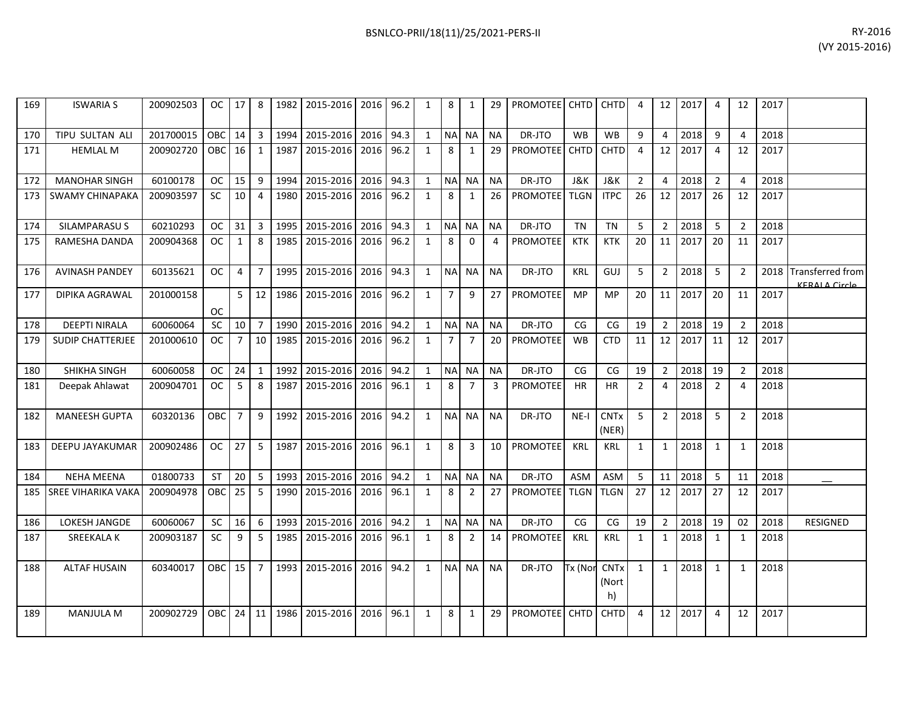| 169 | ISWARIA S | 200902503 | OC | 17 | 8 | 1982 | 2015-2016 | 2016 | 96.2 | 1 | 8 | 1 | 29 | PROMOTEE | CHTD | CHTD | 4 | 12 | 2017 | 4 | 12 | 2017 | |
|---|---|---|---|---|---|---|---|---|---|---|---|---|---|---|---|---|---|---|---|---|---|---|---|
| 170 | TIPU SULTAN ALI | 201700015 | OBC | 14 | 3 | 1994 | 2015-2016 | 2016 | 94.3 | 1 | NA | NA | NA | DR-JTO | WB | WB | 9 | 4 | 2018 | 9 | 4 | 2018 | |
| 171 | HEMLAL M | 200902720 | OBC | 16 | 1 | 1987 | 2015-2016 | 2016 | 96.2 | 1 | 8 | 1 | 29 | PROMOTEE | CHTD | CHTD | 4 | 12 | 2017 | 4 | 12 | 2017 | |
| 172 | MANOHAR SINGH | 60100178 | OC | 15 | 9 | 1994 | 2015-2016 | 2016 | 94.3 | 1 | NA | NA | NA | DR-JTO | J&K | J&K | 2 | 4 | 2018 | 2 | 4 | 2018 | |
| 173 | SWAMY CHINAPAKA | 200903597 | SC | 10 | 4 | 1980 | 2015-2016 | 2016 | 96.2 | 1 | 8 | 1 | 26 | PROMOTEE | TLGN | ITPC | 26 | 12 | 2017 | 26 | 12 | 2017 | |
| 174 | SILAMPARASU S | 60210293 | OC | 31 | 3 | 1995 | 2015-2016 | 2016 | 94.3 | 1 | NA | NA | NA | DR-JTO | TN | TN | 5 | 2 | 2018 | 5 | 2 | 2018 | |
| 175 | RAMESHA DANDA | 200904368 | OC | 1 | 8 | 1985 | 2015-2016 | 2016 | 96.2 | 1 | 8 | 0 | 4 | PROMOTEE | KTK | KTK | 20 | 11 | 2017 | 20 | 11 | 2017 | |
| 176 | AVINASH PANDEY | 60135621 | OC | 4 | 7 | 1995 | 2015-2016 | 2016 | 94.3 | 1 | NA | NA | NA | DR-JTO | KRL | GUJ | 5 | 2 | 2018 | 5 | 2 | 2018 | Transferred from KERALA Circle |
| 177 | DIPIKA AGRAWAL | 201000158 | OC | 5 | 12 | 1986 | 2015-2016 | 2016 | 96.2 | 1 | 7 | 9 | 27 | PROMOTEE | MP | MP | 20 | 11 | 2017 | 20 | 11 | 2017 | |
| 178 | DEEPTI NIRALA | 60060064 | SC | 10 | 7 | 1990 | 2015-2016 | 2016 | 94.2 | 1 | NA | NA | NA | DR-JTO | CG | CG | 19 | 2 | 2018 | 19 | 2 | 2018 | |
| 179 | SUDIP CHATTERJEE | 201000610 | OC | 7 | 10 | 1985 | 2015-2016 | 2016 | 96.2 | 1 | 7 | 7 | 20 | PROMOTEE | WB | CTD | 11 | 12 | 2017 | 11 | 12 | 2017 | |
| 180 | SHIKHA SINGH | 60060058 | OC | 24 | 1 | 1992 | 2015-2016 | 2016 | 94.2 | 1 | NA | NA | NA | DR-JTO | CG | CG | 19 | 2 | 2018 | 19 | 2 | 2018 | |
| 181 | Deepak Ahlawat | 200904701 | OC | 5 | 8 | 1987 | 2015-2016 | 2016 | 96.1 | 1 | 8 | 7 | 3 | PROMOTEE | HR | HR | 2 | 4 | 2018 | 2 | 4 | 2018 | |
| 182 | MANEESH GUPTA | 60320136 | OBC | 7 | 9 | 1992 | 2015-2016 | 2016 | 94.2 | 1 | NA | NA | NA | DR-JTO | NE-I | CNTx (NER) | 5 | 2 | 2018 | 5 | 2 | 2018 | |
| 183 | DEEPU JAYAKUMAR | 200902486 | OC | 27 | 5 | 1987 | 2015-2016 | 2016 | 96.1 | 1 | 8 | 3 | 10 | PROMOTEE | KRL | KRL | 1 | 1 | 2018 | 1 | 1 | 2018 | |
| 184 | NEHA MEENA | 01800733 | ST | 20 | 5 | 1993 | 2015-2016 | 2016 | 94.2 | 1 | NA | NA | NA | DR-JTO | ASM | ASM | 5 | 11 | 2018 | 5 | 11 | 2018 | __ |
| 185 | SREE VIHARIKA VAKA | 200904978 | OBC | 25 | 5 | 1990 | 2015-2016 | 2016 | 96.1 | 1 | 8 | 2 | 27 | PROMOTEE | TLGN | TLGN | 27 | 12 | 2017 | 27 | 12 | 2017 | |
| 186 | LOKESH JANGDE | 60060067 | SC | 16 | 6 | 1993 | 2015-2016 | 2016 | 94.2 | 1 | NA | NA | NA | DR-JTO | CG | CG | 19 | 2 | 2018 | 19 | 02 | 2018 | RESIGNED |
| 187 | SREEKALA K | 200903187 | SC | 9 | 5 | 1985 | 2015-2016 | 2016 | 96.1 | 1 | 8 | 2 | 14 | PROMOTEE | KRL | KRL | 1 | 1 | 2018 | 1 | 1 | 2018 | |
| 188 | ALTAF HUSAIN | 60340017 | OBC | 15 | 7 | 1993 | 2015-2016 | 2016 | 94.2 | 1 | NA | NA | NA | DR-JTO | Tx (Nor | CNTx (North) | 1 | 1 | 2018 | 1 | 1 | 2018 | |
| 189 | MANJULA M | 200902729 | OBC | 24 | 11 | 1986 | 2015-2016 | 2016 | 96.1 | 1 | 8 | 1 | 29 | PROMOTEE | CHTD | CHTD | 4 | 12 | 2017 | 4 | 12 | 2017 | |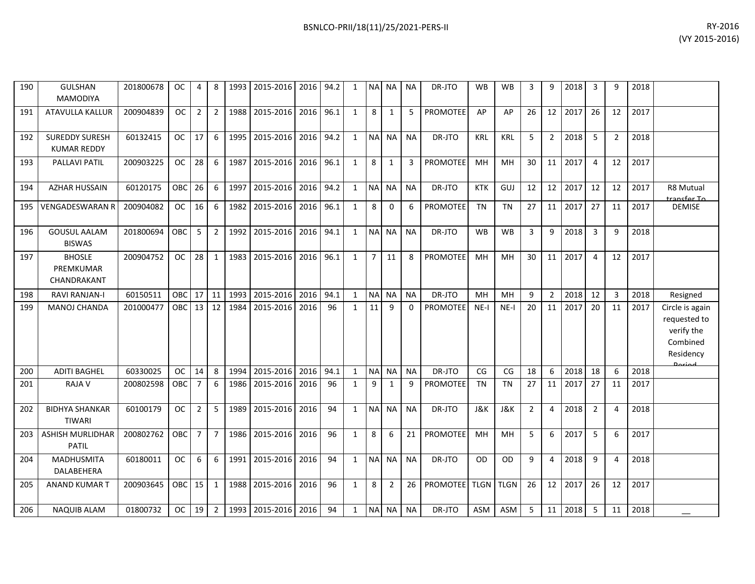| 190 | GULSHAN MAMODIYA | 201800678 | OC | 4 | 8 | 1993 | 2015-2016 | 2016 | 94.2 | 1 | NA | NA | NA | DR-JTO | WB | WB | 3 | 9 | 2018 | 3 | 9 | 2018 | |
|---|---|---|---|---|---|---|---|---|---|---|---|---|---|---|---|---|---|---|---|---|---|---|---|
| 191 | ATAVULLA KALLUR | 200904839 | OC | 2 | 2 | 1988 | 2015-2016 | 2016 | 96.1 | 1 | 8 | 1 | 5 | PROMOTEE | AP | AP | 26 | 12 | 2017 | 26 | 12 | 2017 | |
| 192 | SUREDDY SURESH KUMAR REDDY | 60132415 | OC | 17 | 6 | 1995 | 2015-2016 | 2016 | 94.2 | 1 | NA | NA | NA | DR-JTO | KRL | KRL | 5 | 2 | 2018 | 5 | 2 | 2018 | |
| 193 | PALLAVI PATIL | 200903225 | OC | 28 | 6 | 1987 | 2015-2016 | 2016 | 96.1 | 1 | 8 | 1 | 3 | PROMOTEE | MH | MH | 30 | 11 | 2017 | 4 | 12 | 2017 | |
| 194 | AZHAR HUSSAIN | 60120175 | OBC | 26 | 6 | 1997 | 2015-2016 | 2016 | 94.2 | 1 | NA | NA | NA | DR-JTO | KTK | GUJ | 12 | 12 | 2017 | 12 | 12 | 2017 | R8 Mutual transfer To |
| 195 | VENGADESWARAN R | 200904082 | OC | 16 | 6 | 1982 | 2015-2016 | 2016 | 96.1 | 1 | 8 | 0 | 6 | PROMOTEE | TN | TN | 27 | 11 | 2017 | 27 | 11 | 2017 | DEMISE |
| 196 | GOUSUL AALAM BISWAS | 201800694 | OBC | 5 | 2 | 1992 | 2015-2016 | 2016 | 94.1 | 1 | NA | NA | NA | DR-JTO | WB | WB | 3 | 9 | 2018 | 3 | 9 | 2018 | |
| 197 | BHOSLE PREMKUMAR CHANDRAKANT | 200904752 | OC | 28 | 1 | 1983 | 2015-2016 | 2016 | 96.1 | 1 | 7 | 11 | 8 | PROMOTEE | MH | MH | 30 | 11 | 2017 | 4 | 12 | 2017 | |
| 198 | RAVI RANJAN-I | 60150511 | OBC | 17 | 11 | 1993 | 2015-2016 | 2016 | 94.1 | 1 | NA | NA | NA | DR-JTO | MH | MH | 9 | 2 | 2018 | 12 | 3 | 2018 | Resigned |
| 199 | MANOJ CHANDA | 201000477 | OBC | 13 | 12 | 1984 | 2015-2016 | 2016 | 96 | 1 | 11 | 9 | 0 | PROMOTEE | NE-I | NE-I | 20 | 11 | 2017 | 20 | 11 | 2017 | Circle is again requested to verify the Combined Residency Period |
| 200 | ADITI BAGHEL | 60330025 | OC | 14 | 8 | 1994 | 2015-2016 | 2016 | 94.1 | 1 | NA | NA | NA | DR-JTO | CG | CG | 18 | 6 | 2018 | 18 | 6 | 2018 | |
| 201 | RAJA V | 200802598 | OBC | 7 | 6 | 1986 | 2015-2016 | 2016 | 96 | 1 | 9 | 1 | 9 | PROMOTEE | TN | TN | 27 | 11 | 2017 | 27 | 11 | 2017 | |
| 202 | BIDHYA SHANKAR TIWARI | 60100179 | OC | 2 | 5 | 1989 | 2015-2016 | 2016 | 94 | 1 | NA | NA | NA | DR-JTO | J&K | J&K | 2 | 4 | 2018 | 2 | 4 | 2018 | |
| 203 | ASHISH MURLIDHAR PATIL | 200802762 | OBC | 7 | 7 | 1986 | 2015-2016 | 2016 | 96 | 1 | 8 | 6 | 21 | PROMOTEE | MH | MH | 5 | 6 | 2017 | 5 | 6 | 2017 | |
| 204 | MADHUSMITA DALABEHERA | 60180011 | OC | 6 | 6 | 1991 | 2015-2016 | 2016 | 94 | 1 | NA | NA | NA | DR-JTO | OD | OD | 9 | 4 | 2018 | 9 | 4 | 2018 | |
| 205 | ANAND KUMAR T | 200903645 | OBC | 15 | 1 | 1988 | 2015-2016 | 2016 | 96 | 1 | 8 | 2 | 26 | PROMOTEE | TLGN | TLGN | 26 | 12 | 2017 | 26 | 12 | 2017 | |
| 206 | NAQUIB ALAM | 01800732 | OC | 19 | 2 | 1993 | 2015-2016 | 2016 | 94 | 1 | NA | NA | NA | DR-JTO | ASM | ASM | 5 | 11 | 2018 | 5 | 11 | 2018 | __ |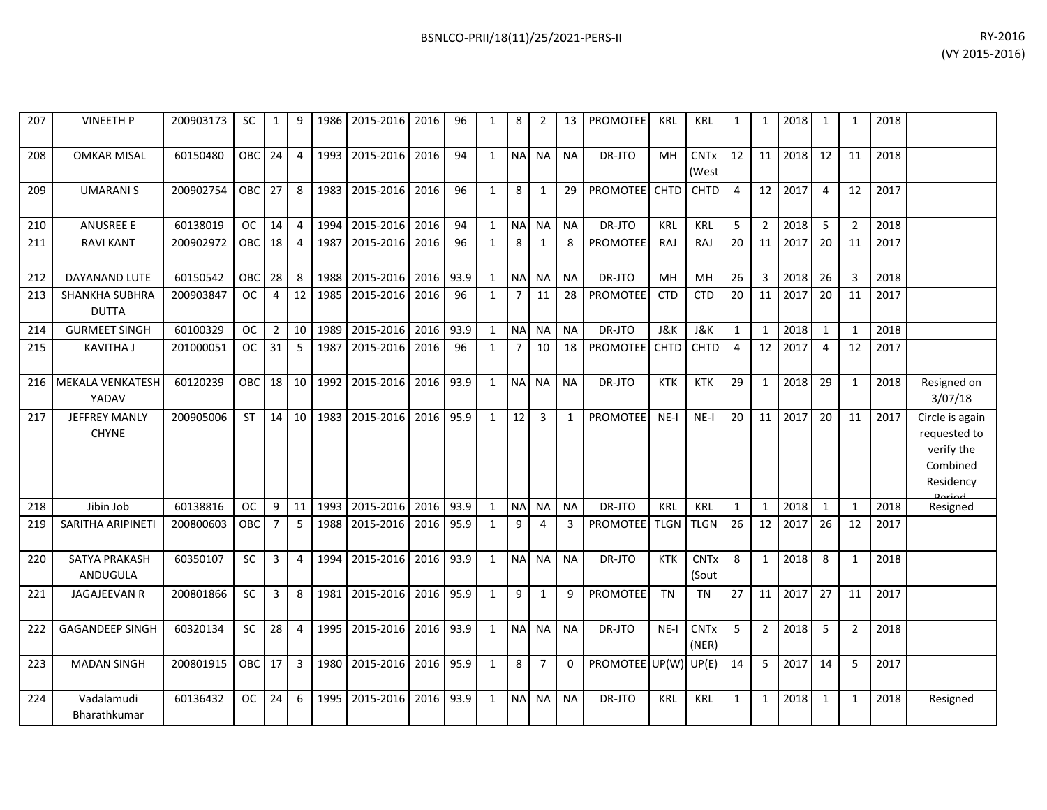| 207 | VINEETH P | 200903173 | SC | 1 | 9 | 1986 | 2015-2016 | 2016 | 96 | 1 | 8 | 2 | 13 | PROMOTEE | KRL | KRL | 1 | 1 | 2018 | 1 | 1 | 2018 | |
|---|---|---|---|---|---|---|---|---|---|---|---|---|---|---|---|---|---|---|---|---|---|---|---|
| 208 | OMKAR MISAL | 60150480 | OBC | 24 | 4 | 1993 | 2015-2016 | 2016 | 94 | 1 | NA | NA | NA | DR-JTO | MH | CNTx (West | 12 | 11 | 2018 | 12 | 11 | 2018 | |
| 209 | UMARANI S | 200902754 | OBC | 27 | 8 | 1983 | 2015-2016 | 2016 | 96 | 1 | 8 | 1 | 29 | PROMOTEE | CHTD | CHTD | 4 | 12 | 2017 | 4 | 12 | 2017 | |
| 210 | ANUSREE E | 60138019 | OC | 14 | 4 | 1994 | 2015-2016 | 2016 | 94 | 1 | NA | NA | NA | DR-JTO | KRL | KRL | 5 | 2 | 2018 | 5 | 2 | 2018 | |
| 211 | RAVI KANT | 200902972 | OBC | 18 | 4 | 1987 | 2015-2016 | 2016 | 96 | 1 | 8 | 1 | 8 | PROMOTEE | RAJ | RAJ | 20 | 11 | 2017 | 20 | 11 | 2017 | |
| 212 | DAYANAND LUTE | 60150542 | OBC | 28 | 8 | 1988 | 2015-2016 | 2016 | 93.9 | 1 | NA | NA | NA | DR-JTO | MH | MH | 26 | 3 | 2018 | 26 | 3 | 2018 | |
| 213 | SHANKHA SUBHRA DUTTA | 200903847 | OC | 4 | 12 | 1985 | 2015-2016 | 2016 | 96 | 1 | 7 | 11 | 28 | PROMOTEE | CTD | CTD | 20 | 11 | 2017 | 20 | 11 | 2017 | |
| 214 | GURMEET SINGH | 60100329 | OC | 2 | 10 | 1989 | 2015-2016 | 2016 | 93.9 | 1 | NA | NA | NA | DR-JTO | J&K | J&K | 1 | 1 | 2018 | 1 | 1 | 2018 | |
| 215 | KAVITHA J | 201000051 | OC | 31 | 5 | 1987 | 2015-2016 | 2016 | 96 | 1 | 7 | 10 | 18 | PROMOTEE | CHTD | CHTD | 4 | 12 | 2017 | 4 | 12 | 2017 | |
| 216 | MEKALA VENKATESH YADAV | 60120239 | OBC | 18 | 10 | 1992 | 2015-2016 | 2016 | 93.9 | 1 | NA | NA | NA | DR-JTO | KTK | KTK | 29 | 1 | 2018 | 29 | 1 | 2018 | Resigned on 3/07/18 |
| 217 | JEFFREY MANLY CHYNE | 200905006 | ST | 14 | 10 | 1983 | 2015-2016 | 2016 | 95.9 | 1 | 12 | 3 | 1 | PROMOTEE | NE-I | NE-I | 20 | 11 | 2017 | 20 | 11 | 2017 | Circle is again requested to verify the Combined Residency Period |
| 218 | Jibin Job | 60138816 | OC | 9 | 11 | 1993 | 2015-2016 | 2016 | 93.9 | 1 | NA | NA | NA | DR-JTO | KRL | KRL | 1 | 1 | 2018 | 1 | 1 | 2018 | Resigned |
| 219 | SARITHA ARIPINETI | 200800603 | OBC | 7 | 5 | 1988 | 2015-2016 | 2016 | 95.9 | 1 | 9 | 4 | 3 | PROMOTEE | TLGN | TLGN | 26 | 12 | 2017 | 26 | 12 | 2017 | |
| 220 | SATYA PRAKASH ANDUGULA | 60350107 | SC | 3 | 4 | 1994 | 2015-2016 | 2016 | 93.9 | 1 | NA | NA | NA | DR-JTO | KTK | CNTx (Sout | 8 | 1 | 2018 | 8 | 1 | 2018 | |
| 221 | JAGAJEEVAN R | 200801866 | SC | 3 | 8 | 1981 | 2015-2016 | 2016 | 95.9 | 1 | 9 | 1 | 9 | PROMOTEE | TN | TN | 27 | 11 | 2017 | 27 | 11 | 2017 | |
| 222 | GAGANDEEP SINGH | 60320134 | SC | 28 | 4 | 1995 | 2015-2016 | 2016 | 93.9 | 1 | NA | NA | NA | DR-JTO | NE-I | CNTx (NER) | 5 | 2 | 2018 | 5 | 2 | 2018 | |
| 223 | MADAN SINGH | 200801915 | OBC | 17 | 3 | 1980 | 2015-2016 | 2016 | 95.9 | 1 | 8 | 7 | 0 | PROMOTEE | UP(W) | UP(E) | 14 | 5 | 2017 | 14 | 5 | 2017 | |
| 224 | Vadalamudi Bharathkumar | 60136432 | OC | 24 | 6 | 1995 | 2015-2016 | 2016 | 93.9 | 1 | NA | NA | NA | DR-JTO | KRL | KRL | 1 | 1 | 2018 | 1 | 1 | 2018 | Resigned |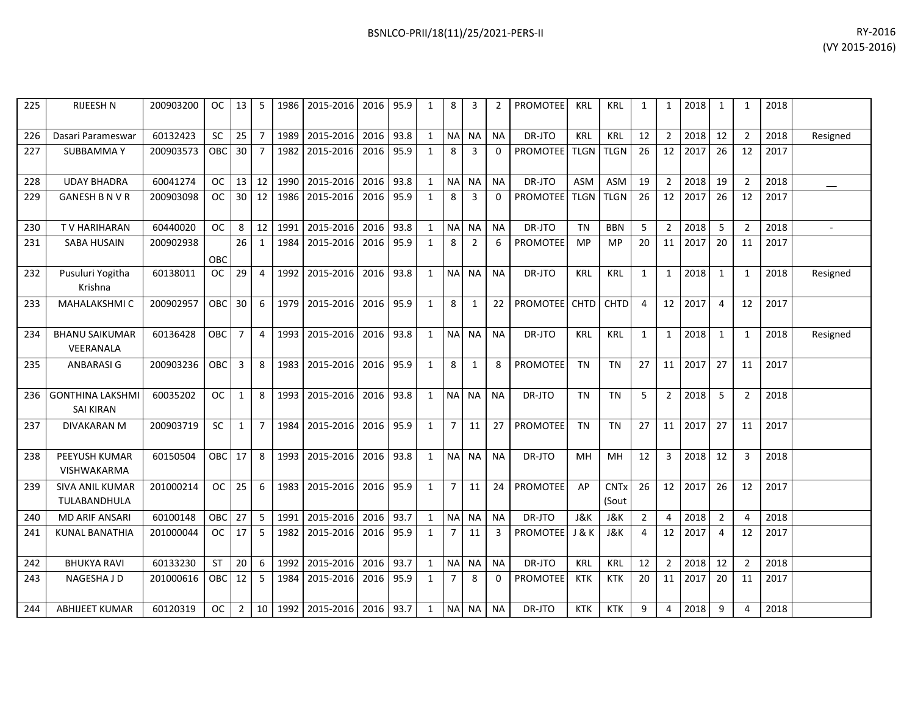| 225 | RIJEESH N | 200903200 | OC | 13 | 5 | 1986 | 2015-2016 | 2016 | 95.9 | 1 | 8 | 3 | 2 | PROMOTEE | KRL | KRL | 1 | 1 | 2018 | 1 | 1 | 2018 | |
|---|---|---|---|---|---|---|---|---|---|---|---|---|---|---|---|---|---|---|---|---|---|---|---|
| 226 | Dasari Parameswar | 60132423 | SC | 25 | 7 | 1989 | 2015-2016 | 2016 | 93.8 | 1 | NA | NA | NA | DR-JTO | KRL | KRL | 12 | 2 | 2018 | 12 | 2 | 2018 | Resigned |
| 227 | SUBBAMMA Y | 200903573 | OBC | 30 | 7 | 1982 | 2015-2016 | 2016 | 95.9 | 1 | 8 | 3 | 0 | PROMOTEE | TLGN | TLGN | 26 | 12 | 2017 | 26 | 12 | 2017 | |
| 228 | UDAY BHADRA | 60041274 | OC | 13 | 12 | 1990 | 2015-2016 | 2016 | 93.8 | 1 | NA | NA | NA | DR-JTO | ASM | ASM | 19 | 2 | 2018 | 19 | 2 | 2018 | __ |
| 229 | GANESH B N V R | 200903098 | OC | 30 | 12 | 1986 | 2015-2016 | 2016 | 95.9 | 1 | 8 | 3 | 0 | PROMOTEE | TLGN | TLGN | 26 | 12 | 2017 | 26 | 12 | 2017 | |
| 230 | T V HARIHARAN | 60440020 | OC | 8 | 12 | 1991 | 2015-2016 | 2016 | 93.8 | 1 | NA | NA | NA | DR-JTO | TN | BBN | 5 | 2 | 2018 | 5 | 2 | 2018 | - |
| 231 | SABA HUSAIN | 200902938 | OBC | 26 | 1 | 1984 | 2015-2016 | 2016 | 95.9 | 1 | 8 | 2 | 6 | PROMOTEE | MP | MP | 20 | 11 | 2017 | 20 | 11 | 2017 | |
| 232 | Pusuluri Yogitha Krishna | 60138011 | OC | 29 | 4 | 1992 | 2015-2016 | 2016 | 93.8 | 1 | NA | NA | NA | DR-JTO | KRL | KRL | 1 | 1 | 2018 | 1 | 1 | 2018 | Resigned |
| 233 | MAHALAKSHMI C | 200902957 | OBC | 30 | 6 | 1979 | 2015-2016 | 2016 | 95.9 | 1 | 8 | 1 | 22 | PROMOTEE | CHTD | CHTD | 4 | 12 | 2017 | 4 | 12 | 2017 | |
| 234 | BHANU SAIKUMAR VEERANALA | 60136428 | OBC | 7 | 4 | 1993 | 2015-2016 | 2016 | 93.8 | 1 | NA | NA | NA | DR-JTO | KRL | KRL | 1 | 1 | 2018 | 1 | 1 | 2018 | Resigned |
| 235 | ANBARASI G | 200903236 | OBC | 3 | 8 | 1983 | 2015-2016 | 2016 | 95.9 | 1 | 8 | 1 | 8 | PROMOTEE | TN | TN | 27 | 11 | 2017 | 27 | 11 | 2017 | |
| 236 | GONTHINA LAKSHMI SAI KIRAN | 60035202 | OC | 1 | 8 | 1993 | 2015-2016 | 2016 | 93.8 | 1 | NA | NA | NA | DR-JTO | TN | TN | 5 | 2 | 2018 | 5 | 2 | 2018 | |
| 237 | DIVAKARAN M | 200903719 | SC | 1 | 7 | 1984 | 2015-2016 | 2016 | 95.9 | 1 | 7 | 11 | 27 | PROMOTEE | TN | TN | 27 | 11 | 2017 | 27 | 11 | 2017 | |
| 238 | PEEYUSH KUMAR VISHWAKARMA | 60150504 | OBC | 17 | 8 | 1993 | 2015-2016 | 2016 | 93.8 | 1 | NA | NA | NA | DR-JTO | MH | MH | 12 | 3 | 2018 | 12 | 3 | 2018 | |
| 239 | SIVA ANIL KUMAR TULABANDHULA | 201000214 | OC | 25 | 6 | 1983 | 2015-2016 | 2016 | 95.9 | 1 | 7 | 11 | 24 | PROMOTEE | AP | CNTx (Sout | 26 | 12 | 2017 | 26 | 12 | 2017 | |
| 240 | MD ARIF ANSARI | 60100148 | OBC | 27 | 5 | 1991 | 2015-2016 | 2016 | 93.7 | 1 | NA | NA | NA | DR-JTO | J&K | J&K | 2 | 4 | 2018 | 2 | 4 | 2018 | |
| 241 | KUNAL BANATHIA | 201000044 | OC | 17 | 5 | 1982 | 2015-2016 | 2016 | 95.9 | 1 | 7 | 11 | 3 | PROMOTEE | J & K | J&K | 4 | 12 | 2017 | 4 | 12 | 2017 | |
| 242 | BHUKYA RAVI | 60133230 | ST | 20 | 6 | 1992 | 2015-2016 | 2016 | 93.7 | 1 | NA | NA | NA | DR-JTO | KRL | KRL | 12 | 2 | 2018 | 12 | 2 | 2018 | |
| 243 | NAGESHA J D | 201000616 | OBC | 12 | 5 | 1984 | 2015-2016 | 2016 | 95.9 | 1 | 7 | 8 | 0 | PROMOTEE | KTK | KTK | 20 | 11 | 2017 | 20 | 11 | 2017 | |
| 244 | ABHIJEET KUMAR | 60120319 | OC | 2 | 10 | 1992 | 2015-2016 | 2016 | 93.7 | 1 | NA | NA | NA | DR-JTO | KTK | KTK | 9 | 4 | 2018 | 9 | 4 | 2018 | |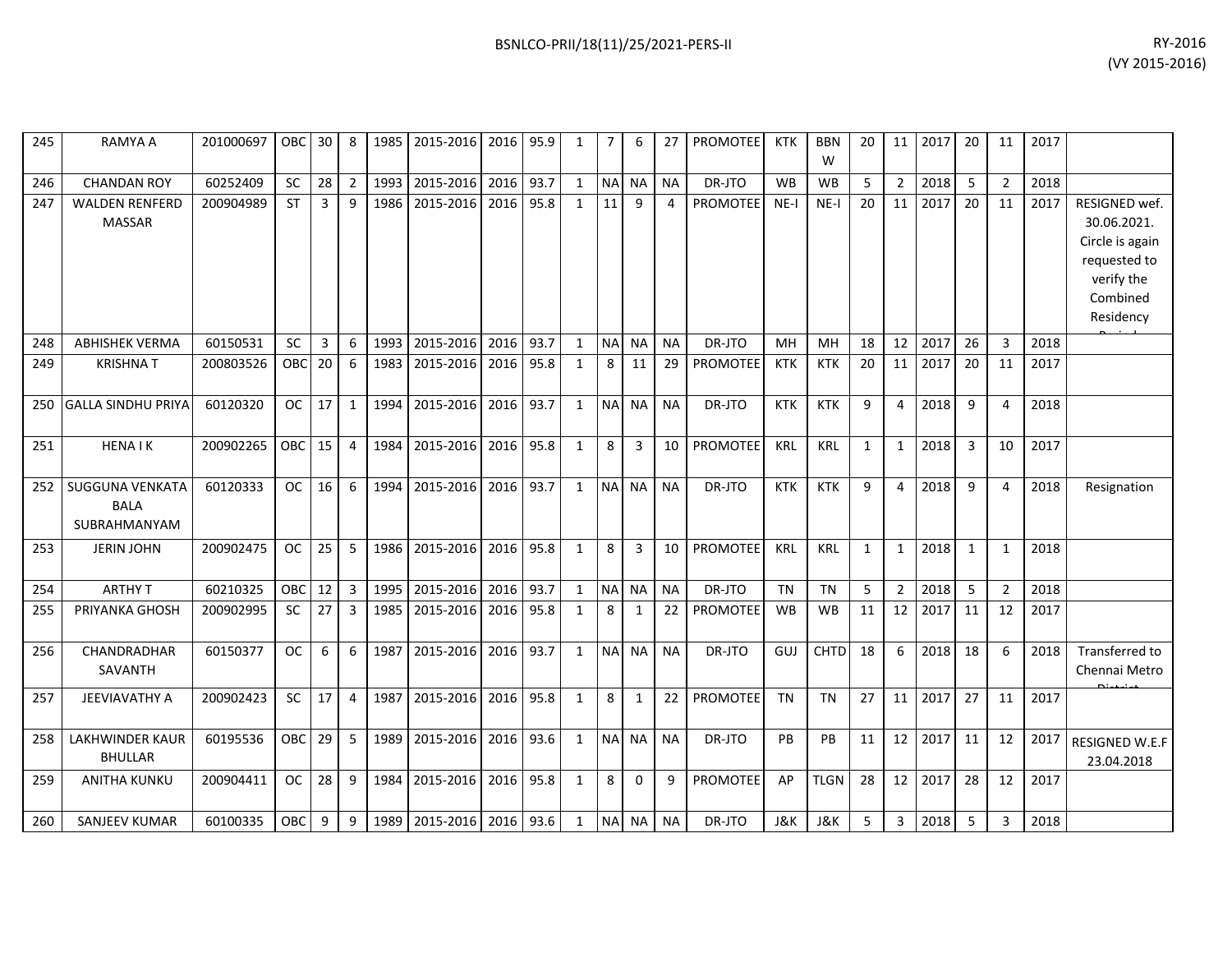| 245 | RAMYA A | 201000697 | OBC | 30 | 8 | 1985 | 2015-2016 | 2016 | 95.9 | 1 | 7 | 6 | 27 | PROMOTEE | KTK | BBNW | 20 | 11 | 2017 | 20 | 11 | 2017 | |
|---|---|---|---|---|---|---|---|---|---|---|---|---|---|---|---|---|---|---|---|---|---|---|---|
| 246 | CHANDAN ROY | 60252409 | SC | 28 | 2 | 1993 | 2015-2016 | 2016 | 93.7 | 1 | NA | NA | NA | DR-JTO | WB | WB | 5 | 2 | 2018 | 5 | 2 | 2018 | |
| 247 | WALDEN RENFERD MASSAR | 200904989 | ST | 3 | 9 | 1986 | 2015-2016 | 2016 | 95.8 | 1 | 11 | 9 | 4 | PROMOTEE | NE-I | NE-I | 20 | 11 | 2017 | 20 | 11 | 2017 | RESIGNED wef. 30.06.2021. Circle is again requested to verify the Combined Residency Period |
| 248 | ABHISHEK VERMA | 60150531 | SC | 3 | 6 | 1993 | 2015-2016 | 2016 | 93.7 | 1 | NA | NA | NA | DR-JTO | MH | MH | 18 | 12 | 2017 | 26 | 3 | 2018 | |
| 249 | KRISHNA T | 200803526 | OBC | 20 | 6 | 1983 | 2015-2016 | 2016 | 95.8 | 1 | 8 | 11 | 29 | PROMOTEE | KTK | KTK | 20 | 11 | 2017 | 20 | 11 | 2017 | |
| 250 | GALLA SINDHU PRIYA | 60120320 | OC | 17 | 1 | 1994 | 2015-2016 | 2016 | 93.7 | 1 | NA | NA | NA | DR-JTO | KTK | KTK | 9 | 4 | 2018 | 9 | 4 | 2018 | |
| 251 | HENA I K | 200902265 | OBC | 15 | 4 | 1984 | 2015-2016 | 2016 | 95.8 | 1 | 8 | 3 | 10 | PROMOTEE | KRL | KRL | 1 | 1 | 2018 | 3 | 10 | 2017 | |
| 252 | SUGGUNA VENKATA BALA SUBRAHMANYAM | 60120333 | OC | 16 | 6 | 1994 | 2015-2016 | 2016 | 93.7 | 1 | NA | NA | NA | DR-JTO | KTK | KTK | 9 | 4 | 2018 | 9 | 4 | 2018 | Resignation |
| 253 | JERIN JOHN | 200902475 | OC | 25 | 5 | 1986 | 2015-2016 | 2016 | 95.8 | 1 | 8 | 3 | 10 | PROMOTEE | KRL | KRL | 1 | 1 | 2018 | 1 | 1 | 2018 | |
| 254 | ARTHY T | 60210325 | OBC | 12 | 3 | 1995 | 2015-2016 | 2016 | 93.7 | 1 | NA | NA | NA | DR-JTO | TN | TN | 5 | 2 | 2018 | 5 | 2 | 2018 | |
| 255 | PRIYANKA GHOSH | 200902995 | SC | 27 | 3 | 1985 | 2015-2016 | 2016 | 95.8 | 1 | 8 | 1 | 22 | PROMOTEE | WB | WB | 11 | 12 | 2017 | 11 | 12 | 2017 | |
| 256 | CHANDRADHAR SAVANTH | 60150377 | OC | 6 | 6 | 1987 | 2015-2016 | 2016 | 93.7 | 1 | NA | NA | NA | DR-JTO | GUJ | CHTD | 18 | 6 | 2018 | 18 | 6 | 2018 | Transferred to Chennai Metro District |
| 257 | JEEVIAVATHY A | 200902423 | SC | 17 | 4 | 1987 | 2015-2016 | 2016 | 95.8 | 1 | 8 | 1 | 22 | PROMOTEE | TN | TN | 27 | 11 | 2017 | 27 | 11 | 2017 | |
| 258 | LAKHWINDER KAUR BHULLAR | 60195536 | OBC | 29 | 5 | 1989 | 2015-2016 | 2016 | 93.6 | 1 | NA | NA | NA | DR-JTO | PB | PB | 11 | 12 | 2017 | 11 | 12 | 2017 | RESIGNED W.E.F 23.04.2018 |
| 259 | ANITHA KUNKU | 200904411 | OC | 28 | 9 | 1984 | 2015-2016 | 2016 | 95.8 | 1 | 8 | 0 | 9 | PROMOTEE | AP | TLGN | 28 | 12 | 2017 | 28 | 12 | 2017 | |
| 260 | SANJEEV KUMAR | 60100335 | OBC | 9 | 9 | 1989 | 2015-2016 | 2016 | 93.6 | 1 | NA | NA | NA | DR-JTO | J&K | J&K | 5 | 3 | 2018 | 5 | 3 | 2018 | |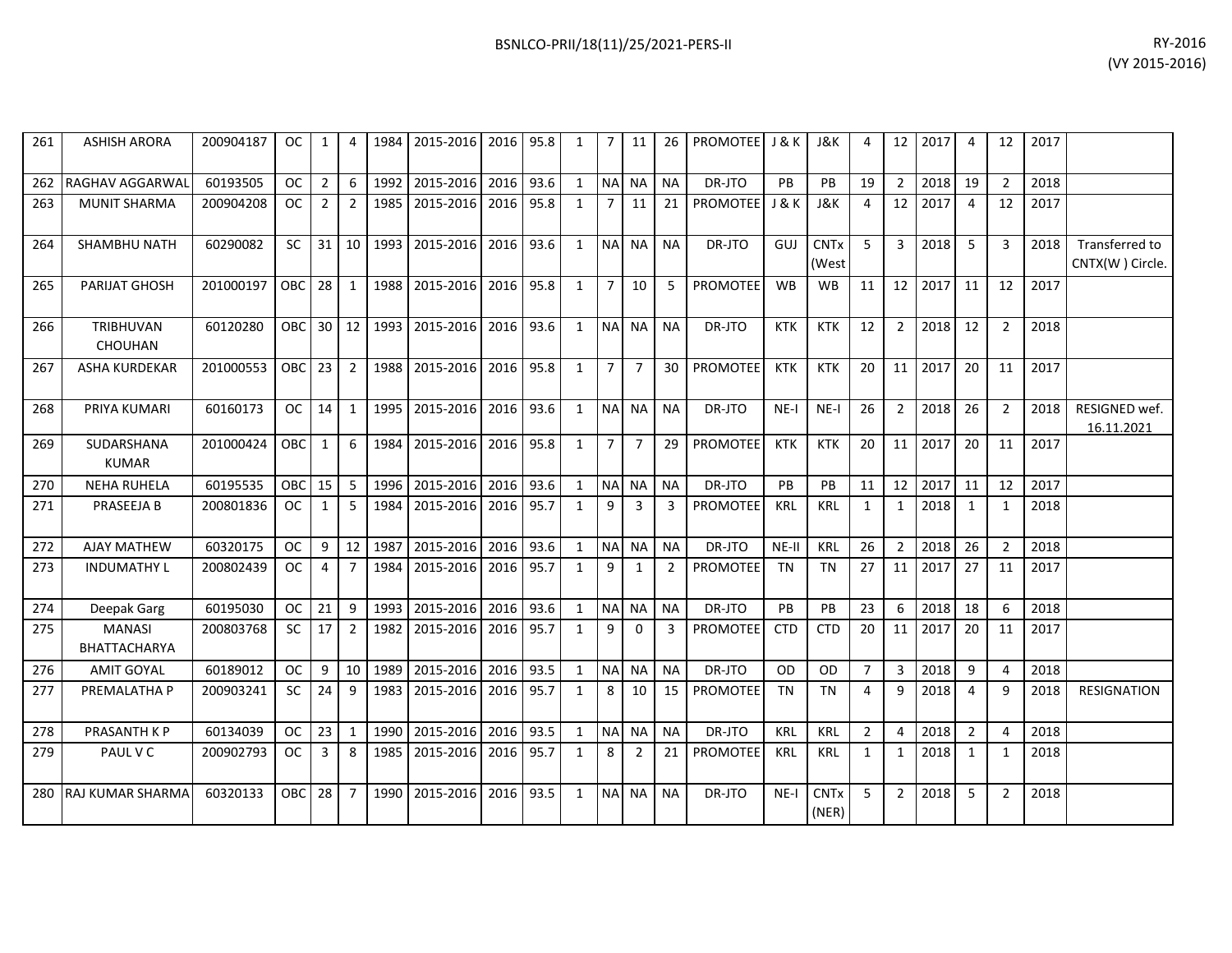BSNLCO-PRII/18(11)/25/2021-PERS-II

RY-2016
(VY 2015-2016)

| | | | | | | | | | | | | | | | | | | | | | | | | | |
|---|---|---|---|---|---|---|---|---|---|---|---|---|---|---|---|---|---|---|---|---|---|---|---|---|---|
| 261 | ASHISH ARORA | 200904187 | OC | 1 | 4 | 1984 | 2015-2016 | 2016 | 95.8 | 1 | 7 | 11 | 26 | PROMOTEE | J & K | J&K | 4 | 12 | 2017 | 4 | 12 | 2017 | |
| 262 | RAGHAV AGGARWAL | 60193505 | OC | 2 | 6 | 1992 | 2015-2016 | 2016 | 93.6 | 1 | NA | NA | NA | DR-JTO | PB | PB | 19 | 2 | 2018 | 19 | 2 | 2018 | |
| 263 | MUNIT SHARMA | 200904208 | OC | 2 | 2 | 1985 | 2015-2016 | 2016 | 95.8 | 1 | 7 | 11 | 21 | PROMOTEE | J & K | J&K | 4 | 12 | 2017 | 4 | 12 | 2017 | |
| 264 | SHAMBHU NATH | 60290082 | SC | 31 | 10 | 1993 | 2015-2016 | 2016 | 93.6 | 1 | NA | NA | NA | DR-JTO | GUJ | CNTx (West | 5 | 3 | 2018 | 5 | 3 | 2018 | Transferred to CNTX(W ) Circle. |
| 265 | PARIJAT GHOSH | 201000197 | OBC | 28 | 1 | 1988 | 2015-2016 | 2016 | 95.8 | 1 | 7 | 10 | 5 | PROMOTEE | WB | WB | 11 | 12 | 2017 | 11 | 12 | 2017 | |
| 266 | TRIBHUVAN CHOUHAN | 60120280 | OBC | 30 | 12 | 1993 | 2015-2016 | 2016 | 93.6 | 1 | NA | NA | NA | DR-JTO | KTK | KTK | 12 | 2 | 2018 | 12 | 2 | 2018 | |
| 267 | ASHA KURDEKAR | 201000553 | OBC | 23 | 2 | 1988 | 2015-2016 | 2016 | 95.8 | 1 | 7 | 7 | 30 | PROMOTEE | KTK | KTK | 20 | 11 | 2017 | 20 | 11 | 2017 | |
| 268 | PRIYA KUMARI | 60160173 | OC | 14 | 1 | 1995 | 2015-2016 | 2016 | 93.6 | 1 | NA | NA | NA | DR-JTO | NE-I | NE-I | 26 | 2 | 2018 | 26 | 2 | 2018 | RESIGNED wef. 16.11.2021 |
| 269 | SUDARSHANA KUMAR | 201000424 | OBC | 1 | 6 | 1984 | 2015-2016 | 2016 | 95.8 | 1 | 7 | 7 | 29 | PROMOTEE | KTK | KTK | 20 | 11 | 2017 | 20 | 11 | 2017 | |
| 270 | NEHA RUHELA | 60195535 | OBC | 15 | 5 | 1996 | 2015-2016 | 2016 | 93.6 | 1 | NA | NA | NA | DR-JTO | PB | PB | 11 | 12 | 2017 | 11 | 12 | 2017 | |
| 271 | PRASEEJA B | 200801836 | OC | 1 | 5 | 1984 | 2015-2016 | 2016 | 95.7 | 1 | 9 | 3 | 3 | PROMOTEE | KRL | KRL | 1 | 1 | 2018 | 1 | 1 | 2018 | |
| 272 | AJAY MATHEW | 60320175 | OC | 9 | 12 | 1987 | 2015-2016 | 2016 | 93.6 | 1 | NA | NA | NA | DR-JTO | NE-II | KRL | 26 | 2 | 2018 | 26 | 2 | 2018 | |
| 273 | INDUMATHY L | 200802439 | OC | 4 | 7 | 1984 | 2015-2016 | 2016 | 95.7 | 1 | 9 | 1 | 2 | PROMOTEE | TN | TN | 27 | 11 | 2017 | 27 | 11 | 2017 | |
| 274 | Deepak Garg | 60195030 | OC | 21 | 9 | 1993 | 2015-2016 | 2016 | 93.6 | 1 | NA | NA | NA | DR-JTO | PB | PB | 23 | 6 | 2018 | 18 | 6 | 2018 | |
| 275 | MANASI BHATTACHARYA | 200803768 | SC | 17 | 2 | 1982 | 2015-2016 | 2016 | 95.7 | 1 | 9 | 0 | 3 | PROMOTEE | CTD | CTD | 20 | 11 | 2017 | 20 | 11 | 2017 | |
| 276 | AMIT GOYAL | 60189012 | OC | 9 | 10 | 1989 | 2015-2016 | 2016 | 93.5 | 1 | NA | NA | NA | DR-JTO | OD | OD | 7 | 3 | 2018 | 9 | 4 | 2018 | |
| 277 | PREMALATHA P | 200903241 | SC | 24 | 9 | 1983 | 2015-2016 | 2016 | 95.7 | 1 | 8 | 10 | 15 | PROMOTEE | TN | TN | 4 | 9 | 2018 | 4 | 9 | 2018 | RESIGNATION |
| 278 | PRASANTH K P | 60134039 | OC | 23 | 1 | 1990 | 2015-2016 | 2016 | 93.5 | 1 | NA | NA | NA | DR-JTO | KRL | KRL | 2 | 4 | 2018 | 2 | 4 | 2018 | |
| 279 | PAUL V C | 200902793 | OC | 3 | 8 | 1985 | 2015-2016 | 2016 | 95.7 | 1 | 8 | 2 | 21 | PROMOTEE | KRL | KRL | 1 | 1 | 2018 | 1 | 1 | 2018 | |
| 280 | RAJ KUMAR SHARMA | 60320133 | OBC | 28 | 7 | 1990 | 2015-2016 | 2016 | 93.5 | 1 | NA | NA | NA | DR-JTO | NE-I | CNTx (NER) | 5 | 2 | 2018 | 5 | 2 | 2018 | |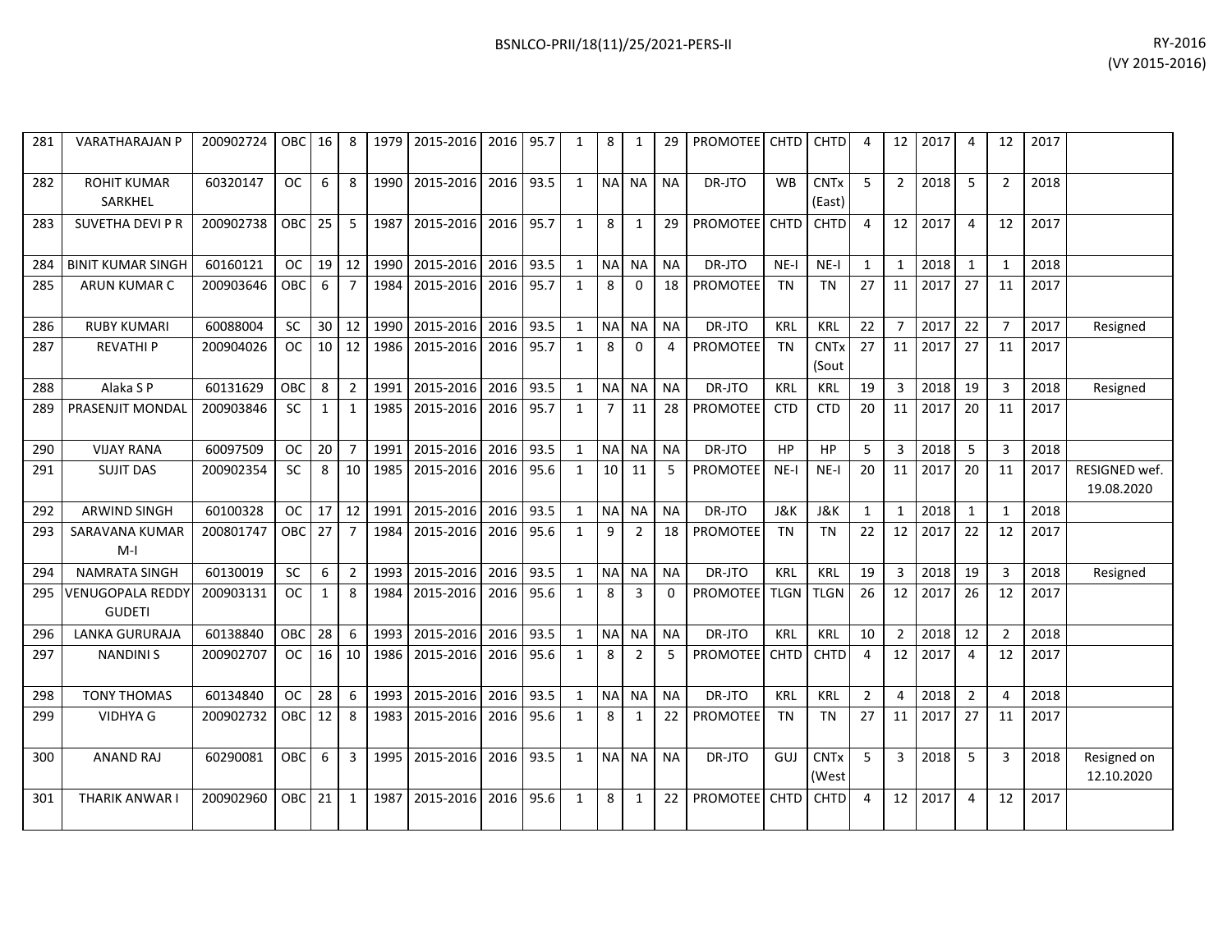| | | | | | | | | | | | | | | | | | | | | | | | | |
|---|---|---|---|---|---|---|---|---|---|---|---|---|---|---|---|---|---|---|---|---|---|---|---|---|
| 281 | VARATHARAJAN P | 200902724 | OBC | 16 | 8 | 1979 | 2015-2016 | 2016 | 95.7 | 1 | 8 | 1 | 29 | PROMOTEE | CHTD | CHTD | 4 | 12 | 2017 | 4 | 12 | 2017 | |
| 282 | ROHIT KUMAR SARKHEL | 60320147 | OC | 6 | 8 | 1990 | 2015-2016 | 2016 | 93.5 | 1 | NA | NA | NA | DR-JTO | WB | CNTx (East) | 5 | 2 | 2018 | 5 | 2 | 2018 | |
| 283 | SUVETHA DEVI P R | 200902738 | OBC | 25 | 5 | 1987 | 2015-2016 | 2016 | 95.7 | 1 | 8 | 1 | 29 | PROMOTEE | CHTD | CHTD | 4 | 12 | 2017 | 4 | 12 | 2017 | |
| 284 | BINIT KUMAR SINGH | 60160121 | OC | 19 | 12 | 1990 | 2015-2016 | 2016 | 93.5 | 1 | NA | NA | NA | DR-JTO | NE-I | NE-I | 1 | 1 | 2018 | 1 | 1 | 2018 | |
| 285 | ARUN KUMAR C | 200903646 | OBC | 6 | 7 | 1984 | 2015-2016 | 2016 | 95.7 | 1 | 8 | 0 | 18 | PROMOTEE | TN | TN | 27 | 11 | 2017 | 27 | 11 | 2017 | |
| 286 | RUBY KUMARI | 60088004 | SC | 30 | 12 | 1990 | 2015-2016 | 2016 | 93.5 | 1 | NA | NA | NA | DR-JTO | KRL | KRL | 22 | 7 | 2017 | 22 | 7 | 2017 | Resigned |
| 287 | REVATHI P | 200904026 | OC | 10 | 12 | 1986 | 2015-2016 | 2016 | 95.7 | 1 | 8 | 0 | 4 | PROMOTEE | TN | CNTx (Sout | 27 | 11 | 2017 | 27 | 11 | 2017 | |
| 288 | Alaka S P | 60131629 | OBC | 8 | 2 | 1991 | 2015-2016 | 2016 | 93.5 | 1 | NA | NA | NA | DR-JTO | KRL | KRL | 19 | 3 | 2018 | 19 | 3 | 2018 | Resigned |
| 289 | PRASENJIT MONDAL | 200903846 | SC | 1 | 1 | 1985 | 2015-2016 | 2016 | 95.7 | 1 | 7 | 11 | 28 | PROMOTEE | CTD | CTD | 20 | 11 | 2017 | 20 | 11 | 2017 | |
| 290 | VIJAY RANA | 60097509 | OC | 20 | 7 | 1991 | 2015-2016 | 2016 | 93.5 | 1 | NA | NA | NA | DR-JTO | HP | HP | 5 | 3 | 2018 | 5 | 3 | 2018 | |
| 291 | SUJIT DAS | 200902354 | SC | 8 | 10 | 1985 | 2015-2016 | 2016 | 95.6 | 1 | 10 | 11 | 5 | PROMOTEE | NE-I | NE-I | 20 | 11 | 2017 | 20 | 11 | 2017 | RESIGNED wef. 19.08.2020 |
| 292 | ARWIND SINGH | 60100328 | OC | 17 | 12 | 1991 | 2015-2016 | 2016 | 93.5 | 1 | NA | NA | NA | DR-JTO | J&K | J&K | 1 | 1 | 2018 | 1 | 1 | 2018 | |
| 293 | SARAVANA KUMAR M-I | 200801747 | OBC | 27 | 7 | 1984 | 2015-2016 | 2016 | 95.6 | 1 | 9 | 2 | 18 | PROMOTEE | TN | TN | 22 | 12 | 2017 | 22 | 12 | 2017 | |
| 294 | NAMRATA SINGH | 60130019 | SC | 6 | 2 | 1993 | 2015-2016 | 2016 | 93.5 | 1 | NA | NA | NA | DR-JTO | KRL | KRL | 19 | 3 | 2018 | 19 | 3 | 2018 | Resigned |
| 295 | VENUGOPALA REDDY GUDETI | 200903131 | OC | 1 | 8 | 1984 | 2015-2016 | 2016 | 95.6 | 1 | 8 | 3 | 0 | PROMOTEE | TLGN | TLGN | 26 | 12 | 2017 | 26 | 12 | 2017 | |
| 296 | LANKA GURURAJA | 60138840 | OBC | 28 | 6 | 1993 | 2015-2016 | 2016 | 93.5 | 1 | NA | NA | NA | DR-JTO | KRL | KRL | 10 | 2 | 2018 | 12 | 2 | 2018 | |
| 297 | NANDINI S | 200902707 | OC | 16 | 10 | 1986 | 2015-2016 | 2016 | 95.6 | 1 | 8 | 2 | 5 | PROMOTEE | CHTD | CHTD | 4 | 12 | 2017 | 4 | 12 | 2017 | |
| 298 | TONY THOMAS | 60134840 | OC | 28 | 6 | 1993 | 2015-2016 | 2016 | 93.5 | 1 | NA | NA | NA | DR-JTO | KRL | KRL | 2 | 4 | 2018 | 2 | 4 | 2018 | |
| 299 | VIDHYA G | 200902732 | OBC | 12 | 8 | 1983 | 2015-2016 | 2016 | 95.6 | 1 | 8 | 1 | 22 | PROMOTEE | TN | TN | 27 | 11 | 2017 | 27 | 11 | 2017 | |
| 300 | ANAND RAJ | 60290081 | OBC | 6 | 3 | 1995 | 2015-2016 | 2016 | 93.5 | 1 | NA | NA | NA | DR-JTO | GUJ | CNTx (West | 5 | 3 | 2018 | 5 | 3 | 2018 | Resigned on 12.10.2020 |
| 301 | THARIK ANWAR I | 200902960 | OBC | 21 | 1 | 1987 | 2015-2016 | 2016 | 95.6 | 1 | 8 | 1 | 22 | PROMOTEE | CHTD | CHTD | 4 | 12 | 2017 | 4 | 12 | 2017 | |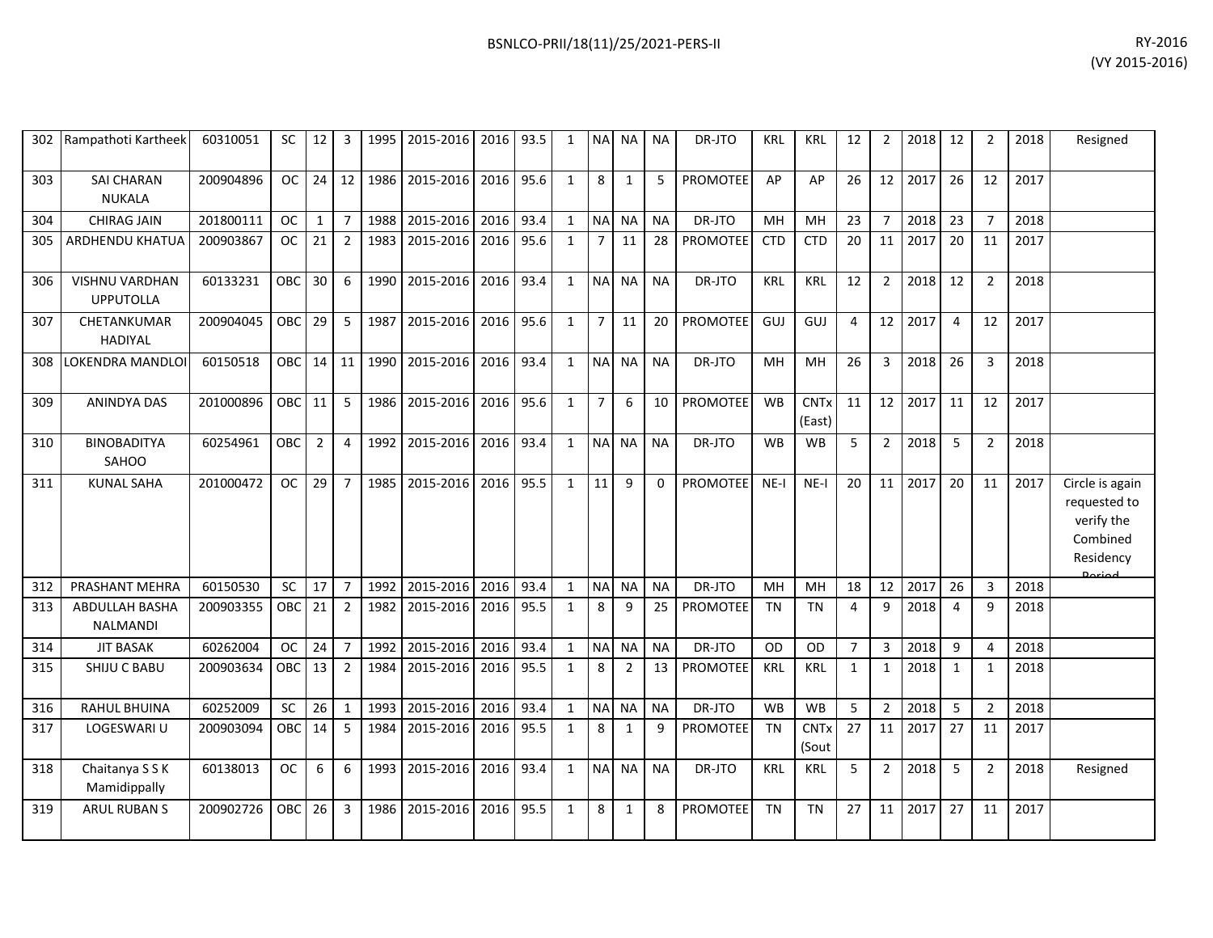| 302 | Rampathoti Kartheek | 60310051 | SC | 12 | 3 | 1995 | 2015-2016 | 2016 | 93.5 | 1 | NA | NA | NA | DR-JTO | KRL | KRL | 12 | 2 | 2018 | 12 | 2 | 2018 | Resigned |
|---|---|---|---|---|---|---|---|---|---|---|---|---|---|---|---|---|---|---|---|---|---|---|---|
| 303 | SAI CHARAN NUKALA | 200904896 | OC | 24 | 12 | 1986 | 2015-2016 | 2016 | 95.6 | 1 | 8 | 1 | 5 | PROMOTEE | AP | AP | 26 | 12 | 2017 | 26 | 12 | 2017 | |
| 304 | CHIRAG JAIN | 201800111 | OC | 1 | 7 | 1988 | 2015-2016 | 2016 | 93.4 | 1 | NA | NA | NA | DR-JTO | MH | MH | 23 | 7 | 2018 | 23 | 7 | 2018 | |
| 305 | ARDHENDU KHATUA | 200903867 | OC | 21 | 2 | 1983 | 2015-2016 | 2016 | 95.6 | 1 | 7 | 11 | 28 | PROMOTEE | CTD | CTD | 20 | 11 | 2017 | 20 | 11 | 2017 | |
| 306 | VISHNU VARDHAN UPPUTOLLA | 60133231 | OBC | 30 | 6 | 1990 | 2015-2016 | 2016 | 93.4 | 1 | NA | NA | NA | DR-JTO | KRL | KRL | 12 | 2 | 2018 | 12 | 2 | 2018 | |
| 307 | CHETANKUMAR HADIYAL | 200904045 | OBC | 29 | 5 | 1987 | 2015-2016 | 2016 | 95.6 | 1 | 7 | 11 | 20 | PROMOTEE | GUJ | GUJ | 4 | 12 | 2017 | 4 | 12 | 2017 | |
| 308 | LOKENDRA MANDLOI | 60150518 | OBC | 14 | 11 | 1990 | 2015-2016 | 2016 | 93.4 | 1 | NA | NA | NA | DR-JTO | MH | MH | 26 | 3 | 2018 | 26 | 3 | 2018 | |
| 309 | ANINDYA DAS | 201000896 | OBC | 11 | 5 | 1986 | 2015-2016 | 2016 | 95.6 | 1 | 7 | 6 | 10 | PROMOTEE | WB | CNTx (East) | 11 | 12 | 2017 | 11 | 12 | 2017 | |
| 310 | BINOBADITYA SAHOO | 60254961 | OBC | 2 | 4 | 1992 | 2015-2016 | 2016 | 93.4 | 1 | NA | NA | NA | DR-JTO | WB | WB | 5 | 2 | 2018 | 5 | 2 | 2018 | |
| 311 | KUNAL SAHA | 201000472 | OC | 29 | 7 | 1985 | 2015-2016 | 2016 | 95.5 | 1 | 11 | 9 | 0 | PROMOTEE | NE-I | NE-I | 20 | 11 | 2017 | 20 | 11 | 2017 | Circle is again requested to verify the Combined Residency Period |
| 312 | PRASHANT MEHRA | 60150530 | SC | 17 | 7 | 1992 | 2015-2016 | 2016 | 93.4 | 1 | NA | NA | NA | DR-JTO | MH | MH | 18 | 12 | 2017 | 26 | 3 | 2018 | |
| 313 | ABDULLAH BASHA NALMANDI | 200903355 | OBC | 21 | 2 | 1982 | 2015-2016 | 2016 | 95.5 | 1 | 8 | 9 | 25 | PROMOTEE | TN | TN | 4 | 9 | 2018 | 4 | 9 | 2018 | |
| 314 | JIT BASAK | 60262004 | OC | 24 | 7 | 1992 | 2015-2016 | 2016 | 93.4 | 1 | NA | NA | NA | DR-JTO | OD | OD | 7 | 3 | 2018 | 9 | 4 | 2018 | |
| 315 | SHIJU C BABU | 200903634 | OBC | 13 | 2 | 1984 | 2015-2016 | 2016 | 95.5 | 1 | 8 | 2 | 13 | PROMOTEE | KRL | KRL | 1 | 1 | 2018 | 1 | 1 | 2018 | |
| 316 | RAHUL BHUINA | 60252009 | SC | 26 | 1 | 1993 | 2015-2016 | 2016 | 93.4 | 1 | NA | NA | NA | DR-JTO | WB | WB | 5 | 2 | 2018 | 5 | 2 | 2018 | |
| 317 | LOGESWARI U | 200903094 | OBC | 14 | 5 | 1984 | 2015-2016 | 2016 | 95.5 | 1 | 8 | 1 | 9 | PROMOTEE | TN | CNTx (Sout | 27 | 11 | 2017 | 27 | 11 | 2017 | |
| 318 | Chaitanya S S K Mamidippally | 60138013 | OC | 6 | 6 | 1993 | 2015-2016 | 2016 | 93.4 | 1 | NA | NA | NA | DR-JTO | KRL | KRL | 5 | 2 | 2018 | 5 | 2 | 2018 | Resigned |
| 319 | ARUL RUBAN S | 200902726 | OBC | 26 | 3 | 1986 | 2015-2016 | 2016 | 95.5 | 1 | 8 | 1 | 8 | PROMOTEE | TN | TN | 27 | 11 | 2017 | 27 | 11 | 2017 | |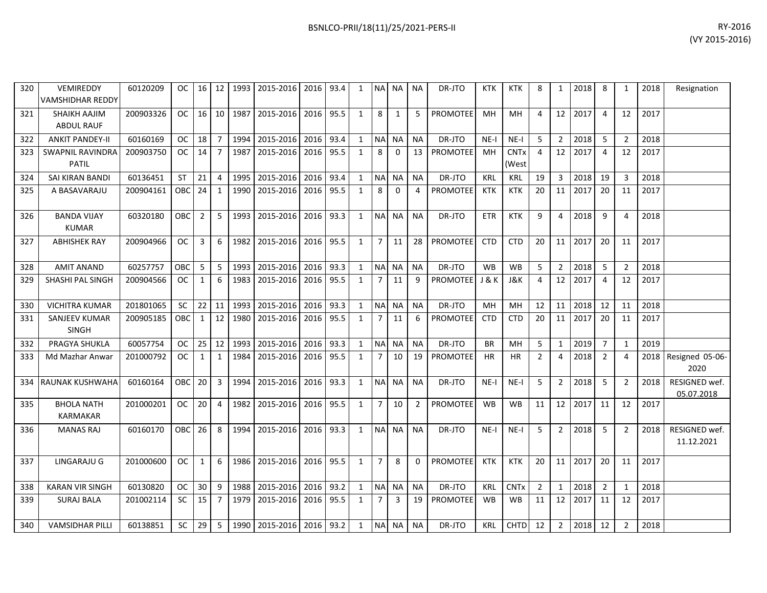| 320 | VEMIREDDY VAMSHIDHAR REDDY | 60120209 | OC | 16 | 12 | 1993 | 2015-2016 | 2016 | 93.4 | 1 | NA | NA | NA | DR-JTO | KTK | KTK | 8 | 1 | 2018 | 8 | 1 | 2018 | Resignation |
|---|---|---|---|---|---|---|---|---|---|---|---|---|---|---|---|---|---|---|---|---|---|---|---|
| 321 | SHAIKH AAJIM ABDUL RAUF | 200903326 | OC | 16 | 10 | 1987 | 2015-2016 | 2016 | 95.5 | 1 | 8 | 1 | 5 | PROMOTEE | MH | MH | 4 | 12 | 2017 | 4 | 12 | 2017 | |
| 322 | ANKIT PANDEY-II | 60160169 | OC | 18 | 7 | 1994 | 2015-2016 | 2016 | 93.4 | 1 | NA | NA | NA | DR-JTO | NE-I | NE-I | 5 | 2 | 2018 | 5 | 2 | 2018 | |
| 323 | SWAPNIL RAVINDRA PATIL | 200903750 | OC | 14 | 7 | 1987 | 2015-2016 | 2016 | 95.5 | 1 | 8 | 0 | 13 | PROMOTEE | MH | CNTx (West | 4 | 12 | 2017 | 4 | 12 | 2017 | |
| 324 | SAI KIRAN BANDI | 60136451 | ST | 21 | 4 | 1995 | 2015-2016 | 2016 | 93.4 | 1 | NA | NA | NA | DR-JTO | KRL | KRL | 19 | 3 | 2018 | 19 | 3 | 2018 | |
| 325 | A BASAVARAJU | 200904161 | OBC | 24 | 1 | 1990 | 2015-2016 | 2016 | 95.5 | 1 | 8 | 0 | 4 | PROMOTEE | KTK | KTK | 20 | 11 | 2017 | 20 | 11 | 2017 | |
| 326 | BANDA VIJAY KUMAR | 60320180 | OBC | 2 | 5 | 1993 | 2015-2016 | 2016 | 93.3 | 1 | NA | NA | NA | DR-JTO | ETR | KTK | 9 | 4 | 2018 | 9 | 4 | 2018 | |
| 327 | ABHISHEK RAY | 200904966 | OC | 3 | 6 | 1982 | 2015-2016 | 2016 | 95.5 | 1 | 7 | 11 | 28 | PROMOTEE | CTD | CTD | 20 | 11 | 2017 | 20 | 11 | 2017 | |
| 328 | AMIT ANAND | 60257757 | OBC | 5 | 5 | 1993 | 2015-2016 | 2016 | 93.3 | 1 | NA | NA | NA | DR-JTO | WB | WB | 5 | 2 | 2018 | 5 | 2 | 2018 | |
| 329 | SHASHI PAL SINGH | 200904566 | OC | 1 | 6 | 1983 | 2015-2016 | 2016 | 95.5 | 1 | 7 | 11 | 9 | PROMOTEE | J & K | J&K | 4 | 12 | 2017 | 4 | 12 | 2017 | |
| 330 | VICHITRA KUMAR | 201801065 | SC | 22 | 11 | 1993 | 2015-2016 | 2016 | 93.3 | 1 | NA | NA | NA | DR-JTO | MH | MH | 12 | 11 | 2018 | 12 | 11 | 2018 | |
| 331 | SANJEEV KUMAR SINGH | 200905185 | OBC | 1 | 12 | 1980 | 2015-2016 | 2016 | 95.5 | 1 | 7 | 11 | 6 | PROMOTEE | CTD | CTD | 20 | 11 | 2017 | 20 | 11 | 2017 | |
| 332 | PRAGYA SHUKLA | 60057754 | OC | 25 | 12 | 1993 | 2015-2016 | 2016 | 93.3 | 1 | NA | NA | NA | DR-JTO | BR | MH | 5 | 1 | 2019 | 7 | 1 | 2019 | |
| 333 | Md Mazhar Anwar | 201000792 | OC | 1 | 1 | 1984 | 2015-2016 | 2016 | 95.5 | 1 | 7 | 10 | 19 | PROMOTEE | HR | HR | 2 | 4 | 2018 | 2 | 4 | 2018 | Resigned 05-06-2020 |
| 334 | RAUNAK KUSHWAHA | 60160164 | OBC | 20 | 3 | 1994 | 2015-2016 | 2016 | 93.3 | 1 | NA | NA | NA | DR-JTO | NE-I | NE-I | 5 | 2 | 2018 | 5 | 2 | 2018 | RESIGNED wef. 05.07.2018 |
| 335 | BHOLA NATH KARMAKAR | 201000201 | OC | 20 | 4 | 1982 | 2015-2016 | 2016 | 95.5 | 1 | 7 | 10 | 2 | PROMOTEE | WB | WB | 11 | 12 | 2017 | 11 | 12 | 2017 | |
| 336 | MANAS RAJ | 60160170 | OBC | 26 | 8 | 1994 | 2015-2016 | 2016 | 93.3 | 1 | NA | NA | NA | DR-JTO | NE-I | NE-I | 5 | 2 | 2018 | 5 | 2 | 2018 | RESIGNED wef. 11.12.2021 |
| 337 | LINGARAJU G | 201000600 | OC | 1 | 6 | 1986 | 2015-2016 | 2016 | 95.5 | 1 | 7 | 8 | 0 | PROMOTEE | KTK | KTK | 20 | 11 | 2017 | 20 | 11 | 2017 | |
| 338 | KARAN VIR SINGH | 60130820 | OC | 30 | 9 | 1988 | 2015-2016 | 2016 | 93.2 | 1 | NA | NA | NA | DR-JTO | KRL | CNTx | 2 | 1 | 2018 | 2 | 1 | 2018 | |
| 339 | SURAJ BALA | 201002114 | SC | 15 | 7 | 1979 | 2015-2016 | 2016 | 95.5 | 1 | 7 | 3 | 19 | PROMOTEE | WB | WB | 11 | 12 | 2017 | 11 | 12 | 2017 | |
| 340 | VAMSIDHAR PILLI | 60138851 | SC | 29 | 5 | 1990 | 2015-2016 | 2016 | 93.2 | 1 | NA | NA | NA | DR-JTO | KRL | CHTD | 12 | 2 | 2018 | 12 | 2 | 2018 | |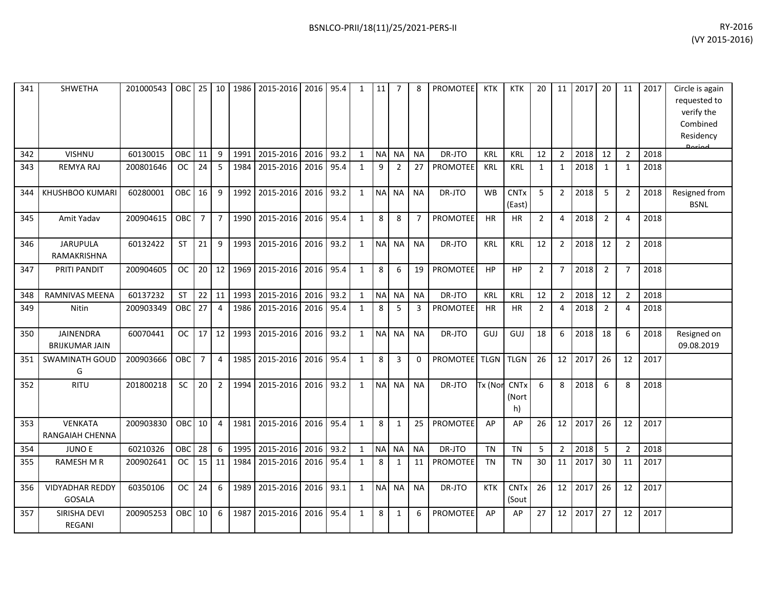| 341 | SHWETHA | 201000543 | OBC | 25 | 10 | 1986 | 2015-2016 | 2016 | 95.4 | 1 | 11 | 7 | 8 | PROMOTEE | KTK | KTK | 20 | 11 | 2017 | 20 | 11 | 2017 | Circle is again requested to verify the Combined Residency Period |
|---|---|---|---|---|---|---|---|---|---|---|---|---|---|---|---|---|---|---|---|---|---|---|---|
| 342 | VISHNU | 60130015 | OBC | 11 | 9 | 1991 | 2015-2016 | 2016 | 93.2 | 1 | NA | NA | NA | DR-JTO | KRL | KRL | 12 | 2 | 2018 | 12 | 2 | 2018 | |
| 343 | REMYA RAJ | 200801646 | OC | 24 | 5 | 1984 | 2015-2016 | 2016 | 95.4 | 1 | 9 | 2 | 27 | PROMOTEE | KRL | KRL | 1 | 1 | 2018 | 1 | 1 | 2018 | |
| 344 | KHUSHBOO KUMARI | 60280001 | OBC | 16 | 9 | 1992 | 2015-2016 | 2016 | 93.2 | 1 | NA | NA | NA | DR-JTO | WB | CNTx (East) | 5 | 2 | 2018 | 5 | 2 | 2018 | Resigned from BSNL |
| 345 | Amit Yadav | 200904615 | OBC | 7 | 7 | 1990 | 2015-2016 | 2016 | 95.4 | 1 | 8 | 8 | 7 | PROMOTEE | HR | HR | 2 | 4 | 2018 | 2 | 4 | 2018 | |
| 346 | JARUPULA RAMAKRISHNA | 60132422 | ST | 21 | 9 | 1993 | 2015-2016 | 2016 | 93.2 | 1 | NA | NA | NA | DR-JTO | KRL | KRL | 12 | 2 | 2018 | 12 | 2 | 2018 | |
| 347 | PRITI PANDIT | 200904605 | OC | 20 | 12 | 1969 | 2015-2016 | 2016 | 95.4 | 1 | 8 | 6 | 19 | PROMOTEE | HP | HP | 2 | 7 | 2018 | 2 | 7 | 2018 | |
| 348 | RAMNIVAS MEENA | 60137232 | ST | 22 | 11 | 1993 | 2015-2016 | 2016 | 93.2 | 1 | NA | NA | NA | DR-JTO | KRL | KRL | 12 | 2 | 2018 | 12 | 2 | 2018 | |
| 349 | Nitin | 200903349 | OBC | 27 | 4 | 1986 | 2015-2016 | 2016 | 95.4 | 1 | 8 | 5 | 3 | PROMOTEE | HR | HR | 2 | 4 | 2018 | 2 | 4 | 2018 | |
| 350 | JAINENDRA BRIJKUMAR JAIN | 60070441 | OC | 17 | 12 | 1993 | 2015-2016 | 2016 | 93.2 | 1 | NA | NA | NA | DR-JTO | GUJ | GUJ | 18 | 6 | 2018 | 18 | 6 | 2018 | Resigned on 09.08.2019 |
| 351 | SWAMINATH GOUD G | 200903666 | OBC | 7 | 4 | 1985 | 2015-2016 | 2016 | 95.4 | 1 | 8 | 3 | 0 | PROMOTEE | TLGN | TLGN | 26 | 12 | 2017 | 26 | 12 | 2017 | |
| 352 | RITU | 201800218 | SC | 20 | 2 | 1994 | 2015-2016 | 2016 | 93.2 | 1 | NA | NA | NA | DR-JTO | Tx (Nor | CNTx (North) | 6 | 8 | 2018 | 6 | 8 | 2018 | |
| 353 | VENKATA RANGAIAH CHENNA | 200903830 | OBC | 10 | 4 | 1981 | 2015-2016 | 2016 | 95.4 | 1 | 8 | 1 | 25 | PROMOTEE | AP | AP | 26 | 12 | 2017 | 26 | 12 | 2017 | |
| 354 | JUNO E | 60210326 | OBC | 28 | 6 | 1995 | 2015-2016 | 2016 | 93.2 | 1 | NA | NA | NA | DR-JTO | TN | TN | 5 | 2 | 2018 | 5 | 2 | 2018 | |
| 355 | RAMESH M R | 200902641 | OC | 15 | 11 | 1984 | 2015-2016 | 2016 | 95.4 | 1 | 8 | 1 | 11 | PROMOTEE | TN | TN | 30 | 11 | 2017 | 30 | 11 | 2017 | |
| 356 | VIDYADHAR REDDY GOSALA | 60350106 | OC | 24 | 6 | 1989 | 2015-2016 | 2016 | 93.1 | 1 | NA | NA | NA | DR-JTO | KTK | CNTx (Sout | 26 | 12 | 2017 | 26 | 12 | 2017 | |
| 357 | SIRISHA DEVI REGANI | 200905253 | OBC | 10 | 6 | 1987 | 2015-2016 | 2016 | 95.4 | 1 | 8 | 1 | 6 | PROMOTEE | AP | AP | 27 | 12 | 2017 | 27 | 12 | 2017 | |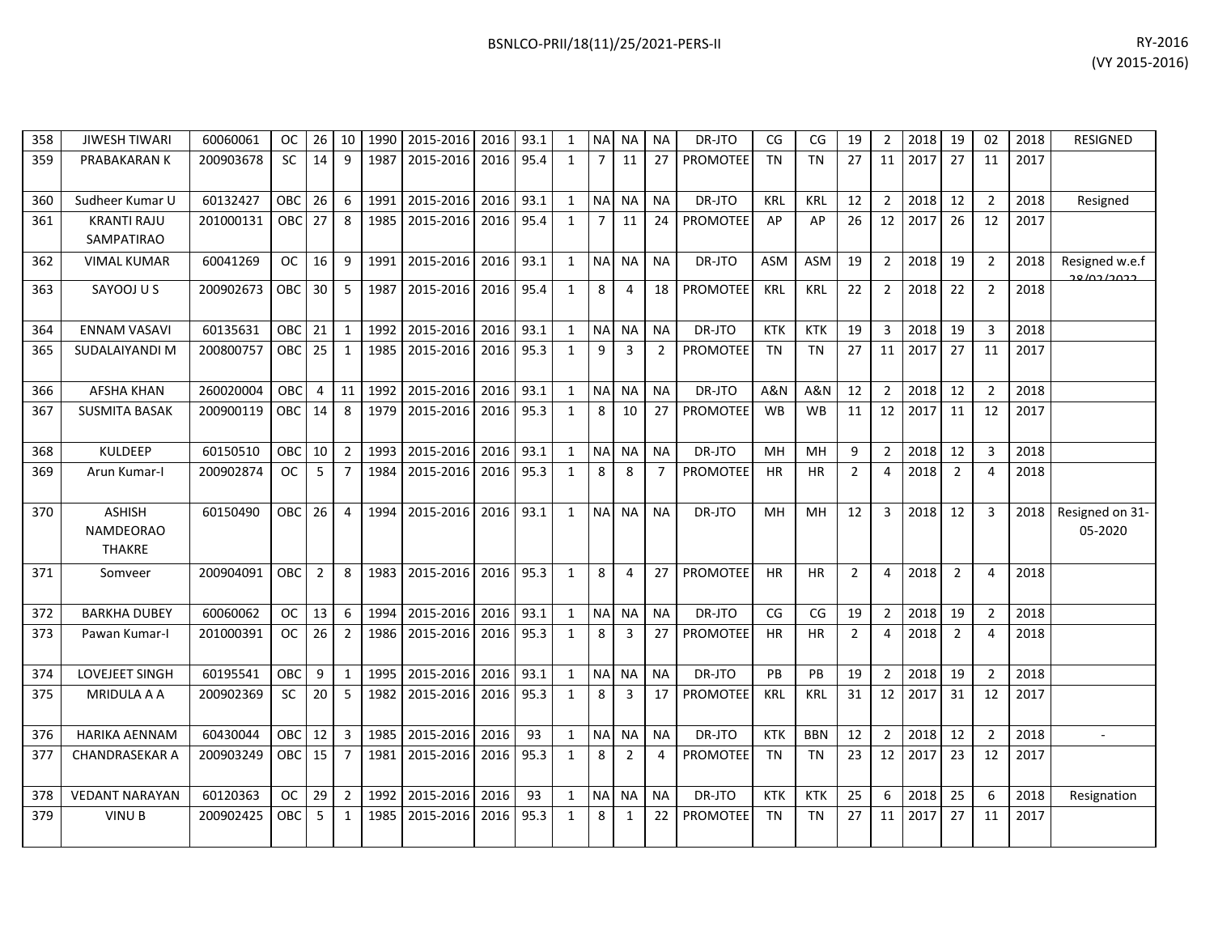| 358 | JIWESH TIWARI | 60060061 | OC | 26 | 10 | 1990 | 2015-2016 | 2016 | 93.1 | 1 | NA | NA | NA | DR-JTO | CG | CG | 19 | 2 | 2018 | 19 | 02 | 2018 | RESIGNED |
|---|---|---|---|---|---|---|---|---|---|---|---|---|---|---|---|---|---|---|---|---|---|---|---|
| 359 | PRABAKARAN K | 200903678 | SC | 14 | 9 | 1987 | 2015-2016 | 2016 | 95.4 | 1 | 7 | 11 | 27 | PROMOTEE | TN | TN | 27 | 11 | 2017 | 27 | 11 | 2017 | |
| 360 | Sudheer Kumar U | 60132427 | OBC | 26 | 6 | 1991 | 2015-2016 | 2016 | 93.1 | 1 | NA | NA | NA | DR-JTO | KRL | KRL | 12 | 2 | 2018 | 12 | 2 | 2018 | Resigned |
| 361 | KRANTI RAJU SAMPATIRAO | 201000131 | OBC | 27 | 8 | 1985 | 2015-2016 | 2016 | 95.4 | 1 | 7 | 11 | 24 | PROMOTEE | AP | AP | 26 | 12 | 2017 | 26 | 12 | 2017 | |
| 362 | VIMAL KUMAR | 60041269 | OC | 16 | 9 | 1991 | 2015-2016 | 2016 | 93.1 | 1 | NA | NA | NA | DR-JTO | ASM | ASM | 19 | 2 | 2018 | 19 | 2 | 2018 | Resigned w.e.f 28/02/2022 |
| 363 | SAYOOJ U S | 200902673 | OBC | 30 | 5 | 1987 | 2015-2016 | 2016 | 95.4 | 1 | 8 | 4 | 18 | PROMOTEE | KRL | KRL | 22 | 2 | 2018 | 22 | 2 | 2018 | |
| 364 | ENNAM VASAVI | 60135631 | OBC | 21 | 1 | 1992 | 2015-2016 | 2016 | 93.1 | 1 | NA | NA | NA | DR-JTO | KTK | KTK | 19 | 3 | 2018 | 19 | 3 | 2018 | |
| 365 | SUDALAIYANDI M | 200800757 | OBC | 25 | 1 | 1985 | 2015-2016 | 2016 | 95.3 | 1 | 9 | 3 | 2 | PROMOTEE | TN | TN | 27 | 11 | 2017 | 27 | 11 | 2017 | |
| 366 | AFSHA KHAN | 260020004 | OBC | 4 | 11 | 1992 | 2015-2016 | 2016 | 93.1 | 1 | NA | NA | NA | DR-JTO | A&N | A&N | 12 | 2 | 2018 | 12 | 2 | 2018 | |
| 367 | SUSMITA BASAK | 200900119 | OBC | 14 | 8 | 1979 | 2015-2016 | 2016 | 95.3 | 1 | 8 | 10 | 27 | PROMOTEE | WB | WB | 11 | 12 | 2017 | 11 | 12 | 2017 | |
| 368 | KULDEEP | 60150510 | OBC | 10 | 2 | 1993 | 2015-2016 | 2016 | 93.1 | 1 | NA | NA | NA | DR-JTO | MH | MH | 9 | 2 | 2018 | 12 | 3 | 2018 | |
| 369 | Arun Kumar-I | 200902874 | OC | 5 | 7 | 1984 | 2015-2016 | 2016 | 95.3 | 1 | 8 | 8 | 7 | PROMOTEE | HR | HR | 2 | 4 | 2018 | 2 | 4 | 2018 | |
| 370 | ASHISH NAMDEORAO THAKRE | 60150490 | OBC | 26 | 4 | 1994 | 2015-2016 | 2016 | 93.1 | 1 | NA | NA | NA | DR-JTO | MH | MH | 12 | 3 | 2018 | 12 | 3 | 2018 | Resigned on 31-05-2020 |
| 371 | Somveer | 200904091 | OBC | 2 | 8 | 1983 | 2015-2016 | 2016 | 95.3 | 1 | 8 | 4 | 27 | PROMOTEE | HR | HR | 2 | 4 | 2018 | 2 | 4 | 2018 | |
| 372 | BARKHA DUBEY | 60060062 | OC | 13 | 6 | 1994 | 2015-2016 | 2016 | 93.1 | 1 | NA | NA | NA | DR-JTO | CG | CG | 19 | 2 | 2018 | 19 | 2 | 2018 | |
| 373 | Pawan Kumar-I | 201000391 | OC | 26 | 2 | 1986 | 2015-2016 | 2016 | 95.3 | 1 | 8 | 3 | 27 | PROMOTEE | HR | HR | 2 | 4 | 2018 | 2 | 4 | 2018 | |
| 374 | LOVEJEET SINGH | 60195541 | OBC | 9 | 1 | 1995 | 2015-2016 | 2016 | 93.1 | 1 | NA | NA | NA | DR-JTO | PB | PB | 19 | 2 | 2018 | 19 | 2 | 2018 | |
| 375 | MRIDULA A A | 200902369 | SC | 20 | 5 | 1982 | 2015-2016 | 2016 | 95.3 | 1 | 8 | 3 | 17 | PROMOTEE | KRL | KRL | 31 | 12 | 2017 | 31 | 12 | 2017 | |
| 376 | HARIKA AENNAM | 60430044 | OBC | 12 | 3 | 1985 | 2015-2016 | 2016 | 93 | 1 | NA | NA | NA | DR-JTO | KTK | BBN | 12 | 2 | 2018 | 12 | 2 | 2018 | - |
| 377 | CHANDRASEKAR A | 200903249 | OBC | 15 | 7 | 1981 | 2015-2016 | 2016 | 95.3 | 1 | 8 | 2 | 4 | PROMOTEE | TN | TN | 23 | 12 | 2017 | 23 | 12 | 2017 | |
| 378 | VEDANT NARAYAN | 60120363 | OC | 29 | 2 | 1992 | 2015-2016 | 2016 | 93 | 1 | NA | NA | NA | DR-JTO | KTK | KTK | 25 | 6 | 2018 | 25 | 6 | 2018 | Resignation |
| 379 | VINU B | 200902425 | OBC | 5 | 1 | 1985 | 2015-2016 | 2016 | 95.3 | 1 | 8 | 1 | 22 | PROMOTEE | TN | TN | 27 | 11 | 2017 | 27 | 11 | 2017 | |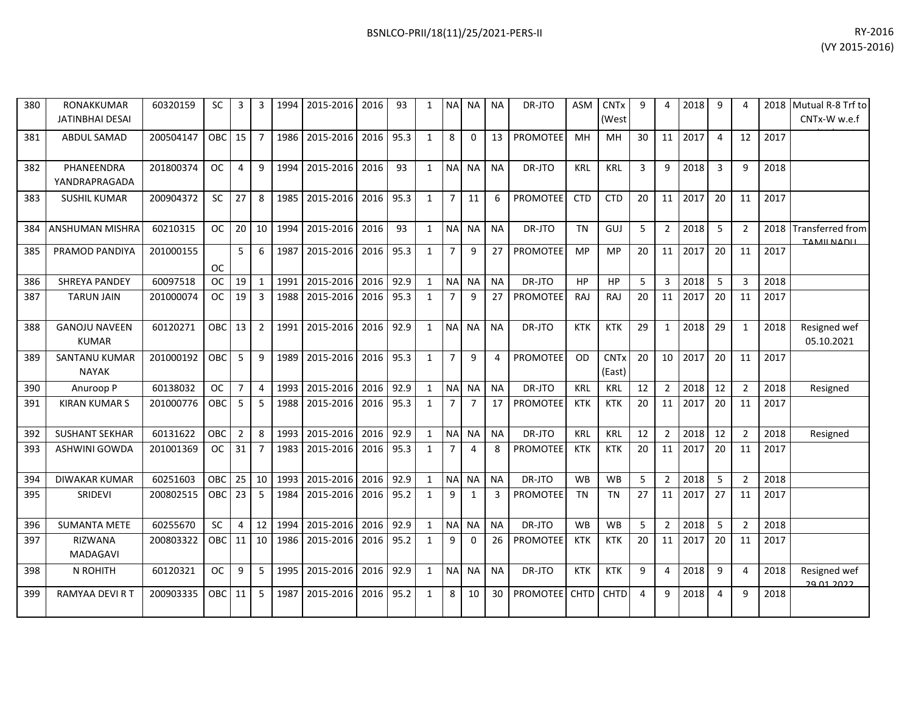| | | | | | | | | | | | | | | | | | | | | | | | | | |
|---|---|---|---|---|---|---|---|---|---|---|---|---|---|---|---|---|---|---|---|---|---|---|---|---|---|
| 380 | RONAKKUMAR JATINBHAI DESAI | 60320159 | SC | 3 | 3 | 1994 | 2015-2016 | 2016 | 93 | 1 | NA | NA | NA | DR-JTO | ASM | CNTx (West | 9 | 4 | 2018 | 9 | 4 | 2018 | Mutual R-8 Trf to CNTx-W w.e.f |
| 381 | ABDUL SAMAD | 200504147 | OBC | 15 | 7 | 1986 | 2015-2016 | 2016 | 95.3 | 1 | 8 | 0 | 13 | PROMOTEE | MH | MH | 30 | 11 | 2017 | 4 | 12 | 2017 | |
| 382 | PHANEENDRA YANDRAPRAGADA | 201800374 | OC | 4 | 9 | 1994 | 2015-2016 | 2016 | 93 | 1 | NA | NA | NA | DR-JTO | KRL | KRL | 3 | 9 | 2018 | 3 | 9 | 2018 | |
| 383 | SUSHIL KUMAR | 200904372 | SC | 27 | 8 | 1985 | 2015-2016 | 2016 | 95.3 | 1 | 7 | 11 | 6 | PROMOTEE | CTD | CTD | 20 | 11 | 2017 | 20 | 11 | 2017 | |
| 384 | ANSHUMAN MISHRA | 60210315 | OC | 20 | 10 | 1994 | 2015-2016 | 2016 | 93 | 1 | NA | NA | NA | DR-JTO | TN | GUJ | 5 | 2 | 2018 | 5 | 2 | 2018 | Transferred from TAMILNADU |
| 385 | PRAMOD PANDIYA | 201000155 | OC | 5 | 6 | 1987 | 2015-2016 | 2016 | 95.3 | 1 | 7 | 9 | 27 | PROMOTEE | MP | MP | 20 | 11 | 2017 | 20 | 11 | 2017 | |
| 386 | SHREYA PANDEY | 60097518 | OC | 19 | 1 | 1991 | 2015-2016 | 2016 | 92.9 | 1 | NA | NA | NA | DR-JTO | HP | HP | 5 | 3 | 2018 | 5 | 3 | 2018 | |
| 387 | TARUN JAIN | 201000074 | OC | 19 | 3 | 1988 | 2015-2016 | 2016 | 95.3 | 1 | 7 | 9 | 27 | PROMOTEE | RAJ | RAJ | 20 | 11 | 2017 | 20 | 11 | 2017 | |
| 388 | GANOJU NAVEEN KUMAR | 60120271 | OBC | 13 | 2 | 1991 | 2015-2016 | 2016 | 92.9 | 1 | NA | NA | NA | DR-JTO | KTK | KTK | 29 | 1 | 2018 | 29 | 1 | 2018 | Resigned wef 05.10.2021 |
| 389 | SANTANU KUMAR NAYAK | 201000192 | OBC | 5 | 9 | 1989 | 2015-2016 | 2016 | 95.3 | 1 | 7 | 9 | 4 | PROMOTEE | OD | CNTx (East) | 20 | 10 | 2017 | 20 | 11 | 2017 | |
| 390 | Anuroop P | 60138032 | OC | 7 | 4 | 1993 | 2015-2016 | 2016 | 92.9 | 1 | NA | NA | NA | DR-JTO | KRL | KRL | 12 | 2 | 2018 | 12 | 2 | 2018 | Resigned |
| 391 | KIRAN KUMAR S | 201000776 | OBC | 5 | 5 | 1988 | 2015-2016 | 2016 | 95.3 | 1 | 7 | 7 | 17 | PROMOTEE | KTK | KTK | 20 | 11 | 2017 | 20 | 11 | 2017 | |
| 392 | SUSHANT SEKHAR | 60131622 | OBC | 2 | 8 | 1993 | 2015-2016 | 2016 | 92.9 | 1 | NA | NA | NA | DR-JTO | KRL | KRL | 12 | 2 | 2018 | 12 | 2 | 2018 | Resigned |
| 393 | ASHWINI GOWDA | 201001369 | OC | 31 | 7 | 1983 | 2015-2016 | 2016 | 95.3 | 1 | 7 | 4 | 8 | PROMOTEE | KTK | KTK | 20 | 11 | 2017 | 20 | 11 | 2017 | |
| 394 | DIWAKAR KUMAR | 60251603 | OBC | 25 | 10 | 1993 | 2015-2016 | 2016 | 92.9 | 1 | NA | NA | NA | DR-JTO | WB | WB | 5 | 2 | 2018 | 5 | 2 | 2018 | |
| 395 | SRIDEVI | 200802515 | OBC | 23 | 5 | 1984 | 2015-2016 | 2016 | 95.2 | 1 | 9 | 1 | 3 | PROMOTEE | TN | TN | 27 | 11 | 2017 | 27 | 11 | 2017 | |
| 396 | SUMANTA METE | 60255670 | SC | 4 | 12 | 1994 | 2015-2016 | 2016 | 92.9 | 1 | NA | NA | NA | DR-JTO | WB | WB | 5 | 2 | 2018 | 5 | 2 | 2018 | |
| 397 | RIZWANA MADAGAVI | 200803322 | OBC | 11 | 10 | 1986 | 2015-2016 | 2016 | 95.2 | 1 | 9 | 0 | 26 | PROMOTEE | KTK | KTK | 20 | 11 | 2017 | 20 | 11 | 2017 | |
| 398 | N ROHITH | 60120321 | OC | 9 | 5 | 1995 | 2015-2016 | 2016 | 92.9 | 1 | NA | NA | NA | DR-JTO | KTK | KTK | 9 | 4 | 2018 | 9 | 4 | 2018 | Resigned wef 29.01.2022 |
| 399 | RAMYAA DEVI R T | 200903335 | OBC | 11 | 5 | 1987 | 2015-2016 | 2016 | 95.2 | 1 | 8 | 10 | 30 | PROMOTEE | CHTD | CHTD | 4 | 9 | 2018 | 4 | 9 | 2018 | |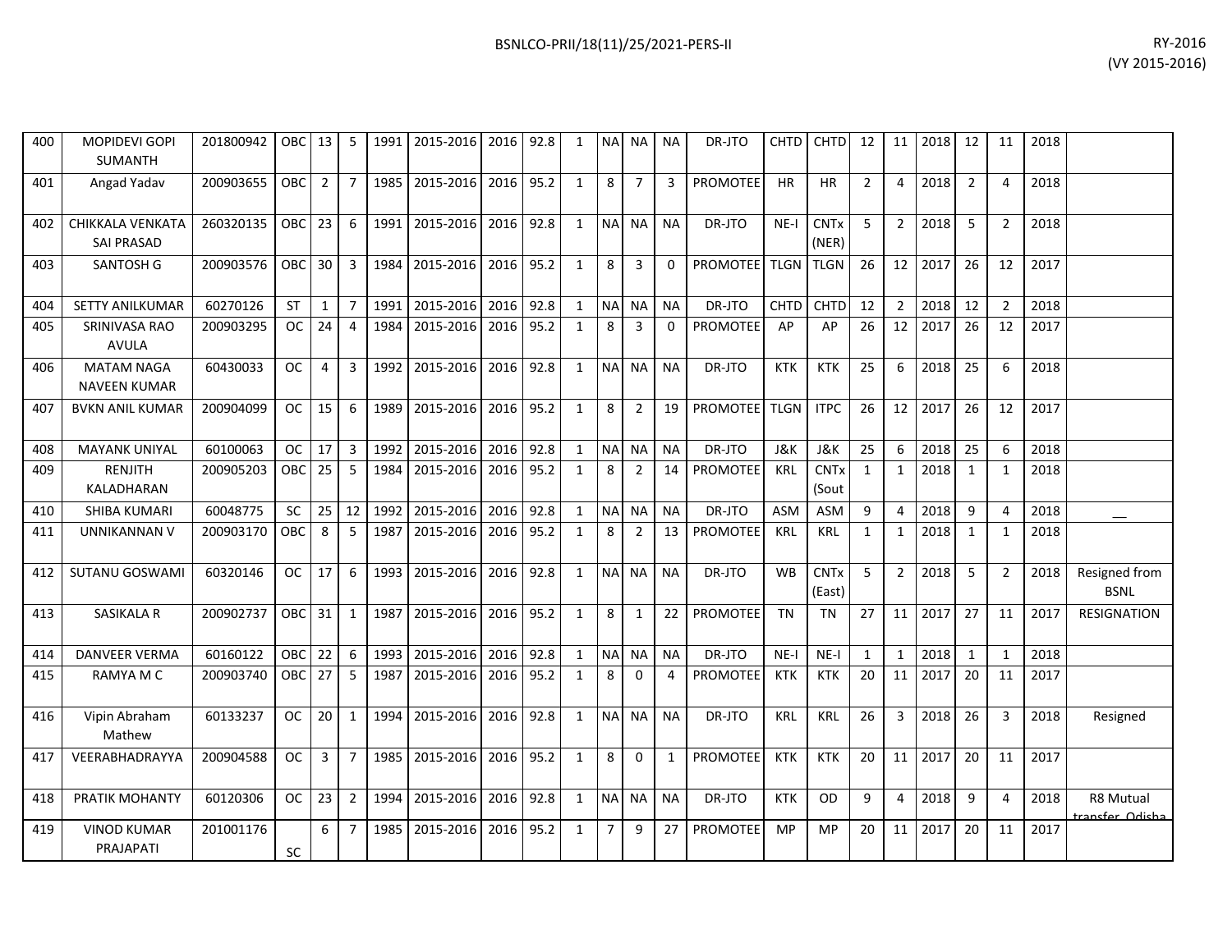| 400 | MOPIDEVI GOPI SUMANTH | 201800942 | OBC | 13 | 5 | 1991 | 2015-2016 | 2016 | 92.8 | 1 | NA | NA | NA | DR-JTO | CHTD | CHTD | 12 | 11 | 2018 | 12 | 11 | 2018 | |
|---|---|---|---|---|---|---|---|---|---|---|---|---|---|---|---|---|---|---|---|---|---|---|---|
| 401 | Angad Yadav | 200903655 | OBC | 2 | 7 | 1985 | 2015-2016 | 2016 | 95.2 | 1 | 8 | 7 | 3 | PROMOTEE | HR | HR | 2 | 4 | 2018 | 2 | 4 | 2018 | |
| 402 | CHIKKALA VENKATA SAI PRASAD | 260320135 | OBC | 23 | 6 | 1991 | 2015-2016 | 2016 | 92.8 | 1 | NA | NA | NA | DR-JTO | NE-I | CNTx (NER) | 5 | 2 | 2018 | 5 | 2 | 2018 | |
| 403 | SANTOSH G | 200903576 | OBC | 30 | 3 | 1984 | 2015-2016 | 2016 | 95.2 | 1 | 8 | 3 | 0 | PROMOTEE | TLGN | TLGN | 26 | 12 | 2017 | 26 | 12 | 2017 | |
| 404 | SETTY ANILKUMAR | 60270126 | ST | 1 | 7 | 1991 | 2015-2016 | 2016 | 92.8 | 1 | NA | NA | NA | DR-JTO | CHTD | CHTD | 12 | 2 | 2018 | 12 | 2 | 2018 | |
| 405 | SRINIVASA RAO AVULA | 200903295 | OC | 24 | 4 | 1984 | 2015-2016 | 2016 | 95.2 | 1 | 8 | 3 | 0 | PROMOTEE | AP | AP | 26 | 12 | 2017 | 26 | 12 | 2017 | |
| 406 | MATAM NAGA NAVEEN KUMAR | 60430033 | OC | 4 | 3 | 1992 | 2015-2016 | 2016 | 92.8 | 1 | NA | NA | NA | DR-JTO | KTK | KTK | 25 | 6 | 2018 | 25 | 6 | 2018 | |
| 407 | BVKN ANIL KUMAR | 200904099 | OC | 15 | 6 | 1989 | 2015-2016 | 2016 | 95.2 | 1 | 8 | 2 | 19 | PROMOTEE | TLGN | ITPC | 26 | 12 | 2017 | 26 | 12 | 2017 | |
| 408 | MAYANK UNIYAL | 60100063 | OC | 17 | 3 | 1992 | 2015-2016 | 2016 | 92.8 | 1 | NA | NA | NA | DR-JTO | J&K | J&K | 25 | 6 | 2018 | 25 | 6 | 2018 | |
| 409 | RENJITH KALADHARAN | 200905203 | OBC | 25 | 5 | 1984 | 2015-2016 | 2016 | 95.2 | 1 | 8 | 2 | 14 | PROMOTEE | KRL | CNTx (Sout | 1 | 1 | 2018 | 1 | 1 | 2018 | |
| 410 | SHIBA KUMARI | 60048775 | SC | 25 | 12 | 1992 | 2015-2016 | 2016 | 92.8 | 1 | NA | NA | NA | DR-JTO | ASM | ASM | 9 | 4 | 2018 | 9 | 4 | 2018 | __ |
| 411 | UNNIKANNAN V | 200903170 | OBC | 8 | 5 | 1987 | 2015-2016 | 2016 | 95.2 | 1 | 8 | 2 | 13 | PROMOTEE | KRL | KRL | 1 | 1 | 2018 | 1 | 1 | 2018 | |
| 412 | SUTANU GOSWAMI | 60320146 | OC | 17 | 6 | 1993 | 2015-2016 | 2016 | 92.8 | 1 | NA | NA | NA | DR-JTO | WB | CNTx (East) | 5 | 2 | 2018 | 5 | 2 | 2018 | Resigned from BSNL |
| 413 | SASIKALA R | 200902737 | OBC | 31 | 1 | 1987 | 2015-2016 | 2016 | 95.2 | 1 | 8 | 1 | 22 | PROMOTEE | TN | TN | 27 | 11 | 2017 | 27 | 11 | 2017 | RESIGNATION |
| 414 | DANVEER VERMA | 60160122 | OBC | 22 | 6 | 1993 | 2015-2016 | 2016 | 92.8 | 1 | NA | NA | NA | DR-JTO | NE-I | NE-I | 1 | 1 | 2018 | 1 | 1 | 2018 | |
| 415 | RAMYA M C | 200903740 | OBC | 27 | 5 | 1987 | 2015-2016 | 2016 | 95.2 | 1 | 8 | 0 | 4 | PROMOTEE | KTK | KTK | 20 | 11 | 2017 | 20 | 11 | 2017 | |
| 416 | Vipin Abraham Mathew | 60133237 | OC | 20 | 1 | 1994 | 2015-2016 | 2016 | 92.8 | 1 | NA | NA | NA | DR-JTO | KRL | KRL | 26 | 3 | 2018 | 26 | 3 | 2018 | Resigned |
| 417 | VEERABHADRAYYA | 200904588 | OC | 3 | 7 | 1985 | 2015-2016 | 2016 | 95.2 | 1 | 8 | 0 | 1 | PROMOTEE | KTK | KTK | 20 | 11 | 2017 | 20 | 11 | 2017 | |
| 418 | PRATIK MOHANTY | 60120306 | OC | 23 | 2 | 1994 | 2015-2016 | 2016 | 92.8 | 1 | NA | NA | NA | DR-JTO | KTK | OD | 9 | 4 | 2018 | 9 | 4 | 2018 | R8 Mutual transfer Odisha |
| 419 | VINOD KUMAR PRAJAPATI | 201001176 | SC | 6 | 7 | 1985 | 2015-2016 | 2016 | 95.2 | 1 | 7 | 9 | 27 | PROMOTEE | MP | MP | 20 | 11 | 2017 | 20 | 11 | 2017 | |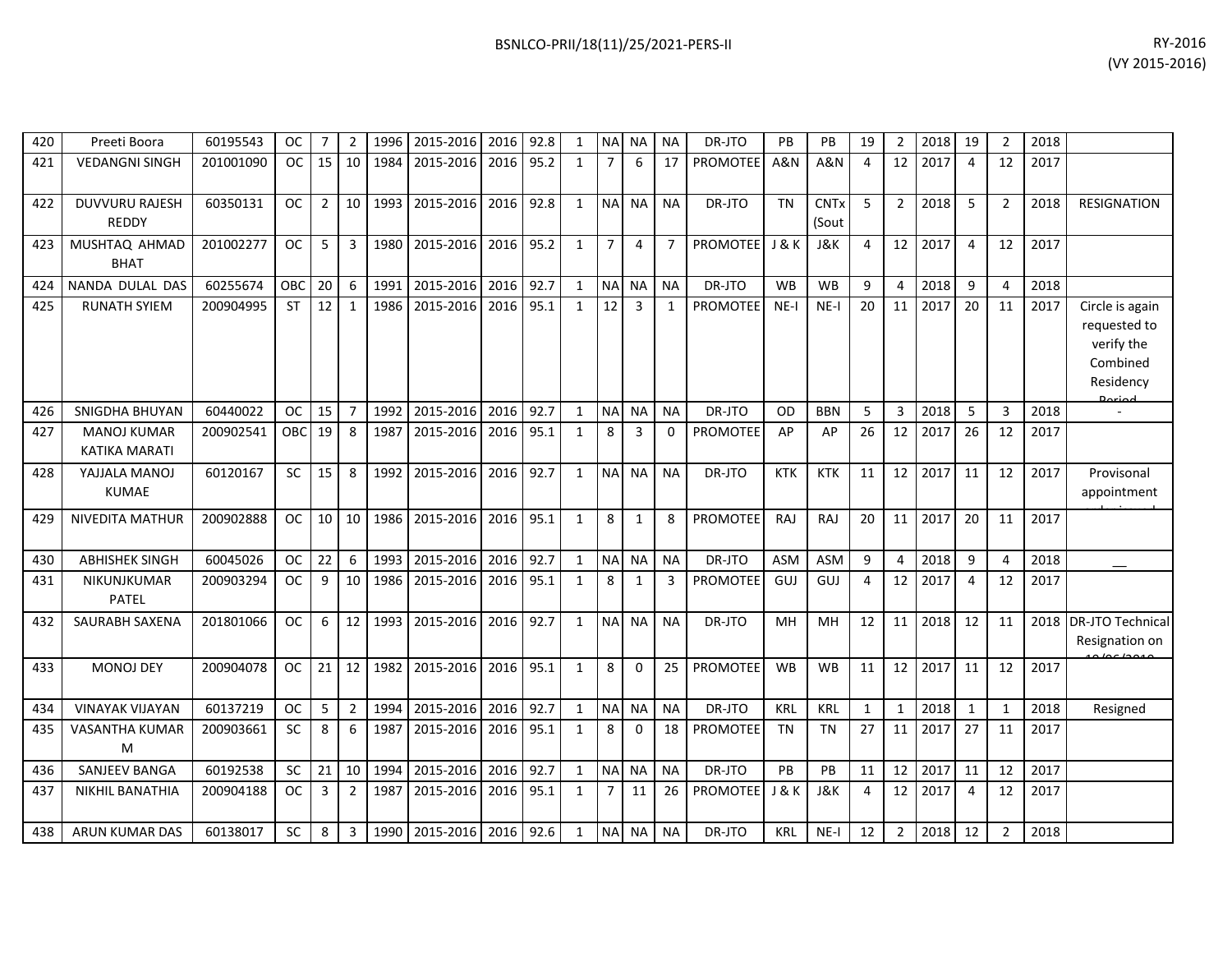| 420 | Preeti Boora | 60195543 | OC | 7 | 2 | 1996 | 2015-2016 | 2016 | 92.8 | 1 | NA | NA | NA | DR-JTO | PB | PB | 19 | 2 | 2018 | 19 | 2 | 2018 | |
|---|---|---|---|---|---|---|---|---|---|---|---|---|---|---|---|---|---|---|---|---|---|---|---|
| 421 | VEDANGNI SINGH | 201001090 | OC | 15 | 10 | 1984 | 2015-2016 | 2016 | 95.2 | 1 | 7 | 6 | 17 | PROMOTEE | A&N | A&N | 4 | 12 | 2017 | 4 | 12 | 2017 | |
| 422 | DUVVURU RAJESH REDDY | 60350131 | OC | 2 | 10 | 1993 | 2015-2016 | 2016 | 92.8 | 1 | NA | NA | NA | DR-JTO | TN | CNTx (Sout | 5 | 2 | 2018 | 5 | 2 | 2018 | RESIGNATION |
| 423 | MUSHTAQ AHMAD BHAT | 201002277 | OC | 5 | 3 | 1980 | 2015-2016 | 2016 | 95.2 | 1 | 7 | 4 | 7 | PROMOTEE | J & K | J&K | 4 | 12 | 2017 | 4 | 12 | 2017 | |
| 424 | NANDA DULAL DAS | 60255674 | OBC | 20 | 6 | 1991 | 2015-2016 | 2016 | 92.7 | 1 | NA | NA | NA | DR-JTO | WB | WB | 9 | 4 | 2018 | 9 | 4 | 2018 | |
| 425 | RUNATH SYIEM | 200904995 | ST | 12 | 1 | 1986 | 2015-2016 | 2016 | 95.1 | 1 | 12 | 3 | 1 | PROMOTEE | NE-I | NE-I | 20 | 11 | 2017 | 20 | 11 | 2017 | Circle is again requested to verify the Combined Residency Period |
| 426 | SNIGDHA BHUYAN | 60440022 | OC | 15 | 7 | 1992 | 2015-2016 | 2016 | 92.7 | 1 | NA | NA | NA | DR-JTO | OD | BBN | 5 | 3 | 2018 | 5 | 3 | 2018 | - |
| 427 | MANOJ KUMAR KATIKA MARATI | 200902541 | OBC | 19 | 8 | 1987 | 2015-2016 | 2016 | 95.1 | 1 | 8 | 3 | 0 | PROMOTEE | AP | AP | 26 | 12 | 2017 | 26 | 12 | 2017 | |
| 428 | YAJJALA MANOJ KUMAE | 60120167 | SC | 15 | 8 | 1992 | 2015-2016 | 2016 | 92.7 | 1 | NA | NA | NA | DR-JTO | KTK | KTK | 11 | 12 | 2017 | 11 | 12 | 2017 | Provisonal appointment |
| 429 | NIVEDITA MATHUR | 200902888 | OC | 10 | 10 | 1986 | 2015-2016 | 2016 | 95.1 | 1 | 8 | 1 | 8 | PROMOTEE | RAJ | RAJ | 20 | 11 | 2017 | 20 | 11 | 2017 | |
| 430 | ABHISHEK SINGH | 60045026 | OC | 22 | 6 | 1993 | 2015-2016 | 2016 | 92.7 | 1 | NA | NA | NA | DR-JTO | ASM | ASM | 9 | 4 | 2018 | 9 | 4 | 2018 | __ |
| 431 | NIKUNJKUMAR PATEL | 200903294 | OC | 9 | 10 | 1986 | 2015-2016 | 2016 | 95.1 | 1 | 8 | 1 | 3 | PROMOTEE | GUJ | GUJ | 4 | 12 | 2017 | 4 | 12 | 2017 | |
| 432 | SAURABH SAXENA | 201801066 | OC | 6 | 12 | 1993 | 2015-2016 | 2016 | 92.7 | 1 | NA | NA | NA | DR-JTO | MH | MH | 12 | 11 | 2018 | 12 | 11 | 2018 | DR-JTO Technical Resignation on |
| 433 | MONOJ DEY | 200904078 | OC | 21 | 12 | 1982 | 2015-2016 | 2016 | 95.1 | 1 | 8 | 0 | 25 | PROMOTEE | WB | WB | 11 | 12 | 2017 | 11 | 12 | 2017 | |
| 434 | VINAYAK VIJAYAN | 60137219 | OC | 5 | 2 | 1994 | 2015-2016 | 2016 | 92.7 | 1 | NA | NA | NA | DR-JTO | KRL | KRL | 1 | 1 | 2018 | 1 | 1 | 2018 | Resigned |
| 435 | VASANTHA KUMAR M | 200903661 | SC | 8 | 6 | 1987 | 2015-2016 | 2016 | 95.1 | 1 | 8 | 0 | 18 | PROMOTEE | TN | TN | 27 | 11 | 2017 | 27 | 11 | 2017 | |
| 436 | SANJEEV BANGA | 60192538 | SC | 21 | 10 | 1994 | 2015-2016 | 2016 | 92.7 | 1 | NA | NA | NA | DR-JTO | PB | PB | 11 | 12 | 2017 | 11 | 12 | 2017 | |
| 437 | NIKHIL BANATHIA | 200904188 | OC | 3 | 2 | 1987 | 2015-2016 | 2016 | 95.1 | 1 | 7 | 11 | 26 | PROMOTEE | J & K | J&K | 4 | 12 | 2017 | 4 | 12 | 2017 | |
| 438 | ARUN KUMAR DAS | 60138017 | SC | 8 | 3 | 1990 | 2015-2016 | 2016 | 92.6 | 1 | NA | NA | NA | DR-JTO | KRL | NE-I | 12 | 2 | 2018 | 12 | 2 | 2018 | |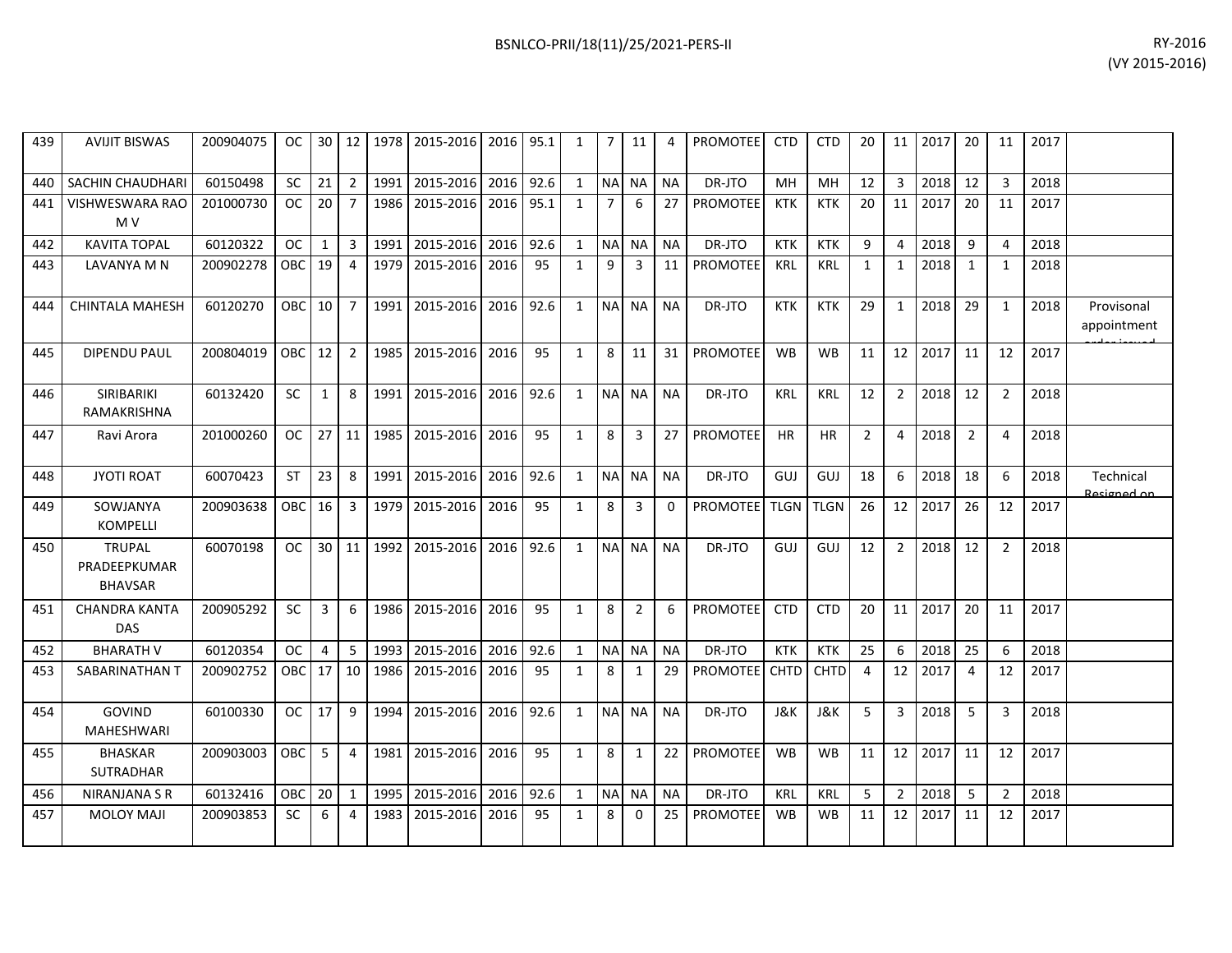| 439 | AVIJIT BISWAS | 200904075 | OC | 30 | 12 | 1978 | 2015-2016 | 2016 | 95.1 | 1 | 7 | 11 | 4 | PROMOTEE | CTD | CTD | 20 | 11 | 2017 | 20 | 11 | 2017 | |
|---|---|---|---|---|---|---|---|---|---|---|---|---|---|---|---|---|---|---|---|---|---|---|---|
| 440 | SACHIN CHAUDHARI | 60150498 | SC | 21 | 2 | 1991 | 2015-2016 | 2016 | 92.6 | 1 | NA | NA | NA | DR-JTO | MH | MH | 12 | 3 | 2018 | 12 | 3 | 2018 | |
| 441 | VISHWESWARA RAO M V | 201000730 | OC | 20 | 7 | 1986 | 2015-2016 | 2016 | 95.1 | 1 | 7 | 6 | 27 | PROMOTEE | KTK | KTK | 20 | 11 | 2017 | 20 | 11 | 2017 | |
| 442 | KAVITA TOPAL | 60120322 | OC | 1 | 3 | 1991 | 2015-2016 | 2016 | 92.6 | 1 | NA | NA | NA | DR-JTO | KTK | KTK | 9 | 4 | 2018 | 9 | 4 | 2018 | |
| 443 | LAVANYA M N | 200902278 | OBC | 19 | 4 | 1979 | 2015-2016 | 2016 | 95 | 1 | 9 | 3 | 11 | PROMOTEE | KRL | KRL | 1 | 1 | 2018 | 1 | 1 | 2018 | |
| 444 | CHINTALA MAHESH | 60120270 | OBC | 10 | 7 | 1991 | 2015-2016 | 2016 | 92.6 | 1 | NA | NA | NA | DR-JTO | KTK | KTK | 29 | 1 | 2018 | 29 | 1 | 2018 | Provisonal appointment order issued |
| 445 | DIPENDU PAUL | 200804019 | OBC | 12 | 2 | 1985 | 2015-2016 | 2016 | 95 | 1 | 8 | 11 | 31 | PROMOTEE | WB | WB | 11 | 12 | 2017 | 11 | 12 | 2017 | |
| 446 | SIRIBARIKI RAMAKRISHNA | 60132420 | SC | 1 | 8 | 1991 | 2015-2016 | 2016 | 92.6 | 1 | NA | NA | NA | DR-JTO | KRL | KRL | 12 | 2 | 2018 | 12 | 2 | 2018 | |
| 447 | Ravi Arora | 201000260 | OC | 27 | 11 | 1985 | 2015-2016 | 2016 | 95 | 1 | 8 | 3 | 27 | PROMOTEE | HR | HR | 2 | 4 | 2018 | 2 | 4 | 2018 | |
| 448 | JYOTI ROAT | 60070423 | ST | 23 | 8 | 1991 | 2015-2016 | 2016 | 92.6 | 1 | NA | NA | NA | DR-JTO | GUJ | GUJ | 18 | 6 | 2018 | 18 | 6 | 2018 | Technical Resigned on |
| 449 | SOWJANYA KOMPELLI | 200903638 | OBC | 16 | 3 | 1979 | 2015-2016 | 2016 | 95 | 1 | 8 | 3 | 0 | PROMOTEE | TLGN | TLGN | 26 | 12 | 2017 | 26 | 12 | 2017 | |
| 450 | TRUPAL PRADEEPKUMAR BHAVSAR | 60070198 | OC | 30 | 11 | 1992 | 2015-2016 | 2016 | 92.6 | 1 | NA | NA | NA | DR-JTO | GUJ | GUJ | 12 | 2 | 2018 | 12 | 2 | 2018 | |
| 451 | CHANDRA KANTA DAS | 200905292 | SC | 3 | 6 | 1986 | 2015-2016 | 2016 | 95 | 1 | 8 | 2 | 6 | PROMOTEE | CTD | CTD | 20 | 11 | 2017 | 20 | 11 | 2017 | |
| 452 | BHARATH V | 60120354 | OC | 4 | 5 | 1993 | 2015-2016 | 2016 | 92.6 | 1 | NA | NA | NA | DR-JTO | KTK | KTK | 25 | 6 | 2018 | 25 | 6 | 2018 | |
| 453 | SABARINATHAN T | 200902752 | OBC | 17 | 10 | 1986 | 2015-2016 | 2016 | 95 | 1 | 8 | 1 | 29 | PROMOTEE | CHTD | CHTD | 4 | 12 | 2017 | 4 | 12 | 2017 | |
| 454 | GOVIND MAHESHWARI | 60100330 | OC | 17 | 9 | 1994 | 2015-2016 | 2016 | 92.6 | 1 | NA | NA | NA | DR-JTO | J&K | J&K | 5 | 3 | 2018 | 5 | 3 | 2018 | |
| 455 | BHASKAR SUTRADHAR | 200903003 | OBC | 5 | 4 | 1981 | 2015-2016 | 2016 | 95 | 1 | 8 | 1 | 22 | PROMOTEE | WB | WB | 11 | 12 | 2017 | 11 | 12 | 2017 | |
| 456 | NIRANJANA S R | 60132416 | OBC | 20 | 1 | 1995 | 2015-2016 | 2016 | 92.6 | 1 | NA | NA | NA | DR-JTO | KRL | KRL | 5 | 2 | 2018 | 5 | 2 | 2018 | |
| 457 | MOLOY MAJI | 200903853 | SC | 6 | 4 | 1983 | 2015-2016 | 2016 | 95 | 1 | 8 | 0 | 25 | PROMOTEE | WB | WB | 11 | 12 | 2017 | 11 | 12 | 2017 | |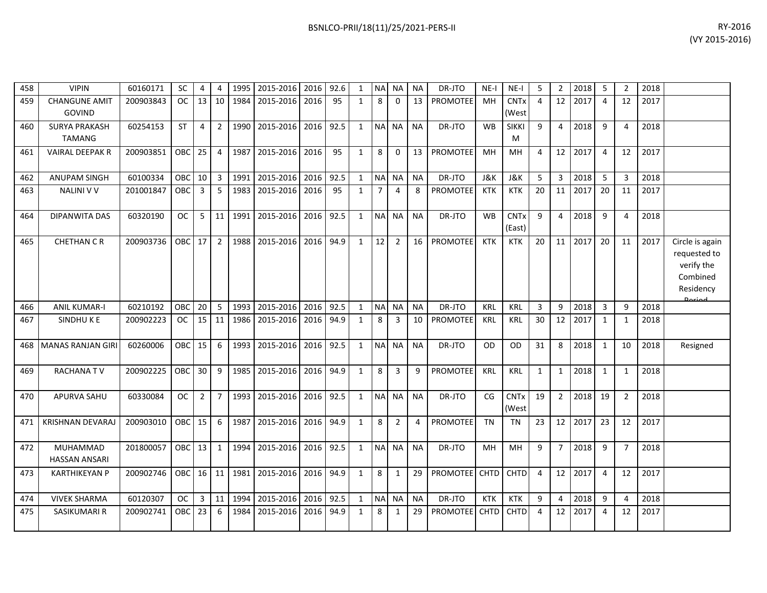| | | | | | | | | | | | | | | | | | | | | | | | | |
|---|---|---|---|---|---|---|---|---|---|---|---|---|---|---|---|---|---|---|---|---|---|---|---|---|
| 458 | VIPIN | 60160171 | SC | 4 | 4 | 1995 | 2015-2016 | 2016 | 92.6 | 1 | NA | NA | NA | DR-JTO | NE-I | NE-I | 5 | 2 | 2018 | 5 | 2 | 2018 | |
| 459 | CHANGUNE AMIT GOVIND | 200903843 | OC | 13 | 10 | 1984 | 2015-2016 | 2016 | 95 | 1 | 8 | 0 | 13 | PROMOTEE | MH | CNTx (West | 4 | 12 | 2017 | 4 | 12 | 2017 | |
| 460 | SURYA PRAKASH TAMANG | 60254153 | ST | 4 | 2 | 1990 | 2015-2016 | 2016 | 92.5 | 1 | NA | NA | NA | DR-JTO | WB | SIKKI M | 9 | 4 | 2018 | 9 | 4 | 2018 | |
| 461 | VAIRAL DEEPAK R | 200903851 | OBC | 25 | 4 | 1987 | 2015-2016 | 2016 | 95 | 1 | 8 | 0 | 13 | PROMOTEE | MH | MH | 4 | 12 | 2017 | 4 | 12 | 2017 | |
| 462 | ANUPAM SINGH | 60100334 | OBC | 10 | 3 | 1991 | 2015-2016 | 2016 | 92.5 | 1 | NA | NA | NA | DR-JTO | J&K | J&K | 5 | 3 | 2018 | 5 | 3 | 2018 | |
| 463 | NALINI V V | 201001847 | OBC | 3 | 5 | 1983 | 2015-2016 | 2016 | 95 | 1 | 7 | 4 | 8 | PROMOTEE | KTK | KTK | 20 | 11 | 2017 | 20 | 11 | 2017 | |
| 464 | DIPANWITA DAS | 60320190 | OC | 5 | 11 | 1991 | 2015-2016 | 2016 | 92.5 | 1 | NA | NA | NA | DR-JTO | WB | CNTx (East) | 9 | 4 | 2018 | 9 | 4 | 2018 | |
| 465 | CHETHAN C R | 200903736 | OBC | 17 | 2 | 1988 | 2015-2016 | 2016 | 94.9 | 1 | 12 | 2 | 16 | PROMOTEE | KTK | KTK | 20 | 11 | 2017 | 20 | 11 | 2017 | Circle is again requested to verify the Combined Residency Period |
| 466 | ANIL KUMAR-I | 60210192 | OBC | 20 | 5 | 1993 | 2015-2016 | 2016 | 92.5 | 1 | NA | NA | NA | DR-JTO | KRL | KRL | 3 | 9 | 2018 | 3 | 9 | 2018 | |
| 467 | SINDHU K E | 200902223 | OC | 15 | 11 | 1986 | 2015-2016 | 2016 | 94.9 | 1 | 8 | 3 | 10 | PROMOTEE | KRL | KRL | 30 | 12 | 2017 | 1 | 1 | 2018 | |
| 468 | MANAS RANJAN GIRI | 60260006 | OBC | 15 | 6 | 1993 | 2015-2016 | 2016 | 92.5 | 1 | NA | NA | NA | DR-JTO | OD | OD | 31 | 8 | 2018 | 1 | 10 | 2018 | Resigned |
| 469 | RACHANA T V | 200902225 | OBC | 30 | 9 | 1985 | 2015-2016 | 2016 | 94.9 | 1 | 8 | 3 | 9 | PROMOTEE | KRL | KRL | 1 | 1 | 2018 | 1 | 1 | 2018 | |
| 470 | APURVA SAHU | 60330084 | OC | 2 | 7 | 1993 | 2015-2016 | 2016 | 92.5 | 1 | NA | NA | NA | DR-JTO | CG | CNTx (West | 19 | 2 | 2018 | 19 | 2 | 2018 | |
| 471 | KRISHNAN DEVARAJ | 200903010 | OBC | 15 | 6 | 1987 | 2015-2016 | 2016 | 94.9 | 1 | 8 | 2 | 4 | PROMOTEE | TN | TN | 23 | 12 | 2017 | 23 | 12 | 2017 | |
| 472 | MUHAMMAD HASSAN ANSARI | 201800057 | OBC | 13 | 1 | 1994 | 2015-2016 | 2016 | 92.5 | 1 | NA | NA | NA | DR-JTO | MH | MH | 9 | 7 | 2018 | 9 | 7 | 2018 | |
| 473 | KARTHIKEYAN P | 200902746 | OBC | 16 | 11 | 1981 | 2015-2016 | 2016 | 94.9 | 1 | 8 | 1 | 29 | PROMOTEE | CHTD | CHTD | 4 | 12 | 2017 | 4 | 12 | 2017 | |
| 474 | VIVEK SHARMA | 60120307 | OC | 3 | 11 | 1994 | 2015-2016 | 2016 | 92.5 | 1 | NA | NA | NA | DR-JTO | KTK | KTK | 9 | 4 | 2018 | 9 | 4 | 2018 | |
| 475 | SASIKUMARI R | 200902741 | OBC | 23 | 6 | 1984 | 2015-2016 | 2016 | 94.9 | 1 | 8 | 1 | 29 | PROMOTEE | CHTD | CHTD | 4 | 12 | 2017 | 4 | 12 | 2017 | |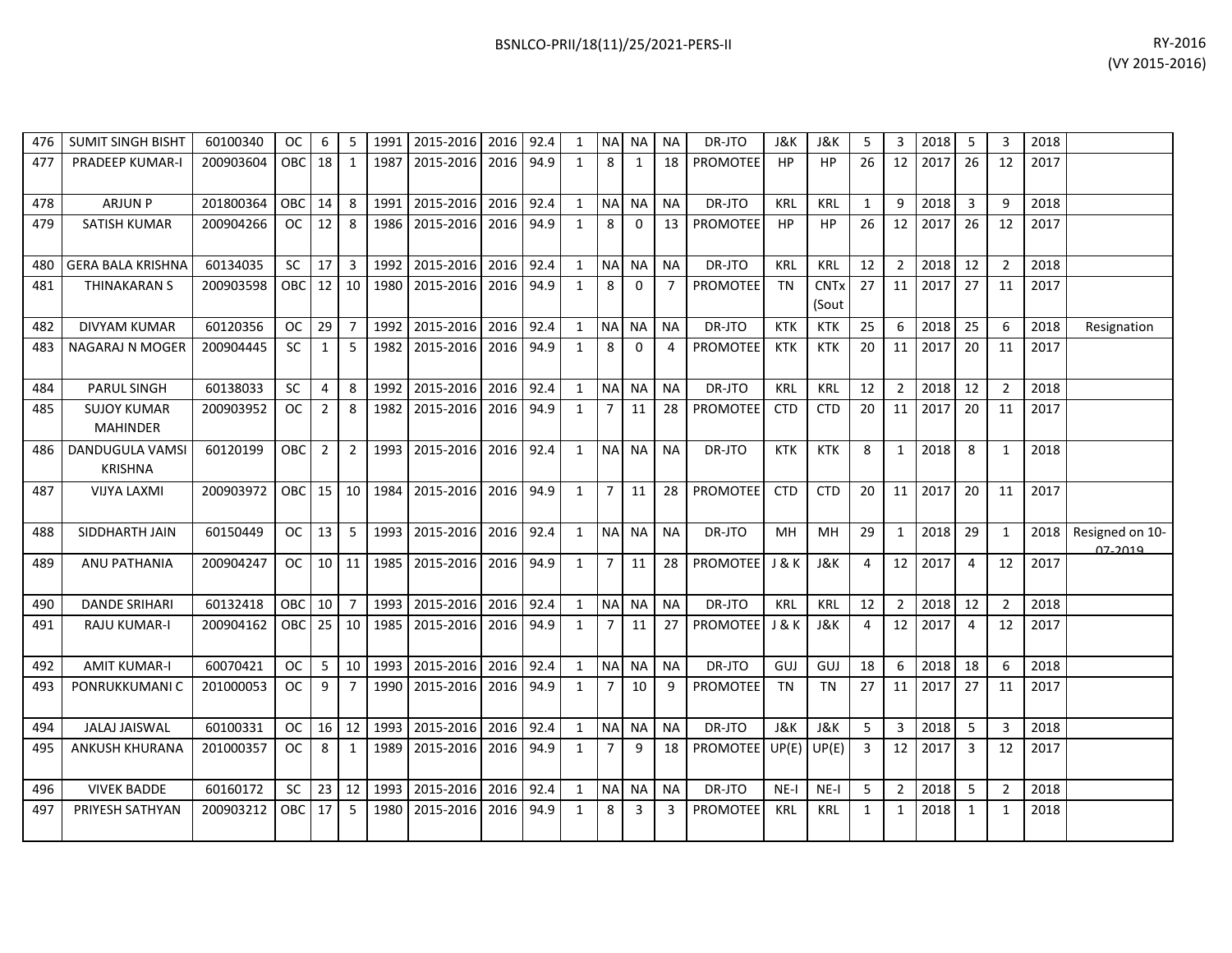| 476 | SUMIT SINGH BISHT | 60100340 | OC | 6 | 5 | 1991 | 2015-2016 | 2016 | 92.4 | 1 | NA | NA | NA | DR-JTO | J&K | J&K | 5 | 3 | 2018 | 5 | 3 | 2018 | |
|---|---|---|---|---|---|---|---|---|---|---|---|---|---|---|---|---|---|---|---|---|---|---|---|
| 477 | PRADEEP KUMAR-I | 200903604 | OBC | 18 | 1 | 1987 | 2015-2016 | 2016 | 94.9 | 1 | 8 | 1 | 18 | PROMOTEE | HP | HP | 26 | 12 | 2017 | 26 | 12 | 2017 | |
| 478 | ARJUN P | 201800364 | OBC | 14 | 8 | 1991 | 2015-2016 | 2016 | 92.4 | 1 | NA | NA | NA | DR-JTO | KRL | KRL | 1 | 9 | 2018 | 3 | 9 | 2018 | |
| 479 | SATISH KUMAR | 200904266 | OC | 12 | 8 | 1986 | 2015-2016 | 2016 | 94.9 | 1 | 8 | 0 | 13 | PROMOTEE | HP | HP | 26 | 12 | 2017 | 26 | 12 | 2017 | |
| 480 | GERA BALA KRISHNA | 60134035 | SC | 17 | 3 | 1992 | 2015-2016 | 2016 | 92.4 | 1 | NA | NA | NA | DR-JTO | KRL | KRL | 12 | 2 | 2018 | 12 | 2 | 2018 | |
| 481 | THINAKARAN S | 200903598 | OBC | 12 | 10 | 1980 | 2015-2016 | 2016 | 94.9 | 1 | 8 | 0 | 7 | PROMOTEE | TN | CNTx (Sout | 27 | 11 | 2017 | 27 | 11 | 2017 | |
| 482 | DIVYAM KUMAR | 60120356 | OC | 29 | 7 | 1992 | 2015-2016 | 2016 | 92.4 | 1 | NA | NA | NA | DR-JTO | KTK | KTK | 25 | 6 | 2018 | 25 | 6 | 2018 | Resignation |
| 483 | NAGARAJ N MOGER | 200904445 | SC | 1 | 5 | 1982 | 2015-2016 | 2016 | 94.9 | 1 | 8 | 0 | 4 | PROMOTEE | KTK | KTK | 20 | 11 | 2017 | 20 | 11 | 2017 | |
| 484 | PARUL SINGH | 60138033 | SC | 4 | 8 | 1992 | 2015-2016 | 2016 | 92.4 | 1 | NA | NA | NA | DR-JTO | KRL | KRL | 12 | 2 | 2018 | 12 | 2 | 2018 | |
| 485 | SUJOY KUMAR MAHINDER | 200903952 | OC | 2 | 8 | 1982 | 2015-2016 | 2016 | 94.9 | 1 | 7 | 11 | 28 | PROMOTEE | CTD | CTD | 20 | 11 | 2017 | 20 | 11 | 2017 | |
| 486 | DANDUGULA VAMSI KRISHNA | 60120199 | OBC | 2 | 2 | 1993 | 2015-2016 | 2016 | 92.4 | 1 | NA | NA | NA | DR-JTO | KTK | KTK | 8 | 1 | 2018 | 8 | 1 | 2018 | |
| 487 | VIJYA LAXMI | 200903972 | OBC | 15 | 10 | 1984 | 2015-2016 | 2016 | 94.9 | 1 | 7 | 11 | 28 | PROMOTEE | CTD | CTD | 20 | 11 | 2017 | 20 | 11 | 2017 | |
| 488 | SIDDHARTH JAIN | 60150449 | OC | 13 | 5 | 1993 | 2015-2016 | 2016 | 92.4 | 1 | NA | NA | NA | DR-JTO | MH | MH | 29 | 1 | 2018 | 29 | 1 | 2018 | Resigned on 10-07-2019 |
| 489 | ANU PATHANIA | 200904247 | OC | 10 | 11 | 1985 | 2015-2016 | 2016 | 94.9 | 1 | 7 | 11 | 28 | PROMOTEE | J & K | J&K | 4 | 12 | 2017 | 4 | 12 | 2017 | |
| 490 | DANDE SRIHARI | 60132418 | OBC | 10 | 7 | 1993 | 2015-2016 | 2016 | 92.4 | 1 | NA | NA | NA | DR-JTO | KRL | KRL | 12 | 2 | 2018 | 12 | 2 | 2018 | |
| 491 | RAJU KUMAR-I | 200904162 | OBC | 25 | 10 | 1985 | 2015-2016 | 2016 | 94.9 | 1 | 7 | 11 | 27 | PROMOTEE | J & K | J&K | 4 | 12 | 2017 | 4 | 12 | 2017 | |
| 492 | AMIT KUMAR-I | 60070421 | OC | 5 | 10 | 1993 | 2015-2016 | 2016 | 92.4 | 1 | NA | NA | NA | DR-JTO | GUJ | GUJ | 18 | 6 | 2018 | 18 | 6 | 2018 | |
| 493 | PONRUKKUMANI C | 201000053 | OC | 9 | 7 | 1990 | 2015-2016 | 2016 | 94.9 | 1 | 7 | 10 | 9 | PROMOTEE | TN | TN | 27 | 11 | 2017 | 27 | 11 | 2017 | |
| 494 | JALAJ JAISWAL | 60100331 | OC | 16 | 12 | 1993 | 2015-2016 | 2016 | 92.4 | 1 | NA | NA | NA | DR-JTO | J&K | J&K | 5 | 3 | 2018 | 5 | 3 | 2018 | |
| 495 | ANKUSH KHURANA | 201000357 | OC | 8 | 1 | 1989 | 2015-2016 | 2016 | 94.9 | 1 | 7 | 9 | 18 | PROMOTEE | UP(E) | UP(E) | 3 | 12 | 2017 | 3 | 12 | 2017 | |
| 496 | VIVEK BADDE | 60160172 | SC | 23 | 12 | 1993 | 2015-2016 | 2016 | 92.4 | 1 | NA | NA | NA | DR-JTO | NE-I | NE-I | 5 | 2 | 2018 | 5 | 2 | 2018 | |
| 497 | PRIYESH SATHYAN | 200903212 | OBC | 17 | 5 | 1980 | 2015-2016 | 2016 | 94.9 | 1 | 8 | 3 | 3 | PROMOTEE | KRL | KRL | 1 | 1 | 2018 | 1 | 1 | 2018 | |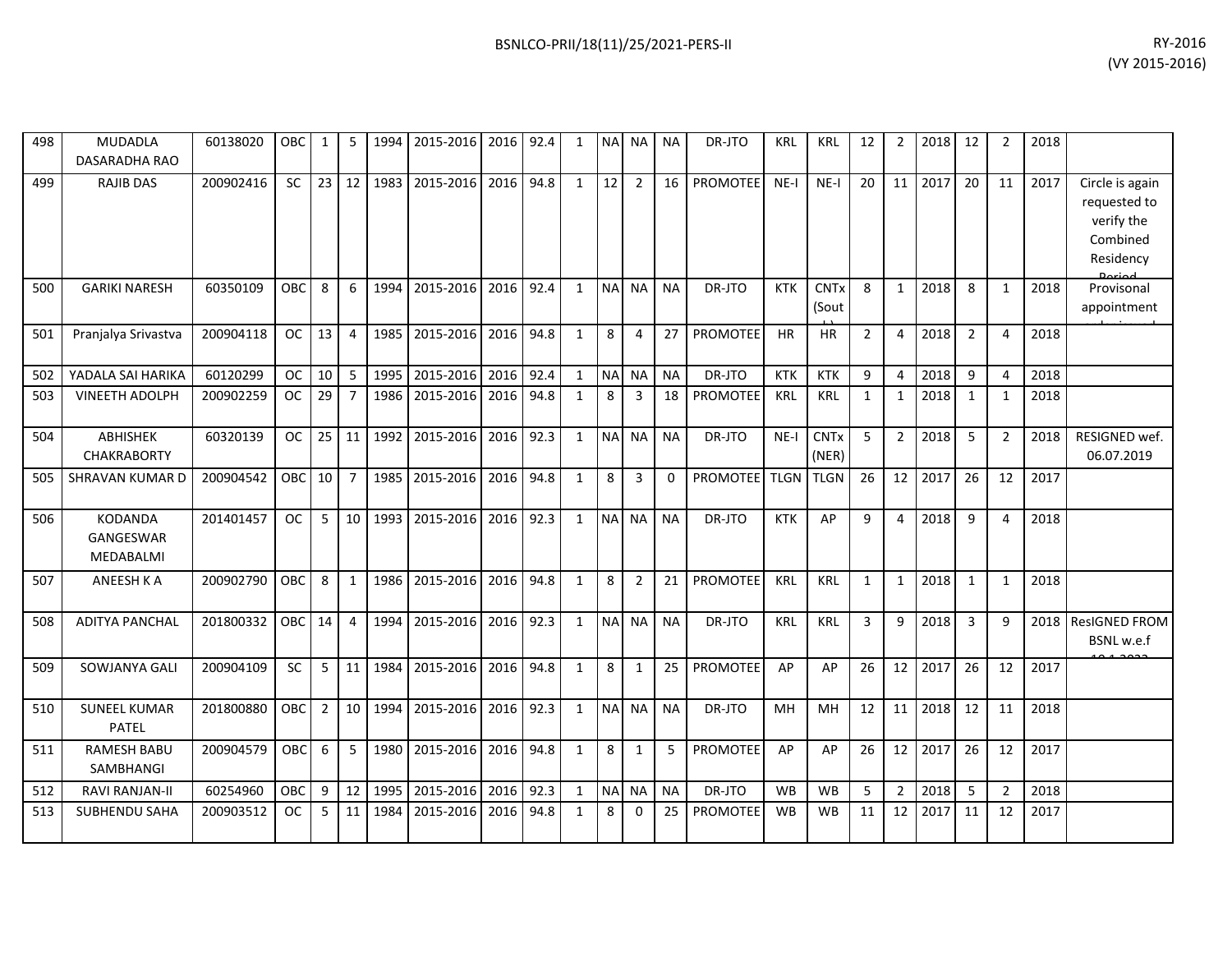| | | | | | | | | | | | | | | | | | | | | | | | | |
|---|---|---|---|---|---|---|---|---|---|---|---|---|---|---|---|---|---|---|---|---|---|---|---|---|
| 498 | MUDADLA DASARADHA RAO | 60138020 | OBC | 1 | 5 | 1994 | 2015-2016 | 2016 | 92.4 | 1 | NA | NA | NA | DR-JTO | KRL | KRL | 12 | 2 | 2018 | 12 | 2 | 2018 | |
| 499 | RAJIB DAS | 200902416 | SC | 23 | 12 | 1983 | 2015-2016 | 2016 | 94.8 | 1 | 12 | 2 | 16 | PROMOTEE | NE-I | NE-I | 20 | 11 | 2017 | 20 | 11 | 2017 | Circle is again requested to verify the Combined Residency Period |
| 500 | GARIKI NARESH | 60350109 | OBC | 8 | 6 | 1994 | 2015-2016 | 2016 | 92.4 | 1 | NA | NA | NA | DR-JTO | KTK | CNTx (South) | 8 | 1 | 2018 | 8 | 1 | 2018 | Provisonal appointment |
| 501 | Pranjalya Srivastva | 200904118 | OC | 13 | 4 | 1985 | 2015-2016 | 2016 | 94.8 | 1 | 8 | 4 | 27 | PROMOTEE | HR | HR | 2 | 4 | 2018 | 2 | 4 | 2018 | |
| 502 | YADALA SAI HARIKA | 60120299 | OC | 10 | 5 | 1995 | 2015-2016 | 2016 | 92.4 | 1 | NA | NA | NA | DR-JTO | KTK | KTK | 9 | 4 | 2018 | 9 | 4 | 2018 | |
| 503 | VINEETH ADOLPH | 200902259 | OC | 29 | 7 | 1986 | 2015-2016 | 2016 | 94.8 | 1 | 8 | 3 | 18 | PROMOTEE | KRL | KRL | 1 | 1 | 2018 | 1 | 1 | 2018 | |
| 504 | ABHISHEK CHAKRABORTY | 60320139 | OC | 25 | 11 | 1992 | 2015-2016 | 2016 | 92.3 | 1 | NA | NA | NA | DR-JTO | NE-I | CNTx (NER) | 5 | 2 | 2018 | 5 | 2 | 2018 | RESIGNED wef. 06.07.2019 |
| 505 | SHRAVAN KUMAR D | 200904542 | OBC | 10 | 7 | 1985 | 2015-2016 | 2016 | 94.8 | 1 | 8 | 3 | 0 | PROMOTEE | TLGN | TLGN | 26 | 12 | 2017 | 26 | 12 | 2017 | |
| 506 | KODANDA GANGESWAR MEDABALMI | 201401457 | OC | 5 | 10 | 1993 | 2015-2016 | 2016 | 92.3 | 1 | NA | NA | NA | DR-JTO | KTK | AP | 9 | 4 | 2018 | 9 | 4 | 2018 | |
| 507 | ANEESH K A | 200902790 | OBC | 8 | 1 | 1986 | 2015-2016 | 2016 | 94.8 | 1 | 8 | 2 | 21 | PROMOTEE | KRL | KRL | 1 | 1 | 2018 | 1 | 1 | 2018 | |
| 508 | ADITYA PANCHAL | 201800332 | OBC | 14 | 4 | 1994 | 2015-2016 | 2016 | 92.3 | 1 | NA | NA | NA | DR-JTO | KRL | KRL | 3 | 9 | 2018 | 3 | 9 | 2018 | ResIGNED FROM BSNL w.e.f |
| 509 | SOWJANYA GALI | 200904109 | SC | 5 | 11 | 1984 | 2015-2016 | 2016 | 94.8 | 1 | 8 | 1 | 25 | PROMOTEE | AP | AP | 26 | 12 | 2017 | 26 | 12 | 2017 | |
| 510 | SUNEEL KUMAR PATEL | 201800880 | OBC | 2 | 10 | 1994 | 2015-2016 | 2016 | 92.3 | 1 | NA | NA | NA | DR-JTO | MH | MH | 12 | 11 | 2018 | 12 | 11 | 2018 | |
| 511 | RAMESH BABU SAMBHANGI | 200904579 | OBC | 6 | 5 | 1980 | 2015-2016 | 2016 | 94.8 | 1 | 8 | 1 | 5 | PROMOTEE | AP | AP | 26 | 12 | 2017 | 26 | 12 | 2017 | |
| 512 | RAVI RANJAN-II | 60254960 | OBC | 9 | 12 | 1995 | 2015-2016 | 2016 | 92.3 | 1 | NA | NA | NA | DR-JTO | WB | WB | 5 | 2 | 2018 | 5 | 2 | 2018 | |
| 513 | SUBHENDU SAHA | 200903512 | OC | 5 | 11 | 1984 | 2015-2016 | 2016 | 94.8 | 1 | 8 | 0 | 25 | PROMOTEE | WB | WB | 11 | 12 | 2017 | 11 | 12 | 2017 | |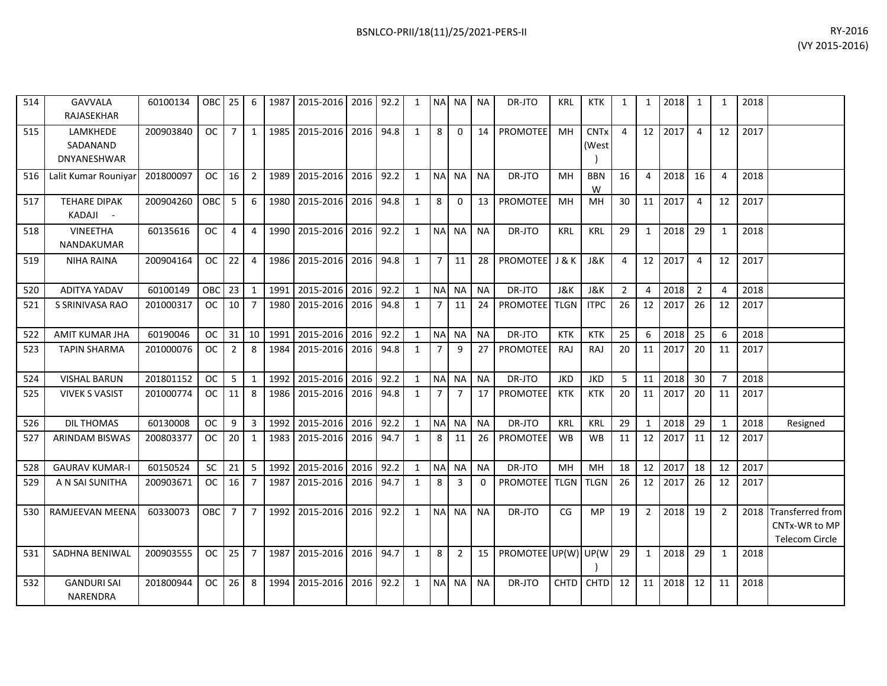| 514 | GAVVALA RAJASEKHAR | 60100134 | OBC | 25 | 6 | 1987 | 2015-2016 | 2016 | 92.2 | 1 | NA | NA | NA | DR-JTO | KRL | KTK | 1 | 1 | 2018 | 1 | 1 | 2018 | |
|---|---|---|---|---|---|---|---|---|---|---|---|---|---|---|---|---|---|---|---|---|---|---|---|
| 515 | LAMKHEDE SADANAND DNYANESHWAR | 200903840 | OC | 7 | 1 | 1985 | 2015-2016 | 2016 | 94.8 | 1 | 8 | 0 | 14 | PROMOTEE | MH | CNTx (West ) | 4 | 12 | 2017 | 4 | 12 | 2017 | |
| 516 | Lalit Kumar Rouniyar | 201800097 | OC | 16 | 2 | 1989 | 2015-2016 | 2016 | 92.2 | 1 | NA | NA | NA | DR-JTO | MH | BBN W | 16 | 4 | 2018 | 16 | 4 | 2018 | |
| 517 | TEHARE DIPAK KADAJI - | 200904260 | OBC | 5 | 6 | 1980 | 2015-2016 | 2016 | 94.8 | 1 | 8 | 0 | 13 | PROMOTEE | MH | MH | 30 | 11 | 2017 | 4 | 12 | 2017 | |
| 518 | VINEETHA NANDAKUMAR | 60135616 | OC | 4 | 4 | 1990 | 2015-2016 | 2016 | 92.2 | 1 | NA | NA | NA | DR-JTO | KRL | KRL | 29 | 1 | 2018 | 29 | 1 | 2018 | |
| 519 | NIHA RAINA | 200904164 | OC | 22 | 4 | 1986 | 2015-2016 | 2016 | 94.8 | 1 | 7 | 11 | 28 | PROMOTEE | J & K | J&K | 4 | 12 | 2017 | 4 | 12 | 2017 | |
| 520 | ADITYA YADAV | 60100149 | OBC | 23 | 1 | 1991 | 2015-2016 | 2016 | 92.2 | 1 | NA | NA | NA | DR-JTO | J&K | J&K | 2 | 4 | 2018 | 2 | 4 | 2018 | |
| 521 | S SRINIVASA RAO | 201000317 | OC | 10 | 7 | 1980 | 2015-2016 | 2016 | 94.8 | 1 | 7 | 11 | 24 | PROMOTEE | TLGN | ITPC | 26 | 12 | 2017 | 26 | 12 | 2017 | |
| 522 | AMIT KUMAR JHA | 60190046 | OC | 31 | 10 | 1991 | 2015-2016 | 2016 | 92.2 | 1 | NA | NA | NA | DR-JTO | KTK | KTK | 25 | 6 | 2018 | 25 | 6 | 2018 | |
| 523 | TAPIN SHARMA | 201000076 | OC | 2 | 8 | 1984 | 2015-2016 | 2016 | 94.8 | 1 | 7 | 9 | 27 | PROMOTEE | RAJ | RAJ | 20 | 11 | 2017 | 20 | 11 | 2017 | |
| 524 | VISHAL BARUN | 201801152 | OC | 5 | 1 | 1992 | 2015-2016 | 2016 | 92.2 | 1 | NA | NA | NA | DR-JTO | JKD | JKD | 5 | 11 | 2018 | 30 | 7 | 2018 | |
| 525 | VIVEK S VASIST | 201000774 | OC | 11 | 8 | 1986 | 2015-2016 | 2016 | 94.8 | 1 | 7 | 7 | 17 | PROMOTEE | KTK | KTK | 20 | 11 | 2017 | 20 | 11 | 2017 | |
| 526 | DIL THOMAS | 60130008 | OC | 9 | 3 | 1992 | 2015-2016 | 2016 | 92.2 | 1 | NA | NA | NA | DR-JTO | KRL | KRL | 29 | 1 | 2018 | 29 | 1 | 2018 | Resigned |
| 527 | ARINDAM BISWAS | 200803377 | OC | 20 | 1 | 1983 | 2015-2016 | 2016 | 94.7 | 1 | 8 | 11 | 26 | PROMOTEE | WB | WB | 11 | 12 | 2017 | 11 | 12 | 2017 | |
| 528 | GAURAV KUMAR-I | 60150524 | SC | 21 | 5 | 1992 | 2015-2016 | 2016 | 92.2 | 1 | NA | NA | NA | DR-JTO | MH | MH | 18 | 12 | 2017 | 18 | 12 | 2017 | |
| 529 | A N SAI SUNITHA | 200903671 | OC | 16 | 7 | 1987 | 2015-2016 | 2016 | 94.7 | 1 | 8 | 3 | 0 | PROMOTEE | TLGN | TLGN | 26 | 12 | 2017 | 26 | 12 | 2017 | |
| 530 | RAMJEEVAN MEENA | 60330073 | OBC | 7 | 7 | 1992 | 2015-2016 | 2016 | 92.2 | 1 | NA | NA | NA | DR-JTO | CG | MP | 19 | 2 | 2018 | 19 | 2 | 2018 | Transferred from CNTx-WR to MP Telecom Circle |
| 531 | SADHNA BENIWAL | 200903555 | OC | 25 | 7 | 1987 | 2015-2016 | 2016 | 94.7 | 1 | 8 | 2 | 15 | PROMOTEE | UP(W) | UP(W ) | 29 | 1 | 2018 | 29 | 1 | 2018 | |
| 532 | GANDURI SAI NARENDRA | 201800944 | OC | 26 | 8 | 1994 | 2015-2016 | 2016 | 92.2 | 1 | NA | NA | NA | DR-JTO | CHTD | CHTD | 12 | 11 | 2018 | 12 | 11 | 2018 | |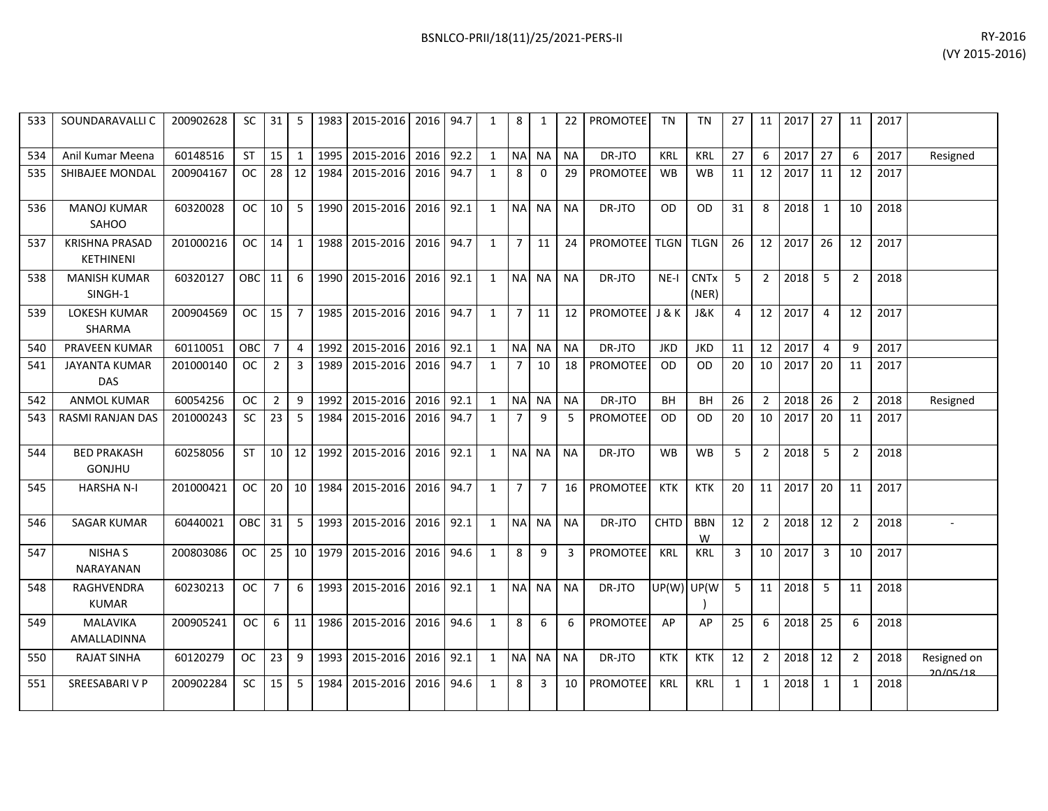| 533 | SOUNDARAVALLI C | 200902628 | SC | 31 | 5 | 1983 | 2015-2016 | 2016 | 94.7 | 1 | 8 | 1 | 22 | PROMOTEE | TN | TN | 27 | 11 | 2017 | 27 | 11 | 2017 | |
|---|---|---|---|---|---|---|---|---|---|---|---|---|---|---|---|---|---|---|---|---|---|---|---|
| 534 | Anil Kumar Meena | 60148516 | ST | 15 | 1 | 1995 | 2015-2016 | 2016 | 92.2 | 1 | NA | NA | NA | DR-JTO | KRL | KRL | 27 | 6 | 2017 | 27 | 6 | 2017 | Resigned |
| 535 | SHIBAJEE MONDAL | 200904167 | OC | 28 | 12 | 1984 | 2015-2016 | 2016 | 94.7 | 1 | 8 | 0 | 29 | PROMOTEE | WB | WB | 11 | 12 | 2017 | 11 | 12 | 2017 | |
| 536 | MANOJ KUMAR SAHOO | 60320028 | OC | 10 | 5 | 1990 | 2015-2016 | 2016 | 92.1 | 1 | NA | NA | NA | DR-JTO | OD | OD | 31 | 8 | 2018 | 1 | 10 | 2018 | |
| 537 | KRISHNA PRASAD KETHINENI | 201000216 | OC | 14 | 1 | 1988 | 2015-2016 | 2016 | 94.7 | 1 | 7 | 11 | 24 | PROMOTEE | TLGN | TLGN | 26 | 12 | 2017 | 26 | 12 | 2017 | |
| 538 | MANISH KUMAR SINGH-1 | 60320127 | OBC | 11 | 6 | 1990 | 2015-2016 | 2016 | 92.1 | 1 | NA | NA | NA | DR-JTO | NE-I | CNTx (NER) | 5 | 2 | 2018 | 5 | 2 | 2018 | |
| 539 | LOKESH KUMAR SHARMA | 200904569 | OC | 15 | 7 | 1985 | 2015-2016 | 2016 | 94.7 | 1 | 7 | 11 | 12 | PROMOTEE | J & K | J&K | 4 | 12 | 2017 | 4 | 12 | 2017 | |
| 540 | PRAVEEN KUMAR | 60110051 | OBC | 7 | 4 | 1992 | 2015-2016 | 2016 | 92.1 | 1 | NA | NA | NA | DR-JTO | JKD | JKD | 11 | 12 | 2017 | 4 | 9 | 2017 | |
| 541 | JAYANTA KUMAR DAS | 201000140 | OC | 2 | 3 | 1989 | 2015-2016 | 2016 | 94.7 | 1 | 7 | 10 | 18 | PROMOTEE | OD | OD | 20 | 10 | 2017 | 20 | 11 | 2017 | |
| 542 | ANMOL KUMAR | 60054256 | OC | 2 | 9 | 1992 | 2015-2016 | 2016 | 92.1 | 1 | NA | NA | NA | DR-JTO | BH | BH | 26 | 2 | 2018 | 26 | 2 | 2018 | Resigned |
| 543 | RASMI RANJAN DAS | 201000243 | SC | 23 | 5 | 1984 | 2015-2016 | 2016 | 94.7 | 1 | 7 | 9 | 5 | PROMOTEE | OD | OD | 20 | 10 | 2017 | 20 | 11 | 2017 | |
| 544 | BED PRAKASH GONJHU | 60258056 | ST | 10 | 12 | 1992 | 2015-2016 | 2016 | 92.1 | 1 | NA | NA | NA | DR-JTO | WB | WB | 5 | 2 | 2018 | 5 | 2 | 2018 | |
| 545 | HARSHA N-I | 201000421 | OC | 20 | 10 | 1984 | 2015-2016 | 2016 | 94.7 | 1 | 7 | 7 | 16 | PROMOTEE | KTK | KTK | 20 | 11 | 2017 | 20 | 11 | 2017 | |
| 546 | SAGAR KUMAR | 60440021 | OBC | 31 | 5 | 1993 | 2015-2016 | 2016 | 92.1 | 1 | NA | NA | NA | DR-JTO | CHTD | BBNW | 12 | 2 | 2018 | 12 | 2 | 2018 | - |
| 547 | NISHA S NARAYANAN | 200803086 | OC | 25 | 10 | 1979 | 2015-2016 | 2016 | 94.6 | 1 | 8 | 9 | 3 | PROMOTEE | KRL | KRL | 3 | 10 | 2017 | 3 | 10 | 2017 | |
| 548 | RAGHVENDRA KUMAR | 60230213 | OC | 7 | 6 | 1993 | 2015-2016 | 2016 | 92.1 | 1 | NA | NA | NA | DR-JTO | UP(W) | UP(W) | 5 | 11 | 2018 | 5 | 11 | 2018 | |
| 549 | MALAVIKA AMALLADINNA | 200905241 | OC | 6 | 11 | 1986 | 2015-2016 | 2016 | 94.6 | 1 | 8 | 6 | 6 | PROMOTEE | AP | AP | 25 | 6 | 2018 | 25 | 6 | 2018 | |
| 550 | RAJAT SINHA | 60120279 | OC | 23 | 9 | 1993 | 2015-2016 | 2016 | 92.1 | 1 | NA | NA | NA | DR-JTO | KTK | KTK | 12 | 2 | 2018 | 12 | 2 | 2018 | Resigned on 20/05/18 |
| 551 | SREESABARI V P | 200902284 | SC | 15 | 5 | 1984 | 2015-2016 | 2016 | 94.6 | 1 | 8 | 3 | 10 | PROMOTEE | KRL | KRL | 1 | 1 | 2018 | 1 | 1 | 2018 | |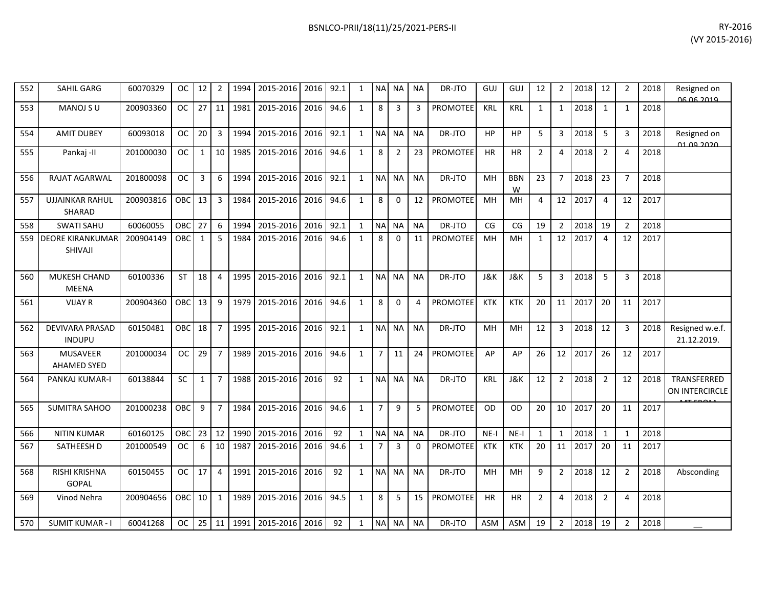| 552 | SAHIL GARG | 60070329 | OC | 12 | 2 | 1994 | 2015-2016 | 2016 | 92.1 | 1 | NA | NA | NA | DR-JTO | GUJ | GUJ | 12 | 2 | 2018 | 12 | 2 | 2018 | Resigned on 06.06.2019 |
|---|---|---|---|---|---|---|---|---|---|---|---|---|---|---|---|---|---|---|---|---|---|---|---|
| 553 | MANOJ S U | 200903360 | OC | 27 | 11 | 1981 | 2015-2016 | 2016 | 94.6 | 1 | 8 | 3 | 3 | PROMOTEE | KRL | KRL | 1 | 1 | 2018 | 1 | 1 | 2018 | |
| 554 | AMIT DUBEY | 60093018 | OC | 20 | 3 | 1994 | 2015-2016 | 2016 | 92.1 | 1 | NA | NA | NA | DR-JTO | HP | HP | 5 | 3 | 2018 | 5 | 3 | 2018 | Resigned on 01.09.2020 |
| 555 | Pankaj -II | 201000030 | OC | 1 | 10 | 1985 | 2015-2016 | 2016 | 94.6 | 1 | 8 | 2 | 23 | PROMOTEE | HR | HR | 2 | 4 | 2018 | 2 | 4 | 2018 | |
| 556 | RAJAT AGARWAL | 201800098 | OC | 3 | 6 | 1994 | 2015-2016 | 2016 | 92.1 | 1 | NA | NA | NA | DR-JTO | MH | BBNW | 23 | 7 | 2018 | 23 | 7 | 2018 | |
| 557 | UJJAINKAR RAHUL SHARAD | 200903816 | OBC | 13 | 3 | 1984 | 2015-2016 | 2016 | 94.6 | 1 | 8 | 0 | 12 | PROMOTEE | MH | MH | 4 | 12 | 2017 | 4 | 12 | 2017 | |
| 558 | SWATI SAHU | 60060055 | OBC | 27 | 6 | 1994 | 2015-2016 | 2016 | 92.1 | 1 | NA | NA | NA | DR-JTO | CG | CG | 19 | 2 | 2018 | 19 | 2 | 2018 | |
| 559 | DEORE KIRANKUMAR SHIVAJI | 200904149 | OBC | 1 | 5 | 1984 | 2015-2016 | 2016 | 94.6 | 1 | 8 | 0 | 11 | PROMOTEE | MH | MH | 1 | 12 | 2017 | 4 | 12 | 2017 | |
| 560 | MUKESH CHAND MEENA | 60100336 | ST | 18 | 4 | 1995 | 2015-2016 | 2016 | 92.1 | 1 | NA | NA | NA | DR-JTO | J&K | J&K | 5 | 3 | 2018 | 5 | 3 | 2018 | |
| 561 | VIJAY R | 200904360 | OBC | 13 | 9 | 1979 | 2015-2016 | 2016 | 94.6 | 1 | 8 | 0 | 4 | PROMOTEE | KTK | KTK | 20 | 11 | 2017 | 20 | 11 | 2017 | |
| 562 | DEVIVARA PRASAD INDUPU | 60150481 | OBC | 18 | 7 | 1995 | 2015-2016 | 2016 | 92.1 | 1 | NA | NA | NA | DR-JTO | MH | MH | 12 | 3 | 2018 | 12 | 3 | 2018 | Resigned w.e.f. 21.12.2019. |
| 563 | MUSAVEER AHAMED SYED | 201000034 | OC | 29 | 7 | 1989 | 2015-2016 | 2016 | 94.6 | 1 | 7 | 11 | 24 | PROMOTEE | AP | AP | 26 | 12 | 2017 | 26 | 12 | 2017 | |
| 564 | PANKAJ KUMAR-I | 60138844 | SC | 1 | 7 | 1988 | 2015-2016 | 2016 | 92 | 1 | NA | NA | NA | DR-JTO | KRL | J&K | 12 | 2 | 2018 | 2 | 12 | 2018 | TRANSFERRED ON INTERCIRCLE MT FROM |
| 565 | SUMITRA SAHOO | 201000238 | OBC | 9 | 7 | 1984 | 2015-2016 | 2016 | 94.6 | 1 | 7 | 9 | 5 | PROMOTEE | OD | OD | 20 | 10 | 2017 | 20 | 11 | 2017 | |
| 566 | NITIN KUMAR | 60160125 | OBC | 23 | 12 | 1990 | 2015-2016 | 2016 | 92 | 1 | NA | NA | NA | DR-JTO | NE-I | NE-I | 1 | 1 | 2018 | 1 | 1 | 2018 | |
| 567 | SATHEESH D | 201000549 | OC | 6 | 10 | 1987 | 2015-2016 | 2016 | 94.6 | 1 | 7 | 3 | 0 | PROMOTEE | KTK | KTK | 20 | 11 | 2017 | 20 | 11 | 2017 | |
| 568 | RISHI KRISHNA GOPAL | 60150455 | OC | 17 | 4 | 1991 | 2015-2016 | 2016 | 92 | 1 | NA | NA | NA | DR-JTO | MH | MH | 9 | 2 | 2018 | 12 | 2 | 2018 | Absconding |
| 569 | Vinod Nehra | 200904656 | OBC | 10 | 1 | 1989 | 2015-2016 | 2016 | 94.5 | 1 | 8 | 5 | 15 | PROMOTEE | HR | HR | 2 | 4 | 2018 | 2 | 4 | 2018 | |
| 570 | SUMIT KUMAR - I | 60041268 | OC | 25 | 11 | 1991 | 2015-2016 | 2016 | 92 | 1 | NA | NA | NA | DR-JTO | ASM | ASM | 19 | 2 | 2018 | 19 | 2 | 2018 | __ |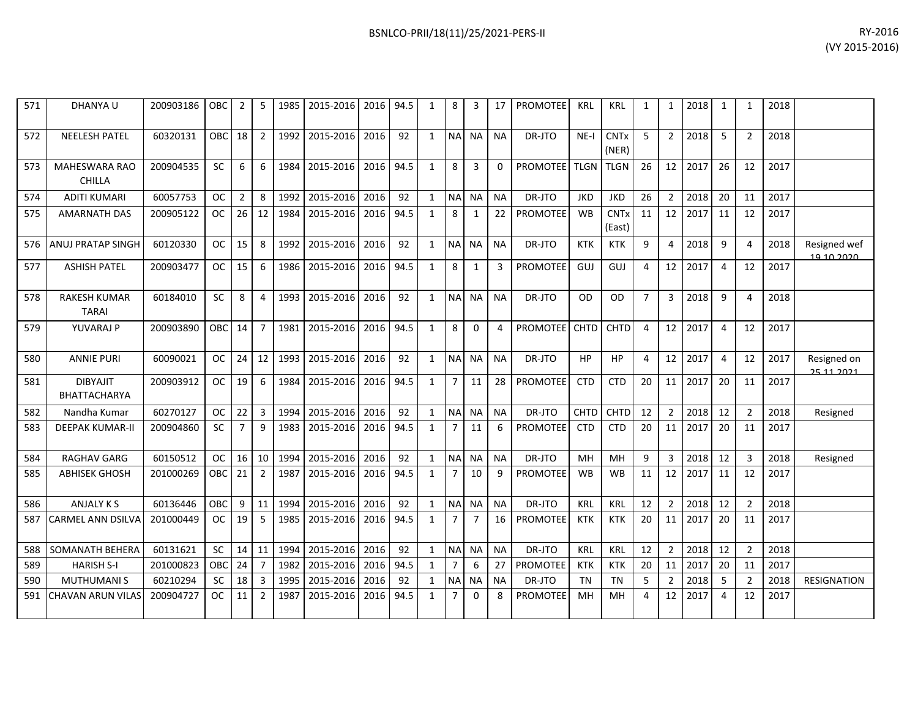| 571 | DHANYA U | 200903186 | OBC | 2 | 5 | 1985 | 2015-2016 | 2016 | 94.5 | 1 | 8 | 3 | 17 | PROMOTEE | KRL | KRL | 1 | 1 | 2018 | 1 | 1 | 2018 | |
|---|---|---|---|---|---|---|---|---|---|---|---|---|---|---|---|---|---|---|---|---|---|---|---|
| 572 | NEELESH PATEL | 60320131 | OBC | 18 | 2 | 1992 | 2015-2016 | 2016 | 92 | 1 | NA | NA | NA | DR-JTO | NE-I | CNTx (NER) | 5 | 2 | 2018 | 5 | 2 | 2018 | |
| 573 | MAHESWARA RAO CHILLA | 200904535 | SC | 6 | 6 | 1984 | 2015-2016 | 2016 | 94.5 | 1 | 8 | 3 | 0 | PROMOTEE | TLGN | TLGN | 26 | 12 | 2017 | 26 | 12 | 2017 | |
| 574 | ADITI KUMARI | 60057753 | OC | 2 | 8 | 1992 | 2015-2016 | 2016 | 92 | 1 | NA | NA | NA | DR-JTO | JKD | JKD | 26 | 2 | 2018 | 20 | 11 | 2017 | |
| 575 | AMARNATH DAS | 200905122 | OC | 26 | 12 | 1984 | 2015-2016 | 2016 | 94.5 | 1 | 8 | 1 | 22 | PROMOTEE | WB | CNTx (East) | 11 | 12 | 2017 | 11 | 12 | 2017 | |
| 576 | ANUJ PRATAP SINGH | 60120330 | OC | 15 | 8 | 1992 | 2015-2016 | 2016 | 92 | 1 | NA | NA | NA | DR-JTO | KTK | KTK | 9 | 4 | 2018 | 9 | 4 | 2018 | Resigned wef 19.10.2020 |
| 577 | ASHISH PATEL | 200903477 | OC | 15 | 6 | 1986 | 2015-2016 | 2016 | 94.5 | 1 | 8 | 1 | 3 | PROMOTEE | GUJ | GUJ | 4 | 12 | 2017 | 4 | 12 | 2017 | |
| 578 | RAKESH KUMAR TARAI | 60184010 | SC | 8 | 4 | 1993 | 2015-2016 | 2016 | 92 | 1 | NA | NA | NA | DR-JTO | OD | OD | 7 | 3 | 2018 | 9 | 4 | 2018 | |
| 579 | YUVARAJ P | 200903890 | OBC | 14 | 7 | 1981 | 2015-2016 | 2016 | 94.5 | 1 | 8 | 0 | 4 | PROMOTEE | CHTD | CHTD | 4 | 12 | 2017 | 4 | 12 | 2017 | |
| 580 | ANNIE PURI | 60090021 | OC | 24 | 12 | 1993 | 2015-2016 | 2016 | 92 | 1 | NA | NA | NA | DR-JTO | HP | HP | 4 | 12 | 2017 | 4 | 12 | 2017 | Resigned on 25.11.2021 |
| 581 | DIBYAJIT BHATTACHARYA | 200903912 | OC | 19 | 6 | 1984 | 2015-2016 | 2016 | 94.5 | 1 | 7 | 11 | 28 | PROMOTEE | CTD | CTD | 20 | 11 | 2017 | 20 | 11 | 2017 | |
| 582 | Nandha Kumar | 60270127 | OC | 22 | 3 | 1994 | 2015-2016 | 2016 | 92 | 1 | NA | NA | NA | DR-JTO | CHTD | CHTD | 12 | 2 | 2018 | 12 | 2 | 2018 | Resigned |
| 583 | DEEPAK KUMAR-II | 200904860 | SC | 7 | 9 | 1983 | 2015-2016 | 2016 | 94.5 | 1 | 7 | 11 | 6 | PROMOTEE | CTD | CTD | 20 | 11 | 2017 | 20 | 11 | 2017 | |
| 584 | RAGHAV GARG | 60150512 | OC | 16 | 10 | 1994 | 2015-2016 | 2016 | 92 | 1 | NA | NA | NA | DR-JTO | MH | MH | 9 | 3 | 2018 | 12 | 3 | 2018 | Resigned |
| 585 | ABHISEK GHOSH | 201000269 | OBC | 21 | 2 | 1987 | 2015-2016 | 2016 | 94.5 | 1 | 7 | 10 | 9 | PROMOTEE | WB | WB | 11 | 12 | 2017 | 11 | 12 | 2017 | |
| 586 | ANJALY K S | 60136446 | OBC | 9 | 11 | 1994 | 2015-2016 | 2016 | 92 | 1 | NA | NA | NA | DR-JTO | KRL | KRL | 12 | 2 | 2018 | 12 | 2 | 2018 | |
| 587 | CARMEL ANN DSILVA | 201000449 | OC | 19 | 5 | 1985 | 2015-2016 | 2016 | 94.5 | 1 | 7 | 7 | 16 | PROMOTEE | KTK | KTK | 20 | 11 | 2017 | 20 | 11 | 2017 | |
| 588 | SOMANATH BEHERA | 60131621 | SC | 14 | 11 | 1994 | 2015-2016 | 2016 | 92 | 1 | NA | NA | NA | DR-JTO | KRL | KRL | 12 | 2 | 2018 | 12 | 2 | 2018 | |
| 589 | HARISH S-I | 201000823 | OBC | 24 | 7 | 1982 | 2015-2016 | 2016 | 94.5 | 1 | 7 | 6 | 27 | PROMOTEE | KTK | KTK | 20 | 11 | 2017 | 20 | 11 | 2017 | |
| 590 | MUTHUMANI S | 60210294 | SC | 18 | 3 | 1995 | 2015-2016 | 2016 | 92 | 1 | NA | NA | NA | DR-JTO | TN | TN | 5 | 2 | 2018 | 5 | 2 | 2018 | RESIGNATION |
| 591 | CHAVAN ARUN VILAS | 200904727 | OC | 11 | 2 | 1987 | 2015-2016 | 2016 | 94.5 | 1 | 7 | 0 | 8 | PROMOTEE | MH | MH | 4 | 12 | 2017 | 4 | 12 | 2017 | |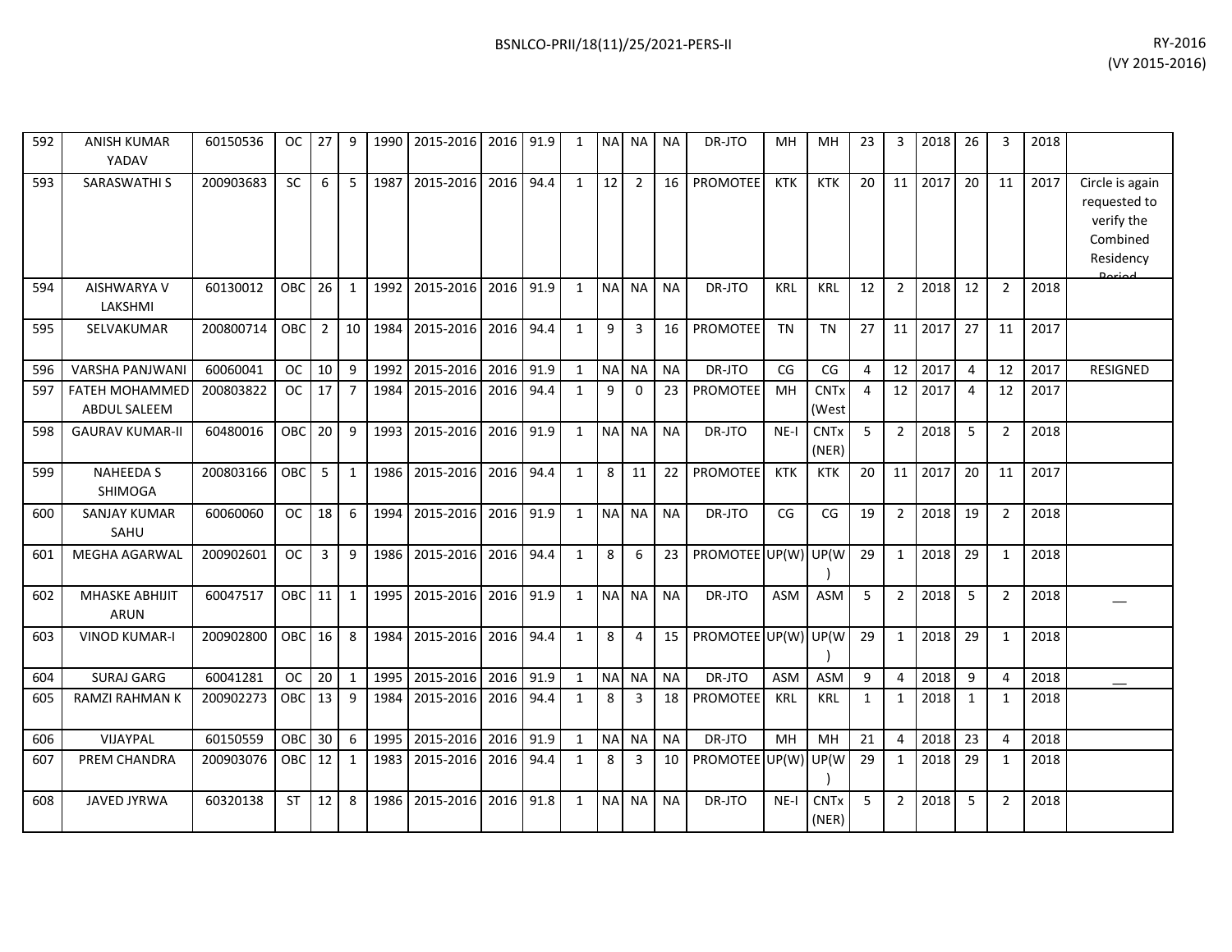| 592 | ANISH KUMAR YADAV | 60150536 | OC | 27 | 9 | 1990 | 2015-2016 | 2016 | 91.9 | 1 | NA | NA | NA | DR-JTO | MH | MH | 23 | 3 | 2018 | 26 | 3 | 2018 | |
|---|---|---|---|---|---|---|---|---|---|---|---|---|---|---|---|---|---|---|---|---|---|---|---|
| 593 | SARASWATHI S | 200903683 | SC | 6 | 5 | 1987 | 2015-2016 | 2016 | 94.4 | 1 | 12 | 2 | 16 | PROMOTEE | KTK | KTK | 20 | 11 | 2017 | 20 | 11 | 2017 | Circle is again requested to verify the Combined Residency Period |
| 594 | AISHWARYA V LAKSHMI | 60130012 | OBC | 26 | 1 | 1992 | 2015-2016 | 2016 | 91.9 | 1 | NA | NA | NA | DR-JTO | KRL | KRL | 12 | 2 | 2018 | 12 | 2 | 2018 | |
| 595 | SELVAKUMAR | 200800714 | OBC | 2 | 10 | 1984 | 2015-2016 | 2016 | 94.4 | 1 | 9 | 3 | 16 | PROMOTEE | TN | TN | 27 | 11 | 2017 | 27 | 11 | 2017 | |
| 596 | VARSHA PANJWANI | 60060041 | OC | 10 | 9 | 1992 | 2015-2016 | 2016 | 91.9 | 1 | NA | NA | NA | DR-JTO | CG | CG | 4 | 12 | 2017 | 4 | 12 | 2017 | RESIGNED |
| 597 | FATEH MOHAMMED ABDUL SALEEM | 200803822 | OC | 17 | 7 | 1984 | 2015-2016 | 2016 | 94.4 | 1 | 9 | 0 | 23 | PROMOTEE | MH | CNTx (West | 4 | 12 | 2017 | 4 | 12 | 2017 | |
| 598 | GAURAV KUMAR-II | 60480016 | OBC | 20 | 9 | 1993 | 2015-2016 | 2016 | 91.9 | 1 | NA | NA | NA | DR-JTO | NE-I | CNTx (NER) | 5 | 2 | 2018 | 5 | 2 | 2018 | |
| 599 | NAHEEDA S SHIMOGA | 200803166 | OBC | 5 | 1 | 1986 | 2015-2016 | 2016 | 94.4 | 1 | 8 | 11 | 22 | PROMOTEE | KTK | KTK | 20 | 11 | 2017 | 20 | 11 | 2017 | |
| 600 | SANJAY KUMAR SAHU | 60060060 | OC | 18 | 6 | 1994 | 2015-2016 | 2016 | 91.9 | 1 | NA | NA | NA | DR-JTO | CG | CG | 19 | 2 | 2018 | 19 | 2 | 2018 | |
| 601 | MEGHA AGARWAL | 200902601 | OC | 3 | 9 | 1986 | 2015-2016 | 2016 | 94.4 | 1 | 8 | 6 | 23 | PROMOTEE | UP(W) | UP(W) | 29 | 1 | 2018 | 29 | 1 | 2018 | |
| 602 | MHASKE ABHIJIT ARUN | 60047517 | OBC | 11 | 1 | 1995 | 2015-2016 | 2016 | 91.9 | 1 | NA | NA | NA | DR-JTO | ASM | ASM | 5 | 2 | 2018 | 5 | 2 | 2018 | __ |
| 603 | VINOD KUMAR-I | 200902800 | OBC | 16 | 8 | 1984 | 2015-2016 | 2016 | 94.4 | 1 | 8 | 4 | 15 | PROMOTEE | UP(W) | UP(W) | 29 | 1 | 2018 | 29 | 1 | 2018 | |
| 604 | SURAJ GARG | 60041281 | OC | 20 | 1 | 1995 | 2015-2016 | 2016 | 91.9 | 1 | NA | NA | NA | DR-JTO | ASM | ASM | 9 | 4 | 2018 | 9 | 4 | 2018 | __ |
| 605 | RAMZI RAHMAN K | 200902273 | OBC | 13 | 9 | 1984 | 2015-2016 | 2016 | 94.4 | 1 | 8 | 3 | 18 | PROMOTEE | KRL | KRL | 1 | 1 | 2018 | 1 | 1 | 2018 | |
| 606 | VIJAYPAL | 60150559 | OBC | 30 | 6 | 1995 | 2015-2016 | 2016 | 91.9 | 1 | NA | NA | NA | DR-JTO | MH | MH | 21 | 4 | 2018 | 23 | 4 | 2018 | |
| 607 | PREM CHANDRA | 200903076 | OBC | 12 | 1 | 1983 | 2015-2016 | 2016 | 94.4 | 1 | 8 | 3 | 10 | PROMOTEE | UP(W) | UP(W) | 29 | 1 | 2018 | 29 | 1 | 2018 | |
| 608 | JAVED JYRWA | 60320138 | ST | 12 | 8 | 1986 | 2015-2016 | 2016 | 91.8 | 1 | NA | NA | NA | DR-JTO | NE-I | CNTx (NER) | 5 | 2 | 2018 | 5 | 2 | 2018 | |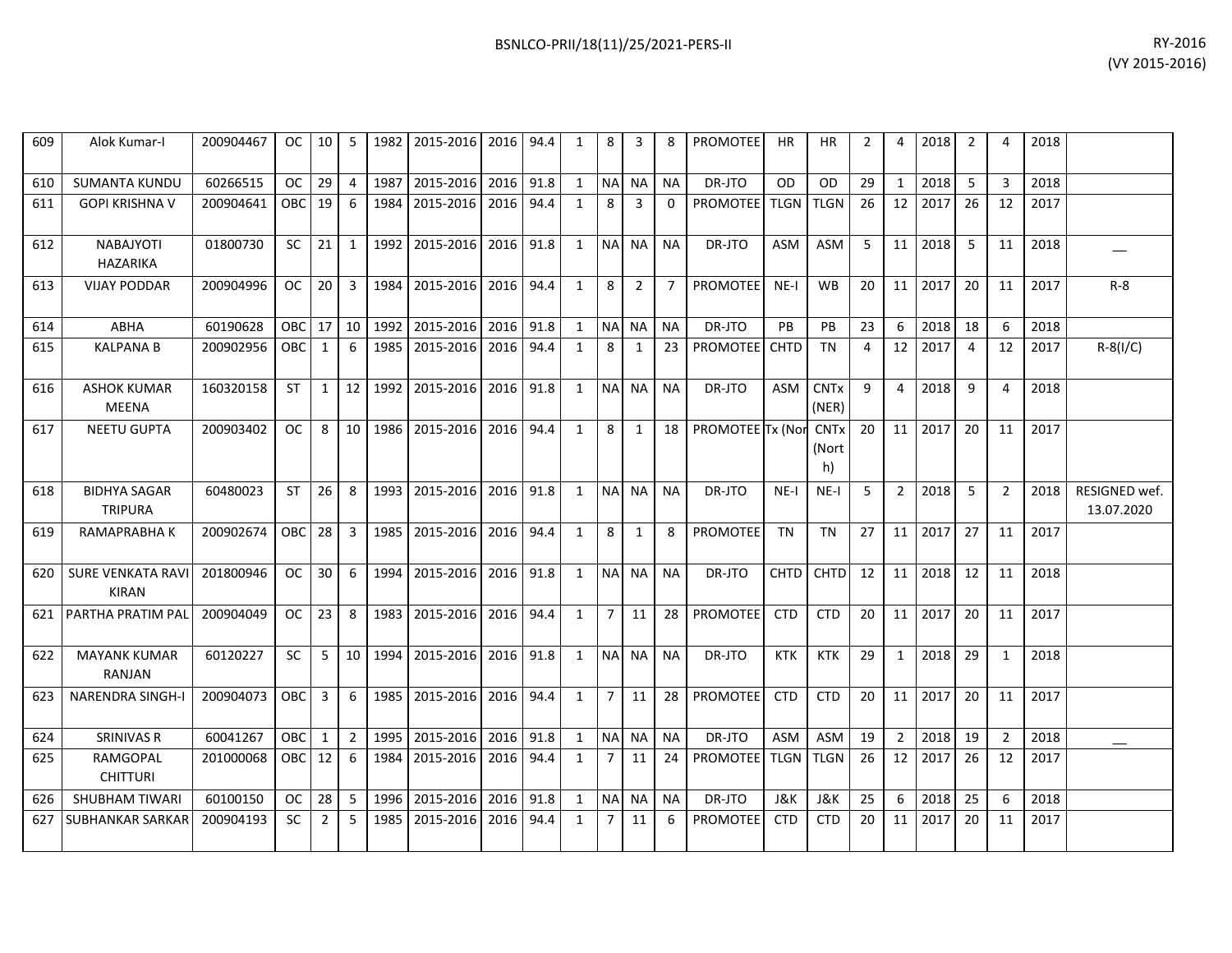| 609 | Alok Kumar-I | 200904467 | OC | 10 | 5 | 1982 | 2015-2016 | 2016 | 94.4 | 1 | 8 | 3 | 8 | PROMOTEE | HR | HR | 2 | 4 | 2018 | 2 | 4 | 2018 | |
|---|---|---|---|---|---|---|---|---|---|---|---|---|---|---|---|---|---|---|---|---|---|---|---|
| 610 | SUMANTA KUNDU | 60266515 | OC | 29 | 4 | 1987 | 2015-2016 | 2016 | 91.8 | 1 | NA | NA | NA | DR-JTO | OD | OD | 29 | 1 | 2018 | 5 | 3 | 2018 | |
| 611 | GOPI KRISHNA V | 200904641 | OBC | 19 | 6 | 1984 | 2015-2016 | 2016 | 94.4 | 1 | 8 | 3 | 0 | PROMOTEE | TLGN | TLGN | 26 | 12 | 2017 | 26 | 12 | 2017 | |
| 612 | NABAJYOTI HAZARIKA | 01800730 | SC | 21 | 1 | 1992 | 2015-2016 | 2016 | 91.8 | 1 | NA | NA | NA | DR-JTO | ASM | ASM | 5 | 11 | 2018 | 5 | 11 | 2018 | __ |
| 613 | VIJAY PODDAR | 200904996 | OC | 20 | 3 | 1984 | 2015-2016 | 2016 | 94.4 | 1 | 8 | 2 | 7 | PROMOTEE | NE-I | WB | 20 | 11 | 2017 | 20 | 11 | 2017 | R-8 |
| 614 | ABHA | 60190628 | OBC | 17 | 10 | 1992 | 2015-2016 | 2016 | 91.8 | 1 | NA | NA | NA | DR-JTO | PB | PB | 23 | 6 | 2018 | 18 | 6 | 2018 | |
| 615 | KALPANA B | 200902956 | OBC | 1 | 6 | 1985 | 2015-2016 | 2016 | 94.4 | 1 | 8 | 1 | 23 | PROMOTEE | CHTD | TN | 4 | 12 | 2017 | 4 | 12 | 2017 | R-8(I/C) |
| 616 | ASHOK KUMAR MEENA | 160320158 | ST | 1 | 12 | 1992 | 2015-2016 | 2016 | 91.8 | 1 | NA | NA | NA | DR-JTO | ASM | CNTx (NER) | 9 | 4 | 2018 | 9 | 4 | 2018 | |
| 617 | NEETU GUPTA | 200903402 | OC | 8 | 10 | 1986 | 2015-2016 | 2016 | 94.4 | 1 | 8 | 1 | 18 | PROMOTEE | Tx (Nor | CNTx (North) | 20 | 11 | 2017 | 20 | 11 | 2017 | |
| 618 | BIDHYA SAGAR TRIPURA | 60480023 | ST | 26 | 8 | 1993 | 2015-2016 | 2016 | 91.8 | 1 | NA | NA | NA | DR-JTO | NE-I | NE-I | 5 | 2 | 2018 | 5 | 2 | 2018 | RESIGNED wef. 13.07.2020 |
| 619 | RAMAPRABHA K | 200902674 | OBC | 28 | 3 | 1985 | 2015-2016 | 2016 | 94.4 | 1 | 8 | 1 | 8 | PROMOTEE | TN | TN | 27 | 11 | 2017 | 27 | 11 | 2017 | |
| 620 | SURE VENKATA RAVI KIRAN | 201800946 | OC | 30 | 6 | 1994 | 2015-2016 | 2016 | 91.8 | 1 | NA | NA | NA | DR-JTO | CHTD | CHTD | 12 | 11 | 2018 | 12 | 11 | 2018 | |
| 621 | PARTHA PRATIM PAL | 200904049 | OC | 23 | 8 | 1983 | 2015-2016 | 2016 | 94.4 | 1 | 7 | 11 | 28 | PROMOTEE | CTD | CTD | 20 | 11 | 2017 | 20 | 11 | 2017 | |
| 622 | MAYANK KUMAR RANJAN | 60120227 | SC | 5 | 10 | 1994 | 2015-2016 | 2016 | 91.8 | 1 | NA | NA | NA | DR-JTO | KTK | KTK | 29 | 1 | 2018 | 29 | 1 | 2018 | |
| 623 | NARENDRA SINGH-I | 200904073 | OBC | 3 | 6 | 1985 | 2015-2016 | 2016 | 94.4 | 1 | 7 | 11 | 28 | PROMOTEE | CTD | CTD | 20 | 11 | 2017 | 20 | 11 | 2017 | |
| 624 | SRINIVAS R | 60041267 | OBC | 1 | 2 | 1995 | 2015-2016 | 2016 | 91.8 | 1 | NA | NA | NA | DR-JTO | ASM | ASM | 19 | 2 | 2018 | 19 | 2 | 2018 | __ |
| 625 | RAMGOPAL CHITTURI | 201000068 | OBC | 12 | 6 | 1984 | 2015-2016 | 2016 | 94.4 | 1 | 7 | 11 | 24 | PROMOTEE | TLGN | TLGN | 26 | 12 | 2017 | 26 | 12 | 2017 | |
| 626 | SHUBHAM TIWARI | 60100150 | OC | 28 | 5 | 1996 | 2015-2016 | 2016 | 91.8 | 1 | NA | NA | NA | DR-JTO | J&K | J&K | 25 | 6 | 2018 | 25 | 6 | 2018 | |
| 627 | SUBHANKAR SARKAR | 200904193 | SC | 2 | 5 | 1985 | 2015-2016 | 2016 | 94.4 | 1 | 7 | 11 | 6 | PROMOTEE | CTD | CTD | 20 | 11 | 2017 | 20 | 11 | 2017 | |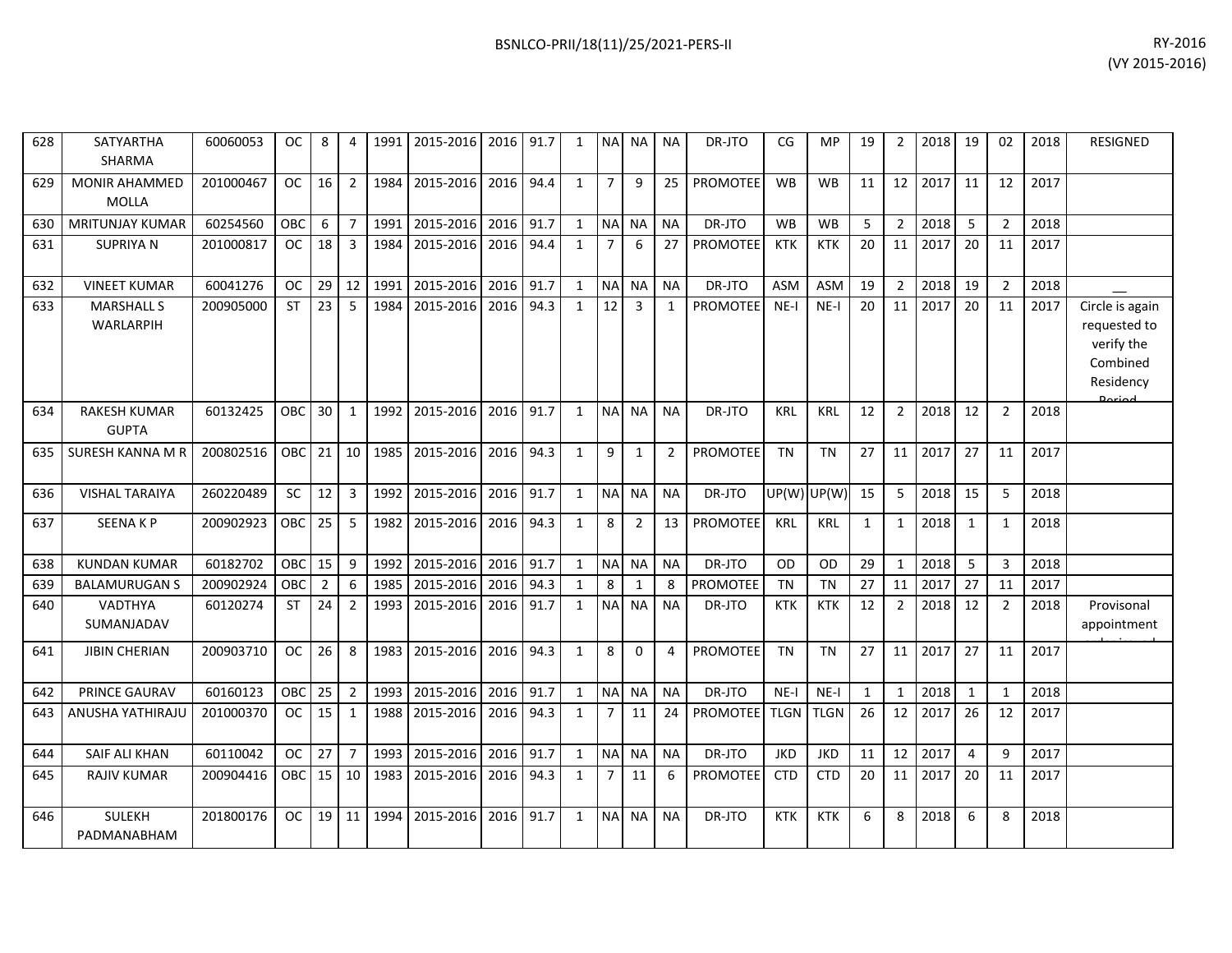| 628 | SATYARTHA SHARMA | 60060053 | OC | 8 | 4 | 1991 | 2015-2016 | 2016 | 91.7 | 1 | NA | NA | NA | DR-JTO | CG | MP | 19 | 2 | 2018 | 19 | 02 | 2018 | RESIGNED |
|---|---|---|---|---|---|---|---|---|---|---|---|---|---|---|---|---|---|---|---|---|---|---|---|
| 629 | MONIR AHAMMED MOLLA | 201000467 | OC | 16 | 2 | 1984 | 2015-2016 | 2016 | 94.4 | 1 | 7 | 9 | 25 | PROMOTEE | WB | WB | 11 | 12 | 2017 | 11 | 12 | 2017 | |
| 630 | MRITUNJAY KUMAR | 60254560 | OBC | 6 | 7 | 1991 | 2015-2016 | 2016 | 91.7 | 1 | NA | NA | NA | DR-JTO | WB | WB | 5 | 2 | 2018 | 5 | 2 | 2018 | |
| 631 | SUPRIYA N | 201000817 | OC | 18 | 3 | 1984 | 2015-2016 | 2016 | 94.4 | 1 | 7 | 6 | 27 | PROMOTEE | KTK | KTK | 20 | 11 | 2017 | 20 | 11 | 2017 | |
| 632 | VINEET KUMAR | 60041276 | OC | 29 | 12 | 1991 | 2015-2016 | 2016 | 91.7 | 1 | NA | NA | NA | DR-JTO | ASM | ASM | 19 | 2 | 2018 | 19 | 2 | 2018 | __ |
| 633 | MARSHALL S WARLARPIH | 200905000 | ST | 23 | 5 | 1984 | 2015-2016 | 2016 | 94.3 | 1 | 12 | 3 | 1 | PROMOTEE | NE-I | NE-I | 20 | 11 | 2017 | 20 | 11 | 2017 | Circle is again requested to verify the Combined Residency Period |
| 634 | RAKESH KUMAR GUPTA | 60132425 | OBC | 30 | 1 | 1992 | 2015-2016 | 2016 | 91.7 | 1 | NA | NA | NA | DR-JTO | KRL | KRL | 12 | 2 | 2018 | 12 | 2 | 2018 | |
| 635 | SURESH KANNA M R | 200802516 | OBC | 21 | 10 | 1985 | 2015-2016 | 2016 | 94.3 | 1 | 9 | 1 | 2 | PROMOTEE | TN | TN | 27 | 11 | 2017 | 27 | 11 | 2017 | |
| 636 | VISHAL TARAIYA | 260220489 | SC | 12 | 3 | 1992 | 2015-2016 | 2016 | 91.7 | 1 | NA | NA | NA | DR-JTO | UP(W) | UP(W) | 15 | 5 | 2018 | 15 | 5 | 2018 | |
| 637 | SEENA K P | 200902923 | OBC | 25 | 5 | 1982 | 2015-2016 | 2016 | 94.3 | 1 | 8 | 2 | 13 | PROMOTEE | KRL | KRL | 1 | 1 | 2018 | 1 | 1 | 2018 | |
| 638 | KUNDAN KUMAR | 60182702 | OBC | 15 | 9 | 1992 | 2015-2016 | 2016 | 91.7 | 1 | NA | NA | NA | DR-JTO | OD | OD | 29 | 1 | 2018 | 5 | 3 | 2018 | |
| 639 | BALAMURUGAN S | 200902924 | OBC | 2 | 6 | 1985 | 2015-2016 | 2016 | 94.3 | 1 | 8 | 1 | 8 | PROMOTEE | TN | TN | 27 | 11 | 2017 | 27 | 11 | 2017 | |
| 640 | VADTHYA SUMANJADAV | 60120274 | ST | 24 | 2 | 1993 | 2015-2016 | 2016 | 91.7 | 1 | NA | NA | NA | DR-JTO | KTK | KTK | 12 | 2 | 2018 | 12 | 2 | 2018 | Provisonal appointment |
| 641 | JIBIN CHERIAN | 200903710 | OC | 26 | 8 | 1983 | 2015-2016 | 2016 | 94.3 | 1 | 8 | 0 | 4 | PROMOTEE | TN | TN | 27 | 11 | 2017 | 27 | 11 | 2017 | |
| 642 | PRINCE GAURAV | 60160123 | OBC | 25 | 2 | 1993 | 2015-2016 | 2016 | 91.7 | 1 | NA | NA | NA | DR-JTO | NE-I | NE-I | 1 | 1 | 2018 | 1 | 1 | 2018 | |
| 643 | ANUSHA YATHIRAJU | 201000370 | OC | 15 | 1 | 1988 | 2015-2016 | 2016 | 94.3 | 1 | 7 | 11 | 24 | PROMOTEE | TLGN | TLGN | 26 | 12 | 2017 | 26 | 12 | 2017 | |
| 644 | SAIF ALI KHAN | 60110042 | OC | 27 | 7 | 1993 | 2015-2016 | 2016 | 91.7 | 1 | NA | NA | NA | DR-JTO | JKD | JKD | 11 | 12 | 2017 | 4 | 9 | 2017 | |
| 645 | RAJIV KUMAR | 200904416 | OBC | 15 | 10 | 1983 | 2015-2016 | 2016 | 94.3 | 1 | 7 | 11 | 6 | PROMOTEE | CTD | CTD | 20 | 11 | 2017 | 20 | 11 | 2017 | |
| 646 | SULEKH PADMANABHAM | 201800176 | OC | 19 | 11 | 1994 | 2015-2016 | 2016 | 91.7 | 1 | NA | NA | NA | DR-JTO | KTK | KTK | 6 | 8 | 2018 | 6 | 8 | 2018 | |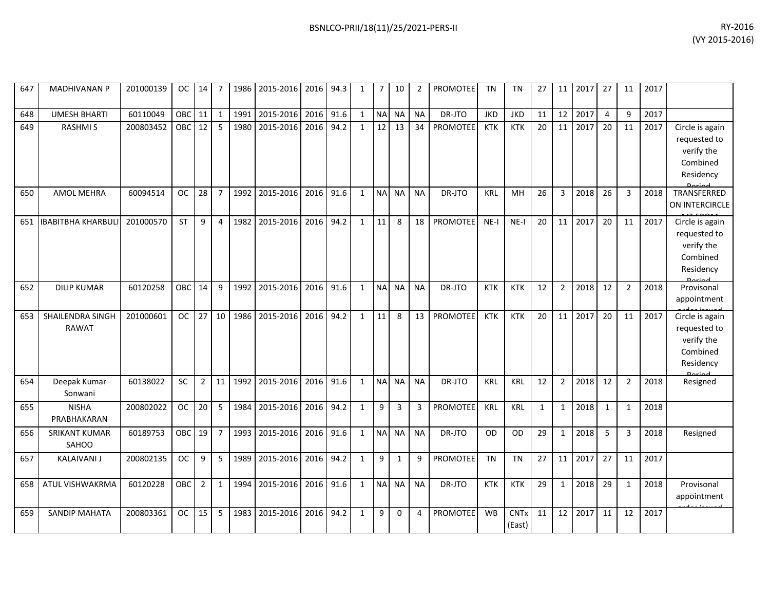| 647 | MADHIVANAN P | 201000139 | OC | 14 | 7 | 1986 | 2015-2016 | 2016 | 94.3 | 1 | 7 | 10 | 2 | PROMOTEE | TN | TN | 27 | 11 | 2017 | 27 | 11 | 2017 | |
|---|---|---|---|---|---|---|---|---|---|---|---|---|---|---|---|---|---|---|---|---|---|---|---|
| 648 | UMESH BHARTI | 60110049 | OBC | 11 | 1 | 1991 | 2015-2016 | 2016 | 91.6 | 1 | NA | NA | NA | DR-JTO | JKD | JKD | 11 | 12 | 2017 | 4 | 9 | 2017 | |
| 649 | RASHMI S | 200803452 | OBC | 12 | 5 | 1980 | 2015-2016 | 2016 | 94.2 | 1 | 12 | 13 | 34 | PROMOTEE | KTK | KTK | 20 | 11 | 2017 | 20 | 11 | 2017 | Circle is again requested to verify the Combined Residency Period |
| 650 | AMOL MEHRA | 60094514 | OC | 28 | 7 | 1992 | 2015-2016 | 2016 | 91.6 | 1 | NA | NA | NA | DR-JTO | KRL | MH | 26 | 3 | 2018 | 26 | 3 | 2018 | TRANSFERRED ON INTERCIRCLE MT FROM |
| 651 | IBABITBHA KHARBULI | 201000570 | ST | 9 | 4 | 1982 | 2015-2016 | 2016 | 94.2 | 1 | 11 | 8 | 18 | PROMOTEE | NE-I | NE-I | 20 | 11 | 2017 | 20 | 11 | 2017 | Circle is again requested to verify the Combined Residency Period |
| 652 | DILIP KUMAR | 60120258 | OBC | 14 | 9 | 1992 | 2015-2016 | 2016 | 91.6 | 1 | NA | NA | NA | DR-JTO | KTK | KTK | 12 | 2 | 2018 | 12 | 2 | 2018 | Provisonal appointment order issued |
| 653 | SHAILENDRA SINGH RAWAT | 201000601 | OC | 27 | 10 | 1986 | 2015-2016 | 2016 | 94.2 | 1 | 11 | 8 | 13 | PROMOTEE | KTK | KTK | 20 | 11 | 2017 | 20 | 11 | 2017 | Circle is again requested to verify the Combined Residency Period |
| 654 | Deepak Kumar Sonwani | 60138022 | SC | 2 | 11 | 1992 | 2015-2016 | 2016 | 91.6 | 1 | NA | NA | NA | DR-JTO | KRL | KRL | 12 | 2 | 2018 | 12 | 2 | 2018 | Resigned |
| 655 | NISHA PRABHAKARAN | 200802022 | OC | 20 | 5 | 1984 | 2015-2016 | 2016 | 94.2 | 1 | 9 | 3 | 3 | PROMOTEE | KRL | KRL | 1 | 1 | 2018 | 1 | 1 | 2018 | |
| 656 | SRIKANT KUMAR SAHOO | 60189753 | OBC | 19 | 7 | 1993 | 2015-2016 | 2016 | 91.6 | 1 | NA | NA | NA | DR-JTO | OD | OD | 29 | 1 | 2018 | 5 | 3 | 2018 | Resigned |
| 657 | KALAIVANI J | 200802135 | OC | 9 | 5 | 1989 | 2015-2016 | 2016 | 94.2 | 1 | 9 | 1 | 9 | PROMOTEE | TN | TN | 27 | 11 | 2017 | 27 | 11 | 2017 | |
| 658 | ATUL VISHWAKRMA | 60120228 | OBC | 2 | 1 | 1994 | 2015-2016 | 2016 | 91.6 | 1 | NA | NA | NA | DR-JTO | KTK | KTK | 29 | 1 | 2018 | 29 | 1 | 2018 | Provisonal appointment order issued |
| 659 | SANDIP MAHATA | 200803361 | OC | 15 | 5 | 1983 | 2015-2016 | 2016 | 94.2 | 1 | 9 | 0 | 4 | PROMOTEE | WB | CNTx (East) | 11 | 12 | 2017 | 11 | 12 | 2017 | |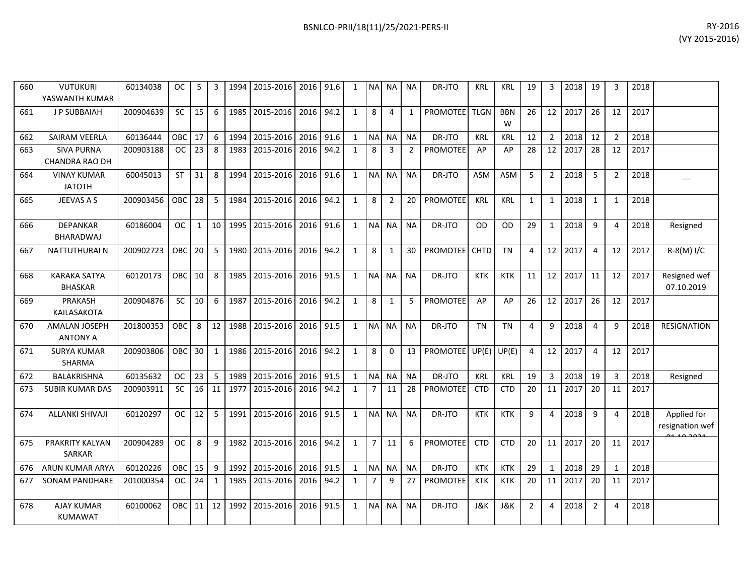| 660 | VUTUKURI YASWANTH KUMAR | 60134038 | OC | 5 | 3 | 1994 | 2015-2016 | 2016 | 91.6 | 1 | NA | NA | NA | DR-JTO | KRL | KRL | 19 | 3 | 2018 | 19 | 3 | 2018 | |
|---|---|---|---|---|---|---|---|---|---|---|---|---|---|---|---|---|---|---|---|---|---|---|---|
| 661 | J P SUBBAIAH | 200904639 | SC | 15 | 6 | 1985 | 2015-2016 | 2016 | 94.2 | 1 | 8 | 4 | 1 | PROMOTEE | TLGN | BBNW | 26 | 12 | 2017 | 26 | 12 | 2017 | |
| 662 | SAIRAM VEERLA | 60136444 | OBC | 17 | 6 | 1994 | 2015-2016 | 2016 | 91.6 | 1 | NA | NA | NA | DR-JTO | KRL | KRL | 12 | 2 | 2018 | 12 | 2 | 2018 | |
| 663 | SIVA PURNA CHANDRA RAO DH | 200903188 | OC | 23 | 8 | 1983 | 2015-2016 | 2016 | 94.2 | 1 | 8 | 3 | 2 | PROMOTEE | AP | AP | 28 | 12 | 2017 | 28 | 12 | 2017 | |
| 664 | VINAY KUMAR JATOTH | 60045013 | ST | 31 | 8 | 1994 | 2015-2016 | 2016 | 91.6 | 1 | NA | NA | NA | DR-JTO | ASM | ASM | 5 | 2 | 2018 | 5 | 2 | 2018 | __ |
| 665 | JEEVAS A S | 200903456 | OBC | 28 | 5 | 1984 | 2015-2016 | 2016 | 94.2 | 1 | 8 | 2 | 20 | PROMOTEE | KRL | KRL | 1 | 1 | 2018 | 1 | 1 | 2018 | |
| 666 | DEPANKAR BHARADWAJ | 60186004 | OC | 1 | 10 | 1995 | 2015-2016 | 2016 | 91.6 | 1 | NA | NA | NA | DR-JTO | OD | OD | 29 | 1 | 2018 | 9 | 4 | 2018 | Resigned |
| 667 | NATTUTHURAI N | 200902723 | OBC | 20 | 5 | 1980 | 2015-2016 | 2016 | 94.2 | 1 | 8 | 1 | 30 | PROMOTEE | CHTD | TN | 4 | 12 | 2017 | 4 | 12 | 2017 | R-8(M) I/C |
| 668 | KARAKA SATYA BHASKAR | 60120173 | OBC | 10 | 8 | 1985 | 2015-2016 | 2016 | 91.5 | 1 | NA | NA | NA | DR-JTO | KTK | KTK | 11 | 12 | 2017 | 11 | 12 | 2017 | Resigned wef 07.10.2019 |
| 669 | PRAKASH KAILASAKOTA | 200904876 | SC | 10 | 6 | 1987 | 2015-2016 | 2016 | 94.2 | 1 | 8 | 1 | 5 | PROMOTEE | AP | AP | 26 | 12 | 2017 | 26 | 12 | 2017 | |
| 670 | AMALAN JOSEPH ANTONY A | 201800353 | OBC | 8 | 12 | 1988 | 2015-2016 | 2016 | 91.5 | 1 | NA | NA | NA | DR-JTO | TN | TN | 4 | 9 | 2018 | 4 | 9 | 2018 | RESIGNATION |
| 671 | SURYA KUMAR SHARMA | 200903806 | OBC | 30 | 1 | 1986 | 2015-2016 | 2016 | 94.2 | 1 | 8 | 0 | 13 | PROMOTEE | UP(E) | UP(E) | 4 | 12 | 2017 | 4 | 12 | 2017 | |
| 672 | BALAKRISHNA | 60135632 | OC | 23 | 5 | 1989 | 2015-2016 | 2016 | 91.5 | 1 | NA | NA | NA | DR-JTO | KRL | KRL | 19 | 3 | 2018 | 19 | 3 | 2018 | Resigned |
| 673 | SUBIR KUMAR DAS | 200903911 | SC | 16 | 11 | 1977 | 2015-2016 | 2016 | 94.2 | 1 | 7 | 11 | 28 | PROMOTEE | CTD | CTD | 20 | 11 | 2017 | 20 | 11 | 2017 | |
| 674 | ALLANKI SHIVAJI | 60120297 | OC | 12 | 5 | 1991 | 2015-2016 | 2016 | 91.5 | 1 | NA | NA | NA | DR-JTO | KTK | KTK | 9 | 4 | 2018 | 9 | 4 | 2018 | Applied for resignation wef 01.10.2021 |
| 675 | PRAKRITY KALYAN SARKAR | 200904289 | OC | 8 | 9 | 1982 | 2015-2016 | 2016 | 94.2 | 1 | 7 | 11 | 6 | PROMOTEE | CTD | CTD | 20 | 11 | 2017 | 20 | 11 | 2017 | |
| 676 | ARUN KUMAR ARYA | 60120226 | OBC | 15 | 9 | 1992 | 2015-2016 | 2016 | 91.5 | 1 | NA | NA | NA | DR-JTO | KTK | KTK | 29 | 1 | 2018 | 29 | 1 | 2018 | |
| 677 | SONAM PANDHARE | 201000354 | OC | 24 | 1 | 1985 | 2015-2016 | 2016 | 94.2 | 1 | 7 | 9 | 27 | PROMOTEE | KTK | KTK | 20 | 11 | 2017 | 20 | 11 | 2017 | |
| 678 | AJAY KUMAR KUMAWAT | 60100062 | OBC | 11 | 12 | 1992 | 2015-2016 | 2016 | 91.5 | 1 | NA | NA | NA | DR-JTO | J&K | J&K | 2 | 4 | 2018 | 2 | 4 | 2018 | |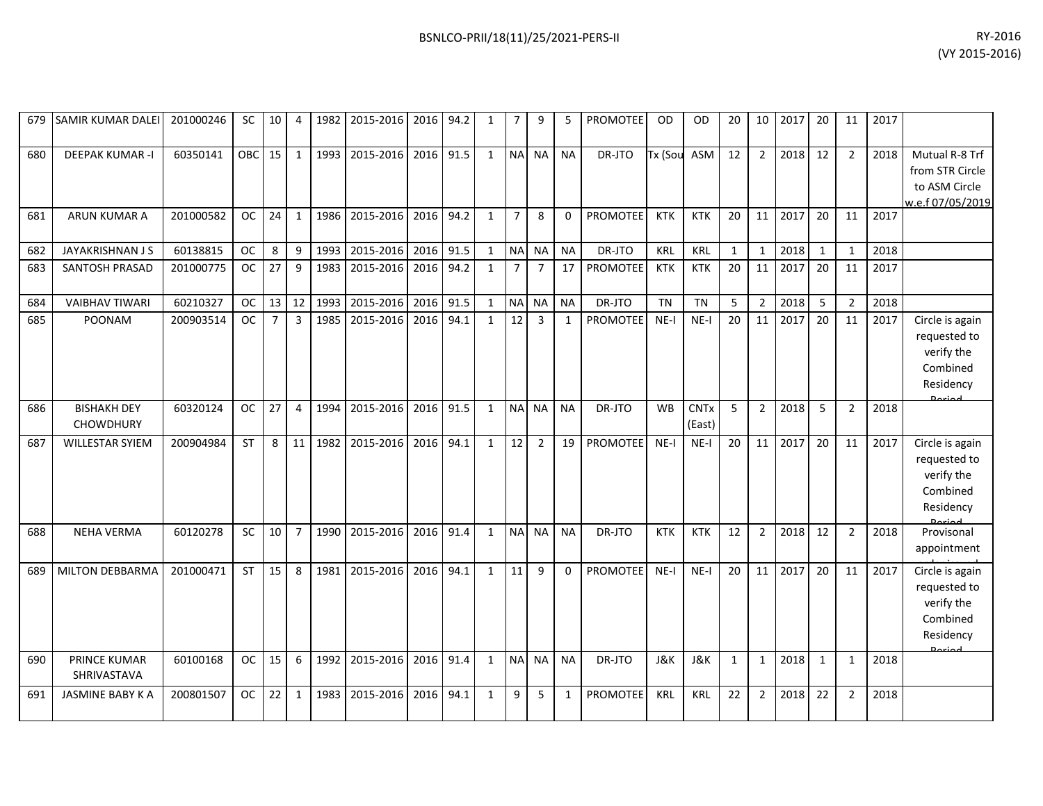| 679 | SAMIR KUMAR DALEI | 201000246 | SC | 10 | 4 | 1982 | 2015-2016 | 2016 | 94.2 | 1 | 7 | 9 | 5 | PROMOTEE | OD | OD | 20 | 10 | 2017 | 20 | 11 | 2017 | |
|---|---|---|---|---|---|---|---|---|---|---|---|---|---|---|---|---|---|---|---|---|---|---|---|
| 680 | DEEPAK KUMAR -I | 60350141 | OBC | 15 | 1 | 1993 | 2015-2016 | 2016 | 91.5 | 1 | NA | NA | NA | DR-JTO | Tx (Sou | ASM | 12 | 2 | 2018 | 12 | 2 | 2018 | Mutual R-8 Trf from STR Circle to ASM Circle w.e.f 07/05/2019 |
| 681 | ARUN KUMAR A | 201000582 | OC | 24 | 1 | 1986 | 2015-2016 | 2016 | 94.2 | 1 | 7 | 8 | 0 | PROMOTEE | KTK | KTK | 20 | 11 | 2017 | 20 | 11 | 2017 | |
| 682 | JAYAKRISHNAN J S | 60138815 | OC | 8 | 9 | 1993 | 2015-2016 | 2016 | 91.5 | 1 | NA | NA | NA | DR-JTO | KRL | KRL | 1 | 1 | 2018 | 1 | 1 | 2018 | |
| 683 | SANTOSH PRASAD | 201000775 | OC | 27 | 9 | 1983 | 2015-2016 | 2016 | 94.2 | 1 | 7 | 7 | 17 | PROMOTEE | KTK | KTK | 20 | 11 | 2017 | 20 | 11 | 2017 | |
| 684 | VAIBHAV TIWARI | 60210327 | OC | 13 | 12 | 1993 | 2015-2016 | 2016 | 91.5 | 1 | NA | NA | NA | DR-JTO | TN | TN | 5 | 2 | 2018 | 5 | 2 | 2018 | |
| 685 | POONAM | 200903514 | OC | 7 | 3 | 1985 | 2015-2016 | 2016 | 94.1 | 1 | 12 | 3 | 1 | PROMOTEE | NE-I | NE-I | 20 | 11 | 2017 | 20 | 11 | 2017 | Circle is again requested to verify the Combined Residency Period |
| 686 | BISHAKH DEY CHOWDHURY | 60320124 | OC | 27 | 4 | 1994 | 2015-2016 | 2016 | 91.5 | 1 | NA | NA | NA | DR-JTO | WB | CNTx (East) | 5 | 2 | 2018 | 5 | 2 | 2018 | |
| 687 | WILLESTAR SYIEM | 200904984 | ST | 8 | 11 | 1982 | 2015-2016 | 2016 | 94.1 | 1 | 12 | 2 | 19 | PROMOTEE | NE-I | NE-I | 20 | 11 | 2017 | 20 | 11 | 2017 | Circle is again requested to verify the Combined Residency Period |
| 688 | NEHA VERMA | 60120278 | SC | 10 | 7 | 1990 | 2015-2016 | 2016 | 91.4 | 1 | NA | NA | NA | DR-JTO | KTK | KTK | 12 | 2 | 2018 | 12 | 2 | 2018 | Provisonal appointment |
| 689 | MILTON DEBBARMA | 201000471 | ST | 15 | 8 | 1981 | 2015-2016 | 2016 | 94.1 | 1 | 11 | 9 | 0 | PROMOTEE | NE-I | NE-I | 20 | 11 | 2017 | 20 | 11 | 2017 | Circle is again requested to verify the Combined Residency Period |
| 690 | PRINCE KUMAR SHRIVASTAVA | 60100168 | OC | 15 | 6 | 1992 | 2015-2016 | 2016 | 91.4 | 1 | NA | NA | NA | DR-JTO | J&K | J&K | 1 | 1 | 2018 | 1 | 1 | 2018 | |
| 691 | JASMINE BABY K A | 200801507 | OC | 22 | 1 | 1983 | 2015-2016 | 2016 | 94.1 | 1 | 9 | 5 | 1 | PROMOTEE | KRL | KRL | 22 | 2 | 2018 | 22 | 2 | 2018 | |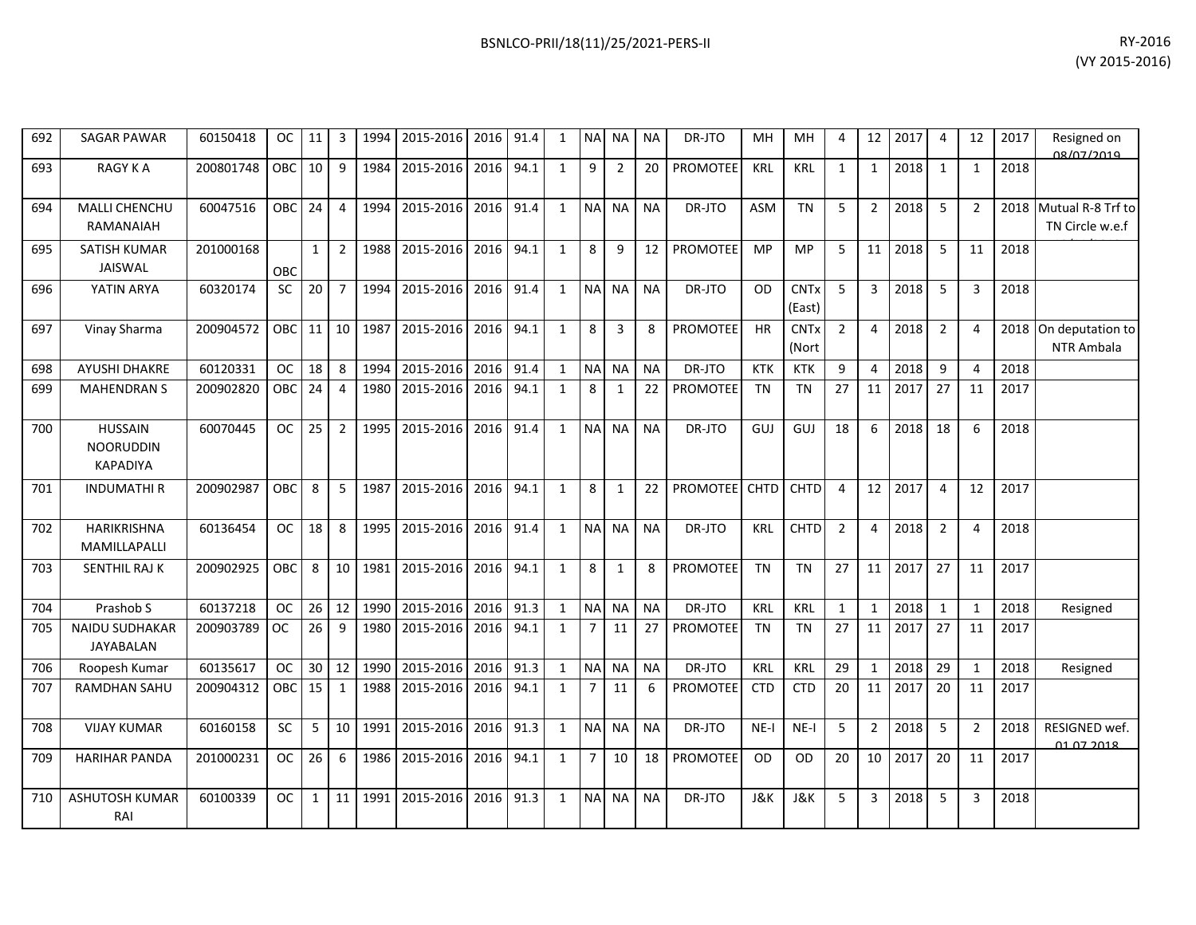| 692 | SAGAR PAWAR | 60150418 | OC | 11 | 3 | 1994 | 2015-2016 | 2016 | 91.4 | 1 | NA | NA | NA | DR-JTO | MH | MH | 4 | 12 | 2017 | 4 | 12 | 2017 | Resigned on 08/07/2019 |
|---|---|---|---|---|---|---|---|---|---|---|---|---|---|---|---|---|---|---|---|---|---|---|---|
| 693 | RAGY K A | 200801748 | OBC | 10 | 9 | 1984 | 2015-2016 | 2016 | 94.1 | 1 | 9 | 2 | 20 | PROMOTEE | KRL | KRL | 1 | 1 | 2018 | 1 | 1 | 2018 | |
| 694 | MALLI CHENCHU RAMANAIAH | 60047516 | OBC | 24 | 4 | 1994 | 2015-2016 | 2016 | 91.4 | 1 | NA | NA | NA | DR-JTO | ASM | TN | 5 | 2 | 2018 | 5 | 2 | 2018 | Mutual R-8 Trf to TN Circle w.e.f |
| 695 | SATISH KUMAR JAISWAL | 201000168 | OBC | 1 | 2 | 1988 | 2015-2016 | 2016 | 94.1 | 1 | 8 | 9 | 12 | PROMOTEE | MP | MP | 5 | 11 | 2018 | 5 | 11 | 2018 | |
| 696 | YATIN ARYA | 60320174 | SC | 20 | 7 | 1994 | 2015-2016 | 2016 | 91.4 | 1 | NA | NA | NA | DR-JTO | OD | CNTx (East) | 5 | 3 | 2018 | 5 | 3 | 2018 | |
| 697 | Vinay Sharma | 200904572 | OBC | 11 | 10 | 1987 | 2015-2016 | 2016 | 94.1 | 1 | 8 | 3 | 8 | PROMOTEE | HR | CNTx (Nort | 2 | 4 | 2018 | 2 | 4 | 2018 | On deputation to NTR Ambala |
| 698 | AYUSHI DHAKRE | 60120331 | OC | 18 | 8 | 1994 | 2015-2016 | 2016 | 91.4 | 1 | NA | NA | NA | DR-JTO | KTK | KTK | 9 | 4 | 2018 | 9 | 4 | 2018 | |
| 699 | MAHENDRAN S | 200902820 | OBC | 24 | 4 | 1980 | 2015-2016 | 2016 | 94.1 | 1 | 8 | 1 | 22 | PROMOTEE | TN | TN | 27 | 11 | 2017 | 27 | 11 | 2017 | |
| 700 | HUSSAIN NOORUDDIN KAPADIYA | 60070445 | OC | 25 | 2 | 1995 | 2015-2016 | 2016 | 91.4 | 1 | NA | NA | NA | DR-JTO | GUJ | GUJ | 18 | 6 | 2018 | 18 | 6 | 2018 | |
| 701 | INDUMATHI R | 200902987 | OBC | 8 | 5 | 1987 | 2015-2016 | 2016 | 94.1 | 1 | 8 | 1 | 22 | PROMOTEE | CHTD | CHTD | 4 | 12 | 2017 | 4 | 12 | 2017 | |
| 702 | HARIKRISHNA MAMILLAPALLI | 60136454 | OC | 18 | 8 | 1995 | 2015-2016 | 2016 | 91.4 | 1 | NA | NA | NA | DR-JTO | KRL | CHTD | 2 | 4 | 2018 | 2 | 4 | 2018 | |
| 703 | SENTHIL RAJ K | 200902925 | OBC | 8 | 10 | 1981 | 2015-2016 | 2016 | 94.1 | 1 | 8 | 1 | 8 | PROMOTEE | TN | TN | 27 | 11 | 2017 | 27 | 11 | 2017 | |
| 704 | Prashob S | 60137218 | OC | 26 | 12 | 1990 | 2015-2016 | 2016 | 91.3 | 1 | NA | NA | NA | DR-JTO | KRL | KRL | 1 | 1 | 2018 | 1 | 1 | 2018 | Resigned |
| 705 | NAIDU SUDHAKAR JAYABALAN | 200903789 | OC | 26 | 9 | 1980 | 2015-2016 | 2016 | 94.1 | 1 | 7 | 11 | 27 | PROMOTEE | TN | TN | 27 | 11 | 2017 | 27 | 11 | 2017 | |
| 706 | Roopesh Kumar | 60135617 | OC | 30 | 12 | 1990 | 2015-2016 | 2016 | 91.3 | 1 | NA | NA | NA | DR-JTO | KRL | KRL | 29 | 1 | 2018 | 29 | 1 | 2018 | Resigned |
| 707 | RAMDHAN SAHU | 200904312 | OBC | 15 | 1 | 1988 | 2015-2016 | 2016 | 94.1 | 1 | 7 | 11 | 6 | PROMOTEE | CTD | CTD | 20 | 11 | 2017 | 20 | 11 | 2017 | |
| 708 | VIJAY KUMAR | 60160158 | SC | 5 | 10 | 1991 | 2015-2016 | 2016 | 91.3 | 1 | NA | NA | NA | DR-JTO | NE-I | NE-I | 5 | 2 | 2018 | 5 | 2 | 2018 | RESIGNED wef. 01.07.2018 |
| 709 | HARIHAR PANDA | 201000231 | OC | 26 | 6 | 1986 | 2015-2016 | 2016 | 94.1 | 1 | 7 | 10 | 18 | PROMOTEE | OD | OD | 20 | 10 | 2017 | 20 | 11 | 2017 | |
| 710 | ASHUTOSH KUMAR RAI | 60100339 | OC | 1 | 11 | 1991 | 2015-2016 | 2016 | 91.3 | 1 | NA | NA | NA | DR-JTO | J&K | J&K | 5 | 3 | 2018 | 5 | 3 | 2018 | |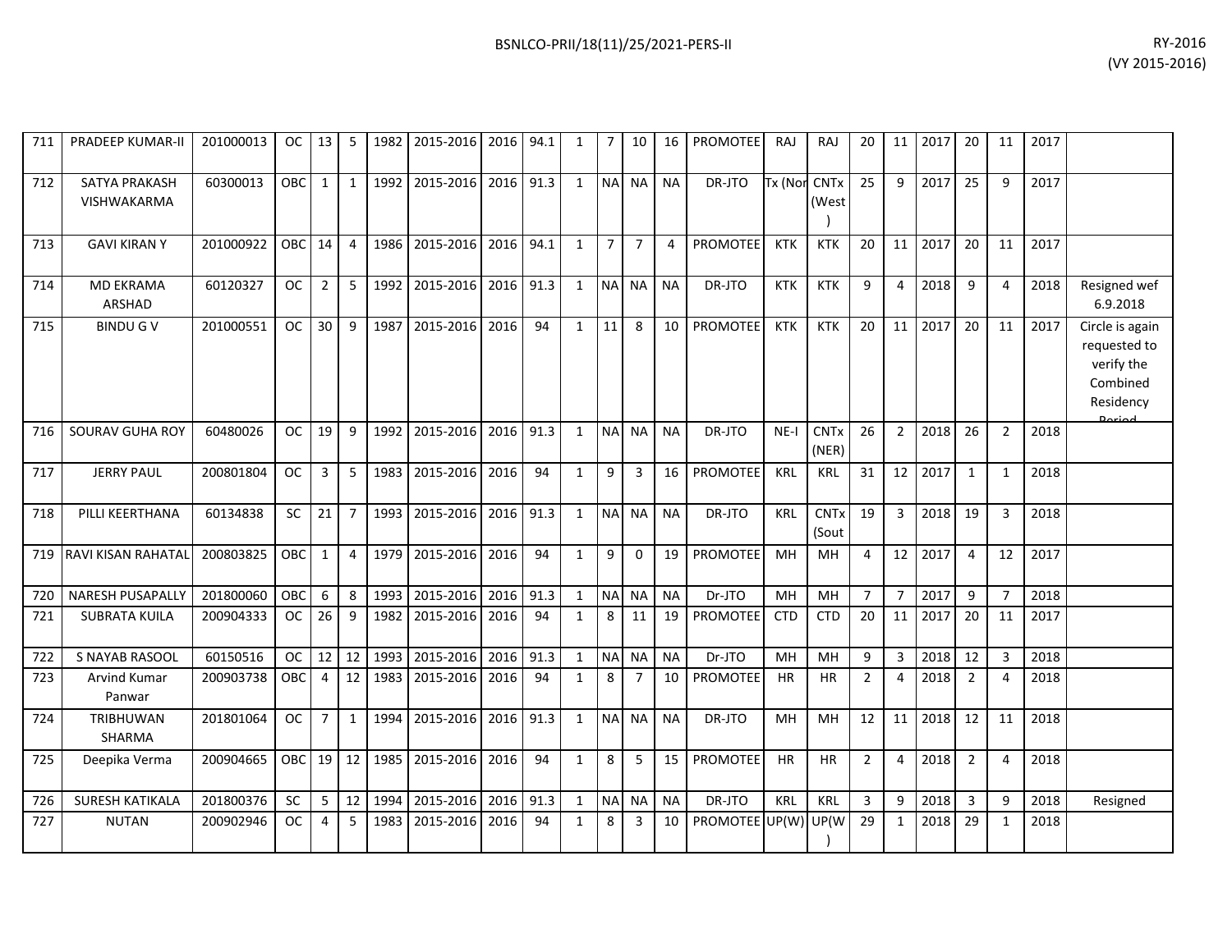| 711 | PRADEEP KUMAR-II | 201000013 | OC | 13 | 5 | 1982 | 2015-2016 | 2016 | 94.1 | 1 | 7 | 10 | 16 | PROMOTEE | RAJ | RAJ | 20 | 11 | 2017 | 20 | 11 | 2017 | |
|---|---|---|---|---|---|---|---|---|---|---|---|---|---|---|---|---|---|---|---|---|---|---|---|
| 712 | SATYA PRAKASH VISHWAKARMA | 60300013 | OBC | 1 | 1 | 1992 | 2015-2016 | 2016 | 91.3 | 1 | NA | NA | NA | DR-JTO | Tx (Nor | CNTx (West ) | 25 | 9 | 2017 | 25 | 9 | 2017 | |
| 713 | GAVI KIRAN Y | 201000922 | OBC | 14 | 4 | 1986 | 2015-2016 | 2016 | 94.1 | 1 | 7 | 7 | 4 | PROMOTEE | KTK | KTK | 20 | 11 | 2017 | 20 | 11 | 2017 | |
| 714 | MD EKRAMA ARSHAD | 60120327 | OC | 2 | 5 | 1992 | 2015-2016 | 2016 | 91.3 | 1 | NA | NA | NA | DR-JTO | KTK | KTK | 9 | 4 | 2018 | 9 | 4 | 2018 | Resigned wef 6.9.2018 |
| 715 | BINDU G V | 201000551 | OC | 30 | 9 | 1987 | 2015-2016 | 2016 | 94 | 1 | 11 | 8 | 10 | PROMOTEE | KTK | KTK | 20 | 11 | 2017 | 20 | 11 | 2017 | Circle is again requested to verify the Combined Residency Period |
| 716 | SOURAV GUHA ROY | 60480026 | OC | 19 | 9 | 1992 | 2015-2016 | 2016 | 91.3 | 1 | NA | NA | NA | DR-JTO | NE-I | CNTx (NER) | 26 | 2 | 2018 | 26 | 2 | 2018 | |
| 717 | JERRY PAUL | 200801804 | OC | 3 | 5 | 1983 | 2015-2016 | 2016 | 94 | 1 | 9 | 3 | 16 | PROMOTEE | KRL | KRL | 31 | 12 | 2017 | 1 | 1 | 2018 | |
| 718 | PILLI KEERTHANA | 60134838 | SC | 21 | 7 | 1993 | 2015-2016 | 2016 | 91.3 | 1 | NA | NA | NA | DR-JTO | KRL | CNTx (Sout | 19 | 3 | 2018 | 19 | 3 | 2018 | |
| 719 | RAVI KISAN RAHATAL | 200803825 | OBC | 1 | 4 | 1979 | 2015-2016 | 2016 | 94 | 1 | 9 | 0 | 19 | PROMOTEE | MH | MH | 4 | 12 | 2017 | 4 | 12 | 2017 | |
| 720 | NARESH PUSAPALLY | 201800060 | OBC | 6 | 8 | 1993 | 2015-2016 | 2016 | 91.3 | 1 | NA | NA | NA | Dr-JTO | MH | MH | 7 | 7 | 2017 | 9 | 7 | 2018 | |
| 721 | SUBRATA KUILA | 200904333 | OC | 26 | 9 | 1982 | 2015-2016 | 2016 | 94 | 1 | 8 | 11 | 19 | PROMOTEE | CTD | CTD | 20 | 11 | 2017 | 20 | 11 | 2017 | |
| 722 | S NAYAB RASOOL | 60150516 | OC | 12 | 12 | 1993 | 2015-2016 | 2016 | 91.3 | 1 | NA | NA | NA | Dr-JTO | MH | MH | 9 | 3 | 2018 | 12 | 3 | 2018 | |
| 723 | Arvind Kumar Panwar | 200903738 | OBC | 4 | 12 | 1983 | 2015-2016 | 2016 | 94 | 1 | 8 | 7 | 10 | PROMOTEE | HR | HR | 2 | 4 | 2018 | 2 | 4 | 2018 | |
| 724 | TRIBHUWAN SHARMA | 201801064 | OC | 7 | 1 | 1994 | 2015-2016 | 2016 | 91.3 | 1 | NA | NA | NA | DR-JTO | MH | MH | 12 | 11 | 2018 | 12 | 11 | 2018 | |
| 725 | Deepika Verma | 200904665 | OBC | 19 | 12 | 1985 | 2015-2016 | 2016 | 94 | 1 | 8 | 5 | 15 | PROMOTEE | HR | HR | 2 | 4 | 2018 | 2 | 4 | 2018 | |
| 726 | SURESH KATIKALA | 201800376 | SC | 5 | 12 | 1994 | 2015-2016 | 2016 | 91.3 | 1 | NA | NA | NA | DR-JTO | KRL | KRL | 3 | 9 | 2018 | 3 | 9 | 2018 | Resigned |
| 727 | NUTAN | 200902946 | OC | 4 | 5 | 1983 | 2015-2016 | 2016 | 94 | 1 | 8 | 3 | 10 | PROMOTEE | UP(W) | UP(W ) | 29 | 1 | 2018 | 29 | 1 | 2018 | |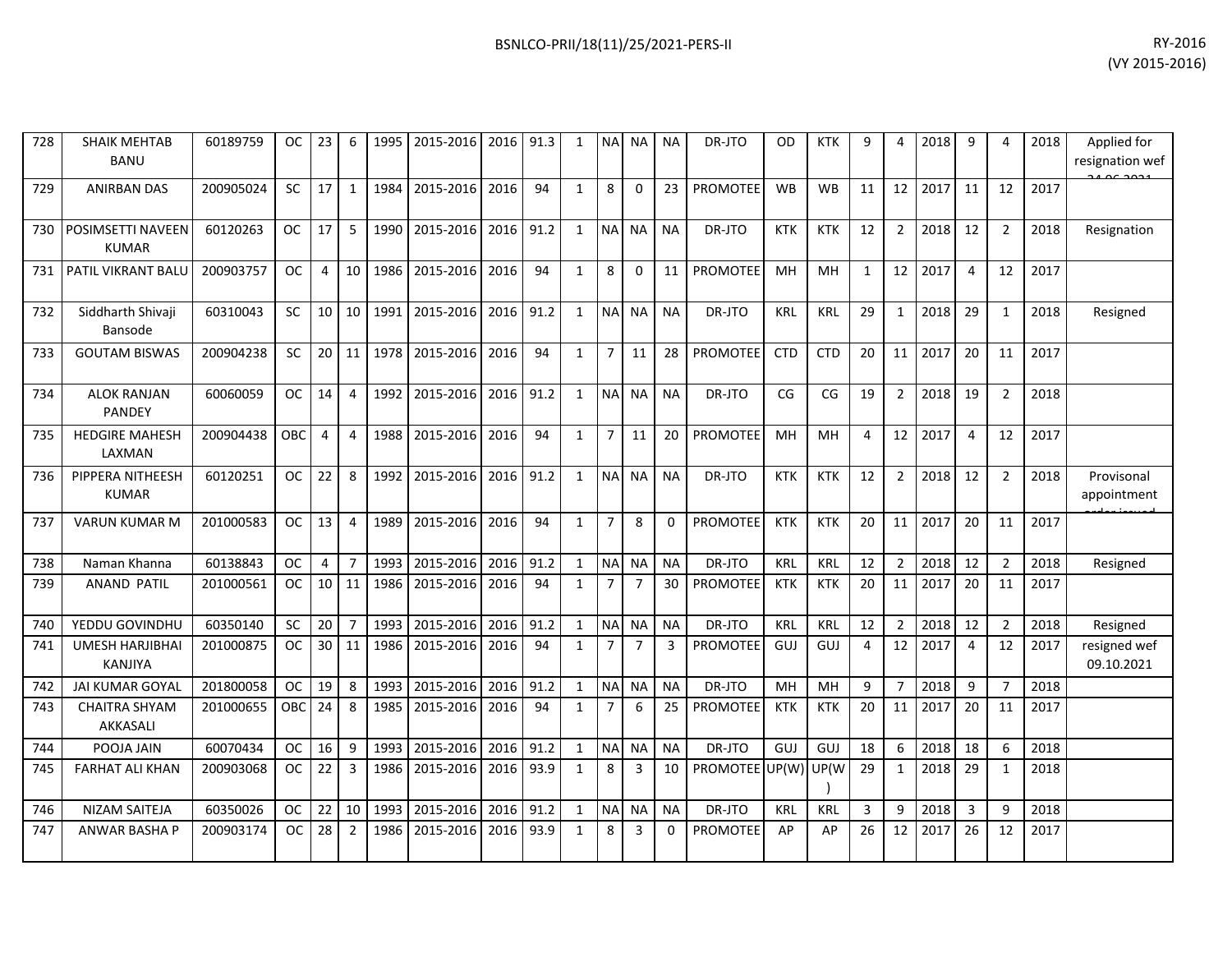| | | | | | | | | | | | | | | | | | | | | | | | | |
|---|---|---|---|---|---|---|---|---|---|---|---|---|---|---|---|---|---|---|---|---|---|---|---|---|
| 728 | SHAIK MEHTAB BANU | 60189759 | OC | 23 | 6 | 1995 | 2015-2016 | 2016 | 91.3 | 1 | NA | NA | NA | DR-JTO | OD | KTK | 9 | 4 | 2018 | 9 | 4 | 2018 | Applied for resignation wef 24.06.2021 |
| 729 | ANIRBAN DAS | 200905024 | SC | 17 | 1 | 1984 | 2015-2016 | 2016 | 94 | 1 | 8 | 0 | 23 | PROMOTEE | WB | WB | 11 | 12 | 2017 | 11 | 12 | 2017 | |
| 730 | POSIMSETTI NAVEEN KUMAR | 60120263 | OC | 17 | 5 | 1990 | 2015-2016 | 2016 | 91.2 | 1 | NA | NA | NA | DR-JTO | KTK | KTK | 12 | 2 | 2018 | 12 | 2 | 2018 | Resignation |
| 731 | PATIL VIKRANT BALU | 200903757 | OC | 4 | 10 | 1986 | 2015-2016 | 2016 | 94 | 1 | 8 | 0 | 11 | PROMOTEE | MH | MH | 1 | 12 | 2017 | 4 | 12 | 2017 | |
| 732 | Siddharth Shivaji Bansode | 60310043 | SC | 10 | 10 | 1991 | 2015-2016 | 2016 | 91.2 | 1 | NA | NA | NA | DR-JTO | KRL | KRL | 29 | 1 | 2018 | 29 | 1 | 2018 | Resigned |
| 733 | GOUTAM BISWAS | 200904238 | SC | 20 | 11 | 1978 | 2015-2016 | 2016 | 94 | 1 | 7 | 11 | 28 | PROMOTEE | CTD | CTD | 20 | 11 | 2017 | 20 | 11 | 2017 | |
| 734 | ALOK RANJAN PANDEY | 60060059 | OC | 14 | 4 | 1992 | 2015-2016 | 2016 | 91.2 | 1 | NA | NA | NA | DR-JTO | CG | CG | 19 | 2 | 2018 | 19 | 2 | 2018 | |
| 735 | HEDGIRE MAHESH LAXMAN | 200904438 | OBC | 4 | 4 | 1988 | 2015-2016 | 2016 | 94 | 1 | 7 | 11 | 20 | PROMOTEE | MH | MH | 4 | 12 | 2017 | 4 | 12 | 2017 | |
| 736 | PIPPERA NITHEESH KUMAR | 60120251 | OC | 22 | 8 | 1992 | 2015-2016 | 2016 | 91.2 | 1 | NA | NA | NA | DR-JTO | KTK | KTK | 12 | 2 | 2018 | 12 | 2 | 2018 | Provisonal appointment order issued |
| 737 | VARUN KUMAR M | 201000583 | OC | 13 | 4 | 1989 | 2015-2016 | 2016 | 94 | 1 | 7 | 8 | 0 | PROMOTEE | KTK | KTK | 20 | 11 | 2017 | 20 | 11 | 2017 | |
| 738 | Naman Khanna | 60138843 | OC | 4 | 7 | 1993 | 2015-2016 | 2016 | 91.2 | 1 | NA | NA | NA | DR-JTO | KRL | KRL | 12 | 2 | 2018 | 12 | 2 | 2018 | Resigned |
| 739 | ANAND PATIL | 201000561 | OC | 10 | 11 | 1986 | 2015-2016 | 2016 | 94 | 1 | 7 | 7 | 30 | PROMOTEE | KTK | KTK | 20 | 11 | 2017 | 20 | 11 | 2017 | |
| 740 | YEDDU GOVINDHU | 60350140 | SC | 20 | 7 | 1993 | 2015-2016 | 2016 | 91.2 | 1 | NA | NA | NA | DR-JTO | KRL | KRL | 12 | 2 | 2018 | 12 | 2 | 2018 | Resigned |
| 741 | UMESH HARJIBHAI KANJIYA | 201000875 | OC | 30 | 11 | 1986 | 2015-2016 | 2016 | 94 | 1 | 7 | 7 | 3 | PROMOTEE | GUJ | GUJ | 4 | 12 | 2017 | 4 | 12 | 2017 | resigned wef 09.10.2021 |
| 742 | JAI KUMAR GOYAL | 201800058 | OC | 19 | 8 | 1993 | 2015-2016 | 2016 | 91.2 | 1 | NA | NA | NA | DR-JTO | MH | MH | 9 | 7 | 2018 | 9 | 7 | 2018 | |
| 743 | CHAITRA SHYAM AKKASALI | 201000655 | OBC | 24 | 8 | 1985 | 2015-2016 | 2016 | 94 | 1 | 7 | 6 | 25 | PROMOTEE | KTK | KTK | 20 | 11 | 2017 | 20 | 11 | 2017 | |
| 744 | POOJA JAIN | 60070434 | OC | 16 | 9 | 1993 | 2015-2016 | 2016 | 91.2 | 1 | NA | NA | NA | DR-JTO | GUJ | GUJ | 18 | 6 | 2018 | 18 | 6 | 2018 | |
| 745 | FARHAT ALI KHAN | 200903068 | OC | 22 | 3 | 1986 | 2015-2016 | 2016 | 93.9 | 1 | 8 | 3 | 10 | PROMOTEE | UP(W) | UP(W) | 29 | 1 | 2018 | 29 | 1 | 2018 | |
| 746 | NIZAM SAITEJA | 60350026 | OC | 22 | 10 | 1993 | 2015-2016 | 2016 | 91.2 | 1 | NA | NA | NA | DR-JTO | KRL | KRL | 3 | 9 | 2018 | 3 | 9 | 2018 | |
| 747 | ANWAR BASHA P | 200903174 | OC | 28 | 2 | 1986 | 2015-2016 | 2016 | 93.9 | 1 | 8 | 3 | 0 | PROMOTEE | AP | AP | 26 | 12 | 2017 | 26 | 12 | 2017 | |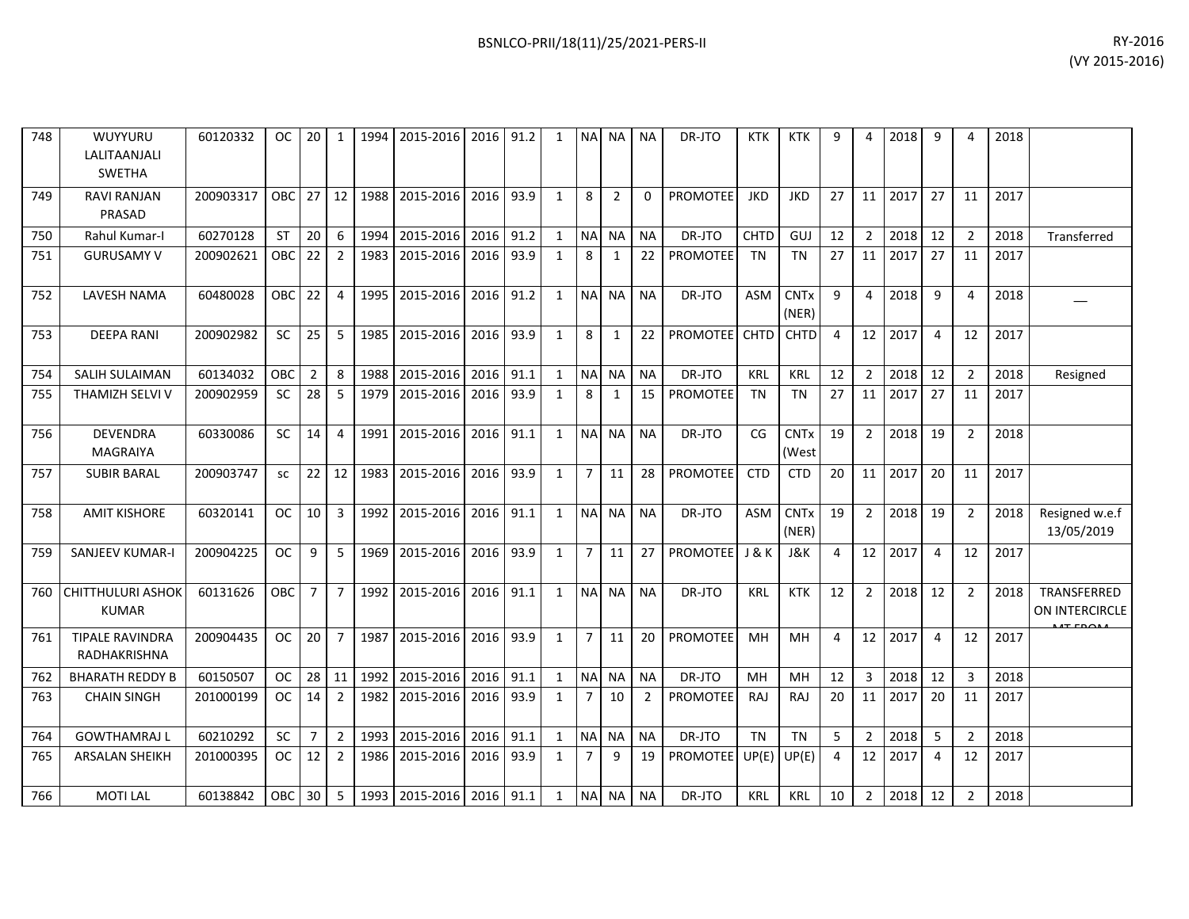| | | | | | | | | | | | | | | | | | | | | | | | | |
|---|---|---|---|---|---|---|---|---|---|---|---|---|---|---|---|---|---|---|---|---|---|---|---|---|
| 748 | WUYYURU LALITAANJALI SWETHA | 60120332 | OC | 20 | 1 | 1994 | 2015-2016 | 2016 | 91.2 | 1 | NA | NA | NA | DR-JTO | KTK | KTK | 9 | 4 | 2018 | 9 | 4 | 2018 | |
| 749 | RAVI RANJAN PRASAD | 200903317 | OBC | 27 | 12 | 1988 | 2015-2016 | 2016 | 93.9 | 1 | 8 | 2 | 0 | PROMOTEE | JKD | JKD | 27 | 11 | 2017 | 27 | 11 | 2017 | |
| 750 | Rahul Kumar-I | 60270128 | ST | 20 | 6 | 1994 | 2015-2016 | 2016 | 91.2 | 1 | NA | NA | NA | DR-JTO | CHTD | GUJ | 12 | 2 | 2018 | 12 | 2 | 2018 | Transferred |
| 751 | GURUSAMY V | 200902621 | OBC | 22 | 2 | 1983 | 2015-2016 | 2016 | 93.9 | 1 | 8 | 1 | 22 | PROMOTEE | TN | TN | 27 | 11 | 2017 | 27 | 11 | 2017 | |
| 752 | LAVESH NAMA | 60480028 | OBC | 22 | 4 | 1995 | 2015-2016 | 2016 | 91.2 | 1 | NA | NA | NA | DR-JTO | ASM | CNTx (NER) | 9 | 4 | 2018 | 9 | 4 | 2018 | __ |
| 753 | DEEPA RANI | 200902982 | SC | 25 | 5 | 1985 | 2015-2016 | 2016 | 93.9 | 1 | 8 | 1 | 22 | PROMOTEE | CHTD | CHTD | 4 | 12 | 2017 | 4 | 12 | 2017 | |
| 754 | SALIH SULAIMAN | 60134032 | OBC | 2 | 8 | 1988 | 2015-2016 | 2016 | 91.1 | 1 | NA | NA | NA | DR-JTO | KRL | KRL | 12 | 2 | 2018 | 12 | 2 | 2018 | Resigned |
| 755 | THAMIZH SELVI V | 200902959 | SC | 28 | 5 | 1979 | 2015-2016 | 2016 | 93.9 | 1 | 8 | 1 | 15 | PROMOTEE | TN | TN | 27 | 11 | 2017 | 27 | 11 | 2017 | |
| 756 | DEVENDRA MAGRAIYA | 60330086 | SC | 14 | 4 | 1991 | 2015-2016 | 2016 | 91.1 | 1 | NA | NA | NA | DR-JTO | CG | CNTx (West | 19 | 2 | 2018 | 19 | 2 | 2018 | |
| 757 | SUBIR BARAL | 200903747 | sc | 22 | 12 | 1983 | 2015-2016 | 2016 | 93.9 | 1 | 7 | 11 | 28 | PROMOTEE | CTD | CTD | 20 | 11 | 2017 | 20 | 11 | 2017 | |
| 758 | AMIT KISHORE | 60320141 | OC | 10 | 3 | 1992 | 2015-2016 | 2016 | 91.1 | 1 | NA | NA | NA | DR-JTO | ASM | CNTx (NER) | 19 | 2 | 2018 | 19 | 2 | 2018 | Resigned w.e.f 13/05/2019 |
| 759 | SANJEEV KUMAR-I | 200904225 | OC | 9 | 5 | 1969 | 2015-2016 | 2016 | 93.9 | 1 | 7 | 11 | 27 | PROMOTEE | J & K | J&K | 4 | 12 | 2017 | 4 | 12 | 2017 | |
| 760 | CHITTHULURI ASHOK KUMAR | 60131626 | OBC | 7 | 7 | 1992 | 2015-2016 | 2016 | 91.1 | 1 | NA | NA | NA | DR-JTO | KRL | KTK | 12 | 2 | 2018 | 12 | 2 | 2018 | TRANSFERRED ON INTERCIRCLE MT FROM |
| 761 | TIPALE RAVINDRA RADHAKRISHNA | 200904435 | OC | 20 | 7 | 1987 | 2015-2016 | 2016 | 93.9 | 1 | 7 | 11 | 20 | PROMOTEE | MH | MH | 4 | 12 | 2017 | 4 | 12 | 2017 | |
| 762 | BHARATH REDDY B | 60150507 | OC | 28 | 11 | 1992 | 2015-2016 | 2016 | 91.1 | 1 | NA | NA | NA | DR-JTO | MH | MH | 12 | 3 | 2018 | 12 | 3 | 2018 | |
| 763 | CHAIN SINGH | 201000199 | OC | 14 | 2 | 1982 | 2015-2016 | 2016 | 93.9 | 1 | 7 | 10 | 2 | PROMOTEE | RAJ | RAJ | 20 | 11 | 2017 | 20 | 11 | 2017 | |
| 764 | GOWTHAMRAJ L | 60210292 | SC | 7 | 2 | 1993 | 2015-2016 | 2016 | 91.1 | 1 | NA | NA | NA | DR-JTO | TN | TN | 5 | 2 | 2018 | 5 | 2 | 2018 | |
| 765 | ARSALAN SHEIKH | 201000395 | OC | 12 | 2 | 1986 | 2015-2016 | 2016 | 93.9 | 1 | 7 | 9 | 19 | PROMOTEE | UP(E) | UP(E) | 4 | 12 | 2017 | 4 | 12 | 2017 | |
| 766 | MOTI LAL | 60138842 | OBC | 30 | 5 | 1993 | 2015-2016 | 2016 | 91.1 | 1 | NA | NA | NA | DR-JTO | KRL | KRL | 10 | 2 | 2018 | 12 | 2 | 2018 | |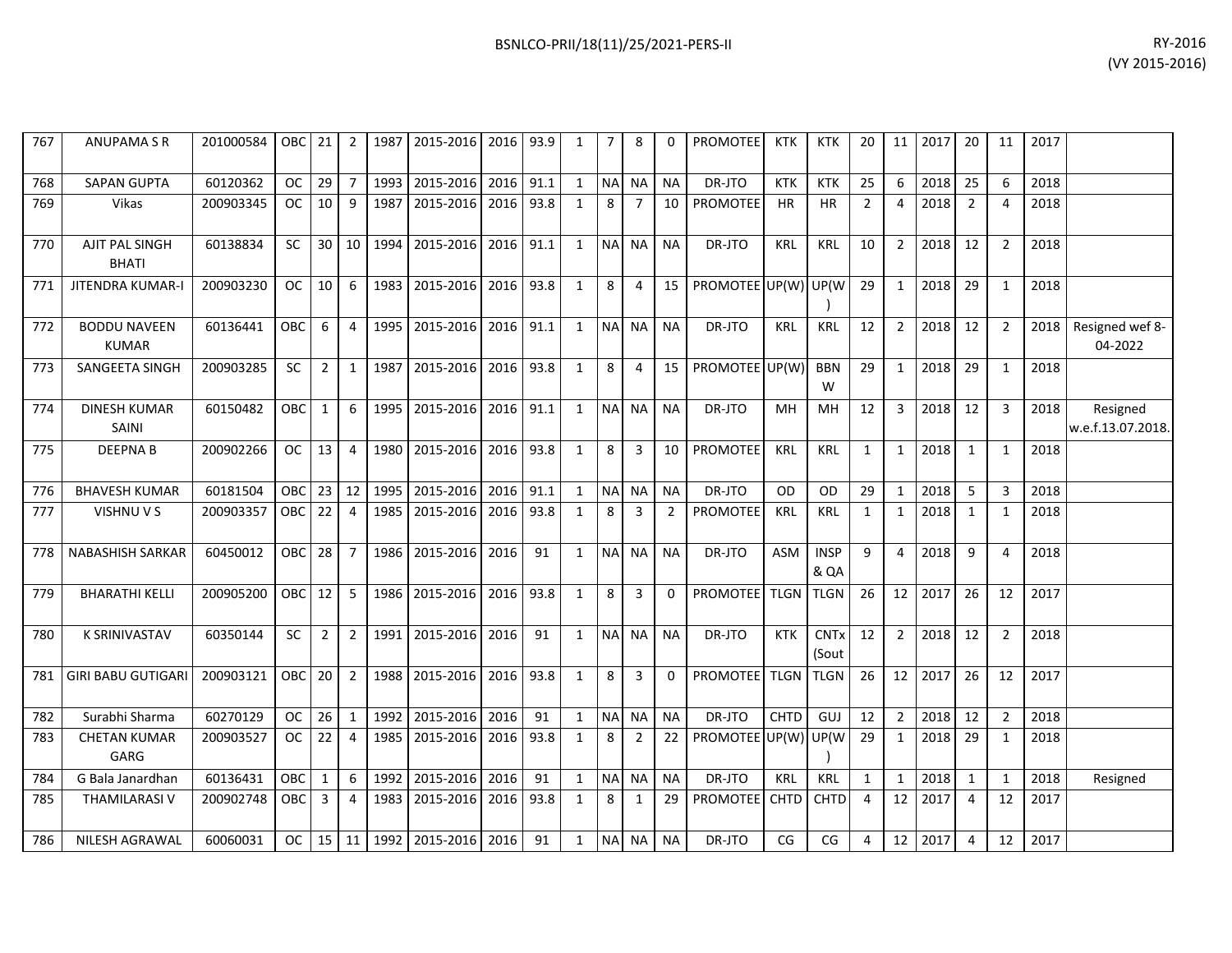| 767 | ANUPAMA S R | 201000584 | OBC | 21 | 2 | 1987 | 2015-2016 | 2016 | 93.9 | 1 | 7 | 8 | 0 | PROMOTEE | KTK | KTK | 20 | 11 | 2017 | 20 | 11 | 2017 | |
|---|---|---|---|---|---|---|---|---|---|---|---|---|---|---|---|---|---|---|---|---|---|---|---|
| 768 | SAPAN GUPTA | 60120362 | OC | 29 | 7 | 1993 | 2015-2016 | 2016 | 91.1 | 1 | NA | NA | NA | DR-JTO | KTK | KTK | 25 | 6 | 2018 | 25 | 6 | 2018 | |
| 769 | Vikas | 200903345 | OC | 10 | 9 | 1987 | 2015-2016 | 2016 | 93.8 | 1 | 8 | 7 | 10 | PROMOTEE | HR | HR | 2 | 4 | 2018 | 2 | 4 | 2018 | |
| 770 | AJIT PAL SINGH BHATI | 60138834 | SC | 30 | 10 | 1994 | 2015-2016 | 2016 | 91.1 | 1 | NA | NA | NA | DR-JTO | KRL | KRL | 10 | 2 | 2018 | 12 | 2 | 2018 | |
| 771 | JITENDRA KUMAR-I | 200903230 | OC | 10 | 6 | 1983 | 2015-2016 | 2016 | 93.8 | 1 | 8 | 4 | 15 | PROMOTEE | UP(W) | UP(W) | 29 | 1 | 2018 | 29 | 1 | 2018 | |
| 772 | BODDU NAVEEN KUMAR | 60136441 | OBC | 6 | 4 | 1995 | 2015-2016 | 2016 | 91.1 | 1 | NA | NA | NA | DR-JTO | KRL | KRL | 12 | 2 | 2018 | 12 | 2 | 2018 | Resigned wef 8-04-2022 |
| 773 | SANGEETA SINGH | 200903285 | SC | 2 | 1 | 1987 | 2015-2016 | 2016 | 93.8 | 1 | 8 | 4 | 15 | PROMOTEE | UP(W) | BBNW | 29 | 1 | 2018 | 29 | 1 | 2018 | |
| 774 | DINESH KUMAR SAINI | 60150482 | OBC | 1 | 6 | 1995 | 2015-2016 | 2016 | 91.1 | 1 | NA | NA | NA | DR-JTO | MH | MH | 12 | 3 | 2018 | 12 | 3 | 2018 | Resigned w.e.f.13.07.2018. |
| 775 | DEEPNA B | 200902266 | OC | 13 | 4 | 1980 | 2015-2016 | 2016 | 93.8 | 1 | 8 | 3 | 10 | PROMOTEE | KRL | KRL | 1 | 1 | 2018 | 1 | 1 | 2018 | |
| 776 | BHAVESH KUMAR | 60181504 | OBC | 23 | 12 | 1995 | 2015-2016 | 2016 | 91.1 | 1 | NA | NA | NA | DR-JTO | OD | OD | 29 | 1 | 2018 | 5 | 3 | 2018 | |
| 777 | VISHNU V S | 200903357 | OBC | 22 | 4 | 1985 | 2015-2016 | 2016 | 93.8 | 1 | 8 | 3 | 2 | PROMOTEE | KRL | KRL | 1 | 1 | 2018 | 1 | 1 | 2018 | |
| 778 | NABASHISH SARKAR | 60450012 | OBC | 28 | 7 | 1986 | 2015-2016 | 2016 | 91 | 1 | NA | NA | NA | DR-JTO | ASM | INSP & QA | 9 | 4 | 2018 | 9 | 4 | 2018 | |
| 779 | BHARATHI KELLI | 200905200 | OBC | 12 | 5 | 1986 | 2015-2016 | 2016 | 93.8 | 1 | 8 | 3 | 0 | PROMOTEE | TLGN | TLGN | 26 | 12 | 2017 | 26 | 12 | 2017 | |
| 780 | K SRINIVASTAV | 60350144 | SC | 2 | 2 | 1991 | 2015-2016 | 2016 | 91 | 1 | NA | NA | NA | DR-JTO | KTK | CNTx (Sout | 12 | 2 | 2018 | 12 | 2 | 2018 | |
| 781 | GIRI BABU GUTIGARI | 200903121 | OBC | 20 | 2 | 1988 | 2015-2016 | 2016 | 93.8 | 1 | 8 | 3 | 0 | PROMOTEE | TLGN | TLGN | 26 | 12 | 2017 | 26 | 12 | 2017 | |
| 782 | Surabhi Sharma | 60270129 | OC | 26 | 1 | 1992 | 2015-2016 | 2016 | 91 | 1 | NA | NA | NA | DR-JTO | CHTD | GUJ | 12 | 2 | 2018 | 12 | 2 | 2018 | |
| 783 | CHETAN KUMAR GARG | 200903527 | OC | 22 | 4 | 1985 | 2015-2016 | 2016 | 93.8 | 1 | 8 | 2 | 22 | PROMOTEE | UP(W) | UP(W) | 29 | 1 | 2018 | 29 | 1 | 2018 | |
| 784 | G Bala Janardhan | 60136431 | OBC | 1 | 6 | 1992 | 2015-2016 | 2016 | 91 | 1 | NA | NA | NA | DR-JTO | KRL | KRL | 1 | 1 | 2018 | 1 | 1 | 2018 | Resigned |
| 785 | THAMILARASI V | 200902748 | OBC | 3 | 4 | 1983 | 2015-2016 | 2016 | 93.8 | 1 | 8 | 1 | 29 | PROMOTEE | CHTD | CHTD | 4 | 12 | 2017 | 4 | 12 | 2017 | |
| 786 | NILESH AGRAWAL | 60060031 | OC | 15 | 11 | 1992 | 2015-2016 | 2016 | 91 | 1 | NA | NA | NA | DR-JTO | CG | CG | 4 | 12 | 2017 | 4 | 12 | 2017 | |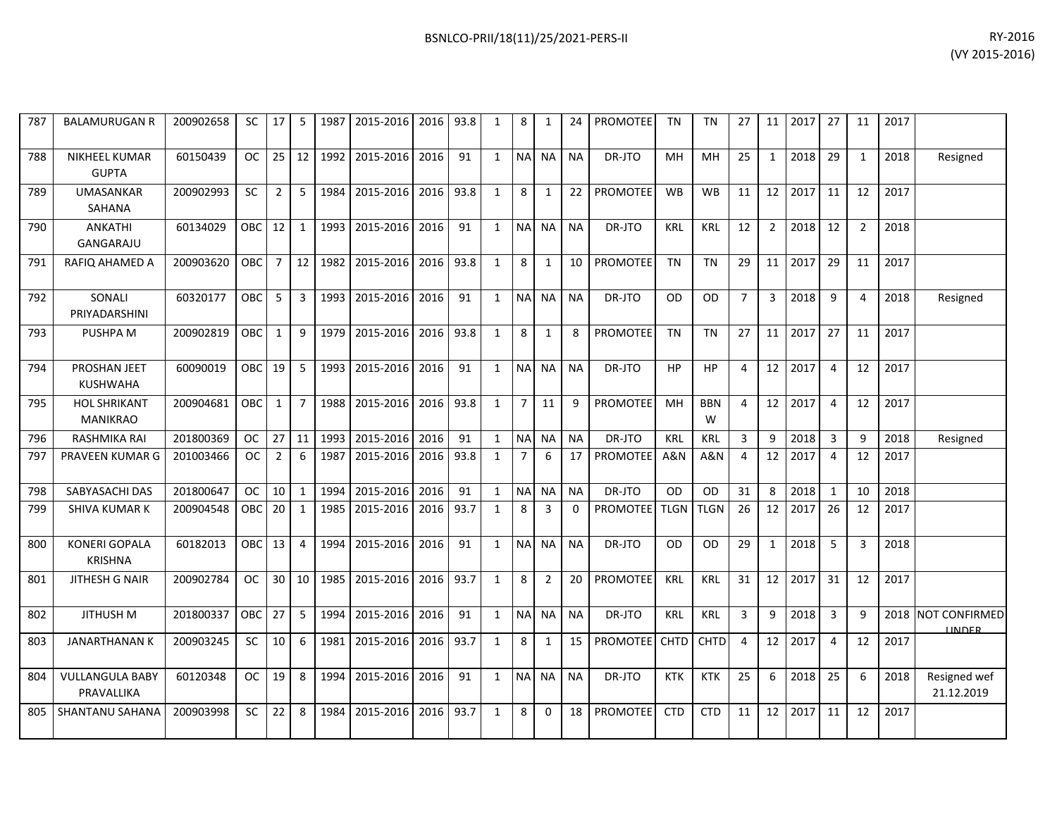| | | | | | | | | | | | | | | | | | | | | | | | | |
|---|---|---|---|---|---|---|---|---|---|---|---|---|---|---|---|---|---|---|---|---|---|---|---|---|
| 787 | BALAMURUGAN R | 200902658 | SC | 17 | 5 | 1987 | 2015-2016 | 2016 | 93.8 | 1 | 8 | 1 | 24 | PROMOTEE | TN | TN | 27 | 11 | 2017 | 27 | 11 | 2017 | |
| 788 | NIKHEEL KUMAR GUPTA | 60150439 | OC | 25 | 12 | 1992 | 2015-2016 | 2016 | 91 | 1 | NA | NA | NA | DR-JTO | MH | MH | 25 | 1 | 2018 | 29 | 1 | 2018 | Resigned |
| 789 | UMASANKAR SAHANA | 200902993 | SC | 2 | 5 | 1984 | 2015-2016 | 2016 | 93.8 | 1 | 8 | 1 | 22 | PROMOTEE | WB | WB | 11 | 12 | 2017 | 11 | 12 | 2017 | |
| 790 | ANKATHI GANGARAJU | 60134029 | OBC | 12 | 1 | 1993 | 2015-2016 | 2016 | 91 | 1 | NA | NA | NA | DR-JTO | KRL | KRL | 12 | 2 | 2018 | 12 | 2 | 2018 | |
| 791 | RAFIQ AHAMED A | 200903620 | OBC | 7 | 12 | 1982 | 2015-2016 | 2016 | 93.8 | 1 | 8 | 1 | 10 | PROMOTEE | TN | TN | 29 | 11 | 2017 | 29 | 11 | 2017 | |
| 792 | SONALI PRIYADARSHINI | 60320177 | OBC | 5 | 3 | 1993 | 2015-2016 | 2016 | 91 | 1 | NA | NA | NA | DR-JTO | OD | OD | 7 | 3 | 2018 | 9 | 4 | 2018 | Resigned |
| 793 | PUSHPA M | 200902819 | OBC | 1 | 9 | 1979 | 2015-2016 | 2016 | 93.8 | 1 | 8 | 1 | 8 | PROMOTEE | TN | TN | 27 | 11 | 2017 | 27 | 11 | 2017 | |
| 794 | PROSHAN JEET KUSHWAHA | 60090019 | OBC | 19 | 5 | 1993 | 2015-2016 | 2016 | 91 | 1 | NA | NA | NA | DR-JTO | HP | HP | 4 | 12 | 2017 | 4 | 12 | 2017 | |
| 795 | HOL SHRIKANT MANIKRAO | 200904681 | OBC | 1 | 7 | 1988 | 2015-2016 | 2016 | 93.8 | 1 | 7 | 11 | 9 | PROMOTEE | MH | BBNW | 4 | 12 | 2017 | 4 | 12 | 2017 | |
| 796 | RASHMIKA RAI | 201800369 | OC | 27 | 11 | 1993 | 2015-2016 | 2016 | 91 | 1 | NA | NA | NA | DR-JTO | KRL | KRL | 3 | 9 | 2018 | 3 | 9 | 2018 | Resigned |
| 797 | PRAVEEN KUMAR G | 201003466 | OC | 2 | 6 | 1987 | 2015-2016 | 2016 | 93.8 | 1 | 7 | 6 | 17 | PROMOTEE | A&N | A&N | 4 | 12 | 2017 | 4 | 12 | 2017 | |
| 798 | SABYASACHI DAS | 201800647 | OC | 10 | 1 | 1994 | 2015-2016 | 2016 | 91 | 1 | NA | NA | NA | DR-JTO | OD | OD | 31 | 8 | 2018 | 1 | 10 | 2018 | |
| 799 | SHIVA KUMAR K | 200904548 | OBC | 20 | 1 | 1985 | 2015-2016 | 2016 | 93.7 | 1 | 8 | 3 | 0 | PROMOTEE | TLGN | TLGN | 26 | 12 | 2017 | 26 | 12 | 2017 | |
| 800 | KONERI GOPALA KRISHNA | 60182013 | OBC | 13 | 4 | 1994 | 2015-2016 | 2016 | 91 | 1 | NA | NA | NA | DR-JTO | OD | OD | 29 | 1 | 2018 | 5 | 3 | 2018 | |
| 801 | JITHESH G NAIR | 200902784 | OC | 30 | 10 | 1985 | 2015-2016 | 2016 | 93.7 | 1 | 8 | 2 | 20 | PROMOTEE | KRL | KRL | 31 | 12 | 2017 | 31 | 12 | 2017 | |
| 802 | JITHUSH M | 201800337 | OBC | 27 | 5 | 1994 | 2015-2016 | 2016 | 91 | 1 | NA | NA | NA | DR-JTO | KRL | KRL | 3 | 9 | 2018 | 3 | 9 | 2018 | NOT CONFIRMED UNDER |
| 803 | JANARTHANAN K | 200903245 | SC | 10 | 6 | 1981 | 2015-2016 | 2016 | 93.7 | 1 | 8 | 1 | 15 | PROMOTEE | CHTD | CHTD | 4 | 12 | 2017 | 4 | 12 | 2017 | |
| 804 | VULLANGULA BABY PRAVALLIKA | 60120348 | OC | 19 | 8 | 1994 | 2015-2016 | 2016 | 91 | 1 | NA | NA | NA | DR-JTO | KTK | KTK | 25 | 6 | 2018 | 25 | 6 | 2018 | Resigned wef 21.12.2019 |
| 805 | SHANTANU SAHANA | 200903998 | SC | 22 | 8 | 1984 | 2015-2016 | 2016 | 93.7 | 1 | 8 | 0 | 18 | PROMOTEE | CTD | CTD | 11 | 12 | 2017 | 11 | 12 | 2017 | |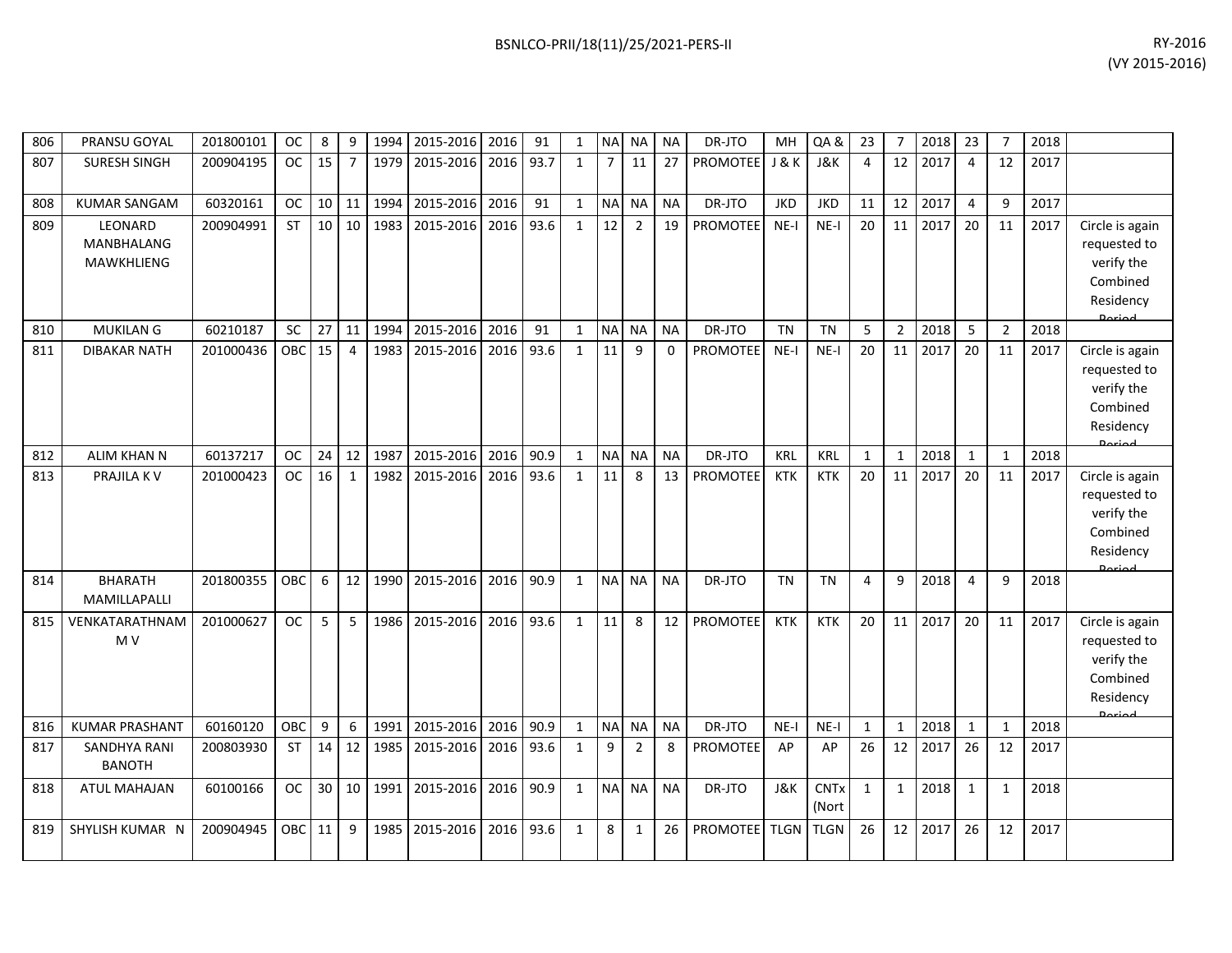| | | | | | | | | | | | | | | | | | | | | | | | | |
|---|---|---|---|---|---|---|---|---|---|---|---|---|---|---|---|---|---|---|---|---|---|---|---|---|
| 806 | PRANSU GOYAL | 201800101 | OC | 8 | 9 | 1994 | 2015-2016 | 2016 | 91 | 1 | NA | NA | NA | DR-JTO | MH | QA & | 23 | 7 | 2018 | 23 | 7 | 2018 | |
| 807 | SURESH SINGH | 200904195 | OC | 15 | 7 | 1979 | 2015-2016 | 2016 | 93.7 | 1 | 7 | 11 | 27 | PROMOTEE | J & K | J&K | 4 | 12 | 2017 | 4 | 12 | 2017 | |
| 808 | KUMAR SANGAM | 60320161 | OC | 10 | 11 | 1994 | 2015-2016 | 2016 | 91 | 1 | NA | NA | NA | DR-JTO | JKD | JKD | 11 | 12 | 2017 | 4 | 9 | 2017 | |
| 809 | LEONARD MANBHALANG MAWKHLIENG | 200904991 | ST | 10 | 10 | 1983 | 2015-2016 | 2016 | 93.6 | 1 | 12 | 2 | 19 | PROMOTEE | NE-I | NE-I | 20 | 11 | 2017 | 20 | 11 | 2017 | Circle is again requested to verify the Combined Residency Period |
| 810 | MUKILAN G | 60210187 | SC | 27 | 11 | 1994 | 2015-2016 | 2016 | 91 | 1 | NA | NA | NA | DR-JTO | TN | TN | 5 | 2 | 2018 | 5 | 2 | 2018 | |
| 811 | DIBAKAR NATH | 201000436 | OBC | 15 | 4 | 1983 | 2015-2016 | 2016 | 93.6 | 1 | 11 | 9 | 0 | PROMOTEE | NE-I | NE-I | 20 | 11 | 2017 | 20 | 11 | 2017 | Circle is again requested to verify the Combined Residency Period |
| 812 | ALIM KHAN N | 60137217 | OC | 24 | 12 | 1987 | 2015-2016 | 2016 | 90.9 | 1 | NA | NA | NA | DR-JTO | KRL | KRL | 1 | 1 | 2018 | 1 | 1 | 2018 | |
| 813 | PRAJILA K V | 201000423 | OC | 16 | 1 | 1982 | 2015-2016 | 2016 | 93.6 | 1 | 11 | 8 | 13 | PROMOTEE | KTK | KTK | 20 | 11 | 2017 | 20 | 11 | 2017 | Circle is again requested to verify the Combined Residency Period |
| 814 | BHARATH MAMILLAPALLI | 201800355 | OBC | 6 | 12 | 1990 | 2015-2016 | 2016 | 90.9 | 1 | NA | NA | NA | DR-JTO | TN | TN | 4 | 9 | 2018 | 4 | 9 | 2018 | |
| 815 | VENKATARATHNAM M V | 201000627 | OC | 5 | 5 | 1986 | 2015-2016 | 2016 | 93.6 | 1 | 11 | 8 | 12 | PROMOTEE | KTK | KTK | 20 | 11 | 2017 | 20 | 11 | 2017 | Circle is again requested to verify the Combined Residency Period |
| 816 | KUMAR PRASHANT | 60160120 | OBC | 9 | 6 | 1991 | 2015-2016 | 2016 | 90.9 | 1 | NA | NA | NA | DR-JTO | NE-I | NE-I | 1 | 1 | 2018 | 1 | 1 | 2018 | |
| 817 | SANDHYA RANI BANOTH | 200803930 | ST | 14 | 12 | 1985 | 2015-2016 | 2016 | 93.6 | 1 | 9 | 2 | 8 | PROMOTEE | AP | AP | 26 | 12 | 2017 | 26 | 12 | 2017 | |
| 818 | ATUL MAHAJAN | 60100166 | OC | 30 | 10 | 1991 | 2015-2016 | 2016 | 90.9 | 1 | NA | NA | NA | DR-JTO | J&K | CNTx (Nort | 1 | 1 | 2018 | 1 | 1 | 2018 | |
| 819 | SHYLISH KUMAR N | 200904945 | OBC | 11 | 9 | 1985 | 2015-2016 | 2016 | 93.6 | 1 | 8 | 1 | 26 | PROMOTEE | TLGN | TLGN | 26 | 12 | 2017 | 26 | 12 | 2017 | |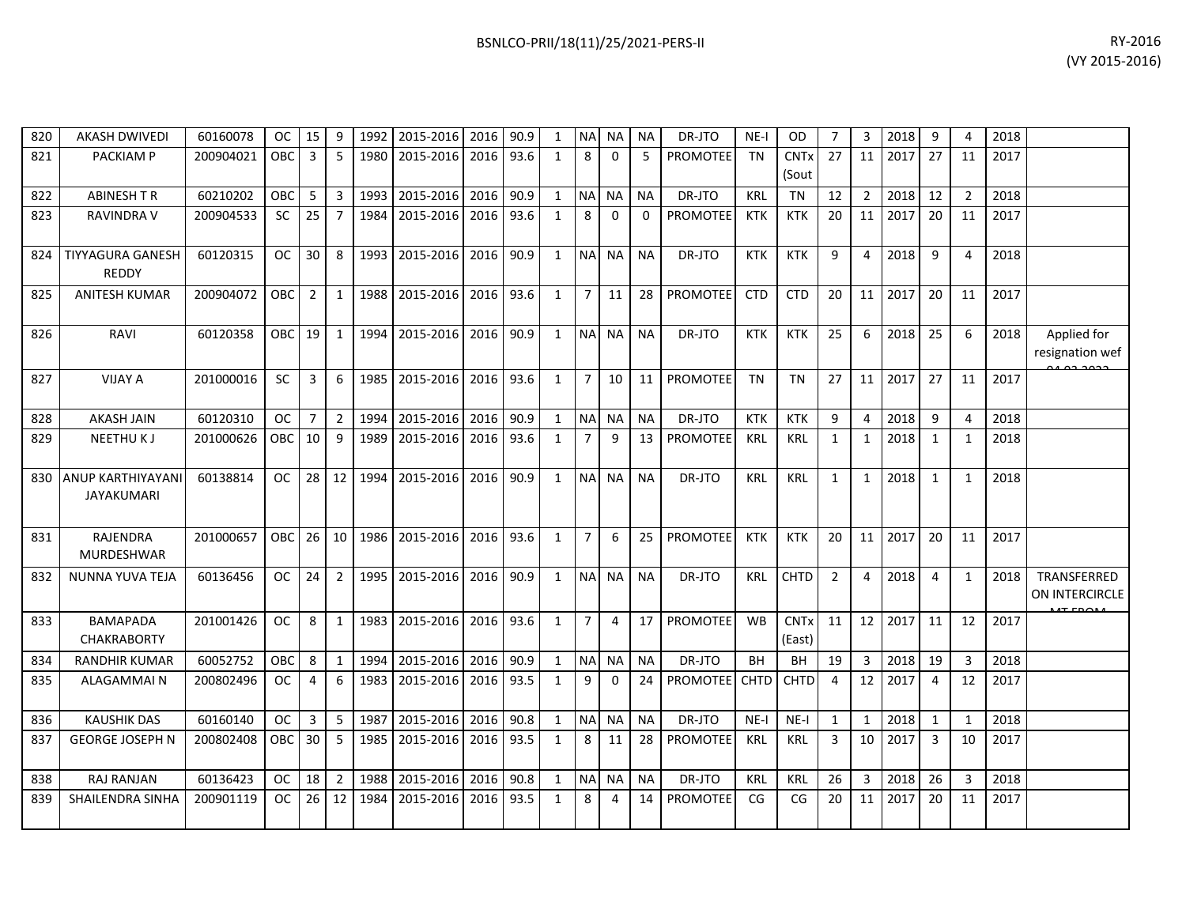| 820 | AKASH DWIVEDI | 60160078 | OC | 15 | 9 | 1992 | 2015-2016 | 2016 | 90.9 | 1 | NA | NA | NA | DR-JTO | NE-I | OD | 7 | 3 | 2018 | 9 | 4 | 2018 | |
|---|---|---|---|---|---|---|---|---|---|---|---|---|---|---|---|---|---|---|---|---|---|---|---|
| 821 | PACKIAM P | 200904021 | OBC | 3 | 5 | 1980 | 2015-2016 | 2016 | 93.6 | 1 | 8 | 0 | 5 | PROMOTEE | TN | CNTx (Sout | 27 | 11 | 2017 | 27 | 11 | 2017 | |
| 822 | ABINESH T R | 60210202 | OBC | 5 | 3 | 1993 | 2015-2016 | 2016 | 90.9 | 1 | NA | NA | NA | DR-JTO | KRL | TN | 12 | 2 | 2018 | 12 | 2 | 2018 | |
| 823 | RAVINDRA V | 200904533 | SC | 25 | 7 | 1984 | 2015-2016 | 2016 | 93.6 | 1 | 8 | 0 | 0 | PROMOTEE | KTK | KTK | 20 | 11 | 2017 | 20 | 11 | 2017 | |
| 824 | TIYYAGURA GANESH REDDY | 60120315 | OC | 30 | 8 | 1993 | 2015-2016 | 2016 | 90.9 | 1 | NA | NA | NA | DR-JTO | KTK | KTK | 9 | 4 | 2018 | 9 | 4 | 2018 | |
| 825 | ANITESH KUMAR | 200904072 | OBC | 2 | 1 | 1988 | 2015-2016 | 2016 | 93.6 | 1 | 7 | 11 | 28 | PROMOTEE | CTD | CTD | 20 | 11 | 2017 | 20 | 11 | 2017 | |
| 826 | RAVI | 60120358 | OBC | 19 | 1 | 1994 | 2015-2016 | 2016 | 90.9 | 1 | NA | NA | NA | DR-JTO | KTK | KTK | 25 | 6 | 2018 | 25 | 6 | 2018 | Applied for resignation wef |
| 827 | VIJAY A | 201000016 | SC | 3 | 6 | 1985 | 2015-2016 | 2016 | 93.6 | 1 | 7 | 10 | 11 | PROMOTEE | TN | TN | 27 | 11 | 2017 | 27 | 11 | 2017 | |
| 828 | AKASH JAIN | 60120310 | OC | 7 | 2 | 1994 | 2015-2016 | 2016 | 90.9 | 1 | NA | NA | NA | DR-JTO | KTK | KTK | 9 | 4 | 2018 | 9 | 4 | 2018 | |
| 829 | NEETHU K J | 201000626 | OBC | 10 | 9 | 1989 | 2015-2016 | 2016 | 93.6 | 1 | 7 | 9 | 13 | PROMOTEE | KRL | KRL | 1 | 1 | 2018 | 1 | 1 | 2018 | |
| 830 | ANUP KARTHIYAYANI JAYAKUMARI | 60138814 | OC | 28 | 12 | 1994 | 2015-2016 | 2016 | 90.9 | 1 | NA | NA | NA | DR-JTO | KRL | KRL | 1 | 1 | 2018 | 1 | 1 | 2018 | |
| 831 | RAJENDRA MURDESHWAR | 201000657 | OBC | 26 | 10 | 1986 | 2015-2016 | 2016 | 93.6 | 1 | 7 | 6 | 25 | PROMOTEE | KTK | KTK | 20 | 11 | 2017 | 20 | 11 | 2017 | |
| 832 | NUNNA YUVA TEJA | 60136456 | OC | 24 | 2 | 1995 | 2015-2016 | 2016 | 90.9 | 1 | NA | NA | NA | DR-JTO | KRL | CHTD | 2 | 4 | 2018 | 4 | 1 | 2018 | TRANSFERRED ON INTERCIRCLE |
| 833 | BAMAPADA CHAKRABORTY | 201001426 | OC | 8 | 1 | 1983 | 2015-2016 | 2016 | 93.6 | 1 | 7 | 4 | 17 | PROMOTEE | WB | CNTx (East) | 11 | 12 | 2017 | 11 | 12 | 2017 | |
| 834 | RANDHIR KUMAR | 60052752 | OBC | 8 | 1 | 1994 | 2015-2016 | 2016 | 90.9 | 1 | NA | NA | NA | DR-JTO | BH | BH | 19 | 3 | 2018 | 19 | 3 | 2018 | |
| 835 | ALAGAMMAI N | 200802496 | OC | 4 | 6 | 1983 | 2015-2016 | 2016 | 93.5 | 1 | 9 | 0 | 24 | PROMOTEE | CHTD | CHTD | 4 | 12 | 2017 | 4 | 12 | 2017 | |
| 836 | KAUSHIK DAS | 60160140 | OC | 3 | 5 | 1987 | 2015-2016 | 2016 | 90.8 | 1 | NA | NA | NA | DR-JTO | NE-I | NE-I | 1 | 1 | 2018 | 1 | 1 | 2018 | |
| 837 | GEORGE JOSEPH N | 200802408 | OBC | 30 | 5 | 1985 | 2015-2016 | 2016 | 93.5 | 1 | 8 | 11 | 28 | PROMOTEE | KRL | KRL | 3 | 10 | 2017 | 3 | 10 | 2017 | |
| 838 | RAJ RANJAN | 60136423 | OC | 18 | 2 | 1988 | 2015-2016 | 2016 | 90.8 | 1 | NA | NA | NA | DR-JTO | KRL | KRL | 26 | 3 | 2018 | 26 | 3 | 2018 | |
| 839 | SHAILENDRA SINHA | 200901119 | OC | 26 | 12 | 1984 | 2015-2016 | 2016 | 93.5 | 1 | 8 | 4 | 14 | PROMOTEE | CG | CG | 20 | 11 | 2017 | 20 | 11 | 2017 | |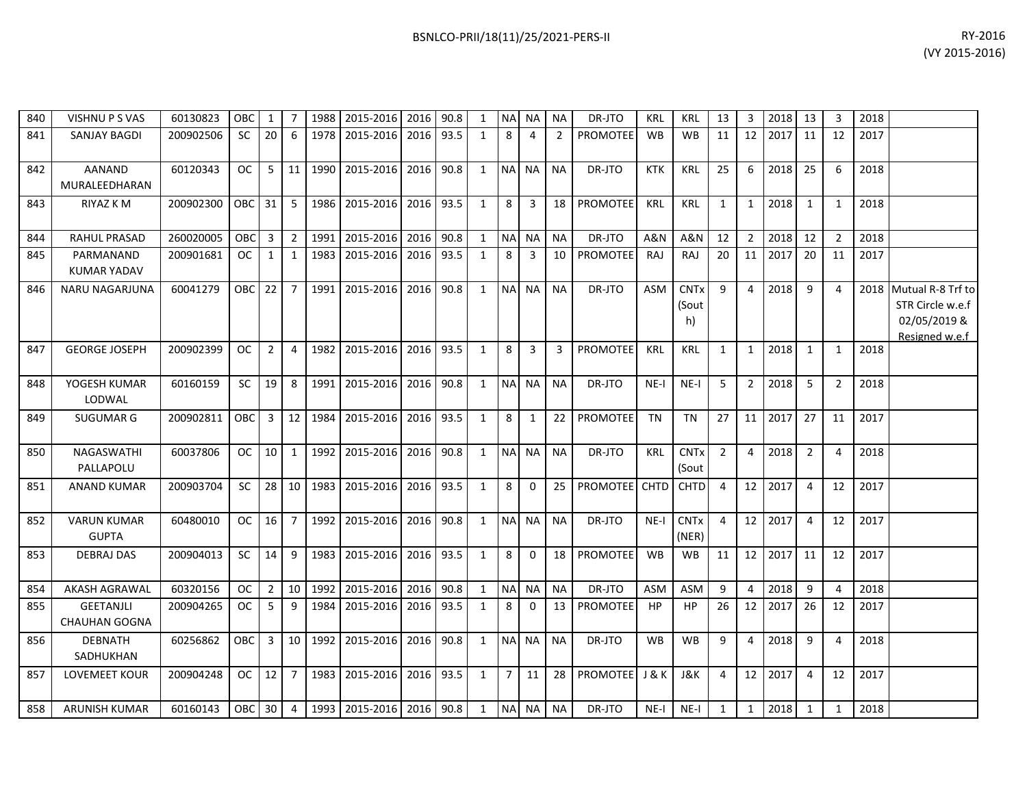| 840 | VISHNU P S VAS | 60130823 | OBC | 1 | 7 | 1988 | 2015-2016 | 2016 | 90.8 | 1 | NA | NA | NA | DR-JTO | KRL | KRL | 13 | 3 | 2018 | 13 | 3 | 2018 | |
|---|---|---|---|---|---|---|---|---|---|---|---|---|---|---|---|---|---|---|---|---|---|---|---|
| 841 | SANJAY BAGDI | 200902506 | SC | 20 | 6 | 1978 | 2015-2016 | 2016 | 93.5 | 1 | 8 | 4 | 2 | PROMOTEE | WB | WB | 11 | 12 | 2017 | 11 | 12 | 2017 | |
| 842 | AANAND MURALEEDHARAN | 60120343 | OC | 5 | 11 | 1990 | 2015-2016 | 2016 | 90.8 | 1 | NA | NA | NA | DR-JTO | KTK | KRL | 25 | 6 | 2018 | 25 | 6 | 2018 | |
| 843 | RIYAZ K M | 200902300 | OBC | 31 | 5 | 1986 | 2015-2016 | 2016 | 93.5 | 1 | 8 | 3 | 18 | PROMOTEE | KRL | KRL | 1 | 1 | 2018 | 1 | 1 | 2018 | |
| 844 | RAHUL PRASAD | 260020005 | OBC | 3 | 2 | 1991 | 2015-2016 | 2016 | 90.8 | 1 | NA | NA | NA | DR-JTO | A&N | A&N | 12 | 2 | 2018 | 12 | 2 | 2018 | |
| 845 | PARMANAND KUMAR YADAV | 200901681 | OC | 1 | 1 | 1983 | 2015-2016 | 2016 | 93.5 | 1 | 8 | 3 | 10 | PROMOTEE | RAJ | RAJ | 20 | 11 | 2017 | 20 | 11 | 2017 | |
| 846 | NARU NAGARJUNA | 60041279 | OBC | 22 | 7 | 1991 | 2015-2016 | 2016 | 90.8 | 1 | NA | NA | NA | DR-JTO | ASM | CNTx (South) | 9 | 4 | 2018 | 9 | 4 | 2018 | Mutual R-8 Trf to STR Circle w.e.f 02/05/2019 & Resigned w.e.f |
| 847 | GEORGE JOSEPH | 200902399 | OC | 2 | 4 | 1982 | 2015-2016 | 2016 | 93.5 | 1 | 8 | 3 | 3 | PROMOTEE | KRL | KRL | 1 | 1 | 2018 | 1 | 1 | 2018 | |
| 848 | YOGESH KUMAR LODWAL | 60160159 | SC | 19 | 8 | 1991 | 2015-2016 | 2016 | 90.8 | 1 | NA | NA | NA | DR-JTO | NE-I | NE-I | 5 | 2 | 2018 | 5 | 2 | 2018 | |
| 849 | SUGUMAR G | 200902811 | OBC | 3 | 12 | 1984 | 2015-2016 | 2016 | 93.5 | 1 | 8 | 1 | 22 | PROMOTEE | TN | TN | 27 | 11 | 2017 | 27 | 11 | 2017 | |
| 850 | NAGASWATHI PALLAPOLU | 60037806 | OC | 10 | 1 | 1992 | 2015-2016 | 2016 | 90.8 | 1 | NA | NA | NA | DR-JTO | KRL | CNTx (Sout | 2 | 4 | 2018 | 2 | 4 | 2018 | |
| 851 | ANAND KUMAR | 200903704 | SC | 28 | 10 | 1983 | 2015-2016 | 2016 | 93.5 | 1 | 8 | 0 | 25 | PROMOTEE | CHTD | CHTD | 4 | 12 | 2017 | 4 | 12 | 2017 | |
| 852 | VARUN KUMAR GUPTA | 60480010 | OC | 16 | 7 | 1992 | 2015-2016 | 2016 | 90.8 | 1 | NA | NA | NA | DR-JTO | NE-I | CNTx (NER) | 4 | 12 | 2017 | 4 | 12 | 2017 | |
| 853 | DEBRAJ DAS | 200904013 | SC | 14 | 9 | 1983 | 2015-2016 | 2016 | 93.5 | 1 | 8 | 0 | 18 | PROMOTEE | WB | WB | 11 | 12 | 2017 | 11 | 12 | 2017 | |
| 854 | AKASH AGRAWAL | 60320156 | OC | 2 | 10 | 1992 | 2015-2016 | 2016 | 90.8 | 1 | NA | NA | NA | DR-JTO | ASM | ASM | 9 | 4 | 2018 | 9 | 4 | 2018 | |
| 855 | GEETANJLI CHAUHAN GOGNA | 200904265 | OC | 5 | 9 | 1984 | 2015-2016 | 2016 | 93.5 | 1 | 8 | 0 | 13 | PROMOTEE | HP | HP | 26 | 12 | 2017 | 26 | 12 | 2017 | |
| 856 | DEBNATH SADHUKHAN | 60256862 | OBC | 3 | 10 | 1992 | 2015-2016 | 2016 | 90.8 | 1 | NA | NA | NA | DR-JTO | WB | WB | 9 | 4 | 2018 | 9 | 4 | 2018 | |
| 857 | LOVEMEET KOUR | 200904248 | OC | 12 | 7 | 1983 | 2015-2016 | 2016 | 93.5 | 1 | 7 | 11 | 28 | PROMOTEE | J & K | J&K | 4 | 12 | 2017 | 4 | 12 | 2017 | |
| 858 | ARUNISH KUMAR | 60160143 | OBC | 30 | 4 | 1993 | 2015-2016 | 2016 | 90.8 | 1 | NA | NA | NA | DR-JTO | NE-I | NE-I | 1 | 1 | 2018 | 1 | 1 | 2018 | |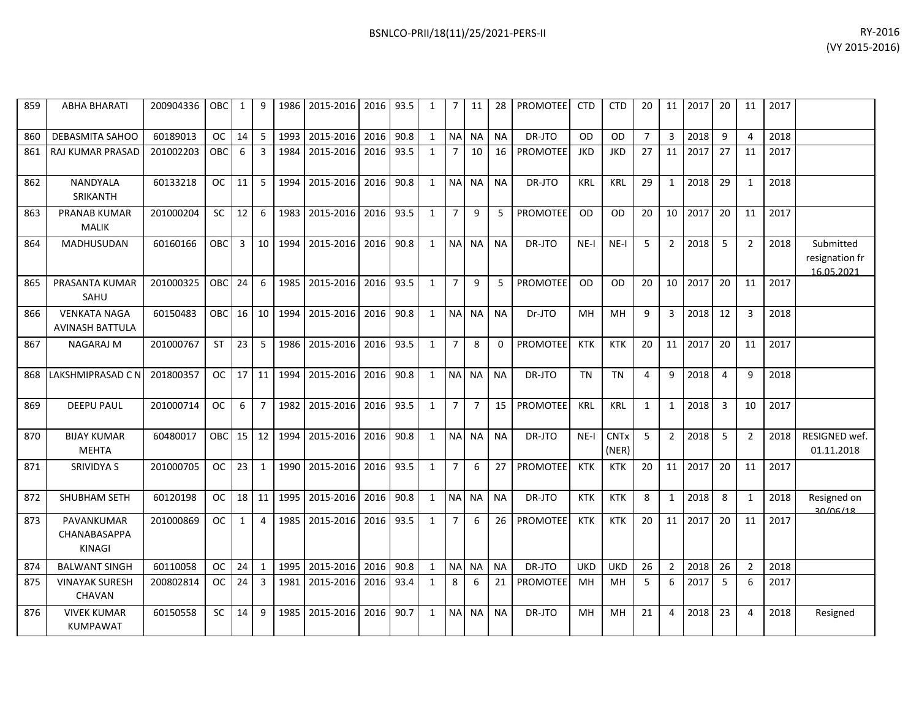| | | | | | | | | | | | | | | | | | | | | | | | | | |
|---|---|---|---|---|---|---|---|---|---|---|---|---|---|---|---|---|---|---|---|---|---|---|---|---|---|
| 859 | ABHA BHARATI | 200904336 | OBC | 1 | 9 | 1986 | 2015-2016 | 2016 | 93.5 | 1 | 7 | 11 | 28 | PROMOTEE | CTD | CTD | 20 | 11 | 2017 | 20 | 11 | 2017 | |
| 860 | DEBASMITA SAHOO | 60189013 | OC | 14 | 5 | 1993 | 2015-2016 | 2016 | 90.8 | 1 | NA | NA | NA | DR-JTO | OD | OD | 7 | 3 | 2018 | 9 | 4 | 2018 | |
| 861 | RAJ KUMAR PRASAD | 201002203 | OBC | 6 | 3 | 1984 | 2015-2016 | 2016 | 93.5 | 1 | 7 | 10 | 16 | PROMOTEE | JKD | JKD | 27 | 11 | 2017 | 27 | 11 | 2017 | |
| 862 | NANDYALA SRIKANTH | 60133218 | OC | 11 | 5 | 1994 | 2015-2016 | 2016 | 90.8 | 1 | NA | NA | NA | DR-JTO | KRL | KRL | 29 | 1 | 2018 | 29 | 1 | 2018 | |
| 863 | PRANAB KUMAR MALIK | 201000204 | SC | 12 | 6 | 1983 | 2015-2016 | 2016 | 93.5 | 1 | 7 | 9 | 5 | PROMOTEE | OD | OD | 20 | 10 | 2017 | 20 | 11 | 2017 | |
| 864 | MADHUSUDAN | 60160166 | OBC | 3 | 10 | 1994 | 2015-2016 | 2016 | 90.8 | 1 | NA | NA | NA | DR-JTO | NE-I | NE-I | 5 | 2 | 2018 | 5 | 2 | 2018 | Submitted resignation fr 16.05.2021 |
| 865 | PRASANTA KUMAR SAHU | 201000325 | OBC | 24 | 6 | 1985 | 2015-2016 | 2016 | 93.5 | 1 | 7 | 9 | 5 | PROMOTEE | OD | OD | 20 | 10 | 2017 | 20 | 11 | 2017 | |
| 866 | VENKATA NAGA AVINASH BATTULA | 60150483 | OBC | 16 | 10 | 1994 | 2015-2016 | 2016 | 90.8 | 1 | NA | NA | NA | Dr-JTO | MH | MH | 9 | 3 | 2018 | 12 | 3 | 2018 | |
| 867 | NAGARAJ M | 201000767 | ST | 23 | 5 | 1986 | 2015-2016 | 2016 | 93.5 | 1 | 7 | 8 | 0 | PROMOTEE | KTK | KTK | 20 | 11 | 2017 | 20 | 11 | 2017 | |
| 868 | LAKSHMIPRASAD C N | 201800357 | OC | 17 | 11 | 1994 | 2015-2016 | 2016 | 90.8 | 1 | NA | NA | NA | DR-JTO | TN | TN | 4 | 9 | 2018 | 4 | 9 | 2018 | |
| 869 | DEEPU PAUL | 201000714 | OC | 6 | 7 | 1982 | 2015-2016 | 2016 | 93.5 | 1 | 7 | 7 | 15 | PROMOTEE | KRL | KRL | 1 | 1 | 2018 | 3 | 10 | 2017 | |
| 870 | BIJAY KUMAR MEHTA | 60480017 | OBC | 15 | 12 | 1994 | 2015-2016 | 2016 | 90.8 | 1 | NA | NA | NA | DR-JTO | NE-I | CNTx (NER) | 5 | 2 | 2018 | 5 | 2 | 2018 | RESIGNED wef. 01.11.2018 |
| 871 | SRIVIDYA S | 201000705 | OC | 23 | 1 | 1990 | 2015-2016 | 2016 | 93.5 | 1 | 7 | 6 | 27 | PROMOTEE | KTK | KTK | 20 | 11 | 2017 | 20 | 11 | 2017 | |
| 872 | SHUBHAM SETH | 60120198 | OC | 18 | 11 | 1995 | 2015-2016 | 2016 | 90.8 | 1 | NA | NA | NA | DR-JTO | KTK | KTK | 8 | 1 | 2018 | 8 | 1 | 2018 | Resigned on 30/06/18 |
| 873 | PAVANKUMAR CHANABASAPPA KINAGI | 201000869 | OC | 1 | 4 | 1985 | 2015-2016 | 2016 | 93.5 | 1 | 7 | 6 | 26 | PROMOTEE | KTK | KTK | 20 | 11 | 2017 | 20 | 11 | 2017 | |
| 874 | BALWANT SINGH | 60110058 | OC | 24 | 1 | 1995 | 2015-2016 | 2016 | 90.8 | 1 | NA | NA | NA | DR-JTO | UKD | UKD | 26 | 2 | 2018 | 26 | 2 | 2018 | |
| 875 | VINAYAK SURESH CHAVAN | 200802814 | OC | 24 | 3 | 1981 | 2015-2016 | 2016 | 93.4 | 1 | 8 | 6 | 21 | PROMOTEE | MH | MH | 5 | 6 | 2017 | 5 | 6 | 2017 | |
| 876 | VIVEK KUMAR KUMPAWAT | 60150558 | SC | 14 | 9 | 1985 | 2015-2016 | 2016 | 90.7 | 1 | NA | NA | NA | DR-JTO | MH | MH | 21 | 4 | 2018 | 23 | 4 | 2018 | Resigned |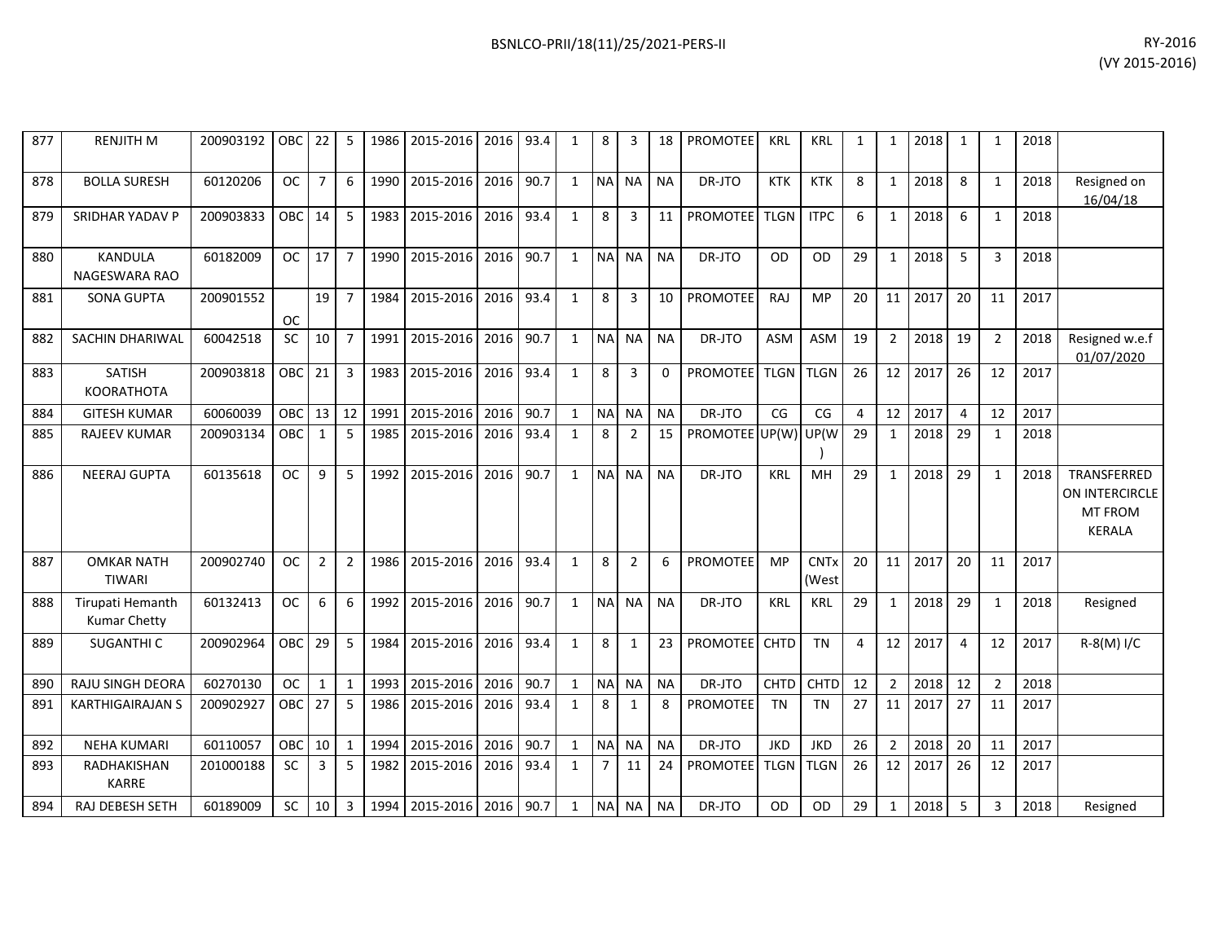| 877 | RENJITH M | 200903192 | OBC | 22 | 5 | 1986 | 2015-2016 | 2016 | 93.4 | 1 | 8 | 3 | 18 | PROMOTEE | KRL | KRL | 1 | 1 | 2018 | 1 | 1 | 2018 | |
|---|---|---|---|---|---|---|---|---|---|---|---|---|---|---|---|---|---|---|---|---|---|---|---|
| 878 | BOLLA SURESH | 60120206 | OC | 7 | 6 | 1990 | 2015-2016 | 2016 | 90.7 | 1 | NA | NA | NA | DR-JTO | KTK | KTK | 8 | 1 | 2018 | 8 | 1 | 2018 | Resigned on 16/04/18 |
| 879 | SRIDHAR YADAV P | 200903833 | OBC | 14 | 5 | 1983 | 2015-2016 | 2016 | 93.4 | 1 | 8 | 3 | 11 | PROMOTEE | TLGN | ITPC | 6 | 1 | 2018 | 6 | 1 | 2018 | |
| 880 | KANDULA NAGESWARA RAO | 60182009 | OC | 17 | 7 | 1990 | 2015-2016 | 2016 | 90.7 | 1 | NA | NA | NA | DR-JTO | OD | OD | 29 | 1 | 2018 | 5 | 3 | 2018 | |
| 881 | SONA GUPTA | 200901552 | OC | 19 | 7 | 1984 | 2015-2016 | 2016 | 93.4 | 1 | 8 | 3 | 10 | PROMOTEE | RAJ | MP | 20 | 11 | 2017 | 20 | 11 | 2017 | |
| 882 | SACHIN DHARIWAL | 60042518 | SC | 10 | 7 | 1991 | 2015-2016 | 2016 | 90.7 | 1 | NA | NA | NA | DR-JTO | ASM | ASM | 19 | 2 | 2018 | 19 | 2 | 2018 | Resigned w.e.f 01/07/2020 |
| 883 | SATISH KOORATHOTA | 200903818 | OBC | 21 | 3 | 1983 | 2015-2016 | 2016 | 93.4 | 1 | 8 | 3 | 0 | PROMOTEE | TLGN | TLGN | 26 | 12 | 2017 | 26 | 12 | 2017 | |
| 884 | GITESH KUMAR | 60060039 | OBC | 13 | 12 | 1991 | 2015-2016 | 2016 | 90.7 | 1 | NA | NA | NA | DR-JTO | CG | CG | 4 | 12 | 2017 | 4 | 12 | 2017 | |
| 885 | RAJEEV KUMAR | 200903134 | OBC | 1 | 5 | 1985 | 2015-2016 | 2016 | 93.4 | 1 | 8 | 2 | 15 | PROMOTEE | UP(W) | UP(W) | 29 | 1 | 2018 | 29 | 1 | 2018 | |
| 886 | NEERAJ GUPTA | 60135618 | OC | 9 | 5 | 1992 | 2015-2016 | 2016 | 90.7 | 1 | NA | NA | NA | DR-JTO | KRL | MH | 29 | 1 | 2018 | 29 | 1 | 2018 | TRANSFERRED ON INTERCIRCLE MT FROM KERALA |
| 887 | OMKAR NATH TIWARI | 200902740 | OC | 2 | 2 | 1986 | 2015-2016 | 2016 | 93.4 | 1 | 8 | 2 | 6 | PROMOTEE | MP | CNTx (West | 20 | 11 | 2017 | 20 | 11 | 2017 | |
| 888 | Tirupati Hemanth Kumar Chetty | 60132413 | OC | 6 | 6 | 1992 | 2015-2016 | 2016 | 90.7 | 1 | NA | NA | NA | DR-JTO | KRL | KRL | 29 | 1 | 2018 | 29 | 1 | 2018 | Resigned |
| 889 | SUGANTHI C | 200902964 | OBC | 29 | 5 | 1984 | 2015-2016 | 2016 | 93.4 | 1 | 8 | 1 | 23 | PROMOTEE | CHTD | TN | 4 | 12 | 2017 | 4 | 12 | 2017 | R-8(M) I/C |
| 890 | RAJU SINGH DEORA | 60270130 | OC | 1 | 1 | 1993 | 2015-2016 | 2016 | 90.7 | 1 | NA | NA | NA | DR-JTO | CHTD | CHTD | 12 | 2 | 2018 | 12 | 2 | 2018 | |
| 891 | KARTHIGAIRAJAN S | 200902927 | OBC | 27 | 5 | 1986 | 2015-2016 | 2016 | 93.4 | 1 | 8 | 1 | 8 | PROMOTEE | TN | TN | 27 | 11 | 2017 | 27 | 11 | 2017 | |
| 892 | NEHA KUMARI | 60110057 | OBC | 10 | 1 | 1994 | 2015-2016 | 2016 | 90.7 | 1 | NA | NA | NA | DR-JTO | JKD | JKD | 26 | 2 | 2018 | 20 | 11 | 2017 | |
| 893 | RADHAKISHAN KARRE | 201000188 | SC | 3 | 5 | 1982 | 2015-2016 | 2016 | 93.4 | 1 | 7 | 11 | 24 | PROMOTEE | TLGN | TLGN | 26 | 12 | 2017 | 26 | 12 | 2017 | |
| 894 | RAJ DEBESH SETH | 60189009 | SC | 10 | 3 | 1994 | 2015-2016 | 2016 | 90.7 | 1 | NA | NA | NA | DR-JTO | OD | OD | 29 | 1 | 2018 | 5 | 3 | 2018 | Resigned |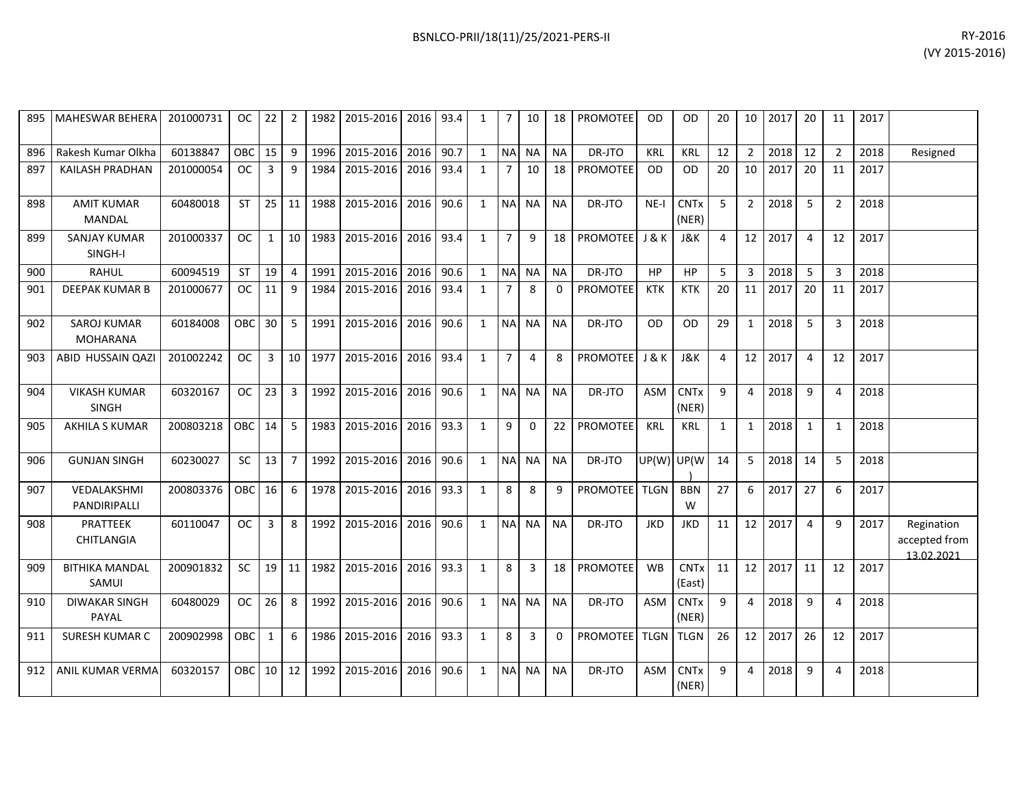| 895 | MAHESWAR BEHERA | 201000731 | OC | 22 | 2 | 1982 | 2015-2016 | 2016 | 93.4 | 1 | 7 | 10 | 18 | PROMOTEE | OD | OD | 20 | 10 | 2017 | 20 | 11 | 2017 | |
|---|---|---|---|---|---|---|---|---|---|---|---|---|---|---|---|---|---|---|---|---|---|---|---|
| 896 | Rakesh Kumar Olkha | 60138847 | OBC | 15 | 9 | 1996 | 2015-2016 | 2016 | 90.7 | 1 | NA | NA | NA | DR-JTO | KRL | KRL | 12 | 2 | 2018 | 12 | 2 | 2018 | Resigned |
| 897 | KAILASH PRADHAN | 201000054 | OC | 3 | 9 | 1984 | 2015-2016 | 2016 | 93.4 | 1 | 7 | 10 | 18 | PROMOTEE | OD | OD | 20 | 10 | 2017 | 20 | 11 | 2017 | |
| 898 | AMIT KUMAR MANDAL | 60480018 | ST | 25 | 11 | 1988 | 2015-2016 | 2016 | 90.6 | 1 | NA | NA | NA | DR-JTO | NE-I | CNTx (NER) | 5 | 2 | 2018 | 5 | 2 | 2018 | |
| 899 | SANJAY KUMAR SINGH-I | 201000337 | OC | 1 | 10 | 1983 | 2015-2016 | 2016 | 93.4 | 1 | 7 | 9 | 18 | PROMOTEE | J & K | J&K | 4 | 12 | 2017 | 4 | 12 | 2017 | |
| 900 | RAHUL | 60094519 | ST | 19 | 4 | 1991 | 2015-2016 | 2016 | 90.6 | 1 | NA | NA | NA | DR-JTO | HP | HP | 5 | 3 | 2018 | 5 | 3 | 2018 | |
| 901 | DEEPAK KUMAR B | 201000677 | OC | 11 | 9 | 1984 | 2015-2016 | 2016 | 93.4 | 1 | 7 | 8 | 0 | PROMOTEE | KTK | KTK | 20 | 11 | 2017 | 20 | 11 | 2017 | |
| 902 | SAROJ KUMAR MOHARANA | 60184008 | OBC | 30 | 5 | 1991 | 2015-2016 | 2016 | 90.6 | 1 | NA | NA | NA | DR-JTO | OD | OD | 29 | 1 | 2018 | 5 | 3 | 2018 | |
| 903 | ABID HUSSAIN QAZI | 201002242 | OC | 3 | 10 | 1977 | 2015-2016 | 2016 | 93.4 | 1 | 7 | 4 | 8 | PROMOTEE | J & K | J&K | 4 | 12 | 2017 | 4 | 12 | 2017 | |
| 904 | VIKASH KUMAR SINGH | 60320167 | OC | 23 | 3 | 1992 | 2015-2016 | 2016 | 90.6 | 1 | NA | NA | NA | DR-JTO | ASM | CNTx (NER) | 9 | 4 | 2018 | 9 | 4 | 2018 | |
| 905 | AKHILA S KUMAR | 200803218 | OBC | 14 | 5 | 1983 | 2015-2016 | 2016 | 93.3 | 1 | 9 | 0 | 22 | PROMOTEE | KRL | KRL | 1 | 1 | 2018 | 1 | 1 | 2018 | |
| 906 | GUNJAN SINGH | 60230027 | SC | 13 | 7 | 1992 | 2015-2016 | 2016 | 90.6 | 1 | NA | NA | NA | DR-JTO | UP(W) | UP(W) | 14 | 5 | 2018 | 14 | 5 | 2018 | |
| 907 | VEDALAKSHMI PANDIRIPALLI | 200803376 | OBC | 16 | 6 | 1978 | 2015-2016 | 2016 | 93.3 | 1 | 8 | 8 | 9 | PROMOTEE | TLGN | BBNW | 27 | 6 | 2017 | 27 | 6 | 2017 | |
| 908 | PRATTEEK CHITLANGIA | 60110047 | OC | 3 | 8 | 1992 | 2015-2016 | 2016 | 90.6 | 1 | NA | NA | NA | DR-JTO | JKD | JKD | 11 | 12 | 2017 | 4 | 9 | 2017 | Regination accepted from 13.02.2021 |
| 909 | BITHIKA MANDAL SAMUI | 200901832 | SC | 19 | 11 | 1982 | 2015-2016 | 2016 | 93.3 | 1 | 8 | 3 | 18 | PROMOTEE | WB | CNTx (East) | 11 | 12 | 2017 | 11 | 12 | 2017 | |
| 910 | DIWAKAR SINGH PAYAL | 60480029 | OC | 26 | 8 | 1992 | 2015-2016 | 2016 | 90.6 | 1 | NA | NA | NA | DR-JTO | ASM | CNTx (NER) | 9 | 4 | 2018 | 9 | 4 | 2018 | |
| 911 | SURESH KUMAR C | 200902998 | OBC | 1 | 6 | 1986 | 2015-2016 | 2016 | 93.3 | 1 | 8 | 3 | 0 | PROMOTEE | TLGN | TLGN | 26 | 12 | 2017 | 26 | 12 | 2017 | |
| 912 | ANIL KUMAR VERMA | 60320157 | OBC | 10 | 12 | 1992 | 2015-2016 | 2016 | 90.6 | 1 | NA | NA | NA | DR-JTO | ASM | CNTx (NER) | 9 | 4 | 2018 | 9 | 4 | 2018 | |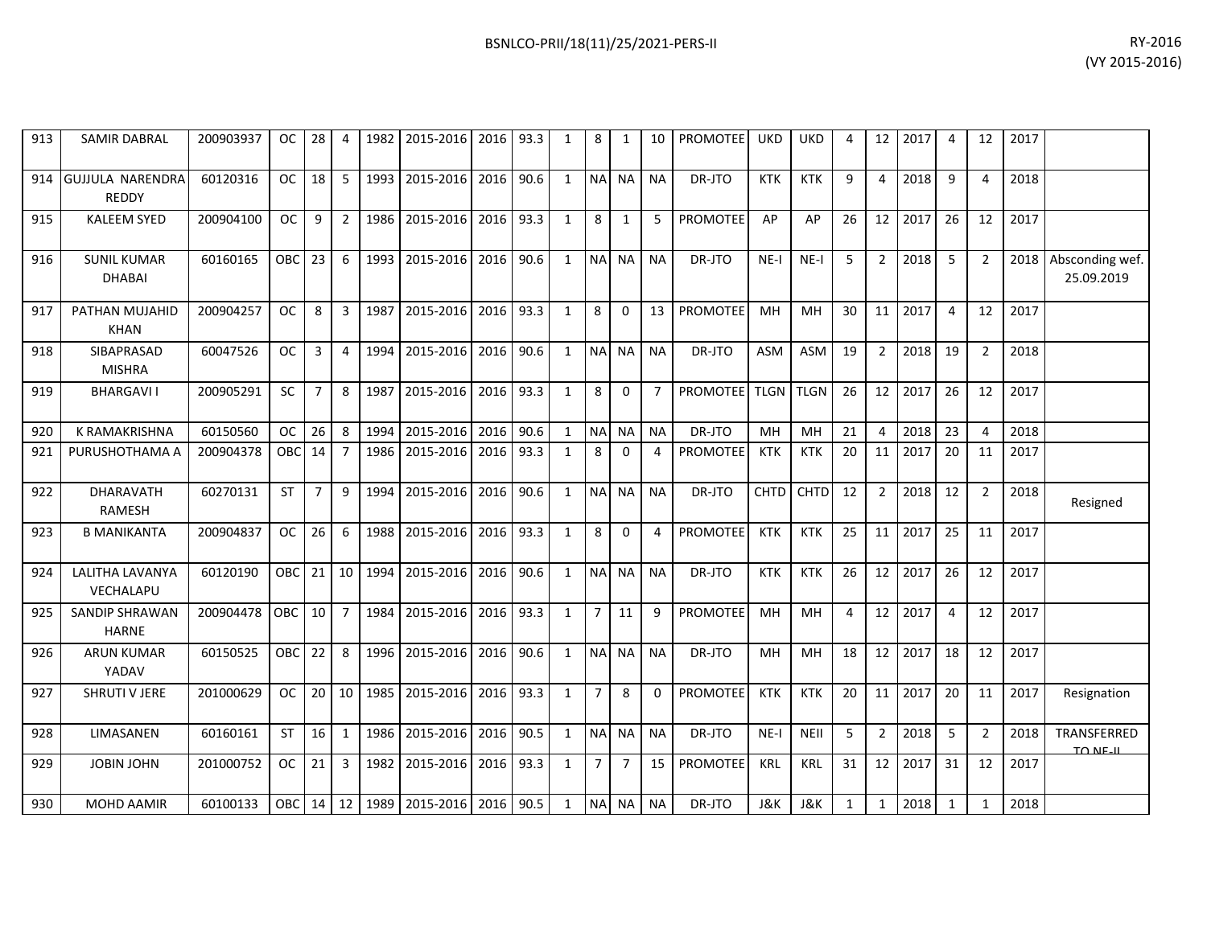| | | | | | | | | | | | | | | | | | | | | | | | | | |
|---|---|---|---|---|---|---|---|---|---|---|---|---|---|---|---|---|---|---|---|---|---|---|---|---|---|
| 913 | SAMIR DABRAL | 200903937 | OC | 28 | 4 | 1982 | 2015-2016 | 2016 | 93.3 | 1 | 8 | 1 | 10 | PROMOTEE | UKD | UKD | 4 | 12 | 2017 | 4 | 12 | 2017 | |
| 914 | GUJJULA NARENDRA REDDY | 60120316 | OC | 18 | 5 | 1993 | 2015-2016 | 2016 | 90.6 | 1 | NA | NA | NA | DR-JTO | KTK | KTK | 9 | 4 | 2018 | 9 | 4 | 2018 | |
| 915 | KALEEM SYED | 200904100 | OC | 9 | 2 | 1986 | 2015-2016 | 2016 | 93.3 | 1 | 8 | 1 | 5 | PROMOTEE | AP | AP | 26 | 12 | 2017 | 26 | 12 | 2017 | |
| 916 | SUNIL KUMAR DHABAI | 60160165 | OBC | 23 | 6 | 1993 | 2015-2016 | 2016 | 90.6 | 1 | NA | NA | NA | DR-JTO | NE-I | NE-I | 5 | 2 | 2018 | 5 | 2 | 2018 | Absconding wef. 25.09.2019 |
| 917 | PATHAN MUJAHID KHAN | 200904257 | OC | 8 | 3 | 1987 | 2015-2016 | 2016 | 93.3 | 1 | 8 | 0 | 13 | PROMOTEE | MH | MH | 30 | 11 | 2017 | 4 | 12 | 2017 | |
| 918 | SIBAPRASAD MISHRA | 60047526 | OC | 3 | 4 | 1994 | 2015-2016 | 2016 | 90.6 | 1 | NA | NA | NA | DR-JTO | ASM | ASM | 19 | 2 | 2018 | 19 | 2 | 2018 | |
| 919 | BHARGAVI I | 200905291 | SC | 7 | 8 | 1987 | 2015-2016 | 2016 | 93.3 | 1 | 8 | 0 | 7 | PROMOTEE | TLGN | TLGN | 26 | 12 | 2017 | 26 | 12 | 2017 | |
| 920 | K RAMAKRISHNA | 60150560 | OC | 26 | 8 | 1994 | 2015-2016 | 2016 | 90.6 | 1 | NA | NA | NA | DR-JTO | MH | MH | 21 | 4 | 2018 | 23 | 4 | 2018 | |
| 921 | PURUSHOTHAMA A | 200904378 | OBC | 14 | 7 | 1986 | 2015-2016 | 2016 | 93.3 | 1 | 8 | 0 | 4 | PROMOTEE | KTK | KTK | 20 | 11 | 2017 | 20 | 11 | 2017 | |
| 922 | DHARAVATH RAMESH | 60270131 | ST | 7 | 9 | 1994 | 2015-2016 | 2016 | 90.6 | 1 | NA | NA | NA | DR-JTO | CHTD | CHTD | 12 | 2 | 2018 | 12 | 2 | 2018 | Resigned |
| 923 | B MANIKANTA | 200904837 | OC | 26 | 6 | 1988 | 2015-2016 | 2016 | 93.3 | 1 | 8 | 0 | 4 | PROMOTEE | KTK | KTK | 25 | 11 | 2017 | 25 | 11 | 2017 | |
| 924 | LALITHA LAVANYA VECHALAPU | 60120190 | OBC | 21 | 10 | 1994 | 2015-2016 | 2016 | 90.6 | 1 | NA | NA | NA | DR-JTO | KTK | KTK | 26 | 12 | 2017 | 26 | 12 | 2017 | |
| 925 | SANDIP SHRAWAN HARNE | 200904478 | OBC | 10 | 7 | 1984 | 2015-2016 | 2016 | 93.3 | 1 | 7 | 11 | 9 | PROMOTEE | MH | MH | 4 | 12 | 2017 | 4 | 12 | 2017 | |
| 926 | ARUN KUMAR YADAV | 60150525 | OBC | 22 | 8 | 1996 | 2015-2016 | 2016 | 90.6 | 1 | NA | NA | NA | DR-JTO | MH | MH | 18 | 12 | 2017 | 18 | 12 | 2017 | |
| 927 | SHRUTI V JERE | 201000629 | OC | 20 | 10 | 1985 | 2015-2016 | 2016 | 93.3 | 1 | 7 | 8 | 0 | PROMOTEE | KTK | KTK | 20 | 11 | 2017 | 20 | 11 | 2017 | Resignation |
| 928 | LIMASANEN | 60160161 | ST | 16 | 1 | 1986 | 2015-2016 | 2016 | 90.5 | 1 | NA | NA | NA | DR-JTO | NE-I | NEII | 5 | 2 | 2018 | 5 | 2 | 2018 | TRANSFERRED TO NE-II |
| 929 | JOBIN JOHN | 201000752 | OC | 21 | 3 | 1982 | 2015-2016 | 2016 | 93.3 | 1 | 7 | 7 | 15 | PROMOTEE | KRL | KRL | 31 | 12 | 2017 | 31 | 12 | 2017 | |
| 930 | MOHD AAMIR | 60100133 | OBC | 14 | 12 | 1989 | 2015-2016 | 2016 | 90.5 | 1 | NA | NA | NA | DR-JTO | J&K | J&K | 1 | 1 | 2018 | 1 | 1 | 2018 | |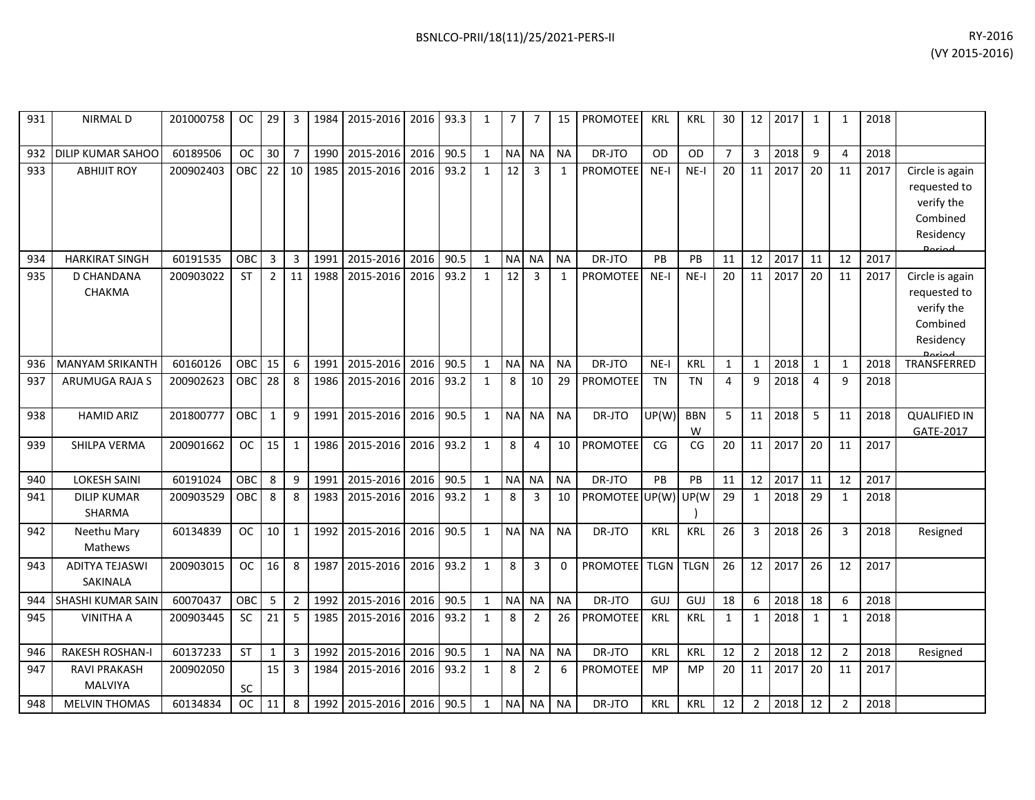| | | | | | | | | | | | | | | | | | | | | | | | | |
|---|---|---|---|---|---|---|---|---|---|---|---|---|---|---|---|---|---|---|---|---|---|---|---|---|
| 931 | NIRMAL D | 201000758 | OC | 29 | 3 | 1984 | 2015-2016 | 2016 | 93.3 | 1 | 7 | 7 | 15 | PROMOTEE | KRL | KRL | 30 | 12 | 2017 | 1 | 1 | 2018 | |
| 932 | DILIP KUMAR SAHOO | 60189506 | OC | 30 | 7 | 1990 | 2015-2016 | 2016 | 90.5 | 1 | NA | NA | NA | DR-JTO | OD | OD | 7 | 3 | 2018 | 9 | 4 | 2018 | |
| 933 | ABHIJIT ROY | 200902403 | OBC | 22 | 10 | 1985 | 2015-2016 | 2016 | 93.2 | 1 | 12 | 3 | 1 | PROMOTEE | NE-I | NE-I | 20 | 11 | 2017 | 20 | 11 | 2017 | Circle is again requested to verify the Combined Residency Period |
| 934 | HARKIRAT SINGH | 60191535 | OBC | 3 | 3 | 1991 | 2015-2016 | 2016 | 90.5 | 1 | NA | NA | NA | DR-JTO | PB | PB | 11 | 12 | 2017 | 11 | 12 | 2017 | |
| 935 | D CHANDANA CHAKMA | 200903022 | ST | 2 | 11 | 1988 | 2015-2016 | 2016 | 93.2 | 1 | 12 | 3 | 1 | PROMOTEE | NE-I | NE-I | 20 | 11 | 2017 | 20 | 11 | 2017 | Circle is again requested to verify the Combined Residency Period |
| 936 | MANYAM SRIKANTH | 60160126 | OBC | 15 | 6 | 1991 | 2015-2016 | 2016 | 90.5 | 1 | NA | NA | NA | DR-JTO | NE-I | KRL | 1 | 1 | 2018 | 1 | 1 | 2018 | TRANSFERRED |
| 937 | ARUMUGA RAJA S | 200902623 | OBC | 28 | 8 | 1986 | 2015-2016 | 2016 | 93.2 | 1 | 8 | 10 | 29 | PROMOTEE | TN | TN | 4 | 9 | 2018 | 4 | 9 | 2018 | |
| 938 | HAMID ARIZ | 201800777 | OBC | 1 | 9 | 1991 | 2015-2016 | 2016 | 90.5 | 1 | NA | NA | NA | DR-JTO | UP(W) | BBNW | 5 | 11 | 2018 | 5 | 11 | 2018 | QUALIFIED IN GATE-2017 |
| 939 | SHILPA VERMA | 200901662 | OC | 15 | 1 | 1986 | 2015-2016 | 2016 | 93.2 | 1 | 8 | 4 | 10 | PROMOTEE | CG | CG | 20 | 11 | 2017 | 20 | 11 | 2017 | |
| 940 | LOKESH SAINI | 60191024 | OBC | 8 | 9 | 1991 | 2015-2016 | 2016 | 90.5 | 1 | NA | NA | NA | DR-JTO | PB | PB | 11 | 12 | 2017 | 11 | 12 | 2017 | |
| 941 | DILIP KUMAR SHARMA | 200903529 | OBC | 8 | 8 | 1983 | 2015-2016 | 2016 | 93.2 | 1 | 8 | 3 | 10 | PROMOTEE | UP(W) | UP(W) | 29 | 1 | 2018 | 29 | 1 | 2018 | |
| 942 | Neethu Mary Mathews | 60134839 | OC | 10 | 1 | 1992 | 2015-2016 | 2016 | 90.5 | 1 | NA | NA | NA | DR-JTO | KRL | KRL | 26 | 3 | 2018 | 26 | 3 | 2018 | Resigned |
| 943 | ADITYA TEJASWI SAKINALA | 200903015 | OC | 16 | 8 | 1987 | 2015-2016 | 2016 | 93.2 | 1 | 8 | 3 | 0 | PROMOTEE | TLGN | TLGN | 26 | 12 | 2017 | 26 | 12 | 2017 | |
| 944 | SHASHI KUMAR SAIN | 60070437 | OBC | 5 | 2 | 1992 | 2015-2016 | 2016 | 90.5 | 1 | NA | NA | NA | DR-JTO | GUJ | GUJ | 18 | 6 | 2018 | 18 | 6 | 2018 | |
| 945 | VINITHA A | 200903445 | SC | 21 | 5 | 1985 | 2015-2016 | 2016 | 93.2 | 1 | 8 | 2 | 26 | PROMOTEE | KRL | KRL | 1 | 1 | 2018 | 1 | 1 | 2018 | |
| 946 | RAKESH ROSHAN-I | 60137233 | ST | 1 | 3 | 1992 | 2015-2016 | 2016 | 90.5 | 1 | NA | NA | NA | DR-JTO | KRL | KRL | 12 | 2 | 2018 | 12 | 2 | 2018 | Resigned |
| 947 | RAVI PRAKASH MALVIYA | 200902050 | SC | 15 | 3 | 1984 | 2015-2016 | 2016 | 93.2 | 1 | 8 | 2 | 6 | PROMOTEE | MP | MP | 20 | 11 | 2017 | 20 | 11 | 2017 | |
| 948 | MELVIN THOMAS | 60134834 | OC | 11 | 8 | 1992 | 2015-2016 | 2016 | 90.5 | 1 | NA | NA | NA | DR-JTO | KRL | KRL | 12 | 2 | 2018 | 12 | 2 | 2018 | |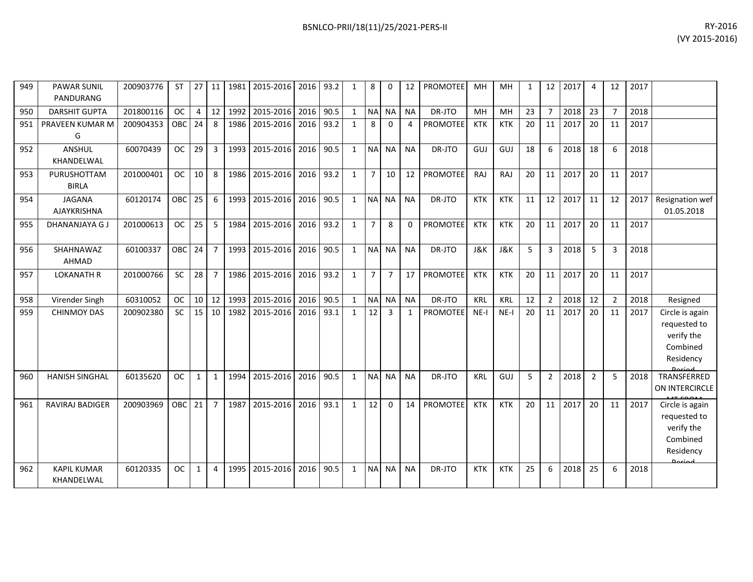| 949 | PAWAR SUNIL PANDURANG | 200903776 | ST | 27 | 11 | 1981 | 2015-2016 | 2016 | 93.2 | 1 | 8 | 0 | 12 | PROMOTEE | MH | MH | 1 | 12 | 2017 | 4 | 12 | 2017 | |
|---|---|---|---|---|---|---|---|---|---|---|---|---|---|---|---|---|---|---|---|---|---|---|---|
| 950 | DARSHIT GUPTA | 201800116 | OC | 4 | 12 | 1992 | 2015-2016 | 2016 | 90.5 | 1 | NA | NA | NA | DR-JTO | MH | MH | 23 | 7 | 2018 | 23 | 7 | 2018 | |
| 951 | PRAVEEN KUMAR M G | 200904353 | OBC | 24 | 8 | 1986 | 2015-2016 | 2016 | 93.2 | 1 | 8 | 0 | 4 | PROMOTEE | KTK | KTK | 20 | 11 | 2017 | 20 | 11 | 2017 | |
| 952 | ANSHUL KHANDELWAL | 60070439 | OC | 29 | 3 | 1993 | 2015-2016 | 2016 | 90.5 | 1 | NA | NA | NA | DR-JTO | GUJ | GUJ | 18 | 6 | 2018 | 18 | 6 | 2018 | |
| 953 | PURUSHOTTAM BIRLA | 201000401 | OC | 10 | 8 | 1986 | 2015-2016 | 2016 | 93.2 | 1 | 7 | 10 | 12 | PROMOTEE | RAJ | RAJ | 20 | 11 | 2017 | 20 | 11 | 2017 | |
| 954 | JAGANA AJAYKRISHNA | 60120174 | OBC | 25 | 6 | 1993 | 2015-2016 | 2016 | 90.5 | 1 | NA | NA | NA | DR-JTO | KTK | KTK | 11 | 12 | 2017 | 11 | 12 | 2017 | Resignation wef 01.05.2018 |
| 955 | DHANANJAYA G J | 201000613 | OC | 25 | 5 | 1984 | 2015-2016 | 2016 | 93.2 | 1 | 7 | 8 | 0 | PROMOTEE | KTK | KTK | 20 | 11 | 2017 | 20 | 11 | 2017 | |
| 956 | SHAHNAWAZ AHMAD | 60100337 | OBC | 24 | 7 | 1993 | 2015-2016 | 2016 | 90.5 | 1 | NA | NA | NA | DR-JTO | J&K | J&K | 5 | 3 | 2018 | 5 | 3 | 2018 | |
| 957 | LOKANATH R | 201000766 | SC | 28 | 7 | 1986 | 2015-2016 | 2016 | 93.2 | 1 | 7 | 7 | 17 | PROMOTEE | KTK | KTK | 20 | 11 | 2017 | 20 | 11 | 2017 | |
| 958 | Virender Singh | 60310052 | OC | 10 | 12 | 1993 | 2015-2016 | 2016 | 90.5 | 1 | NA | NA | NA | DR-JTO | KRL | KRL | 12 | 2 | 2018 | 12 | 2 | 2018 | Resigned |
| 959 | CHINMOY DAS | 200902380 | SC | 15 | 10 | 1982 | 2015-2016 | 2016 | 93.1 | 1 | 12 | 3 | 1 | PROMOTEE | NE-I | NE-I | 20 | 11 | 2017 | 20 | 11 | 2017 | Circle is again requested to verify the Combined Residency Period |
| 960 | HANISH SINGHAL | 60135620 | OC | 1 | 1 | 1994 | 2015-2016 | 2016 | 90.5 | 1 | NA | NA | NA | DR-JTO | KRL | GUJ | 5 | 2 | 2018 | 2 | 5 | 2018 | TRANSFERRED ON INTERCIRCLE MT FROM |
| 961 | RAVIRAJ BADIGER | 200903969 | OBC | 21 | 7 | 1987 | 2015-2016 | 2016 | 93.1 | 1 | 12 | 0 | 14 | PROMOTEE | KTK | KTK | 20 | 11 | 2017 | 20 | 11 | 2017 | Circle is again requested to verify the Combined Residency Period |
| 962 | KAPIL KUMAR KHANDELWAL | 60120335 | OC | 1 | 4 | 1995 | 2015-2016 | 2016 | 90.5 | 1 | NA | NA | NA | DR-JTO | KTK | KTK | 25 | 6 | 2018 | 25 | 6 | 2018 | |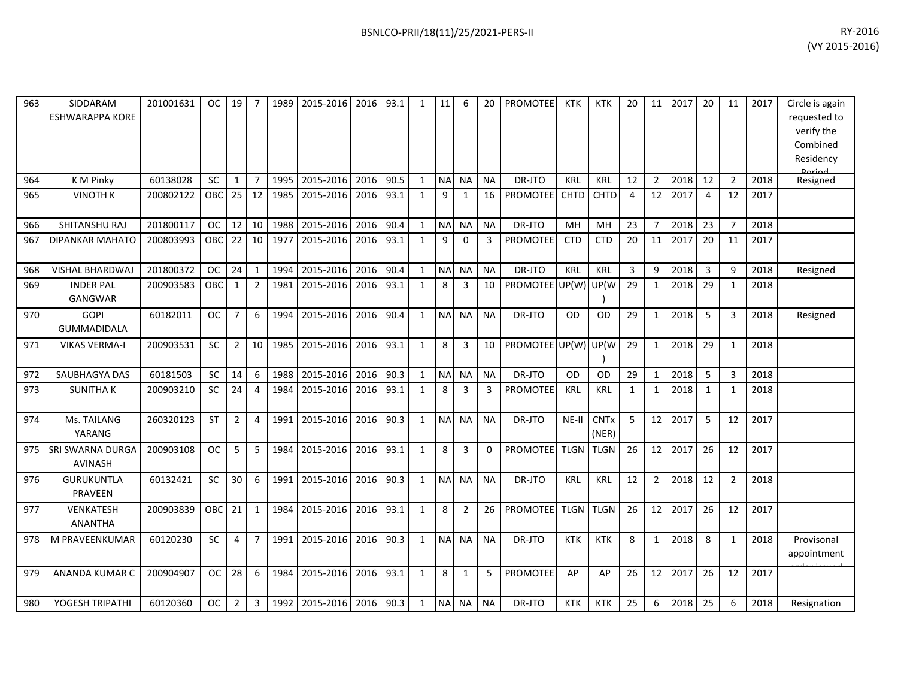| 963 | SIDDARAM ESHWARAPPA KORE | 201001631 | OC | 19 | 7 | 1989 | 2015-2016 | 2016 | 93.1 | 1 | 11 | 6 | 20 | PROMOTEE | KTK | KTK | 20 | 11 | 2017 | 20 | 11 | 2017 | Circle is again requested to verify the Combined Residency Period |
|---|---|---|---|---|---|---|---|---|---|---|---|---|---|---|---|---|---|---|---|---|---|---|---|
| 964 | K M Pinky | 60138028 | SC | 1 | 7 | 1995 | 2015-2016 | 2016 | 90.5 | 1 | NA | NA | NA | DR-JTO | KRL | KRL | 12 | 2 | 2018 | 12 | 2 | 2018 | Resigned |
| 965 | VINOTH K | 200802122 | OBC | 25 | 12 | 1985 | 2015-2016 | 2016 | 93.1 | 1 | 9 | 1 | 16 | PROMOTEE | CHTD | CHTD | 4 | 12 | 2017 | 4 | 12 | 2017 | |
| 966 | SHITANSHU RAJ | 201800117 | OC | 12 | 10 | 1988 | 2015-2016 | 2016 | 90.4 | 1 | NA | NA | NA | DR-JTO | MH | MH | 23 | 7 | 2018 | 23 | 7 | 2018 | |
| 967 | DIPANKAR MAHATO | 200803993 | OBC | 22 | 10 | 1977 | 2015-2016 | 2016 | 93.1 | 1 | 9 | 0 | 3 | PROMOTEE | CTD | CTD | 20 | 11 | 2017 | 20 | 11 | 2017 | |
| 968 | VISHAL BHARDWAJ | 201800372 | OC | 24 | 1 | 1994 | 2015-2016 | 2016 | 90.4 | 1 | NA | NA | NA | DR-JTO | KRL | KRL | 3 | 9 | 2018 | 3 | 9 | 2018 | Resigned |
| 969 | INDER PAL GANGWAR | 200903583 | OBC | 1 | 2 | 1981 | 2015-2016 | 2016 | 93.1 | 1 | 8 | 3 | 10 | PROMOTEE | UP(W) | UP(W) | 29 | 1 | 2018 | 29 | 1 | 2018 | |
| 970 | GOPI GUMMADIDALA | 60182011 | OC | 7 | 6 | 1994 | 2015-2016 | 2016 | 90.4 | 1 | NA | NA | NA | DR-JTO | OD | OD | 29 | 1 | 2018 | 5 | 3 | 2018 | Resigned |
| 971 | VIKAS VERMA-I | 200903531 | SC | 2 | 10 | 1985 | 2015-2016 | 2016 | 93.1 | 1 | 8 | 3 | 10 | PROMOTEE | UP(W) | UP(W) | 29 | 1 | 2018 | 29 | 1 | 2018 | |
| 972 | SAUBHAGYA DAS | 60181503 | SC | 14 | 6 | 1988 | 2015-2016 | 2016 | 90.3 | 1 | NA | NA | NA | DR-JTO | OD | OD | 29 | 1 | 2018 | 5 | 3 | 2018 | |
| 973 | SUNITHA K | 200903210 | SC | 24 | 4 | 1984 | 2015-2016 | 2016 | 93.1 | 1 | 8 | 3 | 3 | PROMOTEE | KRL | KRL | 1 | 1 | 2018 | 1 | 1 | 2018 | |
| 974 | Ms. TAILANG YARANG | 260320123 | ST | 2 | 4 | 1991 | 2015-2016 | 2016 | 90.3 | 1 | NA | NA | NA | DR-JTO | NE-II | CNTx (NER) | 5 | 12 | 2017 | 5 | 12 | 2017 | |
| 975 | SRI SWARNA DURGA AVINASH | 200903108 | OC | 5 | 5 | 1984 | 2015-2016 | 2016 | 93.1 | 1 | 8 | 3 | 0 | PROMOTEE | TLGN | TLGN | 26 | 12 | 2017 | 26 | 12 | 2017 | |
| 976 | GURUKUNTLA PRAVEEN | 60132421 | SC | 30 | 6 | 1991 | 2015-2016 | 2016 | 90.3 | 1 | NA | NA | NA | DR-JTO | KRL | KRL | 12 | 2 | 2018 | 12 | 2 | 2018 | |
| 977 | VENKATESH ANANTHA | 200903839 | OBC | 21 | 1 | 1984 | 2015-2016 | 2016 | 93.1 | 1 | 8 | 2 | 26 | PROMOTEE | TLGN | TLGN | 26 | 12 | 2017 | 26 | 12 | 2017 | |
| 978 | M PRAVEENKUMAR | 60120230 | SC | 4 | 7 | 1991 | 2015-2016 | 2016 | 90.3 | 1 | NA | NA | NA | DR-JTO | KTK | KTK | 8 | 1 | 2018 | 8 | 1 | 2018 | Provisonal appointment order issued |
| 979 | ANANDA KUMAR C | 200904907 | OC | 28 | 6 | 1984 | 2015-2016 | 2016 | 93.1 | 1 | 8 | 1 | 5 | PROMOTEE | AP | AP | 26 | 12 | 2017 | 26 | 12 | 2017 | |
| 980 | YOGESH TRIPATHI | 60120360 | OC | 2 | 3 | 1992 | 2015-2016 | 2016 | 90.3 | 1 | NA | NA | NA | DR-JTO | KTK | KTK | 25 | 6 | 2018 | 25 | 6 | 2018 | Resignation |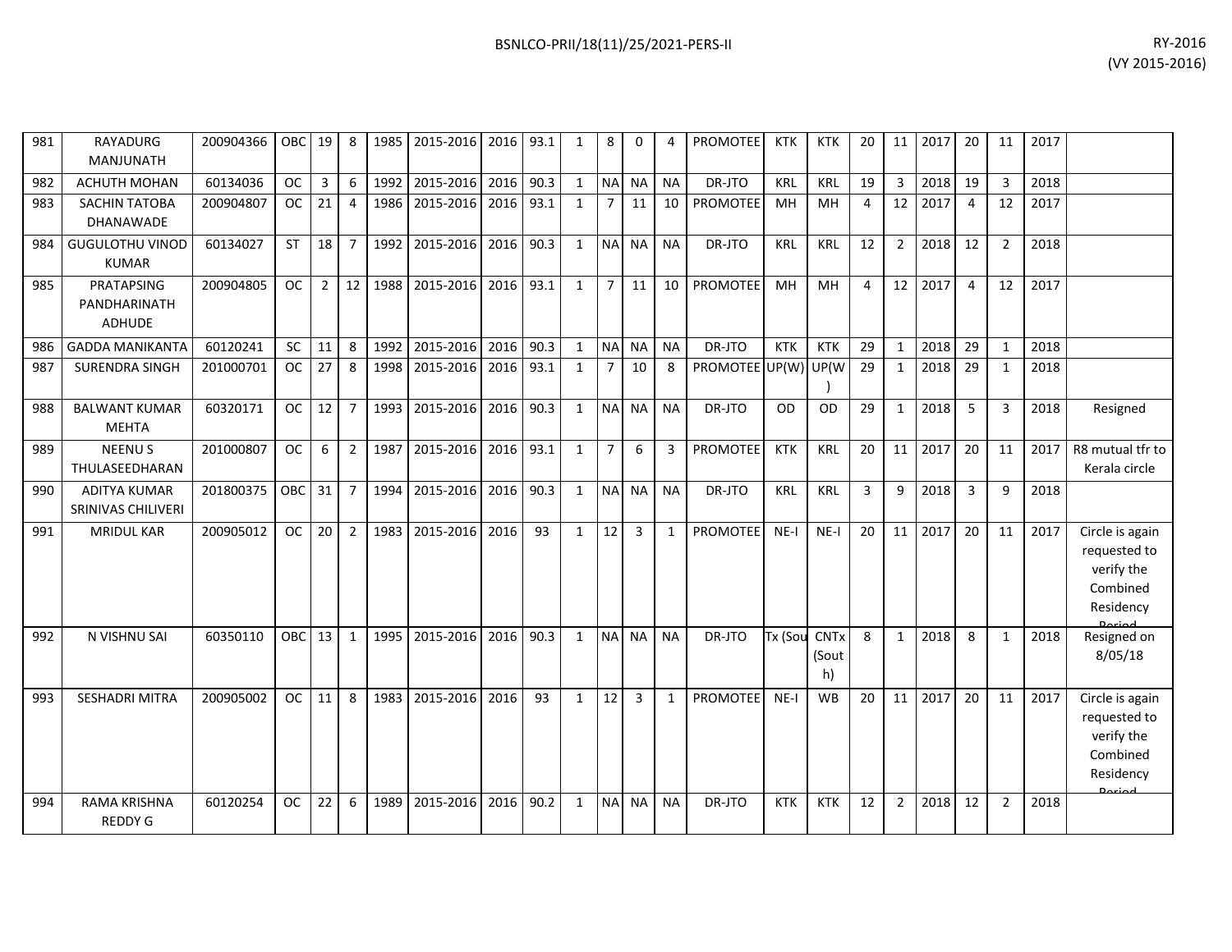| 981 | RAYADURG MANJUNATH | 200904366 | OBC | 19 | 8 | 1985 | 2015-2016 | 2016 | 93.1 | 1 | 8 | 0 | 4 | PROMOTEE | KTK | KTK | 20 | 11 | 2017 | 20 | 11 | 2017 | |
|---|---|---|---|---|---|---|---|---|---|---|---|---|---|---|---|---|---|---|---|---|---|---|---|
| 982 | ACHUTH MOHAN | 60134036 | OC | 3 | 6 | 1992 | 2015-2016 | 2016 | 90.3 | 1 | NA | NA | NA | DR-JTO | KRL | KRL | 19 | 3 | 2018 | 19 | 3 | 2018 | |
| 983 | SACHIN TATOBA DHANAWADE | 200904807 | OC | 21 | 4 | 1986 | 2015-2016 | 2016 | 93.1 | 1 | 7 | 11 | 10 | PROMOTEE | MH | MH | 4 | 12 | 2017 | 4 | 12 | 2017 | |
| 984 | GUGULOTHU VINOD KUMAR | 60134027 | ST | 18 | 7 | 1992 | 2015-2016 | 2016 | 90.3 | 1 | NA | NA | NA | DR-JTO | KRL | KRL | 12 | 2 | 2018 | 12 | 2 | 2018 | |
| 985 | PRATAPSING PANDHARINATH ADHUDE | 200904805 | OC | 2 | 12 | 1988 | 2015-2016 | 2016 | 93.1 | 1 | 7 | 11 | 10 | PROMOTEE | MH | MH | 4 | 12 | 2017 | 4 | 12 | 2017 | |
| 986 | GADDA MANIKANTA | 60120241 | SC | 11 | 8 | 1992 | 2015-2016 | 2016 | 90.3 | 1 | NA | NA | NA | DR-JTO | KTK | KTK | 29 | 1 | 2018 | 29 | 1 | 2018 | |
| 987 | SURENDRA SINGH | 201000701 | OC | 27 | 8 | 1998 | 2015-2016 | 2016 | 93.1 | 1 | 7 | 10 | 8 | PROMOTEE | UP(W) | UP(W) | 29 | 1 | 2018 | 29 | 1 | 2018 | |
| 988 | BALWANT KUMAR MEHTA | 60320171 | OC | 12 | 7 | 1993 | 2015-2016 | 2016 | 90.3 | 1 | NA | NA | NA | DR-JTO | OD | OD | 29 | 1 | 2018 | 5 | 3 | 2018 | Resigned |
| 989 | NEENU S THULASEEDHARAN | 201000807 | OC | 6 | 2 | 1987 | 2015-2016 | 2016 | 93.1 | 1 | 7 | 6 | 3 | PROMOTEE | KTK | KRL | 20 | 11 | 2017 | 20 | 11 | 2017 | R8 mutual tfr to Kerala circle |
| 990 | ADITYA KUMAR SRINIVAS CHILIVERI | 201800375 | OBC | 31 | 7 | 1994 | 2015-2016 | 2016 | 90.3 | 1 | NA | NA | NA | DR-JTO | KRL | KRL | 3 | 9 | 2018 | 3 | 9 | 2018 | |
| 991 | MRIDUL KAR | 200905012 | OC | 20 | 2 | 1983 | 2015-2016 | 2016 | 93 | 1 | 12 | 3 | 1 | PROMOTEE | NE-I | NE-I | 20 | 11 | 2017 | 20 | 11 | 2017 | Circle is again requested to verify the Combined Residency Period |
| 992 | N VISHNU SAI | 60350110 | OBC | 13 | 1 | 1995 | 2015-2016 | 2016 | 90.3 | 1 | NA | NA | NA | DR-JTO | Tx (Sou | CNTx (South) | 8 | 1 | 2018 | 8 | 1 | 2018 | Resigned on 8/05/18 |
| 993 | SESHADRI MITRA | 200905002 | OC | 11 | 8 | 1983 | 2015-2016 | 2016 | 93 | 1 | 12 | 3 | 1 | PROMOTEE | NE-I | WB | 20 | 11 | 2017 | 20 | 11 | 2017 | Circle is again requested to verify the Combined Residency Period |
| 994 | RAMA KRISHNA REDDY G | 60120254 | OC | 22 | 6 | 1989 | 2015-2016 | 2016 | 90.2 | 1 | NA | NA | NA | DR-JTO | KTK | KTK | 12 | 2 | 2018 | 12 | 2 | 2018 | |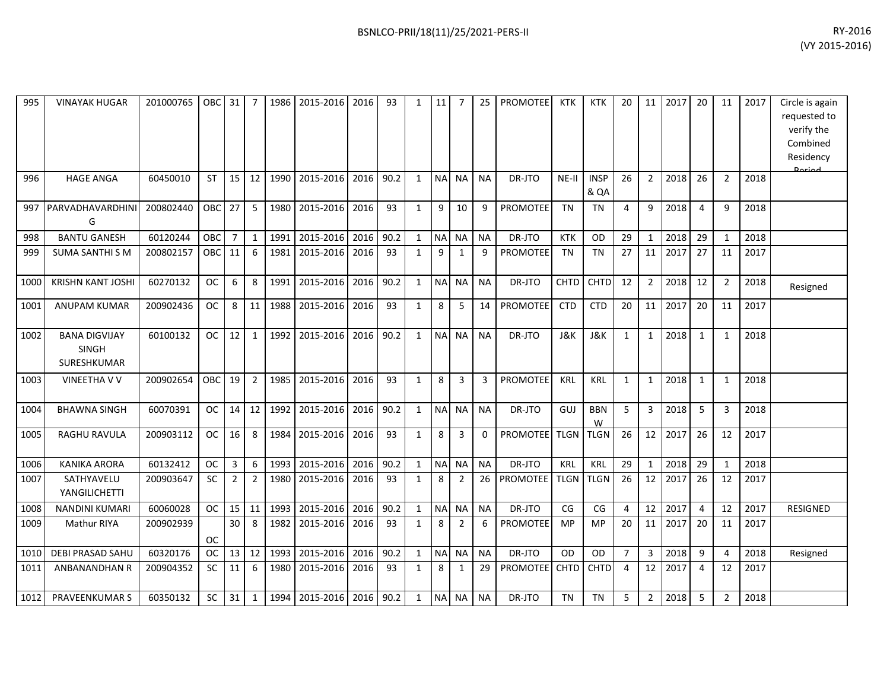| | | | | | | | | | | | | | | | | | | | | | | | | | |
|---|---|---|---|---|---|---|---|---|---|---|---|---|---|---|---|---|---|---|---|---|---|---|---|---|---|
| 995 | VINAYAK HUGAR | 201000765 | OBC | 31 | 7 | 1986 | 2015-2016 | 2016 | 93 | 1 | 11 | 7 | 25 | PROMOTEE | KTK | KTK | 20 | 11 | 2017 | 20 | 11 | 2017 | Circle is again requested to verify the Combined Residency Period |
| 996 | HAGE ANGA | 60450010 | ST | 15 | 12 | 1990 | 2015-2016 | 2016 | 90.2 | 1 | NA | NA | NA | DR-JTO | NE-II | INSP & QA | 26 | 2 | 2018 | 26 | 2 | 2018 | |
| 997 | PARVADHAVARDHINI G | 200802440 | OBC | 27 | 5 | 1980 | 2015-2016 | 2016 | 93 | 1 | 9 | 10 | 9 | PROMOTEE | TN | TN | 4 | 9 | 2018 | 4 | 9 | 2018 | |
| 998 | BANTU GANESH | 60120244 | OBC | 7 | 1 | 1991 | 2015-2016 | 2016 | 90.2 | 1 | NA | NA | NA | DR-JTO | KTK | OD | 29 | 1 | 2018 | 29 | 1 | 2018 | |
| 999 | SUMA SANTHI S M | 200802157 | OBC | 11 | 6 | 1981 | 2015-2016 | 2016 | 93 | 1 | 9 | 1 | 9 | PROMOTEE | TN | TN | 27 | 11 | 2017 | 27 | 11 | 2017 | |
| 1000 | KRISHN KANT JOSHI | 60270132 | OC | 6 | 8 | 1991 | 2015-2016 | 2016 | 90.2 | 1 | NA | NA | NA | DR-JTO | CHTD | CHTD | 12 | 2 | 2018 | 12 | 2 | 2018 | Resigned |
| 1001 | ANUPAM KUMAR | 200902436 | OC | 8 | 11 | 1988 | 2015-2016 | 2016 | 93 | 1 | 8 | 5 | 14 | PROMOTEE | CTD | CTD | 20 | 11 | 2017 | 20 | 11 | 2017 | |
| 1002 | BANA DIGVIJAY SINGH SURESHKUMAR | 60100132 | OC | 12 | 1 | 1992 | 2015-2016 | 2016 | 90.2 | 1 | NA | NA | NA | DR-JTO | J&K | J&K | 1 | 1 | 2018 | 1 | 1 | 2018 | |
| 1003 | VINEETHA V V | 200902654 | OBC | 19 | 2 | 1985 | 2015-2016 | 2016 | 93 | 1 | 8 | 3 | 3 | PROMOTEE | KRL | KRL | 1 | 1 | 2018 | 1 | 1 | 2018 | |
| 1004 | BHAWNA SINGH | 60070391 | OC | 14 | 12 | 1992 | 2015-2016 | 2016 | 90.2 | 1 | NA | NA | NA | DR-JTO | GUJ | BBNW | 5 | 3 | 2018 | 5 | 3 | 2018 | |
| 1005 | RAGHU RAVULA | 200903112 | OC | 16 | 8 | 1984 | 2015-2016 | 2016 | 93 | 1 | 8 | 3 | 0 | PROMOTEE | TLGN | TLGN | 26 | 12 | 2017 | 26 | 12 | 2017 | |
| 1006 | KANIKA ARORA | 60132412 | OC | 3 | 6 | 1993 | 2015-2016 | 2016 | 90.2 | 1 | NA | NA | NA | DR-JTO | KRL | KRL | 29 | 1 | 2018 | 29 | 1 | 2018 | |
| 1007 | SATHYAVELU YANGILICHETTI | 200903647 | SC | 2 | 2 | 1980 | 2015-2016 | 2016 | 93 | 1 | 8 | 2 | 26 | PROMOTEE | TLGN | TLGN | 26 | 12 | 2017 | 26 | 12 | 2017 | |
| 1008 | NANDINI KUMARI | 60060028 | OC | 15 | 11 | 1993 | 2015-2016 | 2016 | 90.2 | 1 | NA | NA | NA | DR-JTO | CG | CG | 4 | 12 | 2017 | 4 | 12 | 2017 | RESIGNED |
| 1009 | Mathur RIYA | 200902939 | OC | 30 | 8 | 1982 | 2015-2016 | 2016 | 93 | 1 | 8 | 2 | 6 | PROMOTEE | MP | MP | 20 | 11 | 2017 | 20 | 11 | 2017 | |
| 1010 | DEBI PRASAD SAHU | 60320176 | OC | 13 | 12 | 1993 | 2015-2016 | 2016 | 90.2 | 1 | NA | NA | NA | DR-JTO | OD | OD | 7 | 3 | 2018 | 9 | 4 | 2018 | Resigned |
| 1011 | ANBANANDHAN R | 200904352 | SC | 11 | 6 | 1980 | 2015-2016 | 2016 | 93 | 1 | 8 | 1 | 29 | PROMOTEE | CHTD | CHTD | 4 | 12 | 2017 | 4 | 12 | 2017 | |
| 1012 | PRAVEENKUMAR S | 60350132 | SC | 31 | 1 | 1994 | 2015-2016 | 2016 | 90.2 | 1 | NA | NA | NA | DR-JTO | TN | TN | 5 | 2 | 2018 | 5 | 2 | 2018 | |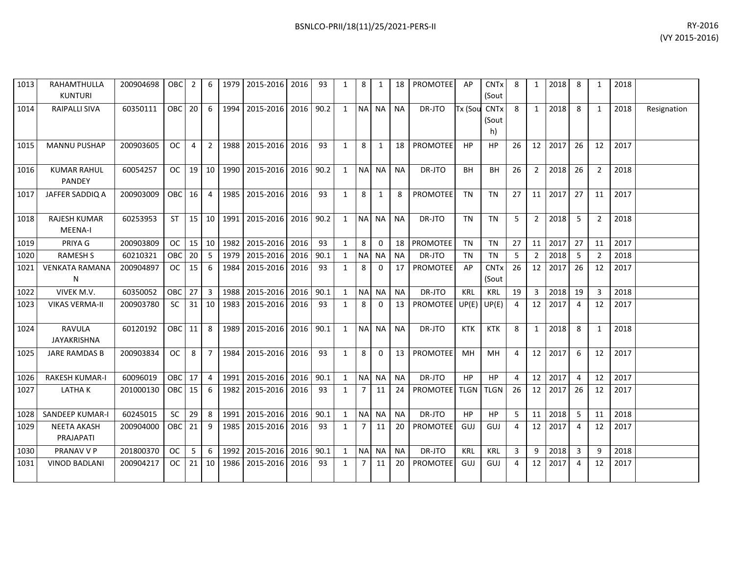| 1013 | RAHAMTHULLA KUNTURI | 200904698 | OBC | 2 | 6 | 1979 | 2015-2016 | 2016 | 93 | 1 | 8 | 1 | 18 | PROMOTEE | AP | CNTx (Sout | 8 | 1 | 2018 | 8 | 1 | 2018 | |
|---|---|---|---|---|---|---|---|---|---|---|---|---|---|---|---|---|---|---|---|---|---|---|---|
| 1014 | RAIPALLI SIVA | 60350111 | OBC | 20 | 6 | 1994 | 2015-2016 | 2016 | 90.2 | 1 | NA | NA | NA | DR-JTO | Tx (Sou | CNTx (Sout h) | 8 | 1 | 2018 | 8 | 1 | 2018 | Resignation |
| 1015 | MANNU PUSHAP | 200903605 | OC | 4 | 2 | 1988 | 2015-2016 | 2016 | 93 | 1 | 8 | 1 | 18 | PROMOTEE | HP | HP | 26 | 12 | 2017 | 26 | 12 | 2017 | |
| 1016 | KUMAR RAHUL PANDEY | 60054257 | OC | 19 | 10 | 1990 | 2015-2016 | 2016 | 90.2 | 1 | NA | NA | NA | DR-JTO | BH | BH | 26 | 2 | 2018 | 26 | 2 | 2018 | |
| 1017 | JAFFER SADDIQ A | 200903009 | OBC | 16 | 4 | 1985 | 2015-2016 | 2016 | 93 | 1 | 8 | 1 | 8 | PROMOTEE | TN | TN | 27 | 11 | 2017 | 27 | 11 | 2017 | |
| 1018 | RAJESH KUMAR MEENA-I | 60253953 | ST | 15 | 10 | 1991 | 2015-2016 | 2016 | 90.2 | 1 | NA | NA | NA | DR-JTO | TN | TN | 5 | 2 | 2018 | 5 | 2 | 2018 | |
| 1019 | PRIYA G | 200903809 | OC | 15 | 10 | 1982 | 2015-2016 | 2016 | 93 | 1 | 8 | 0 | 18 | PROMOTEE | TN | TN | 27 | 11 | 2017 | 27 | 11 | 2017 | |
| 1020 | RAMESH S | 60210321 | OBC | 20 | 5 | 1979 | 2015-2016 | 2016 | 90.1 | 1 | NA | NA | NA | DR-JTO | TN | TN | 5 | 2 | 2018 | 5 | 2 | 2018 | |
| 1021 | VENKATA RAMANA N | 200904897 | OC | 15 | 6 | 1984 | 2015-2016 | 2016 | 93 | 1 | 8 | 0 | 17 | PROMOTEE | AP | CNTx (Sout | 26 | 12 | 2017 | 26 | 12 | 2017 | |
| 1022 | VIVEK M.V. | 60350052 | OBC | 27 | 3 | 1988 | 2015-2016 | 2016 | 90.1 | 1 | NA | NA | NA | DR-JTO | KRL | KRL | 19 | 3 | 2018 | 19 | 3 | 2018 | |
| 1023 | VIKAS VERMA-II | 200903780 | SC | 31 | 10 | 1983 | 2015-2016 | 2016 | 93 | 1 | 8 | 0 | 13 | PROMOTEE | UP(E) | UP(E) | 4 | 12 | 2017 | 4 | 12 | 2017 | |
| 1024 | RAVULA JAYAKRISHNA | 60120192 | OBC | 11 | 8 | 1989 | 2015-2016 | 2016 | 90.1 | 1 | NA | NA | NA | DR-JTO | KTK | KTK | 8 | 1 | 2018 | 8 | 1 | 2018 | |
| 1025 | JARE RAMDAS B | 200903834 | OC | 8 | 7 | 1984 | 2015-2016 | 2016 | 93 | 1 | 8 | 0 | 13 | PROMOTEE | MH | MH | 4 | 12 | 2017 | 6 | 12 | 2017 | |
| 1026 | RAKESH KUMAR-I | 60096019 | OBC | 17 | 4 | 1991 | 2015-2016 | 2016 | 90.1 | 1 | NA | NA | NA | DR-JTO | HP | HP | 4 | 12 | 2017 | 4 | 12 | 2017 | |
| 1027 | LATHA K | 201000130 | OBC | 15 | 6 | 1982 | 2015-2016 | 2016 | 93 | 1 | 7 | 11 | 24 | PROMOTEE | TLGN | TLGN | 26 | 12 | 2017 | 26 | 12 | 2017 | |
| 1028 | SANDEEP KUMAR-I | 60245015 | SC | 29 | 8 | 1991 | 2015-2016 | 2016 | 90.1 | 1 | NA | NA | NA | DR-JTO | HP | HP | 5 | 11 | 2018 | 5 | 11 | 2018 | |
| 1029 | NEETA AKASH PRAJAPATI | 200904000 | OBC | 21 | 9 | 1985 | 2015-2016 | 2016 | 93 | 1 | 7 | 11 | 20 | PROMOTEE | GUJ | GUJ | 4 | 12 | 2017 | 4 | 12 | 2017 | |
| 1030 | PRANAV V P | 201800370 | OC | 5 | 6 | 1992 | 2015-2016 | 2016 | 90.1 | 1 | NA | NA | NA | DR-JTO | KRL | KRL | 3 | 9 | 2018 | 3 | 9 | 2018 | |
| 1031 | VINOD BADLANI | 200904217 | OC | 21 | 10 | 1986 | 2015-2016 | 2016 | 93 | 1 | 7 | 11 | 20 | PROMOTEE | GUJ | GUJ | 4 | 12 | 2017 | 4 | 12 | 2017 | |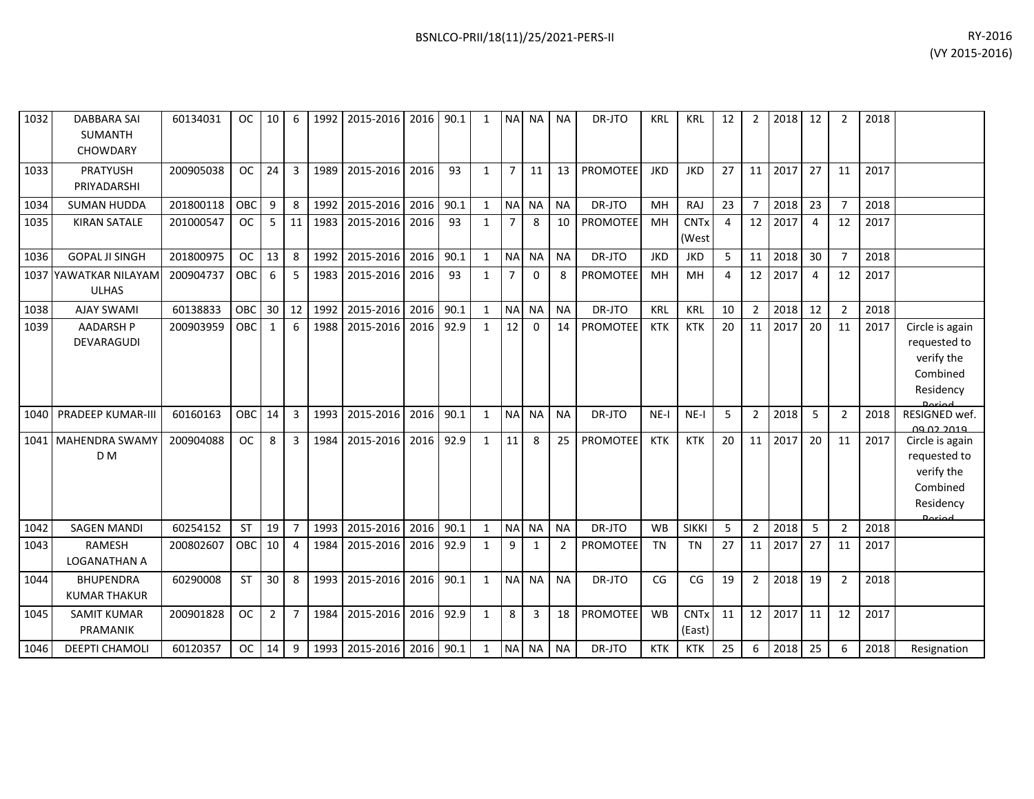| | | | | | | | | | | | | | | | | | | | | | | | | |
|---|---|---|---|---|---|---|---|---|---|---|---|---|---|---|---|---|---|---|---|---|---|---|---|---|
| 1032 | DABBARA SAI SUMANTH CHOWDARY | 60134031 | OC | 10 | 6 | 1992 | 2015-2016 | 2016 | 90.1 | 1 | NA | NA | NA | DR-JTO | KRL | KRL | 12 | 2 | 2018 | 12 | 2 | 2018 | |
| 1033 | PRATYUSH PRIYADARSHI | 200905038 | OC | 24 | 3 | 1989 | 2015-2016 | 2016 | 93 | 1 | 7 | 11 | 13 | PROMOTEE | JKD | JKD | 27 | 11 | 2017 | 27 | 11 | 2017 | |
| 1034 | SUMAN HUDDA | 201800118 | OBC | 9 | 8 | 1992 | 2015-2016 | 2016 | 90.1 | 1 | NA | NA | NA | DR-JTO | MH | RAJ | 23 | 7 | 2018 | 23 | 7 | 2018 | |
| 1035 | KIRAN SATALE | 201000547 | OC | 5 | 11 | 1983 | 2015-2016 | 2016 | 93 | 1 | 7 | 8 | 10 | PROMOTEE | MH | CNTx (West | 4 | 12 | 2017 | 4 | 12 | 2017 | |
| 1036 | GOPAL JI SINGH | 201800975 | OC | 13 | 8 | 1992 | 2015-2016 | 2016 | 90.1 | 1 | NA | NA | NA | DR-JTO | JKD | JKD | 5 | 11 | 2018 | 30 | 7 | 2018 | |
| 1037 | YAWATKAR NILAYAM ULHAS | 200904737 | OBC | 6 | 5 | 1983 | 2015-2016 | 2016 | 93 | 1 | 7 | 0 | 8 | PROMOTEE | MH | MH | 4 | 12 | 2017 | 4 | 12 | 2017 | |
| 1038 | AJAY SWAMI | 60138833 | OBC | 30 | 12 | 1992 | 2015-2016 | 2016 | 90.1 | 1 | NA | NA | NA | DR-JTO | KRL | KRL | 10 | 2 | 2018 | 12 | 2 | 2018 | |
| 1039 | AADARSH P DEVARAGUDI | 200903959 | OBC | 1 | 6 | 1988 | 2015-2016 | 2016 | 92.9 | 1 | 12 | 0 | 14 | PROMOTEE | KTK | KTK | 20 | 11 | 2017 | 20 | 11 | 2017 | Circle is again requested to verify the Combined Residency Period |
| 1040 | PRADEEP KUMAR-III | 60160163 | OBC | 14 | 3 | 1993 | 2015-2016 | 2016 | 90.1 | 1 | NA | NA | NA | DR-JTO | NE-I | NE-I | 5 | 2 | 2018 | 5 | 2 | 2018 | RESIGNED wef. 09.02.2019 |
| 1041 | MAHENDRA SWAMY D M | 200904088 | OC | 8 | 3 | 1984 | 2015-2016 | 2016 | 92.9 | 1 | 11 | 8 | 25 | PROMOTEE | KTK | KTK | 20 | 11 | 2017 | 20 | 11 | 2017 | Circle is again requested to verify the Combined Residency Period |
| 1042 | SAGEN MANDI | 60254152 | ST | 19 | 7 | 1993 | 2015-2016 | 2016 | 90.1 | 1 | NA | NA | NA | DR-JTO | WB | SIKKI | 5 | 2 | 2018 | 5 | 2 | 2018 | |
| 1043 | RAMESH LOGANATHAN A | 200802607 | OBC | 10 | 4 | 1984 | 2015-2016 | 2016 | 92.9 | 1 | 9 | 1 | 2 | PROMOTEE | TN | TN | 27 | 11 | 2017 | 27 | 11 | 2017 | |
| 1044 | BHUPENDRA KUMAR THAKUR | 60290008 | ST | 30 | 8 | 1993 | 2015-2016 | 2016 | 90.1 | 1 | NA | NA | NA | DR-JTO | CG | CG | 19 | 2 | 2018 | 19 | 2 | 2018 | |
| 1045 | SAMIT KUMAR PRAMANIK | 200901828 | OC | 2 | 7 | 1984 | 2015-2016 | 2016 | 92.9 | 1 | 8 | 3 | 18 | PROMOTEE | WB | CNTx (East) | 11 | 12 | 2017 | 11 | 12 | 2017 | |
| 1046 | DEEPTI CHAMOLI | 60120357 | OC | 14 | 9 | 1993 | 2015-2016 | 2016 | 90.1 | 1 | NA | NA | NA | DR-JTO | KTK | KTK | 25 | 6 | 2018 | 25 | 6 | 2018 | Resignation |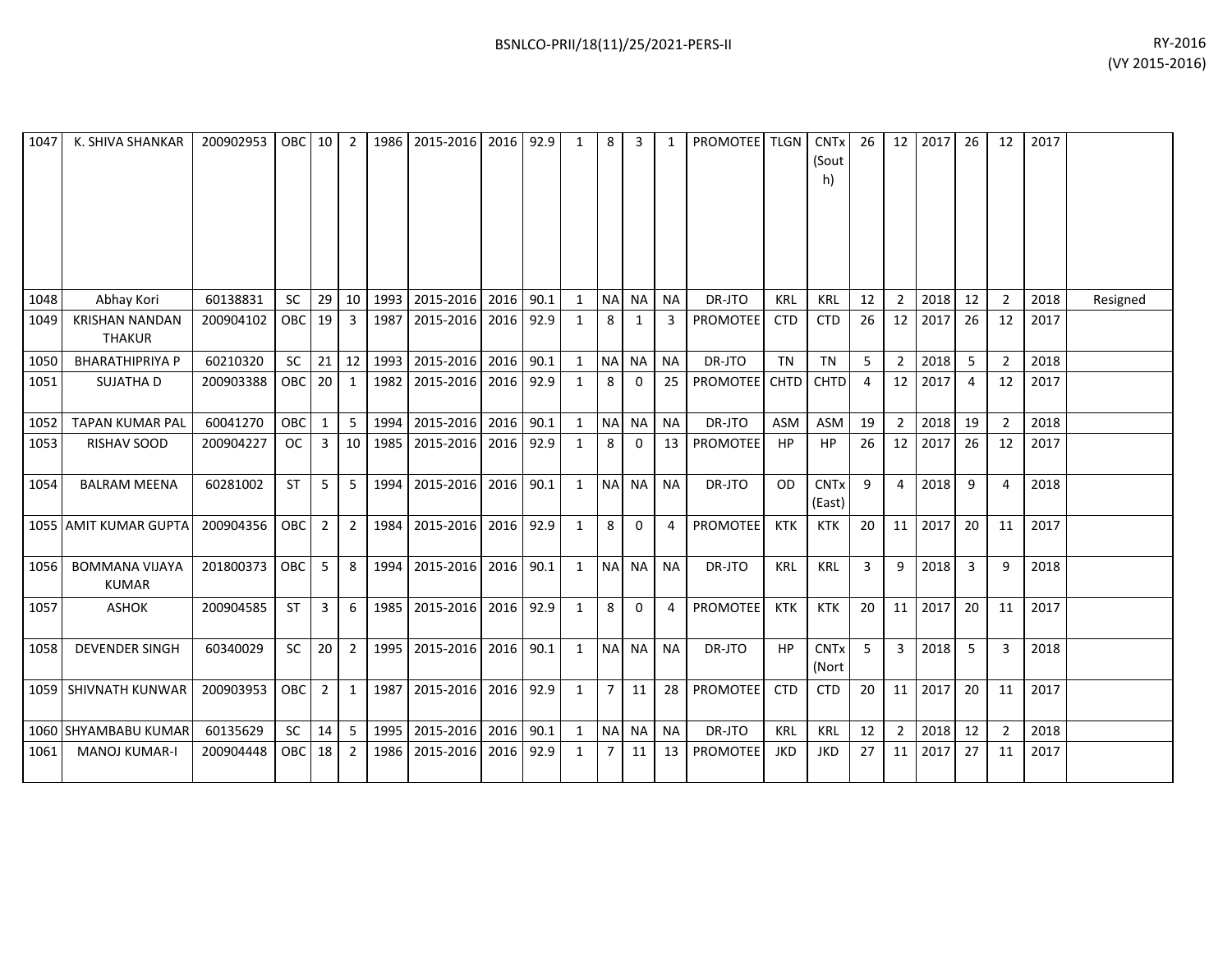| 1047 | K. SHIVA SHANKAR | 200902953 | OBC | 10 | 2 | 1986 | 2015-2016 | 2016 | 92.9 | 1 | 8 | 3 | 1 | PROMOTEE | TLGN | CNTx (South) | 26 | 12 | 2017 | 26 | 12 | 2017 | |
|---|---|---|---|---|---|---|---|---|---|---|---|---|---|---|---|---|---|---|---|---|---|---|---|
| 1048 | Abhay Kori | 60138831 | SC | 29 | 10 | 1993 | 2015-2016 | 2016 | 90.1 | 1 | NA | NA | NA | DR-JTO | KRL | KRL | 12 | 2 | 2018 | 12 | 2 | 2018 | Resigned |
| 1049 | KRISHAN NANDAN THAKUR | 200904102 | OBC | 19 | 3 | 1987 | 2015-2016 | 2016 | 92.9 | 1 | 8 | 1 | 3 | PROMOTEE | CTD | CTD | 26 | 12 | 2017 | 26 | 12 | 2017 | |
| 1050 | BHARATHIPRIYA P | 60210320 | SC | 21 | 12 | 1993 | 2015-2016 | 2016 | 90.1 | 1 | NA | NA | NA | DR-JTO | TN | TN | 5 | 2 | 2018 | 5 | 2 | 2018 | |
| 1051 | SUJATHA D | 200903388 | OBC | 20 | 1 | 1982 | 2015-2016 | 2016 | 92.9 | 1 | 8 | 0 | 25 | PROMOTEE | CHTD | CHTD | 4 | 12 | 2017 | 4 | 12 | 2017 | |
| 1052 | TAPAN KUMAR PAL | 60041270 | OBC | 1 | 5 | 1994 | 2015-2016 | 2016 | 90.1 | 1 | NA | NA | NA | DR-JTO | ASM | ASM | 19 | 2 | 2018 | 19 | 2 | 2018 | |
| 1053 | RISHAV SOOD | 200904227 | OC | 3 | 10 | 1985 | 2015-2016 | 2016 | 92.9 | 1 | 8 | 0 | 13 | PROMOTEE | HP | HP | 26 | 12 | 2017 | 26 | 12 | 2017 | |
| 1054 | BALRAM MEENA | 60281002 | ST | 5 | 5 | 1994 | 2015-2016 | 2016 | 90.1 | 1 | NA | NA | NA | DR-JTO | OD | CNTx (East) | 9 | 4 | 2018 | 9 | 4 | 2018 | |
| 1055 | AMIT KUMAR GUPTA | 200904356 | OBC | 2 | 2 | 1984 | 2015-2016 | 2016 | 92.9 | 1 | 8 | 0 | 4 | PROMOTEE | KTK | KTK | 20 | 11 | 2017 | 20 | 11 | 2017 | |
| 1056 | BOMMANA VIJAYA KUMAR | 201800373 | OBC | 5 | 8 | 1994 | 2015-2016 | 2016 | 90.1 | 1 | NA | NA | NA | DR-JTO | KRL | KRL | 3 | 9 | 2018 | 3 | 9 | 2018 | |
| 1057 | ASHOK | 200904585 | ST | 3 | 6 | 1985 | 2015-2016 | 2016 | 92.9 | 1 | 8 | 0 | 4 | PROMOTEE | KTK | KTK | 20 | 11 | 2017 | 20 | 11 | 2017 | |
| 1058 | DEVENDER SINGH | 60340029 | SC | 20 | 2 | 1995 | 2015-2016 | 2016 | 90.1 | 1 | NA | NA | NA | DR-JTO | HP | CNTx (Nort | 5 | 3 | 2018 | 5 | 3 | 2018 | |
| 1059 | SHIVNATH KUNWAR | 200903953 | OBC | 2 | 1 | 1987 | 2015-2016 | 2016 | 92.9 | 1 | 7 | 11 | 28 | PROMOTEE | CTD | CTD | 20 | 11 | 2017 | 20 | 11 | 2017 | |
| 1060 | SHYAMBABU KUMAR | 60135629 | SC | 14 | 5 | 1995 | 2015-2016 | 2016 | 90.1 | 1 | NA | NA | NA | DR-JTO | KRL | KRL | 12 | 2 | 2018 | 12 | 2 | 2018 | |
| 1061 | MANOJ KUMAR-I | 200904448 | OBC | 18 | 2 | 1986 | 2015-2016 | 2016 | 92.9 | 1 | 7 | 11 | 13 | PROMOTEE | JKD | JKD | 27 | 11 | 2017 | 27 | 11 | 2017 | |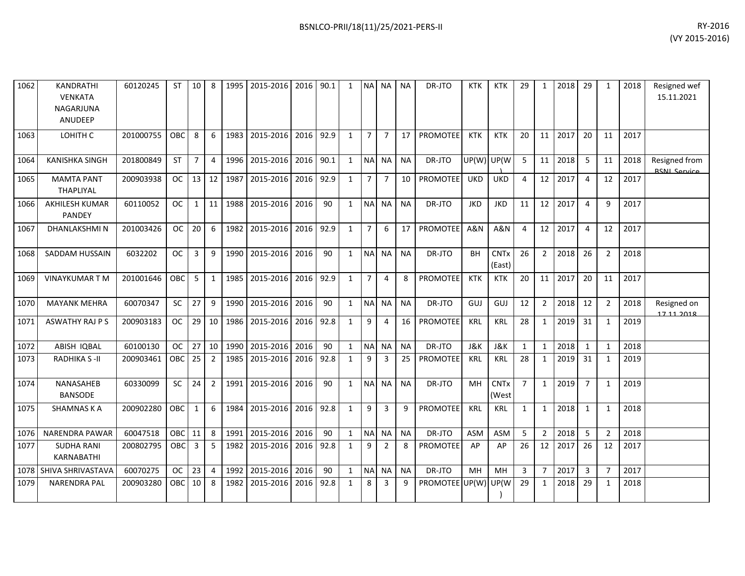| 1062 | KANDRATHI VENKATA NAGARJUNA ANUDEEP | 60120245 | ST | 10 | 8 | 1995 | 2015-2016 | 2016 | 90.1 | 1 | NA | NA | NA | DR-JTO | KTK | KTK | 29 | 1 | 2018 | 29 | 1 | 2018 | Resigned wef 15.11.2021 |
|---|---|---|---|---|---|---|---|---|---|---|---|---|---|---|---|---|---|---|---|---|---|---|---|
| 1063 | LOHITH C | 201000755 | OBC | 8 | 6 | 1983 | 2015-2016 | 2016 | 92.9 | 1 | 7 | 7 | 17 | PROMOTEE | KTK | KTK | 20 | 11 | 2017 | 20 | 11 | 2017 | |
| 1064 | KANISHKA SINGH | 201800849 | ST | 7 | 4 | 1996 | 2015-2016 | 2016 | 90.1 | 1 | NA | NA | NA | DR-JTO | UP(W) | UP(W) | 5 | 11 | 2018 | 5 | 11 | 2018 | Resigned from BSNL Service |
| 1065 | MAMTA PANT THAPLIYAL | 200903938 | OC | 13 | 12 | 1987 | 2015-2016 | 2016 | 92.9 | 1 | 7 | 7 | 10 | PROMOTEE | UKD | UKD | 4 | 12 | 2017 | 4 | 12 | 2017 | |
| 1066 | AKHILESH KUMAR PANDEY | 60110052 | OC | 1 | 11 | 1988 | 2015-2016 | 2016 | 90 | 1 | NA | NA | NA | DR-JTO | JKD | JKD | 11 | 12 | 2017 | 4 | 9 | 2017 | |
| 1067 | DHANLAKSHMI N | 201003426 | OC | 20 | 6 | 1982 | 2015-2016 | 2016 | 92.9 | 1 | 7 | 6 | 17 | PROMOTEE | A&N | A&N | 4 | 12 | 2017 | 4 | 12 | 2017 | |
| 1068 | SADDAM HUSSAIN | 6032202 | OC | 3 | 9 | 1990 | 2015-2016 | 2016 | 90 | 1 | NA | NA | NA | DR-JTO | BH | CNTx (East) | 26 | 2 | 2018 | 26 | 2 | 2018 | |
| 1069 | VINAYKUMAR T M | 201001646 | OBC | 5 | 1 | 1985 | 2015-2016 | 2016 | 92.9 | 1 | 7 | 4 | 8 | PROMOTEE | KTK | KTK | 20 | 11 | 2017 | 20 | 11 | 2017 | |
| 1070 | MAYANK MEHRA | 60070347 | SC | 27 | 9 | 1990 | 2015-2016 | 2016 | 90 | 1 | NA | NA | NA | DR-JTO | GUJ | GUJ | 12 | 2 | 2018 | 12 | 2 | 2018 | Resigned on 17.11.2018 |
| 1071 | ASWATHY RAJ P S | 200903183 | OC | 29 | 10 | 1986 | 2015-2016 | 2016 | 92.8 | 1 | 9 | 4 | 16 | PROMOTEE | KRL | KRL | 28 | 1 | 2019 | 31 | 1 | 2019 | |
| 1072 | ABISH IQBAL | 60100130 | OC | 27 | 10 | 1990 | 2015-2016 | 2016 | 90 | 1 | NA | NA | NA | DR-JTO | J&K | J&K | 1 | 1 | 2018 | 1 | 1 | 2018 | |
| 1073 | RADHIKA S -II | 200903461 | OBC | 25 | 2 | 1985 | 2015-2016 | 2016 | 92.8 | 1 | 9 | 3 | 25 | PROMOTEE | KRL | KRL | 28 | 1 | 2019 | 31 | 1 | 2019 | |
| 1074 | NANASAHEB BANSODE | 60330099 | SC | 24 | 2 | 1991 | 2015-2016 | 2016 | 90 | 1 | NA | NA | NA | DR-JTO | MH | CNTx (West | 7 | 1 | 2019 | 7 | 1 | 2019 | |
| 1075 | SHAMNAS K A | 200902280 | OBC | 1 | 6 | 1984 | 2015-2016 | 2016 | 92.8 | 1 | 9 | 3 | 9 | PROMOTEE | KRL | KRL | 1 | 1 | 2018 | 1 | 1 | 2018 | |
| 1076 | NARENDRA PAWAR | 60047518 | OBC | 11 | 8 | 1991 | 2015-2016 | 2016 | 90 | 1 | NA | NA | NA | DR-JTO | ASM | ASM | 5 | 2 | 2018 | 5 | 2 | 2018 | |
| 1077 | SUDHA RANI KARNABATHI | 200802795 | OBC | 3 | 5 | 1982 | 2015-2016 | 2016 | 92.8 | 1 | 9 | 2 | 8 | PROMOTEE | AP | AP | 26 | 12 | 2017 | 26 | 12 | 2017 | |
| 1078 | SHIVA SHRIVASTAVA | 60070275 | OC | 23 | 4 | 1992 | 2015-2016 | 2016 | 90 | 1 | NA | NA | NA | DR-JTO | MH | MH | 3 | 7 | 2017 | 3 | 7 | 2017 | |
| 1079 | NARENDRA PAL | 200903280 | OBC | 10 | 8 | 1982 | 2015-2016 | 2016 | 92.8 | 1 | 8 | 3 | 9 | PROMOTEE | UP(W) | UP(W) | 29 | 1 | 2018 | 29 | 1 | 2018 | |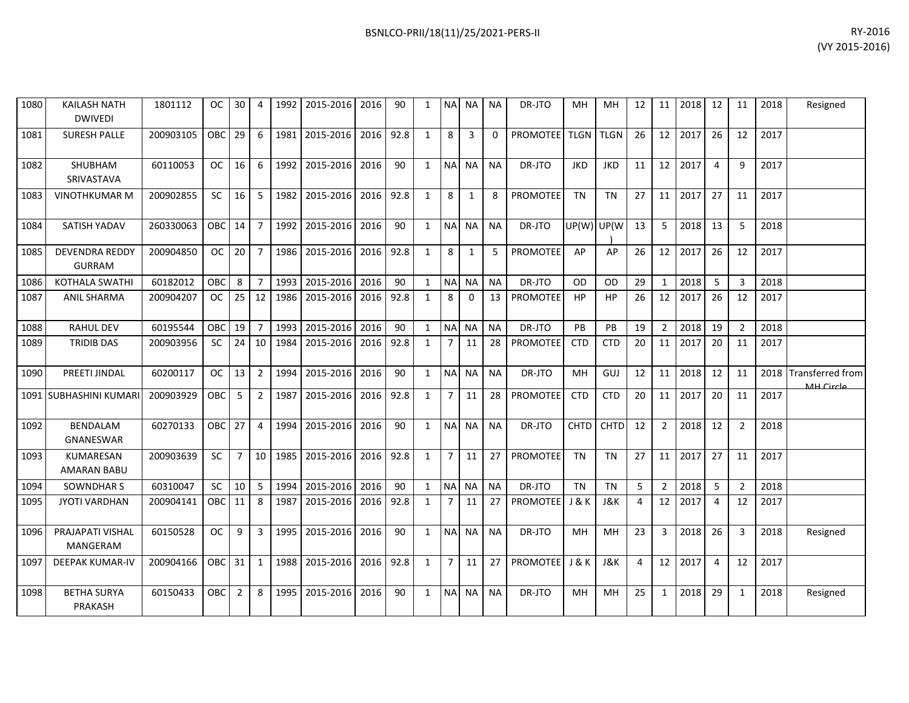| 1080 | KAILASH NATH DWIVEDI | 1801112 | OC | 30 | 4 | 1992 | 2015-2016 | 2016 | 90 | 1 | NA | NA | NA | DR-JTO | MH | MH | 12 | 11 | 2018 | 12 | 11 | 2018 | Resigned |
|---|---|---|---|---|---|---|---|---|---|---|---|---|---|---|---|---|---|---|---|---|---|---|---|
| 1081 | SURESH PALLE | 200903105 | OBC | 29 | 6 | 1981 | 2015-2016 | 2016 | 92.8 | 1 | 8 | 3 | 0 | PROMOTEE | TLGN | TLGN | 26 | 12 | 2017 | 26 | 12 | 2017 | |
| 1082 | SHUBHAM SRIVASTAVA | 60110053 | OC | 16 | 6 | 1992 | 2015-2016 | 2016 | 90 | 1 | NA | NA | NA | DR-JTO | JKD | JKD | 11 | 12 | 2017 | 4 | 9 | 2017 | |
| 1083 | VINOTHKUMAR M | 200902855 | SC | 16 | 5 | 1982 | 2015-2016 | 2016 | 92.8 | 1 | 8 | 1 | 8 | PROMOTEE | TN | TN | 27 | 11 | 2017 | 27 | 11 | 2017 | |
| 1084 | SATISH YADAV | 260330063 | OBC | 14 | 7 | 1992 | 2015-2016 | 2016 | 90 | 1 | NA | NA | NA | DR-JTO | UP(W) | UP(W) | 13 | 5 | 2018 | 13 | 5 | 2018 | |
| 1085 | DEVENDRA REDDY GURRAM | 200904850 | OC | 20 | 7 | 1986 | 2015-2016 | 2016 | 92.8 | 1 | 8 | 1 | 5 | PROMOTEE | AP | AP | 26 | 12 | 2017 | 26 | 12 | 2017 | |
| 1086 | KOTHALA SWATHI | 60182012 | OBC | 8 | 7 | 1993 | 2015-2016 | 2016 | 90 | 1 | NA | NA | NA | DR-JTO | OD | OD | 29 | 1 | 2018 | 5 | 3 | 2018 | |
| 1087 | ANIL SHARMA | 200904207 | OC | 25 | 12 | 1986 | 2015-2016 | 2016 | 92.8 | 1 | 8 | 0 | 13 | PROMOTEE | HP | HP | 26 | 12 | 2017 | 26 | 12 | 2017 | |
| 1088 | RAHUL DEV | 60195544 | OBC | 19 | 7 | 1993 | 2015-2016 | 2016 | 90 | 1 | NA | NA | NA | DR-JTO | PB | PB | 19 | 2 | 2018 | 19 | 2 | 2018 | |
| 1089 | TRIDIB DAS | 200903956 | SC | 24 | 10 | 1984 | 2015-2016 | 2016 | 92.8 | 1 | 7 | 11 | 28 | PROMOTEE | CTD | CTD | 20 | 11 | 2017 | 20 | 11 | 2017 | |
| 1090 | PREETI JINDAL | 60200117 | OC | 13 | 2 | 1994 | 2015-2016 | 2016 | 90 | 1 | NA | NA | NA | DR-JTO | MH | GUJ | 12 | 11 | 2018 | 12 | 11 | 2018 | Transferred from MH Circle |
| 1091 | SUBHASHINI KUMARI | 200903929 | OBC | 5 | 2 | 1987 | 2015-2016 | 2016 | 92.8 | 1 | 7 | 11 | 28 | PROMOTEE | CTD | CTD | 20 | 11 | 2017 | 20 | 11 | 2017 | |
| 1092 | BENDALAM GNANESWAR | 60270133 | OBC | 27 | 4 | 1994 | 2015-2016 | 2016 | 90 | 1 | NA | NA | NA | DR-JTO | CHTD | CHTD | 12 | 2 | 2018 | 12 | 2 | 2018 | |
| 1093 | KUMARESAN AMARAN BABU | 200903639 | SC | 7 | 10 | 1985 | 2015-2016 | 2016 | 92.8 | 1 | 7 | 11 | 27 | PROMOTEE | TN | TN | 27 | 11 | 2017 | 27 | 11 | 2017 | |
| 1094 | SOWNDHAR S | 60310047 | SC | 10 | 5 | 1994 | 2015-2016 | 2016 | 90 | 1 | NA | NA | NA | DR-JTO | TN | TN | 5 | 2 | 2018 | 5 | 2 | 2018 | |
| 1095 | JYOTI VARDHAN | 200904141 | OBC | 11 | 8 | 1987 | 2015-2016 | 2016 | 92.8 | 1 | 7 | 11 | 27 | PROMOTEE | J & K | J&K | 4 | 12 | 2017 | 4 | 12 | 2017 | |
| 1096 | PRAJAPATI VISHAL MANGERAM | 60150528 | OC | 9 | 3 | 1995 | 2015-2016 | 2016 | 90 | 1 | NA | NA | NA | DR-JTO | MH | MH | 23 | 3 | 2018 | 26 | 3 | 2018 | Resigned |
| 1097 | DEEPAK KUMAR-IV | 200904166 | OBC | 31 | 1 | 1988 | 2015-2016 | 2016 | 92.8 | 1 | 7 | 11 | 27 | PROMOTEE | J & K | J&K | 4 | 12 | 2017 | 4 | 12 | 2017 | |
| 1098 | BETHA SURYA PRAKASH | 60150433 | OBC | 2 | 8 | 1995 | 2015-2016 | 2016 | 90 | 1 | NA | NA | NA | DR-JTO | MH | MH | 25 | 1 | 2018 | 29 | 1 | 2018 | Resigned |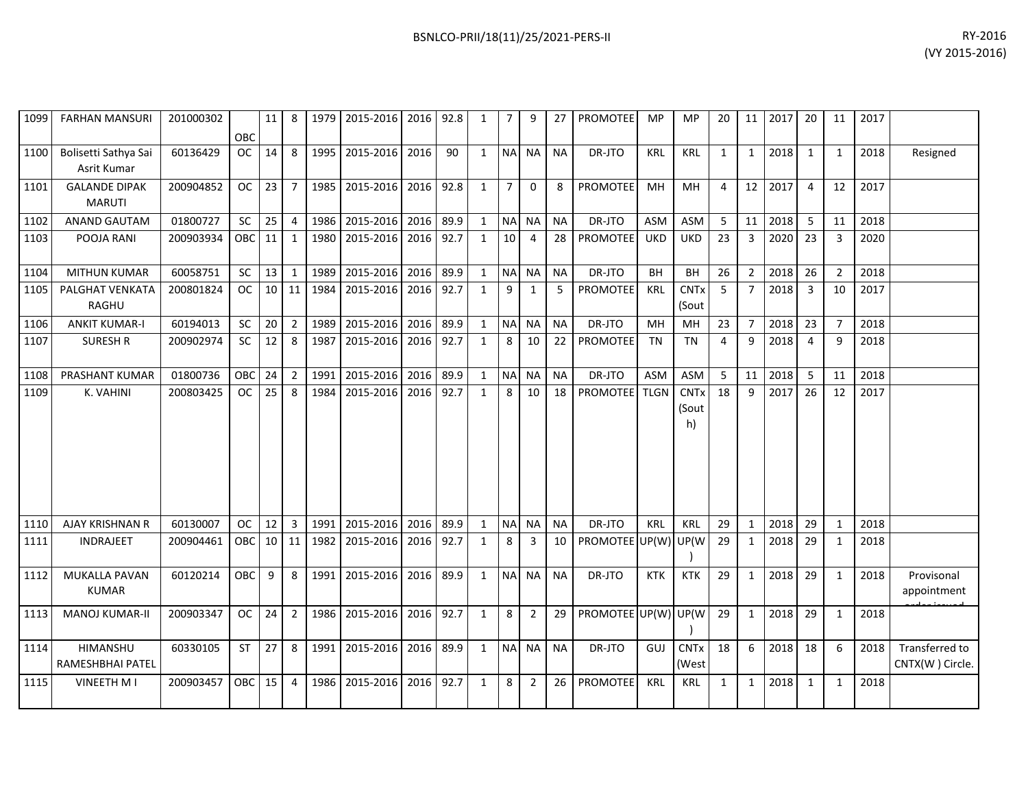| 1099 | FARHAN MANSURI | 201000302 | OBC | 11 | 8 | 1979 | 2015-2016 | 2016 | 92.8 | 1 | 7 | 9 | 27 | PROMOTEE | MP | MP | 20 | 11 | 2017 | 20 | 11 | 2017 | |
|---|---|---|---|---|---|---|---|---|---|---|---|---|---|---|---|---|---|---|---|---|---|---|---|
| 1100 | Bolisetti Sathya Sai Asrit Kumar | 60136429 | OC | 14 | 8 | 1995 | 2015-2016 | 2016 | 90 | 1 | NA | NA | NA | DR-JTO | KRL | KRL | 1 | 1 | 2018 | 1 | 1 | 2018 | Resigned |
| 1101 | GALANDE DIPAK MARUTI | 200904852 | OC | 23 | 7 | 1985 | 2015-2016 | 2016 | 92.8 | 1 | 7 | 0 | 8 | PROMOTEE | MH | MH | 4 | 12 | 2017 | 4 | 12 | 2017 | |
| 1102 | ANAND GAUTAM | 01800727 | SC | 25 | 4 | 1986 | 2015-2016 | 2016 | 89.9 | 1 | NA | NA | NA | DR-JTO | ASM | ASM | 5 | 11 | 2018 | 5 | 11 | 2018 | |
| 1103 | POOJA RANI | 200903934 | OBC | 11 | 1 | 1980 | 2015-2016 | 2016 | 92.7 | 1 | 10 | 4 | 28 | PROMOTEE | UKD | UKD | 23 | 3 | 2020 | 23 | 3 | 2020 | |
| 1104 | MITHUN KUMAR | 60058751 | SC | 13 | 1 | 1989 | 2015-2016 | 2016 | 89.9 | 1 | NA | NA | NA | DR-JTO | BH | BH | 26 | 2 | 2018 | 26 | 2 | 2018 | |
| 1105 | PALGHAT VENKATA RAGHU | 200801824 | OC | 10 | 11 | 1984 | 2015-2016 | 2016 | 92.7 | 1 | 9 | 1 | 5 | PROMOTEE | KRL | CNTx (Sout | 5 | 7 | 2018 | 3 | 10 | 2017 | |
| 1106 | ANKIT KUMAR-I | 60194013 | SC | 20 | 2 | 1989 | 2015-2016 | 2016 | 89.9 | 1 | NA | NA | NA | DR-JTO | MH | MH | 23 | 7 | 2018 | 23 | 7 | 2018 | |
| 1107 | SURESH R | 200902974 | SC | 12 | 8 | 1987 | 2015-2016 | 2016 | 92.7 | 1 | 8 | 10 | 22 | PROMOTEE | TN | TN | 4 | 9 | 2018 | 4 | 9 | 2018 | |
| 1108 | PRASHANT KUMAR | 01800736 | OBC | 24 | 2 | 1991 | 2015-2016 | 2016 | 89.9 | 1 | NA | NA | NA | DR-JTO | ASM | ASM | 5 | 11 | 2018 | 5 | 11 | 2018 | |
| 1109 | K. VAHINI | 200803425 | OC | 25 | 8 | 1984 | 2015-2016 | 2016 | 92.7 | 1 | 8 | 10 | 18 | PROMOTEE | TLGN | CNTx (South) | 18 | 9 | 2017 | 26 | 12 | 2017 | |
| 1110 | AJAY KRISHNAN R | 60130007 | OC | 12 | 3 | 1991 | 2015-2016 | 2016 | 89.9 | 1 | NA | NA | NA | DR-JTO | KRL | KRL | 29 | 1 | 2018 | 29 | 1 | 2018 | |
| 1111 | INDRAJEET | 200904461 | OBC | 10 | 11 | 1982 | 2015-2016 | 2016 | 92.7 | 1 | 8 | 3 | 10 | PROMOTEE | UP(W) | UP(W) | 29 | 1 | 2018 | 29 | 1 | 2018 | |
| 1112 | MUKALLA PAVAN KUMAR | 60120214 | OBC | 9 | 8 | 1991 | 2015-2016 | 2016 | 89.9 | 1 | NA | NA | NA | DR-JTO | KTK | KTK | 29 | 1 | 2018 | 29 | 1 | 2018 | Provisonal appointment order issued |
| 1113 | MANOJ KUMAR-II | 200903347 | OC | 24 | 2 | 1986 | 2015-2016 | 2016 | 92.7 | 1 | 8 | 2 | 29 | PROMOTEE | UP(W) | UP(W) | 29 | 1 | 2018 | 29 | 1 | 2018 | |
| 1114 | HIMANSHU RAMESHBHAI PATEL | 60330105 | ST | 27 | 8 | 1991 | 2015-2016 | 2016 | 89.9 | 1 | NA | NA | NA | DR-JTO | GUJ | CNTx (West | 18 | 6 | 2018 | 18 | 6 | 2018 | Transferred to CNTX(W ) Circle. |
| 1115 | VINEETH M I | 200903457 | OBC | 15 | 4 | 1986 | 2015-2016 | 2016 | 92.7 | 1 | 8 | 2 | 26 | PROMOTEE | KRL | KRL | 1 | 1 | 2018 | 1 | 1 | 2018 | |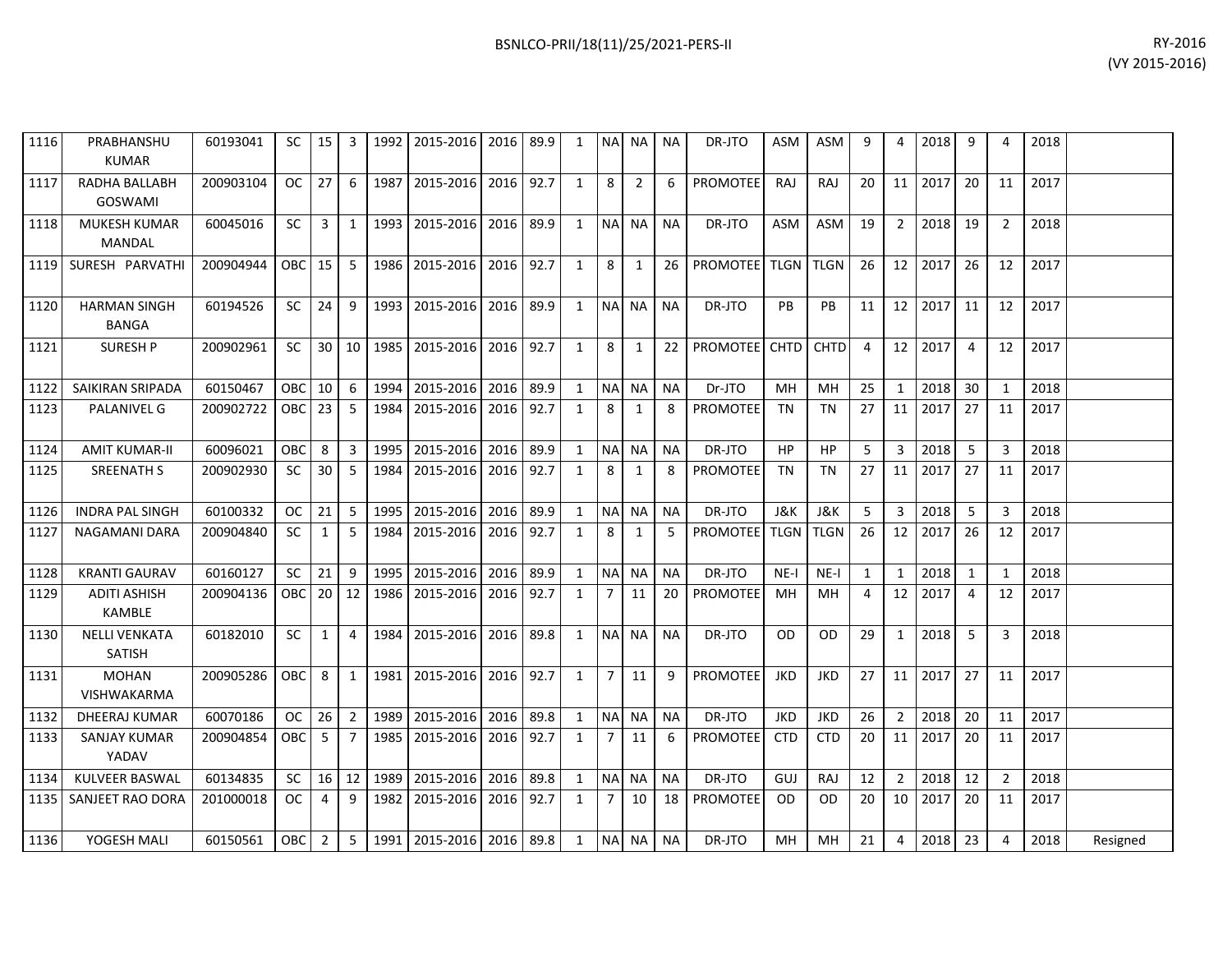| 1116 | PRABHANSHU KUMAR | 60193041 | SC | 15 | 3 | 1992 | 2015-2016 | 2016 | 89.9 | 1 | NA | NA | NA | DR-JTO | ASM | ASM | 9 | 4 | 2018 | 9 | 4 | 2018 | |
|---|---|---|---|---|---|---|---|---|---|---|---|---|---|---|---|---|---|---|---|---|---|---|---|
| 1117 | RADHA BALLABH GOSWAMI | 200903104 | OC | 27 | 6 | 1987 | 2015-2016 | 2016 | 92.7 | 1 | 8 | 2 | 6 | PROMOTEE | RAJ | RAJ | 20 | 11 | 2017 | 20 | 11 | 2017 | |
| 1118 | MUKESH KUMAR MANDAL | 60045016 | SC | 3 | 1 | 1993 | 2015-2016 | 2016 | 89.9 | 1 | NA | NA | NA | DR-JTO | ASM | ASM | 19 | 2 | 2018 | 19 | 2 | 2018 | |
| 1119 | SURESH PARVATHI | 200904944 | OBC | 15 | 5 | 1986 | 2015-2016 | 2016 | 92.7 | 1 | 8 | 1 | 26 | PROMOTEE | TLGN | TLGN | 26 | 12 | 2017 | 26 | 12 | 2017 | |
| 1120 | HARMAN SINGH BANGA | 60194526 | SC | 24 | 9 | 1993 | 2015-2016 | 2016 | 89.9 | 1 | NA | NA | NA | DR-JTO | PB | PB | 11 | 12 | 2017 | 11 | 12 | 2017 | |
| 1121 | SURESH P | 200902961 | SC | 30 | 10 | 1985 | 2015-2016 | 2016 | 92.7 | 1 | 8 | 1 | 22 | PROMOTEE | CHTD | CHTD | 4 | 12 | 2017 | 4 | 12 | 2017 | |
| 1122 | SAIKIRAN SRIPADA | 60150467 | OBC | 10 | 6 | 1994 | 2015-2016 | 2016 | 89.9 | 1 | NA | NA | NA | Dr-JTO | MH | MH | 25 | 1 | 2018 | 30 | 1 | 2018 | |
| 1123 | PALANIVEL G | 200902722 | OBC | 23 | 5 | 1984 | 2015-2016 | 2016 | 92.7 | 1 | 8 | 1 | 8 | PROMOTEE | TN | TN | 27 | 11 | 2017 | 27 | 11 | 2017 | |
| 1124 | AMIT KUMAR-II | 60096021 | OBC | 8 | 3 | 1995 | 2015-2016 | 2016 | 89.9 | 1 | NA | NA | NA | DR-JTO | HP | HP | 5 | 3 | 2018 | 5 | 3 | 2018 | |
| 1125 | SREENATH S | 200902930 | SC | 30 | 5 | 1984 | 2015-2016 | 2016 | 92.7 | 1 | 8 | 1 | 8 | PROMOTEE | TN | TN | 27 | 11 | 2017 | 27 | 11 | 2017 | |
| 1126 | INDRA PAL SINGH | 60100332 | OC | 21 | 5 | 1995 | 2015-2016 | 2016 | 89.9 | 1 | NA | NA | NA | DR-JTO | J&K | J&K | 5 | 3 | 2018 | 5 | 3 | 2018 | |
| 1127 | NAGAMANI DARA | 200904840 | SC | 1 | 5 | 1984 | 2015-2016 | 2016 | 92.7 | 1 | 8 | 1 | 5 | PROMOTEE | TLGN | TLGN | 26 | 12 | 2017 | 26 | 12 | 2017 | |
| 1128 | KRANTI GAURAV | 60160127 | SC | 21 | 9 | 1995 | 2015-2016 | 2016 | 89.9 | 1 | NA | NA | NA | DR-JTO | NE-I | NE-I | 1 | 1 | 2018 | 1 | 1 | 2018 | |
| 1129 | ADITI ASHISH KAMBLE | 200904136 | OBC | 20 | 12 | 1986 | 2015-2016 | 2016 | 92.7 | 1 | 7 | 11 | 20 | PROMOTEE | MH | MH | 4 | 12 | 2017 | 4 | 12 | 2017 | |
| 1130 | NELLI VENKATA SATISH | 60182010 | SC | 1 | 4 | 1984 | 2015-2016 | 2016 | 89.8 | 1 | NA | NA | NA | DR-JTO | OD | OD | 29 | 1 | 2018 | 5 | 3 | 2018 | |
| 1131 | MOHAN VISHWAKARMA | 200905286 | OBC | 8 | 1 | 1981 | 2015-2016 | 2016 | 92.7 | 1 | 7 | 11 | 9 | PROMOTEE | JKD | JKD | 27 | 11 | 2017 | 27 | 11 | 2017 | |
| 1132 | DHEERAJ KUMAR | 60070186 | OC | 26 | 2 | 1989 | 2015-2016 | 2016 | 89.8 | 1 | NA | NA | NA | DR-JTO | JKD | JKD | 26 | 2 | 2018 | 20 | 11 | 2017 | |
| 1133 | SANJAY KUMAR YADAV | 200904854 | OBC | 5 | 7 | 1985 | 2015-2016 | 2016 | 92.7 | 1 | 7 | 11 | 6 | PROMOTEE | CTD | CTD | 20 | 11 | 2017 | 20 | 11 | 2017 | |
| 1134 | KULVEER BASWAL | 60134835 | SC | 16 | 12 | 1989 | 2015-2016 | 2016 | 89.8 | 1 | NA | NA | NA | DR-JTO | GUJ | RAJ | 12 | 2 | 2018 | 12 | 2 | 2018 | |
| 1135 | SANJEET RAO DORA | 201000018 | OC | 4 | 9 | 1982 | 2015-2016 | 2016 | 92.7 | 1 | 7 | 10 | 18 | PROMOTEE | OD | OD | 20 | 10 | 2017 | 20 | 11 | 2017 | |
| 1136 | YOGESH MALI | 60150561 | OBC | 2 | 5 | 1991 | 2015-2016 | 2016 | 89.8 | 1 | NA | NA | NA | DR-JTO | MH | MH | 21 | 4 | 2018 | 23 | 4 | 2018 | Resigned |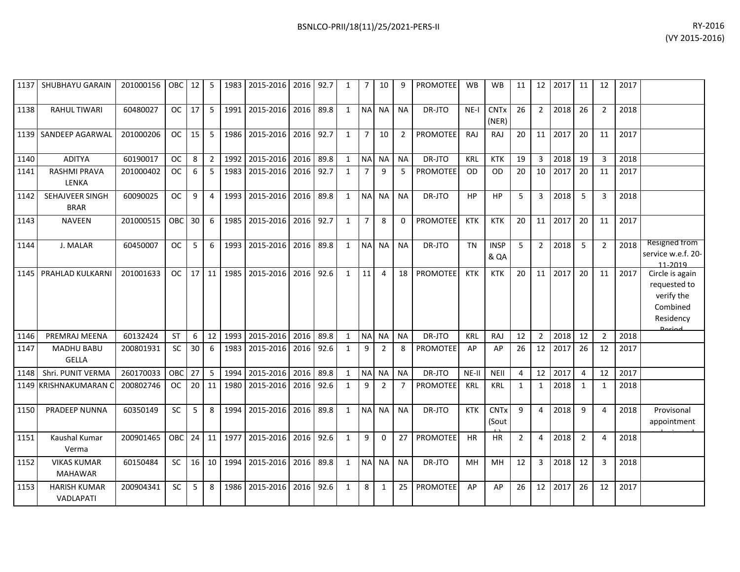| 1137 | SHUBHAYU GARAIN | 201000156 | OBC | 12 | 5 | 1983 | 2015-2016 | 2016 | 92.7 | 1 | 7 | 10 | 9 | PROMOTEE | WB | WB | 11 | 12 | 2017 | 11 | 12 | 2017 | |
|---|---|---|---|---|---|---|---|---|---|---|---|---|---|---|---|---|---|---|---|---|---|---|---|
| 1138 | RAHUL TIWARI | 60480027 | OC | 17 | 5 | 1991 | 2015-2016 | 2016 | 89.8 | 1 | NA | NA | NA | DR-JTO | NE-I | CNTx (NER) | 26 | 2 | 2018 | 26 | 2 | 2018 | |
| 1139 | SANDEEP AGARWAL | 201000206 | OC | 15 | 5 | 1986 | 2015-2016 | 2016 | 92.7 | 1 | 7 | 10 | 2 | PROMOTEE | RAJ | RAJ | 20 | 11 | 2017 | 20 | 11 | 2017 | |
| 1140 | ADITYA | 60190017 | OC | 8 | 2 | 1992 | 2015-2016 | 2016 | 89.8 | 1 | NA | NA | NA | DR-JTO | KRL | KTK | 19 | 3 | 2018 | 19 | 3 | 2018 | |
| 1141 | RASHMI PRAVA LENKA | 201000402 | OC | 6 | 5 | 1983 | 2015-2016 | 2016 | 92.7 | 1 | 7 | 9 | 5 | PROMOTEE | OD | OD | 20 | 10 | 2017 | 20 | 11 | 2017 | |
| 1142 | SEHAJVEER SINGH BRAR | 60090025 | OC | 9 | 4 | 1993 | 2015-2016 | 2016 | 89.8 | 1 | NA | NA | NA | DR-JTO | HP | HP | 5 | 3 | 2018 | 5 | 3 | 2018 | |
| 1143 | NAVEEN | 201000515 | OBC | 30 | 6 | 1985 | 2015-2016 | 2016 | 92.7 | 1 | 7 | 8 | 0 | PROMOTEE | KTK | KTK | 20 | 11 | 2017 | 20 | 11 | 2017 | |
| 1144 | J. MALAR | 60450007 | OC | 5 | 6 | 1993 | 2015-2016 | 2016 | 89.8 | 1 | NA | NA | NA | DR-JTO | TN | INSP & QA | 5 | 2 | 2018 | 5 | 2 | 2018 | Resigned from service w.e.f. 20-11-2019 |
| 1145 | PRAHLAD KULKARNI | 201001633 | OC | 17 | 11 | 1985 | 2015-2016 | 2016 | 92.6 | 1 | 11 | 4 | 18 | PROMOTEE | KTK | KTK | 20 | 11 | 2017 | 20 | 11 | 2017 | Circle is again requested to verify the Combined Residency Period |
| 1146 | PREMRAJ MEENA | 60132424 | ST | 6 | 12 | 1993 | 2015-2016 | 2016 | 89.8 | 1 | NA | NA | NA | DR-JTO | KRL | RAJ | 12 | 2 | 2018 | 12 | 2 | 2018 | |
| 1147 | MADHU BABU GELLA | 200801931 | SC | 30 | 6 | 1983 | 2015-2016 | 2016 | 92.6 | 1 | 9 | 2 | 8 | PROMOTEE | AP | AP | 26 | 12 | 2017 | 26 | 12 | 2017 | |
| 1148 | Shri. PUNIT VERMA | 260170033 | OBC | 27 | 5 | 1994 | 2015-2016 | 2016 | 89.8 | 1 | NA | NA | NA | DR-JTO | NE-II | NEII | 4 | 12 | 2017 | 4 | 12 | 2017 | |
| 1149 | KRISHNAKUMARAN C | 200802746 | OC | 20 | 11 | 1980 | 2015-2016 | 2016 | 92.6 | 1 | 9 | 2 | 7 | PROMOTEE | KRL | KRL | 1 | 1 | 2018 | 1 | 1 | 2018 | |
| 1150 | PRADEEP NUNNA | 60350149 | SC | 5 | 8 | 1994 | 2015-2016 | 2016 | 89.8 | 1 | NA | NA | NA | DR-JTO | KTK | CNTx (South) | 9 | 4 | 2018 | 9 | 4 | 2018 | Provisonal appointment ... |
| 1151 | Kaushal Kumar Verma | 200901465 | OBC | 24 | 11 | 1977 | 2015-2016 | 2016 | 92.6 | 1 | 9 | 0 | 27 | PROMOTEE | HR | HR | 2 | 4 | 2018 | 2 | 4 | 2018 | |
| 1152 | VIKAS KUMAR MAHAWAR | 60150484 | SC | 16 | 10 | 1994 | 2015-2016 | 2016 | 89.8 | 1 | NA | NA | NA | DR-JTO | MH | MH | 12 | 3 | 2018 | 12 | 3 | 2018 | |
| 1153 | HARISH KUMAR VADLAPATI | 200904341 | SC | 5 | 8 | 1986 | 2015-2016 | 2016 | 92.6 | 1 | 8 | 1 | 25 | PROMOTEE | AP | AP | 26 | 12 | 2017 | 26 | 12 | 2017 | |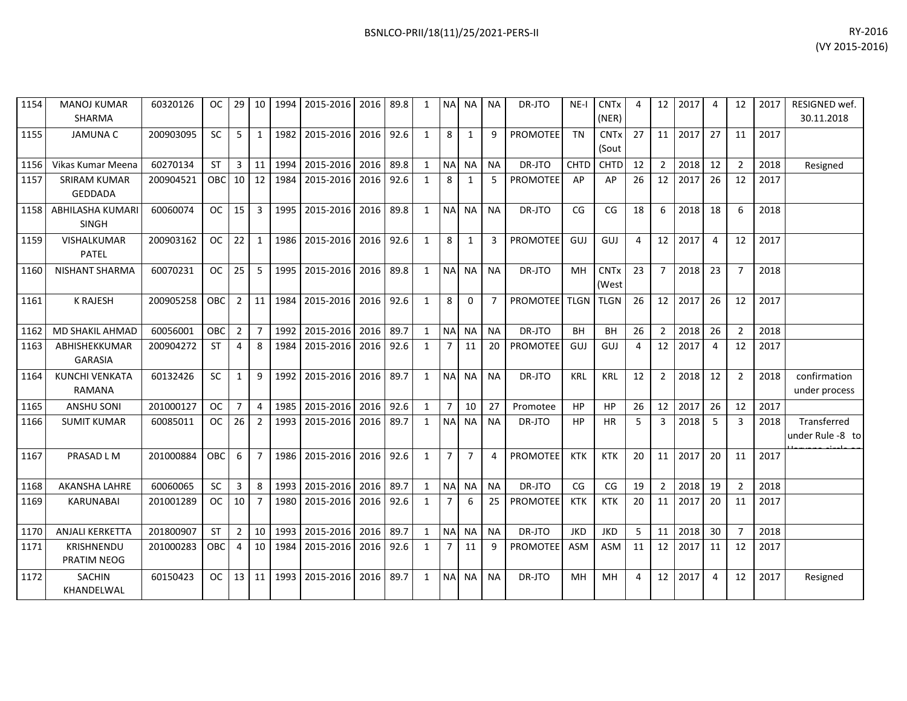| 1154 | MANOJ KUMAR SHARMA | 60320126 | OC | 29 | 10 | 1994 | 2015-2016 | 2016 | 89.8 | 1 | NA | NA | NA | DR-JTO | NE-I | CNTx (NER) | 4 | 12 | 2017 | 4 | 12 | 2017 | RESIGNED wef. 30.11.2018 |
|---|---|---|---|---|---|---|---|---|---|---|---|---|---|---|---|---|---|---|---|---|---|---|---|
| 1155 | JAMUNA C | 200903095 | SC | 5 | 1 | 1982 | 2015-2016 | 2016 | 92.6 | 1 | 8 | 1 | 9 | PROMOTEE | TN | CNTx (Sout | 27 | 11 | 2017 | 27 | 11 | 2017 | |
| 1156 | Vikas Kumar Meena | 60270134 | ST | 3 | 11 | 1994 | 2015-2016 | 2016 | 89.8 | 1 | NA | NA | NA | DR-JTO | CHTD | CHTD | 12 | 2 | 2018 | 12 | 2 | 2018 | Resigned |
| 1157 | SRIRAM KUMAR GEDDADA | 200904521 | OBC | 10 | 12 | 1984 | 2015-2016 | 2016 | 92.6 | 1 | 8 | 1 | 5 | PROMOTEE | AP | AP | 26 | 12 | 2017 | 26 | 12 | 2017 | |
| 1158 | ABHILASHA KUMARI SINGH | 60060074 | OC | 15 | 3 | 1995 | 2015-2016 | 2016 | 89.8 | 1 | NA | NA | NA | DR-JTO | CG | CG | 18 | 6 | 2018 | 18 | 6 | 2018 | |
| 1159 | VISHALKUMAR PATEL | 200903162 | OC | 22 | 1 | 1986 | 2015-2016 | 2016 | 92.6 | 1 | 8 | 1 | 3 | PROMOTEE | GUJ | GUJ | 4 | 12 | 2017 | 4 | 12 | 2017 | |
| 1160 | NISHANT SHARMA | 60070231 | OC | 25 | 5 | 1995 | 2015-2016 | 2016 | 89.8 | 1 | NA | NA | NA | DR-JTO | MH | CNTx (West | 23 | 7 | 2018 | 23 | 7 | 2018 | |
| 1161 | K RAJESH | 200905258 | OBC | 2 | 11 | 1984 | 2015-2016 | 2016 | 92.6 | 1 | 8 | 0 | 7 | PROMOTEE | TLGN | TLGN | 26 | 12 | 2017 | 26 | 12 | 2017 | |
| 1162 | MD SHAKIL AHMAD | 60056001 | OBC | 2 | 7 | 1992 | 2015-2016 | 2016 | 89.7 | 1 | NA | NA | NA | DR-JTO | BH | BH | 26 | 2 | 2018 | 26 | 2 | 2018 | |
| 1163 | ABHISHEKKUMAR GARASIA | 200904272 | ST | 4 | 8 | 1984 | 2015-2016 | 2016 | 92.6 | 1 | 7 | 11 | 20 | PROMOTEE | GUJ | GUJ | 4 | 12 | 2017 | 4 | 12 | 2017 | |
| 1164 | KUNCHI VENKATA RAMANA | 60132426 | SC | 1 | 9 | 1992 | 2015-2016 | 2016 | 89.7 | 1 | NA | NA | NA | DR-JTO | KRL | KRL | 12 | 2 | 2018 | 12 | 2 | 2018 | confirmation under process |
| 1165 | ANSHU SONI | 201000127 | OC | 7 | 4 | 1985 | 2015-2016 | 2016 | 92.6 | 1 | 7 | 10 | 27 | Promotee | HP | HP | 26 | 12 | 2017 | 26 | 12 | 2017 | |
| 1166 | SUMIT KUMAR | 60085011 | OC | 26 | 2 | 1993 | 2015-2016 | 2016 | 89.7 | 1 | NA | NA | NA | DR-JTO | HP | HR | 5 | 3 | 2018 | 5 | 3 | 2018 | Transferred under Rule -8 to |
| 1167 | PRASAD L M | 201000884 | OBC | 6 | 7 | 1986 | 2015-2016 | 2016 | 92.6 | 1 | 7 | 7 | 4 | PROMOTEE | KTK | KTK | 20 | 11 | 2017 | 20 | 11 | 2017 | |
| 1168 | AKANSHA LAHRE | 60060065 | SC | 3 | 8 | 1993 | 2015-2016 | 2016 | 89.7 | 1 | NA | NA | NA | DR-JTO | CG | CG | 19 | 2 | 2018 | 19 | 2 | 2018 | |
| 1169 | KARUNABAI | 201001289 | OC | 10 | 7 | 1980 | 2015-2016 | 2016 | 92.6 | 1 | 7 | 6 | 25 | PROMOTEE | KTK | KTK | 20 | 11 | 2017 | 20 | 11 | 2017 | |
| 1170 | ANJALI KERKETTA | 201800907 | ST | 2 | 10 | 1993 | 2015-2016 | 2016 | 89.7 | 1 | NA | NA | NA | DR-JTO | JKD | JKD | 5 | 11 | 2018 | 30 | 7 | 2018 | |
| 1171 | KRISHNENDU PRATIM NEOG | 201000283 | OBC | 4 | 10 | 1984 | 2015-2016 | 2016 | 92.6 | 1 | 7 | 11 | 9 | PROMOTEE | ASM | ASM | 11 | 12 | 2017 | 11 | 12 | 2017 | |
| 1172 | SACHIN KHANDELWAL | 60150423 | OC | 13 | 11 | 1993 | 2015-2016 | 2016 | 89.7 | 1 | NA | NA | NA | DR-JTO | MH | MH | 4 | 12 | 2017 | 4 | 12 | 2017 | Resigned |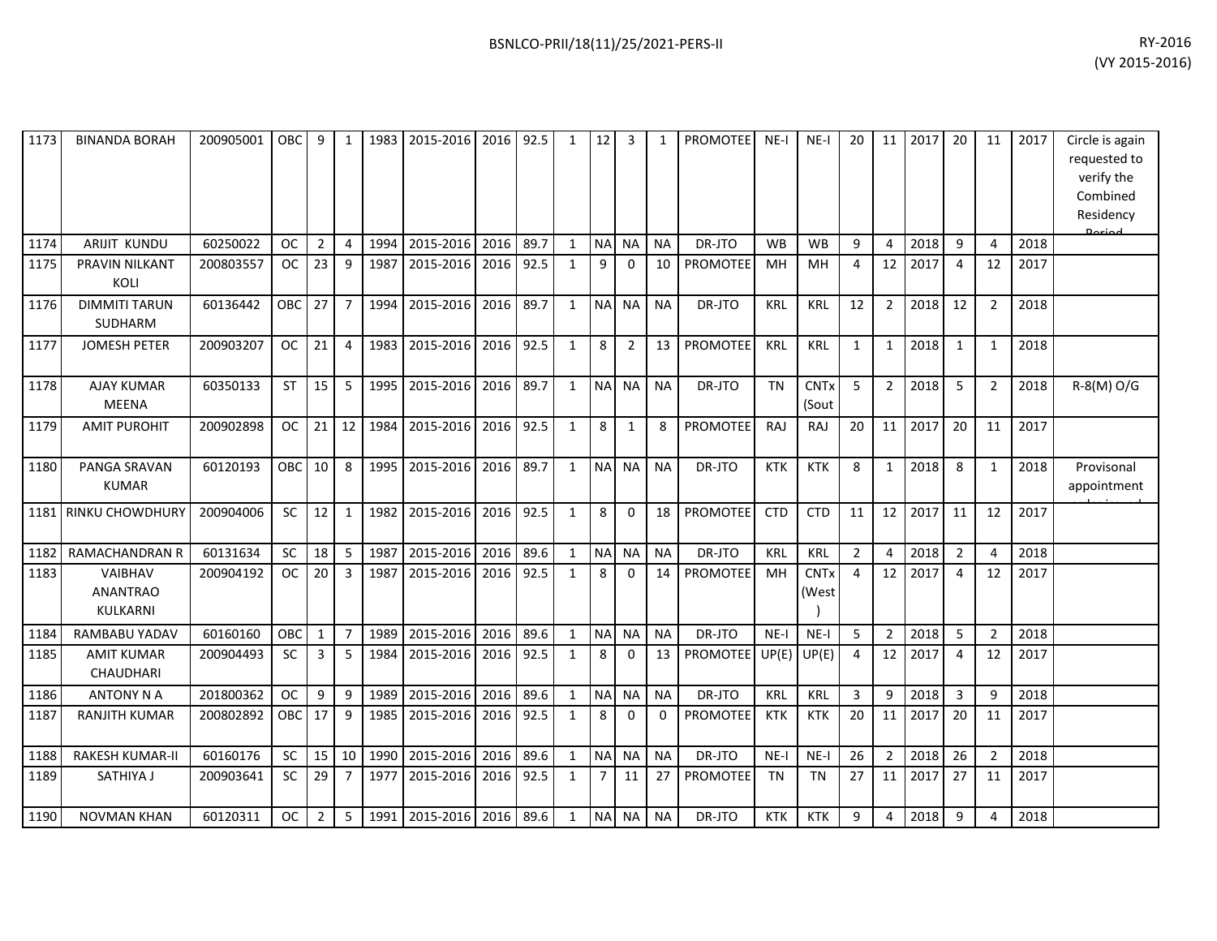| | | | | | | | | | | | | | | | | | | | | | | | | |
|---|---|---|---|---|---|---|---|---|---|---|---|---|---|---|---|---|---|---|---|---|---|---|---|---|
| 1173 | BINANDA BORAH | 200905001 | OBC | 9 | 1 | 1983 | 2015-2016 | 2016 | 92.5 | 1 | 12 | 3 | 1 | PROMOTEE | NE-I | NE-I | 20 | 11 | 2017 | 20 | 11 | 2017 | Circle is again requested to verify the Combined Residency Period |
| 1174 | ARIJIT KUNDU | 60250022 | OC | 2 | 4 | 1994 | 2015-2016 | 2016 | 89.7 | 1 | NA | NA | NA | DR-JTO | WB | WB | 9 | 4 | 2018 | 9 | 4 | 2018 | |
| 1175 | PRAVIN NILKANT KOLI | 200803557 | OC | 23 | 9 | 1987 | 2015-2016 | 2016 | 92.5 | 1 | 9 | 0 | 10 | PROMOTEE | MH | MH | 4 | 12 | 2017 | 4 | 12 | 2017 | |
| 1176 | DIMMITI TARUN SUDHARM | 60136442 | OBC | 27 | 7 | 1994 | 2015-2016 | 2016 | 89.7 | 1 | NA | NA | NA | DR-JTO | KRL | KRL | 12 | 2 | 2018 | 12 | 2 | 2018 | |
| 1177 | JOMESH PETER | 200903207 | OC | 21 | 4 | 1983 | 2015-2016 | 2016 | 92.5 | 1 | 8 | 2 | 13 | PROMOTEE | KRL | KRL | 1 | 1 | 2018 | 1 | 1 | 2018 | |
| 1178 | AJAY KUMAR MEENA | 60350133 | ST | 15 | 5 | 1995 | 2015-2016 | 2016 | 89.7 | 1 | NA | NA | NA | DR-JTO | TN | CNTx (Sout | 5 | 2 | 2018 | 5 | 2 | 2018 | R-8(M) O/G |
| 1179 | AMIT PUROHIT | 200902898 | OC | 21 | 12 | 1984 | 2015-2016 | 2016 | 92.5 | 1 | 8 | 1 | 8 | PROMOTEE | RAJ | RAJ | 20 | 11 | 2017 | 20 | 11 | 2017 | |
| 1180 | PANGA SRAVAN KUMAR | 60120193 | OBC | 10 | 8 | 1995 | 2015-2016 | 2016 | 89.7 | 1 | NA | NA | NA | DR-JTO | KTK | KTK | 8 | 1 | 2018 | 8 | 1 | 2018 | Provisonal appointment |
| 1181 | RINKU CHOWDHURY | 200904006 | SC | 12 | 1 | 1982 | 2015-2016 | 2016 | 92.5 | 1 | 8 | 0 | 18 | PROMOTEE | CTD | CTD | 11 | 12 | 2017 | 11 | 12 | 2017 | |
| 1182 | RAMACHANDRAN R | 60131634 | SC | 18 | 5 | 1987 | 2015-2016 | 2016 | 89.6 | 1 | NA | NA | NA | DR-JTO | KRL | KRL | 2 | 4 | 2018 | 2 | 4 | 2018 | |
| 1183 | VAIBHAV ANANTRAO KULKARNI | 200904192 | OC | 20 | 3 | 1987 | 2015-2016 | 2016 | 92.5 | 1 | 8 | 0 | 14 | PROMOTEE | MH | CNTx (West ) | 4 | 12 | 2017 | 4 | 12 | 2017 | |
| 1184 | RAMBABU YADAV | 60160160 | OBC | 1 | 7 | 1989 | 2015-2016 | 2016 | 89.6 | 1 | NA | NA | NA | DR-JTO | NE-I | NE-I | 5 | 2 | 2018 | 5 | 2 | 2018 | |
| 1185 | AMIT KUMAR CHAUDHARI | 200904493 | SC | 3 | 5 | 1984 | 2015-2016 | 2016 | 92.5 | 1 | 8 | 0 | 13 | PROMOTEE | UP(E) | UP(E) | 4 | 12 | 2017 | 4 | 12 | 2017 | |
| 1186 | ANTONY N A | 201800362 | OC | 9 | 9 | 1989 | 2015-2016 | 2016 | 89.6 | 1 | NA | NA | NA | DR-JTO | KRL | KRL | 3 | 9 | 2018 | 3 | 9 | 2018 | |
| 1187 | RANJITH KUMAR | 200802892 | OBC | 17 | 9 | 1985 | 2015-2016 | 2016 | 92.5 | 1 | 8 | 0 | 0 | PROMOTEE | KTK | KTK | 20 | 11 | 2017 | 20 | 11 | 2017 | |
| 1188 | RAKESH KUMAR-II | 60160176 | SC | 15 | 10 | 1990 | 2015-2016 | 2016 | 89.6 | 1 | NA | NA | NA | DR-JTO | NE-I | NE-I | 26 | 2 | 2018 | 26 | 2 | 2018 | |
| 1189 | SATHIYA J | 200903641 | SC | 29 | 7 | 1977 | 2015-2016 | 2016 | 92.5 | 1 | 7 | 11 | 27 | PROMOTEE | TN | TN | 27 | 11 | 2017 | 27 | 11 | 2017 | |
| 1190 | NOVMAN KHAN | 60120311 | OC | 2 | 5 | 1991 | 2015-2016 | 2016 | 89.6 | 1 | NA | NA | NA | DR-JTO | KTK | KTK | 9 | 4 | 2018 | 9 | 4 | 2018 | |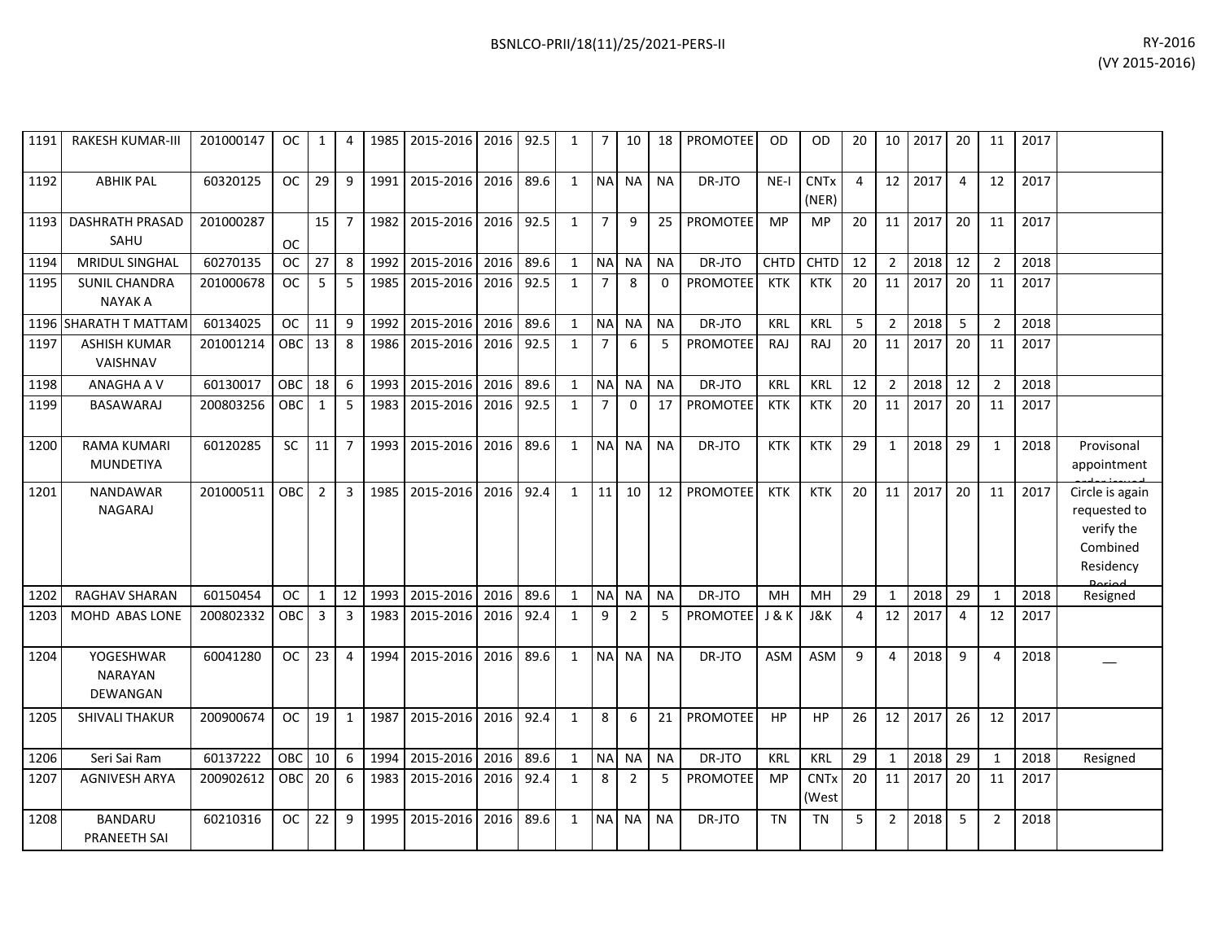| 1191 | RAKESH KUMAR-III | 201000147 | OC | 1 | 4 | 1985 | 2015-2016 | 2016 | 92.5 | 1 | 7 | 10 | 18 | PROMOTEE | OD | OD | 20 | 10 | 2017 | 20 | 11 | 2017 | |
|---|---|---|---|---|---|---|---|---|---|---|---|---|---|---|---|---|---|---|---|---|---|---|---|
| 1192 | ABHIK PAL | 60320125 | OC | 29 | 9 | 1991 | 2015-2016 | 2016 | 89.6 | 1 | NA | NA | NA | DR-JTO | NE-I | CNTx (NER) | 4 | 12 | 2017 | 4 | 12 | 2017 | |
| 1193 | DASHRATH PRASAD SAHU | 201000287 | OC | 15 | 7 | 1982 | 2015-2016 | 2016 | 92.5 | 1 | 7 | 9 | 25 | PROMOTEE | MP | MP | 20 | 11 | 2017 | 20 | 11 | 2017 | |
| 1194 | MRIDUL SINGHAL | 60270135 | OC | 27 | 8 | 1992 | 2015-2016 | 2016 | 89.6 | 1 | NA | NA | NA | DR-JTO | CHTD | CHTD | 12 | 2 | 2018 | 12 | 2 | 2018 | |
| 1195 | SUNIL CHANDRA NAYAK A | 201000678 | OC | 5 | 5 | 1985 | 2015-2016 | 2016 | 92.5 | 1 | 7 | 8 | 0 | PROMOTEE | KTK | KTK | 20 | 11 | 2017 | 20 | 11 | 2017 | |
| 1196 | SHARATH T MATTAM | 60134025 | OC | 11 | 9 | 1992 | 2015-2016 | 2016 | 89.6 | 1 | NA | NA | NA | DR-JTO | KRL | KRL | 5 | 2 | 2018 | 5 | 2 | 2018 | |
| 1197 | ASHISH KUMAR VAISHNAV | 201001214 | OBC | 13 | 8 | 1986 | 2015-2016 | 2016 | 92.5 | 1 | 7 | 6 | 5 | PROMOTEE | RAJ | RAJ | 20 | 11 | 2017 | 20 | 11 | 2017 | |
| 1198 | ANAGHA A V | 60130017 | OBC | 18 | 6 | 1993 | 2015-2016 | 2016 | 89.6 | 1 | NA | NA | NA | DR-JTO | KRL | KRL | 12 | 2 | 2018 | 12 | 2 | 2018 | |
| 1199 | BASAWARAJ | 200803256 | OBC | 1 | 5 | 1983 | 2015-2016 | 2016 | 92.5 | 1 | 7 | 0 | 17 | PROMOTEE | KTK | KTK | 20 | 11 | 2017 | 20 | 11 | 2017 | |
| 1200 | RAMA KUMARI MUNDETIYA | 60120285 | SC | 11 | 7 | 1993 | 2015-2016 | 2016 | 89.6 | 1 | NA | NA | NA | DR-JTO | KTK | KTK | 29 | 1 | 2018 | 29 | 1 | 2018 | Provisonal appointment order issued |
| 1201 | NANDAWAR NAGARAJ | 201000511 | OBC | 2 | 3 | 1985 | 2015-2016 | 2016 | 92.4 | 1 | 11 | 10 | 12 | PROMOTEE | KTK | KTK | 20 | 11 | 2017 | 20 | 11 | 2017 | Circle is again requested to verify the Combined Residency Period |
| 1202 | RAGHAV SHARAN | 60150454 | OC | 1 | 12 | 1993 | 2015-2016 | 2016 | 89.6 | 1 | NA | NA | NA | DR-JTO | MH | MH | 29 | 1 | 2018 | 29 | 1 | 2018 | Resigned |
| 1203 | MOHD ABAS LONE | 200802332 | OBC | 3 | 3 | 1983 | 2015-2016 | 2016 | 92.4 | 1 | 9 | 2 | 5 | PROMOTEE | J & K | J&K | 4 | 12 | 2017 | 4 | 12 | 2017 | |
| 1204 | YOGESHWAR NARAYAN DEWANGAN | 60041280 | OC | 23 | 4 | 1994 | 2015-2016 | 2016 | 89.6 | 1 | NA | NA | NA | DR-JTO | ASM | ASM | 9 | 4 | 2018 | 9 | 4 | 2018 | __ |
| 1205 | SHIVALI THAKUR | 200900674 | OC | 19 | 1 | 1987 | 2015-2016 | 2016 | 92.4 | 1 | 8 | 6 | 21 | PROMOTEE | HP | HP | 26 | 12 | 2017 | 26 | 12 | 2017 | |
| 1206 | Seri Sai Ram | 60137222 | OBC | 10 | 6 | 1994 | 2015-2016 | 2016 | 89.6 | 1 | NA | NA | NA | DR-JTO | KRL | KRL | 29 | 1 | 2018 | 29 | 1 | 2018 | Resigned |
| 1207 | AGNIVESH ARYA | 200902612 | OBC | 20 | 6 | 1983 | 2015-2016 | 2016 | 92.4 | 1 | 8 | 2 | 5 | PROMOTEE | MP | CNTx (West | 20 | 11 | 2017 | 20 | 11 | 2017 | |
| 1208 | BANDARU PRANEETH SAI | 60210316 | OC | 22 | 9 | 1995 | 2015-2016 | 2016 | 89.6 | 1 | NA | NA | NA | DR-JTO | TN | TN | 5 | 2 | 2018 | 5 | 2 | 2018 | |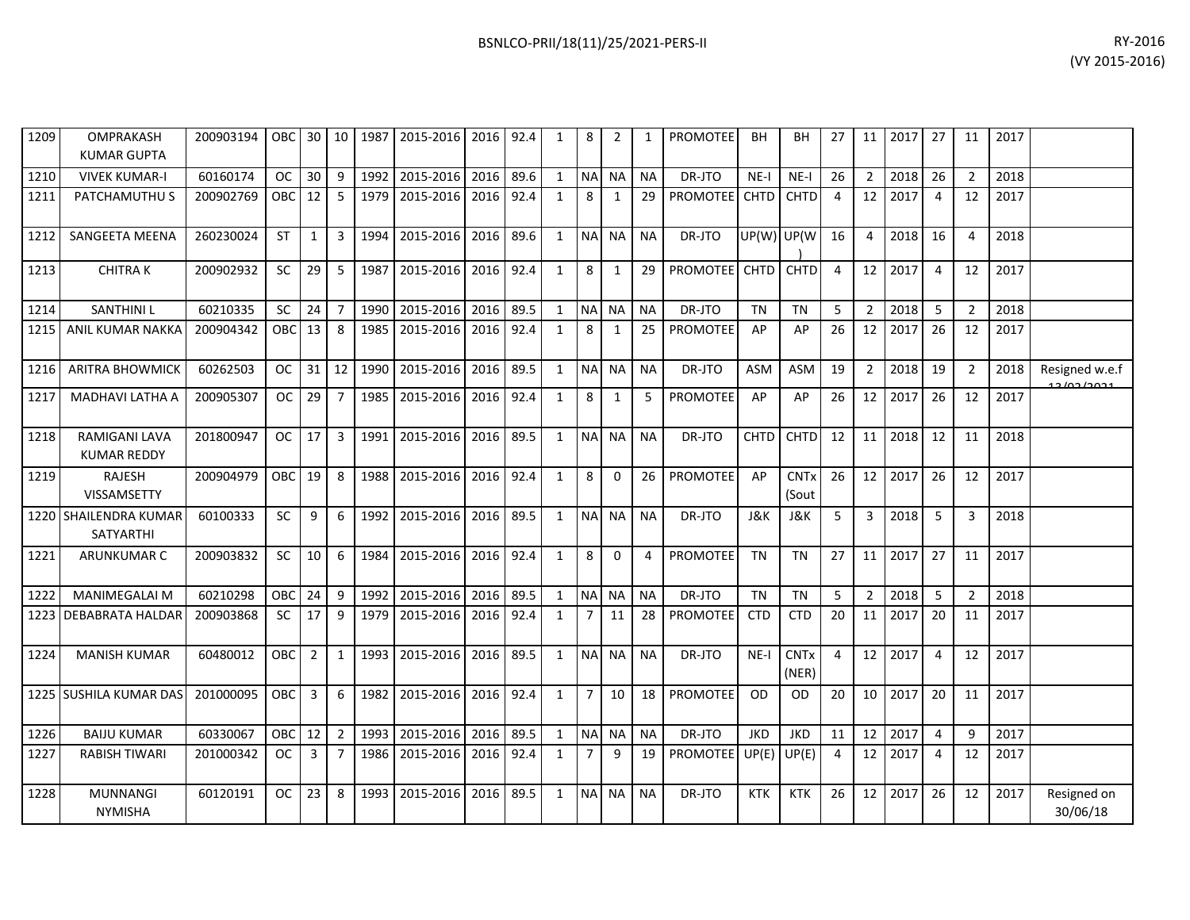| | | | | | | | | | | | | | | | | | | | | | | | | |
|---|---|---|---|---|---|---|---|---|---|---|---|---|---|---|---|---|---|---|---|---|---|---|---|---|
| 1209 | OMPRAKASH KUMAR GUPTA | 200903194 | OBC | 30 | 10 | 1987 | 2015-2016 | 2016 | 92.4 | 1 | 8 | 2 | 1 | PROMOTEE | BH | BH | 27 | 11 | 2017 | 27 | 11 | 2017 | |
| 1210 | VIVEK KUMAR-I | 60160174 | OC | 30 | 9 | 1992 | 2015-2016 | 2016 | 89.6 | 1 | NA | NA | NA | DR-JTO | NE-I | NE-I | 26 | 2 | 2018 | 26 | 2 | 2018 | |
| 1211 | PATCHAMUTHU S | 200902769 | OBC | 12 | 5 | 1979 | 2015-2016 | 2016 | 92.4 | 1 | 8 | 1 | 29 | PROMOTEE | CHTD | CHTD | 4 | 12 | 2017 | 4 | 12 | 2017 | |
| 1212 | SANGEETA MEENA | 260230024 | ST | 1 | 3 | 1994 | 2015-2016 | 2016 | 89.6 | 1 | NA | NA | NA | DR-JTO | UP(W) | UP(W) | 16 | 4 | 2018 | 16 | 4 | 2018 | |
| 1213 | CHITRA K | 200902932 | SC | 29 | 5 | 1987 | 2015-2016 | 2016 | 92.4 | 1 | 8 | 1 | 29 | PROMOTEE | CHTD | CHTD | 4 | 12 | 2017 | 4 | 12 | 2017 | |
| 1214 | SANTHINI L | 60210335 | SC | 24 | 7 | 1990 | 2015-2016 | 2016 | 89.5 | 1 | NA | NA | NA | DR-JTO | TN | TN | 5 | 2 | 2018 | 5 | 2 | 2018 | |
| 1215 | ANIL KUMAR NAKKA | 200904342 | OBC | 13 | 8 | 1985 | 2015-2016 | 2016 | 92.4 | 1 | 8 | 1 | 25 | PROMOTEE | AP | AP | 26 | 12 | 2017 | 26 | 12 | 2017 | |
| 1216 | ARITRA BHOWMICK | 60262503 | OC | 31 | 12 | 1990 | 2015-2016 | 2016 | 89.5 | 1 | NA | NA | NA | DR-JTO | ASM | ASM | 19 | 2 | 2018 | 19 | 2 | 2018 | Resigned w.e.f 12/02/2021 |
| 1217 | MADHAVI LATHA A | 200905307 | OC | 29 | 7 | 1985 | 2015-2016 | 2016 | 92.4 | 1 | 8 | 1 | 5 | PROMOTEE | AP | AP | 26 | 12 | 2017 | 26 | 12 | 2017 | |
| 1218 | RAMIGANI LAVA KUMAR REDDY | 201800947 | OC | 17 | 3 | 1991 | 2015-2016 | 2016 | 89.5 | 1 | NA | NA | NA | DR-JTO | CHTD | CHTD | 12 | 11 | 2018 | 12 | 11 | 2018 | |
| 1219 | RAJESH VISSAMSETTY | 200904979 | OBC | 19 | 8 | 1988 | 2015-2016 | 2016 | 92.4 | 1 | 8 | 0 | 26 | PROMOTEE | AP | CNTx (Sout | 26 | 12 | 2017 | 26 | 12 | 2017 | |
| 1220 | SHAILENDRA KUMAR SATYARTHI | 60100333 | SC | 9 | 6 | 1992 | 2015-2016 | 2016 | 89.5 | 1 | NA | NA | NA | DR-JTO | J&K | J&K | 5 | 3 | 2018 | 5 | 3 | 2018 | |
| 1221 | ARUNKUMAR C | 200903832 | SC | 10 | 6 | 1984 | 2015-2016 | 2016 | 92.4 | 1 | 8 | 0 | 4 | PROMOTEE | TN | TN | 27 | 11 | 2017 | 27 | 11 | 2017 | |
| 1222 | MANIMEGALAI M | 60210298 | OBC | 24 | 9 | 1992 | 2015-2016 | 2016 | 89.5 | 1 | NA | NA | NA | DR-JTO | TN | TN | 5 | 2 | 2018 | 5 | 2 | 2018 | |
| 1223 | DEBABRATA HALDAR | 200903868 | SC | 17 | 9 | 1979 | 2015-2016 | 2016 | 92.4 | 1 | 7 | 11 | 28 | PROMOTEE | CTD | CTD | 20 | 11 | 2017 | 20 | 11 | 2017 | |
| 1224 | MANISH KUMAR | 60480012 | OBC | 2 | 1 | 1993 | 2015-2016 | 2016 | 89.5 | 1 | NA | NA | NA | DR-JTO | NE-I | CNTx (NER) | 4 | 12 | 2017 | 4 | 12 | 2017 | |
| 1225 | SUSHILA KUMAR DAS | 201000095 | OBC | 3 | 6 | 1982 | 2015-2016 | 2016 | 92.4 | 1 | 7 | 10 | 18 | PROMOTEE | OD | OD | 20 | 10 | 2017 | 20 | 11 | 2017 | |
| 1226 | BAIJU KUMAR | 60330067 | OBC | 12 | 2 | 1993 | 2015-2016 | 2016 | 89.5 | 1 | NA | NA | NA | DR-JTO | JKD | JKD | 11 | 12 | 2017 | 4 | 9 | 2017 | |
| 1227 | RABISH TIWARI | 201000342 | OC | 3 | 7 | 1986 | 2015-2016 | 2016 | 92.4 | 1 | 7 | 9 | 19 | PROMOTEE | UP(E) | UP(E) | 4 | 12 | 2017 | 4 | 12 | 2017 | |
| 1228 | MUNNANGI NYMISHA | 60120191 | OC | 23 | 8 | 1993 | 2015-2016 | 2016 | 89.5 | 1 | NA | NA | NA | DR-JTO | KTK | KTK | 26 | 12 | 2017 | 26 | 12 | 2017 | Resigned on 30/06/18 |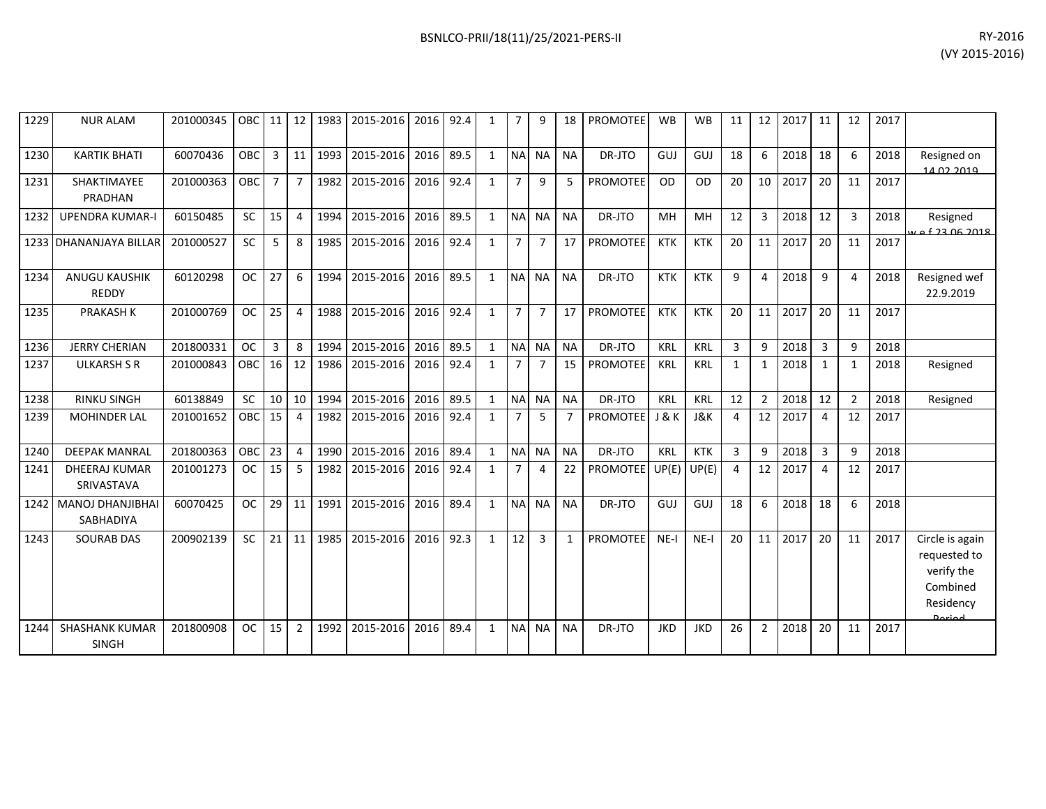| 1229 | NUR ALAM | 201000345 | OBC | 11 | 12 | 1983 | 2015-2016 | 2016 | 92.4 | 1 | 7 | 9 | 18 | PROMOTEE | WB | WB | 11 | 12 | 2017 | 11 | 12 | 2017 | |
|---|---|---|---|---|---|---|---|---|---|---|---|---|---|---|---|---|---|---|---|---|---|---|---|
| 1230 | KARTIK BHATI | 60070436 | OBC | 3 | 11 | 1993 | 2015-2016 | 2016 | 89.5 | 1 | NA | NA | NA | DR-JTO | GUJ | GUJ | 18 | 6 | 2018 | 18 | 6 | 2018 | Resigned on 14.02.2019 |
| 1231 | SHAKTIMAYEE PRADHAN | 201000363 | OBC | 7 | 7 | 1982 | 2015-2016 | 2016 | 92.4 | 1 | 7 | 9 | 5 | PROMOTEE | OD | OD | 20 | 10 | 2017 | 20 | 11 | 2017 | |
| 1232 | UPENDRA KUMAR-I | 60150485 | SC | 15 | 4 | 1994 | 2015-2016 | 2016 | 89.5 | 1 | NA | NA | NA | DR-JTO | MH | MH | 12 | 3 | 2018 | 12 | 3 | 2018 | Resigned w.e.f 23.06.2018 |
| 1233 | DHANANJAYA BILLAR | 201000527 | SC | 5 | 8 | 1985 | 2015-2016 | 2016 | 92.4 | 1 | 7 | 7 | 17 | PROMOTEE | KTK | KTK | 20 | 11 | 2017 | 20 | 11 | 2017 | |
| 1234 | ANUGU KAUSHIK REDDY | 60120298 | OC | 27 | 6 | 1994 | 2015-2016 | 2016 | 89.5 | 1 | NA | NA | NA | DR-JTO | KTK | KTK | 9 | 4 | 2018 | 9 | 4 | 2018 | Resigned wef 22.9.2019 |
| 1235 | PRAKASH K | 201000769 | OC | 25 | 4 | 1988 | 2015-2016 | 2016 | 92.4 | 1 | 7 | 7 | 17 | PROMOTEE | KTK | KTK | 20 | 11 | 2017 | 20 | 11 | 2017 | |
| 1236 | JERRY CHERIAN | 201800331 | OC | 3 | 8 | 1994 | 2015-2016 | 2016 | 89.5 | 1 | NA | NA | NA | DR-JTO | KRL | KRL | 3 | 9 | 2018 | 3 | 9 | 2018 | |
| 1237 | ULKARSH S R | 201000843 | OBC | 16 | 12 | 1986 | 2015-2016 | 2016 | 92.4 | 1 | 7 | 7 | 15 | PROMOTEE | KRL | KRL | 1 | 1 | 2018 | 1 | 1 | 2018 | Resigned |
| 1238 | RINKU SINGH | 60138849 | SC | 10 | 10 | 1994 | 2015-2016 | 2016 | 89.5 | 1 | NA | NA | NA | DR-JTO | KRL | KRL | 12 | 2 | 2018 | 12 | 2 | 2018 | Resigned |
| 1239 | MOHINDER LAL | 201001652 | OBC | 15 | 4 | 1982 | 2015-2016 | 2016 | 92.4 | 1 | 7 | 5 | 7 | PROMOTEE | J & K | J&K | 4 | 12 | 2017 | 4 | 12 | 2017 | |
| 1240 | DEEPAK MANRAL | 201800363 | OBC | 23 | 4 | 1990 | 2015-2016 | 2016 | 89.4 | 1 | NA | NA | NA | DR-JTO | KRL | KTK | 3 | 9 | 2018 | 3 | 9 | 2018 | |
| 1241 | DHEERAJ KUMAR SRIVASTAVA | 201001273 | OC | 15 | 5 | 1982 | 2015-2016 | 2016 | 92.4 | 1 | 7 | 4 | 22 | PROMOTEE | UP(E) | UP(E) | 4 | 12 | 2017 | 4 | 12 | 2017 | |
| 1242 | MANOJ DHANJIBHAI SABHADIYA | 60070425 | OC | 29 | 11 | 1991 | 2015-2016 | 2016 | 89.4 | 1 | NA | NA | NA | DR-JTO | GUJ | GUJ | 18 | 6 | 2018 | 18 | 6 | 2018 | |
| 1243 | SOURAB DAS | 200902139 | SC | 21 | 11 | 1985 | 2015-2016 | 2016 | 92.3 | 1 | 12 | 3 | 1 | PROMOTEE | NE-I | NE-I | 20 | 11 | 2017 | 20 | 11 | 2017 | Circle is again requested to verify the Combined Residency Period |
| 1244 | SHASHANK KUMAR SINGH | 201800908 | OC | 15 | 2 | 1992 | 2015-2016 | 2016 | 89.4 | 1 | NA | NA | NA | DR-JTO | JKD | JKD | 26 | 2 | 2018 | 20 | 11 | 2017 | |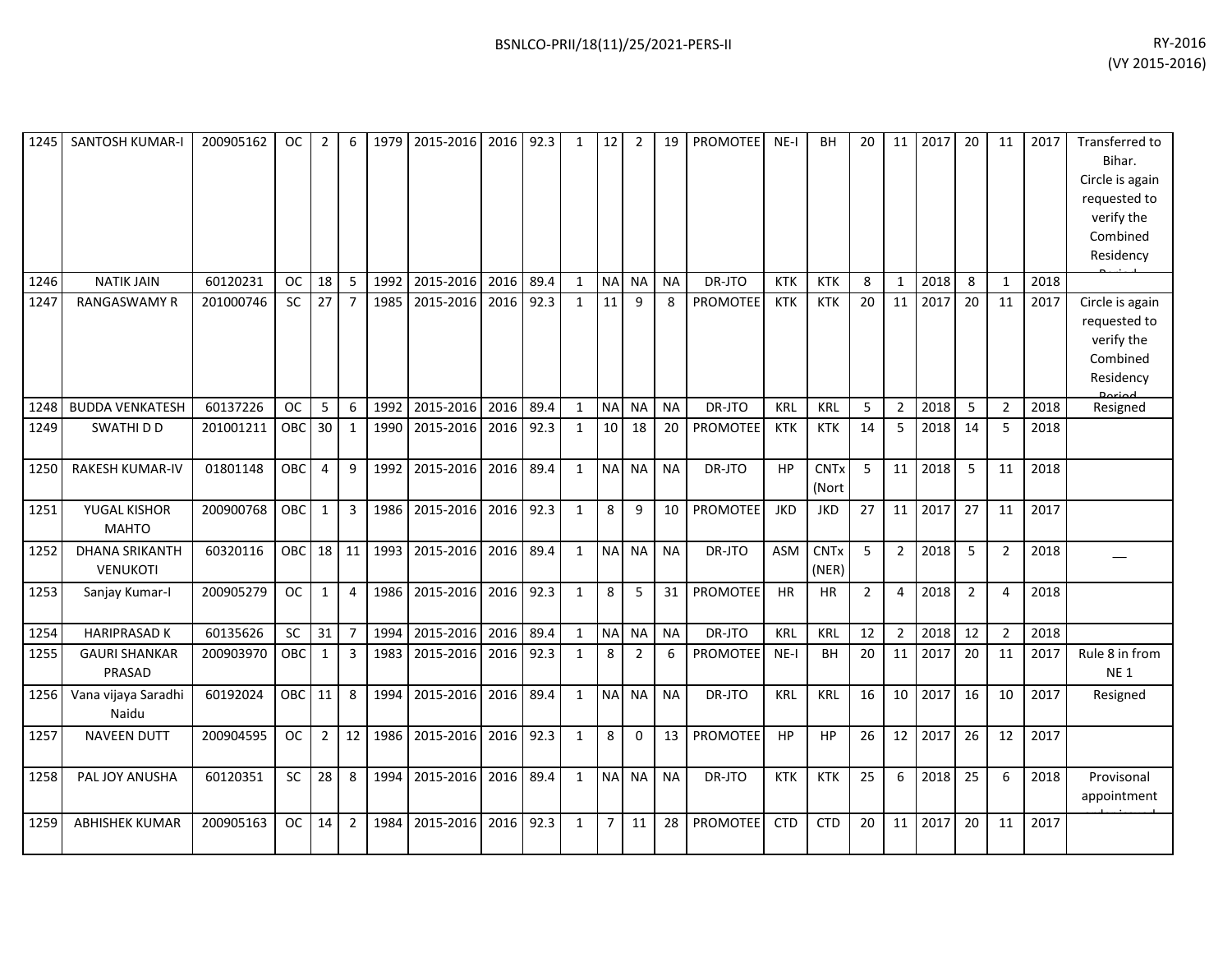| 1245 | SANTOSH KUMAR-I | 200905162 | OC | 2 | 6 | 1979 | 2015-2016 | 2016 | 92.3 | 1 | 12 | 2 | 19 | PROMOTEE | NE-I | BH | 20 | 11 | 2017 | 20 | 11 | 2017 | Transferred to Bihar. Circle is again requested to verify the Combined Residency Period |
|---|---|---|---|---|---|---|---|---|---|---|---|---|---|---|---|---|---|---|---|---|---|---|---|
| 1246 | NATIK JAIN | 60120231 | OC | 18 | 5 | 1992 | 2015-2016 | 2016 | 89.4 | 1 | NA | NA | NA | DR-JTO | KTK | KTK | 8 | 1 | 2018 | 8 | 1 | 2018 | |
| 1247 | RANGASWAMY R | 201000746 | SC | 27 | 7 | 1985 | 2015-2016 | 2016 | 92.3 | 1 | 11 | 9 | 8 | PROMOTEE | KTK | KTK | 20 | 11 | 2017 | 20 | 11 | 2017 | Circle is again requested to verify the Combined Residency Period |
| 1248 | BUDDA VENKATESH | 60137226 | OC | 5 | 6 | 1992 | 2015-2016 | 2016 | 89.4 | 1 | NA | NA | NA | DR-JTO | KRL | KRL | 5 | 2 | 2018 | 5 | 2 | 2018 | Resigned |
| 1249 | SWATHI D D | 201001211 | OBC | 30 | 1 | 1990 | 2015-2016 | 2016 | 92.3 | 1 | 10 | 18 | 20 | PROMOTEE | KTK | KTK | 14 | 5 | 2018 | 14 | 5 | 2018 | |
| 1250 | RAKESH KUMAR-IV | 01801148 | OBC | 4 | 9 | 1992 | 2015-2016 | 2016 | 89.4 | 1 | NA | NA | NA | DR-JTO | HP | CNTx (Nort | 5 | 11 | 2018 | 5 | 11 | 2018 | |
| 1251 | YUGAL KISHOR MAHTO | 200900768 | OBC | 1 | 3 | 1986 | 2015-2016 | 2016 | 92.3 | 1 | 8 | 9 | 10 | PROMOTEE | JKD | JKD | 27 | 11 | 2017 | 27 | 11 | 2017 | |
| 1252 | DHANA SRIKANTH VENUKOTI | 60320116 | OBC | 18 | 11 | 1993 | 2015-2016 | 2016 | 89.4 | 1 | NA | NA | NA | DR-JTO | ASM | CNTx (NER) | 5 | 2 | 2018 | 5 | 2 | 2018 | __ |
| 1253 | Sanjay Kumar-I | 200905279 | OC | 1 | 4 | 1986 | 2015-2016 | 2016 | 92.3 | 1 | 8 | 5 | 31 | PROMOTEE | HR | HR | 2 | 4 | 2018 | 2 | 4 | 2018 | |
| 1254 | HARIPRASAD K | 60135626 | SC | 31 | 7 | 1994 | 2015-2016 | 2016 | 89.4 | 1 | NA | NA | NA | DR-JTO | KRL | KRL | 12 | 2 | 2018 | 12 | 2 | 2018 | |
| 1255 | GAURI SHANKAR PRASAD | 200903970 | OBC | 1 | 3 | 1983 | 2015-2016 | 2016 | 92.3 | 1 | 8 | 2 | 6 | PROMOTEE | NE-I | BH | 20 | 11 | 2017 | 20 | 11 | 2017 | Rule 8 in from NE 1 |
| 1256 | Vana vijaya Saradhi Naidu | 60192024 | OBC | 11 | 8 | 1994 | 2015-2016 | 2016 | 89.4 | 1 | NA | NA | NA | DR-JTO | KRL | KRL | 16 | 10 | 2017 | 16 | 10 | 2017 | Resigned |
| 1257 | NAVEEN DUTT | 200904595 | OC | 2 | 12 | 1986 | 2015-2016 | 2016 | 92.3 | 1 | 8 | 0 | 13 | PROMOTEE | HP | HP | 26 | 12 | 2017 | 26 | 12 | 2017 | |
| 1258 | PAL JOY ANUSHA | 60120351 | SC | 28 | 8 | 1994 | 2015-2016 | 2016 | 89.4 | 1 | NA | NA | NA | DR-JTO | KTK | KTK | 25 | 6 | 2018 | 25 | 6 | 2018 | Provisonal appointment |
| 1259 | ABHISHEK KUMAR | 200905163 | OC | 14 | 2 | 1984 | 2015-2016 | 2016 | 92.3 | 1 | 7 | 11 | 28 | PROMOTEE | CTD | CTD | 20 | 11 | 2017 | 20 | 11 | 2017 | |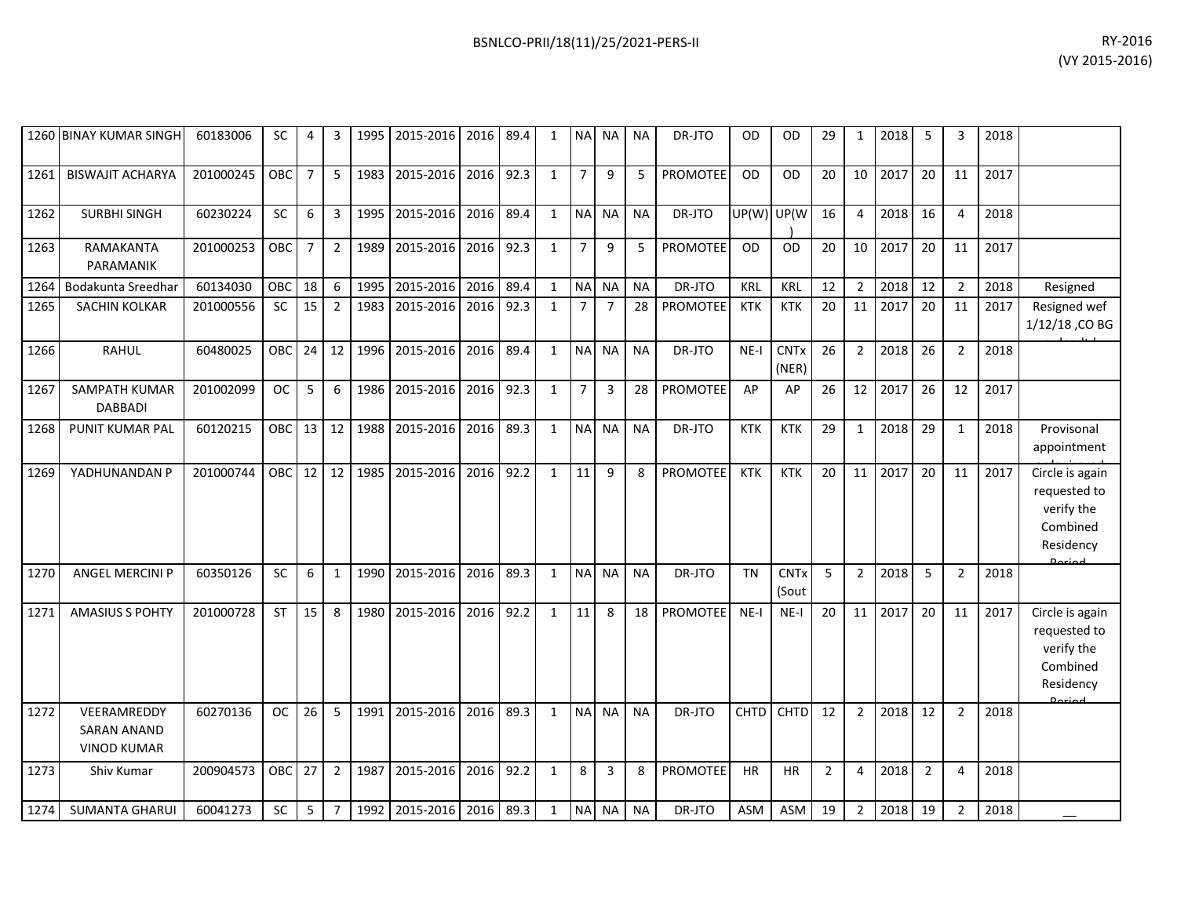| | | | | | | | | | | | | | | | | | | | | | | | | |
|---|---|---|---|---|---|---|---|---|---|---|---|---|---|---|---|---|---|---|---|---|---|---|---|---|
| 1260 | BINAY KUMAR SINGH | 60183006 | SC | 4 | 3 | 1995 | 2015-2016 | 2016 | 89.4 | 1 | NA | NA | NA | DR-JTO | OD | OD | 29 | 1 | 2018 | 5 | 3 | 2018 | |
| 1261 | BISWAJIT ACHARYA | 201000245 | OBC | 7 | 5 | 1983 | 2015-2016 | 2016 | 92.3 | 1 | 7 | 9 | 5 | PROMOTEE | OD | OD | 20 | 10 | 2017 | 20 | 11 | 2017 | |
| 1262 | SURBHI SINGH | 60230224 | SC | 6 | 3 | 1995 | 2015-2016 | 2016 | 89.4 | 1 | NA | NA | NA | DR-JTO | UP(W) | UP(W) | 16 | 4 | 2018 | 16 | 4 | 2018 | |
| 1263 | RAMAKANTA PARAMANIK | 201000253 | OBC | 7 | 2 | 1989 | 2015-2016 | 2016 | 92.3 | 1 | 7 | 9 | 5 | PROMOTEE | OD | OD | 20 | 10 | 2017 | 20 | 11 | 2017 | |
| 1264 | Bodakunta Sreedhar | 60134030 | OBC | 18 | 6 | 1995 | 2015-2016 | 2016 | 89.4 | 1 | NA | NA | NA | DR-JTO | KRL | KRL | 12 | 2 | 2018 | 12 | 2 | 2018 | Resigned |
| 1265 | SACHIN KOLKAR | 201000556 | SC | 15 | 2 | 1983 | 2015-2016 | 2016 | 92.3 | 1 | 7 | 7 | 28 | PROMOTEE | KTK | KTK | 20 | 11 | 2017 | 20 | 11 | 2017 | Resigned wef 1/12/18 ,CO BG |
| 1266 | RAHUL | 60480025 | OBC | 24 | 12 | 1996 | 2015-2016 | 2016 | 89.4 | 1 | NA | NA | NA | DR-JTO | NE-I | CNTx (NER) | 26 | 2 | 2018 | 26 | 2 | 2018 | |
| 1267 | SAMPATH KUMAR DABBADI | 201002099 | OC | 5 | 6 | 1986 | 2015-2016 | 2016 | 92.3 | 1 | 7 | 3 | 28 | PROMOTEE | AP | AP | 26 | 12 | 2017 | 26 | 12 | 2017 | |
| 1268 | PUNIT KUMAR PAL | 60120215 | OBC | 13 | 12 | 1988 | 2015-2016 | 2016 | 89.3 | 1 | NA | NA | NA | DR-JTO | KTK | KTK | 29 | 1 | 2018 | 29 | 1 | 2018 | Provisonal appointment |
| 1269 | YADHUNANDAN P | 201000744 | OBC | 12 | 12 | 1985 | 2015-2016 | 2016 | 92.2 | 1 | 11 | 9 | 8 | PROMOTEE | KTK | KTK | 20 | 11 | 2017 | 20 | 11 | 2017 | Circle is again requested to verify the Combined Residency Period |
| 1270 | ANGEL MERCINI P | 60350126 | SC | 6 | 1 | 1990 | 2015-2016 | 2016 | 89.3 | 1 | NA | NA | NA | DR-JTO | TN | CNTx (Sout | 5 | 2 | 2018 | 5 | 2 | 2018 | |
| 1271 | AMASIUS S POHTY | 201000728 | ST | 15 | 8 | 1980 | 2015-2016 | 2016 | 92.2 | 1 | 11 | 8 | 18 | PROMOTEE | NE-I | NE-I | 20 | 11 | 2017 | 20 | 11 | 2017 | Circle is again requested to verify the Combined Residency Period |
| 1272 | VEERAMREDDY SARAN ANAND VINOD KUMAR | 60270136 | OC | 26 | 5 | 1991 | 2015-2016 | 2016 | 89.3 | 1 | NA | NA | NA | DR-JTO | CHTD | CHTD | 12 | 2 | 2018 | 12 | 2 | 2018 | |
| 1273 | Shiv Kumar | 200904573 | OBC | 27 | 2 | 1987 | 2015-2016 | 2016 | 92.2 | 1 | 8 | 3 | 8 | PROMOTEE | HR | HR | 2 | 4 | 2018 | 2 | 4 | 2018 | |
| 1274 | SUMANTA GHARUI | 60041273 | SC | 5 | 7 | 1992 | 2015-2016 | 2016 | 89.3 | 1 | NA | NA | NA | DR-JTO | ASM | ASM | 19 | 2 | 2018 | 19 | 2 | 2018 | __ |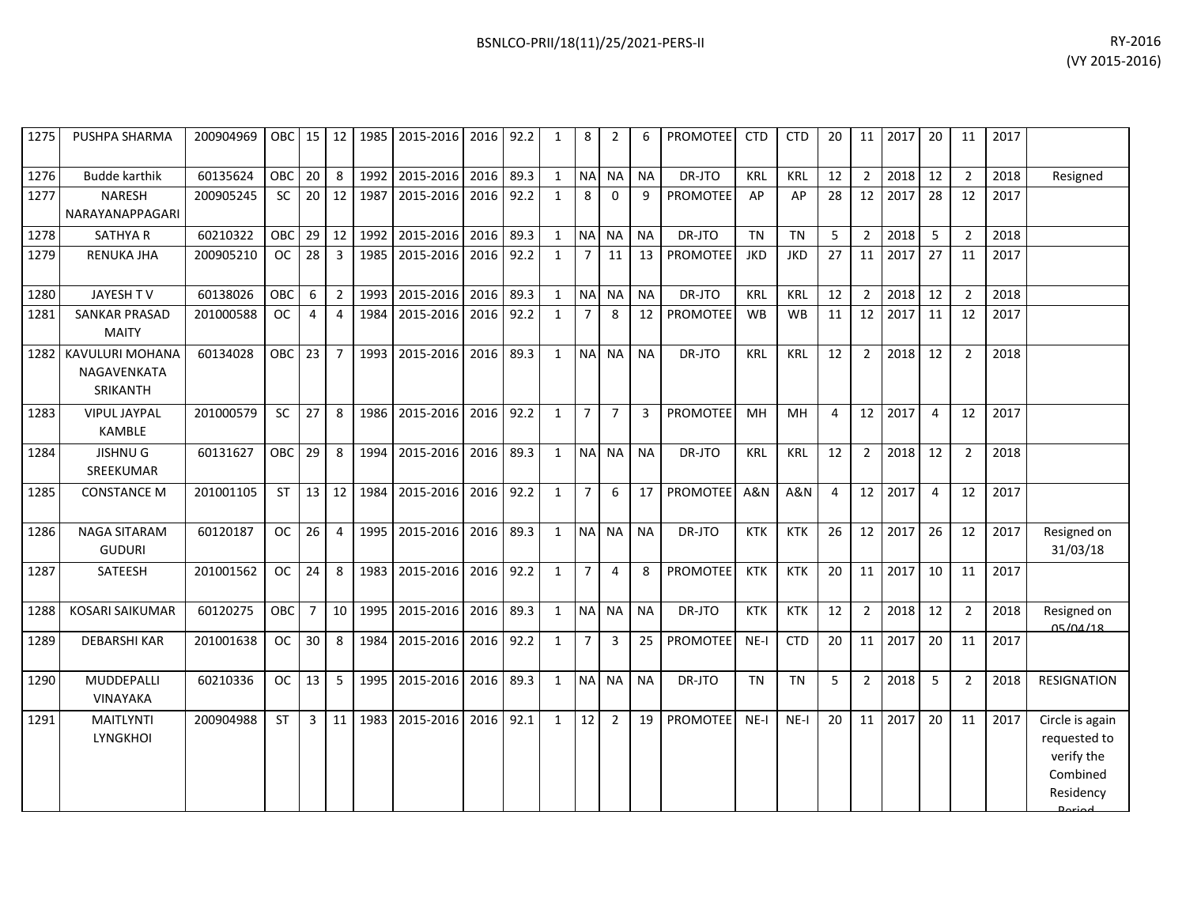| 1275 | PUSHPA SHARMA | 200904969 | OBC | 15 | 12 | 1985 | 2015-2016 | 2016 | 92.2 | 1 | 8 | 2 | 6 | PROMOTEE | CTD | CTD | 20 | 11 | 2017 | 20 | 11 | 2017 | |
|---|---|---|---|---|---|---|---|---|---|---|---|---|---|---|---|---|---|---|---|---|---|---|---|
| 1276 | Budde karthik | 60135624 | OBC | 20 | 8 | 1992 | 2015-2016 | 2016 | 89.3 | 1 | NA | NA | NA | DR-JTO | KRL | KRL | 12 | 2 | 2018 | 12 | 2 | 2018 | Resigned |
| 1277 | NARESH NARAYANAPPAGARI | 200905245 | SC | 20 | 12 | 1987 | 2015-2016 | 2016 | 92.2 | 1 | 8 | 0 | 9 | PROMOTEE | AP | AP | 28 | 12 | 2017 | 28 | 12 | 2017 | |
| 1278 | SATHYA R | 60210322 | OBC | 29 | 12 | 1992 | 2015-2016 | 2016 | 89.3 | 1 | NA | NA | NA | DR-JTO | TN | TN | 5 | 2 | 2018 | 5 | 2 | 2018 | |
| 1279 | RENUKA JHA | 200905210 | OC | 28 | 3 | 1985 | 2015-2016 | 2016 | 92.2 | 1 | 7 | 11 | 13 | PROMOTEE | JKD | JKD | 27 | 11 | 2017 | 27 | 11 | 2017 | |
| 1280 | JAYESH T V | 60138026 | OBC | 6 | 2 | 1993 | 2015-2016 | 2016 | 89.3 | 1 | NA | NA | NA | DR-JTO | KRL | KRL | 12 | 2 | 2018 | 12 | 2 | 2018 | |
| 1281 | SANKAR PRASAD MAITY | 201000588 | OC | 4 | 4 | 1984 | 2015-2016 | 2016 | 92.2 | 1 | 7 | 8 | 12 | PROMOTEE | WB | WB | 11 | 12 | 2017 | 11 | 12 | 2017 | |
| 1282 | KAVULURI MOHANA NAGAVENKATA SRIKANTH | 60134028 | OBC | 23 | 7 | 1993 | 2015-2016 | 2016 | 89.3 | 1 | NA | NA | NA | DR-JTO | KRL | KRL | 12 | 2 | 2018 | 12 | 2 | 2018 | |
| 1283 | VIPUL JAYPAL KAMBLE | 201000579 | SC | 27 | 8 | 1986 | 2015-2016 | 2016 | 92.2 | 1 | 7 | 7 | 3 | PROMOTEE | MH | MH | 4 | 12 | 2017 | 4 | 12 | 2017 | |
| 1284 | JISHNU G SREEKUMAR | 60131627 | OBC | 29 | 8 | 1994 | 2015-2016 | 2016 | 89.3 | 1 | NA | NA | NA | DR-JTO | KRL | KRL | 12 | 2 | 2018 | 12 | 2 | 2018 | |
| 1285 | CONSTANCE M | 201001105 | ST | 13 | 12 | 1984 | 2015-2016 | 2016 | 92.2 | 1 | 7 | 6 | 17 | PROMOTEE | A&N | A&N | 4 | 12 | 2017 | 4 | 12 | 2017 | |
| 1286 | NAGA SITARAM GUDURI | 60120187 | OC | 26 | 4 | 1995 | 2015-2016 | 2016 | 89.3 | 1 | NA | NA | NA | DR-JTO | KTK | KTK | 26 | 12 | 2017 | 26 | 12 | 2017 | Resigned on 31/03/18 |
| 1287 | SATEESH | 201001562 | OC | 24 | 8 | 1983 | 2015-2016 | 2016 | 92.2 | 1 | 7 | 4 | 8 | PROMOTEE | KTK | KTK | 20 | 11 | 2017 | 10 | 11 | 2017 | |
| 1288 | KOSARI SAIKUMAR | 60120275 | OBC | 7 | 10 | 1995 | 2015-2016 | 2016 | 89.3 | 1 | NA | NA | NA | DR-JTO | KTK | KTK | 12 | 2 | 2018 | 12 | 2 | 2018 | Resigned on 05/04/18 |
| 1289 | DEBARSHI KAR | 201001638 | OC | 30 | 8 | 1984 | 2015-2016 | 2016 | 92.2 | 1 | 7 | 3 | 25 | PROMOTEE | NE-I | CTD | 20 | 11 | 2017 | 20 | 11 | 2017 | |
| 1290 | MUDDEPALLI VINAYAKA | 60210336 | OC | 13 | 5 | 1995 | 2015-2016 | 2016 | 89.3 | 1 | NA | NA | NA | DR-JTO | TN | TN | 5 | 2 | 2018 | 5 | 2 | 2018 | RESIGNATION |
| 1291 | MAITLYNTI LYNGKHOI | 200904988 | ST | 3 | 11 | 1983 | 2015-2016 | 2016 | 92.1 | 1 | 12 | 2 | 19 | PROMOTEE | NE-I | NE-I | 20 | 11 | 2017 | 20 | 11 | 2017 | Circle is again requested to verify the Combined Residency Period |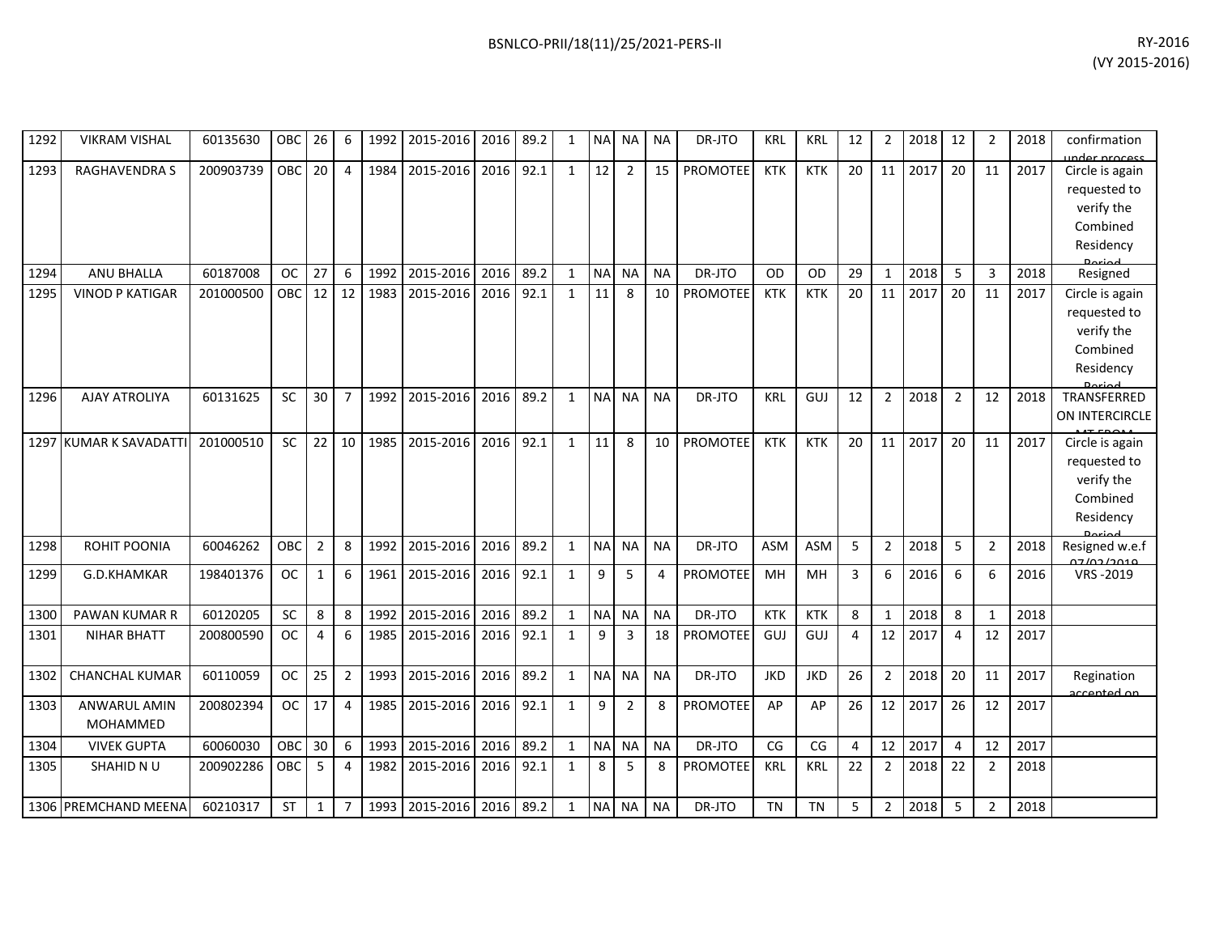| | | | | | | | | | | | | | | | | | | | | | | | | |
|---|---|---|---|---|---|---|---|---|---|---|---|---|---|---|---|---|---|---|---|---|---|---|---|---|
| 1292 | VIKRAM VISHAL | 60135630 | OBC | 26 | 6 | 1992 | 2015-2016 | 2016 | 89.2 | 1 | NA | NA | NA | DR-JTO | KRL | KRL | 12 | 2 | 2018 | 12 | 2 | 2018 | confirmation under process |
| 1293 | RAGHAVENDRA S | 200903739 | OBC | 20 | 4 | 1984 | 2015-2016 | 2016 | 92.1 | 1 | 12 | 2 | 15 | PROMOTEE | KTK | KTK | 20 | 11 | 2017 | 20 | 11 | 2017 | Circle is again requested to verify the Combined Residency Period |
| 1294 | ANU BHALLA | 60187008 | OC | 27 | 6 | 1992 | 2015-2016 | 2016 | 89.2 | 1 | NA | NA | NA | DR-JTO | OD | OD | 29 | 1 | 2018 | 5 | 3 | 2018 | Resigned |
| 1295 | VINOD P KATIGAR | 201000500 | OBC | 12 | 12 | 1983 | 2015-2016 | 2016 | 92.1 | 1 | 11 | 8 | 10 | PROMOTEE | KTK | KTK | 20 | 11 | 2017 | 20 | 11 | 2017 | Circle is again requested to verify the Combined Residency Period |
| 1296 | AJAY ATROLIYA | 60131625 | SC | 30 | 7 | 1992 | 2015-2016 | 2016 | 89.2 | 1 | NA | NA | NA | DR-JTO | KRL | GUJ | 12 | 2 | 2018 | 2 | 12 | 2018 | TRANSFERRED ON INTERCIRCLE MT FROM |
| 1297 | KUMAR K SAVADATTI | 201000510 | SC | 22 | 10 | 1985 | 2015-2016 | 2016 | 92.1 | 1 | 11 | 8 | 10 | PROMOTEE | KTK | KTK | 20 | 11 | 2017 | 20 | 11 | 2017 | Circle is again requested to verify the Combined Residency Period |
| 1298 | ROHIT POONIA | 60046262 | OBC | 2 | 8 | 1992 | 2015-2016 | 2016 | 89.2 | 1 | NA | NA | NA | DR-JTO | ASM | ASM | 5 | 2 | 2018 | 5 | 2 | 2018 | Resigned w.e.f 07/02/2019 |
| 1299 | G.D.KHAMKAR | 198401376 | OC | 1 | 6 | 1961 | 2015-2016 | 2016 | 92.1 | 1 | 9 | 5 | 4 | PROMOTEE | MH | MH | 3 | 6 | 2016 | 6 | 6 | 2016 | VRS -2019 |
| 1300 | PAWAN KUMAR R | 60120205 | SC | 8 | 8 | 1992 | 2015-2016 | 2016 | 89.2 | 1 | NA | NA | NA | DR-JTO | KTK | KTK | 8 | 1 | 2018 | 8 | 1 | 2018 | |
| 1301 | NIHAR BHATT | 200800590 | OC | 4 | 6 | 1985 | 2015-2016 | 2016 | 92.1 | 1 | 9 | 3 | 18 | PROMOTEE | GUJ | GUJ | 4 | 12 | 2017 | 4 | 12 | 2017 | |
| 1302 | CHANCHAL KUMAR | 60110059 | OC | 25 | 2 | 1993 | 2015-2016 | 2016 | 89.2 | 1 | NA | NA | NA | DR-JTO | JKD | JKD | 26 | 2 | 2018 | 20 | 11 | 2017 | Regination accepted on |
| 1303 | ANWARUL AMIN MOHAMMED | 200802394 | OC | 17 | 4 | 1985 | 2015-2016 | 2016 | 92.1 | 1 | 9 | 2 | 8 | PROMOTEE | AP | AP | 26 | 12 | 2017 | 26 | 12 | 2017 | |
| 1304 | VIVEK GUPTA | 60060030 | OBC | 30 | 6 | 1993 | 2015-2016 | 2016 | 89.2 | 1 | NA | NA | NA | DR-JTO | CG | CG | 4 | 12 | 2017 | 4 | 12 | 2017 | |
| 1305 | SHAHID N U | 200902286 | OBC | 5 | 4 | 1982 | 2015-2016 | 2016 | 92.1 | 1 | 8 | 5 | 8 | PROMOTEE | KRL | KRL | 22 | 2 | 2018 | 22 | 2 | 2018 | |
| 1306 | PREMCHAND MEENA | 60210317 | ST | 1 | 7 | 1993 | 2015-2016 | 2016 | 89.2 | 1 | NA | NA | NA | DR-JTO | TN | TN | 5 | 2 | 2018 | 5 | 2 | 2018 | |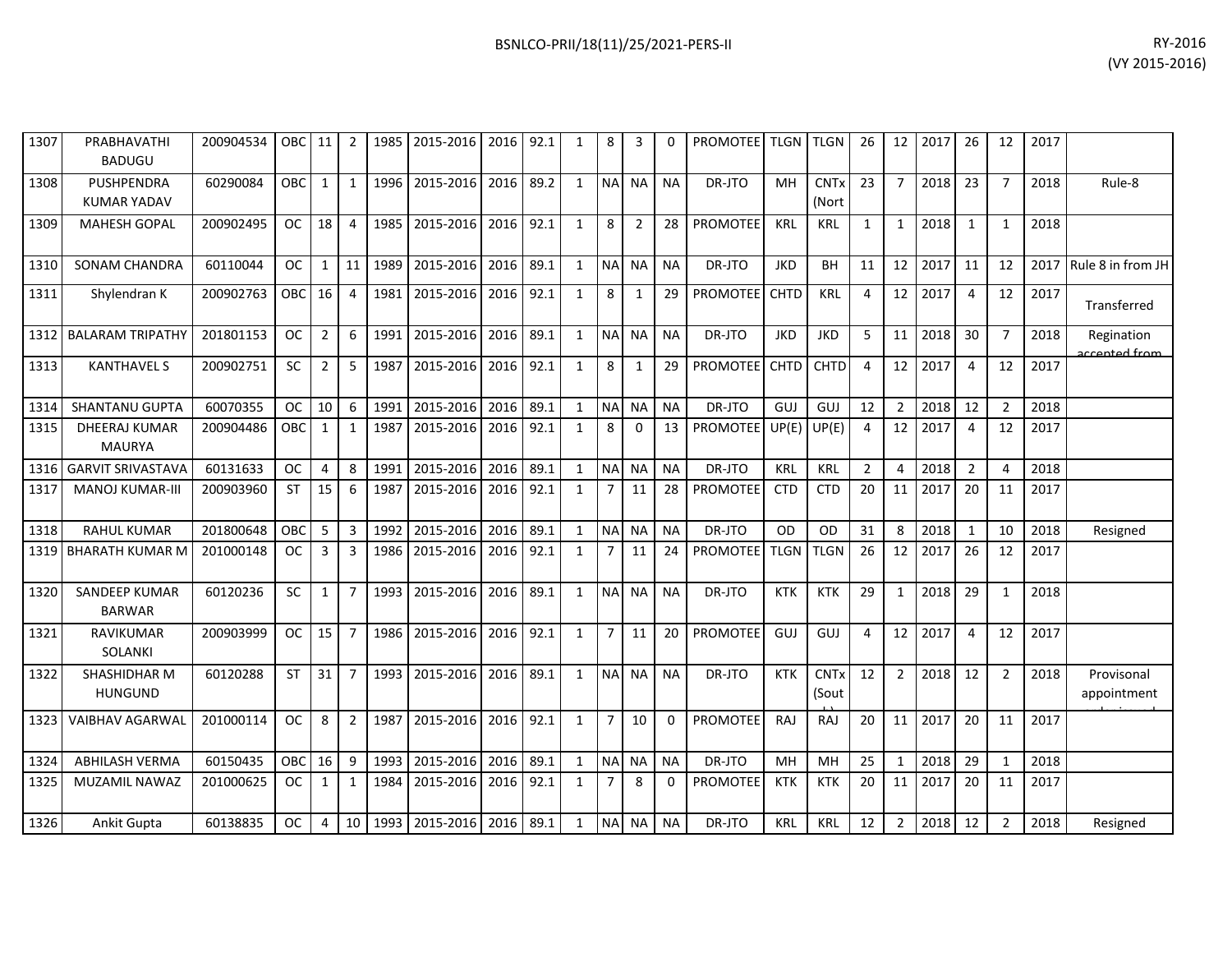| | | | | | | | | | | | | | | | | | | | | | | | | |
|---|---|---|---|---|---|---|---|---|---|---|---|---|---|---|---|---|---|---|---|---|---|---|---|---|
| 1307 | PRABHAVATHI BADUGU | 200904534 | OBC | 11 | 2 | 1985 | 2015-2016 | 2016 | 92.1 | 1 | 8 | 3 | 0 | PROMOTEE | TLGN | TLGN | 26 | 12 | 2017 | 26 | 12 | 2017 | |
| 1308 | PUSHPENDRA KUMAR YADAV | 60290084 | OBC | 1 | 1 | 1996 | 2015-2016 | 2016 | 89.2 | 1 | NA | NA | NA | DR-JTO | MH | CNTx (Nort | 23 | 7 | 2018 | 23 | 7 | 2018 | Rule-8 |
| 1309 | MAHESH GOPAL | 200902495 | OC | 18 | 4 | 1985 | 2015-2016 | 2016 | 92.1 | 1 | 8 | 2 | 28 | PROMOTEE | KRL | KRL | 1 | 1 | 2018 | 1 | 1 | 2018 | |
| 1310 | SONAM CHANDRA | 60110044 | OC | 1 | 11 | 1989 | 2015-2016 | 2016 | 89.1 | 1 | NA | NA | NA | DR-JTO | JKD | BH | 11 | 12 | 2017 | 11 | 12 | 2017 | Rule 8 in from JH |
| 1311 | Shylendran K | 200902763 | OBC | 16 | 4 | 1981 | 2015-2016 | 2016 | 92.1 | 1 | 8 | 1 | 29 | PROMOTEE | CHTD | KRL | 4 | 12 | 2017 | 4 | 12 | 2017 | Transferred |
| 1312 | BALARAM TRIPATHY | 201801153 | OC | 2 | 6 | 1991 | 2015-2016 | 2016 | 89.1 | 1 | NA | NA | NA | DR-JTO | JKD | JKD | 5 | 11 | 2018 | 30 | 7 | 2018 | Regination accepted from |
| 1313 | KANTHAVEL S | 200902751 | SC | 2 | 5 | 1987 | 2015-2016 | 2016 | 92.1 | 1 | 8 | 1 | 29 | PROMOTEE | CHTD | CHTD | 4 | 12 | 2017 | 4 | 12 | 2017 | |
| 1314 | SHANTANU GUPTA | 60070355 | OC | 10 | 6 | 1991 | 2015-2016 | 2016 | 89.1 | 1 | NA | NA | NA | DR-JTO | GUJ | GUJ | 12 | 2 | 2018 | 12 | 2 | 2018 | |
| 1315 | DHEERAJ KUMAR MAURYA | 200904486 | OBC | 1 | 1 | 1987 | 2015-2016 | 2016 | 92.1 | 1 | 8 | 0 | 13 | PROMOTEE | UP(E) | UP(E) | 4 | 12 | 2017 | 4 | 12 | 2017 | |
| 1316 | GARVIT SRIVASTAVA | 60131633 | OC | 4 | 8 | 1991 | 2015-2016 | 2016 | 89.1 | 1 | NA | NA | NA | DR-JTO | KRL | KRL | 2 | 4 | 2018 | 2 | 4 | 2018 | |
| 1317 | MANOJ KUMAR-III | 200903960 | ST | 15 | 6 | 1987 | 2015-2016 | 2016 | 92.1 | 1 | 7 | 11 | 28 | PROMOTEE | CTD | CTD | 20 | 11 | 2017 | 20 | 11 | 2017 | |
| 1318 | RAHUL KUMAR | 201800648 | OBC | 5 | 3 | 1992 | 2015-2016 | 2016 | 89.1 | 1 | NA | NA | NA | DR-JTO | OD | OD | 31 | 8 | 2018 | 1 | 10 | 2018 | Resigned |
| 1319 | BHARATH KUMAR M | 201000148 | OC | 3 | 3 | 1986 | 2015-2016 | 2016 | 92.1 | 1 | 7 | 11 | 24 | PROMOTEE | TLGN | TLGN | 26 | 12 | 2017 | 26 | 12 | 2017 | |
| 1320 | SANDEEP KUMAR BARWAR | 60120236 | SC | 1 | 7 | 1993 | 2015-2016 | 2016 | 89.1 | 1 | NA | NA | NA | DR-JTO | KTK | KTK | 29 | 1 | 2018 | 29 | 1 | 2018 | |
| 1321 | RAVIKUMAR SOLANKI | 200903999 | OC | 15 | 7 | 1986 | 2015-2016 | 2016 | 92.1 | 1 | 7 | 11 | 20 | PROMOTEE | GUJ | GUJ | 4 | 12 | 2017 | 4 | 12 | 2017 | |
| 1322 | SHASHIDHAR M HUNGUND | 60120288 | ST | 31 | 7 | 1993 | 2015-2016 | 2016 | 89.1 | 1 | NA | NA | NA | DR-JTO | KTK | CNTx (Sout | 12 | 2 | 2018 | 12 | 2 | 2018 | Provisonal appointment |
| 1323 | VAIBHAV AGARWAL | 201000114 | OC | 8 | 2 | 1987 | 2015-2016 | 2016 | 92.1 | 1 | 7 | 10 | 0 | PROMOTEE | RAJ | RAJ | 20 | 11 | 2017 | 20 | 11 | 2017 | |
| 1324 | ABHILASH VERMA | 60150435 | OBC | 16 | 9 | 1993 | 2015-2016 | 2016 | 89.1 | 1 | NA | NA | NA | DR-JTO | MH | MH | 25 | 1 | 2018 | 29 | 1 | 2018 | |
| 1325 | MUZAMIL NAWAZ | 201000625 | OC | 1 | 1 | 1984 | 2015-2016 | 2016 | 92.1 | 1 | 7 | 8 | 0 | PROMOTEE | KTK | KTK | 20 | 11 | 2017 | 20 | 11 | 2017 | |
| 1326 | Ankit Gupta | 60138835 | OC | 4 | 10 | 1993 | 2015-2016 | 2016 | 89.1 | 1 | NA | NA | NA | DR-JTO | KRL | KRL | 12 | 2 | 2018 | 12 | 2 | 2018 | Resigned |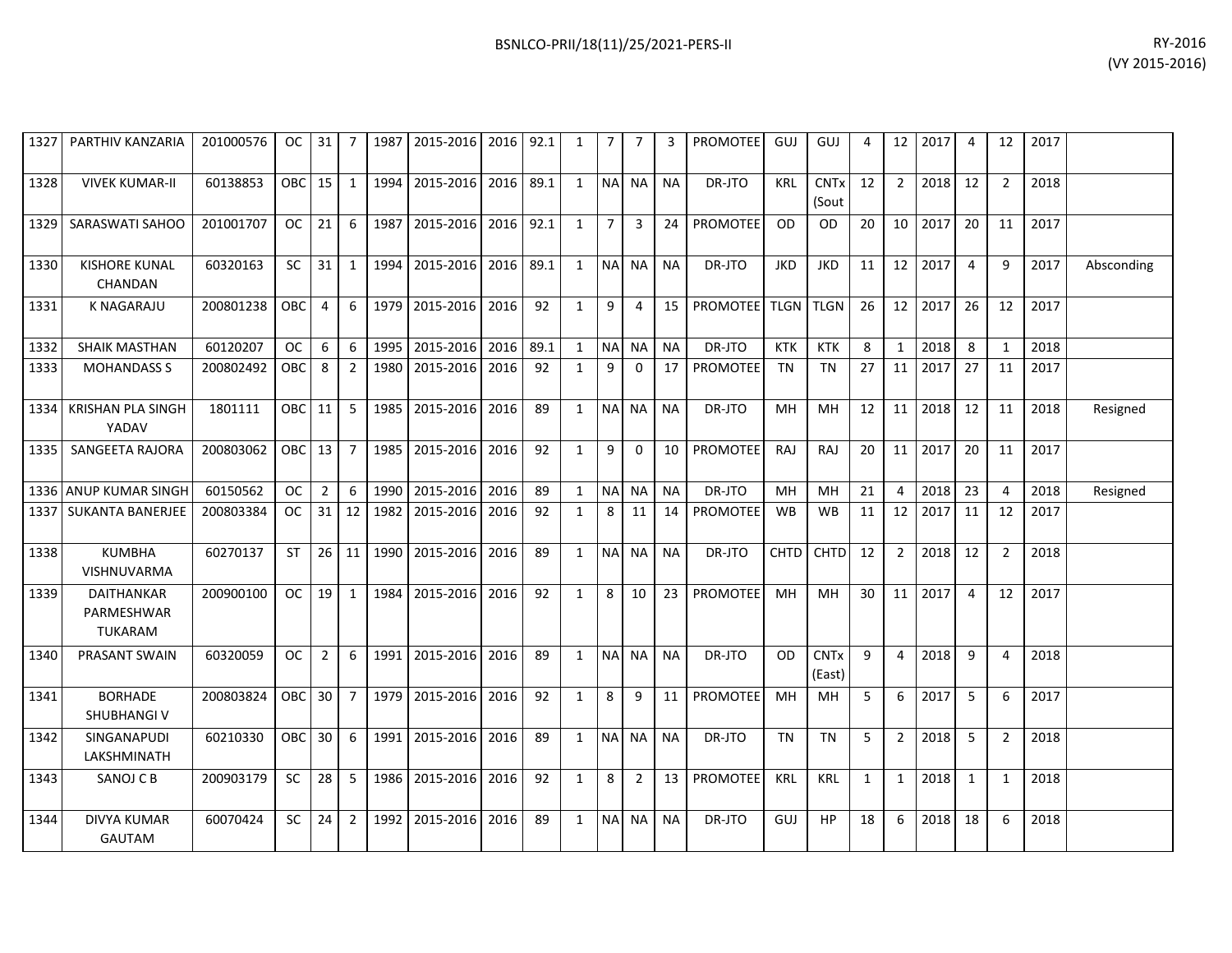| | | | | | | | | | | | | | | | | | | | | | | | | | |
|---|---|---|---|---|---|---|---|---|---|---|---|---|---|---|---|---|---|---|---|---|---|---|---|---|---|
| 1327 | PARTHIV KANZARIA | 201000576 | OC | 31 | 7 | 1987 | 2015-2016 | 2016 | 92.1 | 1 | 7 | 7 | 3 | PROMOTEE | GUJ | GUJ | 4 | 12 | 2017 | 4 | 12 | 2017 | |
| 1328 | VIVEK KUMAR-II | 60138853 | OBC | 15 | 1 | 1994 | 2015-2016 | 2016 | 89.1 | 1 | NA | NA | NA | DR-JTO | KRL | CNTx (Sout | 12 | 2 | 2018 | 12 | 2 | 2018 | |
| 1329 | SARASWATI SAHOO | 201001707 | OC | 21 | 6 | 1987 | 2015-2016 | 2016 | 92.1 | 1 | 7 | 3 | 24 | PROMOTEE | OD | OD | 20 | 10 | 2017 | 20 | 11 | 2017 | |
| 1330 | KISHORE KUNAL CHANDAN | 60320163 | SC | 31 | 1 | 1994 | 2015-2016 | 2016 | 89.1 | 1 | NA | NA | NA | DR-JTO | JKD | JKD | 11 | 12 | 2017 | 4 | 9 | 2017 | Absconding |
| 1331 | K NAGARAJU | 200801238 | OBC | 4 | 6 | 1979 | 2015-2016 | 2016 | 92 | 1 | 9 | 4 | 15 | PROMOTEE | TLGN | TLGN | 26 | 12 | 2017 | 26 | 12 | 2017 | |
| 1332 | SHAIK MASTHAN | 60120207 | OC | 6 | 6 | 1995 | 2015-2016 | 2016 | 89.1 | 1 | NA | NA | NA | DR-JTO | KTK | KTK | 8 | 1 | 2018 | 8 | 1 | 2018 | |
| 1333 | MOHANDASS S | 200802492 | OBC | 8 | 2 | 1980 | 2015-2016 | 2016 | 92 | 1 | 9 | 0 | 17 | PROMOTEE | TN | TN | 27 | 11 | 2017 | 27 | 11 | 2017 | |
| 1334 | KRISHAN PLA SINGH YADAV | 1801111 | OBC | 11 | 5 | 1985 | 2015-2016 | 2016 | 89 | 1 | NA | NA | NA | DR-JTO | MH | MH | 12 | 11 | 2018 | 12 | 11 | 2018 | Resigned |
| 1335 | SANGEETA RAJORA | 200803062 | OBC | 13 | 7 | 1985 | 2015-2016 | 2016 | 92 | 1 | 9 | 0 | 10 | PROMOTEE | RAJ | RAJ | 20 | 11 | 2017 | 20 | 11 | 2017 | |
| 1336 | ANUP KUMAR SINGH | 60150562 | OC | 2 | 6 | 1990 | 2015-2016 | 2016 | 89 | 1 | NA | NA | NA | DR-JTO | MH | MH | 21 | 4 | 2018 | 23 | 4 | 2018 | Resigned |
| 1337 | SUKANTA BANERJEE | 200803384 | OC | 31 | 12 | 1982 | 2015-2016 | 2016 | 92 | 1 | 8 | 11 | 14 | PROMOTEE | WB | WB | 11 | 12 | 2017 | 11 | 12 | 2017 | |
| 1338 | KUMBHA VISHNUVARMA | 60270137 | ST | 26 | 11 | 1990 | 2015-2016 | 2016 | 89 | 1 | NA | NA | NA | DR-JTO | CHTD | CHTD | 12 | 2 | 2018 | 12 | 2 | 2018 | |
| 1339 | DAITHANKAR PARMESHWAR TUKARAM | 200900100 | OC | 19 | 1 | 1984 | 2015-2016 | 2016 | 92 | 1 | 8 | 10 | 23 | PROMOTEE | MH | MH | 30 | 11 | 2017 | 4 | 12 | 2017 | |
| 1340 | PRASANT SWAIN | 60320059 | OC | 2 | 6 | 1991 | 2015-2016 | 2016 | 89 | 1 | NA | NA | NA | DR-JTO | OD | CNTx (East) | 9 | 4 | 2018 | 9 | 4 | 2018 | |
| 1341 | BORHADE SHUBHANGI V | 200803824 | OBC | 30 | 7 | 1979 | 2015-2016 | 2016 | 92 | 1 | 8 | 9 | 11 | PROMOTEE | MH | MH | 5 | 6 | 2017 | 5 | 6 | 2017 | |
| 1342 | SINGANAPUDI LAKSHMINATH | 60210330 | OBC | 30 | 6 | 1991 | 2015-2016 | 2016 | 89 | 1 | NA | NA | NA | DR-JTO | TN | TN | 5 | 2 | 2018 | 5 | 2 | 2018 | |
| 1343 | SANOJ C B | 200903179 | SC | 28 | 5 | 1986 | 2015-2016 | 2016 | 92 | 1 | 8 | 2 | 13 | PROMOTEE | KRL | KRL | 1 | 1 | 2018 | 1 | 1 | 2018 | |
| 1344 | DIVYA KUMAR GAUTAM | 60070424 | SC | 24 | 2 | 1992 | 2015-2016 | 2016 | 89 | 1 | NA | NA | NA | DR-JTO | GUJ | HP | 18 | 6 | 2018 | 18 | 6 | 2018 | |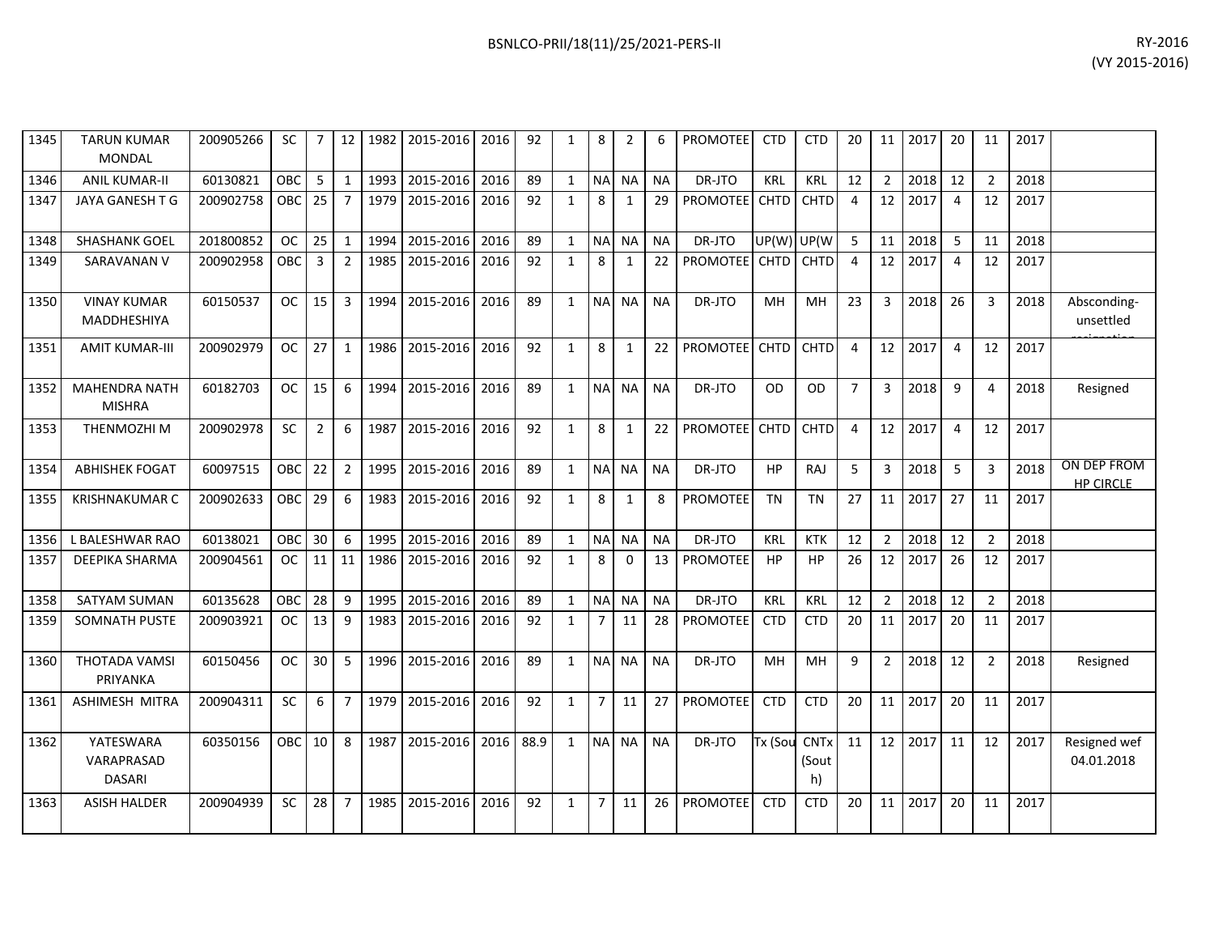| | | | | | | | | | | | | | | | | | | | | | | | | | |
|---|---|---|---|---|---|---|---|---|---|---|---|---|---|---|---|---|---|---|---|---|---|---|---|---|---|
| 1345 | TARUN KUMAR MONDAL | 200905266 | SC | 7 | 12 | 1982 | 2015-2016 | 2016 | 92 | 1 | 8 | 2 | 6 | PROMOTEE | CTD | CTD | 20 | 11 | 2017 | 20 | 11 | 2017 | |
| 1346 | ANIL KUMAR-II | 60130821 | OBC | 5 | 1 | 1993 | 2015-2016 | 2016 | 89 | 1 | NA | NA | NA | DR-JTO | KRL | KRL | 12 | 2 | 2018 | 12 | 2 | 2018 | |
| 1347 | JAYA GANESH T G | 200902758 | OBC | 25 | 7 | 1979 | 2015-2016 | 2016 | 92 | 1 | 8 | 1 | 29 | PROMOTEE | CHTD | CHTD | 4 | 12 | 2017 | 4 | 12 | 2017 | |
| 1348 | SHASHANK GOEL | 201800852 | OC | 25 | 1 | 1994 | 2015-2016 | 2016 | 89 | 1 | NA | NA | NA | DR-JTO | UP(W) | UP(W | 5 | 11 | 2018 | 5 | 11 | 2018 | |
| 1349 | SARAVANAN V | 200902958 | OBC | 3 | 2 | 1985 | 2015-2016 | 2016 | 92 | 1 | 8 | 1 | 22 | PROMOTEE | CHTD | CHTD | 4 | 12 | 2017 | 4 | 12 | 2017 | |
| 1350 | VINAY KUMAR MADDHESHIYA | 60150537 | OC | 15 | 3 | 1994 | 2015-2016 | 2016 | 89 | 1 | NA | NA | NA | DR-JTO | MH | MH | 23 | 3 | 2018 | 26 | 3 | 2018 | Absconding-unsettled resignation |
| 1351 | AMIT KUMAR-III | 200902979 | OC | 27 | 1 | 1986 | 2015-2016 | 2016 | 92 | 1 | 8 | 1 | 22 | PROMOTEE | CHTD | CHTD | 4 | 12 | 2017 | 4 | 12 | 2017 | |
| 1352 | MAHENDRA NATH MISHRA | 60182703 | OC | 15 | 6 | 1994 | 2015-2016 | 2016 | 89 | 1 | NA | NA | NA | DR-JTO | OD | OD | 7 | 3 | 2018 | 9 | 4 | 2018 | Resigned |
| 1353 | THENMOZHI M | 200902978 | SC | 2 | 6 | 1987 | 2015-2016 | 2016 | 92 | 1 | 8 | 1 | 22 | PROMOTEE | CHTD | CHTD | 4 | 12 | 2017 | 4 | 12 | 2017 | |
| 1354 | ABHISHEK FOGAT | 60097515 | OBC | 22 | 2 | 1995 | 2015-2016 | 2016 | 89 | 1 | NA | NA | NA | DR-JTO | HP | RAJ | 5 | 3 | 2018 | 5 | 3 | 2018 | ON DEP FROM HP CIRCLE |
| 1355 | KRISHNAKUMAR C | 200902633 | OBC | 29 | 6 | 1983 | 2015-2016 | 2016 | 92 | 1 | 8 | 1 | 8 | PROMOTEE | TN | TN | 27 | 11 | 2017 | 27 | 11 | 2017 | |
| 1356 | L BALESHWAR RAO | 60138021 | OBC | 30 | 6 | 1995 | 2015-2016 | 2016 | 89 | 1 | NA | NA | NA | DR-JTO | KRL | KTK | 12 | 2 | 2018 | 12 | 2 | 2018 | |
| 1357 | DEEPIKA SHARMA | 200904561 | OC | 11 | 11 | 1986 | 2015-2016 | 2016 | 92 | 1 | 8 | 0 | 13 | PROMOTEE | HP | HP | 26 | 12 | 2017 | 26 | 12 | 2017 | |
| 1358 | SATYAM SUMAN | 60135628 | OBC | 28 | 9 | 1995 | 2015-2016 | 2016 | 89 | 1 | NA | NA | NA | DR-JTO | KRL | KRL | 12 | 2 | 2018 | 12 | 2 | 2018 | |
| 1359 | SOMNATH PUSTE | 200903921 | OC | 13 | 9 | 1983 | 2015-2016 | 2016 | 92 | 1 | 7 | 11 | 28 | PROMOTEE | CTD | CTD | 20 | 11 | 2017 | 20 | 11 | 2017 | |
| 1360 | THOTADA VAMSI PRIYANKA | 60150456 | OC | 30 | 5 | 1996 | 2015-2016 | 2016 | 89 | 1 | NA | NA | NA | DR-JTO | MH | MH | 9 | 2 | 2018 | 12 | 2 | 2018 | Resigned |
| 1361 | ASHIMESH MITRA | 200904311 | SC | 6 | 7 | 1979 | 2015-2016 | 2016 | 92 | 1 | 7 | 11 | 27 | PROMOTEE | CTD | CTD | 20 | 11 | 2017 | 20 | 11 | 2017 | |
| 1362 | YATESWARA VARAPRASAD DASARI | 60350156 | OBC | 10 | 8 | 1987 | 2015-2016 | 2016 | 88.9 | 1 | NA | NA | NA | DR-JTO | Tx (Sou | CNTx (South) | 11 | 12 | 2017 | 11 | 12 | 2017 | Resigned wef 04.01.2018 |
| 1363 | ASISH HALDER | 200904939 | SC | 28 | 7 | 1985 | 2015-2016 | 2016 | 92 | 1 | 7 | 11 | 26 | PROMOTEE | CTD | CTD | 20 | 11 | 2017 | 20 | 11 | 2017 | |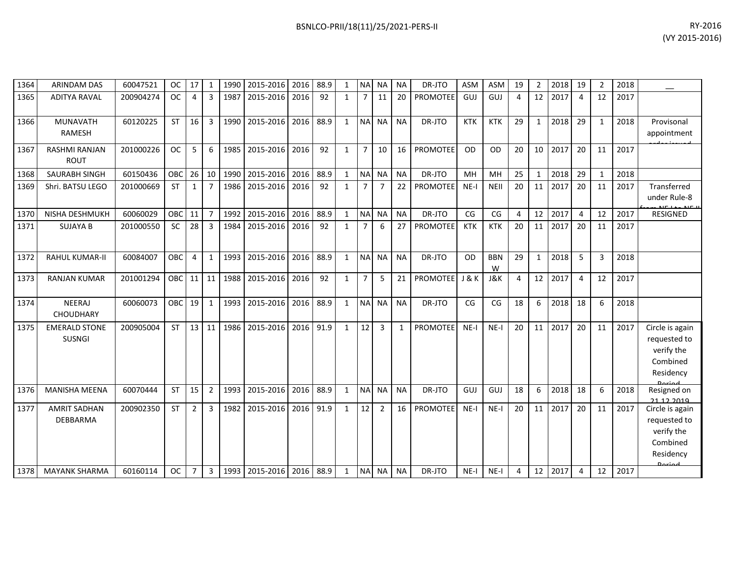| | | | | | | | | | | | | | | | | | | | | | | | |
|---|---|---|---|---|---|---|---|---|---|---|---|---|---|---|---|---|---|---|---|---|---|---|---|
| 1364 | ARINDAM DAS | 60047521 | OC | 17 | 1 | 1990 | 2015-2016 | 2016 | 88.9 | 1 | NA | NA | NA | DR-JTO | ASM | ASM | 19 | 2 | 2018 | 19 | 2 | 2018 | __ |
| 1365 | ADITYA RAVAL | 200904274 | OC | 4 | 3 | 1987 | 2015-2016 | 2016 | 92 | 1 | 7 | 11 | 20 | PROMOTEE | GUJ | GUJ | 4 | 12 | 2017 | 4 | 12 | 2017 | |
| 1366 | MUNAVATH RAMESH | 60120225 | ST | 16 | 3 | 1990 | 2015-2016 | 2016 | 88.9 | 1 | NA | NA | NA | DR-JTO | KTK | KTK | 29 | 1 | 2018 | 29 | 1 | 2018 | Provisonal appointment order issued |
| 1367 | RASHMI RANJAN ROUT | 201000226 | OC | 5 | 6 | 1985 | 2015-2016 | 2016 | 92 | 1 | 7 | 10 | 16 | PROMOTEE | OD | OD | 20 | 10 | 2017 | 20 | 11 | 2017 | |
| 1368 | SAURABH SINGH | 60150436 | OBC | 26 | 10 | 1990 | 2015-2016 | 2016 | 88.9 | 1 | NA | NA | NA | DR-JTO | MH | MH | 25 | 1 | 2018 | 29 | 1 | 2018 | |
| 1369 | Shri. BATSU LEGO | 201000669 | ST | 1 | 7 | 1986 | 2015-2016 | 2016 | 92 | 1 | 7 | 7 | 22 | PROMOTEE | NE-I | NEII | 20 | 11 | 2017 | 20 | 11 | 2017 | Transferred under Rule-8 from NE-I to NE-II |
| 1370 | NISHA DESHMUKH | 60060029 | OBC | 11 | 7 | 1992 | 2015-2016 | 2016 | 88.9 | 1 | NA | NA | NA | DR-JTO | CG | CG | 4 | 12 | 2017 | 4 | 12 | 2017 | RESIGNED |
| 1371 | SUJAYA B | 201000550 | SC | 28 | 3 | 1984 | 2015-2016 | 2016 | 92 | 1 | 7 | 6 | 27 | PROMOTEE | KTK | KTK | 20 | 11 | 2017 | 20 | 11 | 2017 | |
| 1372 | RAHUL KUMAR-II | 60084007 | OBC | 4 | 1 | 1993 | 2015-2016 | 2016 | 88.9 | 1 | NA | NA | NA | DR-JTO | OD | BBNW | 29 | 1 | 2018 | 5 | 3 | 2018 | |
| 1373 | RANJAN KUMAR | 201001294 | OBC | 11 | 11 | 1988 | 2015-2016 | 2016 | 92 | 1 | 7 | 5 | 21 | PROMOTEE | J & K | J&K | 4 | 12 | 2017 | 4 | 12 | 2017 | |
| 1374 | NEERAJ CHOUDHARY | 60060073 | OBC | 19 | 1 | 1993 | 2015-2016 | 2016 | 88.9 | 1 | NA | NA | NA | DR-JTO | CG | CG | 18 | 6 | 2018 | 18 | 6 | 2018 | |
| 1375 | EMERALD STONE SUSNGI | 200905004 | ST | 13 | 11 | 1986 | 2015-2016 | 2016 | 91.9 | 1 | 12 | 3 | 1 | PROMOTEE | NE-I | NE-I | 20 | 11 | 2017 | 20 | 11 | 2017 | Circle is again requested to verify the Combined Residency Period |
| 1376 | MANISHA MEENA | 60070444 | ST | 15 | 2 | 1993 | 2015-2016 | 2016 | 88.9 | 1 | NA | NA | NA | DR-JTO | GUJ | GUJ | 18 | 6 | 2018 | 18 | 6 | 2018 | Resigned on 21.12.2019 |
| 1377 | AMRIT SADHAN DEBBARMA | 200902350 | ST | 2 | 3 | 1982 | 2015-2016 | 2016 | 91.9 | 1 | 12 | 2 | 16 | PROMOTEE | NE-I | NE-I | 20 | 11 | 2017 | 20 | 11 | 2017 | Circle is again requested to verify the Combined Residency Period |
| 1378 | MAYANK SHARMA | 60160114 | OC | 7 | 3 | 1993 | 2015-2016 | 2016 | 88.9 | 1 | NA | NA | NA | DR-JTO | NE-I | NE-I | 4 | 12 | 2017 | 4 | 12 | 2017 | |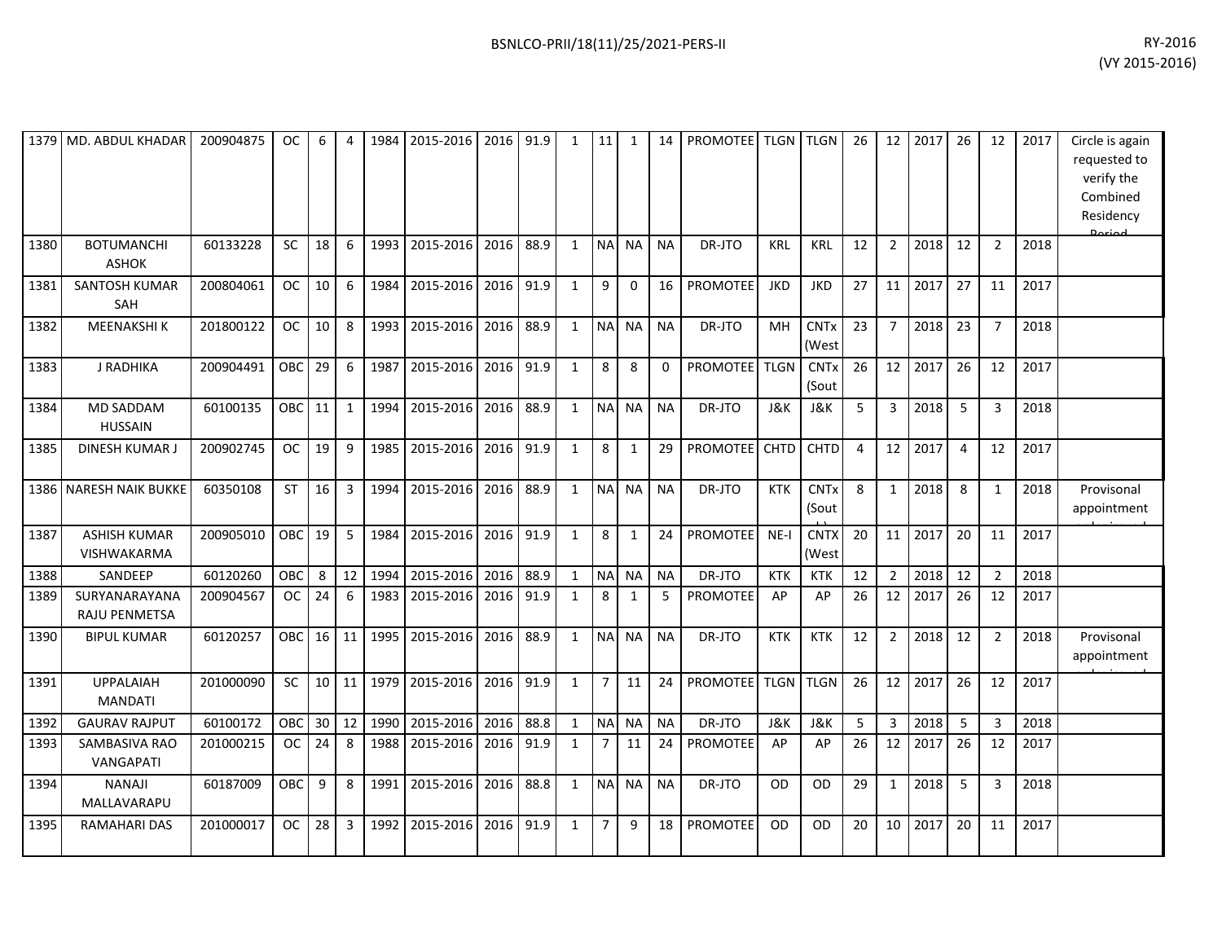| | | | | | | | | | | | | | | | | | | | | | | | | | |
|---|---|---|---|---|---|---|---|---|---|---|---|---|---|---|---|---|---|---|---|---|---|---|---|---|---|
| 1379 | MD. ABDUL KHADAR | 200904875 | OC | 6 | 4 | 1984 | 2015-2016 | 2016 | 91.9 | 1 | 11 | 1 | 14 | PROMOTEE | TLGN | TLGN | 26 | 12 | 2017 | 26 | 12 | 2017 | Circle is again requested to verify the Combined Residency Period |
| 1380 | BOTUMANCHI ASHOK | 60133228 | SC | 18 | 6 | 1993 | 2015-2016 | 2016 | 88.9 | 1 | NA | NA | NA | DR-JTO | KRL | KRL | 12 | 2 | 2018 | 12 | 2 | 2018 | |
| 1381 | SANTOSH KUMAR SAH | 200804061 | OC | 10 | 6 | 1984 | 2015-2016 | 2016 | 91.9 | 1 | 9 | 0 | 16 | PROMOTEE | JKD | JKD | 27 | 11 | 2017 | 27 | 11 | 2017 | |
| 1382 | MEENAKSHI K | 201800122 | OC | 10 | 8 | 1993 | 2015-2016 | 2016 | 88.9 | 1 | NA | NA | NA | DR-JTO | MH | CNTx (West | 23 | 7 | 2018 | 23 | 7 | 2018 | |
| 1383 | J RADHIKA | 200904491 | OBC | 29 | 6 | 1987 | 2015-2016 | 2016 | 91.9 | 1 | 8 | 8 | 0 | PROMOTEE | TLGN | CNTx (Sout | 26 | 12 | 2017 | 26 | 12 | 2017 | |
| 1384 | MD SADDAM HUSSAIN | 60100135 | OBC | 11 | 1 | 1994 | 2015-2016 | 2016 | 88.9 | 1 | NA | NA | NA | DR-JTO | J&K | J&K | 5 | 3 | 2018 | 5 | 3 | 2018 | |
| 1385 | DINESH KUMAR J | 200902745 | OC | 19 | 9 | 1985 | 2015-2016 | 2016 | 91.9 | 1 | 8 | 1 | 29 | PROMOTEE | CHTD | CHTD | 4 | 12 | 2017 | 4 | 12 | 2017 | |
| 1386 | NARESH NAIK BUKKE | 60350108 | ST | 16 | 3 | 1994 | 2015-2016 | 2016 | 88.9 | 1 | NA | NA | NA | DR-JTO | KTK | CNTx (Sout | 8 | 1 | 2018 | 8 | 1 | 2018 | Provisonal appointment |
| 1387 | ASHISH KUMAR VISHWAKARMA | 200905010 | OBC | 19 | 5 | 1984 | 2015-2016 | 2016 | 91.9 | 1 | 8 | 1 | 24 | PROMOTEE | NE-I | CNTX (West | 20 | 11 | 2017 | 20 | 11 | 2017 | |
| 1388 | SANDEEP | 60120260 | OBC | 8 | 12 | 1994 | 2015-2016 | 2016 | 88.9 | 1 | NA | NA | NA | DR-JTO | KTK | KTK | 12 | 2 | 2018 | 12 | 2 | 2018 | |
| 1389 | SURYANARAYANA RAJU PENMETSA | 200904567 | OC | 24 | 6 | 1983 | 2015-2016 | 2016 | 91.9 | 1 | 8 | 1 | 5 | PROMOTEE | AP | AP | 26 | 12 | 2017 | 26 | 12 | 2017 | |
| 1390 | BIPUL KUMAR | 60120257 | OBC | 16 | 11 | 1995 | 2015-2016 | 2016 | 88.9 | 1 | NA | NA | NA | DR-JTO | KTK | KTK | 12 | 2 | 2018 | 12 | 2 | 2018 | Provisonal appointment |
| 1391 | UPPALAIAH MANDATI | 201000090 | SC | 10 | 11 | 1979 | 2015-2016 | 2016 | 91.9 | 1 | 7 | 11 | 24 | PROMOTEE | TLGN | TLGN | 26 | 12 | 2017 | 26 | 12 | 2017 | |
| 1392 | GAURAV RAJPUT | 60100172 | OBC | 30 | 12 | 1990 | 2015-2016 | 2016 | 88.8 | 1 | NA | NA | NA | DR-JTO | J&K | J&K | 5 | 3 | 2018 | 5 | 3 | 2018 | |
| 1393 | SAMBASIVA RAO VANGAPATI | 201000215 | OC | 24 | 8 | 1988 | 2015-2016 | 2016 | 91.9 | 1 | 7 | 11 | 24 | PROMOTEE | AP | AP | 26 | 12 | 2017 | 26 | 12 | 2017 | |
| 1394 | NANAJI MALLAVARAPU | 60187009 | OBC | 9 | 8 | 1991 | 2015-2016 | 2016 | 88.8 | 1 | NA | NA | NA | DR-JTO | OD | OD | 29 | 1 | 2018 | 5 | 3 | 2018 | |
| 1395 | RAMAHARI DAS | 201000017 | OC | 28 | 3 | 1992 | 2015-2016 | 2016 | 91.9 | 1 | 7 | 9 | 18 | PROMOTEE | OD | OD | 20 | 10 | 2017 | 20 | 11 | 2017 | |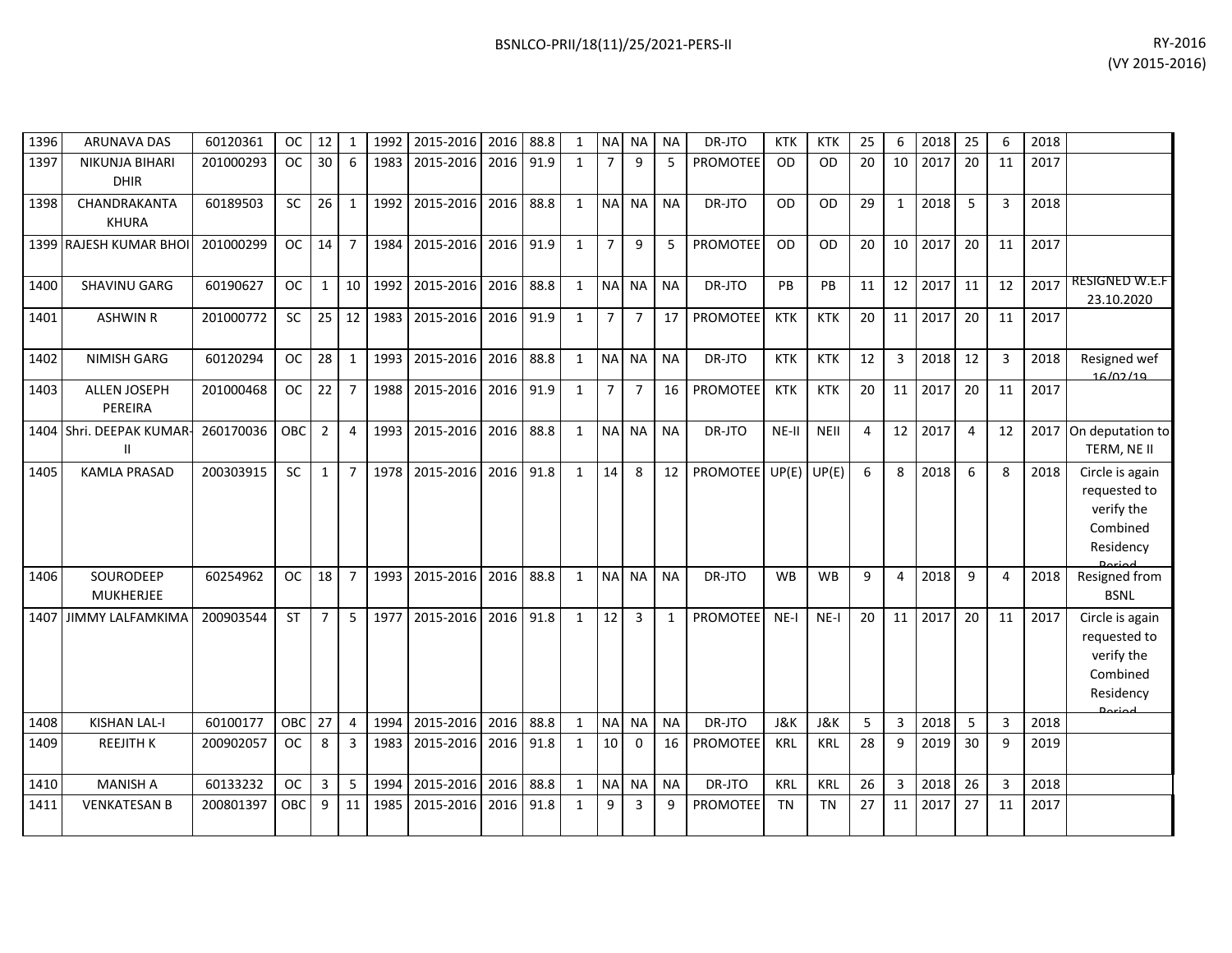| | | | | | | | | | | | | | | | | | | | | | | | | |
|---|---|---|---|---|---|---|---|---|---|---|---|---|---|---|---|---|---|---|---|---|---|---|---|---|
| 1396 | ARUNAVA DAS | 60120361 | OC | 12 | 1 | 1992 | 2015-2016 | 2016 | 88.8 | 1 | NA | NA | NA | DR-JTO | KTK | KTK | 25 | 6 | 2018 | 25 | 6 | 2018 | |
| 1397 | NIKUNJA BIHARI DHIR | 201000293 | OC | 30 | 6 | 1983 | 2015-2016 | 2016 | 91.9 | 1 | 7 | 9 | 5 | PROMOTEE | OD | OD | 20 | 10 | 2017 | 20 | 11 | 2017 | |
| 1398 | CHANDRAKANTA KHURA | 60189503 | SC | 26 | 1 | 1992 | 2015-2016 | 2016 | 88.8 | 1 | NA | NA | NA | DR-JTO | OD | OD | 29 | 1 | 2018 | 5 | 3 | 2018 | |
| 1399 | RAJESH KUMAR BHOI | 201000299 | OC | 14 | 7 | 1984 | 2015-2016 | 2016 | 91.9 | 1 | 7 | 9 | 5 | PROMOTEE | OD | OD | 20 | 10 | 2017 | 20 | 11 | 2017 | |
| 1400 | SHAVINU GARG | 60190627 | OC | 1 | 10 | 1992 | 2015-2016 | 2016 | 88.8 | 1 | NA | NA | NA | DR-JTO | PB | PB | 11 | 12 | 2017 | 11 | 12 | 2017 | RESIGNED W.E.F 23.10.2020 |
| 1401 | ASHWIN R | 201000772 | SC | 25 | 12 | 1983 | 2015-2016 | 2016 | 91.9 | 1 | 7 | 7 | 17 | PROMOTEE | KTK | KTK | 20 | 11 | 2017 | 20 | 11 | 2017 | |
| 1402 | NIMISH GARG | 60120294 | OC | 28 | 1 | 1993 | 2015-2016 | 2016 | 88.8 | 1 | NA | NA | NA | DR-JTO | KTK | KTK | 12 | 3 | 2018 | 12 | 3 | 2018 | Resigned wef 16/02/19 |
| 1403 | ALLEN JOSEPH PEREIRA | 201000468 | OC | 22 | 7 | 1988 | 2015-2016 | 2016 | 91.9 | 1 | 7 | 7 | 16 | PROMOTEE | KTK | KTK | 20 | 11 | 2017 | 20 | 11 | 2017 | |
| 1404 | Shri. DEEPAK KUMAR-II | 260170036 | OBC | 2 | 4 | 1993 | 2015-2016 | 2016 | 88.8 | 1 | NA | NA | NA | DR-JTO | NE-II | NEII | 4 | 12 | 2017 | 4 | 12 | 2017 | On deputation to TERM, NE II |
| 1405 | KAMLA PRASAD | 200303915 | SC | 1 | 7 | 1978 | 2015-2016 | 2016 | 91.8 | 1 | 14 | 8 | 12 | PROMOTEE | UP(E) | UP(E) | 6 | 8 | 2018 | 6 | 8 | 2018 | Circle is again requested to verify the Combined Residency Period |
| 1406 | SOURODEEP MUKHERJEE | 60254962 | OC | 18 | 7 | 1993 | 2015-2016 | 2016 | 88.8 | 1 | NA | NA | NA | DR-JTO | WB | WB | 9 | 4 | 2018 | 9 | 4 | 2018 | Resigned from BSNL |
| 1407 | JIMMY LALFAMKIMA | 200903544 | ST | 7 | 5 | 1977 | 2015-2016 | 2016 | 91.8 | 1 | 12 | 3 | 1 | PROMOTEE | NE-I | NE-I | 20 | 11 | 2017 | 20 | 11 | 2017 | Circle is again requested to verify the Combined Residency Period |
| 1408 | KISHAN LAL-I | 60100177 | OBC | 27 | 4 | 1994 | 2015-2016 | 2016 | 88.8 | 1 | NA | NA | NA | DR-JTO | J&K | J&K | 5 | 3 | 2018 | 5 | 3 | 2018 | |
| 1409 | REEJITH K | 200902057 | OC | 8 | 3 | 1983 | 2015-2016 | 2016 | 91.8 | 1 | 10 | 0 | 16 | PROMOTEE | KRL | KRL | 28 | 9 | 2019 | 30 | 9 | 2019 | |
| 1410 | MANISH A | 60133232 | OC | 3 | 5 | 1994 | 2015-2016 | 2016 | 88.8 | 1 | NA | NA | NA | DR-JTO | KRL | KRL | 26 | 3 | 2018 | 26 | 3 | 2018 | |
| 1411 | VENKATESAN B | 200801397 | OBC | 9 | 11 | 1985 | 2015-2016 | 2016 | 91.8 | 1 | 9 | 3 | 9 | PROMOTEE | TN | TN | 27 | 11 | 2017 | 27 | 11 | 2017 | |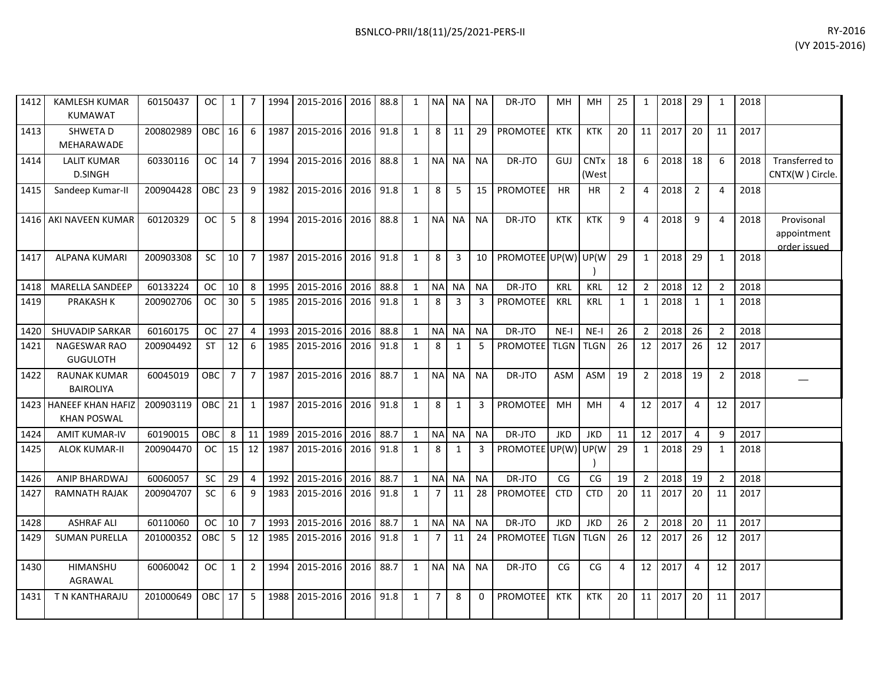| | | | | | | | | | | | | | | | | | | | | | | | | |
|---|---|---|---|---|---|---|---|---|---|---|---|---|---|---|---|---|---|---|---|---|---|---|---|---|
| 1412 | KAMLESH KUMAR KUMAWAT | 60150437 | OC | 1 | 7 | 1994 | 2015-2016 | 2016 | 88.8 | 1 | NA | NA | NA | DR-JTO | MH | MH | 25 | 1 | 2018 | 29 | 1 | 2018 | |
| 1413 | SHWETA D MEHARAWADE | 200802989 | OBC | 16 | 6 | 1987 | 2015-2016 | 2016 | 91.8 | 1 | 8 | 11 | 29 | PROMOTEE | KTK | KTK | 20 | 11 | 2017 | 20 | 11 | 2017 | |
| 1414 | LALIT KUMAR D.SINGH | 60330116 | OC | 14 | 7 | 1994 | 2015-2016 | 2016 | 88.8 | 1 | NA | NA | NA | DR-JTO | GUJ | CNTx (West | 18 | 6 | 2018 | 18 | 6 | 2018 | Transferred to CNTX(W ) Circle. |
| 1415 | Sandeep Kumar-II | 200904428 | OBC | 23 | 9 | 1982 | 2015-2016 | 2016 | 91.8 | 1 | 8 | 5 | 15 | PROMOTEE | HR | HR | 2 | 4 | 2018 | 2 | 4 | 2018 | |
| 1416 | AKI NAVEEN KUMAR | 60120329 | OC | 5 | 8 | 1994 | 2015-2016 | 2016 | 88.8 | 1 | NA | NA | NA | DR-JTO | KTK | KTK | 9 | 4 | 2018 | 9 | 4 | 2018 | Provisonal appointment order issued |
| 1417 | ALPANA KUMARI | 200903308 | SC | 10 | 7 | 1987 | 2015-2016 | 2016 | 91.8 | 1 | 8 | 3 | 10 | PROMOTEE | UP(W) | UP(W) | 29 | 1 | 2018 | 29 | 1 | 2018 | |
| 1418 | MARELLA SANDEEP | 60133224 | OC | 10 | 8 | 1995 | 2015-2016 | 2016 | 88.8 | 1 | NA | NA | NA | DR-JTO | KRL | KRL | 12 | 2 | 2018 | 12 | 2 | 2018 | |
| 1419 | PRAKASH K | 200902706 | OC | 30 | 5 | 1985 | 2015-2016 | 2016 | 91.8 | 1 | 8 | 3 | 3 | PROMOTEE | KRL | KRL | 1 | 1 | 2018 | 1 | 1 | 2018 | |
| 1420 | SHUVADIP SARKAR | 60160175 | OC | 27 | 4 | 1993 | 2015-2016 | 2016 | 88.8 | 1 | NA | NA | NA | DR-JTO | NE-I | NE-I | 26 | 2 | 2018 | 26 | 2 | 2018 | |
| 1421 | NAGESWAR RAO GUGULOTH | 200904492 | ST | 12 | 6 | 1985 | 2015-2016 | 2016 | 91.8 | 1 | 8 | 1 | 5 | PROMOTEE | TLGN | TLGN | 26 | 12 | 2017 | 26 | 12 | 2017 | |
| 1422 | RAUNAK KUMAR BAIROLIYA | 60045019 | OBC | 7 | 7 | 1987 | 2015-2016 | 2016 | 88.7 | 1 | NA | NA | NA | DR-JTO | ASM | ASM | 19 | 2 | 2018 | 19 | 2 | 2018 | __ |
| 1423 | HANEEF KHAN HAFIZ KHAN POSWAL | 200903119 | OBC | 21 | 1 | 1987 | 2015-2016 | 2016 | 91.8 | 1 | 8 | 1 | 3 | PROMOTEE | MH | MH | 4 | 12 | 2017 | 4 | 12 | 2017 | |
| 1424 | AMIT KUMAR-IV | 60190015 | OBC | 8 | 11 | 1989 | 2015-2016 | 2016 | 88.7 | 1 | NA | NA | NA | DR-JTO | JKD | JKD | 11 | 12 | 2017 | 4 | 9 | 2017 | |
| 1425 | ALOK KUMAR-II | 200904470 | OC | 15 | 12 | 1987 | 2015-2016 | 2016 | 91.8 | 1 | 8 | 1 | 3 | PROMOTEE | UP(W) | UP(W) | 29 | 1 | 2018 | 29 | 1 | 2018 | |
| 1426 | ANIP BHARDWAJ | 60060057 | SC | 29 | 4 | 1992 | 2015-2016 | 2016 | 88.7 | 1 | NA | NA | NA | DR-JTO | CG | CG | 19 | 2 | 2018 | 19 | 2 | 2018 | |
| 1427 | RAMNATH RAJAK | 200904707 | SC | 6 | 9 | 1983 | 2015-2016 | 2016 | 91.8 | 1 | 7 | 11 | 28 | PROMOTEE | CTD | CTD | 20 | 11 | 2017 | 20 | 11 | 2017 | |
| 1428 | ASHRAF ALI | 60110060 | OC | 10 | 7 | 1993 | 2015-2016 | 2016 | 88.7 | 1 | NA | NA | NA | DR-JTO | JKD | JKD | 26 | 2 | 2018 | 20 | 11 | 2017 | |
| 1429 | SUMAN PURELLA | 201000352 | OBC | 5 | 12 | 1985 | 2015-2016 | 2016 | 91.8 | 1 | 7 | 11 | 24 | PROMOTEE | TLGN | TLGN | 26 | 12 | 2017 | 26 | 12 | 2017 | |
| 1430 | HIMANSHU AGRAWAL | 60060042 | OC | 1 | 2 | 1994 | 2015-2016 | 2016 | 88.7 | 1 | NA | NA | NA | DR-JTO | CG | CG | 4 | 12 | 2017 | 4 | 12 | 2017 | |
| 1431 | T N KANTHARAJU | 201000649 | OBC | 17 | 5 | 1988 | 2015-2016 | 2016 | 91.8 | 1 | 7 | 8 | 0 | PROMOTEE | KTK | KTK | 20 | 11 | 2017 | 20 | 11 | 2017 | |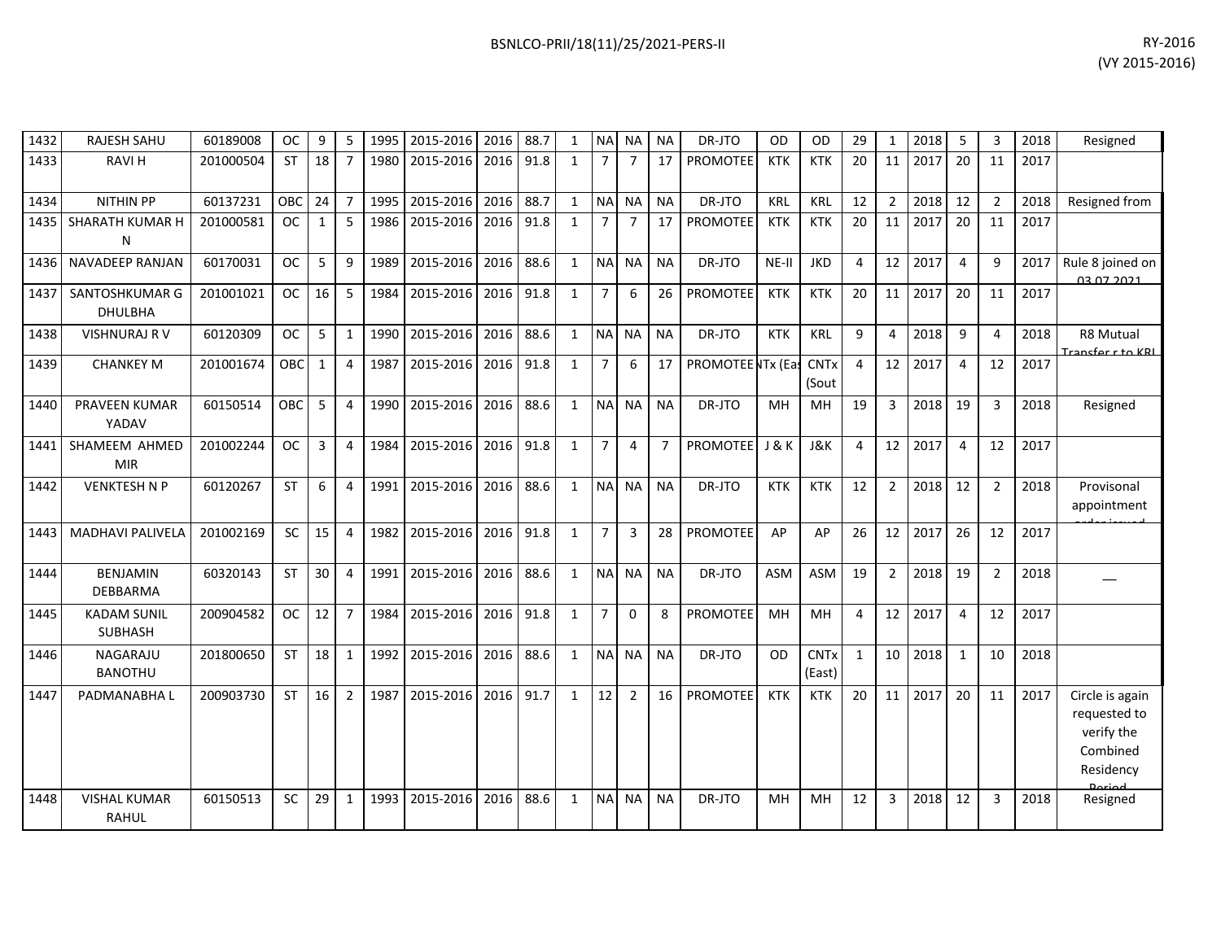| 1432 | RAJESH SAHU | 60189008 | OC | 9 | 5 | 1995 | 2015-2016 | 2016 | 88.7 | 1 | NA | NA | NA | DR-JTO | OD | OD | 29 | 1 | 2018 | 5 | 3 | 2018 | Resigned |
|---|---|---|---|---|---|---|---|---|---|---|---|---|---|---|---|---|---|---|---|---|---|---|---|
| 1433 | RAVI H | 201000504 | ST | 18 | 7 | 1980 | 2015-2016 | 2016 | 91.8 | 1 | 7 | 7 | 17 | PROMOTEE | KTK | KTK | 20 | 11 | 2017 | 20 | 11 | 2017 | |
| 1434 | NITHIN PP | 60137231 | OBC | 24 | 7 | 1995 | 2015-2016 | 2016 | 88.7 | 1 | NA | NA | NA | DR-JTO | KRL | KRL | 12 | 2 | 2018 | 12 | 2 | 2018 | Resigned from |
| 1435 | SHARATH KUMAR H N | 201000581 | OC | 1 | 5 | 1986 | 2015-2016 | 2016 | 91.8 | 1 | 7 | 7 | 17 | PROMOTEE | KTK | KTK | 20 | 11 | 2017 | 20 | 11 | 2017 | |
| 1436 | NAVADEEP RANJAN | 60170031 | OC | 5 | 9 | 1989 | 2015-2016 | 2016 | 88.6 | 1 | NA | NA | NA | DR-JTO | NE-II | JKD | 4 | 12 | 2017 | 4 | 9 | 2017 | Rule 8 joined on 03.07.2021 |
| 1437 | SANTOSHKUMAR G DHULBHA | 201001021 | OC | 16 | 5 | 1984 | 2015-2016 | 2016 | 91.8 | 1 | 7 | 6 | 26 | PROMOTEE | KTK | KTK | 20 | 11 | 2017 | 20 | 11 | 2017 | |
| 1438 | VISHNURAJ R V | 60120309 | OC | 5 | 1 | 1990 | 2015-2016 | 2016 | 88.6 | 1 | NA | NA | NA | DR-JTO | KTK | KRL | 9 | 4 | 2018 | 9 | 4 | 2018 | R8 Mutual Transfer r to KRL |
| 1439 | CHANKEY M | 201001674 | OBC | 1 | 4 | 1987 | 2015-2016 | 2016 | 91.8 | 1 | 7 | 6 | 17 | PROMOTEE | NTx (Eas | CNTx (Sout | 4 | 12 | 2017 | 4 | 12 | 2017 | |
| 1440 | PRAVEEN KUMAR YADAV | 60150514 | OBC | 5 | 4 | 1990 | 2015-2016 | 2016 | 88.6 | 1 | NA | NA | NA | DR-JTO | MH | MH | 19 | 3 | 2018 | 19 | 3 | 2018 | Resigned |
| 1441 | SHAMEEM AHMED MIR | 201002244 | OC | 3 | 4 | 1984 | 2015-2016 | 2016 | 91.8 | 1 | 7 | 4 | 7 | PROMOTEE | J & K | J&K | 4 | 12 | 2017 | 4 | 12 | 2017 | |
| 1442 | VENKTESH N P | 60120267 | ST | 6 | 4 | 1991 | 2015-2016 | 2016 | 88.6 | 1 | NA | NA | NA | DR-JTO | KTK | KTK | 12 | 2 | 2018 | 12 | 2 | 2018 | Provisonal appointment order issued |
| 1443 | MADHAVI PALIVELA | 201002169 | SC | 15 | 4 | 1982 | 2015-2016 | 2016 | 91.8 | 1 | 7 | 3 | 28 | PROMOTEE | AP | AP | 26 | 12 | 2017 | 26 | 12 | 2017 | |
| 1444 | BENJAMIN DEBBARMA | 60320143 | ST | 30 | 4 | 1991 | 2015-2016 | 2016 | 88.6 | 1 | NA | NA | NA | DR-JTO | ASM | ASM | 19 | 2 | 2018 | 19 | 2 | 2018 | __ |
| 1445 | KADAM SUNIL SUBHASH | 200904582 | OC | 12 | 7 | 1984 | 2015-2016 | 2016 | 91.8 | 1 | 7 | 0 | 8 | PROMOTEE | MH | MH | 4 | 12 | 2017 | 4 | 12 | 2017 | |
| 1446 | NAGARAJU BANOTHU | 201800650 | ST | 18 | 1 | 1992 | 2015-2016 | 2016 | 88.6 | 1 | NA | NA | NA | DR-JTO | OD | CNTx (East) | 1 | 10 | 2018 | 1 | 10 | 2018 | |
| 1447 | PADMANABHA L | 200903730 | ST | 16 | 2 | 1987 | 2015-2016 | 2016 | 91.7 | 1 | 12 | 2 | 16 | PROMOTEE | KTK | KTK | 20 | 11 | 2017 | 20 | 11 | 2017 | Circle is again requested to verify the Combined Residency Period |
| 1448 | VISHAL KUMAR RAHUL | 60150513 | SC | 29 | 1 | 1993 | 2015-2016 | 2016 | 88.6 | 1 | NA | NA | NA | DR-JTO | MH | MH | 12 | 3 | 2018 | 12 | 3 | 2018 | Resigned |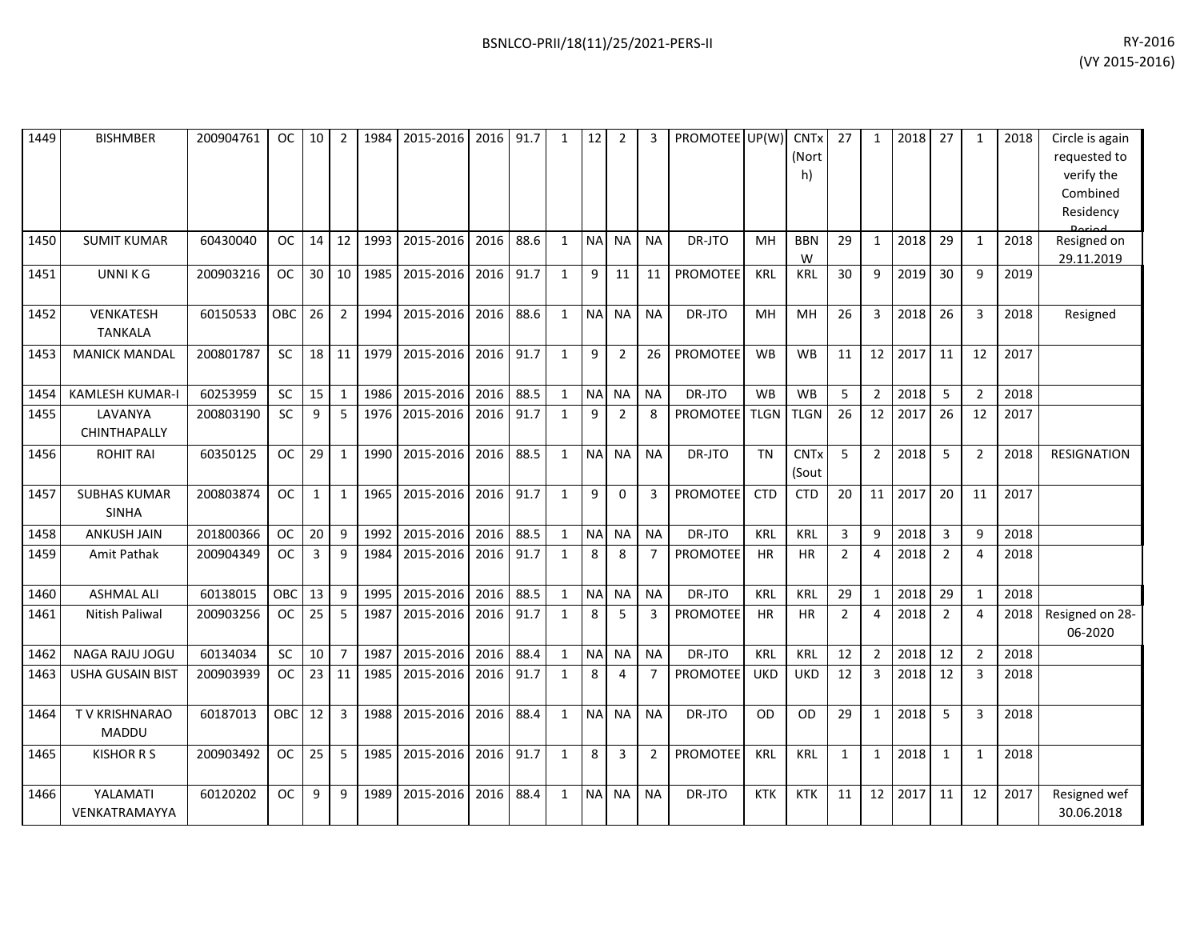| | | | | | | | | | | | | | | | | | | | | | | | | |
|---|---|---|---|---|---|---|---|---|---|---|---|---|---|---|---|---|---|---|---|---|---|---|---|---|
| 1449 | BISHMBER | 200904761 | OC | 10 | 2 | 1984 | 2015-2016 | 2016 | 91.7 | 1 | 12 | 2 | 3 | PROMOTEE | UP(W) | CNTx (North) | 27 | 1 | 2018 | 27 | 1 | 2018 | Circle is again requested to verify the Combined Residency Period |
| 1450 | SUMIT KUMAR | 60430040 | OC | 14 | 12 | 1993 | 2015-2016 | 2016 | 88.6 | 1 | NA | NA | NA | DR-JTO | MH | BBNW | 29 | 1 | 2018 | 29 | 1 | 2018 | Resigned on 29.11.2019 |
| 1451 | UNNI K G | 200903216 | OC | 30 | 10 | 1985 | 2015-2016 | 2016 | 91.7 | 1 | 9 | 11 | 11 | PROMOTEE | KRL | KRL | 30 | 9 | 2019 | 30 | 9 | 2019 | |
| 1452 | VENKATESH TANKALA | 60150533 | OBC | 26 | 2 | 1994 | 2015-2016 | 2016 | 88.6 | 1 | NA | NA | NA | DR-JTO | MH | MH | 26 | 3 | 2018 | 26 | 3 | 2018 | Resigned |
| 1453 | MANICK MANDAL | 200801787 | SC | 18 | 11 | 1979 | 2015-2016 | 2016 | 91.7 | 1 | 9 | 2 | 26 | PROMOTEE | WB | WB | 11 | 12 | 2017 | 11 | 12 | 2017 | |
| 1454 | KAMLESH KUMAR-I | 60253959 | SC | 15 | 1 | 1986 | 2015-2016 | 2016 | 88.5 | 1 | NA | NA | NA | DR-JTO | WB | WB | 5 | 2 | 2018 | 5 | 2 | 2018 | |
| 1455 | LAVANYA CHINTHAPALLY | 200803190 | SC | 9 | 5 | 1976 | 2015-2016 | 2016 | 91.7 | 1 | 9 | 2 | 8 | PROMOTEE | TLGN | TLGN | 26 | 12 | 2017 | 26 | 12 | 2017 | |
| 1456 | ROHIT RAI | 60350125 | OC | 29 | 1 | 1990 | 2015-2016 | 2016 | 88.5 | 1 | NA | NA | NA | DR-JTO | TN | CNTx (Sout | 5 | 2 | 2018 | 5 | 2 | 2018 | RESIGNATION |
| 1457 | SUBHAS KUMAR SINHA | 200803874 | OC | 1 | 1 | 1965 | 2015-2016 | 2016 | 91.7 | 1 | 9 | 0 | 3 | PROMOTEE | CTD | CTD | 20 | 11 | 2017 | 20 | 11 | 2017 | |
| 1458 | ANKUSH JAIN | 201800366 | OC | 20 | 9 | 1992 | 2015-2016 | 2016 | 88.5 | 1 | NA | NA | NA | DR-JTO | KRL | KRL | 3 | 9 | 2018 | 3 | 9 | 2018 | |
| 1459 | Amit Pathak | 200904349 | OC | 3 | 9 | 1984 | 2015-2016 | 2016 | 91.7 | 1 | 8 | 8 | 7 | PROMOTEE | HR | HR | 2 | 4 | 2018 | 2 | 4 | 2018 | |
| 1460 | ASHMAL ALI | 60138015 | OBC | 13 | 9 | 1995 | 2015-2016 | 2016 | 88.5 | 1 | NA | NA | NA | DR-JTO | KRL | KRL | 29 | 1 | 2018 | 29 | 1 | 2018 | |
| 1461 | Nitish Paliwal | 200903256 | OC | 25 | 5 | 1987 | 2015-2016 | 2016 | 91.7 | 1 | 8 | 5 | 3 | PROMOTEE | HR | HR | 2 | 4 | 2018 | 2 | 4 | 2018 | Resigned on 28-06-2020 |
| 1462 | NAGA RAJU JOGU | 60134034 | SC | 10 | 7 | 1987 | 2015-2016 | 2016 | 88.4 | 1 | NA | NA | NA | DR-JTO | KRL | KRL | 12 | 2 | 2018 | 12 | 2 | 2018 | |
| 1463 | USHA GUSAIN BIST | 200903939 | OC | 23 | 11 | 1985 | 2015-2016 | 2016 | 91.7 | 1 | 8 | 4 | 7 | PROMOTEE | UKD | UKD | 12 | 3 | 2018 | 12 | 3 | 2018 | |
| 1464 | T V KRISHNARAO MADDU | 60187013 | OBC | 12 | 3 | 1988 | 2015-2016 | 2016 | 88.4 | 1 | NA | NA | NA | DR-JTO | OD | OD | 29 | 1 | 2018 | 5 | 3 | 2018 | |
| 1465 | KISHOR R S | 200903492 | OC | 25 | 5 | 1985 | 2015-2016 | 2016 | 91.7 | 1 | 8 | 3 | 2 | PROMOTEE | KRL | KRL | 1 | 1 | 2018 | 1 | 1 | 2018 | |
| 1466 | YALAMATI VENKATRAMAYYA | 60120202 | OC | 9 | 9 | 1989 | 2015-2016 | 2016 | 88.4 | 1 | NA | NA | NA | DR-JTO | KTK | KTK | 11 | 12 | 2017 | 11 | 12 | 2017 | Resigned wef 30.06.2018 |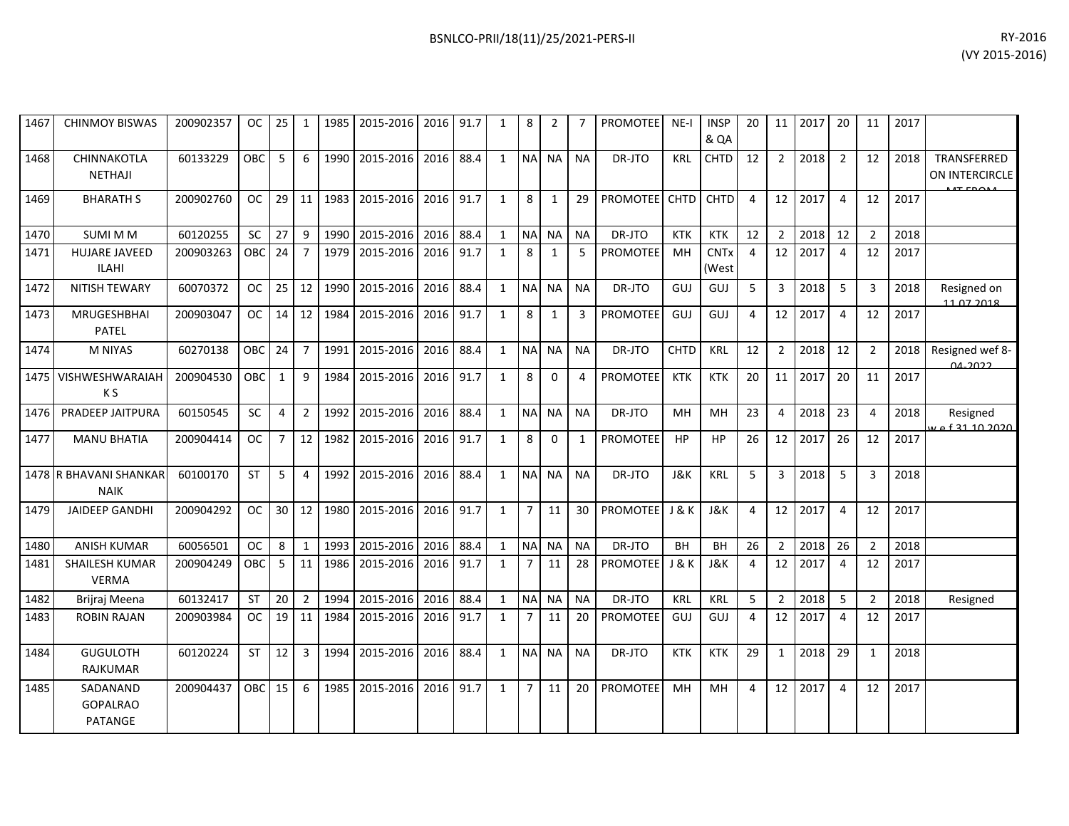| 1467 | CHINMOY BISWAS | 200902357 | OC | 25 | 1 | 1985 | 2015-2016 | 2016 | 91.7 | 1 | 8 | 2 | 7 | PROMOTEE | NE-I | INSP & QA | 20 | 11 | 2017 | 20 | 11 | 2017 | |
|---|---|---|---|---|---|---|---|---|---|---|---|---|---|---|---|---|---|---|---|---|---|---|---|
| 1468 | CHINNAKOTLA NETHAJI | 60133229 | OBC | 5 | 6 | 1990 | 2015-2016 | 2016 | 88.4 | 1 | NA | NA | NA | DR-JTO | KRL | CHTD | 12 | 2 | 2018 | 2 | 12 | 2018 | TRANSFERRED ON INTERCIRCLE MT FROM |
| 1469 | BHARATH S | 200902760 | OC | 29 | 11 | 1983 | 2015-2016 | 2016 | 91.7 | 1 | 8 | 1 | 29 | PROMOTEE | CHTD | CHTD | 4 | 12 | 2017 | 4 | 12 | 2017 | |
| 1470 | SUMI M M | 60120255 | SC | 27 | 9 | 1990 | 2015-2016 | 2016 | 88.4 | 1 | NA | NA | NA | DR-JTO | KTK | KTK | 12 | 2 | 2018 | 12 | 2 | 2018 | |
| 1471 | HUJARE JAVEED ILAHI | 200903263 | OBC | 24 | 7 | 1979 | 2015-2016 | 2016 | 91.7 | 1 | 8 | 1 | 5 | PROMOTEE | MH | CNTx (West | 4 | 12 | 2017 | 4 | 12 | 2017 | |
| 1472 | NITISH TEWARY | 60070372 | OC | 25 | 12 | 1990 | 2015-2016 | 2016 | 88.4 | 1 | NA | NA | NA | DR-JTO | GUJ | GUJ | 5 | 3 | 2018 | 5 | 3 | 2018 | Resigned on 11.07.2018 |
| 1473 | MRUGESHBHAI PATEL | 200903047 | OC | 14 | 12 | 1984 | 2015-2016 | 2016 | 91.7 | 1 | 8 | 1 | 3 | PROMOTEE | GUJ | GUJ | 4 | 12 | 2017 | 4 | 12 | 2017 | |
| 1474 | M NIYAS | 60270138 | OBC | 24 | 7 | 1991 | 2015-2016 | 2016 | 88.4 | 1 | NA | NA | NA | DR-JTO | CHTD | KRL | 12 | 2 | 2018 | 12 | 2 | 2018 | Resigned wef 8-04-2022 |
| 1475 | VISHWESHWARAIAH K S | 200904530 | OBC | 1 | 9 | 1984 | 2015-2016 | 2016 | 91.7 | 1 | 8 | 0 | 4 | PROMOTEE | KTK | KTK | 20 | 11 | 2017 | 20 | 11 | 2017 | |
| 1476 | PRADEEP JAITPURA | 60150545 | SC | 4 | 2 | 1992 | 2015-2016 | 2016 | 88.4 | 1 | NA | NA | NA | DR-JTO | MH | MH | 23 | 4 | 2018 | 23 | 4 | 2018 | Resigned w.e.f 31.10.2020 |
| 1477 | MANU BHATIA | 200904414 | OC | 7 | 12 | 1982 | 2015-2016 | 2016 | 91.7 | 1 | 8 | 0 | 1 | PROMOTEE | HP | HP | 26 | 12 | 2017 | 26 | 12 | 2017 | |
| 1478 | R BHAVANI SHANKAR NAIK | 60100170 | ST | 5 | 4 | 1992 | 2015-2016 | 2016 | 88.4 | 1 | NA | NA | NA | DR-JTO | J&K | KRL | 5 | 3 | 2018 | 5 | 3 | 2018 | |
| 1479 | JAIDEEP GANDHI | 200904292 | OC | 30 | 12 | 1980 | 2015-2016 | 2016 | 91.7 | 1 | 7 | 11 | 30 | PROMOTEE | J & K | J&K | 4 | 12 | 2017 | 4 | 12 | 2017 | |
| 1480 | ANISH KUMAR | 60056501 | OC | 8 | 1 | 1993 | 2015-2016 | 2016 | 88.4 | 1 | NA | NA | NA | DR-JTO | BH | BH | 26 | 2 | 2018 | 26 | 2 | 2018 | |
| 1481 | SHAILESH KUMAR VERMA | 200904249 | OBC | 5 | 11 | 1986 | 2015-2016 | 2016 | 91.7 | 1 | 7 | 11 | 28 | PROMOTEE | J & K | J&K | 4 | 12 | 2017 | 4 | 12 | 2017 | |
| 1482 | Brijraj Meena | 60132417 | ST | 20 | 2 | 1994 | 2015-2016 | 2016 | 88.4 | 1 | NA | NA | NA | DR-JTO | KRL | KRL | 5 | 2 | 2018 | 5 | 2 | 2018 | Resigned |
| 1483 | ROBIN RAJAN | 200903984 | OC | 19 | 11 | 1984 | 2015-2016 | 2016 | 91.7 | 1 | 7 | 11 | 20 | PROMOTEE | GUJ | GUJ | 4 | 12 | 2017 | 4 | 12 | 2017 | |
| 1484 | GUGULOTH RAJKUMAR | 60120224 | ST | 12 | 3 | 1994 | 2015-2016 | 2016 | 88.4 | 1 | NA | NA | NA | DR-JTO | KTK | KTK | 29 | 1 | 2018 | 29 | 1 | 2018 | |
| 1485 | SADANAND GOPALRAO PATANGE | 200904437 | OBC | 15 | 6 | 1985 | 2015-2016 | 2016 | 91.7 | 1 | 7 | 11 | 20 | PROMOTEE | MH | MH | 4 | 12 | 2017 | 4 | 12 | 2017 | |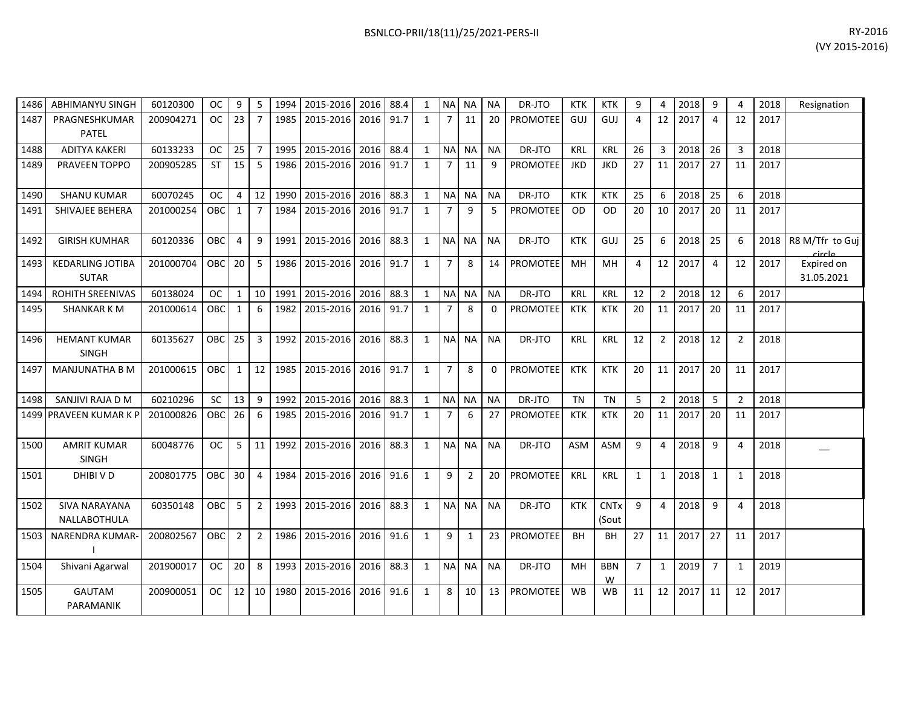| | | | | | | | | | | | | | | | | | | | | | | | | | |
|---|---|---|---|---|---|---|---|---|---|---|---|---|---|---|---|---|---|---|---|---|---|---|---|---|---|
| 1486 | ABHIMANYU SINGH | 60120300 | OC | 9 | 5 | 1994 | 2015-2016 | 2016 | 88.4 | 1 | NA | NA | NA | DR-JTO | KTK | KTK | 9 | 4 | 2018 | 9 | 4 | 2018 | Resignation |
| 1487 | PRAGNESHKUMAR PATEL | 200904271 | OC | 23 | 7 | 1985 | 2015-2016 | 2016 | 91.7 | 1 | 7 | 11 | 20 | PROMOTEE | GUJ | GUJ | 4 | 12 | 2017 | 4 | 12 | 2017 | |
| 1488 | ADITYA KAKERI | 60133233 | OC | 25 | 7 | 1995 | 2015-2016 | 2016 | 88.4 | 1 | NA | NA | NA | DR-JTO | KRL | KRL | 26 | 3 | 2018 | 26 | 3 | 2018 | |
| 1489 | PRAVEEN TOPPO | 200905285 | ST | 15 | 5 | 1986 | 2015-2016 | 2016 | 91.7 | 1 | 7 | 11 | 9 | PROMOTEE | JKD | JKD | 27 | 11 | 2017 | 27 | 11 | 2017 | |
| 1490 | SHANU KUMAR | 60070245 | OC | 4 | 12 | 1990 | 2015-2016 | 2016 | 88.3 | 1 | NA | NA | NA | DR-JTO | KTK | KTK | 25 | 6 | 2018 | 25 | 6 | 2018 | |
| 1491 | SHIVAJEE BEHERA | 201000254 | OBC | 1 | 7 | 1984 | 2015-2016 | 2016 | 91.7 | 1 | 7 | 9 | 5 | PROMOTEE | OD | OD | 20 | 10 | 2017 | 20 | 11 | 2017 | |
| 1492 | GIRISH KUMHAR | 60120336 | OBC | 4 | 9 | 1991 | 2015-2016 | 2016 | 88.3 | 1 | NA | NA | NA | DR-JTO | KTK | GUJ | 25 | 6 | 2018 | 25 | 6 | 2018 | R8 M/Tfr to Guj circle |
| 1493 | KEDARLING JOTIBA SUTAR | 201000704 | OBC | 20 | 5 | 1986 | 2015-2016 | 2016 | 91.7 | 1 | 7 | 8 | 14 | PROMOTEE | MH | MH | 4 | 12 | 2017 | 4 | 12 | 2017 | Expired on 31.05.2021 |
| 1494 | ROHITH SREENIVAS | 60138024 | OC | 1 | 10 | 1991 | 2015-2016 | 2016 | 88.3 | 1 | NA | NA | NA | DR-JTO | KRL | KRL | 12 | 2 | 2018 | 12 | 6 | 2017 | |
| 1495 | SHANKAR K M | 201000614 | OBC | 1 | 6 | 1982 | 2015-2016 | 2016 | 91.7 | 1 | 7 | 8 | 0 | PROMOTEE | KTK | KTK | 20 | 11 | 2017 | 20 | 11 | 2017 | |
| 1496 | HEMANT KUMAR SINGH | 60135627 | OBC | 25 | 3 | 1992 | 2015-2016 | 2016 | 88.3 | 1 | NA | NA | NA | DR-JTO | KRL | KRL | 12 | 2 | 2018 | 12 | 2 | 2018 | |
| 1497 | MANJUNATHA B M | 201000615 | OBC | 1 | 12 | 1985 | 2015-2016 | 2016 | 91.7 | 1 | 7 | 8 | 0 | PROMOTEE | KTK | KTK | 20 | 11 | 2017 | 20 | 11 | 2017 | |
| 1498 | SANJIVI RAJA D M | 60210296 | SC | 13 | 9 | 1992 | 2015-2016 | 2016 | 88.3 | 1 | NA | NA | NA | DR-JTO | TN | TN | 5 | 2 | 2018 | 5 | 2 | 2018 | |
| 1499 | PRAVEEN KUMAR K P | 201000826 | OBC | 26 | 6 | 1985 | 2015-2016 | 2016 | 91.7 | 1 | 7 | 6 | 27 | PROMOTEE | KTK | KTK | 20 | 11 | 2017 | 20 | 11 | 2017 | |
| 1500 | AMRIT KUMAR SINGH | 60048776 | OC | 5 | 11 | 1992 | 2015-2016 | 2016 | 88.3 | 1 | NA | NA | NA | DR-JTO | ASM | ASM | 9 | 4 | 2018 | 9 | 4 | 2018 | __ |
| 1501 | DHIBI V D | 200801775 | OBC | 30 | 4 | 1984 | 2015-2016 | 2016 | 91.6 | 1 | 9 | 2 | 20 | PROMOTEE | KRL | KRL | 1 | 1 | 2018 | 1 | 1 | 2018 | |
| 1502 | SIVA NARAYANA NALLABOTHULA | 60350148 | OBC | 5 | 2 | 1993 | 2015-2016 | 2016 | 88.3 | 1 | NA | NA | NA | DR-JTO | KTK | CNTx (Sout | 9 | 4 | 2018 | 9 | 4 | 2018 | |
| 1503 | NARENDRA KUMAR-I | 200802567 | OBC | 2 | 2 | 1986 | 2015-2016 | 2016 | 91.6 | 1 | 9 | 1 | 23 | PROMOTEE | BH | BH | 27 | 11 | 2017 | 27 | 11 | 2017 | |
| 1504 | Shivani Agarwal | 201900017 | OC | 20 | 8 | 1993 | 2015-2016 | 2016 | 88.3 | 1 | NA | NA | NA | DR-JTO | MH | BBNW | 7 | 1 | 2019 | 7 | 1 | 2019 | |
| 1505 | GAUTAM PARAMANIK | 200900051 | OC | 12 | 10 | 1980 | 2015-2016 | 2016 | 91.6 | 1 | 8 | 10 | 13 | PROMOTEE | WB | WB | 11 | 12 | 2017 | 11 | 12 | 2017 | |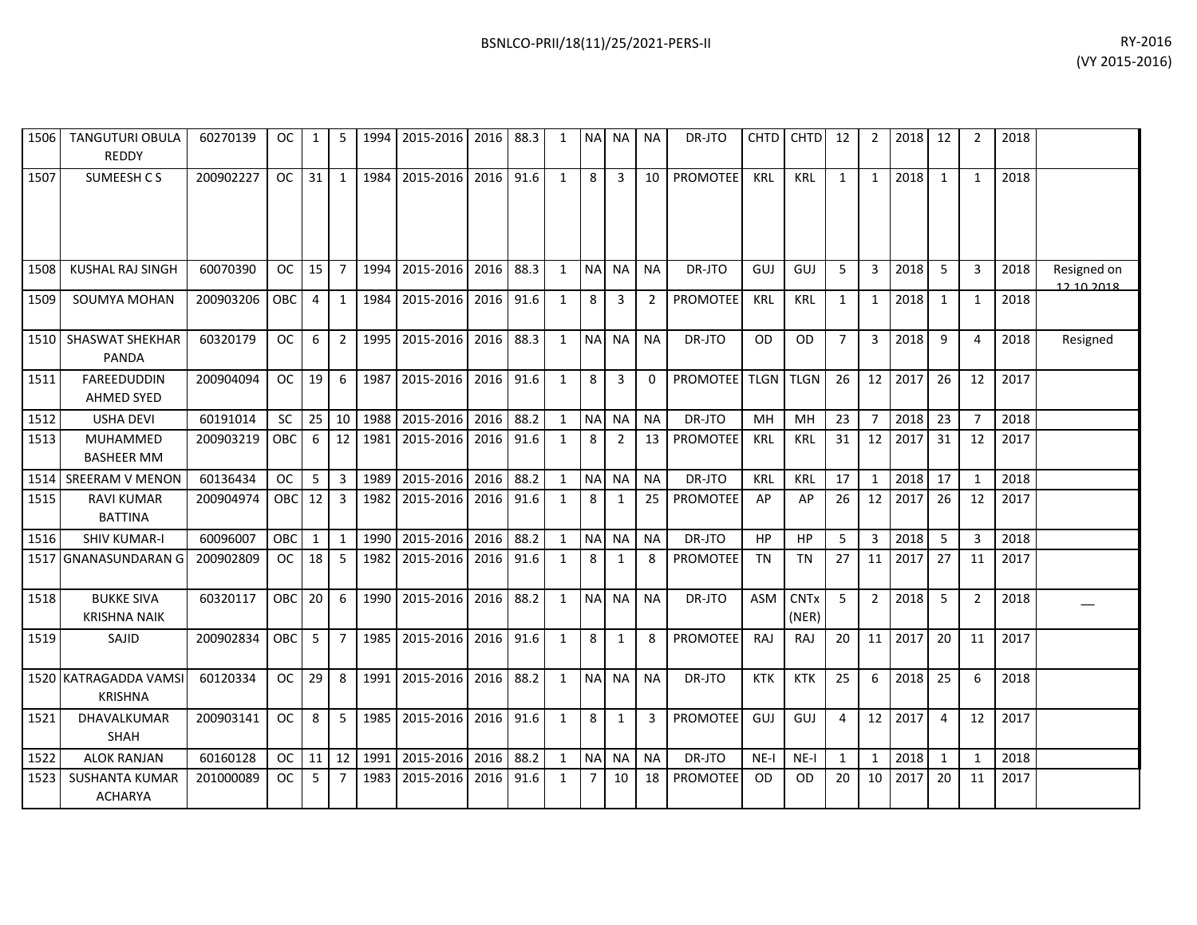| | | | | | | | | | | | | | | | | | | | | | | | | |
|---|---|---|---|---|---|---|---|---|---|---|---|---|---|---|---|---|---|---|---|---|---|---|---|---|
| 1506 | TANGUTURI OBULA REDDY | 60270139 | OC | 1 | 5 | 1994 | 2015-2016 | 2016 | 88.3 | 1 | NA | NA | NA | DR-JTO | CHTD | CHTD | 12 | 2 | 2018 | 12 | 2 | 2018 | |
| 1507 | SUMEESH C S | 200902227 | OC | 31 | 1 | 1984 | 2015-2016 | 2016 | 91.6 | 1 | 8 | 3 | 10 | PROMOTEE | KRL | KRL | 1 | 1 | 2018 | 1 | 1 | 2018 | |
| 1508 | KUSHAL RAJ SINGH | 60070390 | OC | 15 | 7 | 1994 | 2015-2016 | 2016 | 88.3 | 1 | NA | NA | NA | DR-JTO | GUJ | GUJ | 5 | 3 | 2018 | 5 | 3 | 2018 | Resigned on 12.10.2018 |
| 1509 | SOUMYA MOHAN | 200903206 | OBC | 4 | 1 | 1984 | 2015-2016 | 2016 | 91.6 | 1 | 8 | 3 | 2 | PROMOTEE | KRL | KRL | 1 | 1 | 2018 | 1 | 1 | 2018 | |
| 1510 | SHASWAT SHEKHAR PANDA | 60320179 | OC | 6 | 2 | 1995 | 2015-2016 | 2016 | 88.3 | 1 | NA | NA | NA | DR-JTO | OD | OD | 7 | 3 | 2018 | 9 | 4 | 2018 | Resigned |
| 1511 | FAREEDUDDIN AHMED SYED | 200904094 | OC | 19 | 6 | 1987 | 2015-2016 | 2016 | 91.6 | 1 | 8 | 3 | 0 | PROMOTEE | TLGN | TLGN | 26 | 12 | 2017 | 26 | 12 | 2017 | |
| 1512 | USHA DEVI | 60191014 | SC | 25 | 10 | 1988 | 2015-2016 | 2016 | 88.2 | 1 | NA | NA | NA | DR-JTO | MH | MH | 23 | 7 | 2018 | 23 | 7 | 2018 | |
| 1513 | MUHAMMED BASHEER MM | 200903219 | OBC | 6 | 12 | 1981 | 2015-2016 | 2016 | 91.6 | 1 | 8 | 2 | 13 | PROMOTEE | KRL | KRL | 31 | 12 | 2017 | 31 | 12 | 2017 | |
| 1514 | SREERAM V MENON | 60136434 | OC | 5 | 3 | 1989 | 2015-2016 | 2016 | 88.2 | 1 | NA | NA | NA | DR-JTO | KRL | KRL | 17 | 1 | 2018 | 17 | 1 | 2018 | |
| 1515 | RAVI KUMAR BATTINA | 200904974 | OBC | 12 | 3 | 1982 | 2015-2016 | 2016 | 91.6 | 1 | 8 | 1 | 25 | PROMOTEE | AP | AP | 26 | 12 | 2017 | 26 | 12 | 2017 | |
| 1516 | SHIV KUMAR-I | 60096007 | OBC | 1 | 1 | 1990 | 2015-2016 | 2016 | 88.2 | 1 | NA | NA | NA | DR-JTO | HP | HP | 5 | 3 | 2018 | 5 | 3 | 2018 | |
| 1517 | GNANASUNDARAN G | 200902809 | OC | 18 | 5 | 1982 | 2015-2016 | 2016 | 91.6 | 1 | 8 | 1 | 8 | PROMOTEE | TN | TN | 27 | 11 | 2017 | 27 | 11 | 2017 | |
| 1518 | BUKKE SIVA KRISHNA NAIK | 60320117 | OBC | 20 | 6 | 1990 | 2015-2016 | 2016 | 88.2 | 1 | NA | NA | NA | DR-JTO | ASM | CNTx (NER) | 5 | 2 | 2018 | 5 | 2 | 2018 | __ |
| 1519 | SAJID | 200902834 | OBC | 5 | 7 | 1985 | 2015-2016 | 2016 | 91.6 | 1 | 8 | 1 | 8 | PROMOTEE | RAJ | RAJ | 20 | 11 | 2017 | 20 | 11 | 2017 | |
| 1520 | KATRAGADDA VAMSI KRISHNA | 60120334 | OC | 29 | 8 | 1991 | 2015-2016 | 2016 | 88.2 | 1 | NA | NA | NA | DR-JTO | KTK | KTK | 25 | 6 | 2018 | 25 | 6 | 2018 | |
| 1521 | DHAVALKUMAR SHAH | 200903141 | OC | 8 | 5 | 1985 | 2015-2016 | 2016 | 91.6 | 1 | 8 | 1 | 3 | PROMOTEE | GUJ | GUJ | 4 | 12 | 2017 | 4 | 12 | 2017 | |
| 1522 | ALOK RANJAN | 60160128 | OC | 11 | 12 | 1991 | 2015-2016 | 2016 | 88.2 | 1 | NA | NA | NA | DR-JTO | NE-I | NE-I | 1 | 1 | 2018 | 1 | 1 | 2018 | |
| 1523 | SUSHANTA KUMAR ACHARYA | 201000089 | OC | 5 | 7 | 1983 | 2015-2016 | 2016 | 91.6 | 1 | 7 | 10 | 18 | PROMOTEE | OD | OD | 20 | 10 | 2017 | 20 | 11 | 2017 | |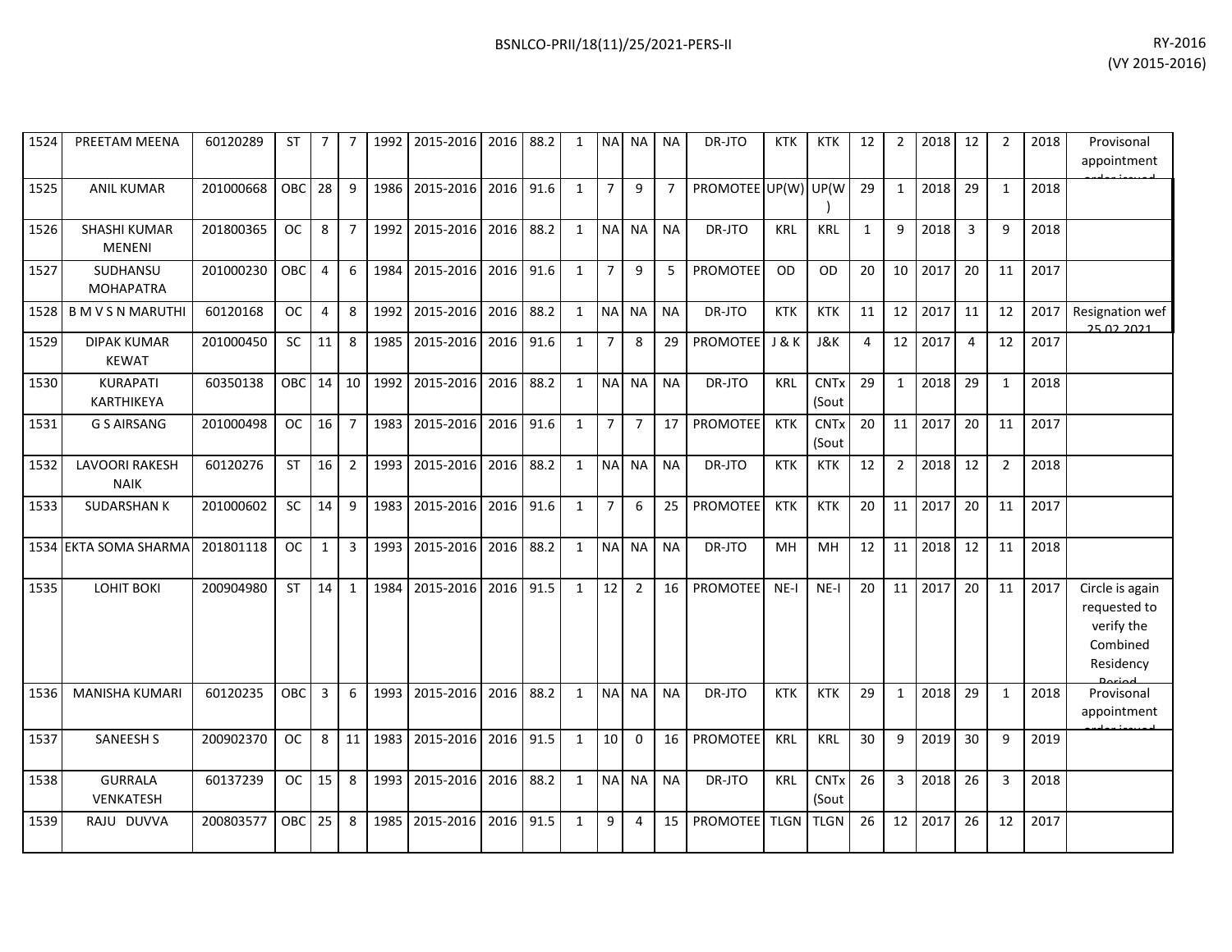| 1524 | PREETAM MEENA | 60120289 | ST | 7 | 7 | 1992 | 2015-2016 | 2016 | 88.2 | 1 | NA | NA | NA | DR-JTO | KTK | KTK | 12 | 2 | 2018 | 12 | 2 | 2018 | Provisonal appointment order issued |
|---|---|---|---|---|---|---|---|---|---|---|---|---|---|---|---|---|---|---|---|---|---|---|---|
| 1525 | ANIL KUMAR | 201000668 | OBC | 28 | 9 | 1986 | 2015-2016 | 2016 | 91.6 | 1 | 7 | 9 | 7 | PROMOTEE | UP(W) | UP(W) | 29 | 1 | 2018 | 29 | 1 | 2018 | |
| 1526 | SHASHI KUMAR MENENI | 201800365 | OC | 8 | 7 | 1992 | 2015-2016 | 2016 | 88.2 | 1 | NA | NA | NA | DR-JTO | KRL | KRL | 1 | 9 | 2018 | 3 | 9 | 2018 | |
| 1527 | SUDHANSU MOHAPATRA | 201000230 | OBC | 4 | 6 | 1984 | 2015-2016 | 2016 | 91.6 | 1 | 7 | 9 | 5 | PROMOTEE | OD | OD | 20 | 10 | 2017 | 20 | 11 | 2017 | |
| 1528 | B M V S N MARUTHI | 60120168 | OC | 4 | 8 | 1992 | 2015-2016 | 2016 | 88.2 | 1 | NA | NA | NA | DR-JTO | KTK | KTK | 11 | 12 | 2017 | 11 | 12 | 2017 | Resignation wef 25.02.2021 |
| 1529 | DIPAK KUMAR KEWAT | 201000450 | SC | 11 | 8 | 1985 | 2015-2016 | 2016 | 91.6 | 1 | 7 | 8 | 29 | PROMOTEE | J & K | J&K | 4 | 12 | 2017 | 4 | 12 | 2017 | |
| 1530 | KURAPATI KARTHIKEYA | 60350138 | OBC | 14 | 10 | 1992 | 2015-2016 | 2016 | 88.2 | 1 | NA | NA | NA | DR-JTO | KRL | CNTx (Sout | 29 | 1 | 2018 | 29 | 1 | 2018 | |
| 1531 | G S AIRSANG | 201000498 | OC | 16 | 7 | 1983 | 2015-2016 | 2016 | 91.6 | 1 | 7 | 7 | 17 | PROMOTEE | KTK | CNTx (Sout | 20 | 11 | 2017 | 20 | 11 | 2017 | |
| 1532 | LAVOORI RAKESH NAIK | 60120276 | ST | 16 | 2 | 1993 | 2015-2016 | 2016 | 88.2 | 1 | NA | NA | NA | DR-JTO | KTK | KTK | 12 | 2 | 2018 | 12 | 2 | 2018 | |
| 1533 | SUDARSHAN K | 201000602 | SC | 14 | 9 | 1983 | 2015-2016 | 2016 | 91.6 | 1 | 7 | 6 | 25 | PROMOTEE | KTK | KTK | 20 | 11 | 2017 | 20 | 11 | 2017 | |
| 1534 | EKTA SOMA SHARMA | 201801118 | OC | 1 | 3 | 1993 | 2015-2016 | 2016 | 88.2 | 1 | NA | NA | NA | DR-JTO | MH | MH | 12 | 11 | 2018 | 12 | 11 | 2018 | |
| 1535 | LOHIT BOKI | 200904980 | ST | 14 | 1 | 1984 | 2015-2016 | 2016 | 91.5 | 1 | 12 | 2 | 16 | PROMOTEE | NE-I | NE-I | 20 | 11 | 2017 | 20 | 11 | 2017 | Circle is again requested to verify the Combined Residency Period |
| 1536 | MANISHA KUMARI | 60120235 | OBC | 3 | 6 | 1993 | 2015-2016 | 2016 | 88.2 | 1 | NA | NA | NA | DR-JTO | KTK | KTK | 29 | 1 | 2018 | 29 | 1 | 2018 | Provisonal appointment order issued |
| 1537 | SANEESH S | 200902370 | OC | 8 | 11 | 1983 | 2015-2016 | 2016 | 91.5 | 1 | 10 | 0 | 16 | PROMOTEE | KRL | KRL | 30 | 9 | 2019 | 30 | 9 | 2019 | |
| 1538 | GURRALA VENKATESH | 60137239 | OC | 15 | 8 | 1993 | 2015-2016 | 2016 | 88.2 | 1 | NA | NA | NA | DR-JTO | KRL | CNTx (Sout | 26 | 3 | 2018 | 26 | 3 | 2018 | |
| 1539 | RAJU DUVVA | 200803577 | OBC | 25 | 8 | 1985 | 2015-2016 | 2016 | 91.5 | 1 | 9 | 4 | 15 | PROMOTEE | TLGN | TLGN | 26 | 12 | 2017 | 26 | 12 | 2017 | |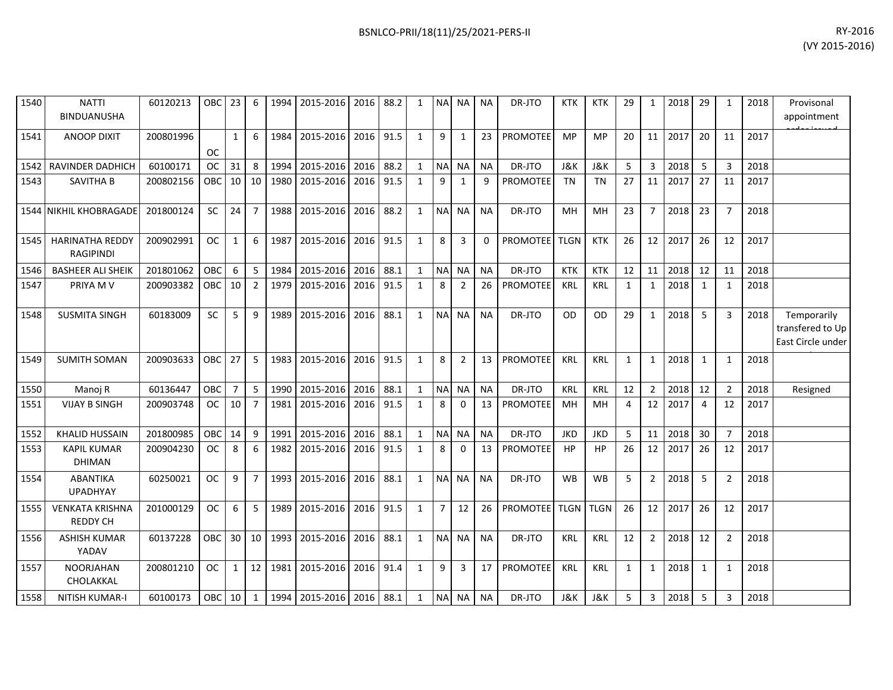| 1540 | NATTI BINDUANUSHA | 60120213 | OBC | 23 | 6 | 1994 | 2015-2016 | 2016 | 88.2 | 1 | NA | NA | NA | DR-JTO | KTK | KTK | 29 | 1 | 2018 | 29 | 1 | 2018 | Provisonal appointment order issued |
|---|---|---|---|---|---|---|---|---|---|---|---|---|---|---|---|---|---|---|---|---|---|---|---|
| 1541 | ANOOP DIXIT | 200801996 | OC | 1 | 6 | 1984 | 2015-2016 | 2016 | 91.5 | 1 | 9 | 1 | 23 | PROMOTEE | MP | MP | 20 | 11 | 2017 | 20 | 11 | 2017 | |
| 1542 | RAVINDER DADHICH | 60100171 | OC | 31 | 8 | 1994 | 2015-2016 | 2016 | 88.2 | 1 | NA | NA | NA | DR-JTO | J&K | J&K | 5 | 3 | 2018 | 5 | 3 | 2018 | |
| 1543 | SAVITHA B | 200802156 | OBC | 10 | 10 | 1980 | 2015-2016 | 2016 | 91.5 | 1 | 9 | 1 | 9 | PROMOTEE | TN | TN | 27 | 11 | 2017 | 27 | 11 | 2017 | |
| 1544 | NIKHIL KHOBRAGADE | 201800124 | SC | 24 | 7 | 1988 | 2015-2016 | 2016 | 88.2 | 1 | NA | NA | NA | DR-JTO | MH | MH | 23 | 7 | 2018 | 23 | 7 | 2018 | |
| 1545 | HARINATHA REDDY RAGIPINDI | 200902991 | OC | 1 | 6 | 1987 | 2015-2016 | 2016 | 91.5 | 1 | 8 | 3 | 0 | PROMOTEE | TLGN | KTK | 26 | 12 | 2017 | 26 | 12 | 2017 | |
| 1546 | BASHEER ALI SHEIK | 201801062 | OBC | 6 | 5 | 1984 | 2015-2016 | 2016 | 88.1 | 1 | NA | NA | NA | DR-JTO | KTK | KTK | 12 | 11 | 2018 | 12 | 11 | 2018 | |
| 1547 | PRIYA M V | 200903382 | OBC | 10 | 2 | 1979 | 2015-2016 | 2016 | 91.5 | 1 | 8 | 2 | 26 | PROMOTEE | KRL | KRL | 1 | 1 | 2018 | 1 | 1 | 2018 | |
| 1548 | SUSMITA SINGH | 60183009 | SC | 5 | 9 | 1989 | 2015-2016 | 2016 | 88.1 | 1 | NA | NA | NA | DR-JTO | OD | OD | 29 | 1 | 2018 | 5 | 3 | 2018 | Temporarily transfered to Up East Circle under |
| 1549 | SUMITH SOMAN | 200903633 | OBC | 27 | 5 | 1983 | 2015-2016 | 2016 | 91.5 | 1 | 8 | 2 | 13 | PROMOTEE | KRL | KRL | 1 | 1 | 2018 | 1 | 1 | 2018 | |
| 1550 | Manoj R | 60136447 | OBC | 7 | 5 | 1990 | 2015-2016 | 2016 | 88.1 | 1 | NA | NA | NA | DR-JTO | KRL | KRL | 12 | 2 | 2018 | 12 | 2 | 2018 | Resigned |
| 1551 | VIJAY B SINGH | 200903748 | OC | 10 | 7 | 1981 | 2015-2016 | 2016 | 91.5 | 1 | 8 | 0 | 13 | PROMOTEE | MH | MH | 4 | 12 | 2017 | 4 | 12 | 2017 | |
| 1552 | KHALID HUSSAIN | 201800985 | OBC | 14 | 9 | 1991 | 2015-2016 | 2016 | 88.1 | 1 | NA | NA | NA | DR-JTO | JKD | JKD | 5 | 11 | 2018 | 30 | 7 | 2018 | |
| 1553 | KAPIL KUMAR DHIMAN | 200904230 | OC | 8 | 6 | 1982 | 2015-2016 | 2016 | 91.5 | 1 | 8 | 0 | 13 | PROMOTEE | HP | HP | 26 | 12 | 2017 | 26 | 12 | 2017 | |
| 1554 | ABANTIKA UPADHYAY | 60250021 | OC | 9 | 7 | 1993 | 2015-2016 | 2016 | 88.1 | 1 | NA | NA | NA | DR-JTO | WB | WB | 5 | 2 | 2018 | 5 | 2 | 2018 | |
| 1555 | VENKATA KRISHNA REDDY CH | 201000129 | OC | 6 | 5 | 1989 | 2015-2016 | 2016 | 91.5 | 1 | 7 | 12 | 26 | PROMOTEE | TLGN | TLGN | 26 | 12 | 2017 | 26 | 12 | 2017 | |
| 1556 | ASHISH KUMAR YADAV | 60137228 | OBC | 30 | 10 | 1993 | 2015-2016 | 2016 | 88.1 | 1 | NA | NA | NA | DR-JTO | KRL | KRL | 12 | 2 | 2018 | 12 | 2 | 2018 | |
| 1557 | NOORJAHAN CHOLAKKAL | 200801210 | OC | 1 | 12 | 1981 | 2015-2016 | 2016 | 91.4 | 1 | 9 | 3 | 17 | PROMOTEE | KRL | KRL | 1 | 1 | 2018 | 1 | 1 | 2018 | |
| 1558 | NITISH KUMAR-I | 60100173 | OBC | 10 | 1 | 1994 | 2015-2016 | 2016 | 88.1 | 1 | NA | NA | NA | DR-JTO | J&K | J&K | 5 | 3 | 2018 | 5 | 3 | 2018 | |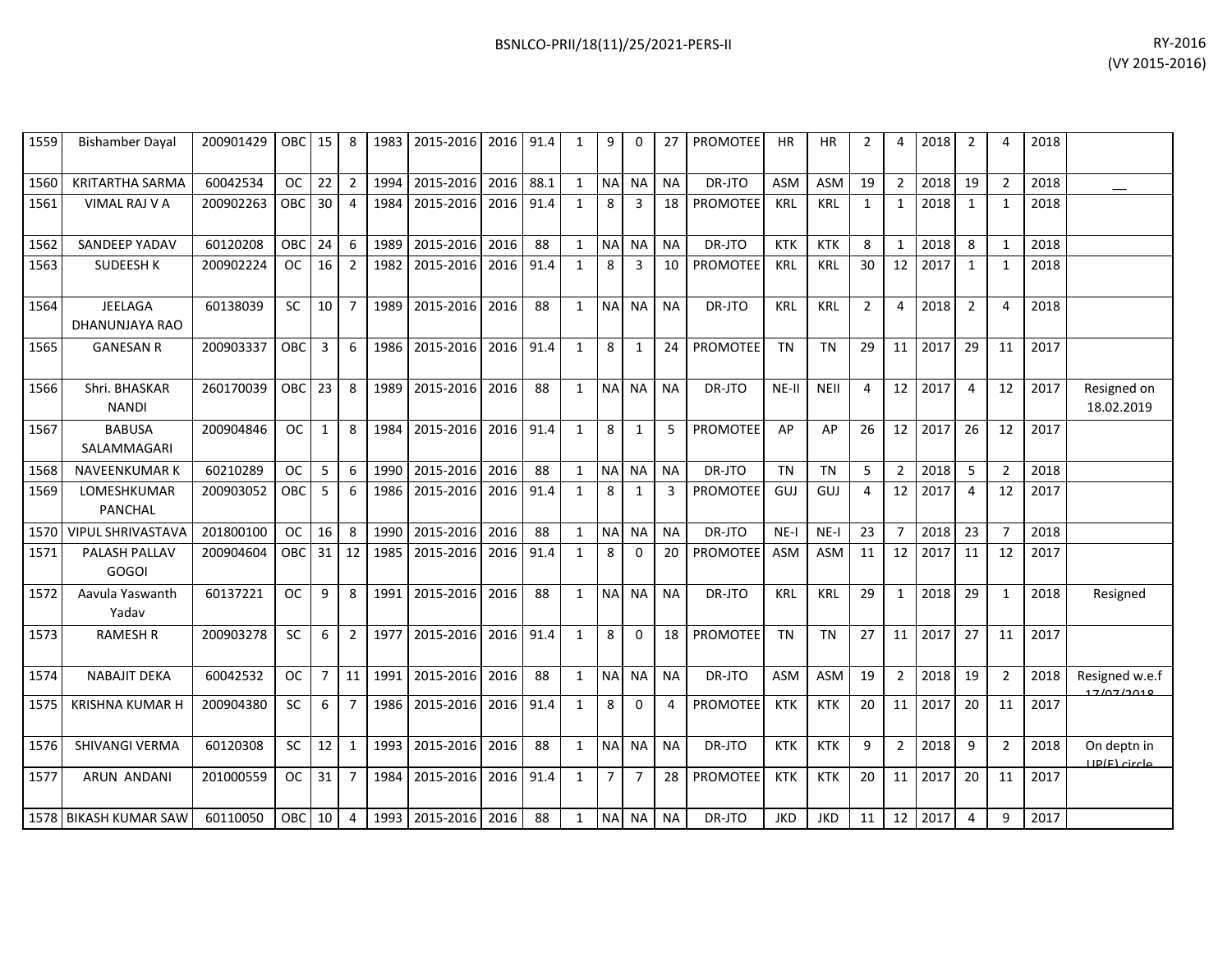| 1559 | Bishamber Dayal | 200901429 | OBC | 15 | 8 | 1983 | 2015-2016 | 2016 | 91.4 | 1 | 9 | 0 | 27 | PROMOTEE | HR | HR | 2 | 4 | 2018 | 2 | 4 | 2018 | |
|---|---|---|---|---|---|---|---|---|---|---|---|---|---|---|---|---|---|---|---|---|---|---|---|
| 1560 | KRITARTHA SARMA | 60042534 | OC | 22 | 2 | 1994 | 2015-2016 | 2016 | 88.1 | 1 | NA | NA | NA | DR-JTO | ASM | ASM | 19 | 2 | 2018 | 19 | 2 | 2018 | __ |
| 1561 | VIMAL RAJ V A | 200902263 | OBC | 30 | 4 | 1984 | 2015-2016 | 2016 | 91.4 | 1 | 8 | 3 | 18 | PROMOTEE | KRL | KRL | 1 | 1 | 2018 | 1 | 1 | 2018 | |
| 1562 | SANDEEP YADAV | 60120208 | OBC | 24 | 6 | 1989 | 2015-2016 | 2016 | 88 | 1 | NA | NA | NA | DR-JTO | KTK | KTK | 8 | 1 | 2018 | 8 | 1 | 2018 | |
| 1563 | SUDEESH K | 200902224 | OC | 16 | 2 | 1982 | 2015-2016 | 2016 | 91.4 | 1 | 8 | 3 | 10 | PROMOTEE | KRL | KRL | 30 | 12 | 2017 | 1 | 1 | 2018 | |
| 1564 | JEELAGA DHANUNJAYA RAO | 60138039 | SC | 10 | 7 | 1989 | 2015-2016 | 2016 | 88 | 1 | NA | NA | NA | DR-JTO | KRL | KRL | 2 | 4 | 2018 | 2 | 4 | 2018 | |
| 1565 | GANESAN R | 200903337 | OBC | 3 | 6 | 1986 | 2015-2016 | 2016 | 91.4 | 1 | 8 | 1 | 24 | PROMOTEE | TN | TN | 29 | 11 | 2017 | 29 | 11 | 2017 | |
| 1566 | Shri. BHASKAR NANDI | 260170039 | OBC | 23 | 8 | 1989 | 2015-2016 | 2016 | 88 | 1 | NA | NA | NA | DR-JTO | NE-II | NEII | 4 | 12 | 2017 | 4 | 12 | 2017 | Resigned on 18.02.2019 |
| 1567 | BABUSA SALAMMAGARI | 200904846 | OC | 1 | 8 | 1984 | 2015-2016 | 2016 | 91.4 | 1 | 8 | 1 | 5 | PROMOTEE | AP | AP | 26 | 12 | 2017 | 26 | 12 | 2017 | |
| 1568 | NAVEENKUMAR K | 60210289 | OC | 5 | 6 | 1990 | 2015-2016 | 2016 | 88 | 1 | NA | NA | NA | DR-JTO | TN | TN | 5 | 2 | 2018 | 5 | 2 | 2018 | |
| 1569 | LOMESHKUMAR PANCHAL | 200903052 | OBC | 5 | 6 | 1986 | 2015-2016 | 2016 | 91.4 | 1 | 8 | 1 | 3 | PROMOTEE | GUJ | GUJ | 4 | 12 | 2017 | 4 | 12 | 2017 | |
| 1570 | VIPUL SHRIVASTAVA | 201800100 | OC | 16 | 8 | 1990 | 2015-2016 | 2016 | 88 | 1 | NA | NA | NA | DR-JTO | NE-I | NE-I | 23 | 7 | 2018 | 23 | 7 | 2018 | |
| 1571 | PALASH PALLAV GOGOI | 200904604 | OBC | 31 | 12 | 1985 | 2015-2016 | 2016 | 91.4 | 1 | 8 | 0 | 20 | PROMOTEE | ASM | ASM | 11 | 12 | 2017 | 11 | 12 | 2017 | |
| 1572 | Aavula Yaswanth Yadav | 60137221 | OC | 9 | 8 | 1991 | 2015-2016 | 2016 | 88 | 1 | NA | NA | NA | DR-JTO | KRL | KRL | 29 | 1 | 2018 | 29 | 1 | 2018 | Resigned |
| 1573 | RAMESH R | 200903278 | SC | 6 | 2 | 1977 | 2015-2016 | 2016 | 91.4 | 1 | 8 | 0 | 18 | PROMOTEE | TN | TN | 27 | 11 | 2017 | 27 | 11 | 2017 | |
| 1574 | NABAJIT DEKA | 60042532 | OC | 7 | 11 | 1991 | 2015-2016 | 2016 | 88 | 1 | NA | NA | NA | DR-JTO | ASM | ASM | 19 | 2 | 2018 | 19 | 2 | 2018 | Resigned w.e.f 17/07/2018 |
| 1575 | KRISHNA KUMAR H | 200904380 | SC | 6 | 7 | 1986 | 2015-2016 | 2016 | 91.4 | 1 | 8 | 0 | 4 | PROMOTEE | KTK | KTK | 20 | 11 | 2017 | 20 | 11 | 2017 | |
| 1576 | SHIVANGI VERMA | 60120308 | SC | 12 | 1 | 1993 | 2015-2016 | 2016 | 88 | 1 | NA | NA | NA | DR-JTO | KTK | KTK | 9 | 2 | 2018 | 9 | 2 | 2018 | On deptn in UP(E) circle |
| 1577 | ARUN ANDANI | 201000559 | OC | 31 | 7 | 1984 | 2015-2016 | 2016 | 91.4 | 1 | 7 | 7 | 28 | PROMOTEE | KTK | KTK | 20 | 11 | 2017 | 20 | 11 | 2017 | |
| 1578 | BIKASH KUMAR SAW | 60110050 | OBC | 10 | 4 | 1993 | 2015-2016 | 2016 | 88 | 1 | NA | NA | NA | DR-JTO | JKD | JKD | 11 | 12 | 2017 | 4 | 9 | 2017 | |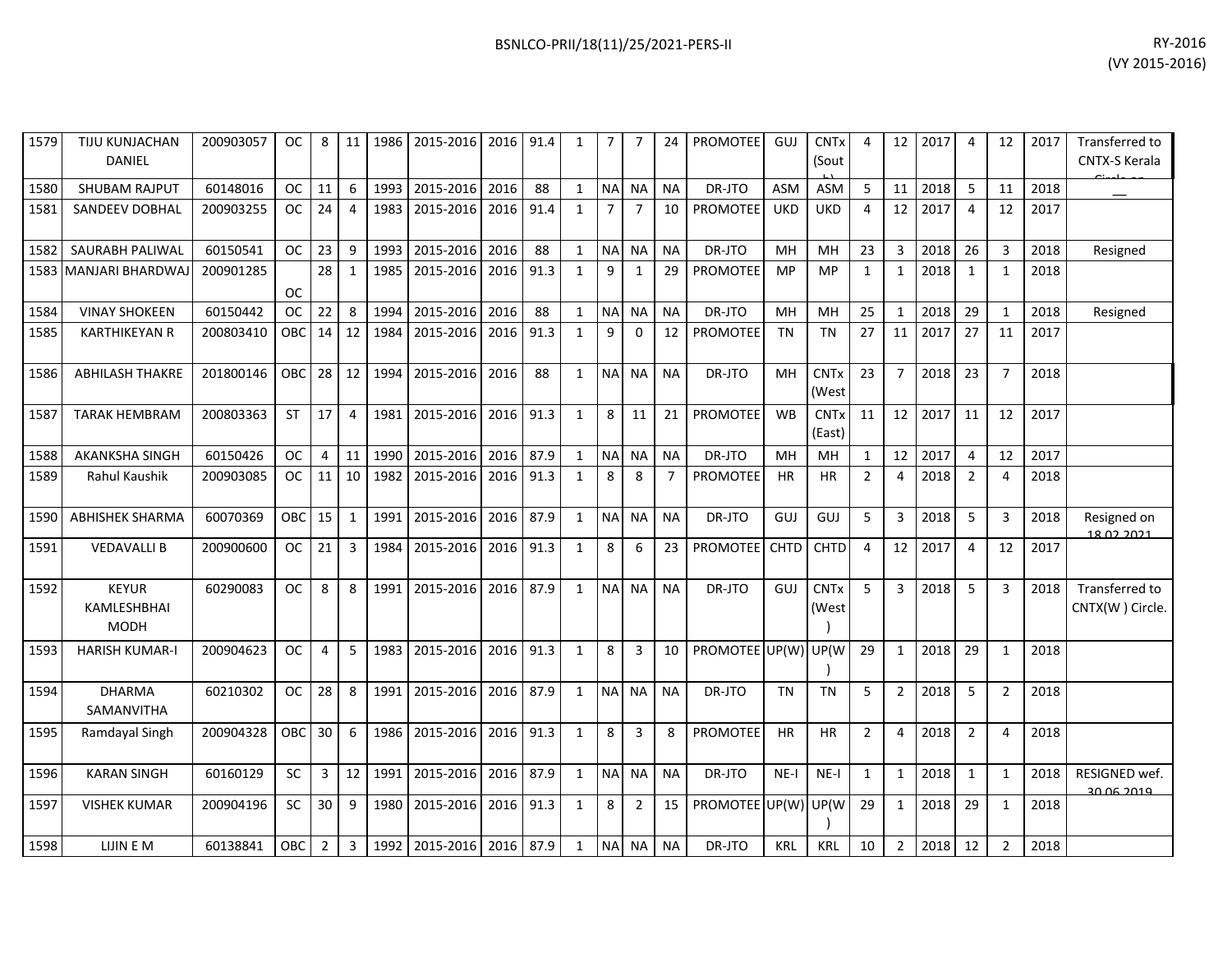| 1579 | TIJU KUNJACHAN DANIEL | 200903057 | OC | 8 | 11 | 1986 | 2015-2016 | 2016 | 91.4 | 1 | 7 | 7 | 24 | PROMOTEE | GUJ | CNTx (South) | 4 | 12 | 2017 | 4 | 12 | 2017 | Transferred to CNTX-S Kerala Circle on |
|---|---|---|---|---|---|---|---|---|---|---|---|---|---|---|---|---|---|---|---|---|---|---|---|
| 1580 | SHUBAM RAJPUT | 60148016 | OC | 11 | 6 | 1993 | 2015-2016 | 2016 | 88 | 1 | NA | NA | NA | DR-JTO | ASM | ASM | 5 | 11 | 2018 | 5 | 11 | 2018 | __ |
| 1581 | SANDEEV DOBHAL | 200903255 | OC | 24 | 4 | 1983 | 2015-2016 | 2016 | 91.4 | 1 | 7 | 7 | 10 | PROMOTEE | UKD | UKD | 4 | 12 | 2017 | 4 | 12 | 2017 | |
| 1582 | SAURABH PALIWAL | 60150541 | OC | 23 | 9 | 1993 | 2015-2016 | 2016 | 88 | 1 | NA | NA | NA | DR-JTO | MH | MH | 23 | 3 | 2018 | 26 | 3 | 2018 | Resigned |
| 1583 | MANJARI BHARDWAJ | 200901285 | OC | 28 | 1 | 1985 | 2015-2016 | 2016 | 91.3 | 1 | 9 | 1 | 29 | PROMOTEE | MP | MP | 1 | 1 | 2018 | 1 | 1 | 2018 | |
| 1584 | VINAY SHOKEEN | 60150442 | OC | 22 | 8 | 1994 | 2015-2016 | 2016 | 88 | 1 | NA | NA | NA | DR-JTO | MH | MH | 25 | 1 | 2018 | 29 | 1 | 2018 | Resigned |
| 1585 | KARTHIKEYAN R | 200803410 | OBC | 14 | 12 | 1984 | 2015-2016 | 2016 | 91.3 | 1 | 9 | 0 | 12 | PROMOTEE | TN | TN | 27 | 11 | 2017 | 27 | 11 | 2017 | |
| 1586 | ABHILASH THAKRE | 201800146 | OBC | 28 | 12 | 1994 | 2015-2016 | 2016 | 88 | 1 | NA | NA | NA | DR-JTO | MH | CNTx (West | 23 | 7 | 2018 | 23 | 7 | 2018 | |
| 1587 | TARAK HEMBRAM | 200803363 | ST | 17 | 4 | 1981 | 2015-2016 | 2016 | 91.3 | 1 | 8 | 11 | 21 | PROMOTEE | WB | CNTx (East) | 11 | 12 | 2017 | 11 | 12 | 2017 | |
| 1588 | AKANKSHA SINGH | 60150426 | OC | 4 | 11 | 1990 | 2015-2016 | 2016 | 87.9 | 1 | NA | NA | NA | DR-JTO | MH | MH | 1 | 12 | 2017 | 4 | 12 | 2017 | |
| 1589 | Rahul Kaushik | 200903085 | OC | 11 | 10 | 1982 | 2015-2016 | 2016 | 91.3 | 1 | 8 | 8 | 7 | PROMOTEE | HR | HR | 2 | 4 | 2018 | 2 | 4 | 2018 | |
| 1590 | ABHISHEK SHARMA | 60070369 | OBC | 15 | 1 | 1991 | 2015-2016 | 2016 | 87.9 | 1 | NA | NA | NA | DR-JTO | GUJ | GUJ | 5 | 3 | 2018 | 5 | 3 | 2018 | Resigned on 18.02.2021 |
| 1591 | VEDAVALLI B | 200900600 | OC | 21 | 3 | 1984 | 2015-2016 | 2016 | 91.3 | 1 | 8 | 6 | 23 | PROMOTEE | CHTD | CHTD | 4 | 12 | 2017 | 4 | 12 | 2017 | |
| 1592 | KEYUR KAMLESHBHAI MODH | 60290083 | OC | 8 | 8 | 1991 | 2015-2016 | 2016 | 87.9 | 1 | NA | NA | NA | DR-JTO | GUJ | CNTx (West) | 5 | 3 | 2018 | 5 | 3 | 2018 | Transferred to CNTX(W ) Circle. |
| 1593 | HARISH KUMAR-I | 200904623 | OC | 4 | 5 | 1983 | 2015-2016 | 2016 | 91.3 | 1 | 8 | 3 | 10 | PROMOTEE | UP(W) | UP(W) | 29 | 1 | 2018 | 29 | 1 | 2018 | |
| 1594 | DHARMA SAMANVITHA | 60210302 | OC | 28 | 8 | 1991 | 2015-2016 | 2016 | 87.9 | 1 | NA | NA | NA | DR-JTO | TN | TN | 5 | 2 | 2018 | 5 | 2 | 2018 | |
| 1595 | Ramdayal Singh | 200904328 | OBC | 30 | 6 | 1986 | 2015-2016 | 2016 | 91.3 | 1 | 8 | 3 | 8 | PROMOTEE | HR | HR | 2 | 4 | 2018 | 2 | 4 | 2018 | |
| 1596 | KARAN SINGH | 60160129 | SC | 3 | 12 | 1991 | 2015-2016 | 2016 | 87.9 | 1 | NA | NA | NA | DR-JTO | NE-I | NE-I | 1 | 1 | 2018 | 1 | 1 | 2018 | RESIGNED wef. 30.06.2019 |
| 1597 | VISHEK KUMAR | 200904196 | SC | 30 | 9 | 1980 | 2015-2016 | 2016 | 91.3 | 1 | 8 | 2 | 15 | PROMOTEE | UP(W) | UP(W) | 29 | 1 | 2018 | 29 | 1 | 2018 | |
| 1598 | LIJIN E M | 60138841 | OBC | 2 | 3 | 1992 | 2015-2016 | 2016 | 87.9 | 1 | NA | NA | NA | DR-JTO | KRL | KRL | 10 | 2 | 2018 | 12 | 2 | 2018 | |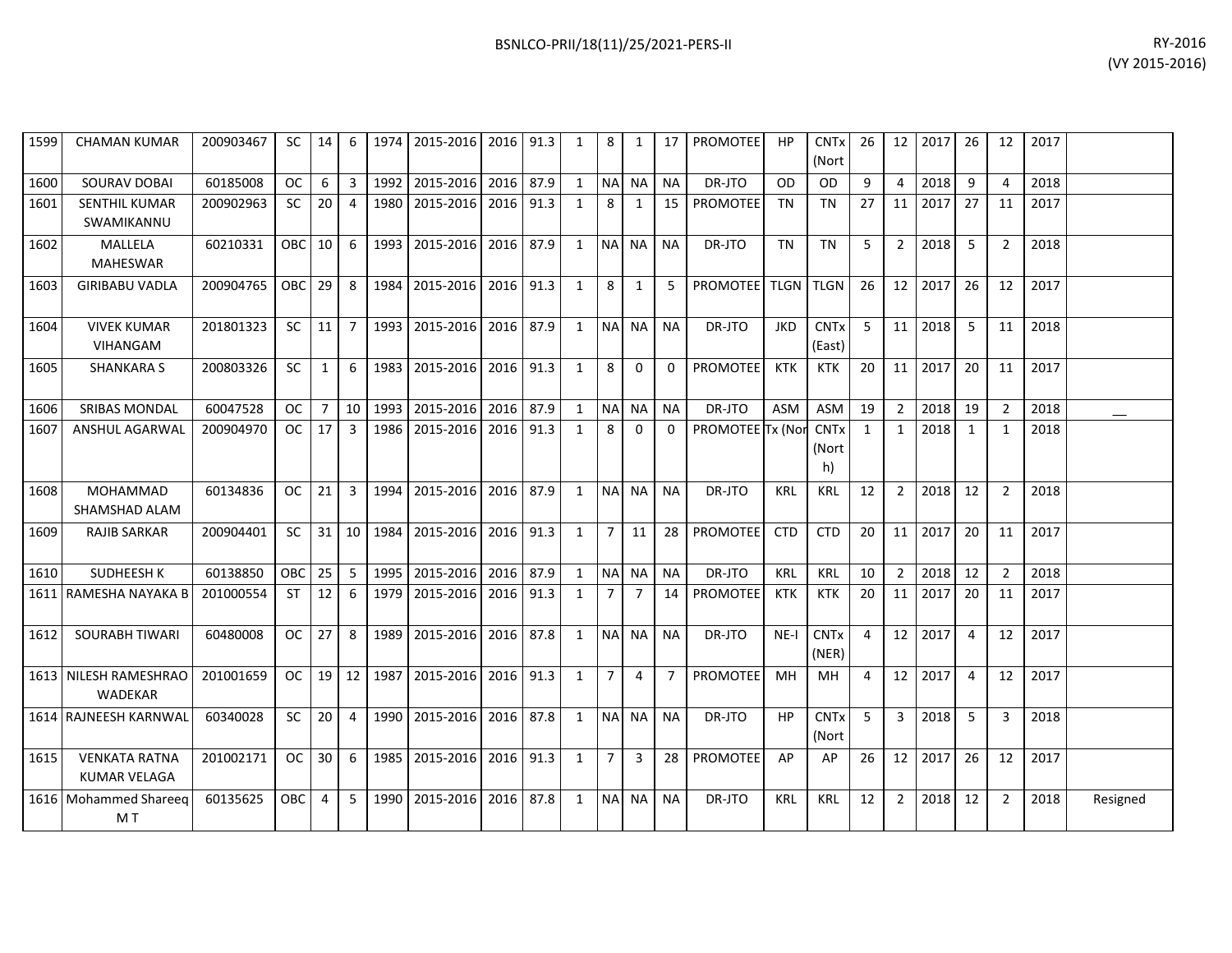| | | | | | | | | | | | | | | | | | | | | | | | | | |
|---|---|---|---|---|---|---|---|---|---|---|---|---|---|---|---|---|---|---|---|---|---|---|---|---|---|
| 1599 | CHAMAN KUMAR | 200903467 | SC | 14 | 6 | 1974 | 2015-2016 | 2016 | 91.3 | 1 | 8 | 1 | 17 | PROMOTEE | HP | CNTx (Nort | 26 | 12 | 2017 | 26 | 12 | 2017 | |
| 1600 | SOURAV DOBAI | 60185008 | OC | 6 | 3 | 1992 | 2015-2016 | 2016 | 87.9 | 1 | NA | NA | NA | DR-JTO | OD | OD | 9 | 4 | 2018 | 9 | 4 | 2018 | |
| 1601 | SENTHIL KUMAR SWAMIKANNU | 200902963 | SC | 20 | 4 | 1980 | 2015-2016 | 2016 | 91.3 | 1 | 8 | 1 | 15 | PROMOTEE | TN | TN | 27 | 11 | 2017 | 27 | 11 | 2017 | |
| 1602 | MALLELA MAHESWAR | 60210331 | OBC | 10 | 6 | 1993 | 2015-2016 | 2016 | 87.9 | 1 | NA | NA | NA | DR-JTO | TN | TN | 5 | 2 | 2018 | 5 | 2 | 2018 | |
| 1603 | GIRIBABU VADLA | 200904765 | OBC | 29 | 8 | 1984 | 2015-2016 | 2016 | 91.3 | 1 | 8 | 1 | 5 | PROMOTEE | TLGN | TLGN | 26 | 12 | 2017 | 26 | 12 | 2017 | |
| 1604 | VIVEK KUMAR VIHANGAM | 201801323 | SC | 11 | 7 | 1993 | 2015-2016 | 2016 | 87.9 | 1 | NA | NA | NA | DR-JTO | JKD | CNTx (East) | 5 | 11 | 2018 | 5 | 11 | 2018 | |
| 1605 | SHANKARA S | 200803326 | SC | 1 | 6 | 1983 | 2015-2016 | 2016 | 91.3 | 1 | 8 | 0 | 0 | PROMOTEE | KTK | KTK | 20 | 11 | 2017 | 20 | 11 | 2017 | |
| 1606 | SRIBAS MONDAL | 60047528 | OC | 7 | 10 | 1993 | 2015-2016 | 2016 | 87.9 | 1 | NA | NA | NA | DR-JTO | ASM | ASM | 19 | 2 | 2018 | 19 | 2 | 2018 | __ |
| 1607 | ANSHUL AGARWAL | 200904970 | OC | 17 | 3 | 1986 | 2015-2016 | 2016 | 91.3 | 1 | 8 | 0 | 0 | PROMOTEE | Tx (Nor | CNTx (North) | 1 | 1 | 2018 | 1 | 1 | 2018 | |
| 1608 | MOHAMMAD SHAMSHAD ALAM | 60134836 | OC | 21 | 3 | 1994 | 2015-2016 | 2016 | 87.9 | 1 | NA | NA | NA | DR-JTO | KRL | KRL | 12 | 2 | 2018 | 12 | 2 | 2018 | |
| 1609 | RAJIB SARKAR | 200904401 | SC | 31 | 10 | 1984 | 2015-2016 | 2016 | 91.3 | 1 | 7 | 11 | 28 | PROMOTEE | CTD | CTD | 20 | 11 | 2017 | 20 | 11 | 2017 | |
| 1610 | SUDHEESH K | 60138850 | OBC | 25 | 5 | 1995 | 2015-2016 | 2016 | 87.9 | 1 | NA | NA | NA | DR-JTO | KRL | KRL | 10 | 2 | 2018 | 12 | 2 | 2018 | |
| 1611 | RAMESHA NAYAKA B | 201000554 | ST | 12 | 6 | 1979 | 2015-2016 | 2016 | 91.3 | 1 | 7 | 7 | 14 | PROMOTEE | KTK | KTK | 20 | 11 | 2017 | 20 | 11 | 2017 | |
| 1612 | SOURABH TIWARI | 60480008 | OC | 27 | 8 | 1989 | 2015-2016 | 2016 | 87.8 | 1 | NA | NA | NA | DR-JTO | NE-I | CNTx (NER) | 4 | 12 | 2017 | 4 | 12 | 2017 | |
| 1613 | NILESH RAMESHRAO WADEKAR | 201001659 | OC | 19 | 12 | 1987 | 2015-2016 | 2016 | 91.3 | 1 | 7 | 4 | 7 | PROMOTEE | MH | MH | 4 | 12 | 2017 | 4 | 12 | 2017 | |
| 1614 | RAJNEESH KARNWAL | 60340028 | SC | 20 | 4 | 1990 | 2015-2016 | 2016 | 87.8 | 1 | NA | NA | NA | DR-JTO | HP | CNTx (Nort | 5 | 3 | 2018 | 5 | 3 | 2018 | |
| 1615 | VENKATA RATNA KUMAR VELAGA | 201002171 | OC | 30 | 6 | 1985 | 2015-2016 | 2016 | 91.3 | 1 | 7 | 3 | 28 | PROMOTEE | AP | AP | 26 | 12 | 2017 | 26 | 12 | 2017 | |
| 1616 | Mohammed Shareeq M T | 60135625 | OBC | 4 | 5 | 1990 | 2015-2016 | 2016 | 87.8 | 1 | NA | NA | NA | DR-JTO | KRL | KRL | 12 | 2 | 2018 | 12 | 2 | 2018 | Resigned |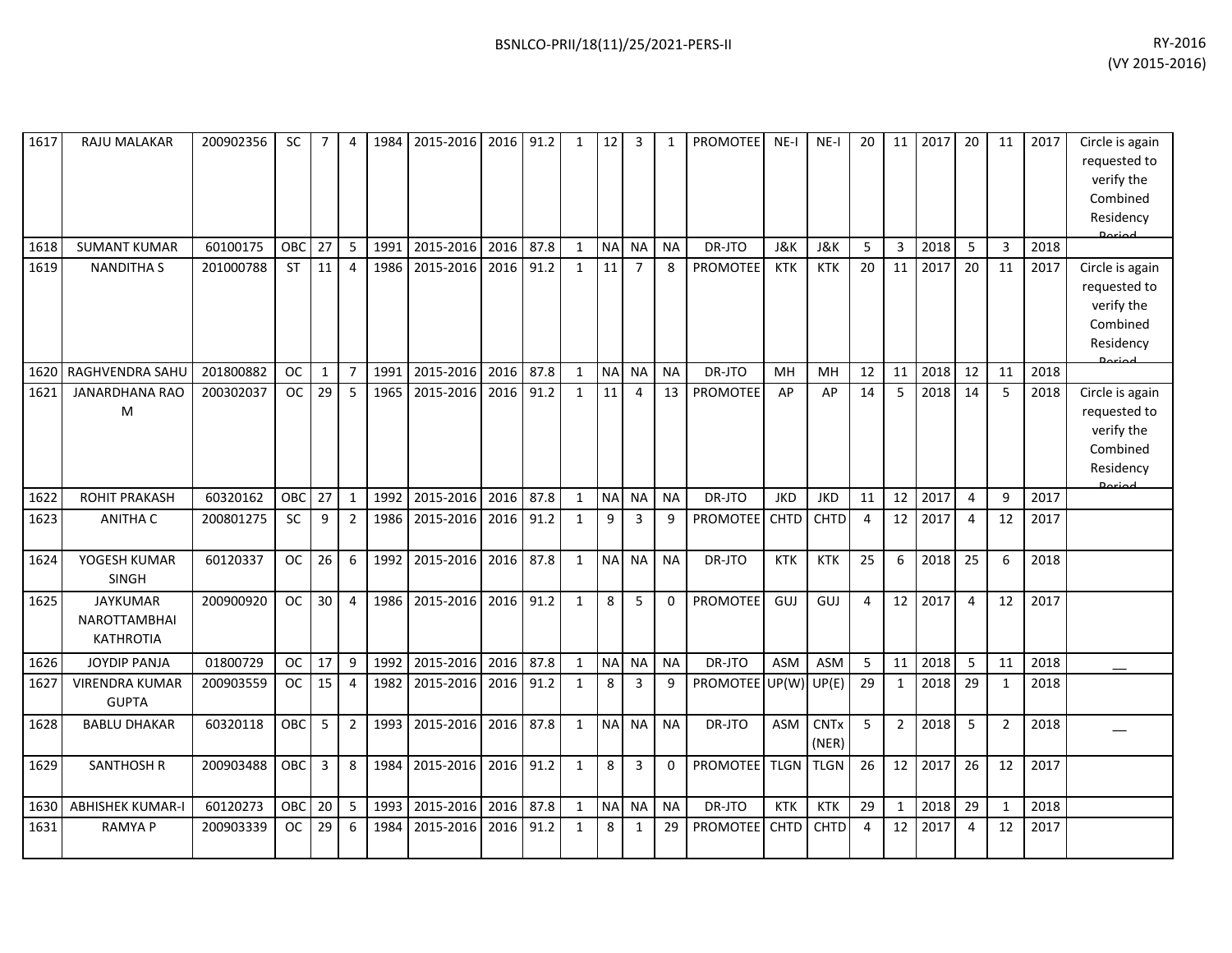| | | | | | | | | | | | | | | | | | | | | | | | | |
|---|---|---|---|---|---|---|---|---|---|---|---|---|---|---|---|---|---|---|---|---|---|---|---|---|
| 1617 | RAJU MALAKAR | 200902356 | SC | 7 | 4 | 1984 | 2015-2016 | 2016 | 91.2 | 1 | 12 | 3 | 1 | PROMOTEE | NE-I | NE-I | 20 | 11 | 2017 | 20 | 11 | 2017 | Circle is again requested to verify the Combined Residency Period |
| 1618 | SUMANT KUMAR | 60100175 | OBC | 27 | 5 | 1991 | 2015-2016 | 2016 | 87.8 | 1 | NA | NA | NA | DR-JTO | J&K | J&K | 5 | 3 | 2018 | 5 | 3 | 2018 | |
| 1619 | NANDITHA S | 201000788 | ST | 11 | 4 | 1986 | 2015-2016 | 2016 | 91.2 | 1 | 11 | 7 | 8 | PROMOTEE | KTK | KTK | 20 | 11 | 2017 | 20 | 11 | 2017 | Circle is again requested to verify the Combined Residency Period |
| 1620 | RAGHVENDRA SAHU | 201800882 | OC | 1 | 7 | 1991 | 2015-2016 | 2016 | 87.8 | 1 | NA | NA | NA | DR-JTO | MH | MH | 12 | 11 | 2018 | 12 | 11 | 2018 | |
| 1621 | JANARDHANA RAO M | 200302037 | OC | 29 | 5 | 1965 | 2015-2016 | 2016 | 91.2 | 1 | 11 | 4 | 13 | PROMOTEE | AP | AP | 14 | 5 | 2018 | 14 | 5 | 2018 | Circle is again requested to verify the Combined Residency Period |
| 1622 | ROHIT PRAKASH | 60320162 | OBC | 27 | 1 | 1992 | 2015-2016 | 2016 | 87.8 | 1 | NA | NA | NA | DR-JTO | JKD | JKD | 11 | 12 | 2017 | 4 | 9 | 2017 | |
| 1623 | ANITHA C | 200801275 | SC | 9 | 2 | 1986 | 2015-2016 | 2016 | 91.2 | 1 | 9 | 3 | 9 | PROMOTEE | CHTD | CHTD | 4 | 12 | 2017 | 4 | 12 | 2017 | |
| 1624 | YOGESH KUMAR SINGH | 60120337 | OC | 26 | 6 | 1992 | 2015-2016 | 2016 | 87.8 | 1 | NA | NA | NA | DR-JTO | KTK | KTK | 25 | 6 | 2018 | 25 | 6 | 2018 | |
| 1625 | JAYKUMAR NAROTTAMBHAI KATHROTIA | 200900920 | OC | 30 | 4 | 1986 | 2015-2016 | 2016 | 91.2 | 1 | 8 | 5 | 0 | PROMOTEE | GUJ | GUJ | 4 | 12 | 2017 | 4 | 12 | 2017 | |
| 1626 | JOYDIP PANJA | 01800729 | OC | 17 | 9 | 1992 | 2015-2016 | 2016 | 87.8 | 1 | NA | NA | NA | DR-JTO | ASM | ASM | 5 | 11 | 2018 | 5 | 11 | 2018 | __ |
| 1627 | VIRENDRA KUMAR GUPTA | 200903559 | OC | 15 | 4 | 1982 | 2015-2016 | 2016 | 91.2 | 1 | 8 | 3 | 9 | PROMOTEE | UP(W) | UP(E) | 29 | 1 | 2018 | 29 | 1 | 2018 | |
| 1628 | BABLU DHAKAR | 60320118 | OBC | 5 | 2 | 1993 | 2015-2016 | 2016 | 87.8 | 1 | NA | NA | NA | DR-JTO | ASM | CNTx (NER) | 5 | 2 | 2018 | 5 | 2 | 2018 | __ |
| 1629 | SANTHOSH R | 200903488 | OBC | 3 | 8 | 1984 | 2015-2016 | 2016 | 91.2 | 1 | 8 | 3 | 0 | PROMOTEE | TLGN | TLGN | 26 | 12 | 2017 | 26 | 12 | 2017 | |
| 1630 | ABHISHEK KUMAR-I | 60120273 | OBC | 20 | 5 | 1993 | 2015-2016 | 2016 | 87.8 | 1 | NA | NA | NA | DR-JTO | KTK | KTK | 29 | 1 | 2018 | 29 | 1 | 2018 | |
| 1631 | RAMYA P | 200903339 | OC | 29 | 6 | 1984 | 2015-2016 | 2016 | 91.2 | 1 | 8 | 1 | 29 | PROMOTEE | CHTD | CHTD | 4 | 12 | 2017 | 4 | 12 | 2017 | |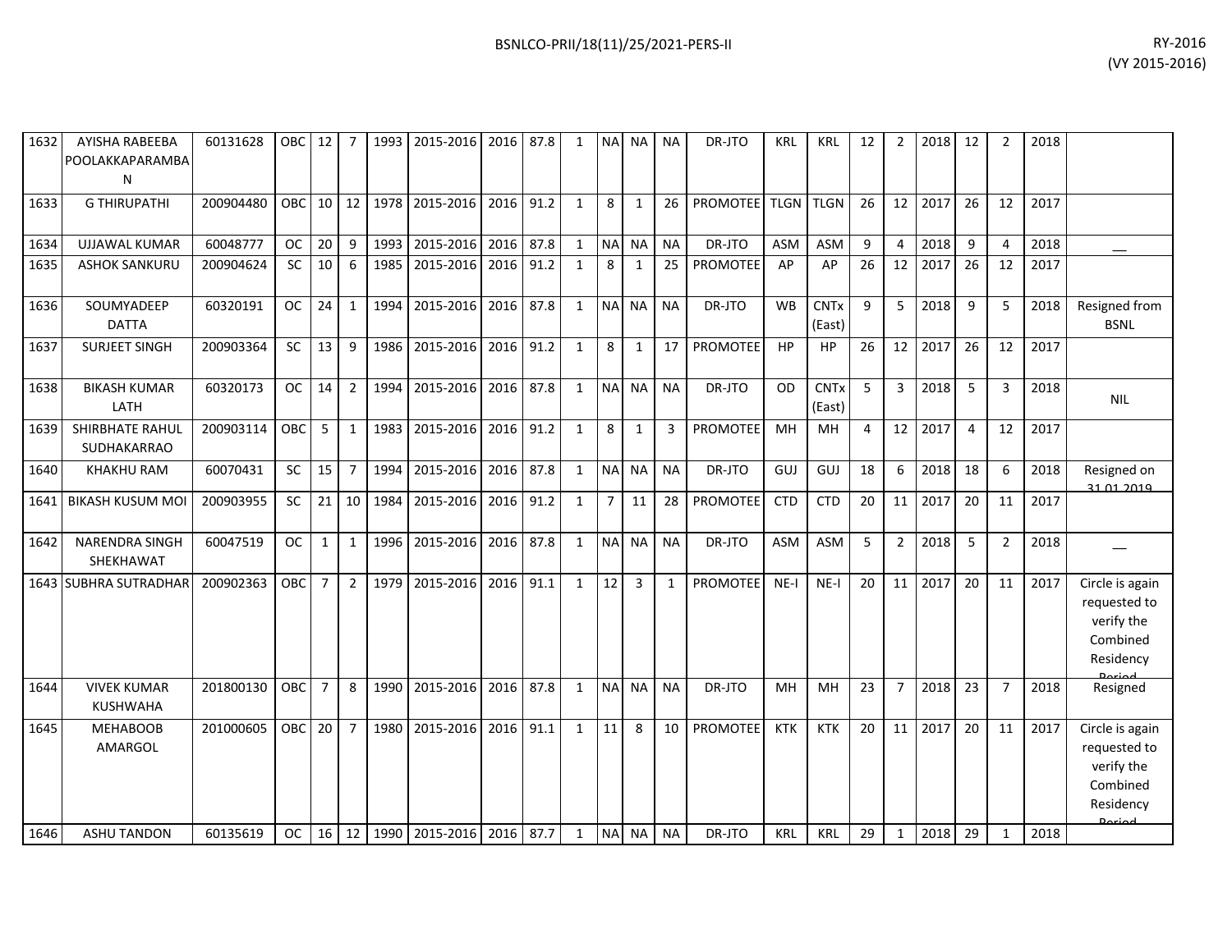BSNLCO-PRII/18(11)/25/2021-PERS-II

RY-2016
(VY 2015-2016)

| | | | | | | | | | | | | | | | | | | | | | | | | |
|---|---|---|---|---|---|---|---|---|---|---|---|---|---|---|---|---|---|---|---|---|---|---|---|---|
| 1632 | AYISHA RABEEBA POOLAKKAPARAMBAN | 60131628 | OBC | 12 | 7 | 1993 | 2015-2016 | 2016 | 87.8 | 1 | NA | NA | NA | DR-JTO | KRL | KRL | 12 | 2 | 2018 | 12 | 2 | 2018 | |
| 1633 | G THIRUPATHI | 200904480 | OBC | 10 | 12 | 1978 | 2015-2016 | 2016 | 91.2 | 1 | 8 | 1 | 26 | PROMOTEE | TLGN | TLGN | 26 | 12 | 2017 | 26 | 12 | 2017 | |
| 1634 | UJJAWAL KUMAR | 60048777 | OC | 20 | 9 | 1993 | 2015-2016 | 2016 | 87.8 | 1 | NA | NA | NA | DR-JTO | ASM | ASM | 9 | 4 | 2018 | 9 | 4 | 2018 | __ |
| 1635 | ASHOK SANKURU | 200904624 | SC | 10 | 6 | 1985 | 2015-2016 | 2016 | 91.2 | 1 | 8 | 1 | 25 | PROMOTEE | AP | AP | 26 | 12 | 2017 | 26 | 12 | 2017 | |
| 1636 | SOUMYADEEP DATTA | 60320191 | OC | 24 | 1 | 1994 | 2015-2016 | 2016 | 87.8 | 1 | NA | NA | NA | DR-JTO | WB | CNTx (East) | 9 | 5 | 2018 | 9 | 5 | 2018 | Resigned from BSNL |
| 1637 | SURJEET SINGH | 200903364 | SC | 13 | 9 | 1986 | 2015-2016 | 2016 | 91.2 | 1 | 8 | 1 | 17 | PROMOTEE | HP | HP | 26 | 12 | 2017 | 26 | 12 | 2017 | |
| 1638 | BIKASH KUMAR LATH | 60320173 | OC | 14 | 2 | 1994 | 2015-2016 | 2016 | 87.8 | 1 | NA | NA | NA | DR-JTO | OD | CNTx (East) | 5 | 3 | 2018 | 5 | 3 | 2018 | NIL |
| 1639 | SHIRBHATE RAHUL SUDHAKARRAO | 200903114 | OBC | 5 | 1 | 1983 | 2015-2016 | 2016 | 91.2 | 1 | 8 | 1 | 3 | PROMOTEE | MH | MH | 4 | 12 | 2017 | 4 | 12 | 2017 | |
| 1640 | KHAKHU RAM | 60070431 | SC | 15 | 7 | 1994 | 2015-2016 | 2016 | 87.8 | 1 | NA | NA | NA | DR-JTO | GUJ | GUJ | 18 | 6 | 2018 | 18 | 6 | 2018 | Resigned on 31.01.2019 |
| 1641 | BIKASH KUSUM MOI | 200903955 | SC | 21 | 10 | 1984 | 2015-2016 | 2016 | 91.2 | 1 | 7 | 11 | 28 | PROMOTEE | CTD | CTD | 20 | 11 | 2017 | 20 | 11 | 2017 | |
| 1642 | NARENDRA SINGH SHEKHAWAT | 60047519 | OC | 1 | 1 | 1996 | 2015-2016 | 2016 | 87.8 | 1 | NA | NA | NA | DR-JTO | ASM | ASM | 5 | 2 | 2018 | 5 | 2 | 2018 | __ |
| 1643 | SUBHRA SUTRADHAR | 200902363 | OBC | 7 | 2 | 1979 | 2015-2016 | 2016 | 91.1 | 1 | 12 | 3 | 1 | PROMOTEE | NE-I | NE-I | 20 | 11 | 2017 | 20 | 11 | 2017 | Circle is again requested to verify the Combined Residency Period |
| 1644 | VIVEK KUMAR KUSHWAHA | 201800130 | OBC | 7 | 8 | 1990 | 2015-2016 | 2016 | 87.8 | 1 | NA | NA | NA | DR-JTO | MH | MH | 23 | 7 | 2018 | 23 | 7 | 2018 | Resigned |
| 1645 | MEHABOOB AMARGOL | 201000605 | OBC | 20 | 7 | 1980 | 2015-2016 | 2016 | 91.1 | 1 | 11 | 8 | 10 | PROMOTEE | KTK | KTK | 20 | 11 | 2017 | 20 | 11 | 2017 | Circle is again requested to verify the Combined Residency Period |
| 1646 | ASHU TANDON | 60135619 | OC | 16 | 12 | 1990 | 2015-2016 | 2016 | 87.7 | 1 | NA | NA | NA | DR-JTO | KRL | KRL | 29 | 1 | 2018 | 29 | 1 | 2018 | |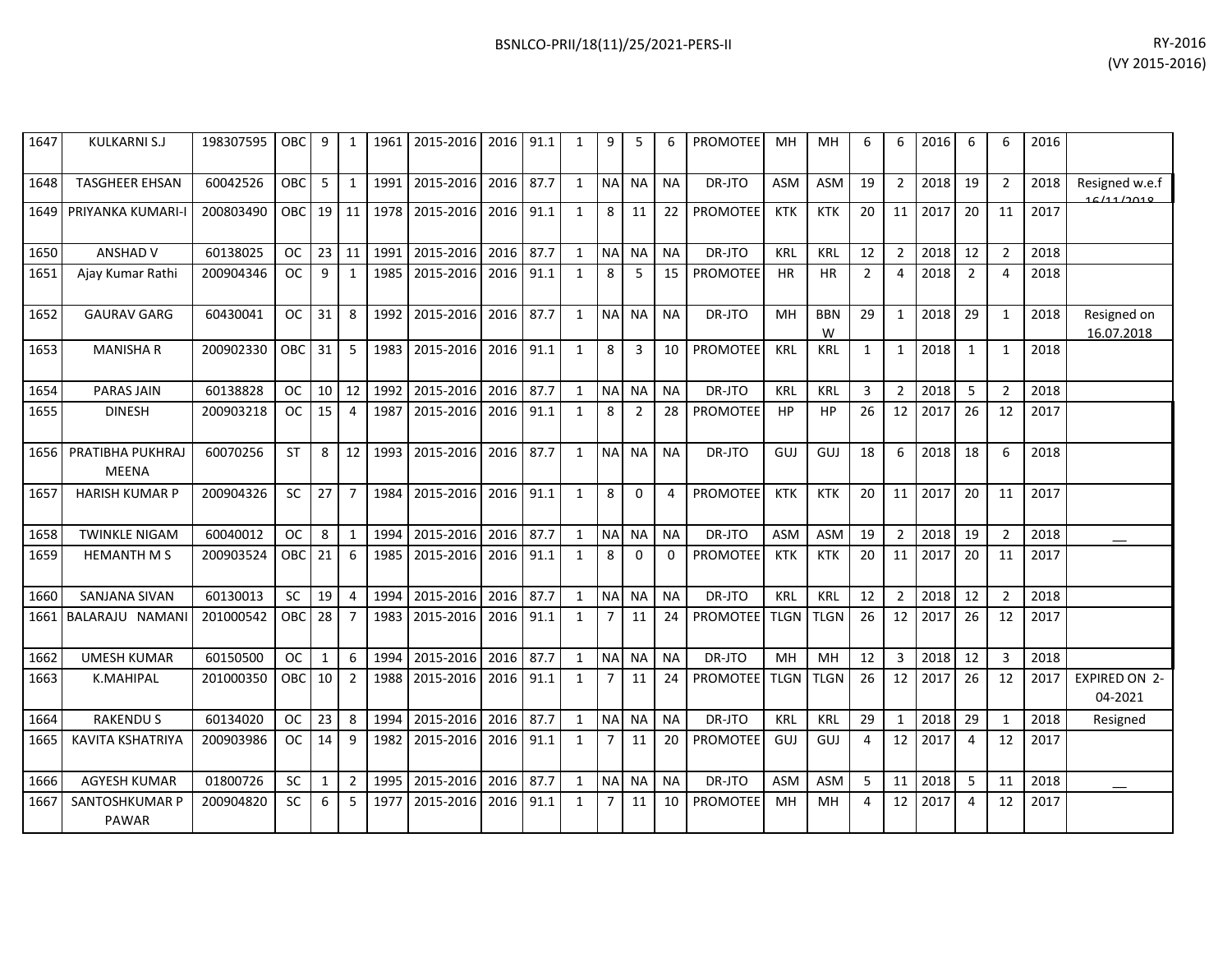| 1647 | KULKARNI S.J | 198307595 | OBC | 9 | 1 | 1961 | 2015-2016 | 2016 | 91.1 | 1 | 9 | 5 | 6 | PROMOTEE | MH | MH | 6 | 6 | 2016 | 6 | 6 | 2016 | |
|---|---|---|---|---|---|---|---|---|---|---|---|---|---|---|---|---|---|---|---|---|---|---|---|
| 1648 | TASGHEER EHSAN | 60042526 | OBC | 5 | 1 | 1991 | 2015-2016 | 2016 | 87.7 | 1 | NA | NA | NA | DR-JTO | ASM | ASM | 19 | 2 | 2018 | 19 | 2 | 2018 | Resigned w.e.f 16/11/2018 |
| 1649 | PRIYANKA KUMARI-I | 200803490 | OBC | 19 | 11 | 1978 | 2015-2016 | 2016 | 91.1 | 1 | 8 | 11 | 22 | PROMOTEE | KTK | KTK | 20 | 11 | 2017 | 20 | 11 | 2017 | |
| 1650 | ANSHAD V | 60138025 | OC | 23 | 11 | 1991 | 2015-2016 | 2016 | 87.7 | 1 | NA | NA | NA | DR-JTO | KRL | KRL | 12 | 2 | 2018 | 12 | 2 | 2018 | |
| 1651 | Ajay Kumar Rathi | 200904346 | OC | 9 | 1 | 1985 | 2015-2016 | 2016 | 91.1 | 1 | 8 | 5 | 15 | PROMOTEE | HR | HR | 2 | 4 | 2018 | 2 | 4 | 2018 | |
| 1652 | GAURAV GARG | 60430041 | OC | 31 | 8 | 1992 | 2015-2016 | 2016 | 87.7 | 1 | NA | NA | NA | DR-JTO | MH | BBNW | 29 | 1 | 2018 | 29 | 1 | 2018 | Resigned on 16.07.2018 |
| 1653 | MANISHA R | 200902330 | OBC | 31 | 5 | 1983 | 2015-2016 | 2016 | 91.1 | 1 | 8 | 3 | 10 | PROMOTEE | KRL | KRL | 1 | 1 | 2018 | 1 | 1 | 2018 | |
| 1654 | PARAS JAIN | 60138828 | OC | 10 | 12 | 1992 | 2015-2016 | 2016 | 87.7 | 1 | NA | NA | NA | DR-JTO | KRL | KRL | 3 | 2 | 2018 | 5 | 2 | 2018 | |
| 1655 | DINESH | 200903218 | OC | 15 | 4 | 1987 | 2015-2016 | 2016 | 91.1 | 1 | 8 | 2 | 28 | PROMOTEE | HP | HP | 26 | 12 | 2017 | 26 | 12 | 2017 | |
| 1656 | PRATIBHA PUKHRAJ MEENA | 60070256 | ST | 8 | 12 | 1993 | 2015-2016 | 2016 | 87.7 | 1 | NA | NA | NA | DR-JTO | GUJ | GUJ | 18 | 6 | 2018 | 18 | 6 | 2018 | |
| 1657 | HARISH KUMAR P | 200904326 | SC | 27 | 7 | 1984 | 2015-2016 | 2016 | 91.1 | 1 | 8 | 0 | 4 | PROMOTEE | KTK | KTK | 20 | 11 | 2017 | 20 | 11 | 2017 | |
| 1658 | TWINKLE NIGAM | 60040012 | OC | 8 | 1 | 1994 | 2015-2016 | 2016 | 87.7 | 1 | NA | NA | NA | DR-JTO | ASM | ASM | 19 | 2 | 2018 | 19 | 2 | 2018 | __ |
| 1659 | HEMANTH M S | 200903524 | OBC | 21 | 6 | 1985 | 2015-2016 | 2016 | 91.1 | 1 | 8 | 0 | 0 | PROMOTEE | KTK | KTK | 20 | 11 | 2017 | 20 | 11 | 2017 | |
| 1660 | SANJANA SIVAN | 60130013 | SC | 19 | 4 | 1994 | 2015-2016 | 2016 | 87.7 | 1 | NA | NA | NA | DR-JTO | KRL | KRL | 12 | 2 | 2018 | 12 | 2 | 2018 | |
| 1661 | BALARAJU NAMANI | 201000542 | OBC | 28 | 7 | 1983 | 2015-2016 | 2016 | 91.1 | 1 | 7 | 11 | 24 | PROMOTEE | TLGN | TLGN | 26 | 12 | 2017 | 26 | 12 | 2017 | |
| 1662 | UMESH KUMAR | 60150500 | OC | 1 | 6 | 1994 | 2015-2016 | 2016 | 87.7 | 1 | NA | NA | NA | DR-JTO | MH | MH | 12 | 3 | 2018 | 12 | 3 | 2018 | |
| 1663 | K.MAHIPAL | 201000350 | OBC | 10 | 2 | 1988 | 2015-2016 | 2016 | 91.1 | 1 | 7 | 11 | 24 | PROMOTEE | TLGN | TLGN | 26 | 12 | 2017 | 26 | 12 | 2017 | EXPIRED ON 2-04-2021 |
| 1664 | RAKENDU S | 60134020 | OC | 23 | 8 | 1994 | 2015-2016 | 2016 | 87.7 | 1 | NA | NA | NA | DR-JTO | KRL | KRL | 29 | 1 | 2018 | 29 | 1 | 2018 | Resigned |
| 1665 | KAVITA KSHATRIYA | 200903986 | OC | 14 | 9 | 1982 | 2015-2016 | 2016 | 91.1 | 1 | 7 | 11 | 20 | PROMOTEE | GUJ | GUJ | 4 | 12 | 2017 | 4 | 12 | 2017 | |
| 1666 | AGYESH KUMAR | 01800726 | SC | 1 | 2 | 1995 | 2015-2016 | 2016 | 87.7 | 1 | NA | NA | NA | DR-JTO | ASM | ASM | 5 | 11 | 2018 | 5 | 11 | 2018 | __ |
| 1667 | SANTOSHKUMAR P PAWAR | 200904820 | SC | 6 | 5 | 1977 | 2015-2016 | 2016 | 91.1 | 1 | 7 | 11 | 10 | PROMOTEE | MH | MH | 4 | 12 | 2017 | 4 | 12 | 2017 | |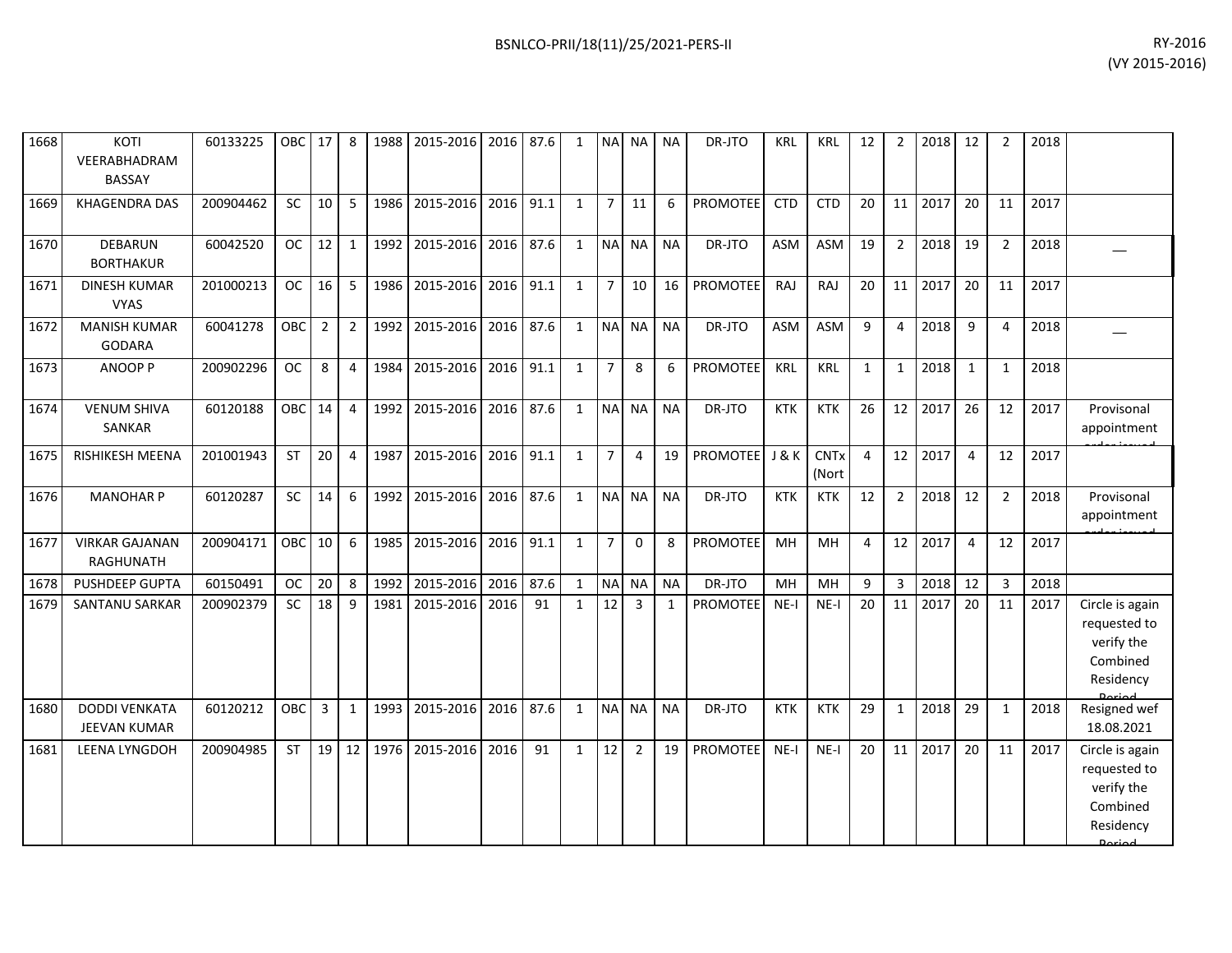| 1668 | KOTI VEERABHADRAM BASSAY | 60133225 | OBC | 17 | 8 | 1988 | 2015-2016 | 2016 | 87.6 | 1 | NA | NA | NA | DR-JTO | KRL | KRL | 12 | 2 | 2018 | 12 | 2 | 2018 | |
|---|---|---|---|---|---|---|---|---|---|---|---|---|---|---|---|---|---|---|---|---|---|---|---|
| 1669 | KHAGENDRA DAS | 200904462 | SC | 10 | 5 | 1986 | 2015-2016 | 2016 | 91.1 | 1 | 7 | 11 | 6 | PROMOTEE | CTD | CTD | 20 | 11 | 2017 | 20 | 11 | 2017 | |
| 1670 | DEBARUN BORTHAKUR | 60042520 | OC | 12 | 1 | 1992 | 2015-2016 | 2016 | 87.6 | 1 | NA | NA | NA | DR-JTO | ASM | ASM | 19 | 2 | 2018 | 19 | 2 | 2018 | __ |
| 1671 | DINESH KUMAR VYAS | 201000213 | OC | 16 | 5 | 1986 | 2015-2016 | 2016 | 91.1 | 1 | 7 | 10 | 16 | PROMOTEE | RAJ | RAJ | 20 | 11 | 2017 | 20 | 11 | 2017 | |
| 1672 | MANISH KUMAR GODARA | 60041278 | OBC | 2 | 2 | 1992 | 2015-2016 | 2016 | 87.6 | 1 | NA | NA | NA | DR-JTO | ASM | ASM | 9 | 4 | 2018 | 9 | 4 | 2018 | __ |
| 1673 | ANOOP P | 200902296 | OC | 8 | 4 | 1984 | 2015-2016 | 2016 | 91.1 | 1 | 7 | 8 | 6 | PROMOTEE | KRL | KRL | 1 | 1 | 2018 | 1 | 1 | 2018 | |
| 1674 | VENUM SHIVA SANKAR | 60120188 | OBC | 14 | 4 | 1992 | 2015-2016 | 2016 | 87.6 | 1 | NA | NA | NA | DR-JTO | KTK | KTK | 26 | 12 | 2017 | 26 | 12 | 2017 | Provisonal appointment order issued |
| 1675 | RISHIKESH MEENA | 201001943 | ST | 20 | 4 | 1987 | 2015-2016 | 2016 | 91.1 | 1 | 7 | 4 | 19 | PROMOTEE | J & K | CNTx (Nort | 4 | 12 | 2017 | 4 | 12 | 2017 | |
| 1676 | MANOHAR P | 60120287 | SC | 14 | 6 | 1992 | 2015-2016 | 2016 | 87.6 | 1 | NA | NA | NA | DR-JTO | KTK | KTK | 12 | 2 | 2018 | 12 | 2 | 2018 | Provisonal appointment order issued |
| 1677 | VIRKAR GAJANAN RAGHUNATH | 200904171 | OBC | 10 | 6 | 1985 | 2015-2016 | 2016 | 91.1 | 1 | 7 | 0 | 8 | PROMOTEE | MH | MH | 4 | 12 | 2017 | 4 | 12 | 2017 | |
| 1678 | PUSHDEEP GUPTA | 60150491 | OC | 20 | 8 | 1992 | 2015-2016 | 2016 | 87.6 | 1 | NA | NA | NA | DR-JTO | MH | MH | 9 | 3 | 2018 | 12 | 3 | 2018 | |
| 1679 | SANTANU SARKAR | 200902379 | SC | 18 | 9 | 1981 | 2015-2016 | 2016 | 91 | 1 | 12 | 3 | 1 | PROMOTEE | NE-I | NE-I | 20 | 11 | 2017 | 20 | 11 | 2017 | Circle is again requested to verify the Combined Residency Period |
| 1680 | DODDI VENKATA JEEVAN KUMAR | 60120212 | OBC | 3 | 1 | 1993 | 2015-2016 | 2016 | 87.6 | 1 | NA | NA | NA | DR-JTO | KTK | KTK | 29 | 1 | 2018 | 29 | 1 | 2018 | Resigned wef 18.08.2021 |
| 1681 | LEENA LYNGDOH | 200904985 | ST | 19 | 12 | 1976 | 2015-2016 | 2016 | 91 | 1 | 12 | 2 | 19 | PROMOTEE | NE-I | NE-I | 20 | 11 | 2017 | 20 | 11 | 2017 | Circle is again requested to verify the Combined Residency Period |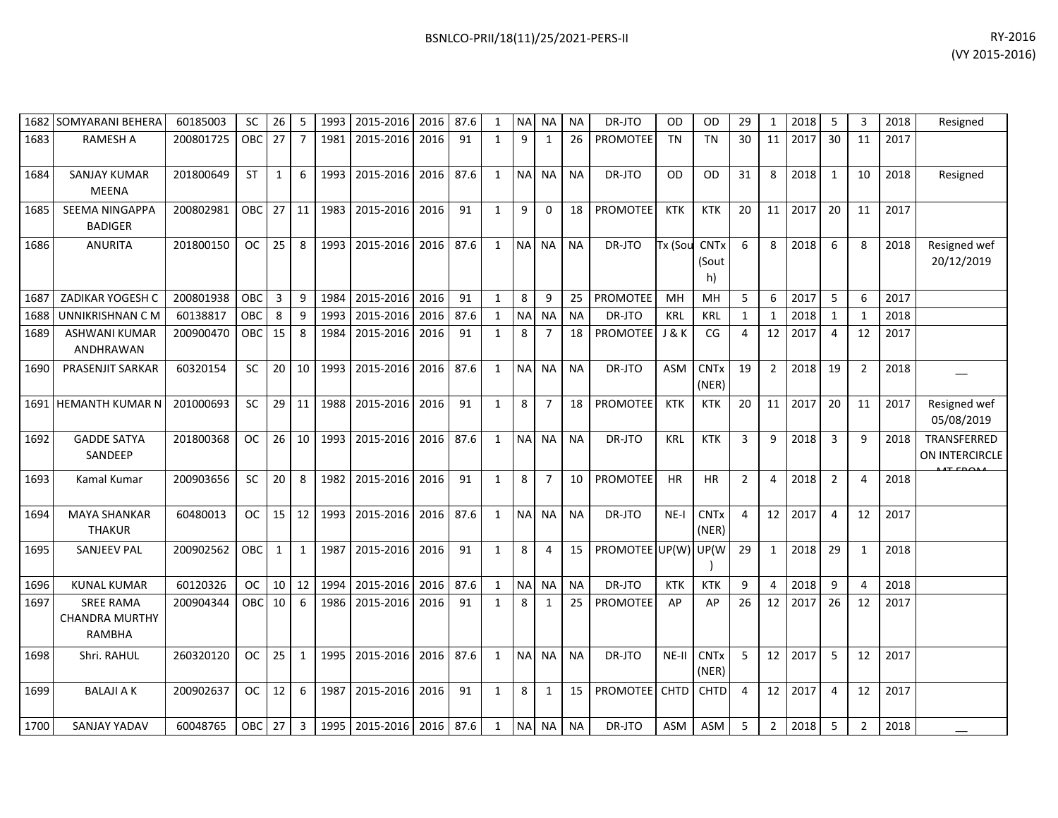| 1682 | SOMYARANI BEHERA | 60185003 | SC | 26 | 5 | 1993 | 2015-2016 | 2016 | 87.6 | 1 | NA | NA | NA | DR-JTO | OD | OD | 29 | 1 | 2018 | 5 | 3 | 2018 | Resigned |
|---|---|---|---|---|---|---|---|---|---|---|---|---|---|---|---|---|---|---|---|---|---|---|---|
| 1683 | RAMESH A | 200801725 | OBC | 27 | 7 | 1981 | 2015-2016 | 2016 | 91 | 1 | 9 | 1 | 26 | PROMOTEE | TN | TN | 30 | 11 | 2017 | 30 | 11 | 2017 | |
| 1684 | SANJAY KUMAR MEENA | 201800649 | ST | 1 | 6 | 1993 | 2015-2016 | 2016 | 87.6 | 1 | NA | NA | NA | DR-JTO | OD | OD | 31 | 8 | 2018 | 1 | 10 | 2018 | Resigned |
| 1685 | SEEMA NINGAPPA BADIGER | 200802981 | OBC | 27 | 11 | 1983 | 2015-2016 | 2016 | 91 | 1 | 9 | 0 | 18 | PROMOTEE | KTK | KTK | 20 | 11 | 2017 | 20 | 11 | 2017 | |
| 1686 | ANURITA | 201800150 | OC | 25 | 8 | 1993 | 2015-2016 | 2016 | 87.6 | 1 | NA | NA | NA | DR-JTO | Tx (Sou | CNTx (South) | 6 | 8 | 2018 | 6 | 8 | 2018 | Resigned wef 20/12/2019 |
| 1687 | ZADIKAR YOGESH C | 200801938 | OBC | 3 | 9 | 1984 | 2015-2016 | 2016 | 91 | 1 | 8 | 9 | 25 | PROMOTEE | MH | MH | 5 | 6 | 2017 | 5 | 6 | 2017 | |
| 1688 | UNNIKRISHNAN C M | 60138817 | OBC | 8 | 9 | 1993 | 2015-2016 | 2016 | 87.6 | 1 | NA | NA | NA | DR-JTO | KRL | KRL | 1 | 1 | 2018 | 1 | 1 | 2018 | |
| 1689 | ASHWANI KUMAR ANDHRAWAN | 200900470 | OBC | 15 | 8 | 1984 | 2015-2016 | 2016 | 91 | 1 | 8 | 7 | 18 | PROMOTEE | J & K | CG | 4 | 12 | 2017 | 4 | 12 | 2017 | |
| 1690 | PRASENJIT SARKAR | 60320154 | SC | 20 | 10 | 1993 | 2015-2016 | 2016 | 87.6 | 1 | NA | NA | NA | DR-JTO | ASM | CNTx (NER) | 19 | 2 | 2018 | 19 | 2 | 2018 | __ |
| 1691 | HEMANTH KUMAR N | 201000693 | SC | 29 | 11 | 1988 | 2015-2016 | 2016 | 91 | 1 | 8 | 7 | 18 | PROMOTEE | KTK | KTK | 20 | 11 | 2017 | 20 | 11 | 2017 | Resigned wef 05/08/2019 |
| 1692 | GADDE SATYA SANDEEP | 201800368 | OC | 26 | 10 | 1993 | 2015-2016 | 2016 | 87.6 | 1 | NA | NA | NA | DR-JTO | KRL | KTK | 3 | 9 | 2018 | 3 | 9 | 2018 | TRANSFERRED ON INTERCIRCLE MT FROM |
| 1693 | Kamal Kumar | 200903656 | SC | 20 | 8 | 1982 | 2015-2016 | 2016 | 91 | 1 | 8 | 7 | 10 | PROMOTEE | HR | HR | 2 | 4 | 2018 | 2 | 4 | 2018 | |
| 1694 | MAYA SHANKAR THAKUR | 60480013 | OC | 15 | 12 | 1993 | 2015-2016 | 2016 | 87.6 | 1 | NA | NA | NA | DR-JTO | NE-I | CNTx (NER) | 4 | 12 | 2017 | 4 | 12 | 2017 | |
| 1695 | SANJEEV PAL | 200902562 | OBC | 1 | 1 | 1987 | 2015-2016 | 2016 | 91 | 1 | 8 | 4 | 15 | PROMOTEE | UP(W) | UP(W) | 29 | 1 | 2018 | 29 | 1 | 2018 | |
| 1696 | KUNAL KUMAR | 60120326 | OC | 10 | 12 | 1994 | 2015-2016 | 2016 | 87.6 | 1 | NA | NA | NA | DR-JTO | KTK | KTK | 9 | 4 | 2018 | 9 | 4 | 2018 | |
| 1697 | SREE RAMA CHANDRA MURTHY RAMBHA | 200904344 | OBC | 10 | 6 | 1986 | 2015-2016 | 2016 | 91 | 1 | 8 | 1 | 25 | PROMOTEE | AP | AP | 26 | 12 | 2017 | 26 | 12 | 2017 | |
| 1698 | Shri. RAHUL | 260320120 | OC | 25 | 1 | 1995 | 2015-2016 | 2016 | 87.6 | 1 | NA | NA | NA | DR-JTO | NE-II | CNTx (NER) | 5 | 12 | 2017 | 5 | 12 | 2017 | |
| 1699 | BALAJI A K | 200902637 | OC | 12 | 6 | 1987 | 2015-2016 | 2016 | 91 | 1 | 8 | 1 | 15 | PROMOTEE | CHTD | CHTD | 4 | 12 | 2017 | 4 | 12 | 2017 | |
| 1700 | SANJAY YADAV | 60048765 | OBC | 27 | 3 | 1995 | 2015-2016 | 2016 | 87.6 | 1 | NA | NA | NA | DR-JTO | ASM | ASM | 5 | 2 | 2018 | 5 | 2 | 2018 | __ |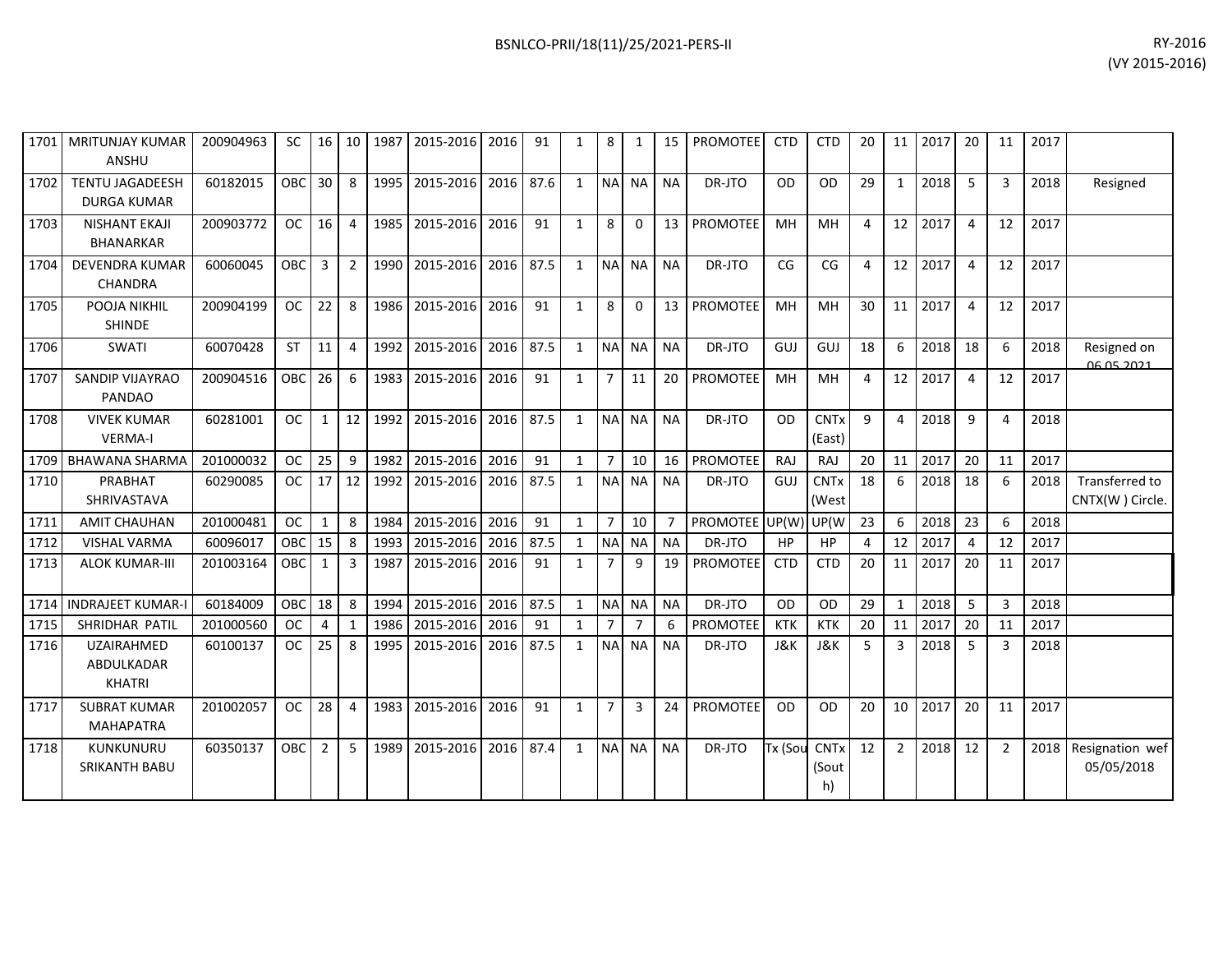| | | | | | | | | | | | | | | | | | | | | | | | | |
|---|---|---|---|---|---|---|---|---|---|---|---|---|---|---|---|---|---|---|---|---|---|---|---|---|
| 1701 | MRITUNJAY KUMAR ANSHU | 200904963 | SC | 16 | 10 | 1987 | 2015-2016 | 2016 | 91 | 1 | 8 | 1 | 15 | PROMOTEE | CTD | CTD | 20 | 11 | 2017 | 20 | 11 | 2017 | |
| 1702 | TENTU JAGADEESH DURGA KUMAR | 60182015 | OBC | 30 | 8 | 1995 | 2015-2016 | 2016 | 87.6 | 1 | NA | NA | NA | DR-JTO | OD | OD | 29 | 1 | 2018 | 5 | 3 | 2018 | Resigned |
| 1703 | NISHANT EKAJI BHANARKAR | 200903772 | OC | 16 | 4 | 1985 | 2015-2016 | 2016 | 91 | 1 | 8 | 0 | 13 | PROMOTEE | MH | MH | 4 | 12 | 2017 | 4 | 12 | 2017 | |
| 1704 | DEVENDRA KUMAR CHANDRA | 60060045 | OBC | 3 | 2 | 1990 | 2015-2016 | 2016 | 87.5 | 1 | NA | NA | NA | DR-JTO | CG | CG | 4 | 12 | 2017 | 4 | 12 | 2017 | |
| 1705 | POOJA NIKHIL SHINDE | 200904199 | OC | 22 | 8 | 1986 | 2015-2016 | 2016 | 91 | 1 | 8 | 0 | 13 | PROMOTEE | MH | MH | 30 | 11 | 2017 | 4 | 12 | 2017 | |
| 1706 | SWATI | 60070428 | ST | 11 | 4 | 1992 | 2015-2016 | 2016 | 87.5 | 1 | NA | NA | NA | DR-JTO | GUJ | GUJ | 18 | 6 | 2018 | 18 | 6 | 2018 | Resigned on 06.05.2021 |
| 1707 | SANDIP VIJAYRAO PANDAO | 200904516 | OBC | 26 | 6 | 1983 | 2015-2016 | 2016 | 91 | 1 | 7 | 11 | 20 | PROMOTEE | MH | MH | 4 | 12 | 2017 | 4 | 12 | 2017 | |
| 1708 | VIVEK KUMAR VERMA-I | 60281001 | OC | 1 | 12 | 1992 | 2015-2016 | 2016 | 87.5 | 1 | NA | NA | NA | DR-JTO | OD | CNTx (East) | 9 | 4 | 2018 | 9 | 4 | 2018 | |
| 1709 | BHAWANA SHARMA | 201000032 | OC | 25 | 9 | 1982 | 2015-2016 | 2016 | 91 | 1 | 7 | 10 | 16 | PROMOTEE | RAJ | RAJ | 20 | 11 | 2017 | 20 | 11 | 2017 | |
| 1710 | PRABHAT SHRIVASTAVA | 60290085 | OC | 17 | 12 | 1992 | 2015-2016 | 2016 | 87.5 | 1 | NA | NA | NA | DR-JTO | GUJ | CNTx (West | 18 | 6 | 2018 | 18 | 6 | 2018 | Transferred to CNTX(W ) Circle. |
| 1711 | AMIT CHAUHAN | 201000481 | OC | 1 | 8 | 1984 | 2015-2016 | 2016 | 91 | 1 | 7 | 10 | 7 | PROMOTEE | UP(W) | UP(W | 23 | 6 | 2018 | 23 | 6 | 2018 | |
| 1712 | VISHAL VARMA | 60096017 | OBC | 15 | 8 | 1993 | 2015-2016 | 2016 | 87.5 | 1 | NA | NA | NA | DR-JTO | HP | HP | 4 | 12 | 2017 | 4 | 12 | 2017 | |
| 1713 | ALOK KUMAR-III | 201003164 | OBC | 1 | 3 | 1987 | 2015-2016 | 2016 | 91 | 1 | 7 | 9 | 19 | PROMOTEE | CTD | CTD | 20 | 11 | 2017 | 20 | 11 | 2017 | |
| 1714 | INDRAJEET KUMAR-I | 60184009 | OBC | 18 | 8 | 1994 | 2015-2016 | 2016 | 87.5 | 1 | NA | NA | NA | DR-JTO | OD | OD | 29 | 1 | 2018 | 5 | 3 | 2018 | |
| 1715 | SHRIDHAR PATIL | 201000560 | OC | 4 | 1 | 1986 | 2015-2016 | 2016 | 91 | 1 | 7 | 7 | 6 | PROMOTEE | KTK | KTK | 20 | 11 | 2017 | 20 | 11 | 2017 | |
| 1716 | UZAIRAHMED ABDULKADAR KHATRI | 60100137 | OC | 25 | 8 | 1995 | 2015-2016 | 2016 | 87.5 | 1 | NA | NA | NA | DR-JTO | J&K | J&K | 5 | 3 | 2018 | 5 | 3 | 2018 | |
| 1717 | SUBRAT KUMAR MAHAPATRA | 201002057 | OC | 28 | 4 | 1983 | 2015-2016 | 2016 | 91 | 1 | 7 | 3 | 24 | PROMOTEE | OD | OD | 20 | 10 | 2017 | 20 | 11 | 2017 | |
| 1718 | KUNKUNURU SRIKANTH BABU | 60350137 | OBC | 2 | 5 | 1989 | 2015-2016 | 2016 | 87.4 | 1 | NA | NA | NA | DR-JTO | Tx (Sou | CNTx (South) | 12 | 2 | 2018 | 12 | 2 | 2018 | Resignation wef 05/05/2018 |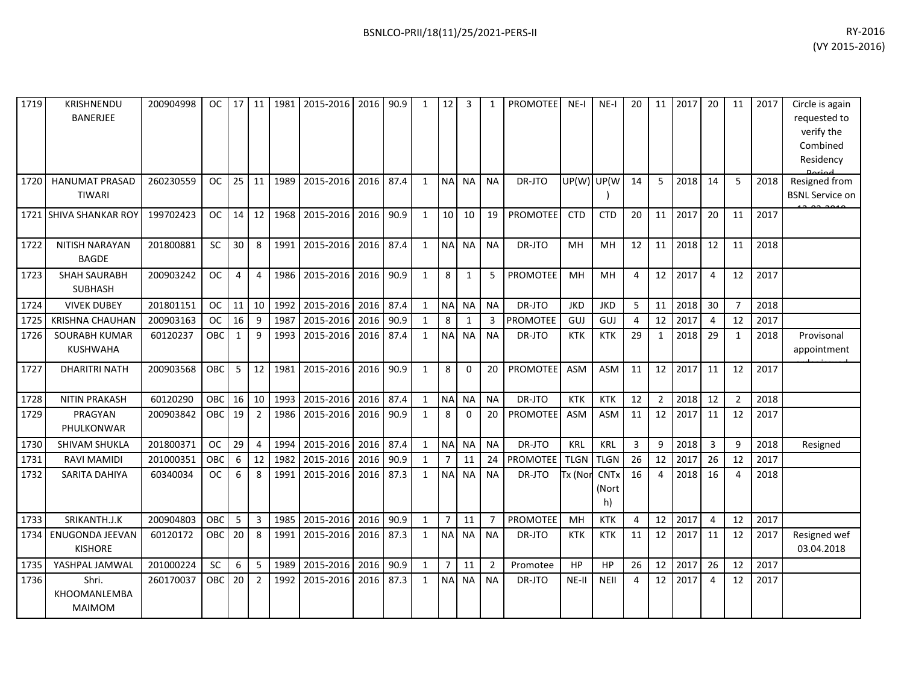| 1719 | KRISHNENDU BANERJEE | 200904998 | OC | 17 | 11 | 1981 | 2015-2016 | 2016 | 90.9 | 1 | 12 | 3 | 1 | PROMOTEE | NE-I | NE-I | 20 | 11 | 2017 | 20 | 11 | 2017 | Circle is again requested to verify the Combined Residency Period |
|---|---|---|---|---|---|---|---|---|---|---|---|---|---|---|---|---|---|---|---|---|---|---|---|
| 1720 | HANUMAT PRASAD TIWARI | 260230559 | OC | 25 | 11 | 1989 | 2015-2016 | 2016 | 87.4 | 1 | NA | NA | NA | DR-JTO | UP(W) | UP(W) | 14 | 5 | 2018 | 14 | 5 | 2018 | Resigned from BSNL Service on 12.02.2019 |
| 1721 | SHIVA SHANKAR ROY | 199702423 | OC | 14 | 12 | 1968 | 2015-2016 | 2016 | 90.9 | 1 | 10 | 10 | 19 | PROMOTEE | CTD | CTD | 20 | 11 | 2017 | 20 | 11 | 2017 | |
| 1722 | NITISH NARAYAN BAGDE | 201800881 | SC | 30 | 8 | 1991 | 2015-2016 | 2016 | 87.4 | 1 | NA | NA | NA | DR-JTO | MH | MH | 12 | 11 | 2018 | 12 | 11 | 2018 | |
| 1723 | SHAH SAURABH SUBHASH | 200903242 | OC | 4 | 4 | 1986 | 2015-2016 | 2016 | 90.9 | 1 | 8 | 1 | 5 | PROMOTEE | MH | MH | 4 | 12 | 2017 | 4 | 12 | 2017 | |
| 1724 | VIVEK DUBEY | 201801151 | OC | 11 | 10 | 1992 | 2015-2016 | 2016 | 87.4 | 1 | NA | NA | NA | DR-JTO | JKD | JKD | 5 | 11 | 2018 | 30 | 7 | 2018 | |
| 1725 | KRISHNA CHAUHAN | 200903163 | OC | 16 | 9 | 1987 | 2015-2016 | 2016 | 90.9 | 1 | 8 | 1 | 3 | PROMOTEE | GUJ | GUJ | 4 | 12 | 2017 | 4 | 12 | 2017 | |
| 1726 | SOURABH KUMAR KUSHWAHA | 60120237 | OBC | 1 | 9 | 1993 | 2015-2016 | 2016 | 87.4 | 1 | NA | NA | NA | DR-JTO | KTK | KTK | 29 | 1 | 2018 | 29 | 1 | 2018 | Provisonal appointment ... |
| 1727 | DHARITRI NATH | 200903568 | OBC | 5 | 12 | 1981 | 2015-2016 | 2016 | 90.9 | 1 | 8 | 0 | 20 | PROMOTEE | ASM | ASM | 11 | 12 | 2017 | 11 | 12 | 2017 | |
| 1728 | NITIN PRAKASH | 60120290 | OBC | 16 | 10 | 1993 | 2015-2016 | 2016 | 87.4 | 1 | NA | NA | NA | DR-JTO | KTK | KTK | 12 | 2 | 2018 | 12 | 2 | 2018 | |
| 1729 | PRAGYAN PHULKONWAR | 200903842 | OBC | 19 | 2 | 1986 | 2015-2016 | 2016 | 90.9 | 1 | 8 | 0 | 20 | PROMOTEE | ASM | ASM | 11 | 12 | 2017 | 11 | 12 | 2017 | |
| 1730 | SHIVAM SHUKLA | 201800371 | OC | 29 | 4 | 1994 | 2015-2016 | 2016 | 87.4 | 1 | NA | NA | NA | DR-JTO | KRL | KRL | 3 | 9 | 2018 | 3 | 9 | 2018 | Resigned |
| 1731 | RAVI MAMIDI | 201000351 | OBC | 6 | 12 | 1982 | 2015-2016 | 2016 | 90.9 | 1 | 7 | 11 | 24 | PROMOTEE | TLGN | TLGN | 26 | 12 | 2017 | 26 | 12 | 2017 | |
| 1732 | SARITA DAHIYA | 60340034 | OC | 6 | 8 | 1991 | 2015-2016 | 2016 | 87.3 | 1 | NA | NA | NA | DR-JTO | Tx (Nor | CNTx (North) | 16 | 4 | 2018 | 16 | 4 | 2018 | |
| 1733 | SRIKANTH.J.K | 200904803 | OBC | 5 | 3 | 1985 | 2015-2016 | 2016 | 90.9 | 1 | 7 | 11 | 7 | PROMOTEE | MH | KTK | 4 | 12 | 2017 | 4 | 12 | 2017 | |
| 1734 | ENUGONDA JEEVAN KISHORE | 60120172 | OBC | 20 | 8 | 1991 | 2015-2016 | 2016 | 87.3 | 1 | NA | NA | NA | DR-JTO | KTK | KTK | 11 | 12 | 2017 | 11 | 12 | 2017 | Resigned wef 03.04.2018 |
| 1735 | YASHPAL JAMWAL | 201000224 | SC | 6 | 5 | 1989 | 2015-2016 | 2016 | 90.9 | 1 | 7 | 11 | 2 | Promotee | HP | HP | 26 | 12 | 2017 | 26 | 12 | 2017 | |
| 1736 | Shri. KHOOMANLEMBA MAIMOM | 260170037 | OBC | 20 | 2 | 1992 | 2015-2016 | 2016 | 87.3 | 1 | NA | NA | NA | DR-JTO | NE-II | NEII | 4 | 12 | 2017 | 4 | 12 | 2017 | |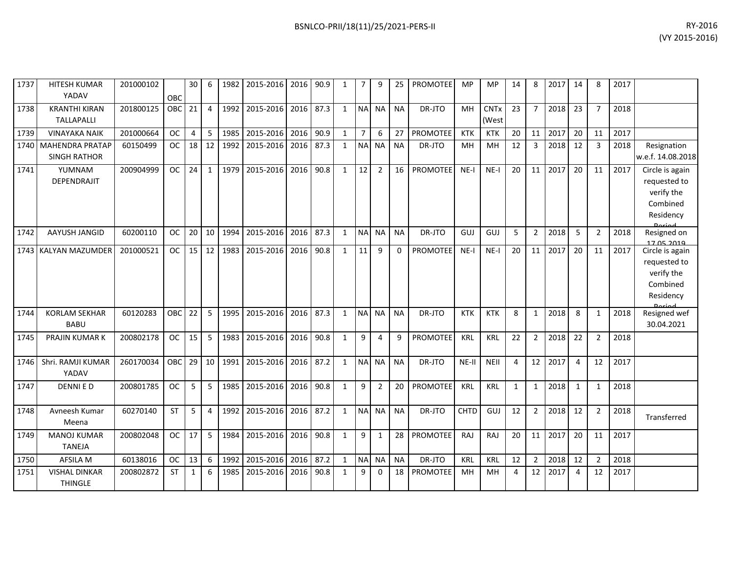| 1737 | HITESH KUMAR YADAV | 201000102 | OBC | 30 | 6 | 1982 | 2015-2016 | 2016 | 90.9 | 1 | 7 | 9 | 25 | PROMOTEE | MP | MP | 14 | 8 | 2017 | 14 | 8 | 2017 | |
|---|---|---|---|---|---|---|---|---|---|---|---|---|---|---|---|---|---|---|---|---|---|---|---|
| 1738 | KRANTHI KIRAN TALLAPALLI | 201800125 | OBC | 21 | 4 | 1992 | 2015-2016 | 2016 | 87.3 | 1 | NA | NA | NA | DR-JTO | MH | CNTx (West | 23 | 7 | 2018 | 23 | 7 | 2018 | |
| 1739 | VINAYAKA NAIK | 201000664 | OC | 4 | 5 | 1985 | 2015-2016 | 2016 | 90.9 | 1 | 7 | 6 | 27 | PROMOTEE | KTK | KTK | 20 | 11 | 2017 | 20 | 11 | 2017 | |
| 1740 | MAHENDRA PRATAP SINGH RATHOR | 60150499 | OC | 18 | 12 | 1992 | 2015-2016 | 2016 | 87.3 | 1 | NA | NA | NA | DR-JTO | MH | MH | 12 | 3 | 2018 | 12 | 3 | 2018 | Resignation w.e.f. 14.08.2018 |
| 1741 | YUMNAM DEPENDRAJIT | 200904999 | OC | 24 | 1 | 1979 | 2015-2016 | 2016 | 90.8 | 1 | 12 | 2 | 16 | PROMOTEE | NE-I | NE-I | 20 | 11 | 2017 | 20 | 11 | 2017 | Circle is again requested to verify the Combined Residency Period |
| 1742 | AAYUSH JANGID | 60200110 | OC | 20 | 10 | 1994 | 2015-2016 | 2016 | 87.3 | 1 | NA | NA | NA | DR-JTO | GUJ | GUJ | 5 | 2 | 2018 | 5 | 2 | 2018 | Resigned on 17.05.2019 |
| 1743 | KALYAN MAZUMDER | 201000521 | OC | 15 | 12 | 1983 | 2015-2016 | 2016 | 90.8 | 1 | 11 | 9 | 0 | PROMOTEE | NE-I | NE-I | 20 | 11 | 2017 | 20 | 11 | 2017 | Circle is again requested to verify the Combined Residency Period |
| 1744 | KORLAM SEKHAR BABU | 60120283 | OBC | 22 | 5 | 1995 | 2015-2016 | 2016 | 87.3 | 1 | NA | NA | NA | DR-JTO | KTK | KTK | 8 | 1 | 2018 | 8 | 1 | 2018 | Resigned wef 30.04.2021 |
| 1745 | PRAJIN KUMAR K | 200802178 | OC | 15 | 5 | 1983 | 2015-2016 | 2016 | 90.8 | 1 | 9 | 4 | 9 | PROMOTEE | KRL | KRL | 22 | 2 | 2018 | 22 | 2 | 2018 | |
| 1746 | Shri. RAMJI KUMAR YADAV | 260170034 | OBC | 29 | 10 | 1991 | 2015-2016 | 2016 | 87.2 | 1 | NA | NA | NA | DR-JTO | NE-II | NEII | 4 | 12 | 2017 | 4 | 12 | 2017 | |
| 1747 | DENNI E D | 200801785 | OC | 5 | 5 | 1985 | 2015-2016 | 2016 | 90.8 | 1 | 9 | 2 | 20 | PROMOTEE | KRL | KRL | 1 | 1 | 2018 | 1 | 1 | 2018 | |
| 1748 | Avneesh Kumar Meena | 60270140 | ST | 5 | 4 | 1992 | 2015-2016 | 2016 | 87.2 | 1 | NA | NA | NA | DR-JTO | CHTD | GUJ | 12 | 2 | 2018 | 12 | 2 | 2018 | Transferred |
| 1749 | MANOJ KUMAR TANEJA | 200802048 | OC | 17 | 5 | 1984 | 2015-2016 | 2016 | 90.8 | 1 | 9 | 1 | 28 | PROMOTEE | RAJ | RAJ | 20 | 11 | 2017 | 20 | 11 | 2017 | |
| 1750 | AFSILA M | 60138016 | OC | 13 | 6 | 1992 | 2015-2016 | 2016 | 87.2 | 1 | NA | NA | NA | DR-JTO | KRL | KRL | 12 | 2 | 2018 | 12 | 2 | 2018 | |
| 1751 | VISHAL DINKAR THINGLE | 200802872 | ST | 1 | 6 | 1985 | 2015-2016 | 2016 | 90.8 | 1 | 9 | 0 | 18 | PROMOTEE | MH | MH | 4 | 12 | 2017 | 4 | 12 | 2017 | |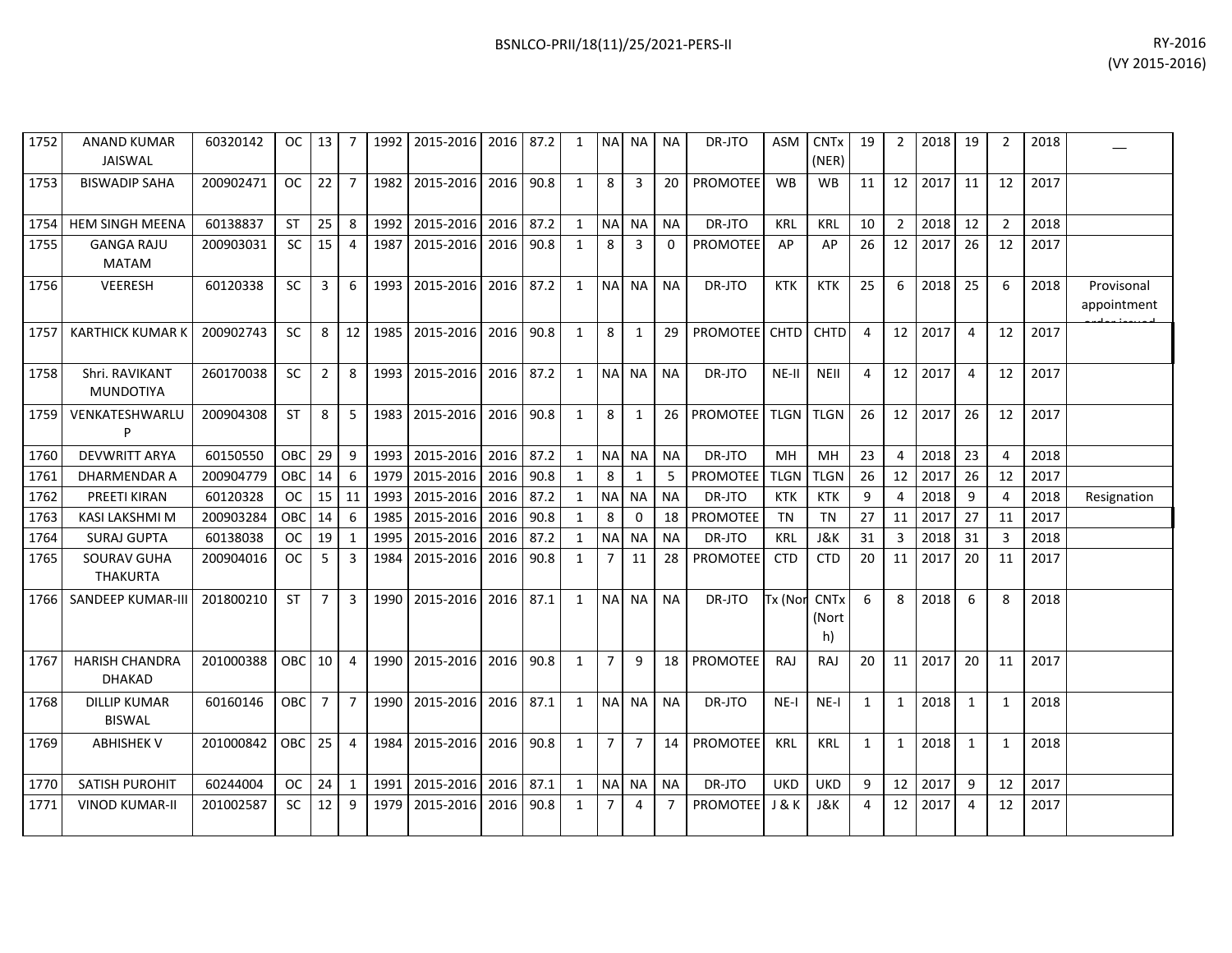| 1752 | ANAND KUMAR JAISWAL | 60320142 | OC | 13 | 7 | 1992 | 2015-2016 | 2016 | 87.2 | 1 | NA | NA | NA | DR-JTO | ASM | CNTx (NER) | 19 | 2 | 2018 | 19 | 2 | 2018 | __ |
|---|---|---|---|---|---|---|---|---|---|---|---|---|---|---|---|---|---|---|---|---|---|---|---|
| 1753 | BISWADIP SAHA | 200902471 | OC | 22 | 7 | 1982 | 2015-2016 | 2016 | 90.8 | 1 | 8 | 3 | 20 | PROMOTEE | WB | WB | 11 | 12 | 2017 | 11 | 12 | 2017 | |
| 1754 | HEM SINGH MEENA | 60138837 | ST | 25 | 8 | 1992 | 2015-2016 | 2016 | 87.2 | 1 | NA | NA | NA | DR-JTO | KRL | KRL | 10 | 2 | 2018 | 12 | 2 | 2018 | |
| 1755 | GANGA RAJU MATAM | 200903031 | SC | 15 | 4 | 1987 | 2015-2016 | 2016 | 90.8 | 1 | 8 | 3 | 0 | PROMOTEE | AP | AP | 26 | 12 | 2017 | 26 | 12 | 2017 | |
| 1756 | VEERESH | 60120338 | SC | 3 | 6 | 1993 | 2015-2016 | 2016 | 87.2 | 1 | NA | NA | NA | DR-JTO | KTK | KTK | 25 | 6 | 2018 | 25 | 6 | 2018 | Provisonal appointment order issued |
| 1757 | KARTHICK KUMAR K | 200902743 | SC | 8 | 12 | 1985 | 2015-2016 | 2016 | 90.8 | 1 | 8 | 1 | 29 | PROMOTEE | CHTD | CHTD | 4 | 12 | 2017 | 4 | 12 | 2017 | |
| 1758 | Shri. RAVIKANT MUNDOTIYA | 260170038 | SC | 2 | 8 | 1993 | 2015-2016 | 2016 | 87.2 | 1 | NA | NA | NA | DR-JTO | NE-II | NEII | 4 | 12 | 2017 | 4 | 12 | 2017 | |
| 1759 | VENKATESHWARLU P | 200904308 | ST | 8 | 5 | 1983 | 2015-2016 | 2016 | 90.8 | 1 | 8 | 1 | 26 | PROMOTEE | TLGN | TLGN | 26 | 12 | 2017 | 26 | 12 | 2017 | |
| 1760 | DEVWRITT ARYA | 60150550 | OBC | 29 | 9 | 1993 | 2015-2016 | 2016 | 87.2 | 1 | NA | NA | NA | DR-JTO | MH | MH | 23 | 4 | 2018 | 23 | 4 | 2018 | |
| 1761 | DHARMENDAR A | 200904779 | OBC | 14 | 6 | 1979 | 2015-2016 | 2016 | 90.8 | 1 | 8 | 1 | 5 | PROMOTEE | TLGN | TLGN | 26 | 12 | 2017 | 26 | 12 | 2017 | |
| 1762 | PREETI KIRAN | 60120328 | OC | 15 | 11 | 1993 | 2015-2016 | 2016 | 87.2 | 1 | NA | NA | NA | DR-JTO | KTK | KTK | 9 | 4 | 2018 | 9 | 4 | 2018 | Resignation |
| 1763 | KASI LAKSHMI M | 200903284 | OBC | 14 | 6 | 1985 | 2015-2016 | 2016 | 90.8 | 1 | 8 | 0 | 18 | PROMOTEE | TN | TN | 27 | 11 | 2017 | 27 | 11 | 2017 | |
| 1764 | SURAJ GUPTA | 60138038 | OC | 19 | 1 | 1995 | 2015-2016 | 2016 | 87.2 | 1 | NA | NA | NA | DR-JTO | KRL | J&K | 31 | 3 | 2018 | 31 | 3 | 2018 | |
| 1765 | SOURAV GUHA THAKURTA | 200904016 | OC | 5 | 3 | 1984 | 2015-2016 | 2016 | 90.8 | 1 | 7 | 11 | 28 | PROMOTEE | CTD | CTD | 20 | 11 | 2017 | 20 | 11 | 2017 | |
| 1766 | SANDEEP KUMAR-III | 201800210 | ST | 7 | 3 | 1990 | 2015-2016 | 2016 | 87.1 | 1 | NA | NA | NA | DR-JTO | Tx (Nor | CNTx (North) | 6 | 8 | 2018 | 6 | 8 | 2018 | |
| 1767 | HARISH CHANDRA DHAKAD | 201000388 | OBC | 10 | 4 | 1990 | 2015-2016 | 2016 | 90.8 | 1 | 7 | 9 | 18 | PROMOTEE | RAJ | RAJ | 20 | 11 | 2017 | 20 | 11 | 2017 | |
| 1768 | DILLIP KUMAR BISWAL | 60160146 | OBC | 7 | 7 | 1990 | 2015-2016 | 2016 | 87.1 | 1 | NA | NA | NA | DR-JTO | NE-I | NE-I | 1 | 1 | 2018 | 1 | 1 | 2018 | |
| 1769 | ABHISHEK V | 201000842 | OBC | 25 | 4 | 1984 | 2015-2016 | 2016 | 90.8 | 1 | 7 | 7 | 14 | PROMOTEE | KRL | KRL | 1 | 1 | 2018 | 1 | 1 | 2018 | |
| 1770 | SATISH PUROHIT | 60244004 | OC | 24 | 1 | 1991 | 2015-2016 | 2016 | 87.1 | 1 | NA | NA | NA | DR-JTO | UKD | UKD | 9 | 12 | 2017 | 9 | 12 | 2017 | |
| 1771 | VINOD KUMAR-II | 201002587 | SC | 12 | 9 | 1979 | 2015-2016 | 2016 | 90.8 | 1 | 7 | 4 | 7 | PROMOTEE | J & K | J&K | 4 | 12 | 2017 | 4 | 12 | 2017 | |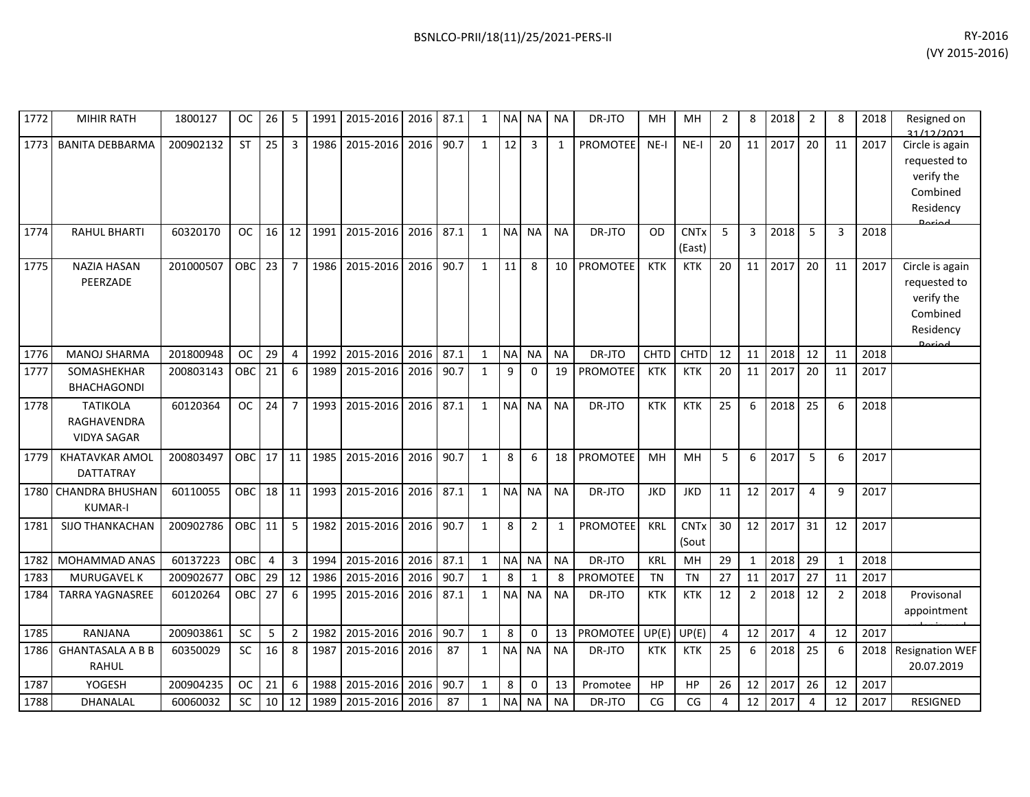| 1772 | MIHIR RATH | 1800127 | OC | 26 | 5 | 1991 | 2015-2016 | 2016 | 87.1 | 1 | NA | NA | NA | DR-JTO | MH | MH | 2 | 8 | 2018 | 2 | 8 | 2018 | Resigned on 31/12/2021 |
|---|---|---|---|---|---|---|---|---|---|---|---|---|---|---|---|---|---|---|---|---|---|---|---|
| 1773 | BANITA DEBBARMA | 200902132 | ST | 25 | 3 | 1986 | 2015-2016 | 2016 | 90.7 | 1 | 12 | 3 | 1 | PROMOTEE | NE-I | NE-I | 20 | 11 | 2017 | 20 | 11 | 2017 | Circle is again requested to verify the Combined Residency Period |
| 1774 | RAHUL BHARTI | 60320170 | OC | 16 | 12 | 1991 | 2015-2016 | 2016 | 87.1 | 1 | NA | NA | NA | DR-JTO | OD | CNTx (East) | 5 | 3 | 2018 | 5 | 3 | 2018 | |
| 1775 | NAZIA HASAN PEERZADE | 201000507 | OBC | 23 | 7 | 1986 | 2015-2016 | 2016 | 90.7 | 1 | 11 | 8 | 10 | PROMOTEE | KTK | KTK | 20 | 11 | 2017 | 20 | 11 | 2017 | Circle is again requested to verify the Combined Residency Period |
| 1776 | MANOJ SHARMA | 201800948 | OC | 29 | 4 | 1992 | 2015-2016 | 2016 | 87.1 | 1 | NA | NA | NA | DR-JTO | CHTD | CHTD | 12 | 11 | 2018 | 12 | 11 | 2018 | |
| 1777 | SOMASHEKHAR BHACHAGONDI | 200803143 | OBC | 21 | 6 | 1989 | 2015-2016 | 2016 | 90.7 | 1 | 9 | 0 | 19 | PROMOTEE | KTK | KTK | 20 | 11 | 2017 | 20 | 11 | 2017 | |
| 1778 | TATIKOLA RAGHAVENDRA VIDYA SAGAR | 60120364 | OC | 24 | 7 | 1993 | 2015-2016 | 2016 | 87.1 | 1 | NA | NA | NA | DR-JTO | KTK | KTK | 25 | 6 | 2018 | 25 | 6 | 2018 | |
| 1779 | KHATAVKAR AMOL DATTATRAY | 200803497 | OBC | 17 | 11 | 1985 | 2015-2016 | 2016 | 90.7 | 1 | 8 | 6 | 18 | PROMOTEE | MH | MH | 5 | 6 | 2017 | 5 | 6 | 2017 | |
| 1780 | CHANDRA BHUSHAN KUMAR-I | 60110055 | OBC | 18 | 11 | 1993 | 2015-2016 | 2016 | 87.1 | 1 | NA | NA | NA | DR-JTO | JKD | JKD | 11 | 12 | 2017 | 4 | 9 | 2017 | |
| 1781 | SIJO THANKACHAN | 200902786 | OBC | 11 | 5 | 1982 | 2015-2016 | 2016 | 90.7 | 1 | 8 | 2 | 1 | PROMOTEE | KRL | CNTx (Sout | 30 | 12 | 2017 | 31 | 12 | 2017 | |
| 1782 | MOHAMMAD ANAS | 60137223 | OBC | 4 | 3 | 1994 | 2015-2016 | 2016 | 87.1 | 1 | NA | NA | NA | DR-JTO | KRL | MH | 29 | 1 | 2018 | 29 | 1 | 2018 | |
| 1783 | MURUGAVEL K | 200902677 | OBC | 29 | 12 | 1986 | 2015-2016 | 2016 | 90.7 | 1 | 8 | 1 | 8 | PROMOTEE | TN | TN | 27 | 11 | 2017 | 27 | 11 | 2017 | |
| 1784 | TARRA YAGNASREE | 60120264 | OBC | 27 | 6 | 1995 | 2015-2016 | 2016 | 87.1 | 1 | NA | NA | NA | DR-JTO | KTK | KTK | 12 | 2 | 2018 | 12 | 2 | 2018 | Provisonal appointment |
| 1785 | RANJANA | 200903861 | SC | 5 | 2 | 1982 | 2015-2016 | 2016 | 90.7 | 1 | 8 | 0 | 13 | PROMOTEE | UP(E) | UP(E) | 4 | 12 | 2017 | 4 | 12 | 2017 | |
| 1786 | GHANTASALA A B B RAHUL | 60350029 | SC | 16 | 8 | 1987 | 2015-2016 | 2016 | 87 | 1 | NA | NA | NA | DR-JTO | KTK | KTK | 25 | 6 | 2018 | 25 | 6 | 2018 | Resignation WEF 20.07.2019 |
| 1787 | YOGESH | 200904235 | OC | 21 | 6 | 1988 | 2015-2016 | 2016 | 90.7 | 1 | 8 | 0 | 13 | Promotee | HP | HP | 26 | 12 | 2017 | 26 | 12 | 2017 | |
| 1788 | DHANALAL | 60060032 | SC | 10 | 12 | 1989 | 2015-2016 | 2016 | 87 | 1 | NA | NA | NA | DR-JTO | CG | CG | 4 | 12 | 2017 | 4 | 12 | 2017 | RESIGNED |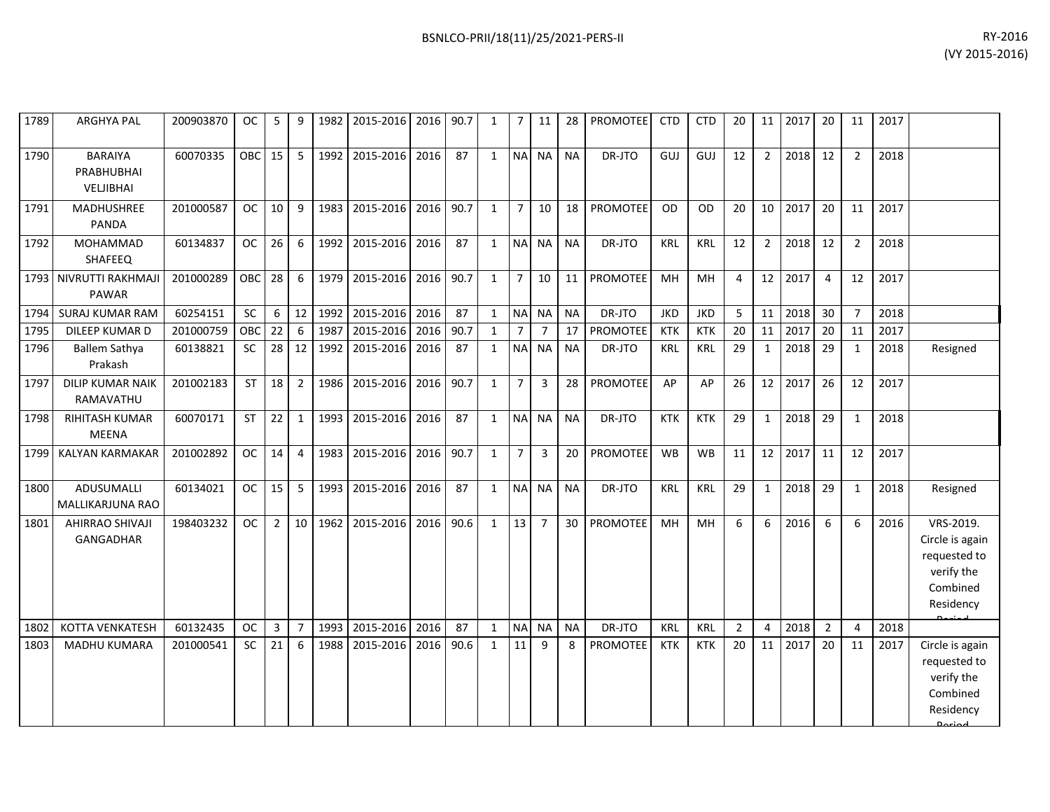| | | | | | | | | | | | | | | | | | | | | | | | | | |
|---|---|---|---|---|---|---|---|---|---|---|---|---|---|---|---|---|---|---|---|---|---|---|---|---|---|
| 1789 | ARGHYA PAL | 200903870 | OC | 5 | 9 | 1982 | 2015-2016 | 2016 | 90.7 | 1 | 7 | 11 | 28 | PROMOTEE | CTD | CTD | 20 | 11 | 2017 | 20 | 11 | 2017 | |
| 1790 | BARAIYA PRABHUBHAI VELJIBHAI | 60070335 | OBC | 15 | 5 | 1992 | 2015-2016 | 2016 | 87 | 1 | NA | NA | NA | DR-JTO | GUJ | GUJ | 12 | 2 | 2018 | 12 | 2 | 2018 | |
| 1791 | MADHUSHREE PANDA | 201000587 | OC | 10 | 9 | 1983 | 2015-2016 | 2016 | 90.7 | 1 | 7 | 10 | 18 | PROMOTEE | OD | OD | 20 | 10 | 2017 | 20 | 11 | 2017 | |
| 1792 | MOHAMMAD SHAFEEQ | 60134837 | OC | 26 | 6 | 1992 | 2015-2016 | 2016 | 87 | 1 | NA | NA | NA | DR-JTO | KRL | KRL | 12 | 2 | 2018 | 12 | 2 | 2018 | |
| 1793 | NIVRUTTI RAKHMAJI PAWAR | 201000289 | OBC | 28 | 6 | 1979 | 2015-2016 | 2016 | 90.7 | 1 | 7 | 10 | 11 | PROMOTEE | MH | MH | 4 | 12 | 2017 | 4 | 12 | 2017 | |
| 1794 | SURAJ KUMAR RAM | 60254151 | SC | 6 | 12 | 1992 | 2015-2016 | 2016 | 87 | 1 | NA | NA | NA | DR-JTO | JKD | JKD | 5 | 11 | 2018 | 30 | 7 | 2018 | |
| 1795 | DILEEP KUMAR D | 201000759 | OBC | 22 | 6 | 1987 | 2015-2016 | 2016 | 90.7 | 1 | 7 | 7 | 17 | PROMOTEE | KTK | KTK | 20 | 11 | 2017 | 20 | 11 | 2017 | |
| 1796 | Ballem Sathya Prakash | 60138821 | SC | 28 | 12 | 1992 | 2015-2016 | 2016 | 87 | 1 | NA | NA | NA | DR-JTO | KRL | KRL | 29 | 1 | 2018 | 29 | 1 | 2018 | Resigned |
| 1797 | DILIP KUMAR NAIK RAMAVATHU | 201002183 | ST | 18 | 2 | 1986 | 2015-2016 | 2016 | 90.7 | 1 | 7 | 3 | 28 | PROMOTEE | AP | AP | 26 | 12 | 2017 | 26 | 12 | 2017 | |
| 1798 | RIHITASH KUMAR MEENA | 60070171 | ST | 22 | 1 | 1993 | 2015-2016 | 2016 | 87 | 1 | NA | NA | NA | DR-JTO | KTK | KTK | 29 | 1 | 2018 | 29 | 1 | 2018 | |
| 1799 | KALYAN KARMAKAR | 201002892 | OC | 14 | 4 | 1983 | 2015-2016 | 2016 | 90.7 | 1 | 7 | 3 | 20 | PROMOTEE | WB | WB | 11 | 12 | 2017 | 11 | 12 | 2017 | |
| 1800 | ADUSUMALLI MALLIKARJUNA RAO | 60134021 | OC | 15 | 5 | 1993 | 2015-2016 | 2016 | 87 | 1 | NA | NA | NA | DR-JTO | KRL | KRL | 29 | 1 | 2018 | 29 | 1 | 2018 | Resigned |
| 1801 | AHIRRAO SHIVAJI GANGADHAR | 198403232 | OC | 2 | 10 | 1962 | 2015-2016 | 2016 | 90.6 | 1 | 13 | 7 | 30 | PROMOTEE | MH | MH | 6 | 6 | 2016 | 6 | 6 | 2016 | VRS-2019. Circle is again requested to verify the Combined Residency Period |
| 1802 | KOTTA VENKATESH | 60132435 | OC | 3 | 7 | 1993 | 2015-2016 | 2016 | 87 | 1 | NA | NA | NA | DR-JTO | KRL | KRL | 2 | 4 | 2018 | 2 | 4 | 2018 | |
| 1803 | MADHU KUMARA | 201000541 | SC | 21 | 6 | 1988 | 2015-2016 | 2016 | 90.6 | 1 | 11 | 9 | 8 | PROMOTEE | KTK | KTK | 20 | 11 | 2017 | 20 | 11 | 2017 | Circle is again requested to verify the Combined Residency Period |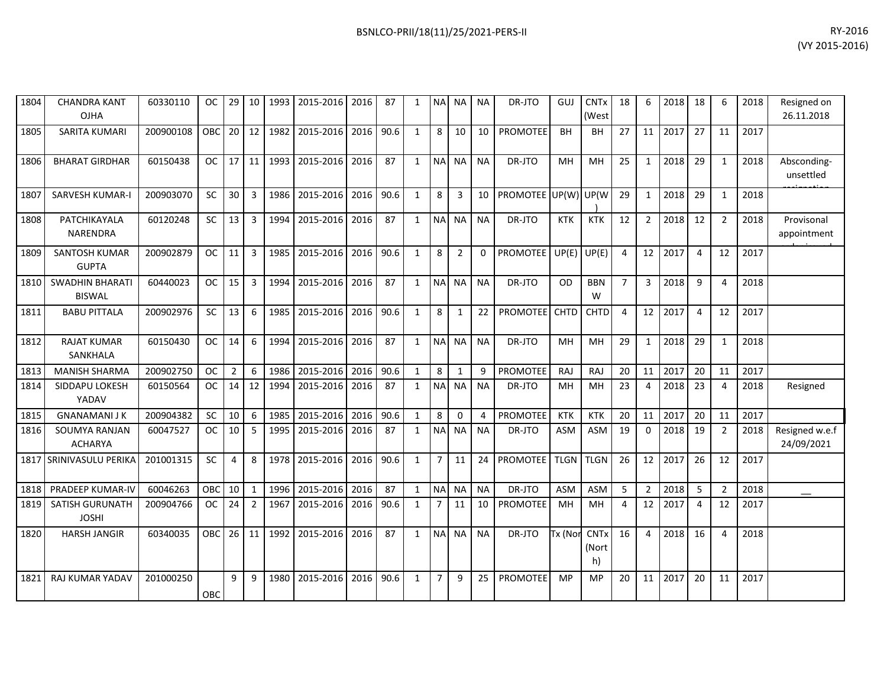| 1804 | CHANDRA KANT OJHA | 60330110 | OC | 29 | 10 | 1993 | 2015-2016 | 2016 | 87 | 1 | NA | NA | NA | DR-JTO | GUJ | CNTx (West | 18 | 6 | 2018 | 18 | 6 | 2018 | Resigned on 26.11.2018 |
|---|---|---|---|---|---|---|---|---|---|---|---|---|---|---|---|---|---|---|---|---|---|---|---|
| 1805 | SARITA KUMARI | 200900108 | OBC | 20 | 12 | 1982 | 2015-2016 | 2016 | 90.6 | 1 | 8 | 10 | 10 | PROMOTEE | BH | BH | 27 | 11 | 2017 | 27 | 11 | 2017 | |
| 1806 | BHARAT GIRDHAR | 60150438 | OC | 17 | 11 | 1993 | 2015-2016 | 2016 | 87 | 1 | NA | NA | NA | DR-JTO | MH | MH | 25 | 1 | 2018 | 29 | 1 | 2018 | Absconding-unsettled resignation |
| 1807 | SARVESH KUMAR-I | 200903070 | SC | 30 | 3 | 1986 | 2015-2016 | 2016 | 90.6 | 1 | 8 | 3 | 10 | PROMOTEE | UP(W) | UP(W) | 29 | 1 | 2018 | 29 | 1 | 2018 | |
| 1808 | PATCHIKAYALA NARENDRA | 60120248 | SC | 13 | 3 | 1994 | 2015-2016 | 2016 | 87 | 1 | NA | NA | NA | DR-JTO | KTK | KTK | 12 | 2 | 2018 | 12 | 2 | 2018 | Provisonal appointment |
| 1809 | SANTOSH KUMAR GUPTA | 200902879 | OC | 11 | 3 | 1985 | 2015-2016 | 2016 | 90.6 | 1 | 8 | 2 | 0 | PROMOTEE | UP(E) | UP(E) | 4 | 12 | 2017 | 4 | 12 | 2017 | |
| 1810 | SWADHIN BHARATI BISWAL | 60440023 | OC | 15 | 3 | 1994 | 2015-2016 | 2016 | 87 | 1 | NA | NA | NA | DR-JTO | OD | BBNW | 7 | 3 | 2018 | 9 | 4 | 2018 | |
| 1811 | BABU PITTALA | 200902976 | SC | 13 | 6 | 1985 | 2015-2016 | 2016 | 90.6 | 1 | 8 | 1 | 22 | PROMOTEE | CHTD | CHTD | 4 | 12 | 2017 | 4 | 12 | 2017 | |
| 1812 | RAJAT KUMAR SANKHALA | 60150430 | OC | 14 | 6 | 1994 | 2015-2016 | 2016 | 87 | 1 | NA | NA | NA | DR-JTO | MH | MH | 29 | 1 | 2018 | 29 | 1 | 2018 | |
| 1813 | MANISH SHARMA | 200902750 | OC | 2 | 6 | 1986 | 2015-2016 | 2016 | 90.6 | 1 | 8 | 1 | 9 | PROMOTEE | RAJ | RAJ | 20 | 11 | 2017 | 20 | 11 | 2017 | |
| 1814 | SIDDAPU LOKESH YADAV | 60150564 | OC | 14 | 12 | 1994 | 2015-2016 | 2016 | 87 | 1 | NA | NA | NA | DR-JTO | MH | MH | 23 | 4 | 2018 | 23 | 4 | 2018 | Resigned |
| 1815 | GNANAMANI J K | 200904382 | SC | 10 | 6 | 1985 | 2015-2016 | 2016 | 90.6 | 1 | 8 | 0 | 4 | PROMOTEE | KTK | KTK | 20 | 11 | 2017 | 20 | 11 | 2017 | |
| 1816 | SOUMYA RANJAN ACHARYA | 60047527 | OC | 10 | 5 | 1995 | 2015-2016 | 2016 | 87 | 1 | NA | NA | NA | DR-JTO | ASM | ASM | 19 | 0 | 2018 | 19 | 2 | 2018 | Resigned w.e.f 24/09/2021 |
| 1817 | SRINIVASULU PERIKA | 201001315 | SC | 4 | 8 | 1978 | 2015-2016 | 2016 | 90.6 | 1 | 7 | 11 | 24 | PROMOTEE | TLGN | TLGN | 26 | 12 | 2017 | 26 | 12 | 2017 | |
| 1818 | PRADEEP KUMAR-IV | 60046263 | OBC | 10 | 1 | 1996 | 2015-2016 | 2016 | 87 | 1 | NA | NA | NA | DR-JTO | ASM | ASM | 5 | 2 | 2018 | 5 | 2 | 2018 | __ |
| 1819 | SATISH GURUNATH JOSHI | 200904766 | OC | 24 | 2 | 1967 | 2015-2016 | 2016 | 90.6 | 1 | 7 | 11 | 10 | PROMOTEE | MH | MH | 4 | 12 | 2017 | 4 | 12 | 2017 | |
| 1820 | HARSH JANGIR | 60340035 | OBC | 26 | 11 | 1992 | 2015-2016 | 2016 | 87 | 1 | NA | NA | NA | DR-JTO | Tx (Nor | CNTx (North) | 16 | 4 | 2018 | 16 | 4 | 2018 | |
| 1821 | RAJ KUMAR YADAV | 201000250 | OBC | 9 | 9 | 1980 | 2015-2016 | 2016 | 90.6 | 1 | 7 | 9 | 25 | PROMOTEE | MP | MP | 20 | 11 | 2017 | 20 | 11 | 2017 | |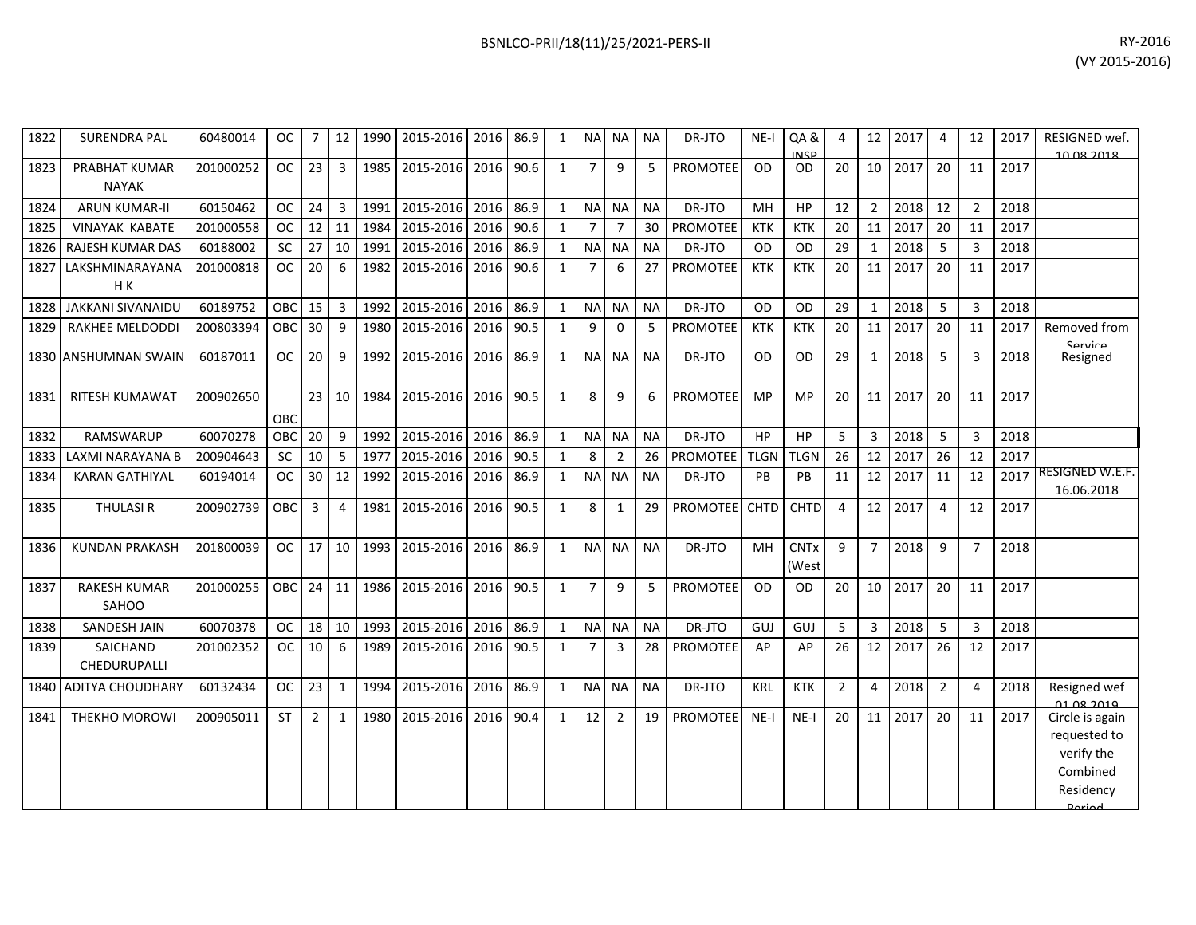| 1822 | SURENDRA PAL | 60480014 | OC | 7 | 12 | 1990 | 2015-2016 | 2016 | 86.9 | 1 | NA | NA | NA | DR-JTO | NE-I | QA & INSP | 4 | 12 | 2017 | 4 | 12 | 2017 | RESIGNED wef. 10.08.2018 |
|---|---|---|---|---|---|---|---|---|---|---|---|---|---|---|---|---|---|---|---|---|---|---|---|
| 1823 | PRABHAT KUMAR NAYAK | 201000252 | OC | 23 | 3 | 1985 | 2015-2016 | 2016 | 90.6 | 1 | 7 | 9 | 5 | PROMOTEE | OD | OD | 20 | 10 | 2017 | 20 | 11 | 2017 | |
| 1824 | ARUN KUMAR-II | 60150462 | OC | 24 | 3 | 1991 | 2015-2016 | 2016 | 86.9 | 1 | NA | NA | NA | DR-JTO | MH | HP | 12 | 2 | 2018 | 12 | 2 | 2018 | |
| 1825 | VINAYAK KABATE | 201000558 | OC | 12 | 11 | 1984 | 2015-2016 | 2016 | 90.6 | 1 | 7 | 7 | 30 | PROMOTEE | KTK | KTK | 20 | 11 | 2017 | 20 | 11 | 2017 | |
| 1826 | RAJESH KUMAR DAS | 60188002 | SC | 27 | 10 | 1991 | 2015-2016 | 2016 | 86.9 | 1 | NA | NA | NA | DR-JTO | OD | OD | 29 | 1 | 2018 | 5 | 3 | 2018 | |
| 1827 | LAKSHMINARAYANA H K | 201000818 | OC | 20 | 6 | 1982 | 2015-2016 | 2016 | 90.6 | 1 | 7 | 6 | 27 | PROMOTEE | KTK | KTK | 20 | 11 | 2017 | 20 | 11 | 2017 | |
| 1828 | JAKKANI SIVANAIDU | 60189752 | OBC | 15 | 3 | 1992 | 2015-2016 | 2016 | 86.9 | 1 | NA | NA | NA | DR-JTO | OD | OD | 29 | 1 | 2018 | 5 | 3 | 2018 | |
| 1829 | RAKHEE MELDODDI | 200803394 | OBC | 30 | 9 | 1980 | 2015-2016 | 2016 | 90.5 | 1 | 9 | 0 | 5 | PROMOTEE | KTK | KTK | 20 | 11 | 2017 | 20 | 11 | 2017 | Removed from Service |
| 1830 | ANSHUMNAN SWAIN | 60187011 | OC | 20 | 9 | 1992 | 2015-2016 | 2016 | 86.9 | 1 | NA | NA | NA | DR-JTO | OD | OD | 29 | 1 | 2018 | 5 | 3 | 2018 | Resigned |
| 1831 | RITESH KUMAWAT | 200902650 | OBC | 23 | 10 | 1984 | 2015-2016 | 2016 | 90.5 | 1 | 8 | 9 | 6 | PROMOTEE | MP | MP | 20 | 11 | 2017 | 20 | 11 | 2017 | |
| 1832 | RAMSWARUP | 60070278 | OBC | 20 | 9 | 1992 | 2015-2016 | 2016 | 86.9 | 1 | NA | NA | NA | DR-JTO | HP | HP | 5 | 3 | 2018 | 5 | 3 | 2018 | |
| 1833 | LAXMI NARAYANA B | 200904643 | SC | 10 | 5 | 1977 | 2015-2016 | 2016 | 90.5 | 1 | 8 | 2 | 26 | PROMOTEE | TLGN | TLGN | 26 | 12 | 2017 | 26 | 12 | 2017 | |
| 1834 | KARAN GATHIYAL | 60194014 | OC | 30 | 12 | 1992 | 2015-2016 | 2016 | 86.9 | 1 | NA | NA | NA | DR-JTO | PB | PB | 11 | 12 | 2017 | 11 | 12 | 2017 | RESIGNED W.E.F. 16.06.2018 |
| 1835 | THULASI R | 200902739 | OBC | 3 | 4 | 1981 | 2015-2016 | 2016 | 90.5 | 1 | 8 | 1 | 29 | PROMOTEE | CHTD | CHTD | 4 | 12 | 2017 | 4 | 12 | 2017 | |
| 1836 | KUNDAN PRAKASH | 201800039 | OC | 17 | 10 | 1993 | 2015-2016 | 2016 | 86.9 | 1 | NA | NA | NA | DR-JTO | MH | CNTx (West | 9 | 7 | 2018 | 9 | 7 | 2018 | |
| 1837 | RAKESH KUMAR SAHOO | 201000255 | OBC | 24 | 11 | 1986 | 2015-2016 | 2016 | 90.5 | 1 | 7 | 9 | 5 | PROMOTEE | OD | OD | 20 | 10 | 2017 | 20 | 11 | 2017 | |
| 1838 | SANDESH JAIN | 60070378 | OC | 18 | 10 | 1993 | 2015-2016 | 2016 | 86.9 | 1 | NA | NA | NA | DR-JTO | GUJ | GUJ | 5 | 3 | 2018 | 5 | 3 | 2018 | |
| 1839 | SAICHAND CHEDURUPALLI | 201002352 | OC | 10 | 6 | 1989 | 2015-2016 | 2016 | 90.5 | 1 | 7 | 3 | 28 | PROMOTEE | AP | AP | 26 | 12 | 2017 | 26 | 12 | 2017 | |
| 1840 | ADITYA CHOUDHARY | 60132434 | OC | 23 | 1 | 1994 | 2015-2016 | 2016 | 86.9 | 1 | NA | NA | NA | DR-JTO | KRL | KTK | 2 | 4 | 2018 | 2 | 4 | 2018 | Resigned wef 01.08.2019 |
| 1841 | THEKHO MOROWI | 200905011 | ST | 2 | 1 | 1980 | 2015-2016 | 2016 | 90.4 | 1 | 12 | 2 | 19 | PROMOTEE | NE-I | NE-I | 20 | 11 | 2017 | 20 | 11 | 2017 | Circle is again requested to verify the Combined Residency Period |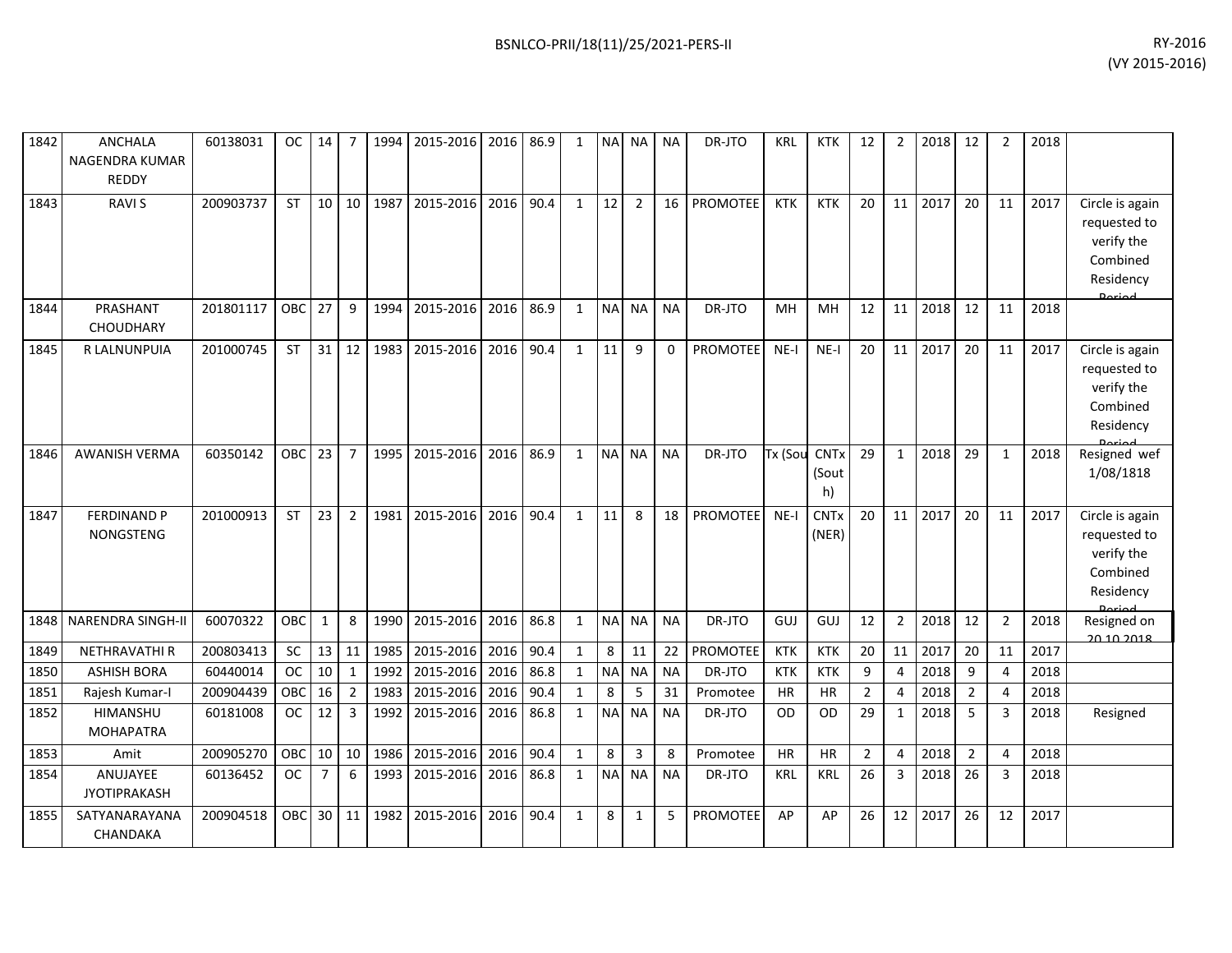| 1842 | ANCHALA NAGENDRA KUMAR REDDY | 60138031 | OC | 14 | 7 | 1994 | 2015-2016 | 2016 | 86.9 | 1 | NA | NA | NA | DR-JTO | KRL | KTK | 12 | 2 | 2018 | 12 | 2 | 2018 | |
|---|---|---|---|---|---|---|---|---|---|---|---|---|---|---|---|---|---|---|---|---|---|---|---|
| 1843 | RAVI S | 200903737 | ST | 10 | 10 | 1987 | 2015-2016 | 2016 | 90.4 | 1 | 12 | 2 | 16 | PROMOTEE | KTK | KTK | 20 | 11 | 2017 | 20 | 11 | 2017 | Circle is again requested to verify the Combined Residency Period |
| 1844 | PRASHANT CHOUDHARY | 201801117 | OBC | 27 | 9 | 1994 | 2015-2016 | 2016 | 86.9 | 1 | NA | NA | NA | DR-JTO | MH | MH | 12 | 11 | 2018 | 12 | 11 | 2018 | |
| 1845 | R LALNUNPUIA | 201000745 | ST | 31 | 12 | 1983 | 2015-2016 | 2016 | 90.4 | 1 | 11 | 9 | 0 | PROMOTEE | NE-I | NE-I | 20 | 11 | 2017 | 20 | 11 | 2017 | Circle is again requested to verify the Combined Residency Period |
| 1846 | AWANISH VERMA | 60350142 | OBC | 23 | 7 | 1995 | 2015-2016 | 2016 | 86.9 | 1 | NA | NA | NA | DR-JTO | Tx (Sou | CNTx (South) | 29 | 1 | 2018 | 29 | 1 | 2018 | Resigned wef 1/08/1818 |
| 1847 | FERDINAND P NONGSTENG | 201000913 | ST | 23 | 2 | 1981 | 2015-2016 | 2016 | 90.4 | 1 | 11 | 8 | 18 | PROMOTEE | NE-I | CNTx (NER) | 20 | 11 | 2017 | 20 | 11 | 2017 | Circle is again requested to verify the Combined Residency Period |
| 1848 | NARENDRA SINGH-II | 60070322 | OBC | 1 | 8 | 1990 | 2015-2016 | 2016 | 86.8 | 1 | NA | NA | NA | DR-JTO | GUJ | GUJ | 12 | 2 | 2018 | 12 | 2 | 2018 | Resigned on 20.10.2018 |
| 1849 | NETHRAVATHI R | 200803413 | SC | 13 | 11 | 1985 | 2015-2016 | 2016 | 90.4 | 1 | 8 | 11 | 22 | PROMOTEE | KTK | KTK | 20 | 11 | 2017 | 20 | 11 | 2017 | |
| 1850 | ASHISH BORA | 60440014 | OC | 10 | 1 | 1992 | 2015-2016 | 2016 | 86.8 | 1 | NA | NA | NA | DR-JTO | KTK | KTK | 9 | 4 | 2018 | 9 | 4 | 2018 | |
| 1851 | Rajesh Kumar-I | 200904439 | OBC | 16 | 2 | 1983 | 2015-2016 | 2016 | 90.4 | 1 | 8 | 5 | 31 | Promotee | HR | HR | 2 | 4 | 2018 | 2 | 4 | 2018 | |
| 1852 | HIMANSHU MOHAPATRA | 60181008 | OC | 12 | 3 | 1992 | 2015-2016 | 2016 | 86.8 | 1 | NA | NA | NA | DR-JTO | OD | OD | 29 | 1 | 2018 | 5 | 3 | 2018 | Resigned |
| 1853 | Amit | 200905270 | OBC | 10 | 10 | 1986 | 2015-2016 | 2016 | 90.4 | 1 | 8 | 3 | 8 | Promotee | HR | HR | 2 | 4 | 2018 | 2 | 4 | 2018 | |
| 1854 | ANUJAYEE JYOTIPRAKASH | 60136452 | OC | 7 | 6 | 1993 | 2015-2016 | 2016 | 86.8 | 1 | NA | NA | NA | DR-JTO | KRL | KRL | 26 | 3 | 2018 | 26 | 3 | 2018 | |
| 1855 | SATYANARAYANA CHANDAKA | 200904518 | OBC | 30 | 11 | 1982 | 2015-2016 | 2016 | 90.4 | 1 | 8 | 1 | 5 | PROMOTEE | AP | AP | 26 | 12 | 2017 | 26 | 12 | 2017 | |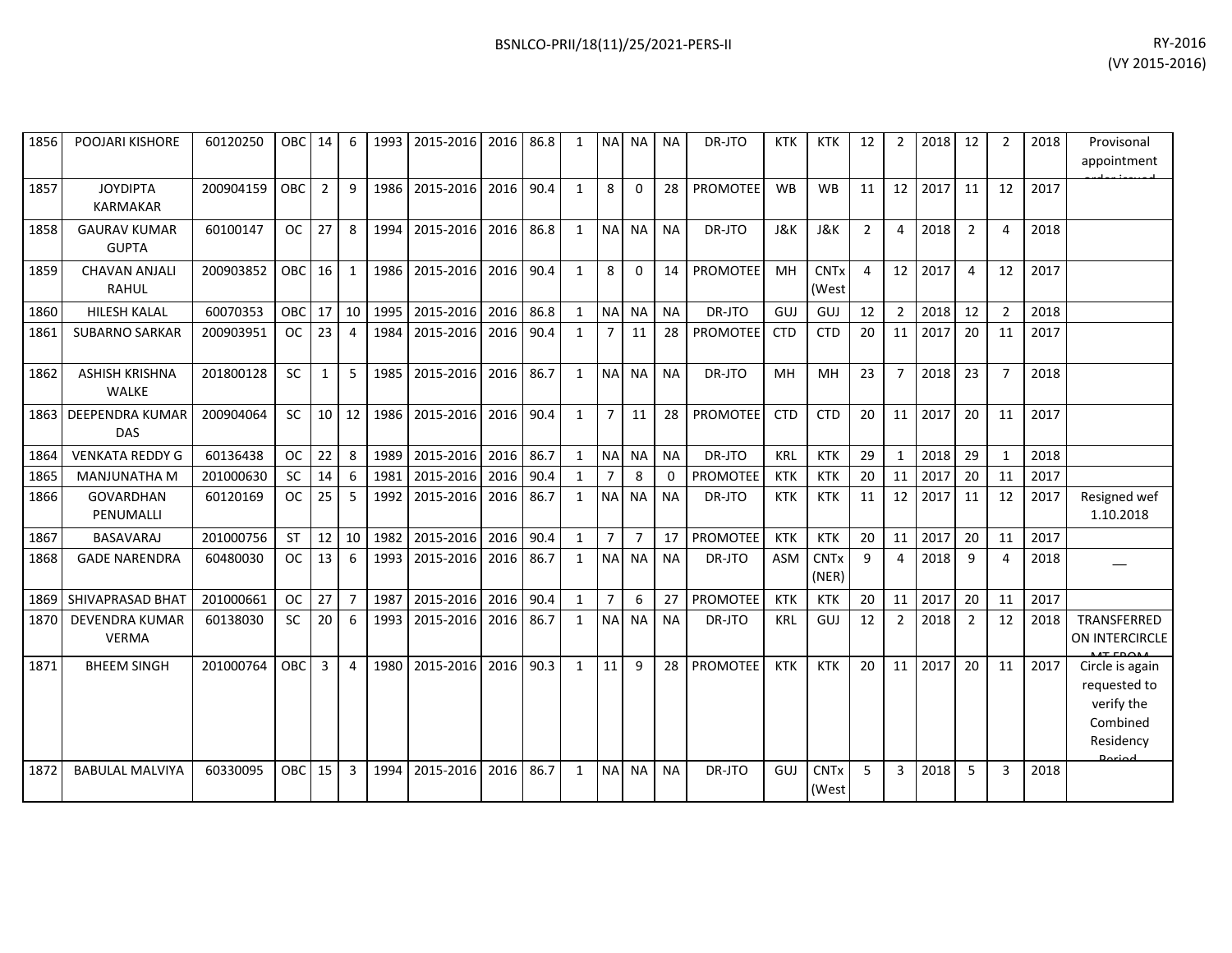| | | | | | | | | | | | | | | | | | | | | | | | |
|---|---|---|---|---|---|---|---|---|---|---|---|---|---|---|---|---|---|---|---|---|---|---|---|
| 1856 | POOJARI KISHORE | 60120250 | OBC | 14 | 6 | 1993 | 2015-2016 | 2016 | 86.8 | 1 | NA | NA | NA | DR-JTO | KTK | KTK | 12 | 2 | 2018 | 12 | 2 | 2018 | Provisonal appointment order issued |
| 1857 | JOYDIPTA KARMAKAR | 200904159 | OBC | 2 | 9 | 1986 | 2015-2016 | 2016 | 90.4 | 1 | 8 | 0 | 28 | PROMOTEE | WB | WB | 11 | 12 | 2017 | 11 | 12 | 2017 | |
| 1858 | GAURAV KUMAR GUPTA | 60100147 | OC | 27 | 8 | 1994 | 2015-2016 | 2016 | 86.8 | 1 | NA | NA | NA | DR-JTO | J&K | J&K | 2 | 4 | 2018 | 2 | 4 | 2018 | |
| 1859 | CHAVAN ANJALI RAHUL | 200903852 | OBC | 16 | 1 | 1986 | 2015-2016 | 2016 | 90.4 | 1 | 8 | 0 | 14 | PROMOTEE | MH | CNTx (West | 4 | 12 | 2017 | 4 | 12 | 2017 | |
| 1860 | HILESH KALAL | 60070353 | OBC | 17 | 10 | 1995 | 2015-2016 | 2016 | 86.8 | 1 | NA | NA | NA | DR-JTO | GUJ | GUJ | 12 | 2 | 2018 | 12 | 2 | 2018 | |
| 1861 | SUBARNO SARKAR | 200903951 | OC | 23 | 4 | 1984 | 2015-2016 | 2016 | 90.4 | 1 | 7 | 11 | 28 | PROMOTEE | CTD | CTD | 20 | 11 | 2017 | 20 | 11 | 2017 | |
| 1862 | ASHISH KRISHNA WALKE | 201800128 | SC | 1 | 5 | 1985 | 2015-2016 | 2016 | 86.7 | 1 | NA | NA | NA | DR-JTO | MH | MH | 23 | 7 | 2018 | 23 | 7 | 2018 | |
| 1863 | DEEPENDRA KUMAR DAS | 200904064 | SC | 10 | 12 | 1986 | 2015-2016 | 2016 | 90.4 | 1 | 7 | 11 | 28 | PROMOTEE | CTD | CTD | 20 | 11 | 2017 | 20 | 11 | 2017 | |
| 1864 | VENKATA REDDY G | 60136438 | OC | 22 | 8 | 1989 | 2015-2016 | 2016 | 86.7 | 1 | NA | NA | NA | DR-JTO | KRL | KTK | 29 | 1 | 2018 | 29 | 1 | 2018 | |
| 1865 | MANJUNATHA M | 201000630 | SC | 14 | 6 | 1981 | 2015-2016 | 2016 | 90.4 | 1 | 7 | 8 | 0 | PROMOTEE | KTK | KTK | 20 | 11 | 2017 | 20 | 11 | 2017 | |
| 1866 | GOVARDHAN PENUMALLI | 60120169 | OC | 25 | 5 | 1992 | 2015-2016 | 2016 | 86.7 | 1 | NA | NA | NA | DR-JTO | KTK | KTK | 11 | 12 | 2017 | 11 | 12 | 2017 | Resigned wef 1.10.2018 |
| 1867 | BASAVARAJ | 201000756 | ST | 12 | 10 | 1982 | 2015-2016 | 2016 | 90.4 | 1 | 7 | 7 | 17 | PROMOTEE | KTK | KTK | 20 | 11 | 2017 | 20 | 11 | 2017 | |
| 1868 | GADE NARENDRA | 60480030 | OC | 13 | 6 | 1993 | 2015-2016 | 2016 | 86.7 | 1 | NA | NA | NA | DR-JTO | ASM | CNTx (NER) | 9 | 4 | 2018 | 9 | 4 | 2018 | __ |
| 1869 | SHIVAPRASAD BHAT | 201000661 | OC | 27 | 7 | 1987 | 2015-2016 | 2016 | 90.4 | 1 | 7 | 6 | 27 | PROMOTEE | KTK | KTK | 20 | 11 | 2017 | 20 | 11 | 2017 | |
| 1870 | DEVENDRA KUMAR VERMA | 60138030 | SC | 20 | 6 | 1993 | 2015-2016 | 2016 | 86.7 | 1 | NA | NA | NA | DR-JTO | KRL | GUJ | 12 | 2 | 2018 | 2 | 12 | 2018 | TRANSFERRED ON INTERCIRCLE MT FROM |
| 1871 | BHEEM SINGH | 201000764 | OBC | 3 | 4 | 1980 | 2015-2016 | 2016 | 90.3 | 1 | 11 | 9 | 28 | PROMOTEE | KTK | KTK | 20 | 11 | 2017 | 20 | 11 | 2017 | Circle is again requested to verify the Combined Residency Period |
| 1872 | BABULAL MALVIYA | 60330095 | OBC | 15 | 3 | 1994 | 2015-2016 | 2016 | 86.7 | 1 | NA | NA | NA | DR-JTO | GUJ | CNTx (West | 5 | 3 | 2018 | 5 | 3 | 2018 | |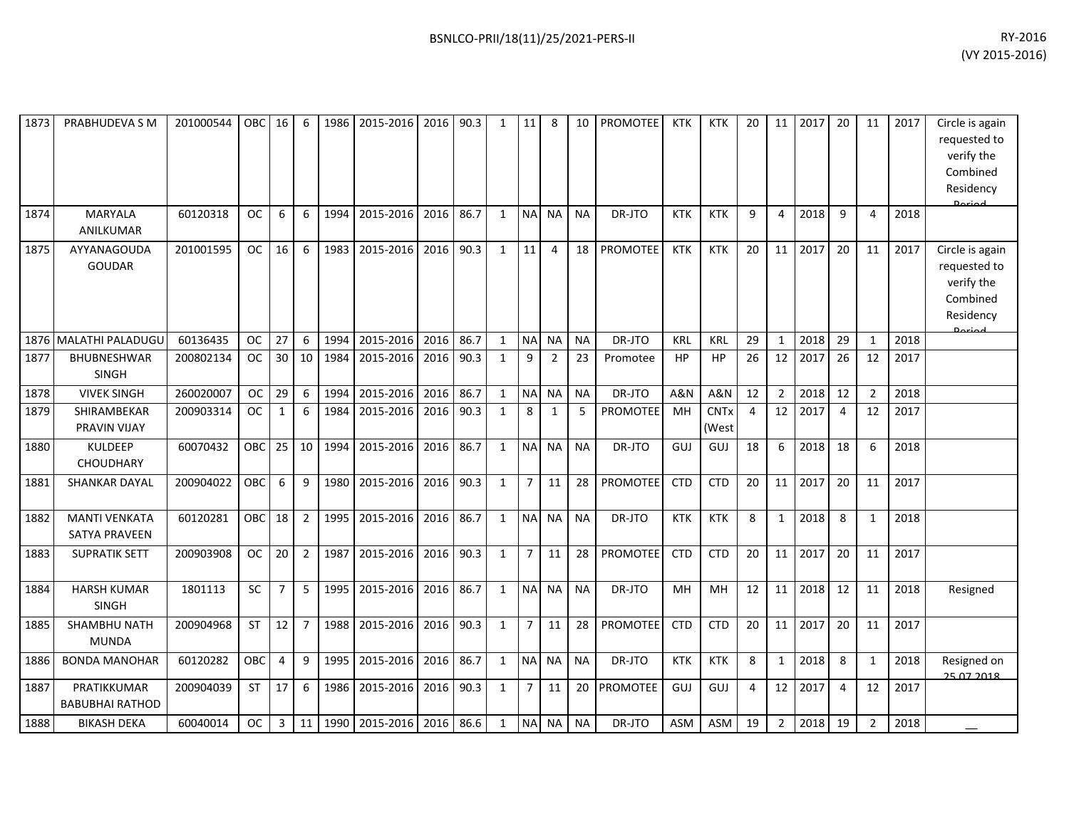| | | | | | | | | | | | | | | | | | | | | | | | | |
|---|---|---|---|---|---|---|---|---|---|---|---|---|---|---|---|---|---|---|---|---|---|---|---|---|
| 1873 | PRABHUDEVA S M | 201000544 | OBC | 16 | 6 | 1986 | 2015-2016 | 2016 | 90.3 | 1 | 11 | 8 | 10 | PROMOTEE | KTK | KTK | 20 | 11 | 2017 | 20 | 11 | 2017 | Circle is again requested to verify the Combined Residency Period |
| 1874 | MARYALA ANILKUMAR | 60120318 | OC | 6 | 6 | 1994 | 2015-2016 | 2016 | 86.7 | 1 | NA | NA | NA | DR-JTO | KTK | KTK | 9 | 4 | 2018 | 9 | 4 | 2018 | |
| 1875 | AYYANAGOUDA GOUDAR | 201001595 | OC | 16 | 6 | 1983 | 2015-2016 | 2016 | 90.3 | 1 | 11 | 4 | 18 | PROMOTEE | KTK | KTK | 20 | 11 | 2017 | 20 | 11 | 2017 | Circle is again requested to verify the Combined Residency Period |
| 1876 | MALATHI PALADUGU | 60136435 | OC | 27 | 6 | 1994 | 2015-2016 | 2016 | 86.7 | 1 | NA | NA | NA | DR-JTO | KRL | KRL | 29 | 1 | 2018 | 29 | 1 | 2018 | |
| 1877 | BHUBNESHWAR SINGH | 200802134 | OC | 30 | 10 | 1984 | 2015-2016 | 2016 | 90.3 | 1 | 9 | 2 | 23 | Promotee | HP | HP | 26 | 12 | 2017 | 26 | 12 | 2017 | |
| 1878 | VIVEK SINGH | 260020007 | OC | 29 | 6 | 1994 | 2015-2016 | 2016 | 86.7 | 1 | NA | NA | NA | DR-JTO | A&N | A&N | 12 | 2 | 2018 | 12 | 2 | 2018 | |
| 1879 | SHIRAMBEKAR PRAVIN VIJAY | 200903314 | OC | 1 | 6 | 1984 | 2015-2016 | 2016 | 90.3 | 1 | 8 | 1 | 5 | PROMOTEE | MH | CNTx (West | 4 | 12 | 2017 | 4 | 12 | 2017 | |
| 1880 | KULDEEP CHOUDHARY | 60070432 | OBC | 25 | 10 | 1994 | 2015-2016 | 2016 | 86.7 | 1 | NA | NA | NA | DR-JTO | GUJ | GUJ | 18 | 6 | 2018 | 18 | 6 | 2018 | |
| 1881 | SHANKAR DAYAL | 200904022 | OBC | 6 | 9 | 1980 | 2015-2016 | 2016 | 90.3 | 1 | 7 | 11 | 28 | PROMOTEE | CTD | CTD | 20 | 11 | 2017 | 20 | 11 | 2017 | |
| 1882 | MANTI VENKATA SATYA PRAVEEN | 60120281 | OBC | 18 | 2 | 1995 | 2015-2016 | 2016 | 86.7 | 1 | NA | NA | NA | DR-JTO | KTK | KTK | 8 | 1 | 2018 | 8 | 1 | 2018 | |
| 1883 | SUPRATIK SETT | 200903908 | OC | 20 | 2 | 1987 | 2015-2016 | 2016 | 90.3 | 1 | 7 | 11 | 28 | PROMOTEE | CTD | CTD | 20 | 11 | 2017 | 20 | 11 | 2017 | |
| 1884 | HARSH KUMAR SINGH | 1801113 | SC | 7 | 5 | 1995 | 2015-2016 | 2016 | 86.7 | 1 | NA | NA | NA | DR-JTO | MH | MH | 12 | 11 | 2018 | 12 | 11 | 2018 | Resigned |
| 1885 | SHAMBHU NATH MUNDA | 200904968 | ST | 12 | 7 | 1988 | 2015-2016 | 2016 | 90.3 | 1 | 7 | 11 | 28 | PROMOTEE | CTD | CTD | 20 | 11 | 2017 | 20 | 11 | 2017 | |
| 1886 | BONDA MANOHAR | 60120282 | OBC | 4 | 9 | 1995 | 2015-2016 | 2016 | 86.7 | 1 | NA | NA | NA | DR-JTO | KTK | KTK | 8 | 1 | 2018 | 8 | 1 | 2018 | Resigned on 25.07.2018 |
| 1887 | PRATIKKUMAR BABUBHAI RATHOD | 200904039 | ST | 17 | 6 | 1986 | 2015-2016 | 2016 | 90.3 | 1 | 7 | 11 | 20 | PROMOTEE | GUJ | GUJ | 4 | 12 | 2017 | 4 | 12 | 2017 | |
| 1888 | BIKASH DEKA | 60040014 | OC | 3 | 11 | 1990 | 2015-2016 | 2016 | 86.6 | 1 | NA | NA | NA | DR-JTO | ASM | ASM | 19 | 2 | 2018 | 19 | 2 | 2018 | __ |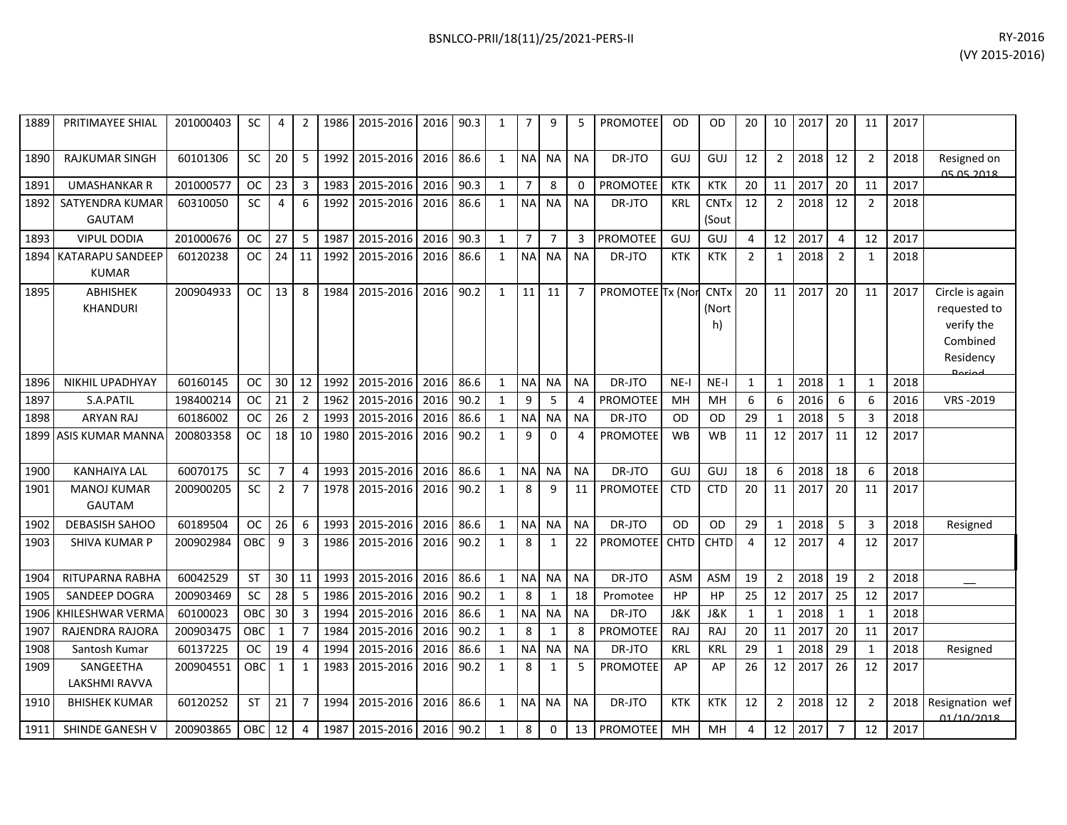| 1889 | PRITIMAYEE SHIAL | 201000403 | SC | 4 | 2 | 1986 | 2015-2016 | 2016 | 90.3 | 1 | 7 | 9 | 5 | PROMOTEE | OD | OD | 20 | 10 | 2017 | 20 | 11 | 2017 | |
|---|---|---|---|---|---|---|---|---|---|---|---|---|---|---|---|---|---|---|---|---|---|---|---|
| 1890 | RAJKUMAR SINGH | 60101306 | SC | 20 | 5 | 1992 | 2015-2016 | 2016 | 86.6 | 1 | NA | NA | NA | DR-JTO | GUJ | GUJ | 12 | 2 | 2018 | 12 | 2 | 2018 | Resigned on 05.05.2018 |
| 1891 | UMASHANKAR R | 201000577 | OC | 23 | 3 | 1983 | 2015-2016 | 2016 | 90.3 | 1 | 7 | 8 | 0 | PROMOTEE | KTK | KTK | 20 | 11 | 2017 | 20 | 11 | 2017 | |
| 1892 | SATYENDRA KUMAR GAUTAM | 60310050 | SC | 4 | 6 | 1992 | 2015-2016 | 2016 | 86.6 | 1 | NA | NA | NA | DR-JTO | KRL | CNTx (Sout | 12 | 2 | 2018 | 12 | 2 | 2018 | |
| 1893 | VIPUL DODIA | 201000676 | OC | 27 | 5 | 1987 | 2015-2016 | 2016 | 90.3 | 1 | 7 | 7 | 3 | PROMOTEE | GUJ | GUJ | 4 | 12 | 2017 | 4 | 12 | 2017 | |
| 1894 | KATARAPU SANDEEP KUMAR | 60120238 | OC | 24 | 11 | 1992 | 2015-2016 | 2016 | 86.6 | 1 | NA | NA | NA | DR-JTO | KTK | KTK | 2 | 1 | 2018 | 2 | 1 | 2018 | |
| 1895 | ABHISHEK KHANDURI | 200904933 | OC | 13 | 8 | 1984 | 2015-2016 | 2016 | 90.2 | 1 | 11 | 11 | 7 | PROMOTEE | Tx (Nor | CNTx (North) | 20 | 11 | 2017 | 20 | 11 | 2017 | Circle is again requested to verify the Combined Residency Period |
| 1896 | NIKHIL UPADHYAY | 60160145 | OC | 30 | 12 | 1992 | 2015-2016 | 2016 | 86.6 | 1 | NA | NA | NA | DR-JTO | NE-I | NE-I | 1 | 1 | 2018 | 1 | 1 | 2018 | |
| 1897 | S.A.PATIL | 198400214 | OC | 21 | 2 | 1962 | 2015-2016 | 2016 | 90.2 | 1 | 9 | 5 | 4 | PROMOTEE | MH | MH | 6 | 6 | 2016 | 6 | 6 | 2016 | VRS -2019 |
| 1898 | ARYAN RAJ | 60186002 | OC | 26 | 2 | 1993 | 2015-2016 | 2016 | 86.6 | 1 | NA | NA | NA | DR-JTO | OD | OD | 29 | 1 | 2018 | 5 | 3 | 2018 | |
| 1899 | ASIS KUMAR MANNA | 200803358 | OC | 18 | 10 | 1980 | 2015-2016 | 2016 | 90.2 | 1 | 9 | 0 | 4 | PROMOTEE | WB | WB | 11 | 12 | 2017 | 11 | 12 | 2017 | |
| 1900 | KANHAIYA LAL | 60070175 | SC | 7 | 4 | 1993 | 2015-2016 | 2016 | 86.6 | 1 | NA | NA | NA | DR-JTO | GUJ | GUJ | 18 | 6 | 2018 | 18 | 6 | 2018 | |
| 1901 | MANOJ KUMAR GAUTAM | 200900205 | SC | 2 | 7 | 1978 | 2015-2016 | 2016 | 90.2 | 1 | 8 | 9 | 11 | PROMOTEE | CTD | CTD | 20 | 11 | 2017 | 20 | 11 | 2017 | |
| 1902 | DEBASISH SAHOO | 60189504 | OC | 26 | 6 | 1993 | 2015-2016 | 2016 | 86.6 | 1 | NA | NA | NA | DR-JTO | OD | OD | 29 | 1 | 2018 | 5 | 3 | 2018 | Resigned |
| 1903 | SHIVA KUMAR P | 200902984 | OBC | 9 | 3 | 1986 | 2015-2016 | 2016 | 90.2 | 1 | 8 | 1 | 22 | PROMOTEE | CHTD | CHTD | 4 | 12 | 2017 | 4 | 12 | 2017 | |
| 1904 | RITUPARNA RABHA | 60042529 | ST | 30 | 11 | 1993 | 2015-2016 | 2016 | 86.6 | 1 | NA | NA | NA | DR-JTO | ASM | ASM | 19 | 2 | 2018 | 19 | 2 | 2018 | __ |
| 1905 | SANDEEP DOGRA | 200903469 | SC | 28 | 5 | 1986 | 2015-2016 | 2016 | 90.2 | 1 | 8 | 1 | 18 | Promotee | HP | HP | 25 | 12 | 2017 | 25 | 12 | 2017 | |
| 1906 | KHILESHWAR VERMA | 60100023 | OBC | 30 | 3 | 1994 | 2015-2016 | 2016 | 86.6 | 1 | NA | NA | NA | DR-JTO | J&K | J&K | 1 | 1 | 2018 | 1 | 1 | 2018 | |
| 1907 | RAJENDRA RAJORA | 200903475 | OBC | 1 | 7 | 1984 | 2015-2016 | 2016 | 90.2 | 1 | 8 | 1 | 8 | PROMOTEE | RAJ | RAJ | 20 | 11 | 2017 | 20 | 11 | 2017 | |
| 1908 | Santosh Kumar | 60137225 | OC | 19 | 4 | 1994 | 2015-2016 | 2016 | 86.6 | 1 | NA | NA | NA | DR-JTO | KRL | KRL | 29 | 1 | 2018 | 29 | 1 | 2018 | Resigned |
| 1909 | SANGEETHA LAKSHMI RAVVA | 200904551 | OBC | 1 | 1 | 1983 | 2015-2016 | 2016 | 90.2 | 1 | 8 | 1 | 5 | PROMOTEE | AP | AP | 26 | 12 | 2017 | 26 | 12 | 2017 | |
| 1910 | BHISHEK KUMAR | 60120252 | ST | 21 | 7 | 1994 | 2015-2016 | 2016 | 86.6 | 1 | NA | NA | NA | DR-JTO | KTK | KTK | 12 | 2 | 2018 | 12 | 2 | 2018 | Resignation wef 01/10/2018 |
| 1911 | SHINDE GANESH V | 200903865 | OBC | 12 | 4 | 1987 | 2015-2016 | 2016 | 90.2 | 1 | 8 | 0 | 13 | PROMOTEE | MH | MH | 4 | 12 | 2017 | 7 | 12 | 2017 | |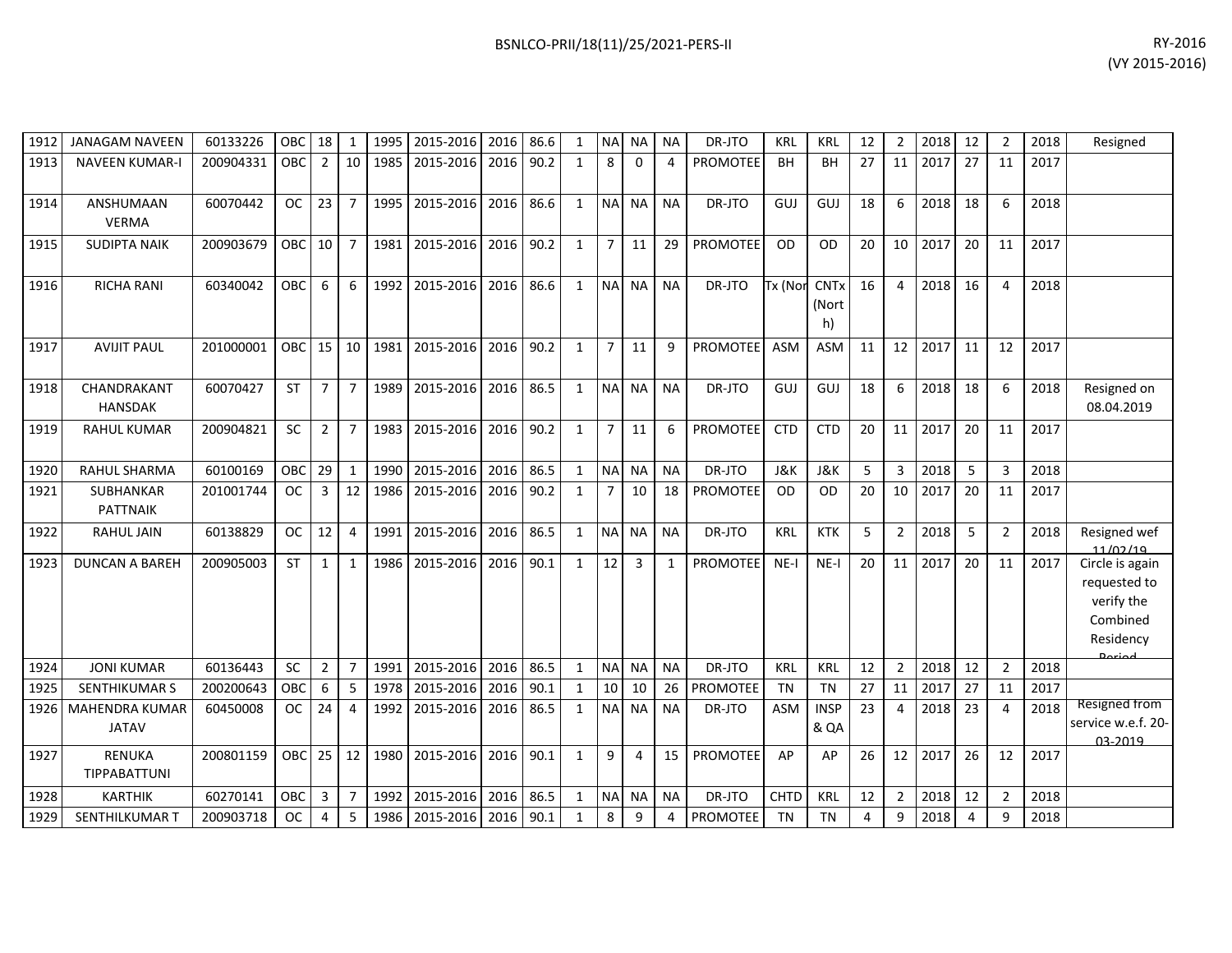| 1912 | JANAGAM NAVEEN | 60133226 | OBC | 18 | 1 | 1995 | 2015-2016 | 2016 | 86.6 | 1 | NA | NA | NA | DR-JTO | KRL | KRL | 12 | 2 | 2018 | 12 | 2 | 2018 | Resigned |
|---|---|---|---|---|---|---|---|---|---|---|---|---|---|---|---|---|---|---|---|---|---|---|---|
| 1913 | NAVEEN KUMAR-I | 200904331 | OBC | 2 | 10 | 1985 | 2015-2016 | 2016 | 90.2 | 1 | 8 | 0 | 4 | PROMOTEE | BH | BH | 27 | 11 | 2017 | 27 | 11 | 2017 | |
| 1914 | ANSHUMAAN VERMA | 60070442 | OC | 23 | 7 | 1995 | 2015-2016 | 2016 | 86.6 | 1 | NA | NA | NA | DR-JTO | GUJ | GUJ | 18 | 6 | 2018 | 18 | 6 | 2018 | |
| 1915 | SUDIPTA NAIK | 200903679 | OBC | 10 | 7 | 1981 | 2015-2016 | 2016 | 90.2 | 1 | 7 | 11 | 29 | PROMOTEE | OD | OD | 20 | 10 | 2017 | 20 | 11 | 2017 | |
| 1916 | RICHA RANI | 60340042 | OBC | 6 | 6 | 1992 | 2015-2016 | 2016 | 86.6 | 1 | NA | NA | NA | DR-JTO | Tx (Nor | CNTx (North) | 16 | 4 | 2018 | 16 | 4 | 2018 | |
| 1917 | AVIJIT PAUL | 201000001 | OBC | 15 | 10 | 1981 | 2015-2016 | 2016 | 90.2 | 1 | 7 | 11 | 9 | PROMOTEE | ASM | ASM | 11 | 12 | 2017 | 11 | 12 | 2017 | |
| 1918 | CHANDRAKANT HANSDAK | 60070427 | ST | 7 | 7 | 1989 | 2015-2016 | 2016 | 86.5 | 1 | NA | NA | NA | DR-JTO | GUJ | GUJ | 18 | 6 | 2018 | 18 | 6 | 2018 | Resigned on 08.04.2019 |
| 1919 | RAHUL KUMAR | 200904821 | SC | 2 | 7 | 1983 | 2015-2016 | 2016 | 90.2 | 1 | 7 | 11 | 6 | PROMOTEE | CTD | CTD | 20 | 11 | 2017 | 20 | 11 | 2017 | |
| 1920 | RAHUL SHARMA | 60100169 | OBC | 29 | 1 | 1990 | 2015-2016 | 2016 | 86.5 | 1 | NA | NA | NA | DR-JTO | J&K | J&K | 5 | 3 | 2018 | 5 | 3 | 2018 | |
| 1921 | SUBHANKAR PATTNAIK | 201001744 | OC | 3 | 12 | 1986 | 2015-2016 | 2016 | 90.2 | 1 | 7 | 10 | 18 | PROMOTEE | OD | OD | 20 | 10 | 2017 | 20 | 11 | 2017 | |
| 1922 | RAHUL JAIN | 60138829 | OC | 12 | 4 | 1991 | 2015-2016 | 2016 | 86.5 | 1 | NA | NA | NA | DR-JTO | KRL | KTK | 5 | 2 | 2018 | 5 | 2 | 2018 | Resigned wef 11/02/19 |
| 1923 | DUNCAN A BAREH | 200905003 | ST | 1 | 1 | 1986 | 2015-2016 | 2016 | 90.1 | 1 | 12 | 3 | 1 | PROMOTEE | NE-I | NE-I | 20 | 11 | 2017 | 20 | 11 | 2017 | Circle is again requested to verify the Combined Residency Period |
| 1924 | JONI KUMAR | 60136443 | SC | 2 | 7 | 1991 | 2015-2016 | 2016 | 86.5 | 1 | NA | NA | NA | DR-JTO | KRL | KRL | 12 | 2 | 2018 | 12 | 2 | 2018 | |
| 1925 | SENTHIKUMAR S | 200200643 | OBC | 6 | 5 | 1978 | 2015-2016 | 2016 | 90.1 | 1 | 10 | 10 | 26 | PROMOTEE | TN | TN | 27 | 11 | 2017 | 27 | 11 | 2017 | |
| 1926 | MAHENDRA KUMAR JATAV | 60450008 | OC | 24 | 4 | 1992 | 2015-2016 | 2016 | 86.5 | 1 | NA | NA | NA | DR-JTO | ASM | INSP & QA | 23 | 4 | 2018 | 23 | 4 | 2018 | Resigned from service w.e.f. 20-03-2019 |
| 1927 | RENUKA TIPPABATTUNI | 200801159 | OBC | 25 | 12 | 1980 | 2015-2016 | 2016 | 90.1 | 1 | 9 | 4 | 15 | PROMOTEE | AP | AP | 26 | 12 | 2017 | 26 | 12 | 2017 | |
| 1928 | KARTHIK | 60270141 | OBC | 3 | 7 | 1992 | 2015-2016 | 2016 | 86.5 | 1 | NA | NA | NA | DR-JTO | CHTD | KRL | 12 | 2 | 2018 | 12 | 2 | 2018 | |
| 1929 | SENTHILKUMAR T | 200903718 | OC | 4 | 5 | 1986 | 2015-2016 | 2016 | 90.1 | 1 | 8 | 9 | 4 | PROMOTEE | TN | TN | 4 | 9 | 2018 | 4 | 9 | 2018 | |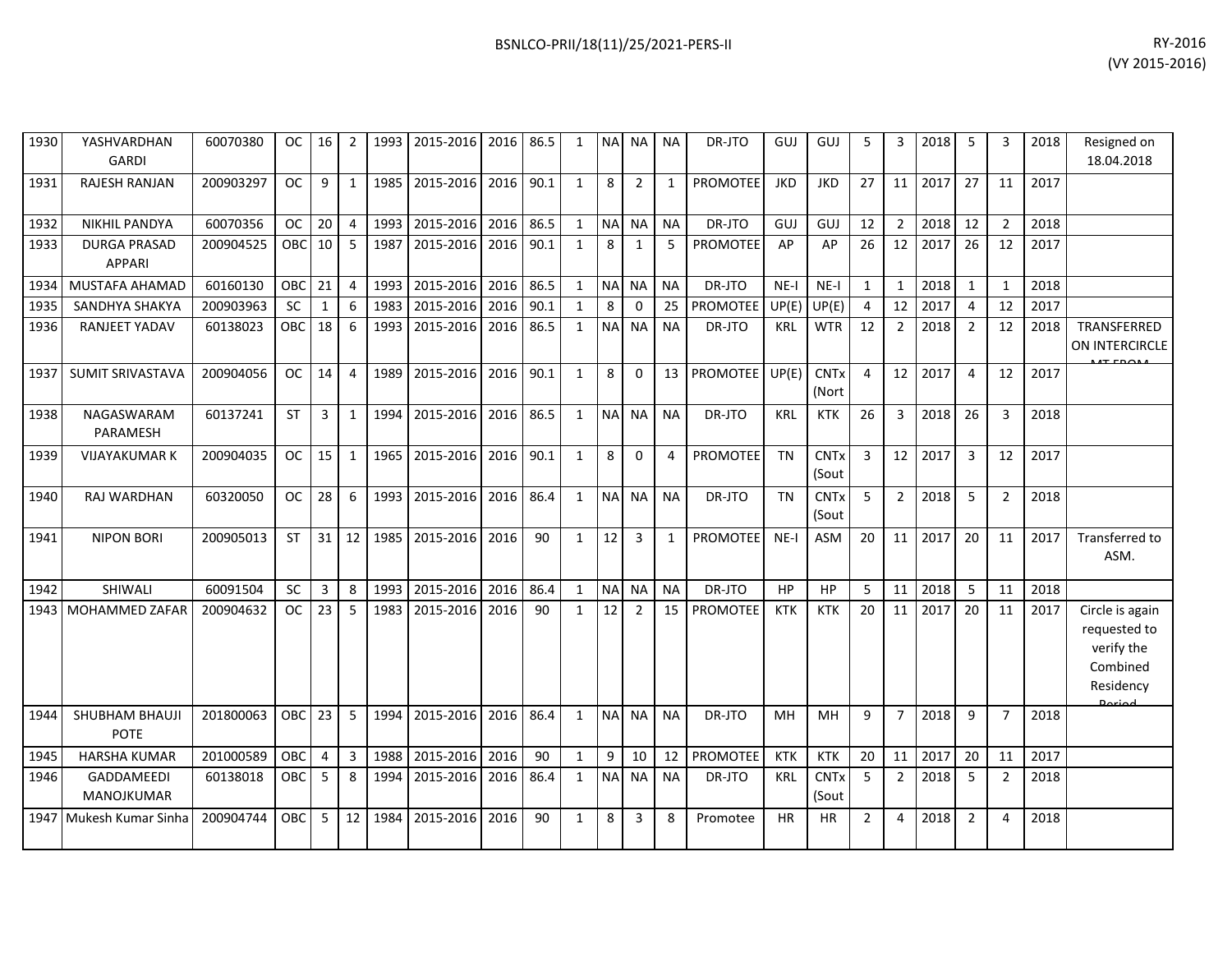| | | | | | | | | | | | | | | | | | | | | | | | | |
|---|---|---|---|---|---|---|---|---|---|---|---|---|---|---|---|---|---|---|---|---|---|---|---|---|
| 1930 | YASHVARDHAN GARDI | 60070380 | OC | 16 | 2 | 1993 | 2015-2016 | 2016 | 86.5 | 1 | NA | NA | NA | DR-JTO | GUJ | GUJ | 5 | 3 | 2018 | 5 | 3 | 2018 | Resigned on 18.04.2018 |
| 1931 | RAJESH RANJAN | 200903297 | OC | 9 | 1 | 1985 | 2015-2016 | 2016 | 90.1 | 1 | 8 | 2 | 1 | PROMOTEE | JKD | JKD | 27 | 11 | 2017 | 27 | 11 | 2017 | |
| 1932 | NIKHIL PANDYA | 60070356 | OC | 20 | 4 | 1993 | 2015-2016 | 2016 | 86.5 | 1 | NA | NA | NA | DR-JTO | GUJ | GUJ | 12 | 2 | 2018 | 12 | 2 | 2018 | |
| 1933 | DURGA PRASAD APPARI | 200904525 | OBC | 10 | 5 | 1987 | 2015-2016 | 2016 | 90.1 | 1 | 8 | 1 | 5 | PROMOTEE | AP | AP | 26 | 12 | 2017 | 26 | 12 | 2017 | |
| 1934 | MUSTAFA AHAMAD | 60160130 | OBC | 21 | 4 | 1993 | 2015-2016 | 2016 | 86.5 | 1 | NA | NA | NA | DR-JTO | NE-I | NE-I | 1 | 1 | 2018 | 1 | 1 | 2018 | |
| 1935 | SANDHYA SHAKYA | 200903963 | SC | 1 | 6 | 1983 | 2015-2016 | 2016 | 90.1 | 1 | 8 | 0 | 25 | PROMOTEE | UP(E) | UP(E) | 4 | 12 | 2017 | 4 | 12 | 2017 | |
| 1936 | RANJEET YADAV | 60138023 | OBC | 18 | 6 | 1993 | 2015-2016 | 2016 | 86.5 | 1 | NA | NA | NA | DR-JTO | KRL | WTR | 12 | 2 | 2018 | 2 | 12 | 2018 | TRANSFERRED ON INTERCIRCLE MT FROM |
| 1937 | SUMIT SRIVASTAVA | 200904056 | OC | 14 | 4 | 1989 | 2015-2016 | 2016 | 90.1 | 1 | 8 | 0 | 13 | PROMOTEE | UP(E) | CNTx (Nort | 4 | 12 | 2017 | 4 | 12 | 2017 | |
| 1938 | NAGASWARAM PARAMESH | 60137241 | ST | 3 | 1 | 1994 | 2015-2016 | 2016 | 86.5 | 1 | NA | NA | NA | DR-JTO | KRL | KTK | 26 | 3 | 2018 | 26 | 3 | 2018 | |
| 1939 | VIJAYAKUMAR K | 200904035 | OC | 15 | 1 | 1965 | 2015-2016 | 2016 | 90.1 | 1 | 8 | 0 | 4 | PROMOTEE | TN | CNTx (Sout | 3 | 12 | 2017 | 3 | 12 | 2017 | |
| 1940 | RAJ WARDHAN | 60320050 | OC | 28 | 6 | 1993 | 2015-2016 | 2016 | 86.4 | 1 | NA | NA | NA | DR-JTO | TN | CNTx (Sout | 5 | 2 | 2018 | 5 | 2 | 2018 | |
| 1941 | NIPON BORI | 200905013 | ST | 31 | 12 | 1985 | 2015-2016 | 2016 | 90 | 1 | 12 | 3 | 1 | PROMOTEE | NE-I | ASM | 20 | 11 | 2017 | 20 | 11 | 2017 | Transferred to ASM. |
| 1942 | SHIWALI | 60091504 | SC | 3 | 8 | 1993 | 2015-2016 | 2016 | 86.4 | 1 | NA | NA | NA | DR-JTO | HP | HP | 5 | 11 | 2018 | 5 | 11 | 2018 | |
| 1943 | MOHAMMED ZAFAR | 200904632 | OC | 23 | 5 | 1983 | 2015-2016 | 2016 | 90 | 1 | 12 | 2 | 15 | PROMOTEE | KTK | KTK | 20 | 11 | 2017 | 20 | 11 | 2017 | Circle is again requested to verify the Combined Residency Period |
| 1944 | SHUBHAM BHAUJI POTE | 201800063 | OBC | 23 | 5 | 1994 | 2015-2016 | 2016 | 86.4 | 1 | NA | NA | NA | DR-JTO | MH | MH | 9 | 7 | 2018 | 9 | 7 | 2018 | |
| 1945 | HARSHA KUMAR | 201000589 | OBC | 4 | 3 | 1988 | 2015-2016 | 2016 | 90 | 1 | 9 | 10 | 12 | PROMOTEE | KTK | KTK | 20 | 11 | 2017 | 20 | 11 | 2017 | |
| 1946 | GADDAMEEDI MANOJKUMAR | 60138018 | OBC | 5 | 8 | 1994 | 2015-2016 | 2016 | 86.4 | 1 | NA | NA | NA | DR-JTO | KRL | CNTx (Sout | 5 | 2 | 2018 | 5 | 2 | 2018 | |
| 1947 | Mukesh Kumar Sinha | 200904744 | OBC | 5 | 12 | 1984 | 2015-2016 | 2016 | 90 | 1 | 8 | 3 | 8 | Promotee | HR | HR | 2 | 4 | 2018 | 2 | 4 | 2018 | |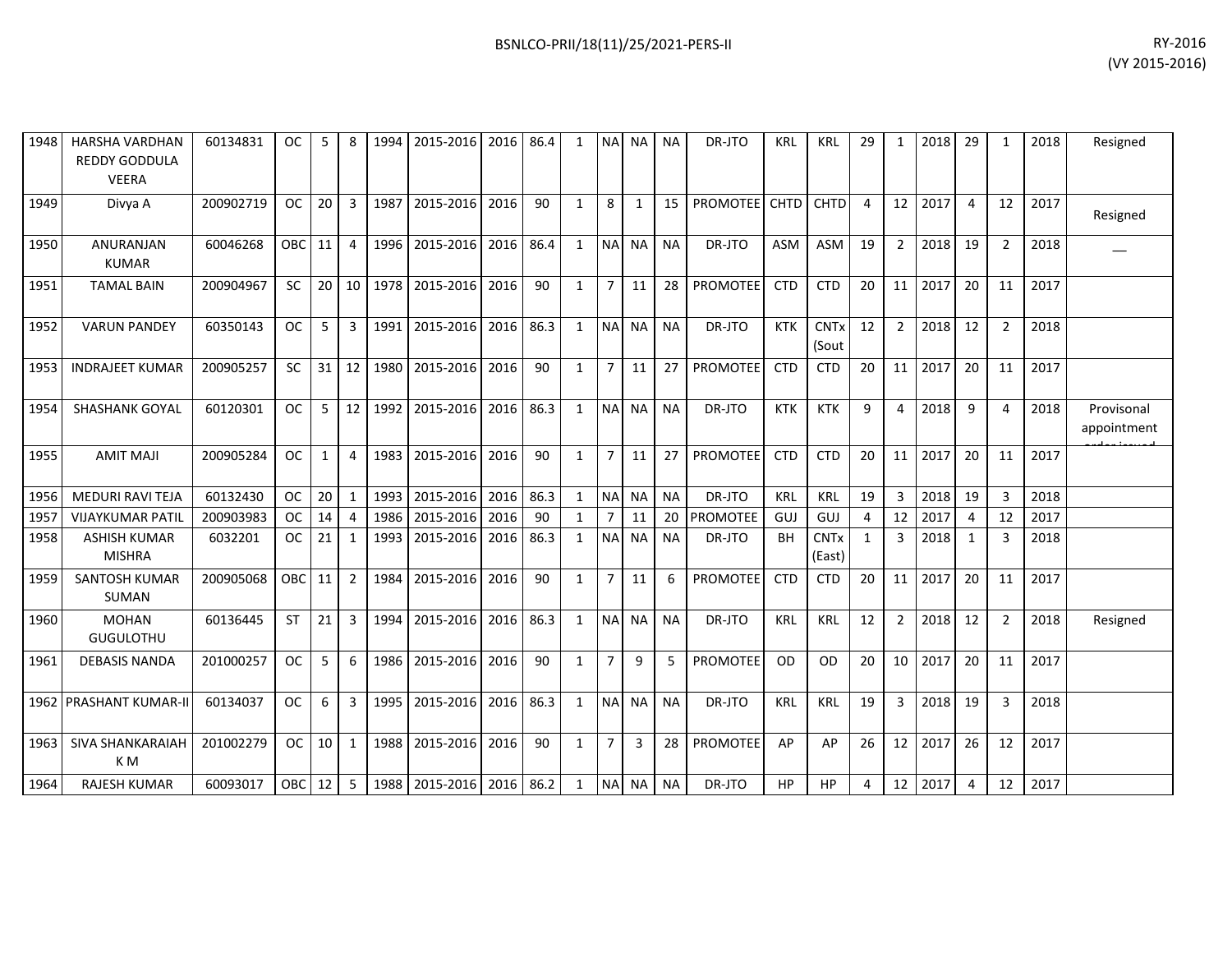| 1948 | HARSHA VARDHAN REDDY GODDULA VEERA | 60134831 | OC | 5 | 8 | 1994 | 2015-2016 | 2016 | 86.4 | 1 | NA | NA | NA | DR-JTO | KRL | KRL | 29 | 1 | 2018 | 29 | 1 | 2018 | Resigned |
|---|---|---|---|---|---|---|---|---|---|---|---|---|---|---|---|---|---|---|---|---|---|---|---|
| 1949 | Divya A | 200902719 | OC | 20 | 3 | 1987 | 2015-2016 | 2016 | 90 | 1 | 8 | 1 | 15 | PROMOTEE | CHTD | CHTD | 4 | 12 | 2017 | 4 | 12 | 2017 | Resigned |
| 1950 | ANURANJAN KUMAR | 60046268 | OBC | 11 | 4 | 1996 | 2015-2016 | 2016 | 86.4 | 1 | NA | NA | NA | DR-JTO | ASM | ASM | 19 | 2 | 2018 | 19 | 2 | 2018 | __ |
| 1951 | TAMAL BAIN | 200904967 | SC | 20 | 10 | 1978 | 2015-2016 | 2016 | 90 | 1 | 7 | 11 | 28 | PROMOTEE | CTD | CTD | 20 | 11 | 2017 | 20 | 11 | 2017 | |
| 1952 | VARUN PANDEY | 60350143 | OC | 5 | 3 | 1991 | 2015-2016 | 2016 | 86.3 | 1 | NA | NA | NA | DR-JTO | KTK | CNTx (Sout | 12 | 2 | 2018 | 12 | 2 | 2018 | |
| 1953 | INDRAJEET KUMAR | 200905257 | SC | 31 | 12 | 1980 | 2015-2016 | 2016 | 90 | 1 | 7 | 11 | 27 | PROMOTEE | CTD | CTD | 20 | 11 | 2017 | 20 | 11 | 2017 | |
| 1954 | SHASHANK GOYAL | 60120301 | OC | 5 | 12 | 1992 | 2015-2016 | 2016 | 86.3 | 1 | NA | NA | NA | DR-JTO | KTK | KTK | 9 | 4 | 2018 | 9 | 4 | 2018 | Provisonal appointment order issued |
| 1955 | AMIT MAJI | 200905284 | OC | 1 | 4 | 1983 | 2015-2016 | 2016 | 90 | 1 | 7 | 11 | 27 | PROMOTEE | CTD | CTD | 20 | 11 | 2017 | 20 | 11 | 2017 | |
| 1956 | MEDURI RAVI TEJA | 60132430 | OC | 20 | 1 | 1993 | 2015-2016 | 2016 | 86.3 | 1 | NA | NA | NA | DR-JTO | KRL | KRL | 19 | 3 | 2018 | 19 | 3 | 2018 | |
| 1957 | VIJAYKUMAR PATIL | 200903983 | OC | 14 | 4 | 1986 | 2015-2016 | 2016 | 90 | 1 | 7 | 11 | 20 | PROMOTEE | GUJ | GUJ | 4 | 12 | 2017 | 4 | 12 | 2017 | |
| 1958 | ASHISH KUMAR MISHRA | 6032201 | OC | 21 | 1 | 1993 | 2015-2016 | 2016 | 86.3 | 1 | NA | NA | NA | DR-JTO | BH | CNTx (East) | 1 | 3 | 2018 | 1 | 3 | 2018 | |
| 1959 | SANTOSH KUMAR SUMAN | 200905068 | OBC | 11 | 2 | 1984 | 2015-2016 | 2016 | 90 | 1 | 7 | 11 | 6 | PROMOTEE | CTD | CTD | 20 | 11 | 2017 | 20 | 11 | 2017 | |
| 1960 | MOHAN GUGULOTHU | 60136445 | ST | 21 | 3 | 1994 | 2015-2016 | 2016 | 86.3 | 1 | NA | NA | NA | DR-JTO | KRL | KRL | 12 | 2 | 2018 | 12 | 2 | 2018 | Resigned |
| 1961 | DEBASIS NANDA | 201000257 | OC | 5 | 6 | 1986 | 2015-2016 | 2016 | 90 | 1 | 7 | 9 | 5 | PROMOTEE | OD | OD | 20 | 10 | 2017 | 20 | 11 | 2017 | |
| 1962 | PRASHANT KUMAR-II | 60134037 | OC | 6 | 3 | 1995 | 2015-2016 | 2016 | 86.3 | 1 | NA | NA | NA | DR-JTO | KRL | KRL | 19 | 3 | 2018 | 19 | 3 | 2018 | |
| 1963 | SIVA SHANKARAIAH K M | 201002279 | OC | 10 | 1 | 1988 | 2015-2016 | 2016 | 90 | 1 | 7 | 3 | 28 | PROMOTEE | AP | AP | 26 | 12 | 2017 | 26 | 12 | 2017 | |
| 1964 | RAJESH KUMAR | 60093017 | OBC | 12 | 5 | 1988 | 2015-2016 | 2016 | 86.2 | 1 | NA | NA | NA | DR-JTO | HP | HP | 4 | 12 | 2017 | 4 | 12 | 2017 | |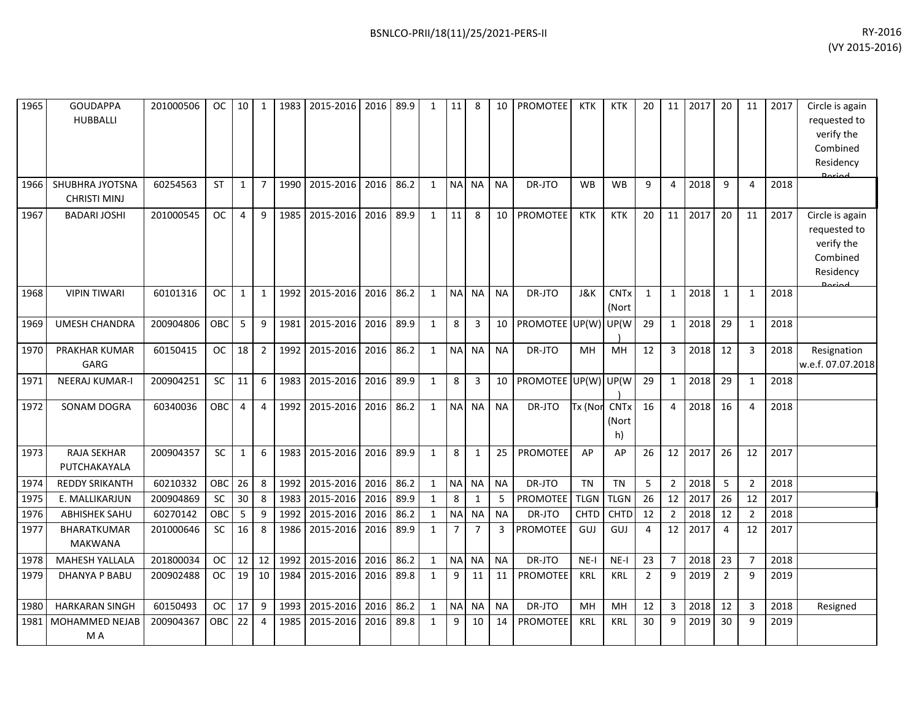| | | | | | | | | | | | | | | | | | | | | | | | | |
|---|---|---|---|---|---|---|---|---|---|---|---|---|---|---|---|---|---|---|---|---|---|---|---|---|
| 1965 | GOUDAPPA HUBBALLI | 201000506 | OC | 10 | 1 | 1983 | 2015-2016 | 2016 | 89.9 | 1 | 11 | 8 | 10 | PROMOTEE | KTK | KTK | 20 | 11 | 2017 | 20 | 11 | 2017 | Circle is again requested to verify the Combined Residency Period |
| 1966 | SHUBHRA JYOTSNA CHRISTI MINJ | 60254563 | ST | 1 | 7 | 1990 | 2015-2016 | 2016 | 86.2 | 1 | NA | NA | NA | DR-JTO | WB | WB | 9 | 4 | 2018 | 9 | 4 | 2018 | |
| 1967 | BADARI JOSHI | 201000545 | OC | 4 | 9 | 1985 | 2015-2016 | 2016 | 89.9 | 1 | 11 | 8 | 10 | PROMOTEE | KTK | KTK | 20 | 11 | 2017 | 20 | 11 | 2017 | Circle is again requested to verify the Combined Residency Period |
| 1968 | VIPIN TIWARI | 60101316 | OC | 1 | 1 | 1992 | 2015-2016 | 2016 | 86.2 | 1 | NA | NA | NA | DR-JTO | J&K | CNTx (Nort | 1 | 1 | 2018 | 1 | 1 | 2018 | |
| 1969 | UMESH CHANDRA | 200904806 | OBC | 5 | 9 | 1981 | 2015-2016 | 2016 | 89.9 | 1 | 8 | 3 | 10 | PROMOTEE | UP(W) | UP(W) | 29 | 1 | 2018 | 29 | 1 | 2018 | |
| 1970 | PRAKHAR KUMAR GARG | 60150415 | OC | 18 | 2 | 1992 | 2015-2016 | 2016 | 86.2 | 1 | NA | NA | NA | DR-JTO | MH | MH | 12 | 3 | 2018 | 12 | 3 | 2018 | Resignation w.e.f. 07.07.2018 |
| 1971 | NEERAJ KUMAR-I | 200904251 | SC | 11 | 6 | 1983 | 2015-2016 | 2016 | 89.9 | 1 | 8 | 3 | 10 | PROMOTEE | UP(W) | UP(W) | 29 | 1 | 2018 | 29 | 1 | 2018 | |
| 1972 | SONAM DOGRA | 60340036 | OBC | 4 | 4 | 1992 | 2015-2016 | 2016 | 86.2 | 1 | NA | NA | NA | DR-JTO | Tx (Nor | CNTx (North) | 16 | 4 | 2018 | 16 | 4 | 2018 | |
| 1973 | RAJA SEKHAR PUTCHAKAYALA | 200904357 | SC | 1 | 6 | 1983 | 2015-2016 | 2016 | 89.9 | 1 | 8 | 1 | 25 | PROMOTEE | AP | AP | 26 | 12 | 2017 | 26 | 12 | 2017 | |
| 1974 | REDDY SRIKANTH | 60210332 | OBC | 26 | 8 | 1992 | 2015-2016 | 2016 | 86.2 | 1 | NA | NA | NA | DR-JTO | TN | TN | 5 | 2 | 2018 | 5 | 2 | 2018 | |
| 1975 | E. MALLIKARJUN | 200904869 | SC | 30 | 8 | 1983 | 2015-2016 | 2016 | 89.9 | 1 | 8 | 1 | 5 | PROMOTEE | TLGN | TLGN | 26 | 12 | 2017 | 26 | 12 | 2017 | |
| 1976 | ABHISHEK SAHU | 60270142 | OBC | 5 | 9 | 1992 | 2015-2016 | 2016 | 86.2 | 1 | NA | NA | NA | DR-JTO | CHTD | CHTD | 12 | 2 | 2018 | 12 | 2 | 2018 | |
| 1977 | BHARATKUMAR MAKWANA | 201000646 | SC | 16 | 8 | 1986 | 2015-2016 | 2016 | 89.9 | 1 | 7 | 7 | 3 | PROMOTEE | GUJ | GUJ | 4 | 12 | 2017 | 4 | 12 | 2017 | |
| 1978 | MAHESH YALLALA | 201800034 | OC | 12 | 12 | 1992 | 2015-2016 | 2016 | 86.2 | 1 | NA | NA | NA | DR-JTO | NE-I | NE-I | 23 | 7 | 2018 | 23 | 7 | 2018 | |
| 1979 | DHANYA P BABU | 200902488 | OC | 19 | 10 | 1984 | 2015-2016 | 2016 | 89.8 | 1 | 9 | 11 | 11 | PROMOTEE | KRL | KRL | 2 | 9 | 2019 | 2 | 9 | 2019 | |
| 1980 | HARKARAN SINGH | 60150493 | OC | 17 | 9 | 1993 | 2015-2016 | 2016 | 86.2 | 1 | NA | NA | NA | DR-JTO | MH | MH | 12 | 3 | 2018 | 12 | 3 | 2018 | Resigned |
| 1981 | MOHAMMED NEJAB M A | 200904367 | OBC | 22 | 4 | 1985 | 2015-2016 | 2016 | 89.8 | 1 | 9 | 10 | 14 | PROMOTEE | KRL | KRL | 30 | 9 | 2019 | 30 | 9 | 2019 | |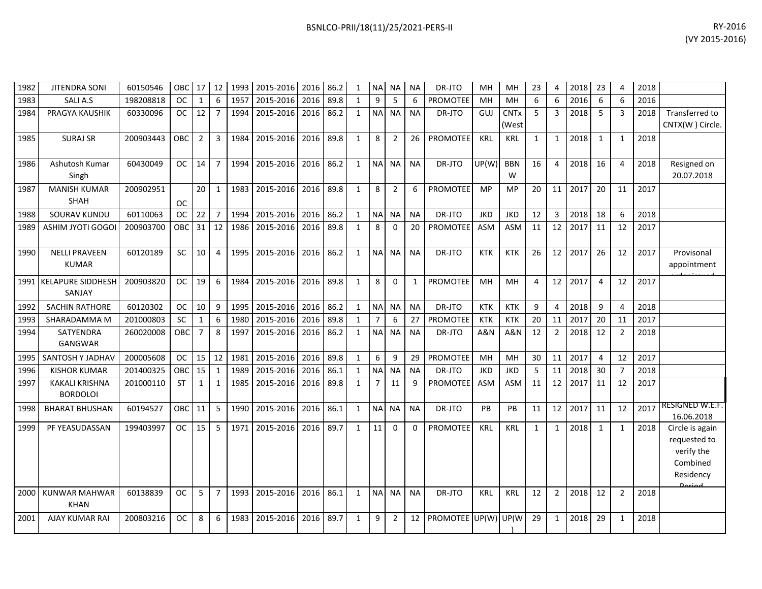| | | | | | | | | | | | | | | | | | | | | | | | | |
|---|---|---|---|---|---|---|---|---|---|---|---|---|---|---|---|---|---|---|---|---|---|---|---|---|
| 1982 | JITENDRA SONI | 60150546 | OBC | 17 | 12 | 1993 | 2015-2016 | 2016 | 86.2 | 1 | NA | NA | NA | DR-JTO | MH | MH | 23 | 4 | 2018 | 23 | 4 | 2018 | |
| 1983 | SALI A.S | 198208818 | OC | 1 | 6 | 1957 | 2015-2016 | 2016 | 89.8 | 1 | 9 | 5 | 6 | PROMOTEE | MH | MH | 6 | 6 | 2016 | 6 | 6 | 2016 | |
| 1984 | PRAGYA KAUSHIK | 60330096 | OC | 12 | 7 | 1994 | 2015-2016 | 2016 | 86.2 | 1 | NA | NA | NA | DR-JTO | GUJ | CNTx (West | 5 | 3 | 2018 | 5 | 3 | 2018 | Transferred to CNTX(W ) Circle. |
| 1985 | SURAJ SR | 200903443 | OBC | 2 | 3 | 1984 | 2015-2016 | 2016 | 89.8 | 1 | 8 | 2 | 26 | PROMOTEE | KRL | KRL | 1 | 1 | 2018 | 1 | 1 | 2018 | |
| 1986 | Ashutosh Kumar Singh | 60430049 | OC | 14 | 7 | 1994 | 2015-2016 | 2016 | 86.2 | 1 | NA | NA | NA | DR-JTO | UP(W) | BBN W | 16 | 4 | 2018 | 16 | 4 | 2018 | Resigned on 20.07.2018 |
| 1987 | MANISH KUMAR SHAH | 200902951 | OC | 20 | 1 | 1983 | 2015-2016 | 2016 | 89.8 | 1 | 8 | 2 | 6 | PROMOTEE | MP | MP | 20 | 11 | 2017 | 20 | 11 | 2017 | |
| 1988 | SOURAV KUNDU | 60110063 | OC | 22 | 7 | 1994 | 2015-2016 | 2016 | 86.2 | 1 | NA | NA | NA | DR-JTO | JKD | JKD | 12 | 3 | 2018 | 18 | 6 | 2018 | |
| 1989 | ASHIM JYOTI GOGOI | 200903700 | OBC | 31 | 12 | 1986 | 2015-2016 | 2016 | 89.8 | 1 | 8 | 0 | 20 | PROMOTEE | ASM | ASM | 11 | 12 | 2017 | 11 | 12 | 2017 | |
| 1990 | NELLI PRAVEEN KUMAR | 60120189 | SC | 10 | 4 | 1995 | 2015-2016 | 2016 | 86.2 | 1 | NA | NA | NA | DR-JTO | KTK | KTK | 26 | 12 | 2017 | 26 | 12 | 2017 | Provisonal appointment order issued |
| 1991 | KELAPURE SIDDHESH SANJAY | 200903820 | OC | 19 | 6 | 1984 | 2015-2016 | 2016 | 89.8 | 1 | 8 | 0 | 1 | PROMOTEE | MH | MH | 4 | 12 | 2017 | 4 | 12 | 2017 | |
| 1992 | SACHIN RATHORE | 60120302 | OC | 10 | 9 | 1995 | 2015-2016 | 2016 | 86.2 | 1 | NA | NA | NA | DR-JTO | KTK | KTK | 9 | 4 | 2018 | 9 | 4 | 2018 | |
| 1993 | SHARADAMMA M | 201000803 | SC | 1 | 6 | 1980 | 2015-2016 | 2016 | 89.8 | 1 | 7 | 6 | 27 | PROMOTEE | KTK | KTK | 20 | 11 | 2017 | 20 | 11 | 2017 | |
| 1994 | SATYENDRA GANGWAR | 260020008 | OBC | 7 | 8 | 1997 | 2015-2016 | 2016 | 86.2 | 1 | NA | NA | NA | DR-JTO | A&N | A&N | 12 | 2 | 2018 | 12 | 2 | 2018 | |
| 1995 | SANTOSH Y JADHAV | 200005608 | OC | 15 | 12 | 1981 | 2015-2016 | 2016 | 89.8 | 1 | 6 | 9 | 29 | PROMOTEE | MH | MH | 30 | 11 | 2017 | 4 | 12 | 2017 | |
| 1996 | KISHOR KUMAR | 201400325 | OBC | 15 | 1 | 1989 | 2015-2016 | 2016 | 86.1 | 1 | NA | NA | NA | DR-JTO | JKD | JKD | 5 | 11 | 2018 | 30 | 7 | 2018 | |
| 1997 | KAKALI KRISHNA BORDOLOI | 201000110 | ST | 1 | 1 | 1985 | 2015-2016 | 2016 | 89.8 | 1 | 7 | 11 | 9 | PROMOTEE | ASM | ASM | 11 | 12 | 2017 | 11 | 12 | 2017 | |
| 1998 | BHARAT BHUSHAN | 60194527 | OBC | 11 | 5 | 1990 | 2015-2016 | 2016 | 86.1 | 1 | NA | NA | NA | DR-JTO | PB | PB | 11 | 12 | 2017 | 11 | 12 | 2017 | RESIGNED W.E.F. 16.06.2018 |
| 1999 | PF YEASUDASSAN | 199403997 | OC | 15 | 5 | 1971 | 2015-2016 | 2016 | 89.7 | 1 | 11 | 0 | 0 | PROMOTEE | KRL | KRL | 1 | 1 | 2018 | 1 | 1 | 2018 | Circle is again requested to verify the Combined Residency Period |
| 2000 | KUNWAR MAHWAR KHAN | 60138839 | OC | 5 | 7 | 1993 | 2015-2016 | 2016 | 86.1 | 1 | NA | NA | NA | DR-JTO | KRL | KRL | 12 | 2 | 2018 | 12 | 2 | 2018 | |
| 2001 | AJAY KUMAR RAI | 200803216 | OC | 8 | 6 | 1983 | 2015-2016 | 2016 | 89.7 | 1 | 9 | 2 | 12 | PROMOTEE | UP(W) | UP(W) | 29 | 1 | 2018 | 29 | 1 | 2018 | |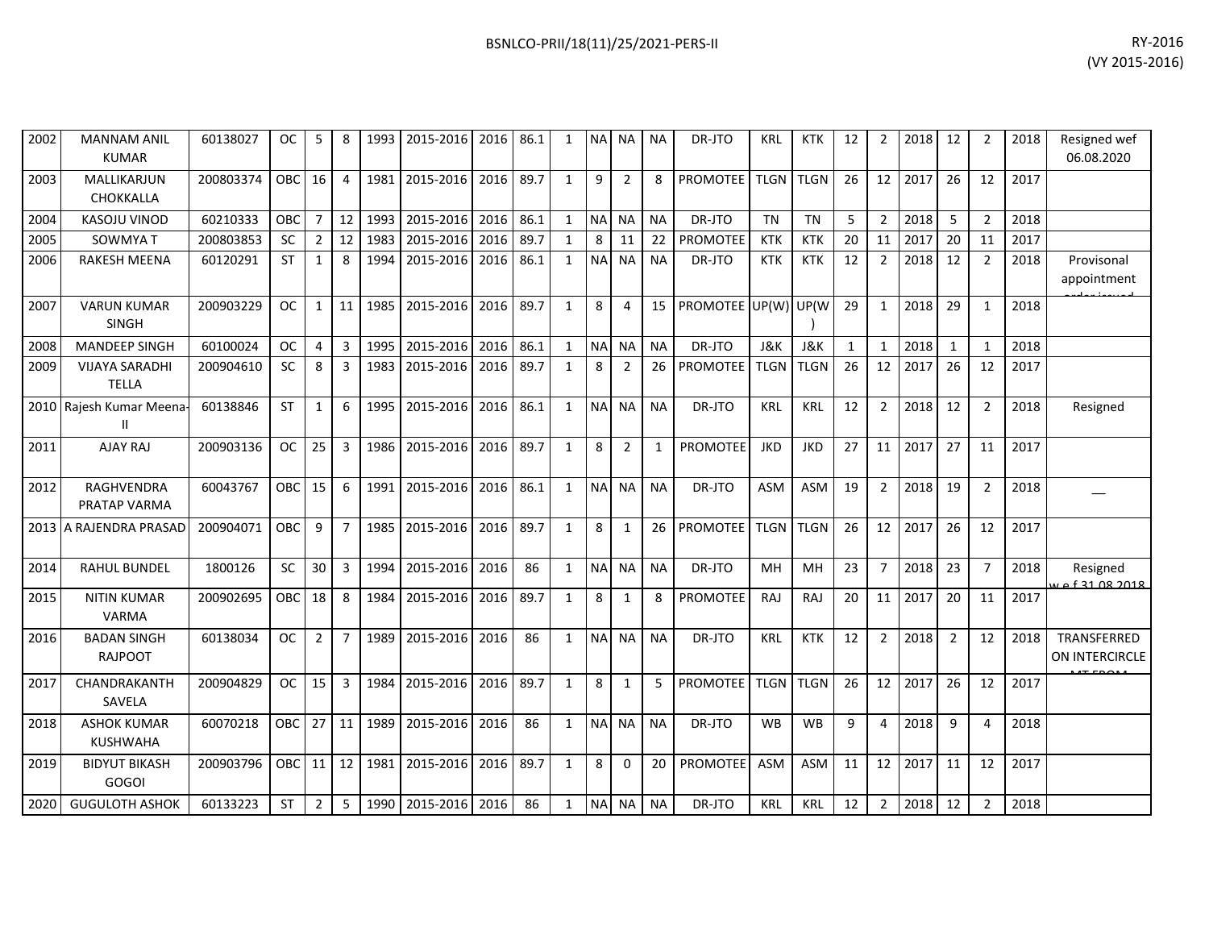| | | | | | | | | | | | | | | | | | | | | | | | | |
|---|---|---|---|---|---|---|---|---|---|---|---|---|---|---|---|---|---|---|---|---|---|---|---|---|
| 2002 | MANNAM ANIL KUMAR | 60138027 | OC | 5 | 8 | 1993 | 2015-2016 | 2016 | 86.1 | 1 | NA | NA | NA | DR-JTO | KRL | KTK | 12 | 2 | 2018 | 12 | 2 | 2018 | Resigned wef 06.08.2020 |
| 2003 | MALLIKARJUN CHOKKALLA | 200803374 | OBC | 16 | 4 | 1981 | 2015-2016 | 2016 | 89.7 | 1 | 9 | 2 | 8 | PROMOTEE | TLGN | TLGN | 26 | 12 | 2017 | 26 | 12 | 2017 | |
| 2004 | KASOJU VINOD | 60210333 | OBC | 7 | 12 | 1993 | 2015-2016 | 2016 | 86.1 | 1 | NA | NA | NA | DR-JTO | TN | TN | 5 | 2 | 2018 | 5 | 2 | 2018 | |
| 2005 | SOWMYA T | 200803853 | SC | 2 | 12 | 1983 | 2015-2016 | 2016 | 89.7 | 1 | 8 | 11 | 22 | PROMOTEE | KTK | KTK | 20 | 11 | 2017 | 20 | 11 | 2017 | |
| 2006 | RAKESH MEENA | 60120291 | ST | 1 | 8 | 1994 | 2015-2016 | 2016 | 86.1 | 1 | NA | NA | NA | DR-JTO | KTK | KTK | 12 | 2 | 2018 | 12 | 2 | 2018 | Provisonal appointment order issued |
| 2007 | VARUN KUMAR SINGH | 200903229 | OC | 1 | 11 | 1985 | 2015-2016 | 2016 | 89.7 | 1 | 8 | 4 | 15 | PROMOTEE | UP(W) | UP(W) | 29 | 1 | 2018 | 29 | 1 | 2018 | |
| 2008 | MANDEEP SINGH | 60100024 | OC | 4 | 3 | 1995 | 2015-2016 | 2016 | 86.1 | 1 | NA | NA | NA | DR-JTO | J&K | J&K | 1 | 1 | 2018 | 1 | 1 | 2018 | |
| 2009 | VIJAYA SARADHI TELLA | 200904610 | SC | 8 | 3 | 1983 | 2015-2016 | 2016 | 89.7 | 1 | 8 | 2 | 26 | PROMOTEE | TLGN | TLGN | 26 | 12 | 2017 | 26 | 12 | 2017 | |
| 2010 | Rajesh Kumar Meena-II | 60138846 | ST | 1 | 6 | 1995 | 2015-2016 | 2016 | 86.1 | 1 | NA | NA | NA | DR-JTO | KRL | KRL | 12 | 2 | 2018 | 12 | 2 | 2018 | Resigned |
| 2011 | AJAY RAJ | 200903136 | OC | 25 | 3 | 1986 | 2015-2016 | 2016 | 89.7 | 1 | 8 | 2 | 1 | PROMOTEE | JKD | JKD | 27 | 11 | 2017 | 27 | 11 | 2017 | |
| 2012 | RAGHVENDRA PRATAP VARMA | 60043767 | OBC | 15 | 6 | 1991 | 2015-2016 | 2016 | 86.1 | 1 | NA | NA | NA | DR-JTO | ASM | ASM | 19 | 2 | 2018 | 19 | 2 | 2018 | __ |
| 2013 | A RAJENDRA PRASAD | 200904071 | OBC | 9 | 7 | 1985 | 2015-2016 | 2016 | 89.7 | 1 | 8 | 1 | 26 | PROMOTEE | TLGN | TLGN | 26 | 12 | 2017 | 26 | 12 | 2017 | |
| 2014 | RAHUL BUNDEL | 1800126 | SC | 30 | 3 | 1994 | 2015-2016 | 2016 | 86 | 1 | NA | NA | NA | DR-JTO | MH | MH | 23 | 7 | 2018 | 23 | 7 | 2018 | Resigned w.e.f 31.08.2018 |
| 2015 | NITIN KUMAR VARMA | 200902695 | OBC | 18 | 8 | 1984 | 2015-2016 | 2016 | 89.7 | 1 | 8 | 1 | 8 | PROMOTEE | RAJ | RAJ | 20 | 11 | 2017 | 20 | 11 | 2017 | |
| 2016 | BADAN SINGH RAJPOOT | 60138034 | OC | 2 | 7 | 1989 | 2015-2016 | 2016 | 86 | 1 | NA | NA | NA | DR-JTO | KRL | KTK | 12 | 2 | 2018 | 2 | 12 | 2018 | TRANSFERRED ON INTERCIRCLE MT FROM |
| 2017 | CHANDRAKANTH SAVELA | 200904829 | OC | 15 | 3 | 1984 | 2015-2016 | 2016 | 89.7 | 1 | 8 | 1 | 5 | PROMOTEE | TLGN | TLGN | 26 | 12 | 2017 | 26 | 12 | 2017 | |
| 2018 | ASHOK KUMAR KUSHWAHA | 60070218 | OBC | 27 | 11 | 1989 | 2015-2016 | 2016 | 86 | 1 | NA | NA | NA | DR-JTO | WB | WB | 9 | 4 | 2018 | 9 | 4 | 2018 | |
| 2019 | BIDYUT BIKASH GOGOI | 200903796 | OBC | 11 | 12 | 1981 | 2015-2016 | 2016 | 89.7 | 1 | 8 | 0 | 20 | PROMOTEE | ASM | ASM | 11 | 12 | 2017 | 11 | 12 | 2017 | |
| 2020 | GUGULOTH ASHOK | 60133223 | ST | 2 | 5 | 1990 | 2015-2016 | 2016 | 86 | 1 | NA | NA | NA | DR-JTO | KRL | KRL | 12 | 2 | 2018 | 12 | 2 | 2018 | |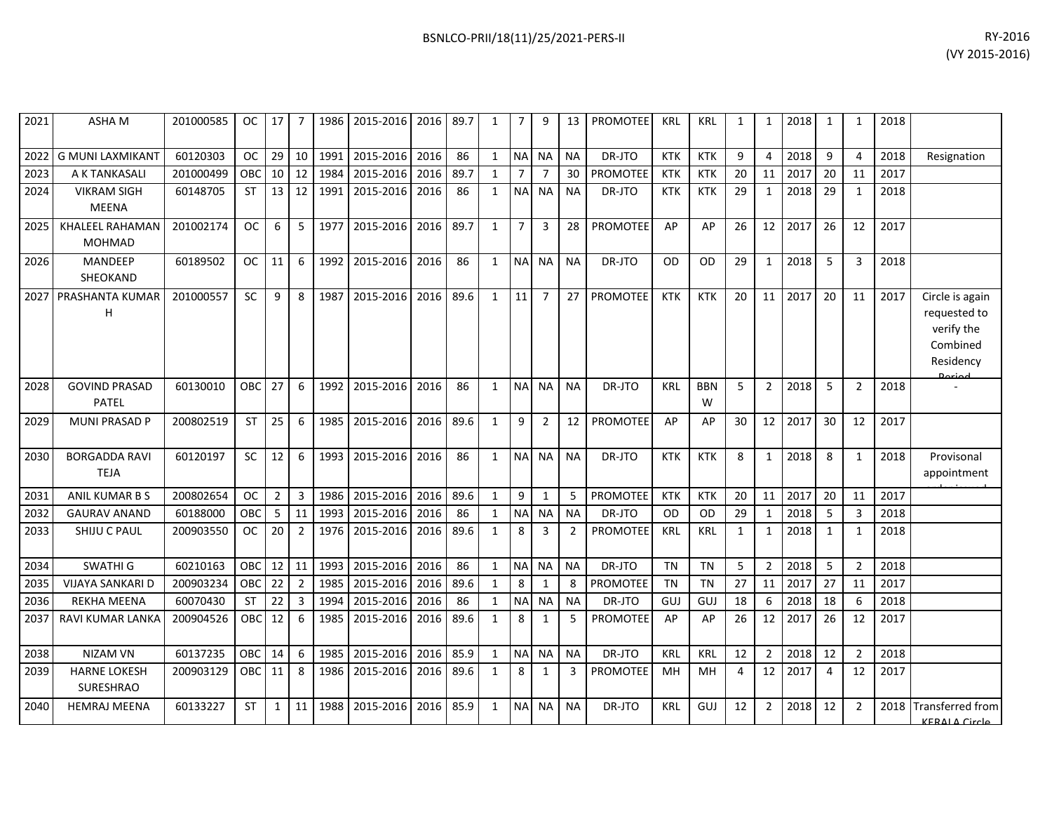| | | | | | | | | | | | | | | | | | | | | | | | | |
|---|---|---|---|---|---|---|---|---|---|---|---|---|---|---|---|---|---|---|---|---|---|---|---|---|
| 2021 | ASHA M | 201000585 | OC | 17 | 7 | 1986 | 2015-2016 | 2016 | 89.7 | 1 | 7 | 9 | 13 | PROMOTEE | KRL | KRL | 1 | 1 | 2018 | 1 | 1 | 2018 | |
| 2022 | G MUNI LAXMIKANT | 60120303 | OC | 29 | 10 | 1991 | 2015-2016 | 2016 | 86 | 1 | NA | NA | NA | DR-JTO | KTK | KTK | 9 | 4 | 2018 | 9 | 4 | 2018 | Resignation |
| 2023 | A K TANKASALI | 201000499 | OBC | 10 | 12 | 1984 | 2015-2016 | 2016 | 89.7 | 1 | 7 | 7 | 30 | PROMOTEE | KTK | KTK | 20 | 11 | 2017 | 20 | 11 | 2017 | |
| 2024 | VIKRAM SIGH MEENA | 60148705 | ST | 13 | 12 | 1991 | 2015-2016 | 2016 | 86 | 1 | NA | NA | NA | DR-JTO | KTK | KTK | 29 | 1 | 2018 | 29 | 1 | 2018 | |
| 2025 | KHALEEL RAHAMAN MOHMAD | 201002174 | OC | 6 | 5 | 1977 | 2015-2016 | 2016 | 89.7 | 1 | 7 | 3 | 28 | PROMOTEE | AP | AP | 26 | 12 | 2017 | 26 | 12 | 2017 | |
| 2026 | MANDEEP SHEOKAND | 60189502 | OC | 11 | 6 | 1992 | 2015-2016 | 2016 | 86 | 1 | NA | NA | NA | DR-JTO | OD | OD | 29 | 1 | 2018 | 5 | 3 | 2018 | |
| 2027 | PRASHANTA KUMAR H | 201000557 | SC | 9 | 8 | 1987 | 2015-2016 | 2016 | 89.6 | 1 | 11 | 7 | 27 | PROMOTEE | KTK | KTK | 20 | 11 | 2017 | 20 | 11 | 2017 | Circle is again requested to verify the Combined Residency Period |
| 2028 | GOVIND PRASAD PATEL | 60130010 | OBC | 27 | 6 | 1992 | 2015-2016 | 2016 | 86 | 1 | NA | NA | NA | DR-JTO | KRL | BBNW | 5 | 2 | 2018 | 5 | 2 | 2018 | - |
| 2029 | MUNI PRASAD P | 200802519 | ST | 25 | 6 | 1985 | 2015-2016 | 2016 | 89.6 | 1 | 9 | 2 | 12 | PROMOTEE | AP | AP | 30 | 12 | 2017 | 30 | 12 | 2017 | |
| 2030 | BORGADDA RAVI TEJA | 60120197 | SC | 12 | 6 | 1993 | 2015-2016 | 2016 | 86 | 1 | NA | NA | NA | DR-JTO | KTK | KTK | 8 | 1 | 2018 | 8 | 1 | 2018 | Provisonal appointment |
| 2031 | ANIL KUMAR B S | 200802654 | OC | 2 | 3 | 1986 | 2015-2016 | 2016 | 89.6 | 1 | 9 | 1 | 5 | PROMOTEE | KTK | KTK | 20 | 11 | 2017 | 20 | 11 | 2017 | |
| 2032 | GAURAV ANAND | 60188000 | OBC | 5 | 11 | 1993 | 2015-2016 | 2016 | 86 | 1 | NA | NA | NA | DR-JTO | OD | OD | 29 | 1 | 2018 | 5 | 3 | 2018 | |
| 2033 | SHIJU C PAUL | 200903550 | OC | 20 | 2 | 1976 | 2015-2016 | 2016 | 89.6 | 1 | 8 | 3 | 2 | PROMOTEE | KRL | KRL | 1 | 1 | 2018 | 1 | 1 | 2018 | |
| 2034 | SWATHI G | 60210163 | OBC | 12 | 11 | 1993 | 2015-2016 | 2016 | 86 | 1 | NA | NA | NA | DR-JTO | TN | TN | 5 | 2 | 2018 | 5 | 2 | 2018 | |
| 2035 | VIJAYA SANKARI D | 200903234 | OBC | 22 | 2 | 1985 | 2015-2016 | 2016 | 89.6 | 1 | 8 | 1 | 8 | PROMOTEE | TN | TN | 27 | 11 | 2017 | 27 | 11 | 2017 | |
| 2036 | REKHA MEENA | 60070430 | ST | 22 | 3 | 1994 | 2015-2016 | 2016 | 86 | 1 | NA | NA | NA | DR-JTO | GUJ | GUJ | 18 | 6 | 2018 | 18 | 6 | 2018 | |
| 2037 | RAVI KUMAR LANKA | 200904526 | OBC | 12 | 6 | 1985 | 2015-2016 | 2016 | 89.6 | 1 | 8 | 1 | 5 | PROMOTEE | AP | AP | 26 | 12 | 2017 | 26 | 12 | 2017 | |
| 2038 | NIZAM VN | 60137235 | OBC | 14 | 6 | 1985 | 2015-2016 | 2016 | 85.9 | 1 | NA | NA | NA | DR-JTO | KRL | KRL | 12 | 2 | 2018 | 12 | 2 | 2018 | |
| 2039 | HARNE LOKESH SURESHRAO | 200903129 | OBC | 11 | 8 | 1986 | 2015-2016 | 2016 | 89.6 | 1 | 8 | 1 | 3 | PROMOTEE | MH | MH | 4 | 12 | 2017 | 4 | 12 | 2017 | |
| 2040 | HEMRAJ MEENA | 60133227 | ST | 1 | 11 | 1988 | 2015-2016 | 2016 | 85.9 | 1 | NA | NA | NA | DR-JTO | KRL | GUJ | 12 | 2 | 2018 | 12 | 2 | 2018 | Transferred from KERALA Circle |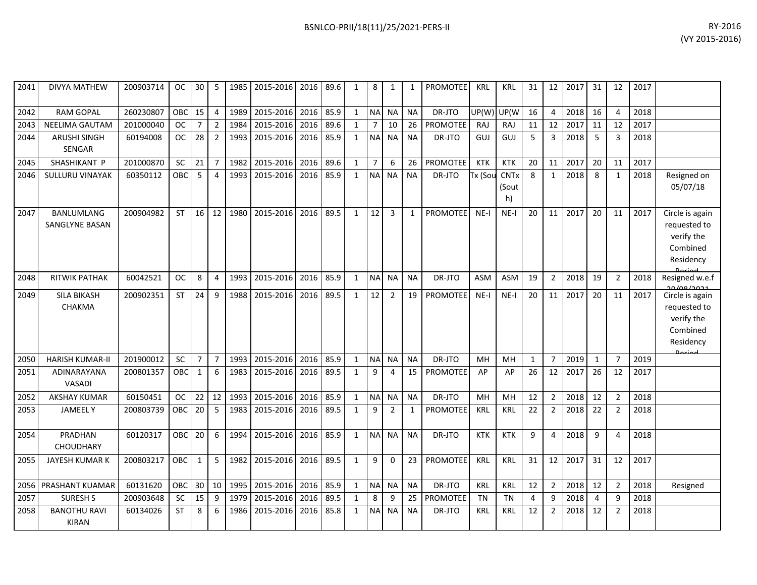| 2041 | DIVYA MATHEW | 200903714 | OC | 30 | 5 | 1985 | 2015-2016 | 2016 | 89.6 | 1 | 8 | 1 | 1 | PROMOTEE | KRL | KRL | 31 | 12 | 2017 | 31 | 12 | 2017 | |
|---|---|---|---|---|---|---|---|---|---|---|---|---|---|---|---|---|---|---|---|---|---|---|---|
| 2042 | RAM GOPAL | 260230807 | OBC | 15 | 4 | 1989 | 2015-2016 | 2016 | 85.9 | 1 | NA | NA | NA | DR-JTO | UP(W) | UP(W | 16 | 4 | 2018 | 16 | 4 | 2018 | |
| 2043 | NEELIMA GAUTAM | 201000040 | OC | 7 | 2 | 1984 | 2015-2016 | 2016 | 89.6 | 1 | 7 | 10 | 26 | PROMOTEE | RAJ | RAJ | 11 | 12 | 2017 | 11 | 12 | 2017 | |
| 2044 | ARUSHI SINGH SENGAR | 60194008 | OC | 28 | 2 | 1993 | 2015-2016 | 2016 | 85.9 | 1 | NA | NA | NA | DR-JTO | GUJ | GUJ | 5 | 3 | 2018 | 5 | 3 | 2018 | |
| 2045 | SHASHIKANT P | 201000870 | SC | 21 | 7 | 1982 | 2015-2016 | 2016 | 89.6 | 1 | 7 | 6 | 26 | PROMOTEE | KTK | KTK | 20 | 11 | 2017 | 20 | 11 | 2017 | |
| 2046 | SULLURU VINAYAK | 60350112 | OBC | 5 | 4 | 1993 | 2015-2016 | 2016 | 85.9 | 1 | NA | NA | NA | DR-JTO | Tx (Sou | CNTx (South) | 8 | 1 | 2018 | 8 | 1 | 2018 | Resigned on 05/07/18 |
| 2047 | BANLUMLANG SANGLYNE BASAN | 200904982 | ST | 16 | 12 | 1980 | 2015-2016 | 2016 | 89.5 | 1 | 12 | 3 | 1 | PROMOTEE | NE-I | NE-I | 20 | 11 | 2017 | 20 | 11 | 2017 | Circle is again requested to verify the Combined Residency Period |
| 2048 | RITWIK PATHAK | 60042521 | OC | 8 | 4 | 1993 | 2015-2016 | 2016 | 85.9 | 1 | NA | NA | NA | DR-JTO | ASM | ASM | 19 | 2 | 2018 | 19 | 2 | 2018 | Resigned w.e.f 20/08/2021 |
| 2049 | SILA BIKASH CHAKMA | 200902351 | ST | 24 | 9 | 1988 | 2015-2016 | 2016 | 89.5 | 1 | 12 | 2 | 19 | PROMOTEE | NE-I | NE-I | 20 | 11 | 2017 | 20 | 11 | 2017 | Circle is again requested to verify the Combined Residency Period |
| 2050 | HARISH KUMAR-II | 201900012 | SC | 7 | 7 | 1993 | 2015-2016 | 2016 | 85.9 | 1 | NA | NA | NA | DR-JTO | MH | MH | 1 | 7 | 2019 | 1 | 7 | 2019 | |
| 2051 | ADINARAYANA VASADI | 200801357 | OBC | 1 | 6 | 1983 | 2015-2016 | 2016 | 89.5 | 1 | 9 | 4 | 15 | PROMOTEE | AP | AP | 26 | 12 | 2017 | 26 | 12 | 2017 | |
| 2052 | AKSHAY KUMAR | 60150451 | OC | 22 | 12 | 1993 | 2015-2016 | 2016 | 85.9 | 1 | NA | NA | NA | DR-JTO | MH | MH | 12 | 2 | 2018 | 12 | 2 | 2018 | |
| 2053 | JAMEEL Y | 200803739 | OBC | 20 | 5 | 1983 | 2015-2016 | 2016 | 89.5 | 1 | 9 | 2 | 1 | PROMOTEE | KRL | KRL | 22 | 2 | 2018 | 22 | 2 | 2018 | |
| 2054 | PRADHAN CHOUDHARY | 60120317 | OBC | 20 | 6 | 1994 | 2015-2016 | 2016 | 85.9 | 1 | NA | NA | NA | DR-JTO | KTK | KTK | 9 | 4 | 2018 | 9 | 4 | 2018 | |
| 2055 | JAYESH KUMAR K | 200803217 | OBC | 1 | 5 | 1982 | 2015-2016 | 2016 | 89.5 | 1 | 9 | 0 | 23 | PROMOTEE | KRL | KRL | 31 | 12 | 2017 | 31 | 12 | 2017 | |
| 2056 | PRASHANT KUAMAR | 60131620 | OBC | 30 | 10 | 1995 | 2015-2016 | 2016 | 85.9 | 1 | NA | NA | NA | DR-JTO | KRL | KRL | 12 | 2 | 2018 | 12 | 2 | 2018 | Resigned |
| 2057 | SURESH S | 200903648 | SC | 15 | 9 | 1979 | 2015-2016 | 2016 | 89.5 | 1 | 8 | 9 | 25 | PROMOTEE | TN | TN | 4 | 9 | 2018 | 4 | 9 | 2018 | |
| 2058 | BANOTHU RAVI KIRAN | 60134026 | ST | 8 | 6 | 1986 | 2015-2016 | 2016 | 85.8 | 1 | NA | NA | NA | DR-JTO | KRL | KRL | 12 | 2 | 2018 | 12 | 2 | 2018 | |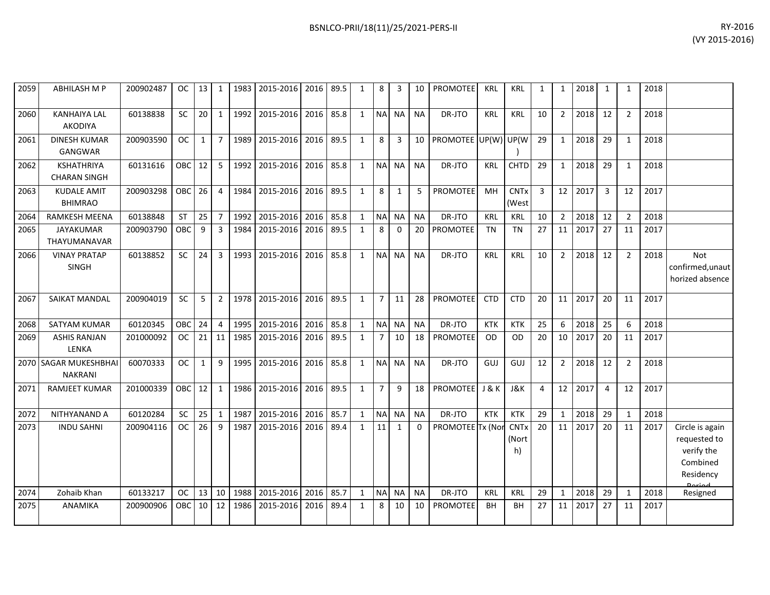| | | | | | | | | | | | | | | | | | | | | | | | | |
|---|---|---|---|---|---|---|---|---|---|---|---|---|---|---|---|---|---|---|---|---|---|---|---|---|
| 2059 | ABHILASH M P | 200902487 | OC | 13 | 1 | 1983 | 2015-2016 | 2016 | 89.5 | 1 | 8 | 3 | 10 | PROMOTEE | KRL | KRL | 1 | 1 | 2018 | 1 | 1 | 2018 | |
| 2060 | KANHAIYA LAL AKODIYA | 60138838 | SC | 20 | 1 | 1992 | 2015-2016 | 2016 | 85.8 | 1 | NA | NA | NA | DR-JTO | KRL | KRL | 10 | 2 | 2018 | 12 | 2 | 2018 | |
| 2061 | DINESH KUMAR GANGWAR | 200903590 | OC | 1 | 7 | 1989 | 2015-2016 | 2016 | 89.5 | 1 | 8 | 3 | 10 | PROMOTEE | UP(W) | UP(W) | 29 | 1 | 2018 | 29 | 1 | 2018 | |
| 2062 | KSHATHRIYA CHARAN SINGH | 60131616 | OBC | 12 | 5 | 1992 | 2015-2016 | 2016 | 85.8 | 1 | NA | NA | NA | DR-JTO | KRL | CHTD | 29 | 1 | 2018 | 29 | 1 | 2018 | |
| 2063 | KUDALE AMIT BHIMRAO | 200903298 | OBC | 26 | 4 | 1984 | 2015-2016 | 2016 | 89.5 | 1 | 8 | 1 | 5 | PROMOTEE | MH | CNTx (West | 3 | 12 | 2017 | 3 | 12 | 2017 | |
| 2064 | RAMKESH MEENA | 60138848 | ST | 25 | 7 | 1992 | 2015-2016 | 2016 | 85.8 | 1 | NA | NA | NA | DR-JTO | KRL | KRL | 10 | 2 | 2018 | 12 | 2 | 2018 | |
| 2065 | JAYAKUMAR THAYUMANAVAR | 200903790 | OBC | 9 | 3 | 1984 | 2015-2016 | 2016 | 89.5 | 1 | 8 | 0 | 20 | PROMOTEE | TN | TN | 27 | 11 | 2017 | 27 | 11 | 2017 | |
| 2066 | VINAY PRATAP SINGH | 60138852 | SC | 24 | 3 | 1993 | 2015-2016 | 2016 | 85.8 | 1 | NA | NA | NA | DR-JTO | KRL | KRL | 10 | 2 | 2018 | 12 | 2 | 2018 | Not confirmed,unauthorized absence |
| 2067 | SAIKAT MANDAL | 200904019 | SC | 5 | 2 | 1978 | 2015-2016 | 2016 | 89.5 | 1 | 7 | 11 | 28 | PROMOTEE | CTD | CTD | 20 | 11 | 2017 | 20 | 11 | 2017 | |
| 2068 | SATYAM KUMAR | 60120345 | OBC | 24 | 4 | 1995 | 2015-2016 | 2016 | 85.8 | 1 | NA | NA | NA | DR-JTO | KTK | KTK | 25 | 6 | 2018 | 25 | 6 | 2018 | |
| 2069 | ASHIS RANJAN LENKA | 201000092 | OC | 21 | 11 | 1985 | 2015-2016 | 2016 | 89.5 | 1 | 7 | 10 | 18 | PROMOTEE | OD | OD | 20 | 10 | 2017 | 20 | 11 | 2017 | |
| 2070 | SAGAR MUKESHBHAI NAKRANI | 60070333 | OC | 1 | 9 | 1995 | 2015-2016 | 2016 | 85.8 | 1 | NA | NA | NA | DR-JTO | GUJ | GUJ | 12 | 2 | 2018 | 12 | 2 | 2018 | |
| 2071 | RAMJEET KUMAR | 201000339 | OBC | 12 | 1 | 1986 | 2015-2016 | 2016 | 89.5 | 1 | 7 | 9 | 18 | PROMOTEE | J & K | J&K | 4 | 12 | 2017 | 4 | 12 | 2017 | |
| 2072 | NITHYANAND A | 60120284 | SC | 25 | 1 | 1987 | 2015-2016 | 2016 | 85.7 | 1 | NA | NA | NA | DR-JTO | KTK | KTK | 29 | 1 | 2018 | 29 | 1 | 2018 | |
| 2073 | INDU SAHNI | 200904116 | OC | 26 | 9 | 1987 | 2015-2016 | 2016 | 89.4 | 1 | 11 | 1 | 0 | PROMOTEE | Tx (Nor | CNTx (North) | 20 | 11 | 2017 | 20 | 11 | 2017 | Circle is again requested to verify the Combined Residency Period |
| 2074 | Zohaib Khan | 60133217 | OC | 13 | 10 | 1988 | 2015-2016 | 2016 | 85.7 | 1 | NA | NA | NA | DR-JTO | KRL | KRL | 29 | 1 | 2018 | 29 | 1 | 2018 | Resigned |
| 2075 | ANAMIKA | 200900906 | OBC | 10 | 12 | 1986 | 2015-2016 | 2016 | 89.4 | 1 | 8 | 10 | 10 | PROMOTEE | BH | BH | 27 | 11 | 2017 | 27 | 11 | 2017 | |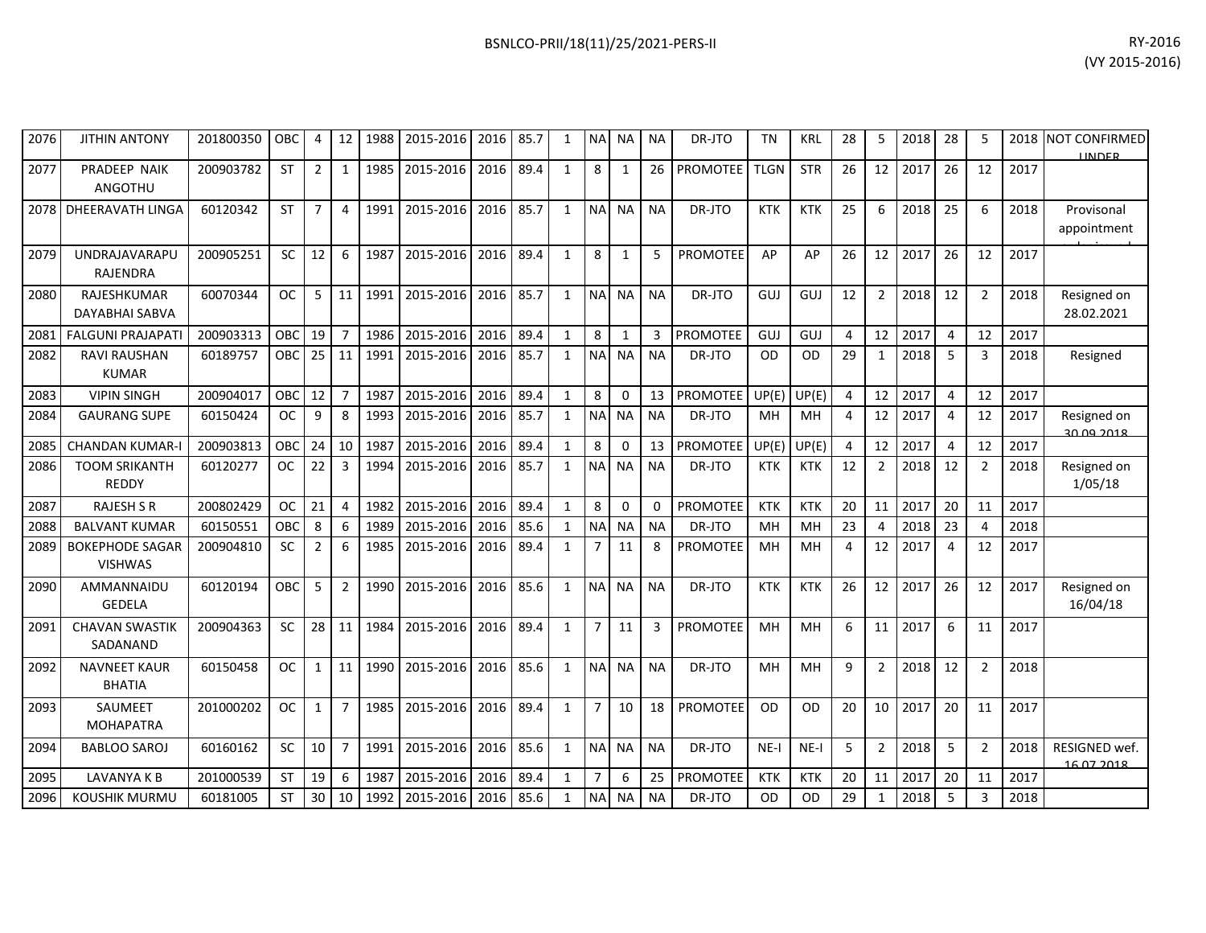| | | | | | | | | | | | | | | | | | | | | | | | | |
|---|---|---|---|---|---|---|---|---|---|---|---|---|---|---|---|---|---|---|---|---|---|---|---|---|
| 2076 | JITHIN ANTONY | 201800350 | OBC | 4 | 12 | 1988 | 2015-2016 | 2016 | 85.7 | 1 | NA | NA | NA | DR-JTO | TN | KRL | 28 | 5 | 2018 | 28 | 5 | 2018 | NOT CONFIRMED UNDER |
| 2077 | PRADEEP NAIK ANGOTHU | 200903782 | ST | 2 | 1 | 1985 | 2015-2016 | 2016 | 89.4 | 1 | 8 | 1 | 26 | PROMOTEE | TLGN | STR | 26 | 12 | 2017 | 26 | 12 | 2017 | |
| 2078 | DHEERAVATH LINGA | 60120342 | ST | 7 | 4 | 1991 | 2015-2016 | 2016 | 85.7 | 1 | NA | NA | NA | DR-JTO | KTK | KTK | 25 | 6 | 2018 | 25 | 6 | 2018 | Provisonal appointment |
| 2079 | UNDRAJAVARAPU RAJENDRA | 200905251 | SC | 12 | 6 | 1987 | 2015-2016 | 2016 | 89.4 | 1 | 8 | 1 | 5 | PROMOTEE | AP | AP | 26 | 12 | 2017 | 26 | 12 | 2017 | |
| 2080 | RAJESHKUMAR DAYABHAI SABVA | 60070344 | OC | 5 | 11 | 1991 | 2015-2016 | 2016 | 85.7 | 1 | NA | NA | NA | DR-JTO | GUJ | GUJ | 12 | 2 | 2018 | 12 | 2 | 2018 | Resigned on 28.02.2021 |
| 2081 | FALGUNI PRAJAPATI | 200903313 | OBC | 19 | 7 | 1986 | 2015-2016 | 2016 | 89.4 | 1 | 8 | 1 | 3 | PROMOTEE | GUJ | GUJ | 4 | 12 | 2017 | 4 | 12 | 2017 | |
| 2082 | RAVI RAUSHAN KUMAR | 60189757 | OBC | 25 | 11 | 1991 | 2015-2016 | 2016 | 85.7 | 1 | NA | NA | NA | DR-JTO | OD | OD | 29 | 1 | 2018 | 5 | 3 | 2018 | Resigned |
| 2083 | VIPIN SINGH | 200904017 | OBC | 12 | 7 | 1987 | 2015-2016 | 2016 | 89.4 | 1 | 8 | 0 | 13 | PROMOTEE | UP(E) | UP(E) | 4 | 12 | 2017 | 4 | 12 | 2017 | |
| 2084 | GAURANG SUPE | 60150424 | OC | 9 | 8 | 1993 | 2015-2016 | 2016 | 85.7 | 1 | NA | NA | NA | DR-JTO | MH | MH | 4 | 12 | 2017 | 4 | 12 | 2017 | Resigned on 30.09.2018 |
| 2085 | CHANDAN KUMAR-I | 200903813 | OBC | 24 | 10 | 1987 | 2015-2016 | 2016 | 89.4 | 1 | 8 | 0 | 13 | PROMOTEE | UP(E) | UP(E) | 4 | 12 | 2017 | 4 | 12 | 2017 | |
| 2086 | TOOM SRIKANTH REDDY | 60120277 | OC | 22 | 3 | 1994 | 2015-2016 | 2016 | 85.7 | 1 | NA | NA | NA | DR-JTO | KTK | KTK | 12 | 2 | 2018 | 12 | 2 | 2018 | Resigned on 1/05/18 |
| 2087 | RAJESH S R | 200802429 | OC | 21 | 4 | 1982 | 2015-2016 | 2016 | 89.4 | 1 | 8 | 0 | 0 | PROMOTEE | KTK | KTK | 20 | 11 | 2017 | 20 | 11 | 2017 | |
| 2088 | BALVANT KUMAR | 60150551 | OBC | 8 | 6 | 1989 | 2015-2016 | 2016 | 85.6 | 1 | NA | NA | NA | DR-JTO | MH | MH | 23 | 4 | 2018 | 23 | 4 | 2018 | |
| 2089 | BOKEPHODE SAGAR VISHWAS | 200904810 | SC | 2 | 6 | 1985 | 2015-2016 | 2016 | 89.4 | 1 | 7 | 11 | 8 | PROMOTEE | MH | MH | 4 | 12 | 2017 | 4 | 12 | 2017 | |
| 2090 | AMMANNAIDU GEDELA | 60120194 | OBC | 5 | 2 | 1990 | 2015-2016 | 2016 | 85.6 | 1 | NA | NA | NA | DR-JTO | KTK | KTK | 26 | 12 | 2017 | 26 | 12 | 2017 | Resigned on 16/04/18 |
| 2091 | CHAVAN SWASTIK SADANAND | 200904363 | SC | 28 | 11 | 1984 | 2015-2016 | 2016 | 89.4 | 1 | 7 | 11 | 3 | PROMOTEE | MH | MH | 6 | 11 | 2017 | 6 | 11 | 2017 | |
| 2092 | NAVNEET KAUR BHATIA | 60150458 | OC | 1 | 11 | 1990 | 2015-2016 | 2016 | 85.6 | 1 | NA | NA | NA | DR-JTO | MH | MH | 9 | 2 | 2018 | 12 | 2 | 2018 | |
| 2093 | SAUMEET MOHAPATRA | 201000202 | OC | 1 | 7 | 1985 | 2015-2016 | 2016 | 89.4 | 1 | 7 | 10 | 18 | PROMOTEE | OD | OD | 20 | 10 | 2017 | 20 | 11 | 2017 | |
| 2094 | BABLOO SAROJ | 60160162 | SC | 10 | 7 | 1991 | 2015-2016 | 2016 | 85.6 | 1 | NA | NA | NA | DR-JTO | NE-I | NE-I | 5 | 2 | 2018 | 5 | 2 | 2018 | RESIGNED wef. 16.07.2018 |
| 2095 | LAVANYA K B | 201000539 | ST | 19 | 6 | 1987 | 2015-2016 | 2016 | 89.4 | 1 | 7 | 6 | 25 | PROMOTEE | KTK | KTK | 20 | 11 | 2017 | 20 | 11 | 2017 | |
| 2096 | KOUSHIK MURMU | 60181005 | ST | 30 | 10 | 1992 | 2015-2016 | 2016 | 85.6 | 1 | NA | NA | NA | DR-JTO | OD | OD | 29 | 1 | 2018 | 5 | 3 | 2018 | |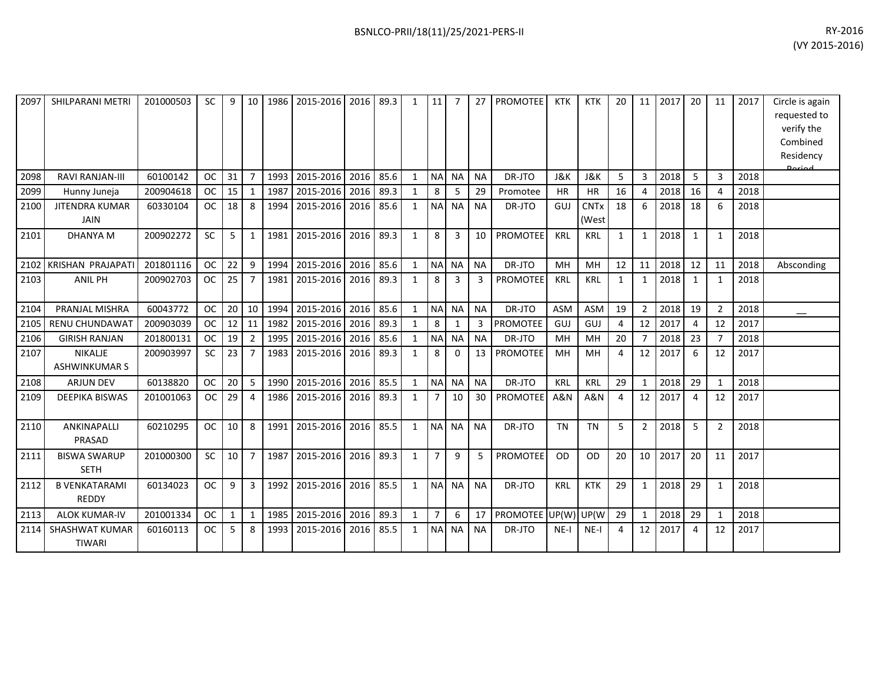| | | | | | | | | | | | | | | | | | | | | | | | | | |
|---|---|---|---|---|---|---|---|---|---|---|---|---|---|---|---|---|---|---|---|---|---|---|---|---|---|
| 2097 | SHILPARANI METRI | 201000503 | SC | 9 | 10 | 1986 | 2015-2016 | 2016 | 89.3 | 1 | 11 | 7 | 27 | PROMOTEE | KTK | KTK | 20 | 11 | 2017 | 20 | 11 | 2017 | Circle is again requested to verify the Combined Residency Period |
| 2098 | RAVI RANJAN-III | 60100142 | OC | 31 | 7 | 1993 | 2015-2016 | 2016 | 85.6 | 1 | NA | NA | NA | DR-JTO | J&K | J&K | 5 | 3 | 2018 | 5 | 3 | 2018 | |
| 2099 | Hunny Juneja | 200904618 | OC | 15 | 1 | 1987 | 2015-2016 | 2016 | 89.3 | 1 | 8 | 5 | 29 | Promotee | HR | HR | 16 | 4 | 2018 | 16 | 4 | 2018 | |
| 2100 | JITENDRA KUMAR JAIN | 60330104 | OC | 18 | 8 | 1994 | 2015-2016 | 2016 | 85.6 | 1 | NA | NA | NA | DR-JTO | GUJ | CNTx (West | 18 | 6 | 2018 | 18 | 6 | 2018 | |
| 2101 | DHANYA M | 200902272 | SC | 5 | 1 | 1981 | 2015-2016 | 2016 | 89.3 | 1 | 8 | 3 | 10 | PROMOTEE | KRL | KRL | 1 | 1 | 2018 | 1 | 1 | 2018 | |
| 2102 | KRISHAN PRAJAPATI | 201801116 | OC | 22 | 9 | 1994 | 2015-2016 | 2016 | 85.6 | 1 | NA | NA | NA | DR-JTO | MH | MH | 12 | 11 | 2018 | 12 | 11 | 2018 | Absconding |
| 2103 | ANIL PH | 200902703 | OC | 25 | 7 | 1981 | 2015-2016 | 2016 | 89.3 | 1 | 8 | 3 | 3 | PROMOTEE | KRL | KRL | 1 | 1 | 2018 | 1 | 1 | 2018 | |
| 2104 | PRANJAL MISHRA | 60043772 | OC | 20 | 10 | 1994 | 2015-2016 | 2016 | 85.6 | 1 | NA | NA | NA | DR-JTO | ASM | ASM | 19 | 2 | 2018 | 19 | 2 | 2018 | __ |
| 2105 | RENU CHUNDAWAT | 200903039 | OC | 12 | 11 | 1982 | 2015-2016 | 2016 | 89.3 | 1 | 8 | 1 | 3 | PROMOTEE | GUJ | GUJ | 4 | 12 | 2017 | 4 | 12 | 2017 | |
| 2106 | GIRISH RANJAN | 201800131 | OC | 19 | 2 | 1995 | 2015-2016 | 2016 | 85.6 | 1 | NA | NA | NA | DR-JTO | MH | MH | 20 | 7 | 2018 | 23 | 7 | 2018 | |
| 2107 | NIKALJE ASHWINKUMAR S | 200903997 | SC | 23 | 7 | 1983 | 2015-2016 | 2016 | 89.3 | 1 | 8 | 0 | 13 | PROMOTEE | MH | MH | 4 | 12 | 2017 | 6 | 12 | 2017 | |
| 2108 | ARJUN DEV | 60138820 | OC | 20 | 5 | 1990 | 2015-2016 | 2016 | 85.5 | 1 | NA | NA | NA | DR-JTO | KRL | KRL | 29 | 1 | 2018 | 29 | 1 | 2018 | |
| 2109 | DEEPIKA BISWAS | 201001063 | OC | 29 | 4 | 1986 | 2015-2016 | 2016 | 89.3 | 1 | 7 | 10 | 30 | PROMOTEE | A&N | A&N | 4 | 12 | 2017 | 4 | 12 | 2017 | |
| 2110 | ANKINAPALLI PRASAD | 60210295 | OC | 10 | 8 | 1991 | 2015-2016 | 2016 | 85.5 | 1 | NA | NA | NA | DR-JTO | TN | TN | 5 | 2 | 2018 | 5 | 2 | 2018 | |
| 2111 | BISWA SWARUP SETH | 201000300 | SC | 10 | 7 | 1987 | 2015-2016 | 2016 | 89.3 | 1 | 7 | 9 | 5 | PROMOTEE | OD | OD | 20 | 10 | 2017 | 20 | 11 | 2017 | |
| 2112 | B VENKATARAMI REDDY | 60134023 | OC | 9 | 3 | 1992 | 2015-2016 | 2016 | 85.5 | 1 | NA | NA | NA | DR-JTO | KRL | KTK | 29 | 1 | 2018 | 29 | 1 | 2018 | |
| 2113 | ALOK KUMAR-IV | 201001334 | OC | 1 | 1 | 1985 | 2015-2016 | 2016 | 89.3 | 1 | 7 | 6 | 17 | PROMOTEE | UP(W) | UP(W | 29 | 1 | 2018 | 29 | 1 | 2018 | |
| 2114 | SHASHWAT KUMAR TIWARI | 60160113 | OC | 5 | 8 | 1993 | 2015-2016 | 2016 | 85.5 | 1 | NA | NA | NA | DR-JTO | NE-I | NE-I | 4 | 12 | 2017 | 4 | 12 | 2017 | |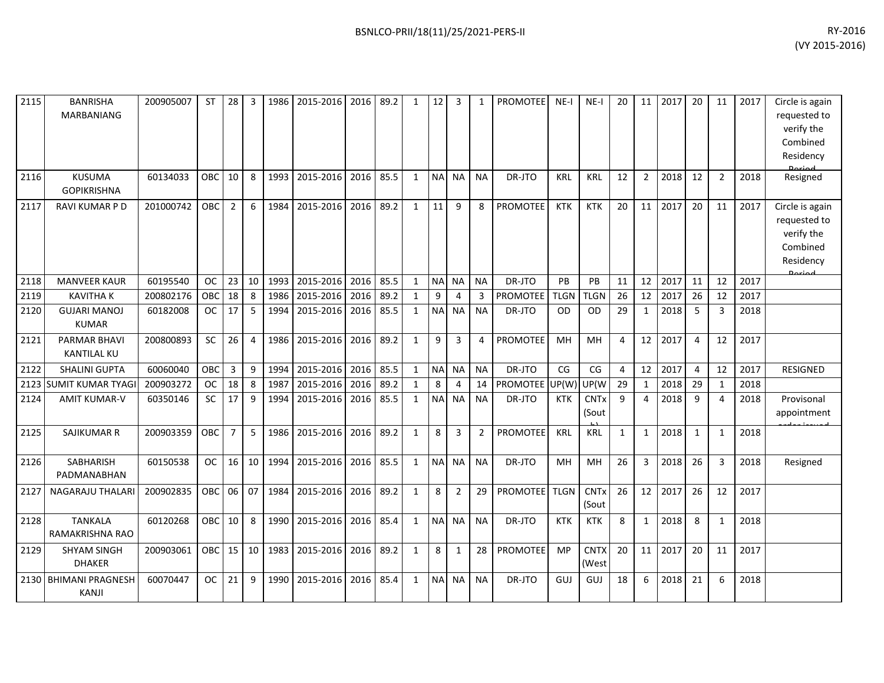| | | | | | | | | | | | | | | | | | | | | | | | | |
|---|---|---|---|---|---|---|---|---|---|---|---|---|---|---|---|---|---|---|---|---|---|---|---|---|
| 2115 | BANRISHA MARBANIANG | 200905007 | ST | 28 | 3 | 1986 | 2015-2016 | 2016 | 89.2 | 1 | 12 | 3 | 1 | PROMOTEE | NE-I | NE-I | 20 | 11 | 2017 | 20 | 11 | 2017 | Circle is again requested to verify the Combined Residency Period |
| 2116 | KUSUMA GOPIKRISHNA | 60134033 | OBC | 10 | 8 | 1993 | 2015-2016 | 2016 | 85.5 | 1 | NA | NA | NA | DR-JTO | KRL | KRL | 12 | 2 | 2018 | 12 | 2 | 2018 | Resigned |
| 2117 | RAVI KUMAR P D | 201000742 | OBC | 2 | 6 | 1984 | 2015-2016 | 2016 | 89.2 | 1 | 11 | 9 | 8 | PROMOTEE | KTK | KTK | 20 | 11 | 2017 | 20 | 11 | 2017 | Circle is again requested to verify the Combined Residency Period |
| 2118 | MANVEER KAUR | 60195540 | OC | 23 | 10 | 1993 | 2015-2016 | 2016 | 85.5 | 1 | NA | NA | NA | DR-JTO | PB | PB | 11 | 12 | 2017 | 11 | 12 | 2017 | |
| 2119 | KAVITHA K | 200802176 | OBC | 18 | 8 | 1986 | 2015-2016 | 2016 | 89.2 | 1 | 9 | 4 | 3 | PROMOTEE | TLGN | TLGN | 26 | 12 | 2017 | 26 | 12 | 2017 | |
| 2120 | GUJARI MANOJ KUMAR | 60182008 | OC | 17 | 5 | 1994 | 2015-2016 | 2016 | 85.5 | 1 | NA | NA | NA | DR-JTO | OD | OD | 29 | 1 | 2018 | 5 | 3 | 2018 | |
| 2121 | PARMAR BHAVI KANTILAL KU | 200800893 | SC | 26 | 4 | 1986 | 2015-2016 | 2016 | 89.2 | 1 | 9 | 3 | 4 | PROMOTEE | MH | MH | 4 | 12 | 2017 | 4 | 12 | 2017 | |
| 2122 | SHALINI GUPTA | 60060040 | OBC | 3 | 9 | 1994 | 2015-2016 | 2016 | 85.5 | 1 | NA | NA | NA | DR-JTO | CG | CG | 4 | 12 | 2017 | 4 | 12 | 2017 | RESIGNED |
| 2123 | SUMIT KUMAR TYAGI | 200903272 | OC | 18 | 8 | 1987 | 2015-2016 | 2016 | 89.2 | 1 | 8 | 4 | 14 | PROMOTEE | UP(W) | UP(W | 29 | 1 | 2018 | 29 | 1 | 2018 | |
| 2124 | AMIT KUMAR-V | 60350146 | SC | 17 | 9 | 1994 | 2015-2016 | 2016 | 85.5 | 1 | NA | NA | NA | DR-JTO | KTK | CNTx (South) | 9 | 4 | 2018 | 9 | 4 | 2018 | Provisonal appointment order issued |
| 2125 | SAJIKUMAR R | 200903359 | OBC | 7 | 5 | 1986 | 2015-2016 | 2016 | 89.2 | 1 | 8 | 3 | 2 | PROMOTEE | KRL | KRL | 1 | 1 | 2018 | 1 | 1 | 2018 | |
| 2126 | SABHARISH PADMANABHAN | 60150538 | OC | 16 | 10 | 1994 | 2015-2016 | 2016 | 85.5 | 1 | NA | NA | NA | DR-JTO | MH | MH | 26 | 3 | 2018 | 26 | 3 | 2018 | Resigned |
| 2127 | NAGARAJU THALARI | 200902835 | OBC | 06 | 07 | 1984 | 2015-2016 | 2016 | 89.2 | 1 | 8 | 2 | 29 | PROMOTEE | TLGN | CNTx (Sout | 26 | 12 | 2017 | 26 | 12 | 2017 | |
| 2128 | TANKALA RAMAKRISHNA RAO | 60120268 | OBC | 10 | 8 | 1990 | 2015-2016 | 2016 | 85.4 | 1 | NA | NA | NA | DR-JTO | KTK | KTK | 8 | 1 | 2018 | 8 | 1 | 2018 | |
| 2129 | SHYAM SINGH DHAKER | 200903061 | OBC | 15 | 10 | 1983 | 2015-2016 | 2016 | 89.2 | 1 | 8 | 1 | 28 | PROMOTEE | MP | CNTX (West | 20 | 11 | 2017 | 20 | 11 | 2017 | |
| 2130 | BHIMANI PRAGNESH KANJI | 60070447 | OC | 21 | 9 | 1990 | 2015-2016 | 2016 | 85.4 | 1 | NA | NA | NA | DR-JTO | GUJ | GUJ | 18 | 6 | 2018 | 21 | 6 | 2018 | |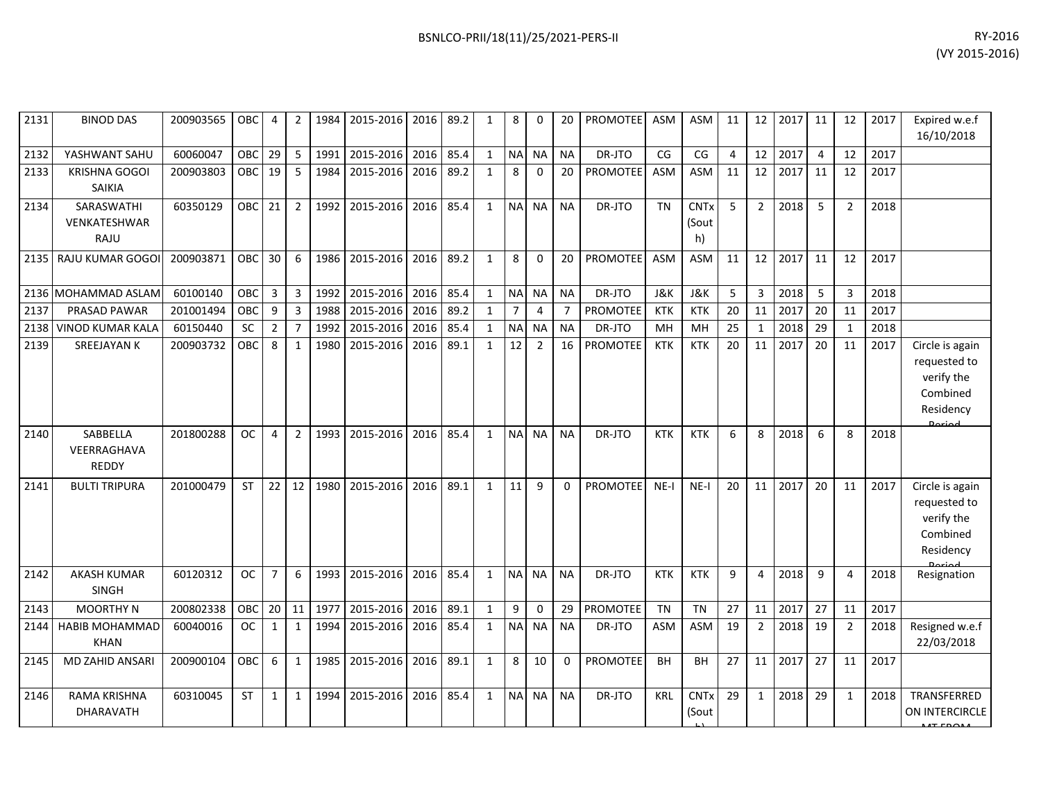| | | | | | | | | | | | | | | | | | | | | | | | | |
|---|---|---|---|---|---|---|---|---|---|---|---|---|---|---|---|---|---|---|---|---|---|---|---|---|
| 2131 | BINOD DAS | 200903565 | OBC | 4 | 2 | 1984 | 2015-2016 | 2016 | 89.2 | 1 | 8 | 0 | 20 | PROMOTEE | ASM | ASM | 11 | 12 | 2017 | 11 | 12 | 2017 | Expired w.e.f 16/10/2018 |
| 2132 | YASHWANT SAHU | 60060047 | OBC | 29 | 5 | 1991 | 2015-2016 | 2016 | 85.4 | 1 | NA | NA | NA | DR-JTO | CG | CG | 4 | 12 | 2017 | 4 | 12 | 2017 | |
| 2133 | KRISHNA GOGOI SAIKIA | 200903803 | OBC | 19 | 5 | 1984 | 2015-2016 | 2016 | 89.2 | 1 | 8 | 0 | 20 | PROMOTEE | ASM | ASM | 11 | 12 | 2017 | 11 | 12 | 2017 | |
| 2134 | SARASWATHI VENKATESHWAR RAJU | 60350129 | OBC | 21 | 2 | 1992 | 2015-2016 | 2016 | 85.4 | 1 | NA | NA | NA | DR-JTO | TN | CNTx (South) | 5 | 2 | 2018 | 5 | 2 | 2018 | |
| 2135 | RAJU KUMAR GOGOI | 200903871 | OBC | 30 | 6 | 1986 | 2015-2016 | 2016 | 89.2 | 1 | 8 | 0 | 20 | PROMOTEE | ASM | ASM | 11 | 12 | 2017 | 11 | 12 | 2017 | |
| 2136 | MOHAMMAD ASLAM | 60100140 | OBC | 3 | 3 | 1992 | 2015-2016 | 2016 | 85.4 | 1 | NA | NA | NA | DR-JTO | J&K | J&K | 5 | 3 | 2018 | 5 | 3 | 2018 | |
| 2137 | PRASAD PAWAR | 201001494 | OBC | 9 | 3 | 1988 | 2015-2016 | 2016 | 89.2 | 1 | 7 | 4 | 7 | PROMOTEE | KTK | KTK | 20 | 11 | 2017 | 20 | 11 | 2017 | |
| 2138 | VINOD KUMAR KALA | 60150440 | SC | 2 | 7 | 1992 | 2015-2016 | 2016 | 85.4 | 1 | NA | NA | NA | DR-JTO | MH | MH | 25 | 1 | 2018 | 29 | 1 | 2018 | |
| 2139 | SREEJAYAN K | 200903732 | OBC | 8 | 1 | 1980 | 2015-2016 | 2016 | 89.1 | 1 | 12 | 2 | 16 | PROMOTEE | KTK | KTK | 20 | 11 | 2017 | 20 | 11 | 2017 | Circle is again requested to verify the Combined Residency Period |
| 2140 | SABBELLA VEERRAGHAVA REDDY | 201800288 | OC | 4 | 2 | 1993 | 2015-2016 | 2016 | 85.4 | 1 | NA | NA | NA | DR-JTO | KTK | KTK | 6 | 8 | 2018 | 6 | 8 | 2018 | |
| 2141 | BULTI TRIPURA | 201000479 | ST | 22 | 12 | 1980 | 2015-2016 | 2016 | 89.1 | 1 | 11 | 9 | 0 | PROMOTEE | NE-I | NE-I | 20 | 11 | 2017 | 20 | 11 | 2017 | Circle is again requested to verify the Combined Residency Period |
| 2142 | AKASH KUMAR SINGH | 60120312 | OC | 7 | 6 | 1993 | 2015-2016 | 2016 | 85.4 | 1 | NA | NA | NA | DR-JTO | KTK | KTK | 9 | 4 | 2018 | 9 | 4 | 2018 | Resignation |
| 2143 | MOORTHY N | 200802338 | OBC | 20 | 11 | 1977 | 2015-2016 | 2016 | 89.1 | 1 | 9 | 0 | 29 | PROMOTEE | TN | TN | 27 | 11 | 2017 | 27 | 11 | 2017 | |
| 2144 | HABIB MOHAMMAD KHAN | 60040016 | OC | 1 | 1 | 1994 | 2015-2016 | 2016 | 85.4 | 1 | NA | NA | NA | DR-JTO | ASM | ASM | 19 | 2 | 2018 | 19 | 2 | 2018 | Resigned w.e.f 22/03/2018 |
| 2145 | MD ZAHID ANSARI | 200900104 | OBC | 6 | 1 | 1985 | 2015-2016 | 2016 | 89.1 | 1 | 8 | 10 | 0 | PROMOTEE | BH | BH | 27 | 11 | 2017 | 27 | 11 | 2017 | |
| 2146 | RAMA KRISHNA DHARAVATH | 60310045 | ST | 1 | 1 | 1994 | 2015-2016 | 2016 | 85.4 | 1 | NA | NA | NA | DR-JTO | KRL | CNTx (South) | 29 | 1 | 2018 | 29 | 1 | 2018 | TRANSFERRED ON INTERCIRCLE MT FROM |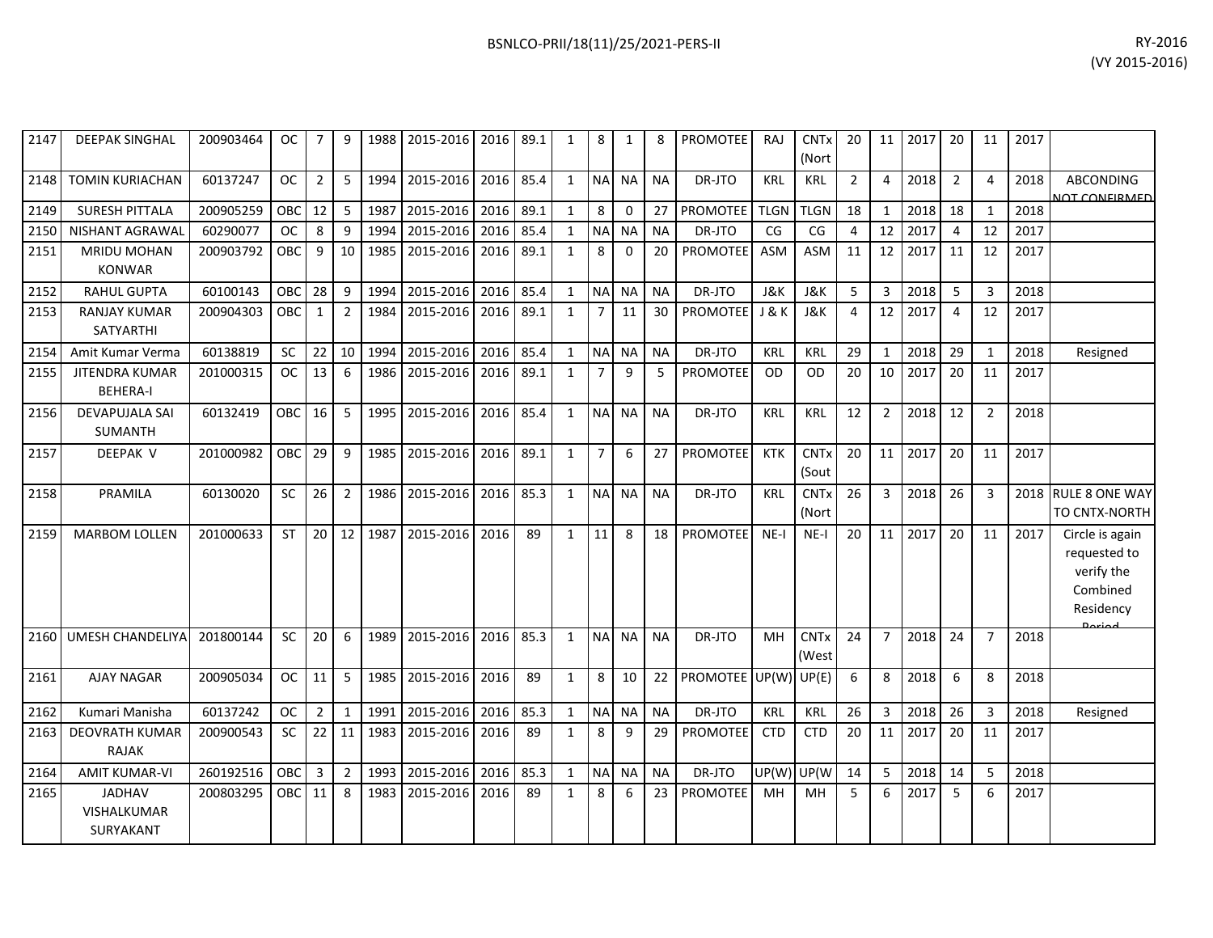| 2147 | DEEPAK SINGHAL | 200903464 | OC | 7 | 9 | 1988 | 2015-2016 | 2016 | 89.1 | 1 | 8 | 1 | 8 | PROMOTEE | RAJ | CNTx (Nort | 20 | 11 | 2017 | 20 | 11 | 2017 | |
|---|---|---|---|---|---|---|---|---|---|---|---|---|---|---|---|---|---|---|---|---|---|---|---|
| 2148 | TOMIN KURIACHAN | 60137247 | OC | 2 | 5 | 1994 | 2015-2016 | 2016 | 85.4 | 1 | NA | NA | NA | DR-JTO | KRL | KRL | 2 | 4 | 2018 | 2 | 4 | 2018 | ABCONDING NOT CONFIRMED |
| 2149 | SURESH PITTALA | 200905259 | OBC | 12 | 5 | 1987 | 2015-2016 | 2016 | 89.1 | 1 | 8 | 0 | 27 | PROMOTEE | TLGN | TLGN | 18 | 1 | 2018 | 18 | 1 | 2018 | |
| 2150 | NISHANT AGRAWAL | 60290077 | OC | 8 | 9 | 1994 | 2015-2016 | 2016 | 85.4 | 1 | NA | NA | NA | DR-JTO | CG | CG | 4 | 12 | 2017 | 4 | 12 | 2017 | |
| 2151 | MRIDU MOHAN KONWAR | 200903792 | OBC | 9 | 10 | 1985 | 2015-2016 | 2016 | 89.1 | 1 | 8 | 0 | 20 | PROMOTEE | ASM | ASM | 11 | 12 | 2017 | 11 | 12 | 2017 | |
| 2152 | RAHUL GUPTA | 60100143 | OBC | 28 | 9 | 1994 | 2015-2016 | 2016 | 85.4 | 1 | NA | NA | NA | DR-JTO | J&K | J&K | 5 | 3 | 2018 | 5 | 3 | 2018 | |
| 2153 | RANJAY KUMAR SATYARTHI | 200904303 | OBC | 1 | 2 | 1984 | 2015-2016 | 2016 | 89.1 | 1 | 7 | 11 | 30 | PROMOTEE | J & K | J&K | 4 | 12 | 2017 | 4 | 12 | 2017 | |
| 2154 | Amit Kumar Verma | 60138819 | SC | 22 | 10 | 1994 | 2015-2016 | 2016 | 85.4 | 1 | NA | NA | NA | DR-JTO | KRL | KRL | 29 | 1 | 2018 | 29 | 1 | 2018 | Resigned |
| 2155 | JITENDRA KUMAR BEHERA-I | 201000315 | OC | 13 | 6 | 1986 | 2015-2016 | 2016 | 89.1 | 1 | 7 | 9 | 5 | PROMOTEE | OD | OD | 20 | 10 | 2017 | 20 | 11 | 2017 | |
| 2156 | DEVAPUJALA SAI SUMANTH | 60132419 | OBC | 16 | 5 | 1995 | 2015-2016 | 2016 | 85.4 | 1 | NA | NA | NA | DR-JTO | KRL | KRL | 12 | 2 | 2018 | 12 | 2 | 2018 | |
| 2157 | DEEPAK V | 201000982 | OBC | 29 | 9 | 1985 | 2015-2016 | 2016 | 89.1 | 1 | 7 | 6 | 27 | PROMOTEE | KTK | CNTx (Sout | 20 | 11 | 2017 | 20 | 11 | 2017 | |
| 2158 | PRAMILA | 60130020 | SC | 26 | 2 | 1986 | 2015-2016 | 2016 | 85.3 | 1 | NA | NA | NA | DR-JTO | KRL | CNTx (Nort | 26 | 3 | 2018 | 26 | 3 | 2018 | RULE 8 ONE WAY TO CNTX-NORTH |
| 2159 | MARBOM LOLLEN | 201000633 | ST | 20 | 12 | 1987 | 2015-2016 | 2016 | 89 | 1 | 11 | 8 | 18 | PROMOTEE | NE-I | NE-I | 20 | 11 | 2017 | 20 | 11 | 2017 | Circle is again requested to verify the Combined Residency Period |
| 2160 | UMESH CHANDELIYA | 201800144 | SC | 20 | 6 | 1989 | 2015-2016 | 2016 | 85.3 | 1 | NA | NA | NA | DR-JTO | MH | CNTx (West | 24 | 7 | 2018 | 24 | 7 | 2018 | |
| 2161 | AJAY NAGAR | 200905034 | OC | 11 | 5 | 1985 | 2015-2016 | 2016 | 89 | 1 | 8 | 10 | 22 | PROMOTEE | UP(W) | UP(E) | 6 | 8 | 2018 | 6 | 8 | 2018 | |
| 2162 | Kumari Manisha | 60137242 | OC | 2 | 1 | 1991 | 2015-2016 | 2016 | 85.3 | 1 | NA | NA | NA | DR-JTO | KRL | KRL | 26 | 3 | 2018 | 26 | 3 | 2018 | Resigned |
| 2163 | DEOVRATH KUMAR RAJAK | 200900543 | SC | 22 | 11 | 1983 | 2015-2016 | 2016 | 89 | 1 | 8 | 9 | 29 | PROMOTEE | CTD | CTD | 20 | 11 | 2017 | 20 | 11 | 2017 | |
| 2164 | AMIT KUMAR-VI | 260192516 | OBC | 3 | 2 | 1993 | 2015-2016 | 2016 | 85.3 | 1 | NA | NA | NA | DR-JTO | UP(W) | UP(W | 14 | 5 | 2018 | 14 | 5 | 2018 | |
| 2165 | JADHAV VISHALKUMAR SURYAKANT | 200803295 | OBC | 11 | 8 | 1983 | 2015-2016 | 2016 | 89 | 1 | 8 | 6 | 23 | PROMOTEE | MH | MH | 5 | 6 | 2017 | 5 | 6 | 2017 | |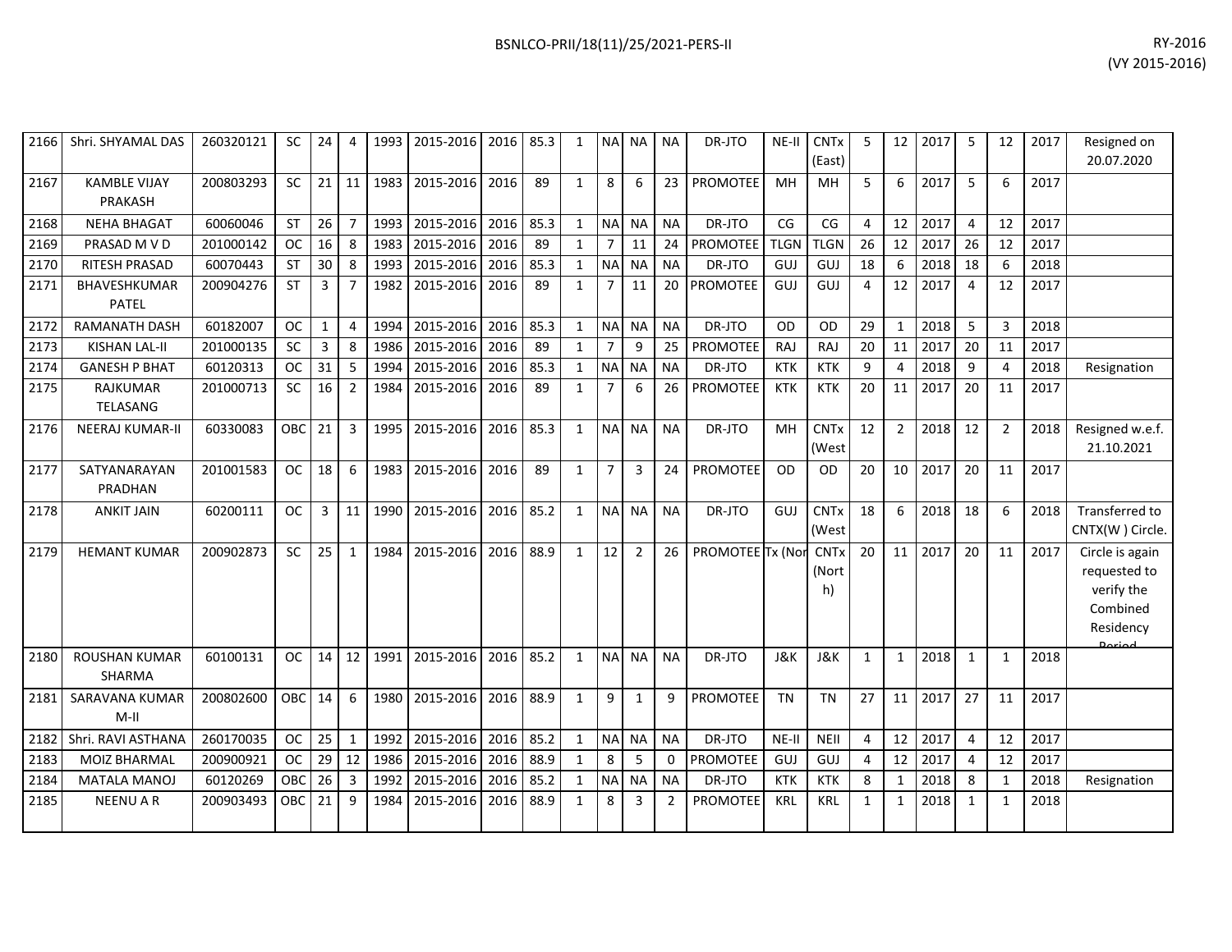| 2166 | Shri. SHYAMAL DAS | 260320121 | SC | 24 | 4 | 1993 | 2015-2016 | 2016 | 85.3 | 1 | NA | NA | NA | DR-JTO | NE-II | CNTx (East) | 5 | 12 | 2017 | 5 | 12 | 2017 | Resigned on 20.07.2020 |
|---|---|---|---|---|---|---|---|---|---|---|---|---|---|---|---|---|---|---|---|---|---|---|---|
| 2167 | KAMBLE VIJAY PRAKASH | 200803293 | SC | 21 | 11 | 1983 | 2015-2016 | 2016 | 89 | 1 | 8 | 6 | 23 | PROMOTEE | MH | MH | 5 | 6 | 2017 | 5 | 6 | 2017 | |
| 2168 | NEHA BHAGAT | 60060046 | ST | 26 | 7 | 1993 | 2015-2016 | 2016 | 85.3 | 1 | NA | NA | NA | DR-JTO | CG | CG | 4 | 12 | 2017 | 4 | 12 | 2017 | |
| 2169 | PRASAD M V D | 201000142 | OC | 16 | 8 | 1983 | 2015-2016 | 2016 | 89 | 1 | 7 | 11 | 24 | PROMOTEE | TLGN | TLGN | 26 | 12 | 2017 | 26 | 12 | 2017 | |
| 2170 | RITESH PRASAD | 60070443 | ST | 30 | 8 | 1993 | 2015-2016 | 2016 | 85.3 | 1 | NA | NA | NA | DR-JTO | GUJ | GUJ | 18 | 6 | 2018 | 18 | 6 | 2018 | |
| 2171 | BHAVESHKUMAR PATEL | 200904276 | ST | 3 | 7 | 1982 | 2015-2016 | 2016 | 89 | 1 | 7 | 11 | 20 | PROMOTEE | GUJ | GUJ | 4 | 12 | 2017 | 4 | 12 | 2017 | |
| 2172 | RAMANATH DASH | 60182007 | OC | 1 | 4 | 1994 | 2015-2016 | 2016 | 85.3 | 1 | NA | NA | NA | DR-JTO | OD | OD | 29 | 1 | 2018 | 5 | 3 | 2018 | |
| 2173 | KISHAN LAL-II | 201000135 | SC | 3 | 8 | 1986 | 2015-2016 | 2016 | 89 | 1 | 7 | 9 | 25 | PROMOTEE | RAJ | RAJ | 20 | 11 | 2017 | 20 | 11 | 2017 | |
| 2174 | GANESH P BHAT | 60120313 | OC | 31 | 5 | 1994 | 2015-2016 | 2016 | 85.3 | 1 | NA | NA | NA | DR-JTO | KTK | KTK | 9 | 4 | 2018 | 9 | 4 | 2018 | Resignation |
| 2175 | RAJKUMAR TELASANG | 201000713 | SC | 16 | 2 | 1984 | 2015-2016 | 2016 | 89 | 1 | 7 | 6 | 26 | PROMOTEE | KTK | KTK | 20 | 11 | 2017 | 20 | 11 | 2017 | |
| 2176 | NEERAJ KUMAR-II | 60330083 | OBC | 21 | 3 | 1995 | 2015-2016 | 2016 | 85.3 | 1 | NA | NA | NA | DR-JTO | MH | CNTx (West | 12 | 2 | 2018 | 12 | 2 | 2018 | Resigned w.e.f. 21.10.2021 |
| 2177 | SATYANARAYAN PRADHAN | 201001583 | OC | 18 | 6 | 1983 | 2015-2016 | 2016 | 89 | 1 | 7 | 3 | 24 | PROMOTEE | OD | OD | 20 | 10 | 2017 | 20 | 11 | 2017 | |
| 2178 | ANKIT JAIN | 60200111 | OC | 3 | 11 | 1990 | 2015-2016 | 2016 | 85.2 | 1 | NA | NA | NA | DR-JTO | GUJ | CNTx (West | 18 | 6 | 2018 | 18 | 6 | 2018 | Transferred to CNTX(W ) Circle. |
| 2179 | HEMANT KUMAR | 200902873 | SC | 25 | 1 | 1984 | 2015-2016 | 2016 | 88.9 | 1 | 12 | 2 | 26 | PROMOTEE | Tx (Nor | CNTx (North) | 20 | 11 | 2017 | 20 | 11 | 2017 | Circle is again requested to verify the Combined Residency Period |
| 2180 | ROUSHAN KUMAR SHARMA | 60100131 | OC | 14 | 12 | 1991 | 2015-2016 | 2016 | 85.2 | 1 | NA | NA | NA | DR-JTO | J&K | J&K | 1 | 1 | 2018 | 1 | 1 | 2018 | |
| 2181 | SARAVANA KUMAR M-II | 200802600 | OBC | 14 | 6 | 1980 | 2015-2016 | 2016 | 88.9 | 1 | 9 | 1 | 9 | PROMOTEE | TN | TN | 27 | 11 | 2017 | 27 | 11 | 2017 | |
| 2182 | Shri. RAVI ASTHANA | 260170035 | OC | 25 | 1 | 1992 | 2015-2016 | 2016 | 85.2 | 1 | NA | NA | NA | DR-JTO | NE-II | NEII | 4 | 12 | 2017 | 4 | 12 | 2017 | |
| 2183 | MOIZ BHARMAL | 200900921 | OC | 29 | 12 | 1986 | 2015-2016 | 2016 | 88.9 | 1 | 8 | 5 | 0 | PROMOTEE | GUJ | GUJ | 4 | 12 | 2017 | 4 | 12 | 2017 | |
| 2184 | MATALA MANOJ | 60120269 | OBC | 26 | 3 | 1992 | 2015-2016 | 2016 | 85.2 | 1 | NA | NA | NA | DR-JTO | KTK | KTK | 8 | 1 | 2018 | 8 | 1 | 2018 | Resignation |
| 2185 | NEENU A R | 200903493 | OBC | 21 | 9 | 1984 | 2015-2016 | 2016 | 88.9 | 1 | 8 | 3 | 2 | PROMOTEE | KRL | KRL | 1 | 1 | 2018 | 1 | 1 | 2018 | |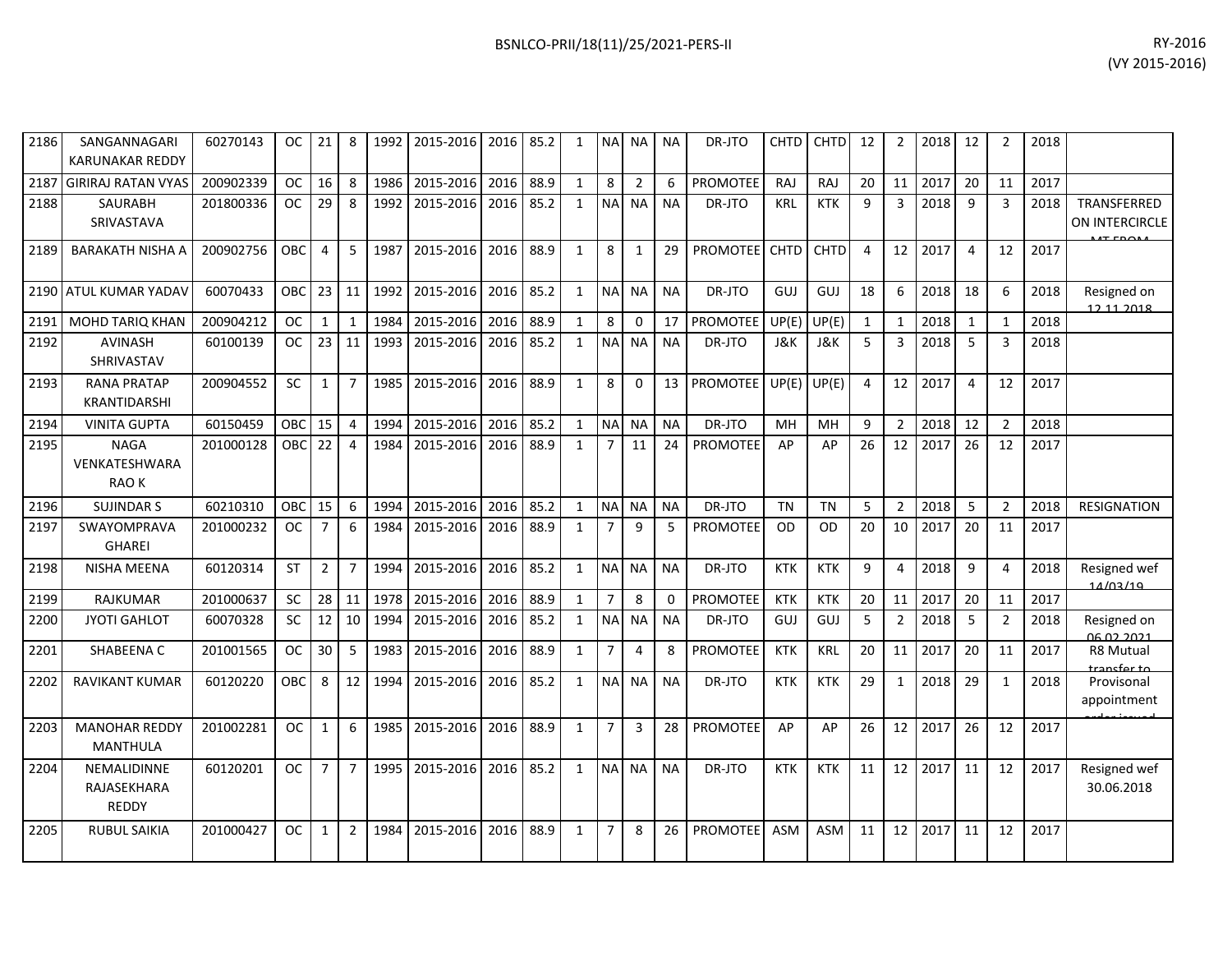| | | | | | | | | | | | | | | | | | | | | | | | | |
|---|---|---|---|---|---|---|---|---|---|---|---|---|---|---|---|---|---|---|---|---|---|---|---|---|
| 2186 | SANGANNAGARI KARUNAKAR REDDY | 60270143 | OC | 21 | 8 | 1992 | 2015-2016 | 2016 | 85.2 | 1 | NA | NA | NA | DR-JTO | CHTD | CHTD | 12 | 2 | 2018 | 12 | 2 | 2018 | |
| 2187 | GIRIRAJ RATAN VYAS | 200902339 | OC | 16 | 8 | 1986 | 2015-2016 | 2016 | 88.9 | 1 | 8 | 2 | 6 | PROMOTEE | RAJ | RAJ | 20 | 11 | 2017 | 20 | 11 | 2017 | |
| 2188 | SAURABH SRIVASTAVA | 201800336 | OC | 29 | 8 | 1992 | 2015-2016 | 2016 | 85.2 | 1 | NA | NA | NA | DR-JTO | KRL | KTK | 9 | 3 | 2018 | 9 | 3 | 2018 | TRANSFERRED ON INTERCIRCLE MT FROM |
| 2189 | BARAKATH NISHA A | 200902756 | OBC | 4 | 5 | 1987 | 2015-2016 | 2016 | 88.9 | 1 | 8 | 1 | 29 | PROMOTEE | CHTD | CHTD | 4 | 12 | 2017 | 4 | 12 | 2017 | |
| 2190 | ATUL KUMAR YADAV | 60070433 | OBC | 23 | 11 | 1992 | 2015-2016 | 2016 | 85.2 | 1 | NA | NA | NA | DR-JTO | GUJ | GUJ | 18 | 6 | 2018 | 18 | 6 | 2018 | Resigned on 12.11.2018 |
| 2191 | MOHD TARIQ KHAN | 200904212 | OC | 1 | 1 | 1984 | 2015-2016 | 2016 | 88.9 | 1 | 8 | 0 | 17 | PROMOTEE | UP(E) | UP(E) | 1 | 1 | 2018 | 1 | 1 | 2018 | |
| 2192 | AVINASH SHRIVASTAV | 60100139 | OC | 23 | 11 | 1993 | 2015-2016 | 2016 | 85.2 | 1 | NA | NA | NA | DR-JTO | J&K | J&K | 5 | 3 | 2018 | 5 | 3 | 2018 | |
| 2193 | RANA PRATAP KRANTIDARSHI | 200904552 | SC | 1 | 7 | 1985 | 2015-2016 | 2016 | 88.9 | 1 | 8 | 0 | 13 | PROMOTEE | UP(E) | UP(E) | 4 | 12 | 2017 | 4 | 12 | 2017 | |
| 2194 | VINITA GUPTA | 60150459 | OBC | 15 | 4 | 1994 | 2015-2016 | 2016 | 85.2 | 1 | NA | NA | NA | DR-JTO | MH | MH | 9 | 2 | 2018 | 12 | 2 | 2018 | |
| 2195 | NAGA VENKATESHWARA RAO K | 201000128 | OBC | 22 | 4 | 1984 | 2015-2016 | 2016 | 88.9 | 1 | 7 | 11 | 24 | PROMOTEE | AP | AP | 26 | 12 | 2017 | 26 | 12 | 2017 | |
| 2196 | SUJINDAR S | 60210310 | OBC | 15 | 6 | 1994 | 2015-2016 | 2016 | 85.2 | 1 | NA | NA | NA | DR-JTO | TN | TN | 5 | 2 | 2018 | 5 | 2 | 2018 | RESIGNATION |
| 2197 | SWAYOMPRAVA GHAREI | 201000232 | OC | 7 | 6 | 1984 | 2015-2016 | 2016 | 88.9 | 1 | 7 | 9 | 5 | PROMOTEE | OD | OD | 20 | 10 | 2017 | 20 | 11 | 2017 | |
| 2198 | NISHA MEENA | 60120314 | ST | 2 | 7 | 1994 | 2015-2016 | 2016 | 85.2 | 1 | NA | NA | NA | DR-JTO | KTK | KTK | 9 | 4 | 2018 | 9 | 4 | 2018 | Resigned wef 14/03/19 |
| 2199 | RAJKUMAR | 201000637 | SC | 28 | 11 | 1978 | 2015-2016 | 2016 | 88.9 | 1 | 7 | 8 | 0 | PROMOTEE | KTK | KTK | 20 | 11 | 2017 | 20 | 11 | 2017 | |
| 2200 | JYOTI GAHLOT | 60070328 | SC | 12 | 10 | 1994 | 2015-2016 | 2016 | 85.2 | 1 | NA | NA | NA | DR-JTO | GUJ | GUJ | 5 | 2 | 2018 | 5 | 2 | 2018 | Resigned on 06.02.2021 |
| 2201 | SHABEENA C | 201001565 | OC | 30 | 5 | 1983 | 2015-2016 | 2016 | 88.9 | 1 | 7 | 4 | 8 | PROMOTEE | KTK | KRL | 20 | 11 | 2017 | 20 | 11 | 2017 | R8 Mutual transfer to |
| 2202 | RAVIKANT KUMAR | 60120220 | OBC | 8 | 12 | 1994 | 2015-2016 | 2016 | 85.2 | 1 | NA | NA | NA | DR-JTO | KTK | KTK | 29 | 1 | 2018 | 29 | 1 | 2018 | Provisonal appointment order issued |
| 2203 | MANOHAR REDDY MANTHULA | 201002281 | OC | 1 | 6 | 1985 | 2015-2016 | 2016 | 88.9 | 1 | 7 | 3 | 28 | PROMOTEE | AP | AP | 26 | 12 | 2017 | 26 | 12 | 2017 | |
| 2204 | NEMALIDINNE RAJASEKHARA REDDY | 60120201 | OC | 7 | 7 | 1995 | 2015-2016 | 2016 | 85.2 | 1 | NA | NA | NA | DR-JTO | KTK | KTK | 11 | 12 | 2017 | 11 | 12 | 2017 | Resigned wef 30.06.2018 |
| 2205 | RUBUL SAIKIA | 201000427 | OC | 1 | 2 | 1984 | 2015-2016 | 2016 | 88.9 | 1 | 7 | 8 | 26 | PROMOTEE | ASM | ASM | 11 | 12 | 2017 | 11 | 12 | 2017 | |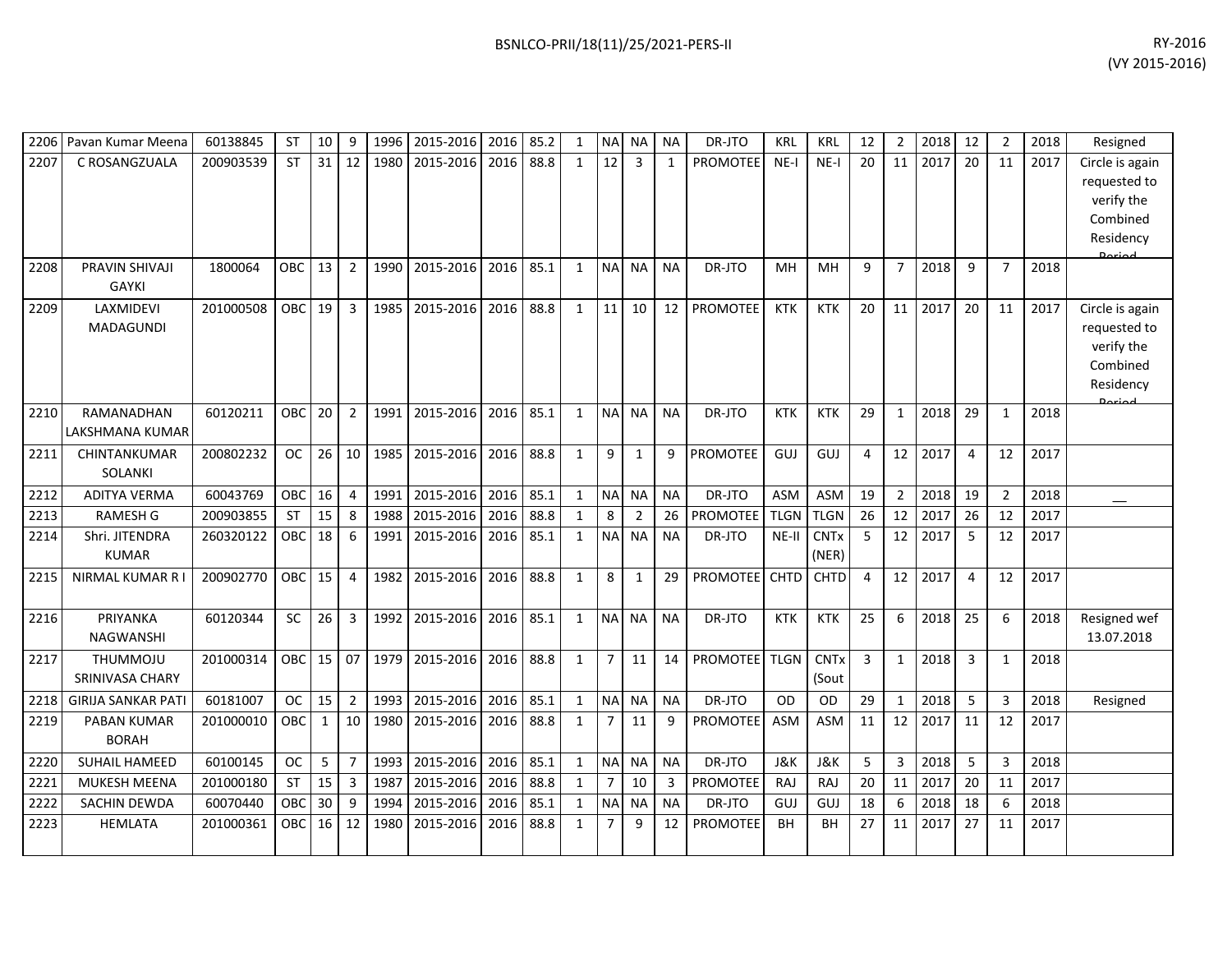| 2206 | Pavan Kumar Meena | 60138845 | ST | 10 | 9 | 1996 | 2015-2016 | 2016 | 85.2 | 1 | NA | NA | NA | DR-JTO | KRL | KRL | 12 | 2 | 2018 | 12 | 2 | 2018 | Resigned |
|---|---|---|---|---|---|---|---|---|---|---|---|---|---|---|---|---|---|---|---|---|---|---|---|
| 2207 | C ROSANGZUALA | 200903539 | ST | 31 | 12 | 1980 | 2015-2016 | 2016 | 88.8 | 1 | 12 | 3 | 1 | PROMOTEE | NE-I | NE-I | 20 | 11 | 2017 | 20 | 11 | 2017 | Circle is again requested to verify the Combined Residency Period |
| 2208 | PRAVIN SHIVAJI GAYKI | 1800064 | OBC | 13 | 2 | 1990 | 2015-2016 | 2016 | 85.1 | 1 | NA | NA | NA | DR-JTO | MH | MH | 9 | 7 | 2018 | 9 | 7 | 2018 | |
| 2209 | LAXMIDEVI MADAGUNDI | 201000508 | OBC | 19 | 3 | 1985 | 2015-2016 | 2016 | 88.8 | 1 | 11 | 10 | 12 | PROMOTEE | KTK | KTK | 20 | 11 | 2017 | 20 | 11 | 2017 | Circle is again requested to verify the Combined Residency Period |
| 2210 | RAMANADHAN LAKSHMANA KUMAR | 60120211 | OBC | 20 | 2 | 1991 | 2015-2016 | 2016 | 85.1 | 1 | NA | NA | NA | DR-JTO | KTK | KTK | 29 | 1 | 2018 | 29 | 1 | 2018 | |
| 2211 | CHINTANKUMAR SOLANKI | 200802232 | OC | 26 | 10 | 1985 | 2015-2016 | 2016 | 88.8 | 1 | 9 | 1 | 9 | PROMOTEE | GUJ | GUJ | 4 | 12 | 2017 | 4 | 12 | 2017 | |
| 2212 | ADITYA VERMA | 60043769 | OBC | 16 | 4 | 1991 | 2015-2016 | 2016 | 85.1 | 1 | NA | NA | NA | DR-JTO | ASM | ASM | 19 | 2 | 2018 | 19 | 2 | 2018 | __ |
| 2213 | RAMESH G | 200903855 | ST | 15 | 8 | 1988 | 2015-2016 | 2016 | 88.8 | 1 | 8 | 2 | 26 | PROMOTEE | TLGN | TLGN | 26 | 12 | 2017 | 26 | 12 | 2017 | |
| 2214 | Shri. JITENDRA KUMAR | 260320122 | OBC | 18 | 6 | 1991 | 2015-2016 | 2016 | 85.1 | 1 | NA | NA | NA | DR-JTO | NE-II | CNTx (NER) | 5 | 12 | 2017 | 5 | 12 | 2017 | |
| 2215 | NIRMAL KUMAR R I | 200902770 | OBC | 15 | 4 | 1982 | 2015-2016 | 2016 | 88.8 | 1 | 8 | 1 | 29 | PROMOTEE | CHTD | CHTD | 4 | 12 | 2017 | 4 | 12 | 2017 | |
| 2216 | PRIYANKA NAGWANSHI | 60120344 | SC | 26 | 3 | 1992 | 2015-2016 | 2016 | 85.1 | 1 | NA | NA | NA | DR-JTO | KTK | KTK | 25 | 6 | 2018 | 25 | 6 | 2018 | Resigned wef 13.07.2018 |
| 2217 | THUMMOJU SRINIVASA CHARY | 201000314 | OBC | 15 | 07 | 1979 | 2015-2016 | 2016 | 88.8 | 1 | 7 | 11 | 14 | PROMOTEE | TLGN | CNTx (Sout | 3 | 1 | 2018 | 3 | 1 | 2018 | |
| 2218 | GIRIJA SANKAR PATI | 60181007 | OC | 15 | 2 | 1993 | 2015-2016 | 2016 | 85.1 | 1 | NA | NA | NA | DR-JTO | OD | OD | 29 | 1 | 2018 | 5 | 3 | 2018 | Resigned |
| 2219 | PABAN KUMAR BORAH | 201000010 | OBC | 1 | 10 | 1980 | 2015-2016 | 2016 | 88.8 | 1 | 7 | 11 | 9 | PROMOTEE | ASM | ASM | 11 | 12 | 2017 | 11 | 12 | 2017 | |
| 2220 | SUHAIL HAMEED | 60100145 | OC | 5 | 7 | 1993 | 2015-2016 | 2016 | 85.1 | 1 | NA | NA | NA | DR-JTO | J&K | J&K | 5 | 3 | 2018 | 5 | 3 | 2018 | |
| 2221 | MUKESH MEENA | 201000180 | ST | 15 | 3 | 1987 | 2015-2016 | 2016 | 88.8 | 1 | 7 | 10 | 3 | PROMOTEE | RAJ | RAJ | 20 | 11 | 2017 | 20 | 11 | 2017 | |
| 2222 | SACHIN DEWDA | 60070440 | OBC | 30 | 9 | 1994 | 2015-2016 | 2016 | 85.1 | 1 | NA | NA | NA | DR-JTO | GUJ | GUJ | 18 | 6 | 2018 | 18 | 6 | 2018 | |
| 2223 | HEMLATA | 201000361 | OBC | 16 | 12 | 1980 | 2015-2016 | 2016 | 88.8 | 1 | 7 | 9 | 12 | PROMOTEE | BH | BH | 27 | 11 | 2017 | 27 | 11 | 2017 | |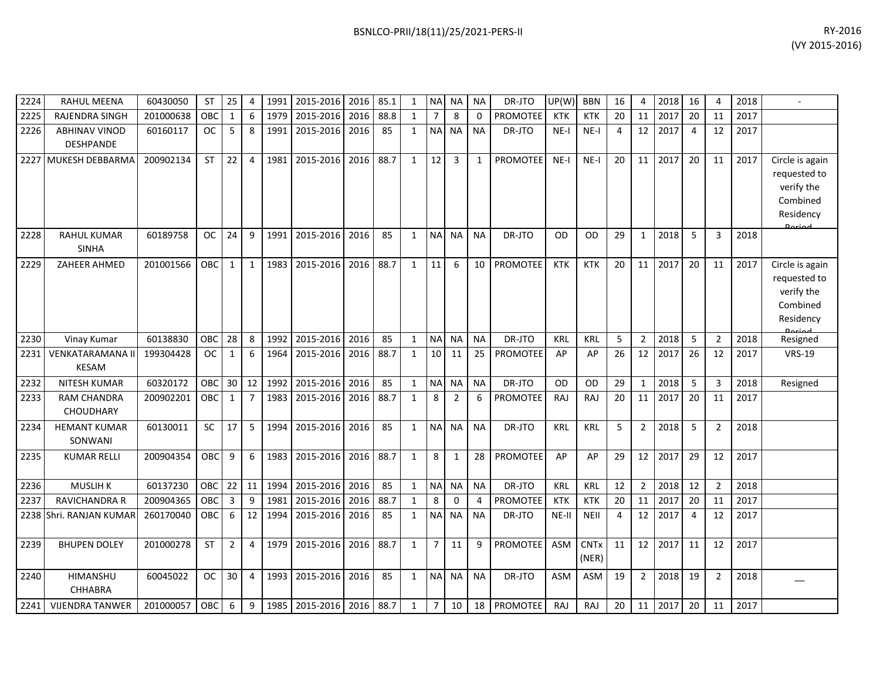| | | | | | | | | | | | | | | | | | | | | | | | | |
|---|---|---|---|---|---|---|---|---|---|---|---|---|---|---|---|---|---|---|---|---|---|---|---|---|
| 2224 | RAHUL MEENA | 60430050 | ST | 25 | 4 | 1991 | 2015-2016 | 2016 | 85.1 | 1 | NA | NA | NA | DR-JTO | UP(W) | BBN | 16 | 4 | 2018 | 16 | 4 | 2018 | - |
| 2225 | RAJENDRA SINGH | 201000638 | OBC | 1 | 6 | 1979 | 2015-2016 | 2016 | 88.8 | 1 | 7 | 8 | 0 | PROMOTEE | KTK | KTK | 20 | 11 | 2017 | 20 | 11 | 2017 | |
| 2226 | ABHINAV VINOD DESHPANDE | 60160117 | OC | 5 | 8 | 1991 | 2015-2016 | 2016 | 85 | 1 | NA | NA | NA | DR-JTO | NE-I | NE-I | 4 | 12 | 2017 | 4 | 12 | 2017 | |
| 2227 | MUKESH DEBBARMA | 200902134 | ST | 22 | 4 | 1981 | 2015-2016 | 2016 | 88.7 | 1 | 12 | 3 | 1 | PROMOTEE | NE-I | NE-I | 20 | 11 | 2017 | 20 | 11 | 2017 | Circle is again requested to verify the Combined Residency Period |
| 2228 | RAHUL KUMAR SINHA | 60189758 | OC | 24 | 9 | 1991 | 2015-2016 | 2016 | 85 | 1 | NA | NA | NA | DR-JTO | OD | OD | 29 | 1 | 2018 | 5 | 3 | 2018 | |
| 2229 | ZAHEER AHMED | 201001566 | OBC | 1 | 1 | 1983 | 2015-2016 | 2016 | 88.7 | 1 | 11 | 6 | 10 | PROMOTEE | KTK | KTK | 20 | 11 | 2017 | 20 | 11 | 2017 | Circle is again requested to verify the Combined Residency Period |
| 2230 | Vinay Kumar | 60138830 | OBC | 28 | 8 | 1992 | 2015-2016 | 2016 | 85 | 1 | NA | NA | NA | DR-JTO | KRL | KRL | 5 | 2 | 2018 | 5 | 2 | 2018 | Resigned |
| 2231 | VENKATARAMANA II KESAM | 199304428 | OC | 1 | 6 | 1964 | 2015-2016 | 2016 | 88.7 | 1 | 10 | 11 | 25 | PROMOTEE | AP | AP | 26 | 12 | 2017 | 26 | 12 | 2017 | VRS-19 |
| 2232 | NITESH KUMAR | 60320172 | OBC | 30 | 12 | 1992 | 2015-2016 | 2016 | 85 | 1 | NA | NA | NA | DR-JTO | OD | OD | 29 | 1 | 2018 | 5 | 3 | 2018 | Resigned |
| 2233 | RAM CHANDRA CHOUDHARY | 200902201 | OBC | 1 | 7 | 1983 | 2015-2016 | 2016 | 88.7 | 1 | 8 | 2 | 6 | PROMOTEE | RAJ | RAJ | 20 | 11 | 2017 | 20 | 11 | 2017 | |
| 2234 | HEMANT KUMAR SONWANI | 60130011 | SC | 17 | 5 | 1994 | 2015-2016 | 2016 | 85 | 1 | NA | NA | NA | DR-JTO | KRL | KRL | 5 | 2 | 2018 | 5 | 2 | 2018 | |
| 2235 | KUMAR RELLI | 200904354 | OBC | 9 | 6 | 1983 | 2015-2016 | 2016 | 88.7 | 1 | 8 | 1 | 28 | PROMOTEE | AP | AP | 29 | 12 | 2017 | 29 | 12 | 2017 | |
| 2236 | MUSLIH K | 60137230 | OBC | 22 | 11 | 1994 | 2015-2016 | 2016 | 85 | 1 | NA | NA | NA | DR-JTO | KRL | KRL | 12 | 2 | 2018 | 12 | 2 | 2018 | |
| 2237 | RAVICHANDRA R | 200904365 | OBC | 3 | 9 | 1981 | 2015-2016 | 2016 | 88.7 | 1 | 8 | 0 | 4 | PROMOTEE | KTK | KTK | 20 | 11 | 2017 | 20 | 11 | 2017 | |
| 2238 | Shri. RANJAN KUMAR | 260170040 | OBC | 6 | 12 | 1994 | 2015-2016 | 2016 | 85 | 1 | NA | NA | NA | DR-JTO | NE-II | NEII | 4 | 12 | 2017 | 4 | 12 | 2017 | |
| 2239 | BHUPEN DOLEY | 201000278 | ST | 2 | 4 | 1979 | 2015-2016 | 2016 | 88.7 | 1 | 7 | 11 | 9 | PROMOTEE | ASM | CNTx (NER) | 11 | 12 | 2017 | 11 | 12 | 2017 | |
| 2240 | HIMANSHU CHHABRA | 60045022 | OC | 30 | 4 | 1993 | 2015-2016 | 2016 | 85 | 1 | NA | NA | NA | DR-JTO | ASM | ASM | 19 | 2 | 2018 | 19 | 2 | 2018 | __ |
| 2241 | VIJENDRA TANWER | 201000057 | OBC | 6 | 9 | 1985 | 2015-2016 | 2016 | 88.7 | 1 | 7 | 10 | 18 | PROMOTEE | RAJ | RAJ | 20 | 11 | 2017 | 20 | 11 | 2017 | |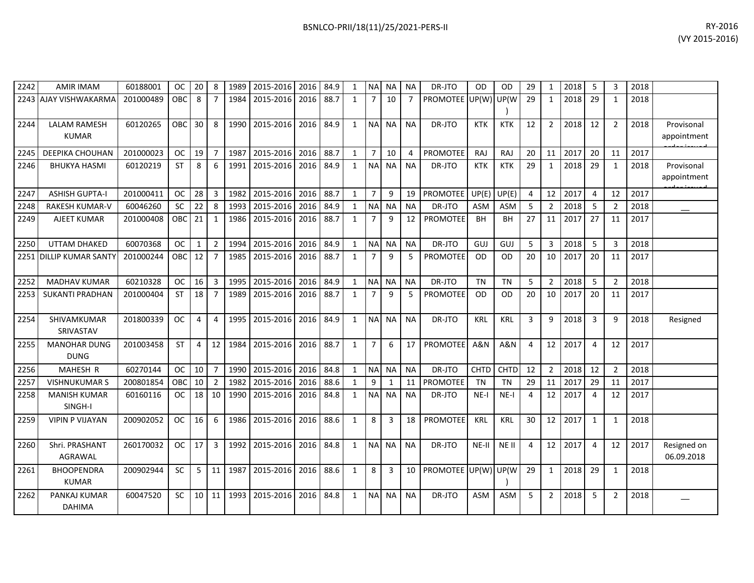| | | | | | | | | | | | | | | | | | | | | | | | |
|---|---|---|---|---|---|---|---|---|---|---|---|---|---|---|---|---|---|---|---|---|---|---|---|
| 2242 | AMIR IMAM | 60188001 | OC | 20 | 8 | 1989 | 2015-2016 | 2016 | 84.9 | 1 | NA | NA | NA | DR-JTO | OD | OD | 29 | 1 | 2018 | 5 | 3 | 2018 | |
| 2243 | AJAY VISHWAKARMA | 201000489 | OBC | 8 | 7 | 1984 | 2015-2016 | 2016 | 88.7 | 1 | 7 | 10 | 7 | PROMOTEE | UP(W) | UP(W) | 29 | 1 | 2018 | 29 | 1 | 2018 | |
| 2244 | LALAM RAMESH KUMAR | 60120265 | OBC | 30 | 8 | 1990 | 2015-2016 | 2016 | 84.9 | 1 | NA | NA | NA | DR-JTO | KTK | KTK | 12 | 2 | 2018 | 12 | 2 | 2018 | Provisonal appointment order issued |
| 2245 | DEEPIKA CHOUHAN | 201000023 | OC | 19 | 7 | 1987 | 2015-2016 | 2016 | 88.7 | 1 | 7 | 10 | 4 | PROMOTEE | RAJ | RAJ | 20 | 11 | 2017 | 20 | 11 | 2017 | |
| 2246 | BHUKYA HASMI | 60120219 | ST | 8 | 6 | 1991 | 2015-2016 | 2016 | 84.9 | 1 | NA | NA | NA | DR-JTO | KTK | KTK | 29 | 1 | 2018 | 29 | 1 | 2018 | Provisonal appointment order issued |
| 2247 | ASHISH GUPTA-I | 201000411 | OC | 28 | 3 | 1982 | 2015-2016 | 2016 | 88.7 | 1 | 7 | 9 | 19 | PROMOTEE | UP(E) | UP(E) | 4 | 12 | 2017 | 4 | 12 | 2017 | |
| 2248 | RAKESH KUMAR-V | 60046260 | SC | 22 | 8 | 1993 | 2015-2016 | 2016 | 84.9 | 1 | NA | NA | NA | DR-JTO | ASM | ASM | 5 | 2 | 2018 | 5 | 2 | 2018 | __ |
| 2249 | AJEET KUMAR | 201000408 | OBC | 21 | 1 | 1986 | 2015-2016 | 2016 | 88.7 | 1 | 7 | 9 | 12 | PROMOTEE | BH | BH | 27 | 11 | 2017 | 27 | 11 | 2017 | |
| 2250 | UTTAM DHAKED | 60070368 | OC | 1 | 2 | 1994 | 2015-2016 | 2016 | 84.9 | 1 | NA | NA | NA | DR-JTO | GUJ | GUJ | 5 | 3 | 2018 | 5 | 3 | 2018 | |
| 2251 | DILLIP KUMAR SANTY | 201000244 | OBC | 12 | 7 | 1985 | 2015-2016 | 2016 | 88.7 | 1 | 7 | 9 | 5 | PROMOTEE | OD | OD | 20 | 10 | 2017 | 20 | 11 | 2017 | |
| 2252 | MADHAV KUMAR | 60210328 | OC | 16 | 3 | 1995 | 2015-2016 | 2016 | 84.9 | 1 | NA | NA | NA | DR-JTO | TN | TN | 5 | 2 | 2018 | 5 | 2 | 2018 | |
| 2253 | SUKANTI PRADHAN | 201000404 | ST | 18 | 7 | 1989 | 2015-2016 | 2016 | 88.7 | 1 | 7 | 9 | 5 | PROMOTEE | OD | OD | 20 | 10 | 2017 | 20 | 11 | 2017 | |
| 2254 | SHIVAMKUMAR SRIVASTAV | 201800339 | OC | 4 | 4 | 1995 | 2015-2016 | 2016 | 84.9 | 1 | NA | NA | NA | DR-JTO | KRL | KRL | 3 | 9 | 2018 | 3 | 9 | 2018 | Resigned |
| 2255 | MANOHAR DUNG DUNG | 201003458 | ST | 4 | 12 | 1984 | 2015-2016 | 2016 | 88.7 | 1 | 7 | 6 | 17 | PROMOTEE | A&N | A&N | 4 | 12 | 2017 | 4 | 12 | 2017 | |
| 2256 | MAHESH R | 60270144 | OC | 10 | 7 | 1990 | 2015-2016 | 2016 | 84.8 | 1 | NA | NA | NA | DR-JTO | CHTD | CHTD | 12 | 2 | 2018 | 12 | 2 | 2018 | |
| 2257 | VISHNUKUMAR S | 200801854 | OBC | 10 | 2 | 1982 | 2015-2016 | 2016 | 88.6 | 1 | 9 | 1 | 11 | PROMOTEE | TN | TN | 29 | 11 | 2017 | 29 | 11 | 2017 | |
| 2258 | MANISH KUMAR SINGH-I | 60160116 | OC | 18 | 10 | 1990 | 2015-2016 | 2016 | 84.8 | 1 | NA | NA | NA | DR-JTO | NE-I | NE-I | 4 | 12 | 2017 | 4 | 12 | 2017 | |
| 2259 | VIPIN P VIJAYAN | 200902052 | OC | 16 | 6 | 1986 | 2015-2016 | 2016 | 88.6 | 1 | 8 | 3 | 18 | PROMOTEE | KRL | KRL | 30 | 12 | 2017 | 1 | 1 | 2018 | |
| 2260 | Shri. PRASHANT AGRAWAL | 260170032 | OC | 17 | 3 | 1992 | 2015-2016 | 2016 | 84.8 | 1 | NA | NA | NA | DR-JTO | NE-II | NE II | 4 | 12 | 2017 | 4 | 12 | 2017 | Resigned on 06.09.2018 |
| 2261 | BHOOPENDRA KUMAR | 200902944 | SC | 5 | 11 | 1987 | 2015-2016 | 2016 | 88.6 | 1 | 8 | 3 | 10 | PROMOTEE | UP(W) | UP(W) | 29 | 1 | 2018 | 29 | 1 | 2018 | |
| 2262 | PANKAJ KUMAR DAHIMA | 60047520 | SC | 10 | 11 | 1993 | 2015-2016 | 2016 | 84.8 | 1 | NA | NA | NA | DR-JTO | ASM | ASM | 5 | 2 | 2018 | 5 | 2 | 2018 | __ |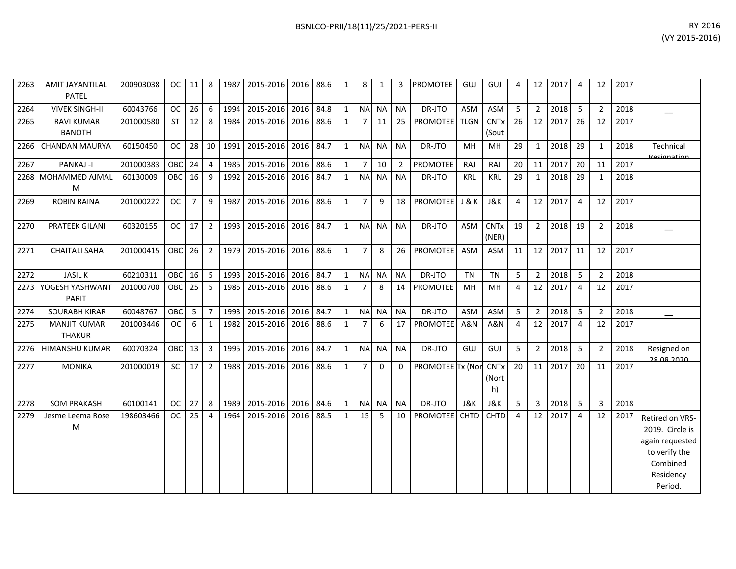| | | | | | | | | | | | | | | | | | | | | | | | | |
|---|---|---|---|---|---|---|---|---|---|---|---|---|---|---|---|---|---|---|---|---|---|---|---|---|
| 2263 | AMIT JAYANTILAL PATEL | 200903038 | OC | 11 | 8 | 1987 | 2015-2016 | 2016 | 88.6 | 1 | 8 | 1 | 3 | PROMOTEE | GUJ | GUJ | 4 | 12 | 2017 | 4 | 12 | 2017 | |
| 2264 | VIVEK SINGH-II | 60043766 | OC | 26 | 6 | 1994 | 2015-2016 | 2016 | 84.8 | 1 | NA | NA | NA | DR-JTO | ASM | ASM | 5 | 2 | 2018 | 5 | 2 | 2018 | __ |
| 2265 | RAVI KUMAR BANOTH | 201000580 | ST | 12 | 8 | 1984 | 2015-2016 | 2016 | 88.6 | 1 | 7 | 11 | 25 | PROMOTEE | TLGN | CNTx (Sout | 26 | 12 | 2017 | 26 | 12 | 2017 | |
| 2266 | CHANDAN MAURYA | 60150450 | OC | 28 | 10 | 1991 | 2015-2016 | 2016 | 84.7 | 1 | NA | NA | NA | DR-JTO | MH | MH | 29 | 1 | 2018 | 29 | 1 | 2018 | Technical Resignation |
| 2267 | PANKAJ -I | 201000383 | OBC | 24 | 4 | 1985 | 2015-2016 | 2016 | 88.6 | 1 | 7 | 10 | 2 | PROMOTEE | RAJ | RAJ | 20 | 11 | 2017 | 20 | 11 | 2017 | |
| 2268 | MOHAMMED AJMAL M | 60130009 | OBC | 16 | 9 | 1992 | 2015-2016 | 2016 | 84.7 | 1 | NA | NA | NA | DR-JTO | KRL | KRL | 29 | 1 | 2018 | 29 | 1 | 2018 | |
| 2269 | ROBIN RAINA | 201000222 | OC | 7 | 9 | 1987 | 2015-2016 | 2016 | 88.6 | 1 | 7 | 9 | 18 | PROMOTEE | J & K | J&K | 4 | 12 | 2017 | 4 | 12 | 2017 | |
| 2270 | PRATEEK GILANI | 60320155 | OC | 17 | 2 | 1993 | 2015-2016 | 2016 | 84.7 | 1 | NA | NA | NA | DR-JTO | ASM | CNTx (NER) | 19 | 2 | 2018 | 19 | 2 | 2018 | __ |
| 2271 | CHAITALI SAHA | 201000415 | OBC | 26 | 2 | 1979 | 2015-2016 | 2016 | 88.6 | 1 | 7 | 8 | 26 | PROMOTEE | ASM | ASM | 11 | 12 | 2017 | 11 | 12 | 2017 | |
| 2272 | JASIL K | 60210311 | OBC | 16 | 5 | 1993 | 2015-2016 | 2016 | 84.7 | 1 | NA | NA | NA | DR-JTO | TN | TN | 5 | 2 | 2018 | 5 | 2 | 2018 | |
| 2273 | YOGESH YASHWANT PARIT | 201000700 | OBC | 25 | 5 | 1985 | 2015-2016 | 2016 | 88.6 | 1 | 7 | 8 | 14 | PROMOTEE | MH | MH | 4 | 12 | 2017 | 4 | 12 | 2017 | |
| 2274 | SOURABH KIRAR | 60048767 | OBC | 5 | 7 | 1993 | 2015-2016 | 2016 | 84.7 | 1 | NA | NA | NA | DR-JTO | ASM | ASM | 5 | 2 | 2018 | 5 | 2 | 2018 | __ |
| 2275 | MANJIT KUMAR THAKUR | 201003446 | OC | 6 | 1 | 1982 | 2015-2016 | 2016 | 88.6 | 1 | 7 | 6 | 17 | PROMOTEE | A&N | A&N | 4 | 12 | 2017 | 4 | 12 | 2017 | |
| 2276 | HIMANSHU KUMAR | 60070324 | OBC | 13 | 3 | 1995 | 2015-2016 | 2016 | 84.7 | 1 | NA | NA | NA | DR-JTO | GUJ | GUJ | 5 | 2 | 2018 | 5 | 2 | 2018 | Resigned on 28.08.2020 |
| 2277 | MONIKA | 201000019 | SC | 17 | 2 | 1988 | 2015-2016 | 2016 | 88.6 | 1 | 7 | 0 | 0 | PROMOTEE | Tx (Nor | CNTx (North) | 20 | 11 | 2017 | 20 | 11 | 2017 | |
| 2278 | SOM PRAKASH | 60100141 | OC | 27 | 8 | 1989 | 2015-2016 | 2016 | 84.6 | 1 | NA | NA | NA | DR-JTO | J&K | J&K | 5 | 3 | 2018 | 5 | 3 | 2018 | |
| 2279 | Jesme Leema Rose M | 198603466 | OC | 25 | 4 | 1964 | 2015-2016 | 2016 | 88.5 | 1 | 15 | 5 | 10 | PROMOTEE | CHTD | CHTD | 4 | 12 | 2017 | 4 | 12 | 2017 | Retired on VRS-2019. Circle is again requested to verify the Combined Residency Period. |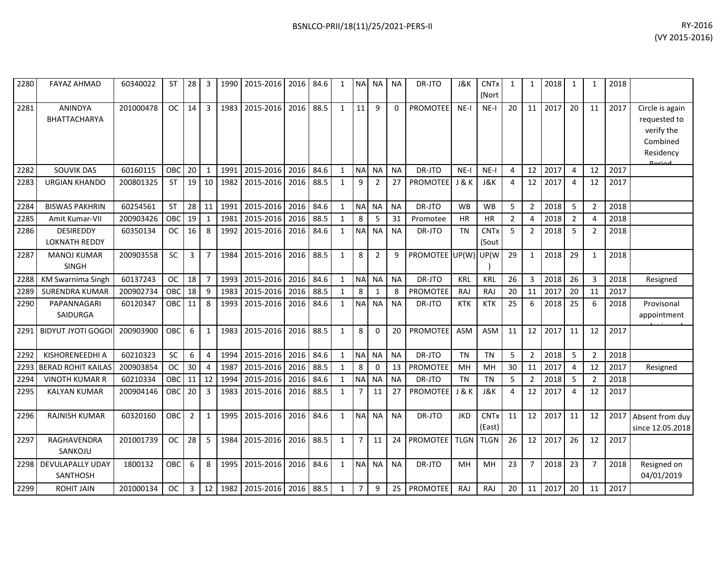| | | | | | | | | | | | | | | | | | | | | | | | | | |
|---|---|---|---|---|---|---|---|---|---|---|---|---|---|---|---|---|---|---|---|---|---|---|---|---|---|
| 2280 | FAYAZ AHMAD | 60340022 | ST | 28 | 3 | 1990 | 2015-2016 | 2016 | 84.6 | 1 | NA | NA | NA | DR-JTO | J&K | CNTx (Nort | 1 | 1 | 2018 | 1 | 1 | 2018 | |
| 2281 | ANINDYA BHATTACHARYA | 201000478 | OC | 14 | 3 | 1983 | 2015-2016 | 2016 | 88.5 | 1 | 11 | 9 | 0 | PROMOTEE | NE-I | NE-I | 20 | 11 | 2017 | 20 | 11 | 2017 | Circle is again requested to verify the Combined Residency Period |
| 2282 | SOUVIK DAS | 60160115 | OBC | 20 | 1 | 1991 | 2015-2016 | 2016 | 84.6 | 1 | NA | NA | NA | DR-JTO | NE-I | NE-I | 4 | 12 | 2017 | 4 | 12 | 2017 | |
| 2283 | URGIAN KHANDO | 200801325 | ST | 19 | 10 | 1982 | 2015-2016 | 2016 | 88.5 | 1 | 9 | 2 | 27 | PROMOTEE | J & K | J&K | 4 | 12 | 2017 | 4 | 12 | 2017 | |
| 2284 | BISWAS PAKHRIN | 60254561 | ST | 28 | 11 | 1991 | 2015-2016 | 2016 | 84.6 | 1 | NA | NA | NA | DR-JTO | WB | WB | 5 | 2 | 2018 | 5 | 2 | 2018 | |
| 2285 | Amit Kumar-VII | 200903426 | OBC | 19 | 1 | 1981 | 2015-2016 | 2016 | 88.5 | 1 | 8 | 5 | 31 | Promotee | HR | HR | 2 | 4 | 2018 | 2 | 4 | 2018 | |
| 2286 | DESIREDDY LOKNATH REDDY | 60350134 | OC | 16 | 8 | 1992 | 2015-2016 | 2016 | 84.6 | 1 | NA | NA | NA | DR-JTO | TN | CNTx (Sout | 5 | 2 | 2018 | 5 | 2 | 2018 | |
| 2287 | MANOJ KUMAR SINGH | 200903558 | SC | 3 | 7 | 1984 | 2015-2016 | 2016 | 88.5 | 1 | 8 | 2 | 9 | PROMOTEE | UP(W) | UP(W) | 29 | 1 | 2018 | 29 | 1 | 2018 | |
| 2288 | KM Swarnima Singh | 60137243 | OC | 18 | 7 | 1993 | 2015-2016 | 2016 | 84.6 | 1 | NA | NA | NA | DR-JTO | KRL | KRL | 26 | 3 | 2018 | 26 | 3 | 2018 | Resigned |
| 2289 | SURENDRA KUMAR | 200902734 | OBC | 18 | 9 | 1983 | 2015-2016 | 2016 | 88.5 | 1 | 8 | 1 | 8 | PROMOTEE | RAJ | RAJ | 20 | 11 | 2017 | 20 | 11 | 2017 | |
| 2290 | PAPANNAGARI SAIDURGA | 60120347 | OBC | 11 | 8 | 1993 | 2015-2016 | 2016 | 84.6 | 1 | NA | NA | NA | DR-JTO | KTK | KTK | 25 | 6 | 2018 | 25 | 6 | 2018 | Provisonal appointment |
| 2291 | BIDYUT JYOTI GOGOI | 200903900 | OBC | 6 | 1 | 1983 | 2015-2016 | 2016 | 88.5 | 1 | 8 | 0 | 20 | PROMOTEE | ASM | ASM | 11 | 12 | 2017 | 11 | 12 | 2017 | |
| 2292 | KISHORENEEDHI A | 60210323 | SC | 6 | 4 | 1994 | 2015-2016 | 2016 | 84.6 | 1 | NA | NA | NA | DR-JTO | TN | TN | 5 | 2 | 2018 | 5 | 2 | 2018 | |
| 2293 | BERAD ROHIT KAILAS | 200903854 | OC | 30 | 4 | 1987 | 2015-2016 | 2016 | 88.5 | 1 | 8 | 0 | 13 | PROMOTEE | MH | MH | 30 | 11 | 2017 | 4 | 12 | 2017 | Resigned |
| 2294 | VINOTH KUMAR R | 60210334 | OBC | 11 | 12 | 1994 | 2015-2016 | 2016 | 84.6 | 1 | NA | NA | NA | DR-JTO | TN | TN | 5 | 2 | 2018 | 5 | 2 | 2018 | |
| 2295 | KALYAN KUMAR | 200904146 | OBC | 20 | 3 | 1983 | 2015-2016 | 2016 | 88.5 | 1 | 7 | 11 | 27 | PROMOTEE | J & K | J&K | 4 | 12 | 2017 | 4 | 12 | 2017 | |
| 2296 | RAJNISH KUMAR | 60320160 | OBC | 2 | 1 | 1995 | 2015-2016 | 2016 | 84.6 | 1 | NA | NA | NA | DR-JTO | JKD | CNTx (East) | 11 | 12 | 2017 | 11 | 12 | 2017 | Absent from duy since 12.05.2018 |
| 2297 | RAGHAVENDRA SANKOJU | 201001739 | OC | 28 | 5 | 1984 | 2015-2016 | 2016 | 88.5 | 1 | 7 | 11 | 24 | PROMOTEE | TLGN | TLGN | 26 | 12 | 2017 | 26 | 12 | 2017 | |
| 2298 | DEVULAPALLY UDAY SANTHOSH | 1800132 | OBC | 6 | 8 | 1995 | 2015-2016 | 2016 | 84.6 | 1 | NA | NA | NA | DR-JTO | MH | MH | 23 | 7 | 2018 | 23 | 7 | 2018 | Resigned on 04/01/2019 |
| 2299 | ROHIT JAIN | 201000134 | OC | 3 | 12 | 1982 | 2015-2016 | 2016 | 88.5 | 1 | 7 | 9 | 25 | PROMOTEE | RAJ | RAJ | 20 | 11 | 2017 | 20 | 11 | 2017 | |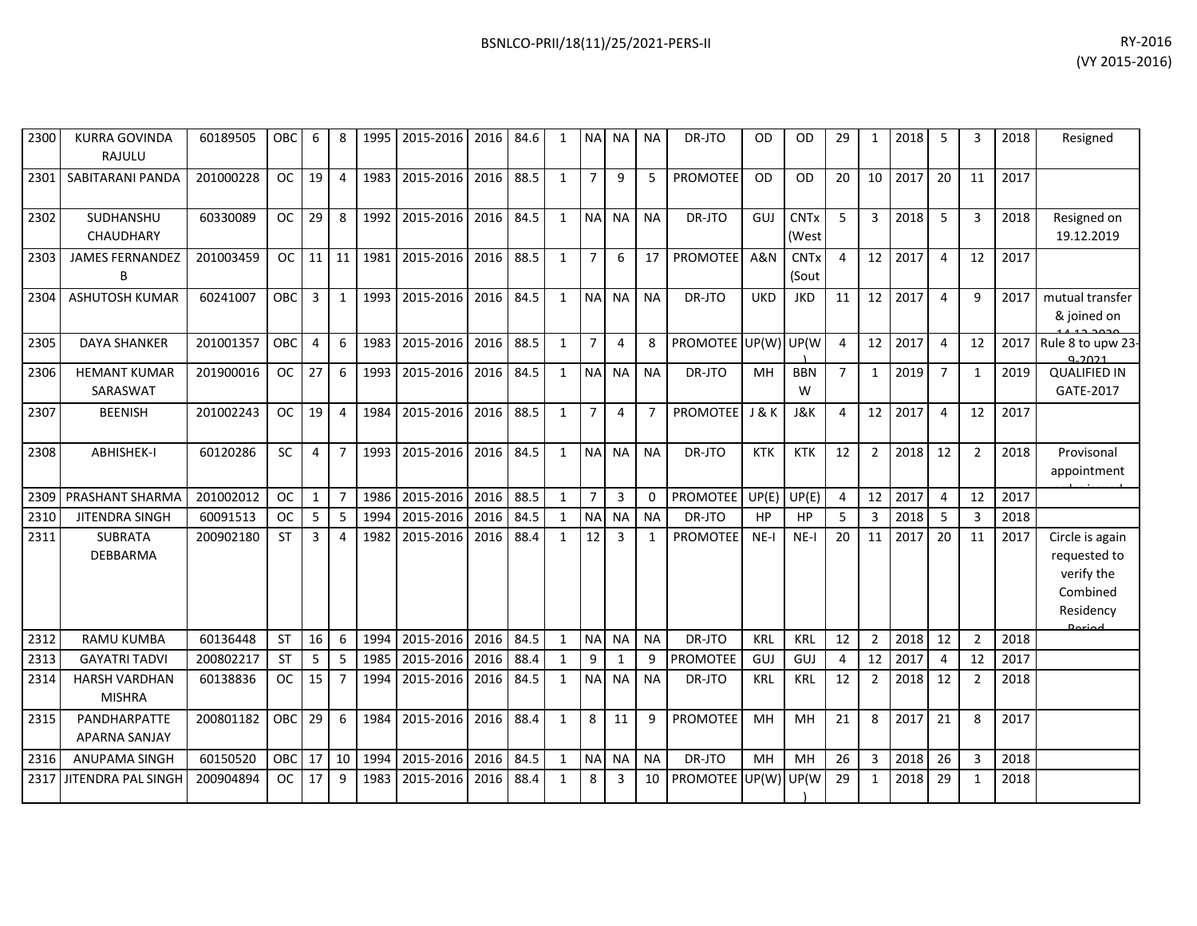| 2300 | KURRA GOVINDA RAJULU | 60189505 | OBC | 6 | 8 | 1995 | 2015-2016 | 2016 | 84.6 | 1 | NA | NA | NA | DR-JTO | OD | OD | 29 | 1 | 2018 | 5 | 3 | 2018 | Resigned |
|---|---|---|---|---|---|---|---|---|---|---|---|---|---|---|---|---|---|---|---|---|---|---|---|
| 2301 | SABITARANI PANDA | 201000228 | OC | 19 | 4 | 1983 | 2015-2016 | 2016 | 88.5 | 1 | 7 | 9 | 5 | PROMOTEE | OD | OD | 20 | 10 | 2017 | 20 | 11 | 2017 | |
| 2302 | SUDHANSHU CHAUDHARY | 60330089 | OC | 29 | 8 | 1992 | 2015-2016 | 2016 | 84.5 | 1 | NA | NA | NA | DR-JTO | GUJ | CNTx (West | 5 | 3 | 2018 | 5 | 3 | 2018 | Resigned on 19.12.2019 |
| 2303 | JAMES FERNANDEZ B | 201003459 | OC | 11 | 11 | 1981 | 2015-2016 | 2016 | 88.5 | 1 | 7 | 6 | 17 | PROMOTEE | A&N | CNTx (Sout | 4 | 12 | 2017 | 4 | 12 | 2017 | |
| 2304 | ASHUTOSH KUMAR | 60241007 | OBC | 3 | 1 | 1993 | 2015-2016 | 2016 | 84.5 | 1 | NA | NA | NA | DR-JTO | UKD | JKD | 11 | 12 | 2017 | 4 | 9 | 2017 | mutual transfer & joined on 14.12.2020 |
| 2305 | DAYA SHANKER | 201001357 | OBC | 4 | 6 | 1983 | 2015-2016 | 2016 | 88.5 | 1 | 7 | 4 | 8 | PROMOTEE | UP(W) | UP(W) | 4 | 12 | 2017 | 4 | 12 | 2017 | Rule 8 to upw 23-9-2021 |
| 2306 | HEMANT KUMAR SARASWAT | 201900016 | OC | 27 | 6 | 1993 | 2015-2016 | 2016 | 84.5 | 1 | NA | NA | NA | DR-JTO | MH | BBNW | 7 | 1 | 2019 | 7 | 1 | 2019 | QUALIFIED IN GATE-2017 |
| 2307 | BEENISH | 201002243 | OC | 19 | 4 | 1984 | 2015-2016 | 2016 | 88.5 | 1 | 7 | 4 | 7 | PROMOTEE | J & K | J&K | 4 | 12 | 2017 | 4 | 12 | 2017 | |
| 2308 | ABHISHEK-I | 60120286 | SC | 4 | 7 | 1993 | 2015-2016 | 2016 | 84.5 | 1 | NA | NA | NA | DR-JTO | KTK | KTK | 12 | 2 | 2018 | 12 | 2 | 2018 | Provisonal appointment ... |
| 2309 | PRASHANT SHARMA | 201002012 | OC | 1 | 7 | 1986 | 2015-2016 | 2016 | 88.5 | 1 | 7 | 3 | 0 | PROMOTEE | UP(E) | UP(E) | 4 | 12 | 2017 | 4 | 12 | 2017 | |
| 2310 | JITENDRA SINGH | 60091513 | OC | 5 | 5 | 1994 | 2015-2016 | 2016 | 84.5 | 1 | NA | NA | NA | DR-JTO | HP | HP | 5 | 3 | 2018 | 5 | 3 | 2018 | |
| 2311 | SUBRATA DEBBARMA | 200902180 | ST | 3 | 4 | 1982 | 2015-2016 | 2016 | 88.4 | 1 | 12 | 3 | 1 | PROMOTEE | NE-I | NE-I | 20 | 11 | 2017 | 20 | 11 | 2017 | Circle is again requested to verify the Combined Residency Period |
| 2312 | RAMU KUMBA | 60136448 | ST | 16 | 6 | 1994 | 2015-2016 | 2016 | 84.5 | 1 | NA | NA | NA | DR-JTO | KRL | KRL | 12 | 2 | 2018 | 12 | 2 | 2018 | |
| 2313 | GAYATRI TADVI | 200802217 | ST | 5 | 5 | 1985 | 2015-2016 | 2016 | 88.4 | 1 | 9 | 1 | 9 | PROMOTEE | GUJ | GUJ | 4 | 12 | 2017 | 4 | 12 | 2017 | |
| 2314 | HARSH VARDHAN MISHRA | 60138836 | OC | 15 | 7 | 1994 | 2015-2016 | 2016 | 84.5 | 1 | NA | NA | NA | DR-JTO | KRL | KRL | 12 | 2 | 2018 | 12 | 2 | 2018 | |
| 2315 | PANDHARPATTE APARNA SANJAY | 200801182 | OBC | 29 | 6 | 1984 | 2015-2016 | 2016 | 88.4 | 1 | 8 | 11 | 9 | PROMOTEE | MH | MH | 21 | 8 | 2017 | 21 | 8 | 2017 | |
| 2316 | ANUPAMA SINGH | 60150520 | OBC | 17 | 10 | 1994 | 2015-2016 | 2016 | 84.5 | 1 | NA | NA | NA | DR-JTO | MH | MH | 26 | 3 | 2018 | 26 | 3 | 2018 | |
| 2317 | JITENDRA PAL SINGH | 200904894 | OC | 17 | 9 | 1983 | 2015-2016 | 2016 | 88.4 | 1 | 8 | 3 | 10 | PROMOTEE | UP(W) | UP(W) | 29 | 1 | 2018 | 29 | 1 | 2018 | |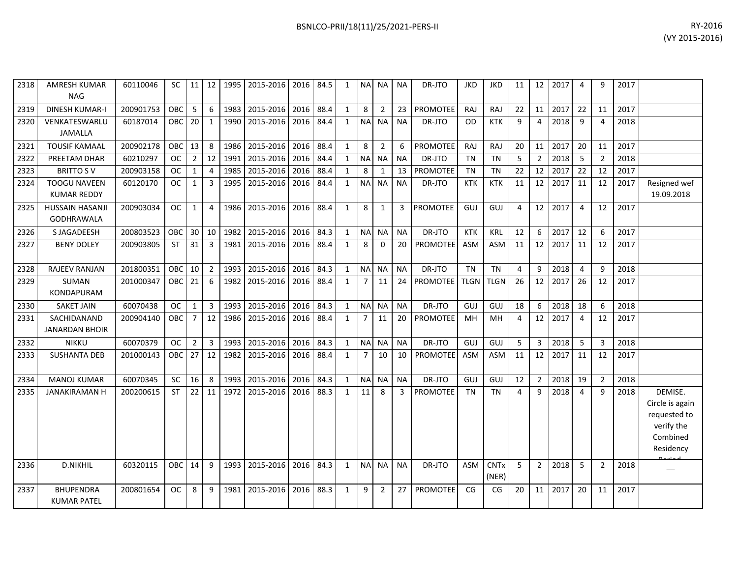| 2318 | AMRESH KUMAR NAG | 60110046 | SC | 11 | 12 | 1995 | 2015-2016 | 2016 | 84.5 | 1 | NA | NA | NA | DR-JTO | JKD | JKD | 11 | 12 | 2017 | 4 | 9 | 2017 | |
|---|---|---|---|---|---|---|---|---|---|---|---|---|---|---|---|---|---|---|---|---|---|---|---|
| 2319 | DINESH KUMAR-I | 200901753 | OBC | 5 | 6 | 1983 | 2015-2016 | 2016 | 88.4 | 1 | 8 | 2 | 23 | PROMOTEE | RAJ | RAJ | 22 | 11 | 2017 | 22 | 11 | 2017 | |
| 2320 | VENKATESWARLU JAMALLA | 60187014 | OBC | 20 | 1 | 1990 | 2015-2016 | 2016 | 84.4 | 1 | NA | NA | NA | DR-JTO | OD | KTK | 9 | 4 | 2018 | 9 | 4 | 2018 | |
| 2321 | TOUSIF KAMAAL | 200902178 | OBC | 13 | 8 | 1986 | 2015-2016 | 2016 | 88.4 | 1 | 8 | 2 | 6 | PROMOTEE | RAJ | RAJ | 20 | 11 | 2017 | 20 | 11 | 2017 | |
| 2322 | PREETAM DHAR | 60210297 | OC | 2 | 12 | 1991 | 2015-2016 | 2016 | 84.4 | 1 | NA | NA | NA | DR-JTO | TN | TN | 5 | 2 | 2018 | 5 | 2 | 2018 | |
| 2323 | BRITTO S V | 200903158 | OC | 1 | 4 | 1985 | 2015-2016 | 2016 | 88.4 | 1 | 8 | 1 | 13 | PROMOTEE | TN | TN | 22 | 12 | 2017 | 22 | 12 | 2017 | |
| 2324 | TOOGU NAVEEN KUMAR REDDY | 60120170 | OC | 1 | 3 | 1995 | 2015-2016 | 2016 | 84.4 | 1 | NA | NA | NA | DR-JTO | KTK | KTK | 11 | 12 | 2017 | 11 | 12 | 2017 | Resigned wef 19.09.2018 |
| 2325 | HUSSAIN HASANJI GODHRAWALA | 200903034 | OC | 1 | 4 | 1986 | 2015-2016 | 2016 | 88.4 | 1 | 8 | 1 | 3 | PROMOTEE | GUJ | GUJ | 4 | 12 | 2017 | 4 | 12 | 2017 | |
| 2326 | S JAGADEESH | 200803523 | OBC | 30 | 10 | 1982 | 2015-2016 | 2016 | 84.3 | 1 | NA | NA | NA | DR-JTO | KTK | KRL | 12 | 6 | 2017 | 12 | 6 | 2017 | |
| 2327 | BENY DOLEY | 200903805 | ST | 31 | 3 | 1981 | 2015-2016 | 2016 | 88.4 | 1 | 8 | 0 | 20 | PROMOTEE | ASM | ASM | 11 | 12 | 2017 | 11 | 12 | 2017 | |
| 2328 | RAJEEV RANJAN | 201800351 | OBC | 10 | 2 | 1993 | 2015-2016 | 2016 | 84.3 | 1 | NA | NA | NA | DR-JTO | TN | TN | 4 | 9 | 2018 | 4 | 9 | 2018 | |
| 2329 | SUMAN KONDAPURAM | 201000347 | OBC | 21 | 6 | 1982 | 2015-2016 | 2016 | 88.4 | 1 | 7 | 11 | 24 | PROMOTEE | TLGN | TLGN | 26 | 12 | 2017 | 26 | 12 | 2017 | |
| 2330 | SAKET JAIN | 60070438 | OC | 1 | 3 | 1993 | 2015-2016 | 2016 | 84.3 | 1 | NA | NA | NA | DR-JTO | GUJ | GUJ | 18 | 6 | 2018 | 18 | 6 | 2018 | |
| 2331 | SACHIDANAND JANARDAN BHOIR | 200904140 | OBC | 7 | 12 | 1986 | 2015-2016 | 2016 | 88.4 | 1 | 7 | 11 | 20 | PROMOTEE | MH | MH | 4 | 12 | 2017 | 4 | 12 | 2017 | |
| 2332 | NIKKU | 60070379 | OC | 2 | 3 | 1993 | 2015-2016 | 2016 | 84.3 | 1 | NA | NA | NA | DR-JTO | GUJ | GUJ | 5 | 3 | 2018 | 5 | 3 | 2018 | |
| 2333 | SUSHANTA DEB | 201000143 | OBC | 27 | 12 | 1982 | 2015-2016 | 2016 | 88.4 | 1 | 7 | 10 | 10 | PROMOTEE | ASM | ASM | 11 | 12 | 2017 | 11 | 12 | 2017 | |
| 2334 | MANOJ KUMAR | 60070345 | SC | 16 | 8 | 1993 | 2015-2016 | 2016 | 84.3 | 1 | NA | NA | NA | DR-JTO | GUJ | GUJ | 12 | 2 | 2018 | 19 | 2 | 2018 | |
| 2335 | JANAKIRAMAN H | 200200615 | ST | 22 | 11 | 1972 | 2015-2016 | 2016 | 88.3 | 1 | 11 | 8 | 3 | PROMOTEE | TN | TN | 4 | 9 | 2018 | 4 | 9 | 2018 | DEMISE. Circle is again requested to verify the Combined Residency Period |
| 2336 | D.NIKHIL | 60320115 | OBC | 14 | 9 | 1993 | 2015-2016 | 2016 | 84.3 | 1 | NA | NA | NA | DR-JTO | ASM | CNTx (NER) | 5 | 2 | 2018 | 5 | 2 | 2018 | |
| 2337 | BHUPENDRA KUMAR PATEL | 200801654 | OC | 8 | 9 | 1981 | 2015-2016 | 2016 | 88.3 | 1 | 9 | 2 | 27 | PROMOTEE | CG | CG | 20 | 11 | 2017 | 20 | 11 | 2017 | |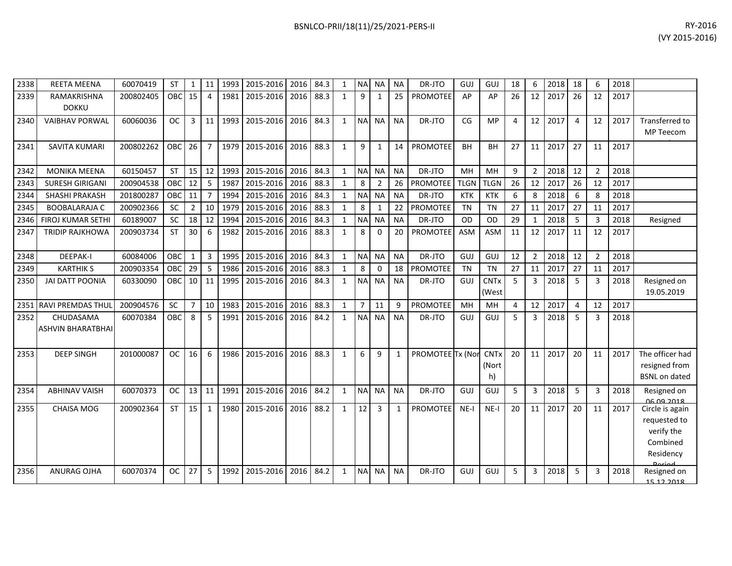| 2338 | REETA MEENA | 60070419 | ST | 1 | 11 | 1993 | 2015-2016 | 2016 | 84.3 | 1 | NA | NA | NA | DR-JTO | GUJ | GUJ | 18 | 6 | 2018 | 18 | 6 | 2018 | |
|---|---|---|---|---|---|---|---|---|---|---|---|---|---|---|---|---|---|---|---|---|---|---|---|
| 2339 | RAMAKRISHNA DOKKU | 200802405 | OBC | 15 | 4 | 1981 | 2015-2016 | 2016 | 88.3 | 1 | 9 | 1 | 25 | PROMOTEE | AP | AP | 26 | 12 | 2017 | 26 | 12 | 2017 | |
| 2340 | VAIBHAV PORWAL | 60060036 | OC | 3 | 11 | 1993 | 2015-2016 | 2016 | 84.3 | 1 | NA | NA | NA | DR-JTO | CG | MP | 4 | 12 | 2017 | 4 | 12 | 2017 | Transferred to MP Teecom |
| 2341 | SAVITA KUMARI | 200802262 | OBC | 26 | 7 | 1979 | 2015-2016 | 2016 | 88.3 | 1 | 9 | 1 | 14 | PROMOTEE | BH | BH | 27 | 11 | 2017 | 27 | 11 | 2017 | |
| 2342 | MONIKA MEENA | 60150457 | ST | 15 | 12 | 1993 | 2015-2016 | 2016 | 84.3 | 1 | NA | NA | NA | DR-JTO | MH | MH | 9 | 2 | 2018 | 12 | 2 | 2018 | |
| 2343 | SURESH GIRIGANI | 200904538 | OBC | 12 | 5 | 1987 | 2015-2016 | 2016 | 88.3 | 1 | 8 | 2 | 26 | PROMOTEE | TLGN | TLGN | 26 | 12 | 2017 | 26 | 12 | 2017 | |
| 2344 | SHASHI PRAKASH | 201800287 | OBC | 11 | 7 | 1994 | 2015-2016 | 2016 | 84.3 | 1 | NA | NA | NA | DR-JTO | KTK | KTK | 6 | 8 | 2018 | 6 | 8 | 2018 | |
| 2345 | BOOBALARAJA C | 200902366 | SC | 2 | 10 | 1979 | 2015-2016 | 2016 | 88.3 | 1 | 8 | 1 | 22 | PROMOTEE | TN | TN | 27 | 11 | 2017 | 27 | 11 | 2017 | |
| 2346 | FIROJ KUMAR SETHI | 60189007 | SC | 18 | 12 | 1994 | 2015-2016 | 2016 | 84.3 | 1 | NA | NA | NA | DR-JTO | OD | OD | 29 | 1 | 2018 | 5 | 3 | 2018 | Resigned |
| 2347 | TRIDIP RAJKHOWA | 200903734 | ST | 30 | 6 | 1982 | 2015-2016 | 2016 | 88.3 | 1 | 8 | 0 | 20 | PROMOTEE | ASM | ASM | 11 | 12 | 2017 | 11 | 12 | 2017 | |
| 2348 | DEEPAK-I | 60084006 | OBC | 1 | 3 | 1995 | 2015-2016 | 2016 | 84.3 | 1 | NA | NA | NA | DR-JTO | GUJ | GUJ | 12 | 2 | 2018 | 12 | 2 | 2018 | |
| 2349 | KARTHIK S | 200903354 | OBC | 29 | 5 | 1986 | 2015-2016 | 2016 | 88.3 | 1 | 8 | 0 | 18 | PROMOTEE | TN | TN | 27 | 11 | 2017 | 27 | 11 | 2017 | |
| 2350 | JAI DATT POONIA | 60330090 | OBC | 10 | 11 | 1995 | 2015-2016 | 2016 | 84.3 | 1 | NA | NA | NA | DR-JTO | GUJ | CNTx (West | 5 | 3 | 2018 | 5 | 3 | 2018 | Resigned on 19.05.2019 |
| 2351 | RAVI PREMDAS THUL | 200904576 | SC | 7 | 10 | 1983 | 2015-2016 | 2016 | 88.3 | 1 | 7 | 11 | 9 | PROMOTEE | MH | MH | 4 | 12 | 2017 | 4 | 12 | 2017 | |
| 2352 | CHUDASAMA ASHVIN BHARATBHAI | 60070384 | OBC | 8 | 5 | 1991 | 2015-2016 | 2016 | 84.2 | 1 | NA | NA | NA | DR-JTO | GUJ | GUJ | 5 | 3 | 2018 | 5 | 3 | 2018 | |
| 2353 | DEEP SINGH | 201000087 | OC | 16 | 6 | 1986 | 2015-2016 | 2016 | 88.3 | 1 | 6 | 9 | 1 | PROMOTEE | Tx (Nor | CNTx (North) | 20 | 11 | 2017 | 20 | 11 | 2017 | The officer had resigned from BSNL on dated |
| 2354 | ABHINAV VAISH | 60070373 | OC | 13 | 11 | 1991 | 2015-2016 | 2016 | 84.2 | 1 | NA | NA | NA | DR-JTO | GUJ | GUJ | 5 | 3 | 2018 | 5 | 3 | 2018 | Resigned on 06.09.2018 |
| 2355 | CHAISA MOG | 200902364 | ST | 15 | 1 | 1980 | 2015-2016 | 2016 | 88.2 | 1 | 12 | 3 | 1 | PROMOTEE | NE-I | NE-I | 20 | 11 | 2017 | 20 | 11 | 2017 | Circle is again requested to verify the Combined Residency Period |
| 2356 | ANURAG OJHA | 60070374 | OC | 27 | 5 | 1992 | 2015-2016 | 2016 | 84.2 | 1 | NA | NA | NA | DR-JTO | GUJ | GUJ | 5 | 3 | 2018 | 5 | 3 | 2018 | Resigned on 15.12.2018 |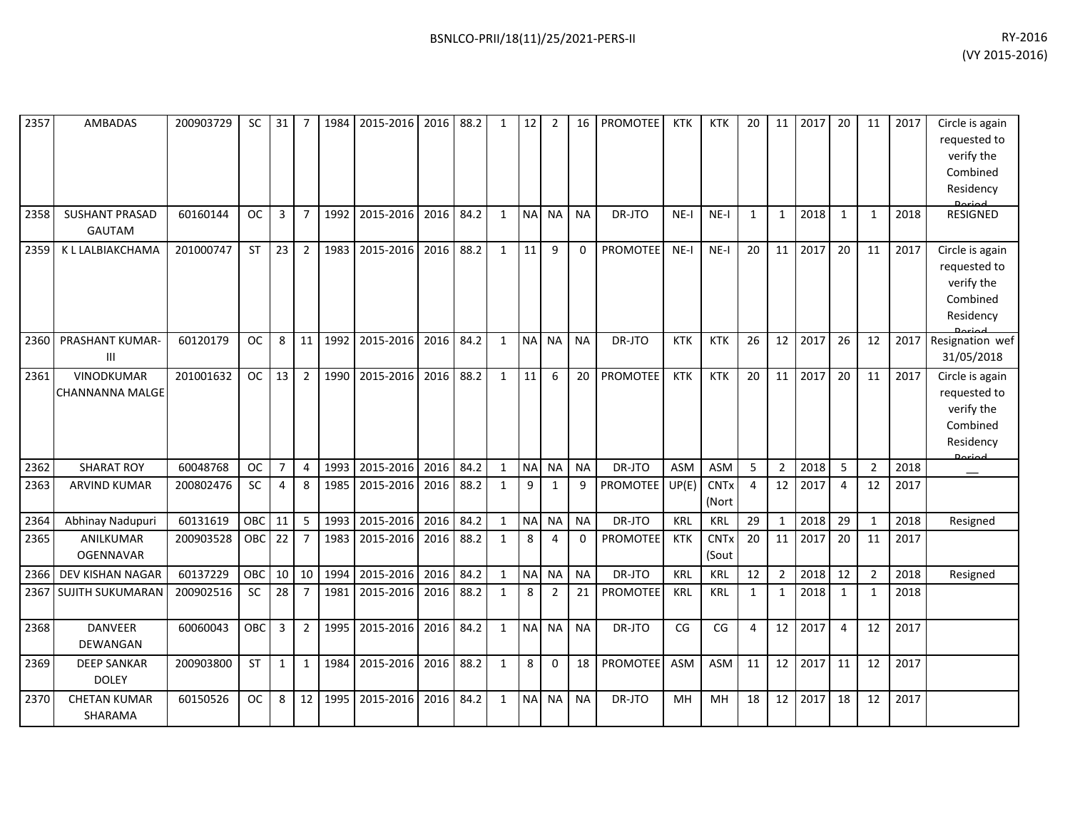| | | | | | | | | | | | | | | | | | | | | | | | | |
|---|---|---|---|---|---|---|---|---|---|---|---|---|---|---|---|---|---|---|---|---|---|---|---|---|
| 2357 | AMBADAS | 200903729 | SC | 31 | 7 | 1984 | 2015-2016 | 2016 | 88.2 | 1 | 12 | 2 | 16 | PROMOTEE | KTK | KTK | 20 | 11 | 2017 | 20 | 11 | 2017 | Circle is again requested to verify the Combined Residency Period |
| 2358 | SUSHANT PRASAD GAUTAM | 60160144 | OC | 3 | 7 | 1992 | 2015-2016 | 2016 | 84.2 | 1 | NA | NA | NA | DR-JTO | NE-I | NE-I | 1 | 1 | 2018 | 1 | 1 | 2018 | RESIGNED |
| 2359 | K L LALBIAKCHAMA | 201000747 | ST | 23 | 2 | 1983 | 2015-2016 | 2016 | 88.2 | 1 | 11 | 9 | 0 | PROMOTEE | NE-I | NE-I | 20 | 11 | 2017 | 20 | 11 | 2017 | Circle is again requested to verify the Combined Residency Period |
| 2360 | PRASHANT KUMAR-III | 60120179 | OC | 8 | 11 | 1992 | 2015-2016 | 2016 | 84.2 | 1 | NA | NA | NA | DR-JTO | KTK | KTK | 26 | 12 | 2017 | 26 | 12 | 2017 | Resignation wef 31/05/2018 |
| 2361 | VINODKUMAR CHANNANNA MALGE | 201001632 | OC | 13 | 2 | 1990 | 2015-2016 | 2016 | 88.2 | 1 | 11 | 6 | 20 | PROMOTEE | KTK | KTK | 20 | 11 | 2017 | 20 | 11 | 2017 | Circle is again requested to verify the Combined Residency Period |
| 2362 | SHARAT ROY | 60048768 | OC | 7 | 4 | 1993 | 2015-2016 | 2016 | 84.2 | 1 | NA | NA | NA | DR-JTO | ASM | ASM | 5 | 2 | 2018 | 5 | 2 | 2018 | __ |
| 2363 | ARVIND KUMAR | 200802476 | SC | 4 | 8 | 1985 | 2015-2016 | 2016 | 88.2 | 1 | 9 | 1 | 9 | PROMOTEE | UP(E) | CNTx (Nort | 4 | 12 | 2017 | 4 | 12 | 2017 | |
| 2364 | Abhinay Nadupuri | 60131619 | OBC | 11 | 5 | 1993 | 2015-2016 | 2016 | 84.2 | 1 | NA | NA | NA | DR-JTO | KRL | KRL | 29 | 1 | 2018 | 29 | 1 | 2018 | Resigned |
| 2365 | ANILKUMAR OGENNAVAR | 200903528 | OBC | 22 | 7 | 1983 | 2015-2016 | 2016 | 88.2 | 1 | 8 | 4 | 0 | PROMOTEE | KTK | CNTx (Sout | 20 | 11 | 2017 | 20 | 11 | 2017 | |
| 2366 | DEV KISHAN NAGAR | 60137229 | OBC | 10 | 10 | 1994 | 2015-2016 | 2016 | 84.2 | 1 | NA | NA | NA | DR-JTO | KRL | KRL | 12 | 2 | 2018 | 12 | 2 | 2018 | Resigned |
| 2367 | SUJITH SUKUMARAN | 200902516 | SC | 28 | 7 | 1981 | 2015-2016 | 2016 | 88.2 | 1 | 8 | 2 | 21 | PROMOTEE | KRL | KRL | 1 | 1 | 2018 | 1 | 1 | 2018 | |
| 2368 | DANVEER DEWANGAN | 60060043 | OBC | 3 | 2 | 1995 | 2015-2016 | 2016 | 84.2 | 1 | NA | NA | NA | DR-JTO | CG | CG | 4 | 12 | 2017 | 4 | 12 | 2017 | |
| 2369 | DEEP SANKAR DOLEY | 200903800 | ST | 1 | 1 | 1984 | 2015-2016 | 2016 | 88.2 | 1 | 8 | 0 | 18 | PROMOTEE | ASM | ASM | 11 | 12 | 2017 | 11 | 12 | 2017 | |
| 2370 | CHETAN KUMAR SHARAMA | 60150526 | OC | 8 | 12 | 1995 | 2015-2016 | 2016 | 84.2 | 1 | NA | NA | NA | DR-JTO | MH | MH | 18 | 12 | 2017 | 18 | 12 | 2017 | |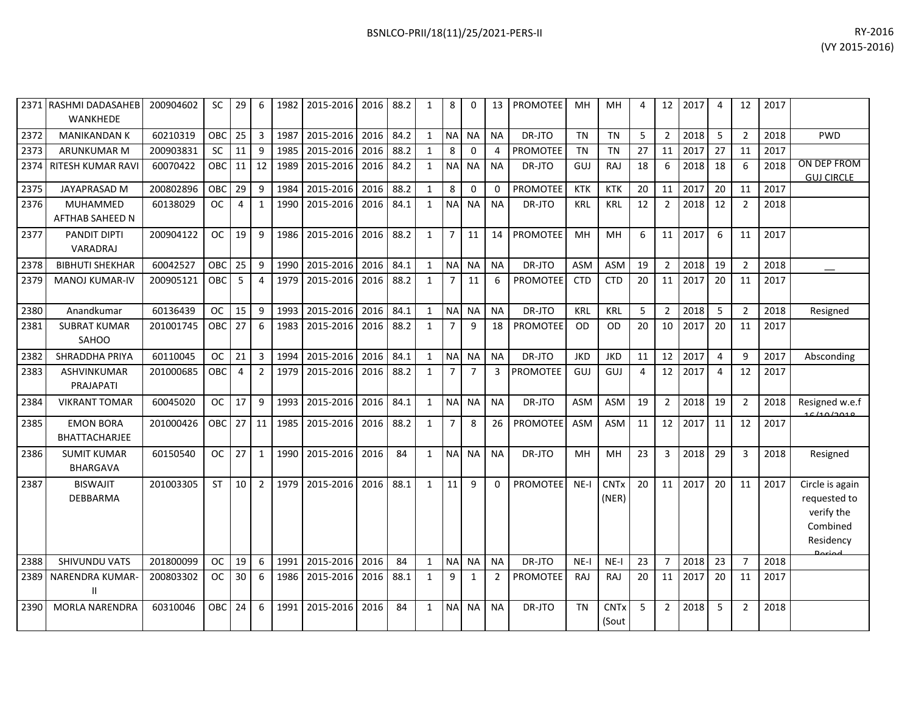| 2371 | RASHMI DADASAHEB WANKHEDE | 200904602 | SC | 29 | 6 | 1982 | 2015-2016 | 2016 | 88.2 | 1 | 8 | 0 | 13 | PROMOTEE | MH | MH | 4 | 12 | 2017 | 4 | 12 | 2017 | |
|---|---|---|---|---|---|---|---|---|---|---|---|---|---|---|---|---|---|---|---|---|---|---|---|
| 2372 | MANIKANDAN K | 60210319 | OBC | 25 | 3 | 1987 | 2015-2016 | 2016 | 84.2 | 1 | NA | NA | NA | DR-JTO | TN | TN | 5 | 2 | 2018 | 5 | 2 | 2018 | PWD |
| 2373 | ARUNKUMAR M | 200903831 | SC | 11 | 9 | 1985 | 2015-2016 | 2016 | 88.2 | 1 | 8 | 0 | 4 | PROMOTEE | TN | TN | 27 | 11 | 2017 | 27 | 11 | 2017 | |
| 2374 | RITESH KUMAR RAVI | 60070422 | OBC | 11 | 12 | 1989 | 2015-2016 | 2016 | 84.2 | 1 | NA | NA | NA | DR-JTO | GUJ | RAJ | 18 | 6 | 2018 | 18 | 6 | 2018 | ON DEP FROM GUJ CIRCLE |
| 2375 | JAYAPRASAD M | 200802896 | OBC | 29 | 9 | 1984 | 2015-2016 | 2016 | 88.2 | 1 | 8 | 0 | 0 | PROMOTEE | KTK | KTK | 20 | 11 | 2017 | 20 | 11 | 2017 | |
| 2376 | MUHAMMED AFTHAB SAHEED N | 60138029 | OC | 4 | 1 | 1990 | 2015-2016 | 2016 | 84.1 | 1 | NA | NA | NA | DR-JTO | KRL | KRL | 12 | 2 | 2018 | 12 | 2 | 2018 | |
| 2377 | PANDIT DIPTI VARADRAJ | 200904122 | OC | 19 | 9 | 1986 | 2015-2016 | 2016 | 88.2 | 1 | 7 | 11 | 14 | PROMOTEE | MH | MH | 6 | 11 | 2017 | 6 | 11 | 2017 | |
| 2378 | BIBHUTI SHEKHAR | 60042527 | OBC | 25 | 9 | 1990 | 2015-2016 | 2016 | 84.1 | 1 | NA | NA | NA | DR-JTO | ASM | ASM | 19 | 2 | 2018 | 19 | 2 | 2018 | __ |
| 2379 | MANOJ KUMAR-IV | 200905121 | OBC | 5 | 4 | 1979 | 2015-2016 | 2016 | 88.2 | 1 | 7 | 11 | 6 | PROMOTEE | CTD | CTD | 20 | 11 | 2017 | 20 | 11 | 2017 | |
| 2380 | Anandkumar | 60136439 | OC | 15 | 9 | 1993 | 2015-2016 | 2016 | 84.1 | 1 | NA | NA | NA | DR-JTO | KRL | KRL | 5 | 2 | 2018 | 5 | 2 | 2018 | Resigned |
| 2381 | SUBRAT KUMAR SAHOO | 201001745 | OBC | 27 | 6 | 1983 | 2015-2016 | 2016 | 88.2 | 1 | 7 | 9 | 18 | PROMOTEE | OD | OD | 20 | 10 | 2017 | 20 | 11 | 2017 | |
| 2382 | SHRADDHA PRIYA | 60110045 | OC | 21 | 3 | 1994 | 2015-2016 | 2016 | 84.1 | 1 | NA | NA | NA | DR-JTO | JKD | JKD | 11 | 12 | 2017 | 4 | 9 | 2017 | Absconding |
| 2383 | ASHVINKUMAR PRAJAPATI | 201000685 | OBC | 4 | 2 | 1979 | 2015-2016 | 2016 | 88.2 | 1 | 7 | 7 | 3 | PROMOTEE | GUJ | GUJ | 4 | 12 | 2017 | 4 | 12 | 2017 | |
| 2384 | VIKRANT TOMAR | 60045020 | OC | 17 | 9 | 1993 | 2015-2016 | 2016 | 84.1 | 1 | NA | NA | NA | DR-JTO | ASM | ASM | 19 | 2 | 2018 | 19 | 2 | 2018 | Resigned w.e.f 16/10/2018 |
| 2385 | EMON BORA BHATTACHARJEE | 201000426 | OBC | 27 | 11 | 1985 | 2015-2016 | 2016 | 88.2 | 1 | 7 | 8 | 26 | PROMOTEE | ASM | ASM | 11 | 12 | 2017 | 11 | 12 | 2017 | |
| 2386 | SUMIT KUMAR BHARGAVA | 60150540 | OC | 27 | 1 | 1990 | 2015-2016 | 2016 | 84 | 1 | NA | NA | NA | DR-JTO | MH | MH | 23 | 3 | 2018 | 29 | 3 | 2018 | Resigned |
| 2387 | BISWAJIT DEBBARMA | 201003305 | ST | 10 | 2 | 1979 | 2015-2016 | 2016 | 88.1 | 1 | 11 | 9 | 0 | PROMOTEE | NE-I | CNTx (NER) | 20 | 11 | 2017 | 20 | 11 | 2017 | Circle is again requested to verify the Combined Residency Period |
| 2388 | SHIVUNDU VATS | 201800099 | OC | 19 | 6 | 1991 | 2015-2016 | 2016 | 84 | 1 | NA | NA | NA | DR-JTO | NE-I | NE-I | 23 | 7 | 2018 | 23 | 7 | 2018 | |
| 2389 | NARENDRA KUMAR-II | 200803302 | OC | 30 | 6 | 1986 | 2015-2016 | 2016 | 88.1 | 1 | 9 | 1 | 2 | PROMOTEE | RAJ | RAJ | 20 | 11 | 2017 | 20 | 11 | 2017 | |
| 2390 | MORLA NARENDRA | 60310046 | OBC | 24 | 6 | 1991 | 2015-2016 | 2016 | 84 | 1 | NA | NA | NA | DR-JTO | TN | CNTx (Sout | 5 | 2 | 2018 | 5 | 2 | 2018 | |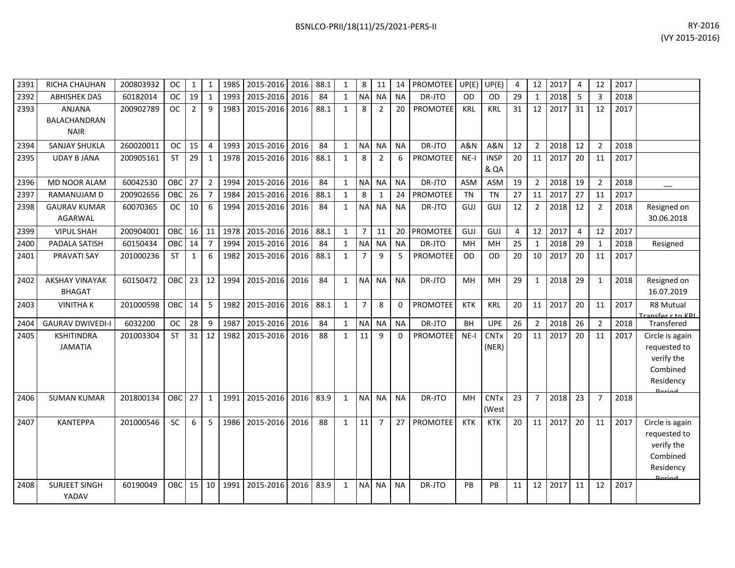| 2391 | RICHA CHAUHAN | 200803932 | OC | 1 | 1 | 1985 | 2015-2016 | 2016 | 88.1 | 1 | 8 | 11 | 14 | PROMOTEE | UP(E) | UP(E) | 4 | 12 | 2017 | 4 | 12 | 2017 | |
|---|---|---|---|---|---|---|---|---|---|---|---|---|---|---|---|---|---|---|---|---|---|---|---|
| 2392 | ABHISHEK DAS | 60182014 | OC | 19 | 1 | 1993 | 2015-2016 | 2016 | 84 | 1 | NA | NA | NA | DR-JTO | OD | OD | 29 | 1 | 2018 | 5 | 3 | 2018 | |
| 2393 | ANJANA BALACHANDRAN NAIR | 200902789 | OC | 2 | 9 | 1983 | 2015-2016 | 2016 | 88.1 | 1 | 8 | 2 | 20 | PROMOTEE | KRL | KRL | 31 | 12 | 2017 | 31 | 12 | 2017 | |
| 2394 | SANJAY SHUKLA | 260020011 | OC | 15 | 4 | 1993 | 2015-2016 | 2016 | 84 | 1 | NA | NA | NA | DR-JTO | A&N | A&N | 12 | 2 | 2018 | 12 | 2 | 2018 | |
| 2395 | UDAY B JANA | 200905161 | ST | 29 | 1 | 1978 | 2015-2016 | 2016 | 88.1 | 1 | 8 | 2 | 6 | PROMOTEE | NE-I | INSP & QA | 20 | 11 | 2017 | 20 | 11 | 2017 | |
| 2396 | MD NOOR ALAM | 60042530 | OBC | 27 | 2 | 1994 | 2015-2016 | 2016 | 84 | 1 | NA | NA | NA | DR-JTO | ASM | ASM | 19 | 2 | 2018 | 19 | 2 | 2018 | __ |
| 2397 | RAMANUJAM D | 200902656 | OBC | 26 | 7 | 1984 | 2015-2016 | 2016 | 88.1 | 1 | 8 | 1 | 24 | PROMOTEE | TN | TN | 27 | 11 | 2017 | 27 | 11 | 2017 | |
| 2398 | GAURAV KUMAR AGARWAL | 60070365 | OC | 10 | 6 | 1994 | 2015-2016 | 2016 | 84 | 1 | NA | NA | NA | DR-JTO | GUJ | GUJ | 12 | 2 | 2018 | 12 | 2 | 2018 | Resigned on 30.06.2018 |
| 2399 | VIPUL SHAH | 200904001 | OBC | 16 | 11 | 1978 | 2015-2016 | 2016 | 88.1 | 1 | 7 | 11 | 20 | PROMOTEE | GUJ | GUJ | 4 | 12 | 2017 | 4 | 12 | 2017 | |
| 2400 | PADALA SATISH | 60150434 | OBC | 14 | 7 | 1994 | 2015-2016 | 2016 | 84 | 1 | NA | NA | NA | DR-JTO | MH | MH | 25 | 1 | 2018 | 29 | 1 | 2018 | Resigned |
| 2401 | PRAVATI SAY | 201000236 | ST | 1 | 6 | 1982 | 2015-2016 | 2016 | 88.1 | 1 | 7 | 9 | 5 | PROMOTEE | OD | OD | 20 | 10 | 2017 | 20 | 11 | 2017 | |
| 2402 | AKSHAY VINAYAK BHAGAT | 60150472 | OBC | 23 | 12 | 1994 | 2015-2016 | 2016 | 84 | 1 | NA | NA | NA | DR-JTO | MH | MH | 29 | 1 | 2018 | 29 | 1 | 2018 | Resigned on 16.07.2019 |
| 2403 | VINITHA K | 201000598 | OBC | 14 | 5 | 1982 | 2015-2016 | 2016 | 88.1 | 1 | 7 | 8 | 0 | PROMOTEE | KTK | KRL | 20 | 11 | 2017 | 20 | 11 | 2017 | R8 Mutual Transfer r to KRL |
| 2404 | GAURAV DWIVEDI-I | 6032200 | OC | 28 | 9 | 1987 | 2015-2016 | 2016 | 84 | 1 | NA | NA | NA | DR-JTO | BH | UPE | 26 | 2 | 2018 | 26 | 2 | 2018 | Transfered |
| 2405 | KSHITINDRA JAMATIA | 201003304 | ST | 31 | 12 | 1982 | 2015-2016 | 2016 | 88 | 1 | 11 | 9 | 0 | PROMOTEE | NE-I | CNTx (NER) | 20 | 11 | 2017 | 20 | 11 | 2017 | Circle is again requested to verify the Combined Residency Period |
| 2406 | SUMAN KUMAR | 201800134 | OBC | 27 | 1 | 1991 | 2015-2016 | 2016 | 83.9 | 1 | NA | NA | NA | DR-JTO | MH | CNTx (West | 23 | 7 | 2018 | 23 | 7 | 2018 | |
| 2407 | KANTEPPA | 201000546 | SC | 6 | 5 | 1986 | 2015-2016 | 2016 | 88 | 1 | 11 | 7 | 27 | PROMOTEE | KTK | KTK | 20 | 11 | 2017 | 20 | 11 | 2017 | Circle is again requested to verify the Combined Residency Period |
| 2408 | SURJEET SINGH YADAV | 60190049 | OBC | 15 | 10 | 1991 | 2015-2016 | 2016 | 83.9 | 1 | NA | NA | NA | DR-JTO | PB | PB | 11 | 12 | 2017 | 11 | 12 | 2017 | |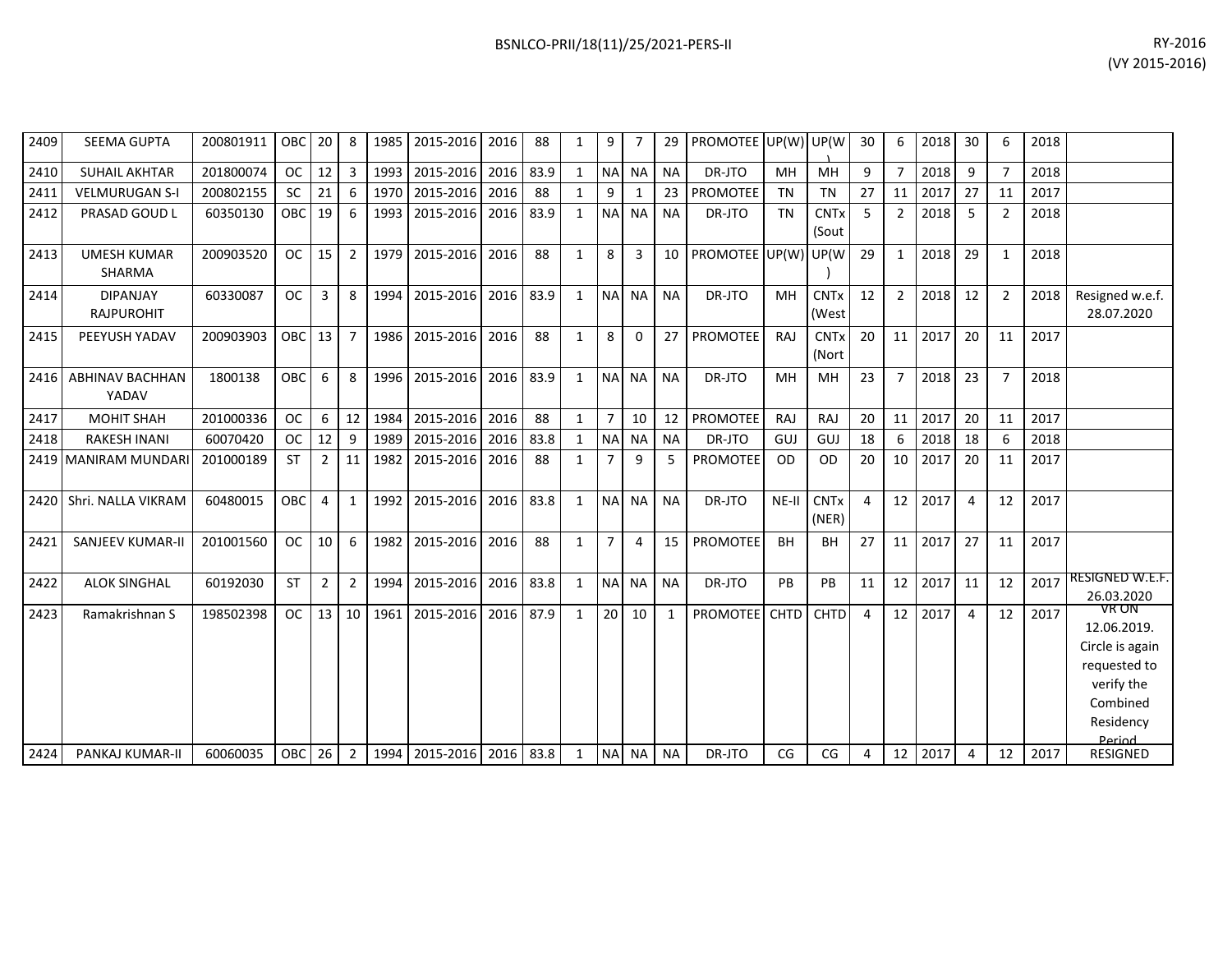| | | | | | | | | | | | | | | | | | | | | | | | | |
|---|---|---|---|---|---|---|---|---|---|---|---|---|---|---|---|---|---|---|---|---|---|---|---|---|
| 2409 | SEEMA GUPTA | 200801911 | OBC | 20 | 8 | 1985 | 2015-2016 | 2016 | 88 | 1 | 9 | 7 | 29 | PROMOTEE | UP(W) | UP(W) | 30 | 6 | 2018 | 30 | 6 | 2018 | |
| 2410 | SUHAIL AKHTAR | 201800074 | OC | 12 | 3 | 1993 | 2015-2016 | 2016 | 83.9 | 1 | NA | NA | NA | DR-JTO | MH | MH | 9 | 7 | 2018 | 9 | 7 | 2018 | |
| 2411 | VELMURUGAN S-I | 200802155 | SC | 21 | 6 | 1970 | 2015-2016 | 2016 | 88 | 1 | 9 | 1 | 23 | PROMOTEE | TN | TN | 27 | 11 | 2017 | 27 | 11 | 2017 | |
| 2412 | PRASAD GOUD L | 60350130 | OBC | 19 | 6 | 1993 | 2015-2016 | 2016 | 83.9 | 1 | NA | NA | NA | DR-JTO | TN | CNTx (Sout | 5 | 2 | 2018 | 5 | 2 | 2018 | |
| 2413 | UMESH KUMAR SHARMA | 200903520 | OC | 15 | 2 | 1979 | 2015-2016 | 2016 | 88 | 1 | 8 | 3 | 10 | PROMOTEE | UP(W) | UP(W) | 29 | 1 | 2018 | 29 | 1 | 2018 | |
| 2414 | DIPANJAY RAJPUROHIT | 60330087 | OC | 3 | 8 | 1994 | 2015-2016 | 2016 | 83.9 | 1 | NA | NA | NA | DR-JTO | MH | CNTx (West | 12 | 2 | 2018 | 12 | 2 | 2018 | Resigned w.e.f. 28.07.2020 |
| 2415 | PEEYUSH YADAV | 200903903 | OBC | 13 | 7 | 1986 | 2015-2016 | 2016 | 88 | 1 | 8 | 0 | 27 | PROMOTEE | RAJ | CNTx (Nort | 20 | 11 | 2017 | 20 | 11 | 2017 | |
| 2416 | ABHINAV BACHHAN YADAV | 1800138 | OBC | 6 | 8 | 1996 | 2015-2016 | 2016 | 83.9 | 1 | NA | NA | NA | DR-JTO | MH | MH | 23 | 7 | 2018 | 23 | 7 | 2018 | |
| 2417 | MOHIT SHAH | 201000336 | OC | 6 | 12 | 1984 | 2015-2016 | 2016 | 88 | 1 | 7 | 10 | 12 | PROMOTEE | RAJ | RAJ | 20 | 11 | 2017 | 20 | 11 | 2017 | |
| 2418 | RAKESH INANI | 60070420 | OC | 12 | 9 | 1989 | 2015-2016 | 2016 | 83.8 | 1 | NA | NA | NA | DR-JTO | GUJ | GUJ | 18 | 6 | 2018 | 18 | 6 | 2018 | |
| 2419 | MANIRAM MUNDARI | 201000189 | ST | 2 | 11 | 1982 | 2015-2016 | 2016 | 88 | 1 | 7 | 9 | 5 | PROMOTEE | OD | OD | 20 | 10 | 2017 | 20 | 11 | 2017 | |
| 2420 | Shri. NALLA VIKRAM | 60480015 | OBC | 4 | 1 | 1992 | 2015-2016 | 2016 | 83.8 | 1 | NA | NA | NA | DR-JTO | NE-II | CNTx (NER) | 4 | 12 | 2017 | 4 | 12 | 2017 | |
| 2421 | SANJEEV KUMAR-II | 201001560 | OC | 10 | 6 | 1982 | 2015-2016 | 2016 | 88 | 1 | 7 | 4 | 15 | PROMOTEE | BH | BH | 27 | 11 | 2017 | 27 | 11 | 2017 | |
| 2422 | ALOK SINGHAL | 60192030 | ST | 2 | 2 | 1994 | 2015-2016 | 2016 | 83.8 | 1 | NA | NA | NA | DR-JTO | PB | PB | 11 | 12 | 2017 | 11 | 12 | 2017 | RESIGNED W.E.F. 26.03.2020 |
| 2423 | Ramakrishnan S | 198502398 | OC | 13 | 10 | 1961 | 2015-2016 | 2016 | 87.9 | 1 | 20 | 10 | 1 | PROMOTEE | CHTD | CHTD | 4 | 12 | 2017 | 4 | 12 | 2017 | VR ON 12.06.2019. Circle is again requested to verify the Combined Residency Period |
| 2424 | PANKAJ KUMAR-II | 60060035 | OBC | 26 | 2 | 1994 | 2015-2016 | 2016 | 83.8 | 1 | NA | NA | NA | DR-JTO | CG | CG | 4 | 12 | 2017 | 4 | 12 | 2017 | RESIGNED |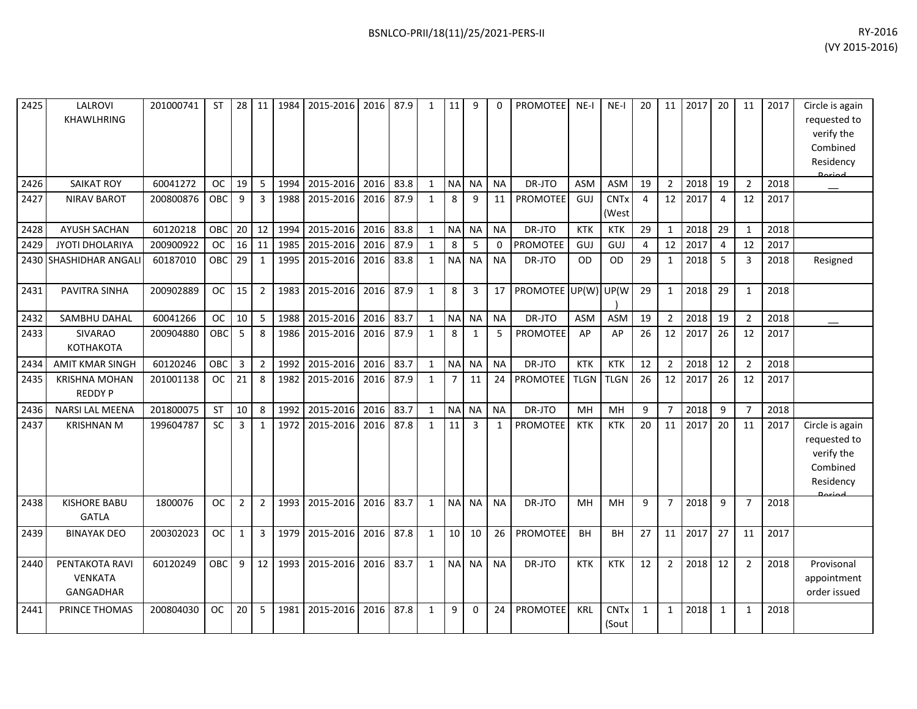| | | | | | | | | | | | | | | | | | | | | | | | | |
|---|---|---|---|---|---|---|---|---|---|---|---|---|---|---|---|---|---|---|---|---|---|---|---|---|
| 2425 | LALROVI KHAWLHRING | 201000741 | ST | 28 | 11 | 1984 | 2015-2016 | 2016 | 87.9 | 1 | 11 | 9 | 0 | PROMOTEE | NE-I | NE-I | 20 | 11 | 2017 | 20 | 11 | 2017 | Circle is again requested to verify the Combined Residency Period |
| 2426 | SAIKAT ROY | 60041272 | OC | 19 | 5 | 1994 | 2015-2016 | 2016 | 83.8 | 1 | NA | NA | NA | DR-JTO | ASM | ASM | 19 | 2 | 2018 | 19 | 2 | 2018 | __ |
| 2427 | NIRAV BAROT | 200800876 | OBC | 9 | 3 | 1988 | 2015-2016 | 2016 | 87.9 | 1 | 8 | 9 | 11 | PROMOTEE | GUJ | CNTx (West | 4 | 12 | 2017 | 4 | 12 | 2017 | |
| 2428 | AYUSH SACHAN | 60120218 | OBC | 20 | 12 | 1994 | 2015-2016 | 2016 | 83.8 | 1 | NA | NA | NA | DR-JTO | KTK | KTK | 29 | 1 | 2018 | 29 | 1 | 2018 | |
| 2429 | JYOTI DHOLARIYA | 200900922 | OC | 16 | 11 | 1985 | 2015-2016 | 2016 | 87.9 | 1 | 8 | 5 | 0 | PROMOTEE | GUJ | GUJ | 4 | 12 | 2017 | 4 | 12 | 2017 | |
| 2430 | SHASHIDHAR ANGALI | 60187010 | OBC | 29 | 1 | 1995 | 2015-2016 | 2016 | 83.8 | 1 | NA | NA | NA | DR-JTO | OD | OD | 29 | 1 | 2018 | 5 | 3 | 2018 | Resigned |
| 2431 | PAVITRA SINHA | 200902889 | OC | 15 | 2 | 1983 | 2015-2016 | 2016 | 87.9 | 1 | 8 | 3 | 17 | PROMOTEE | UP(W) | UP(W) | 29 | 1 | 2018 | 29 | 1 | 2018 | |
| 2432 | SAMBHU DAHAL | 60041266 | OC | 10 | 5 | 1988 | 2015-2016 | 2016 | 83.7 | 1 | NA | NA | NA | DR-JTO | ASM | ASM | 19 | 2 | 2018 | 19 | 2 | 2018 | __ |
| 2433 | SIVARAO KOTHAKOTA | 200904880 | OBC | 5 | 8 | 1986 | 2015-2016 | 2016 | 87.9 | 1 | 8 | 1 | 5 | PROMOTEE | AP | AP | 26 | 12 | 2017 | 26 | 12 | 2017 | |
| 2434 | AMIT KMAR SINGH | 60120246 | OBC | 3 | 2 | 1992 | 2015-2016 | 2016 | 83.7 | 1 | NA | NA | NA | DR-JTO | KTK | KTK | 12 | 2 | 2018 | 12 | 2 | 2018 | |
| 2435 | KRISHNA MOHAN REDDY P | 201001138 | OC | 21 | 8 | 1982 | 2015-2016 | 2016 | 87.9 | 1 | 7 | 11 | 24 | PROMOTEE | TLGN | TLGN | 26 | 12 | 2017 | 26 | 12 | 2017 | |
| 2436 | NARSI LAL MEENA | 201800075 | ST | 10 | 8 | 1992 | 2015-2016 | 2016 | 83.7 | 1 | NA | NA | NA | DR-JTO | MH | MH | 9 | 7 | 2018 | 9 | 7 | 2018 | |
| 2437 | KRISHNAN M | 199604787 | SC | 3 | 1 | 1972 | 2015-2016 | 2016 | 87.8 | 1 | 11 | 3 | 1 | PROMOTEE | KTK | KTK | 20 | 11 | 2017 | 20 | 11 | 2017 | Circle is again requested to verify the Combined Residency Period |
| 2438 | KISHORE BABU GATLA | 1800076 | OC | 2 | 2 | 1993 | 2015-2016 | 2016 | 83.7 | 1 | NA | NA | NA | DR-JTO | MH | MH | 9 | 7 | 2018 | 9 | 7 | 2018 | |
| 2439 | BINAYAK DEO | 200302023 | OC | 1 | 3 | 1979 | 2015-2016 | 2016 | 87.8 | 1 | 10 | 10 | 26 | PROMOTEE | BH | BH | 27 | 11 | 2017 | 27 | 11 | 2017 | |
| 2440 | PENTAKOTA RAVI VENKATA GANGADHAR | 60120249 | OBC | 9 | 12 | 1993 | 2015-2016 | 2016 | 83.7 | 1 | NA | NA | NA | DR-JTO | KTK | KTK | 12 | 2 | 2018 | 12 | 2 | 2018 | Provisonal appointment order issued |
| 2441 | PRINCE THOMAS | 200804030 | OC | 20 | 5 | 1981 | 2015-2016 | 2016 | 87.8 | 1 | 9 | 0 | 24 | PROMOTEE | KRL | CNTx (Sout | 1 | 1 | 2018 | 1 | 1 | 2018 | |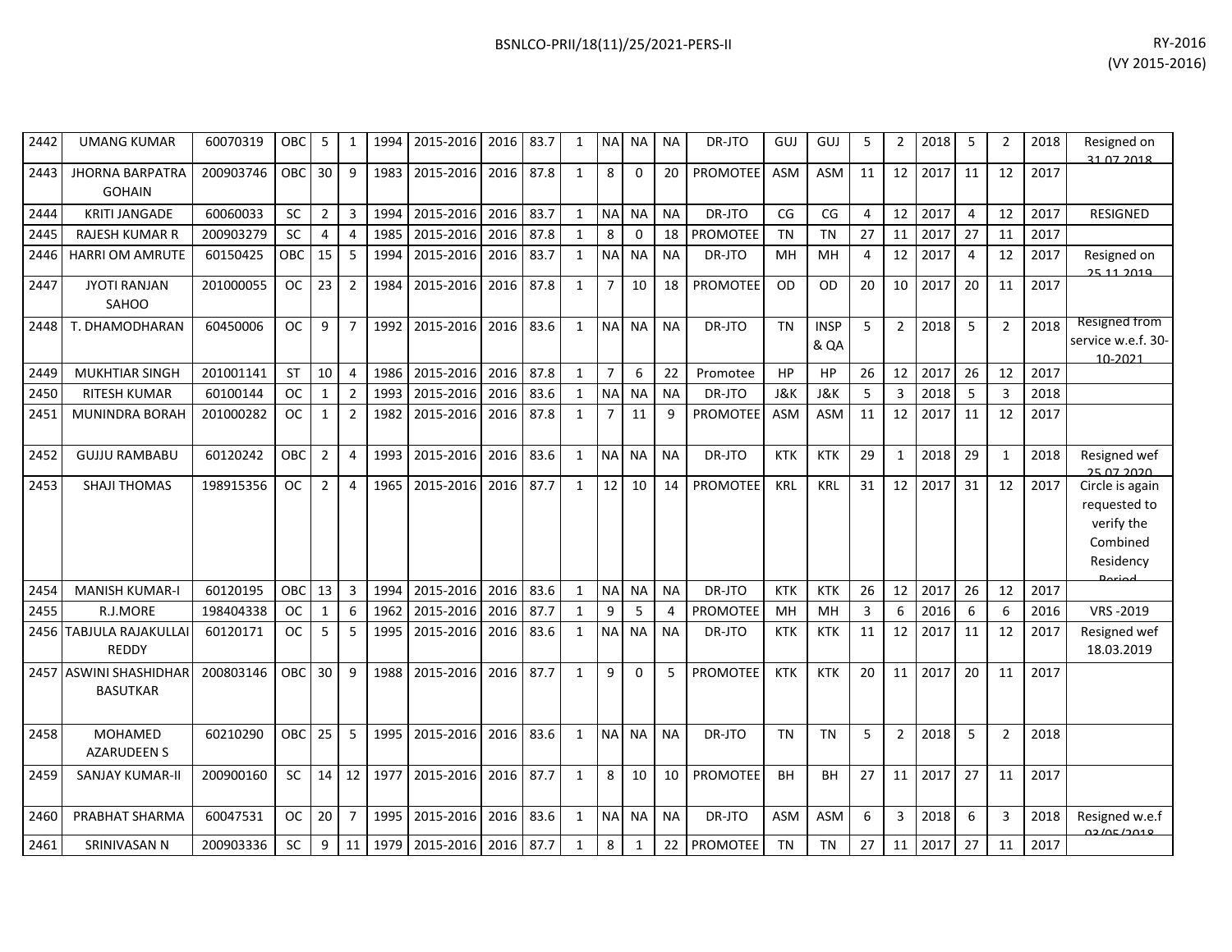| 2442 | UMANG KUMAR | 60070319 | OBC | 5 | 1 | 1994 | 2015-2016 | 2016 | 83.7 | 1 | NA | NA | NA | DR-JTO | GUJ | GUJ | 5 | 2 | 2018 | 5 | 2 | 2018 | Resigned on 31.07.2018 |
|---|---|---|---|---|---|---|---|---|---|---|---|---|---|---|---|---|---|---|---|---|---|---|---|
| 2443 | JHORNA BARPATRA GOHAIN | 200903746 | OBC | 30 | 9 | 1983 | 2015-2016 | 2016 | 87.8 | 1 | 8 | 0 | 20 | PROMOTEE | ASM | ASM | 11 | 12 | 2017 | 11 | 12 | 2017 | |
| 2444 | KRITI JANGADE | 60060033 | SC | 2 | 3 | 1994 | 2015-2016 | 2016 | 83.7 | 1 | NA | NA | NA | DR-JTO | CG | CG | 4 | 12 | 2017 | 4 | 12 | 2017 | RESIGNED |
| 2445 | RAJESH KUMAR R | 200903279 | SC | 4 | 4 | 1985 | 2015-2016 | 2016 | 87.8 | 1 | 8 | 0 | 18 | PROMOTEE | TN | TN | 27 | 11 | 2017 | 27 | 11 | 2017 | |
| 2446 | HARRI OM AMRUTE | 60150425 | OBC | 15 | 5 | 1994 | 2015-2016 | 2016 | 83.7 | 1 | NA | NA | NA | DR-JTO | MH | MH | 4 | 12 | 2017 | 4 | 12 | 2017 | Resigned on 25.11.2019 |
| 2447 | JYOTI RANJAN SAHOO | 201000055 | OC | 23 | 2 | 1984 | 2015-2016 | 2016 | 87.8 | 1 | 7 | 10 | 18 | PROMOTEE | OD | OD | 20 | 10 | 2017 | 20 | 11 | 2017 | |
| 2448 | T. DHAMODHARAN | 60450006 | OC | 9 | 7 | 1992 | 2015-2016 | 2016 | 83.6 | 1 | NA | NA | NA | DR-JTO | TN | INSP & QA | 5 | 2 | 2018 | 5 | 2 | 2018 | Resigned from service w.e.f. 30-10-2021 |
| 2449 | MUKHTIAR SINGH | 201001141 | ST | 10 | 4 | 1986 | 2015-2016 | 2016 | 87.8 | 1 | 7 | 6 | 22 | Promotee | HP | HP | 26 | 12 | 2017 | 26 | 12 | 2017 | |
| 2450 | RITESH KUMAR | 60100144 | OC | 1 | 2 | 1993 | 2015-2016 | 2016 | 83.6 | 1 | NA | NA | NA | DR-JTO | J&K | J&K | 5 | 3 | 2018 | 5 | 3 | 2018 | |
| 2451 | MUNINDRA BORAH | 201000282 | OC | 1 | 2 | 1982 | 2015-2016 | 2016 | 87.8 | 1 | 7 | 11 | 9 | PROMOTEE | ASM | ASM | 11 | 12 | 2017 | 11 | 12 | 2017 | |
| 2452 | GUJJU RAMBABU | 60120242 | OBC | 2 | 4 | 1993 | 2015-2016 | 2016 | 83.6 | 1 | NA | NA | NA | DR-JTO | KTK | KTK | 29 | 1 | 2018 | 29 | 1 | 2018 | Resigned wef 25.07.2020 |
| 2453 | SHAJI THOMAS | 198915356 | OC | 2 | 4 | 1965 | 2015-2016 | 2016 | 87.7 | 1 | 12 | 10 | 14 | PROMOTEE | KRL | KRL | 31 | 12 | 2017 | 31 | 12 | 2017 | Circle is again requested to verify the Combined Residency Period |
| 2454 | MANISH KUMAR-I | 60120195 | OBC | 13 | 3 | 1994 | 2015-2016 | 2016 | 83.6 | 1 | NA | NA | NA | DR-JTO | KTK | KTK | 26 | 12 | 2017 | 26 | 12 | 2017 | |
| 2455 | R.J.MORE | 198404338 | OC | 1 | 6 | 1962 | 2015-2016 | 2016 | 87.7 | 1 | 9 | 5 | 4 | PROMOTEE | MH | MH | 3 | 6 | 2016 | 6 | 6 | 2016 | VRS -2019 |
| 2456 | TABJULA RAJAKULLAI REDDY | 60120171 | OC | 5 | 5 | 1995 | 2015-2016 | 2016 | 83.6 | 1 | NA | NA | NA | DR-JTO | KTK | KTK | 11 | 12 | 2017 | 11 | 12 | 2017 | Resigned wef 18.03.2019 |
| 2457 | ASWINI SHASHIDHAR BASUTKAR | 200803146 | OBC | 30 | 9 | 1988 | 2015-2016 | 2016 | 87.7 | 1 | 9 | 0 | 5 | PROMOTEE | KTK | KTK | 20 | 11 | 2017 | 20 | 11 | 2017 | |
| 2458 | MOHAMED AZARUDEEN S | 60210290 | OBC | 25 | 5 | 1995 | 2015-2016 | 2016 | 83.6 | 1 | NA | NA | NA | DR-JTO | TN | TN | 5 | 2 | 2018 | 5 | 2 | 2018 | |
| 2459 | SANJAY KUMAR-II | 200900160 | SC | 14 | 12 | 1977 | 2015-2016 | 2016 | 87.7 | 1 | 8 | 10 | 10 | PROMOTEE | BH | BH | 27 | 11 | 2017 | 27 | 11 | 2017 | |
| 2460 | PRABHAT SHARMA | 60047531 | OC | 20 | 7 | 1995 | 2015-2016 | 2016 | 83.6 | 1 | NA | NA | NA | DR-JTO | ASM | ASM | 6 | 3 | 2018 | 6 | 3 | 2018 | Resigned w.e.f 03/05/2018 |
| 2461 | SRINIVASAN N | 200903336 | SC | 9 | 11 | 1979 | 2015-2016 | 2016 | 87.7 | 1 | 8 | 1 | 22 | PROMOTEE | TN | TN | 27 | 11 | 2017 | 27 | 11 | 2017 | |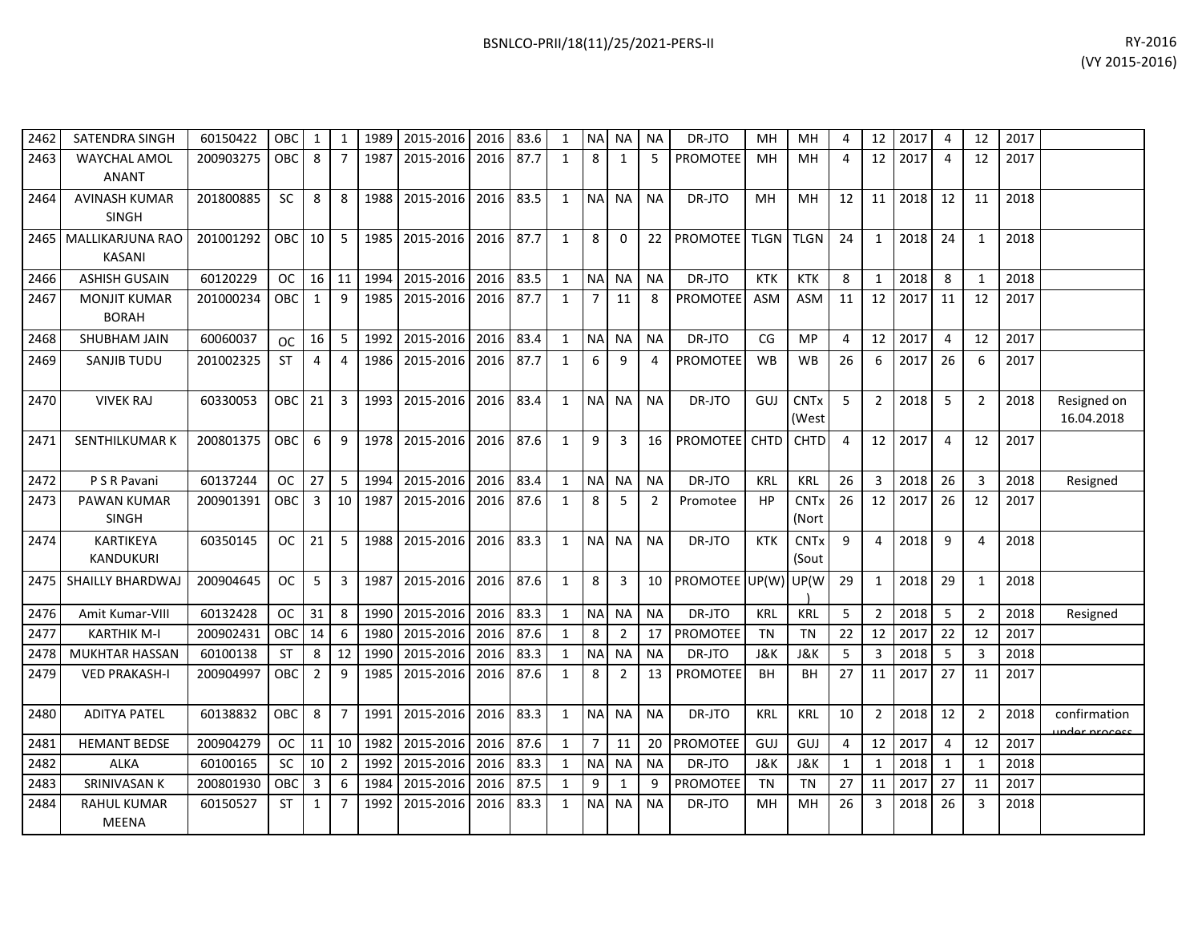| | | | | | | | | | | | | | | | | | | | | | | | | |
|---|---|---|---|---|---|---|---|---|---|---|---|---|---|---|---|---|---|---|---|---|---|---|---|---|
| 2462 | SATENDRA SINGH | 60150422 | OBC | 1 | 1 | 1989 | 2015-2016 | 2016 | 83.6 | 1 | NA | NA | NA | DR-JTO | MH | MH | 4 | 12 | 2017 | 4 | 12 | 2017 | |
| 2463 | WAYCHAL AMOL ANANT | 200903275 | OBC | 8 | 7 | 1987 | 2015-2016 | 2016 | 87.7 | 1 | 8 | 1 | 5 | PROMOTEE | MH | MH | 4 | 12 | 2017 | 4 | 12 | 2017 | |
| 2464 | AVINASH KUMAR SINGH | 201800885 | SC | 8 | 8 | 1988 | 2015-2016 | 2016 | 83.5 | 1 | NA | NA | NA | DR-JTO | MH | MH | 12 | 11 | 2018 | 12 | 11 | 2018 | |
| 2465 | MALLIKARJUNA RAO KASANI | 201001292 | OBC | 10 | 5 | 1985 | 2015-2016 | 2016 | 87.7 | 1 | 8 | 0 | 22 | PROMOTEE | TLGN | TLGN | 24 | 1 | 2018 | 24 | 1 | 2018 | |
| 2466 | ASHISH GUSAIN | 60120229 | OC | 16 | 11 | 1994 | 2015-2016 | 2016 | 83.5 | 1 | NA | NA | NA | DR-JTO | KTK | KTK | 8 | 1 | 2018 | 8 | 1 | 2018 | |
| 2467 | MONJIT KUMAR BORAH | 201000234 | OBC | 1 | 9 | 1985 | 2015-2016 | 2016 | 87.7 | 1 | 7 | 11 | 8 | PROMOTEE | ASM | ASM | 11 | 12 | 2017 | 11 | 12 | 2017 | |
| 2468 | SHUBHAM JAIN | 60060037 | OC | 16 | 5 | 1992 | 2015-2016 | 2016 | 83.4 | 1 | NA | NA | NA | DR-JTO | CG | MP | 4 | 12 | 2017 | 4 | 12 | 2017 | |
| 2469 | SANJIB TUDU | 201002325 | ST | 4 | 4 | 1986 | 2015-2016 | 2016 | 87.7 | 1 | 6 | 9 | 4 | PROMOTEE | WB | WB | 26 | 6 | 2017 | 26 | 6 | 2017 | |
| 2470 | VIVEK RAJ | 60330053 | OBC | 21 | 3 | 1993 | 2015-2016 | 2016 | 83.4 | 1 | NA | NA | NA | DR-JTO | GUJ | CNTx (West | 5 | 2 | 2018 | 5 | 2 | 2018 | Resigned on 16.04.2018 |
| 2471 | SENTHILKUMAR K | 200801375 | OBC | 6 | 9 | 1978 | 2015-2016 | 2016 | 87.6 | 1 | 9 | 3 | 16 | PROMOTEE | CHTD | CHTD | 4 | 12 | 2017 | 4 | 12 | 2017 | |
| 2472 | P S R Pavani | 60137244 | OC | 27 | 5 | 1994 | 2015-2016 | 2016 | 83.4 | 1 | NA | NA | NA | DR-JTO | KRL | KRL | 26 | 3 | 2018 | 26 | 3 | 2018 | Resigned |
| 2473 | PAWAN KUMAR SINGH | 200901391 | OBC | 3 | 10 | 1987 | 2015-2016 | 2016 | 87.6 | 1 | 8 | 5 | 2 | Promotee | HP | CNTx (Nort | 26 | 12 | 2017 | 26 | 12 | 2017 | |
| 2474 | KARTIKEYA KANDUKURI | 60350145 | OC | 21 | 5 | 1988 | 2015-2016 | 2016 | 83.3 | 1 | NA | NA | NA | DR-JTO | KTK | CNTx (Sout | 9 | 4 | 2018 | 9 | 4 | 2018 | |
| 2475 | SHAILLY BHARDWAJ | 200904645 | OC | 5 | 3 | 1987 | 2015-2016 | 2016 | 87.6 | 1 | 8 | 3 | 10 | PROMOTEE | UP(W) | UP(W) | 29 | 1 | 2018 | 29 | 1 | 2018 | |
| 2476 | Amit Kumar-VIII | 60132428 | OC | 31 | 8 | 1990 | 2015-2016 | 2016 | 83.3 | 1 | NA | NA | NA | DR-JTO | KRL | KRL | 5 | 2 | 2018 | 5 | 2 | 2018 | Resigned |
| 2477 | KARTHIK M-I | 200902431 | OBC | 14 | 6 | 1980 | 2015-2016 | 2016 | 87.6 | 1 | 8 | 2 | 17 | PROMOTEE | TN | TN | 22 | 12 | 2017 | 22 | 12 | 2017 | |
| 2478 | MUKHTAR HASSAN | 60100138 | ST | 8 | 12 | 1990 | 2015-2016 | 2016 | 83.3 | 1 | NA | NA | NA | DR-JTO | J&K | J&K | 5 | 3 | 2018 | 5 | 3 | 2018 | |
| 2479 | VED PRAKASH-I | 200904997 | OBC | 2 | 9 | 1985 | 2015-2016 | 2016 | 87.6 | 1 | 8 | 2 | 13 | PROMOTEE | BH | BH | 27 | 11 | 2017 | 27 | 11 | 2017 | |
| 2480 | ADITYA PATEL | 60138832 | OBC | 8 | 7 | 1991 | 2015-2016 | 2016 | 83.3 | 1 | NA | NA | NA | DR-JTO | KRL | KRL | 10 | 2 | 2018 | 12 | 2 | 2018 | confirmation under process |
| 2481 | HEMANT BEDSE | 200904279 | OC | 11 | 10 | 1982 | 2015-2016 | 2016 | 87.6 | 1 | 7 | 11 | 20 | PROMOTEE | GUJ | GUJ | 4 | 12 | 2017 | 4 | 12 | 2017 | |
| 2482 | ALKA | 60100165 | SC | 10 | 2 | 1992 | 2015-2016 | 2016 | 83.3 | 1 | NA | NA | NA | DR-JTO | J&K | J&K | 1 | 1 | 2018 | 1 | 1 | 2018 | |
| 2483 | SRINIVASAN K | 200801930 | OBC | 3 | 6 | 1984 | 2015-2016 | 2016 | 87.5 | 1 | 9 | 1 | 9 | PROMOTEE | TN | TN | 27 | 11 | 2017 | 27 | 11 | 2017 | |
| 2484 | RAHUL KUMAR MEENA | 60150527 | ST | 1 | 7 | 1992 | 2015-2016 | 2016 | 83.3 | 1 | NA | NA | NA | DR-JTO | MH | MH | 26 | 3 | 2018 | 26 | 3 | 2018 | |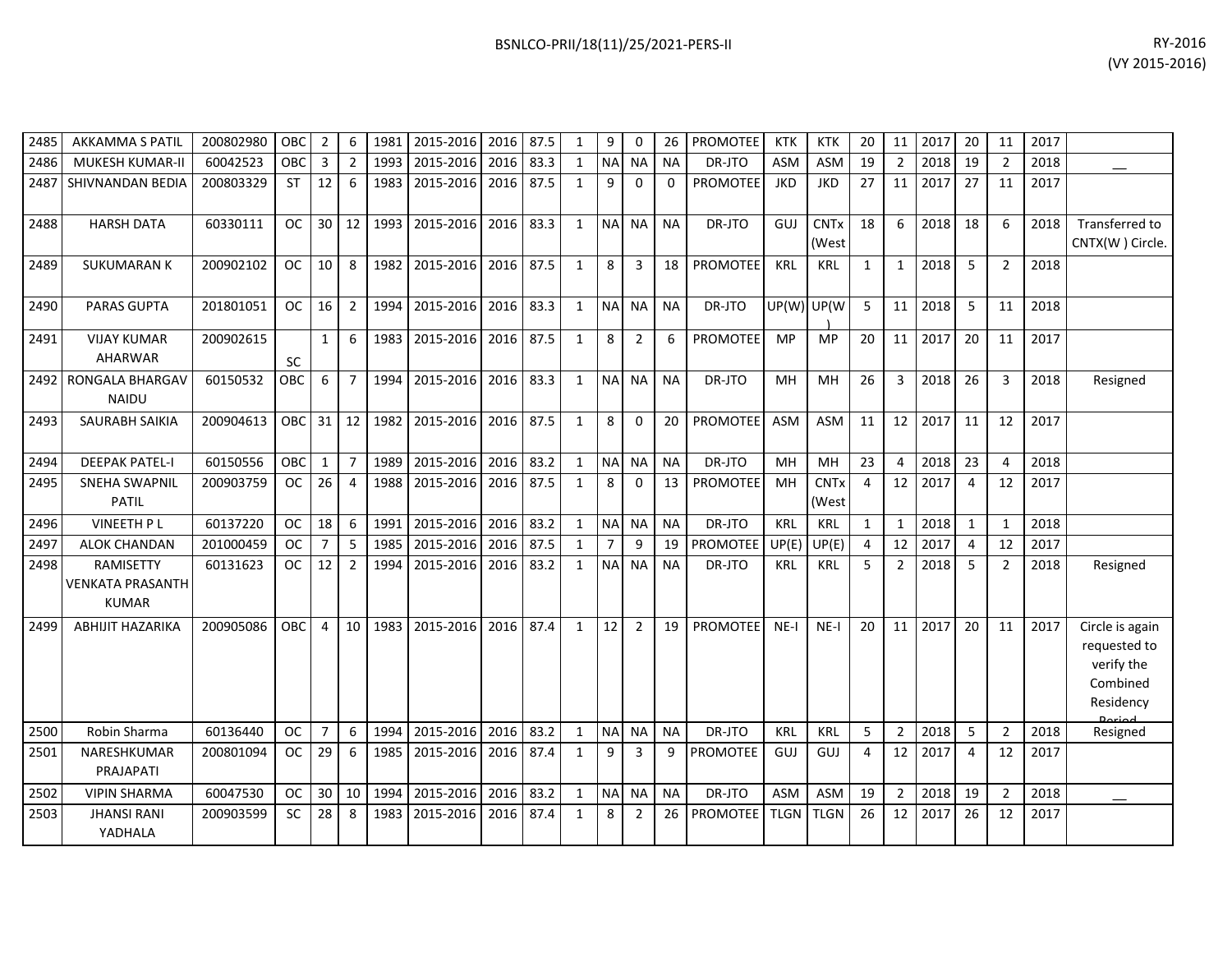| 2485 | AKKAMMA S PATIL | 200802980 | OBC | 2 | 6 | 1981 | 2015-2016 | 2016 | 87.5 | 1 | 9 | 0 | 26 | PROMOTEE | KTK | KTK | 20 | 11 | 2017 | 20 | 11 | 2017 | |
|---|---|---|---|---|---|---|---|---|---|---|---|---|---|---|---|---|---|---|---|---|---|---|---|
| 2486 | MUKESH KUMAR-II | 60042523 | OBC | 3 | 2 | 1993 | 2015-2016 | 2016 | 83.3 | 1 | NA | NA | NA | DR-JTO | ASM | ASM | 19 | 2 | 2018 | 19 | 2 | 2018 | __ |
| 2487 | SHIVNANDAN BEDIA | 200803329 | ST | 12 | 6 | 1983 | 2015-2016 | 2016 | 87.5 | 1 | 9 | 0 | 0 | PROMOTEE | JKD | JKD | 27 | 11 | 2017 | 27 | 11 | 2017 | |
| 2488 | HARSH DATA | 60330111 | OC | 30 | 12 | 1993 | 2015-2016 | 2016 | 83.3 | 1 | NA | NA | NA | DR-JTO | GUJ | CNTx (West | 18 | 6 | 2018 | 18 | 6 | 2018 | Transferred to CNTX(W ) Circle. |
| 2489 | SUKUMARAN K | 200902102 | OC | 10 | 8 | 1982 | 2015-2016 | 2016 | 87.5 | 1 | 8 | 3 | 18 | PROMOTEE | KRL | KRL | 1 | 1 | 2018 | 5 | 2 | 2018 | |
| 2490 | PARAS GUPTA | 201801051 | OC | 16 | 2 | 1994 | 2015-2016 | 2016 | 83.3 | 1 | NA | NA | NA | DR-JTO | UP(W) | UP(W ) | 5 | 11 | 2018 | 5 | 11 | 2018 | |
| 2491 | VIJAY KUMAR AHARWAR | 200902615 | SC | 1 | 6 | 1983 | 2015-2016 | 2016 | 87.5 | 1 | 8 | 2 | 6 | PROMOTEE | MP | MP | 20 | 11 | 2017 | 20 | 11 | 2017 | |
| 2492 | RONGALA BHARGAV NAIDU | 60150532 | OBC | 6 | 7 | 1994 | 2015-2016 | 2016 | 83.3 | 1 | NA | NA | NA | DR-JTO | MH | MH | 26 | 3 | 2018 | 26 | 3 | 2018 | Resigned |
| 2493 | SAURABH SAIKIA | 200904613 | OBC | 31 | 12 | 1982 | 2015-2016 | 2016 | 87.5 | 1 | 8 | 0 | 20 | PROMOTEE | ASM | ASM | 11 | 12 | 2017 | 11 | 12 | 2017 | |
| 2494 | DEEPAK PATEL-I | 60150556 | OBC | 1 | 7 | 1989 | 2015-2016 | 2016 | 83.2 | 1 | NA | NA | NA | DR-JTO | MH | MH | 23 | 4 | 2018 | 23 | 4 | 2018 | |
| 2495 | SNEHA SWAPNIL PATIL | 200903759 | OC | 26 | 4 | 1988 | 2015-2016 | 2016 | 87.5 | 1 | 8 | 0 | 13 | PROMOTEE | MH | CNTx (West | 4 | 12 | 2017 | 4 | 12 | 2017 | |
| 2496 | VINEETH P L | 60137220 | OC | 18 | 6 | 1991 | 2015-2016 | 2016 | 83.2 | 1 | NA | NA | NA | DR-JTO | KRL | KRL | 1 | 1 | 2018 | 1 | 1 | 2018 | |
| 2497 | ALOK CHANDAN | 201000459 | OC | 7 | 5 | 1985 | 2015-2016 | 2016 | 87.5 | 1 | 7 | 9 | 19 | PROMOTEE | UP(E) | UP(E) | 4 | 12 | 2017 | 4 | 12 | 2017 | |
| 2498 | RAMISETTY VENKATA PRASANTH KUMAR | 60131623 | OC | 12 | 2 | 1994 | 2015-2016 | 2016 | 83.2 | 1 | NA | NA | NA | DR-JTO | KRL | KRL | 5 | 2 | 2018 | 5 | 2 | 2018 | Resigned |
| 2499 | ABHIJIT HAZARIKA | 200905086 | OBC | 4 | 10 | 1983 | 2015-2016 | 2016 | 87.4 | 1 | 12 | 2 | 19 | PROMOTEE | NE-I | NE-I | 20 | 11 | 2017 | 20 | 11 | 2017 | Circle is again requested to verify the Combined Residency Period |
| 2500 | Robin Sharma | 60136440 | OC | 7 | 6 | 1994 | 2015-2016 | 2016 | 83.2 | 1 | NA | NA | NA | DR-JTO | KRL | KRL | 5 | 2 | 2018 | 5 | 2 | 2018 | Resigned |
| 2501 | NARESHKUMAR PRAJAPATI | 200801094 | OC | 29 | 6 | 1985 | 2015-2016 | 2016 | 87.4 | 1 | 9 | 3 | 9 | PROMOTEE | GUJ | GUJ | 4 | 12 | 2017 | 4 | 12 | 2017 | |
| 2502 | VIPIN SHARMA | 60047530 | OC | 30 | 10 | 1994 | 2015-2016 | 2016 | 83.2 | 1 | NA | NA | NA | DR-JTO | ASM | ASM | 19 | 2 | 2018 | 19 | 2 | 2018 | __ |
| 2503 | JHANSI RANI YADHALA | 200903599 | SC | 28 | 8 | 1983 | 2015-2016 | 2016 | 87.4 | 1 | 8 | 2 | 26 | PROMOTEE | TLGN | TLGN | 26 | 12 | 2017 | 26 | 12 | 2017 | |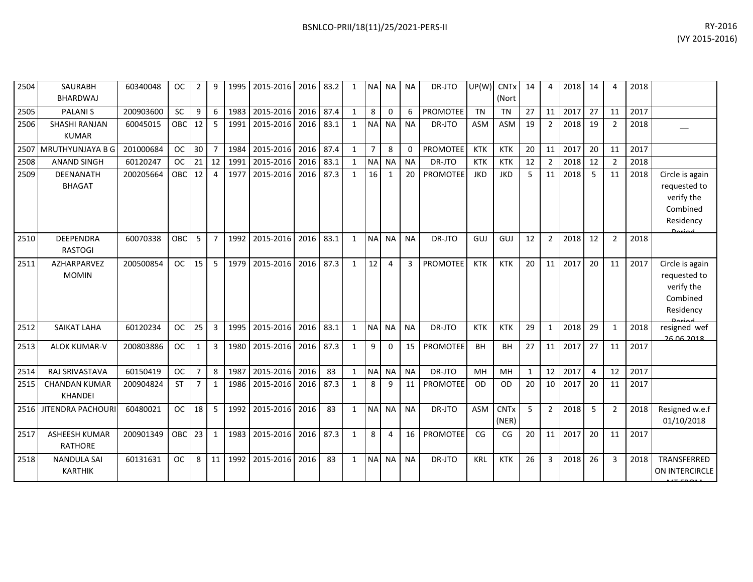| 2504 | SAURABH BHARDWAJ | 60340048 | OC | 2 | 9 | 1995 | 2015-2016 | 2016 | 83.2 | 1 | NA | NA | NA | DR-JTO | UP(W) | CNTx (Nort | 14 | 4 | 2018 | 14 | 4 | 2018 | |
|---|---|---|---|---|---|---|---|---|---|---|---|---|---|---|---|---|---|---|---|---|---|---|---|
| 2505 | PALANI S | 200903600 | SC | 9 | 6 | 1983 | 2015-2016 | 2016 | 87.4 | 1 | 8 | 0 | 6 | PROMOTEE | TN | TN | 27 | 11 | 2017 | 27 | 11 | 2017 | |
| 2506 | SHASHI RANJAN KUMAR | 60045015 | OBC | 12 | 5 | 1991 | 2015-2016 | 2016 | 83.1 | 1 | NA | NA | NA | DR-JTO | ASM | ASM | 19 | 2 | 2018 | 19 | 2 | 2018 | __ |
| 2507 | MRUTHYUNJAYA B G | 201000684 | OC | 30 | 7 | 1984 | 2015-2016 | 2016 | 87.4 | 1 | 7 | 8 | 0 | PROMOTEE | KTK | KTK | 20 | 11 | 2017 | 20 | 11 | 2017 | |
| 2508 | ANAND SINGH | 60120247 | OC | 21 | 12 | 1991 | 2015-2016 | 2016 | 83.1 | 1 | NA | NA | NA | DR-JTO | KTK | KTK | 12 | 2 | 2018 | 12 | 2 | 2018 | |
| 2509 | DEENANATH BHAGAT | 200205664 | OBC | 12 | 4 | 1977 | 2015-2016 | 2016 | 87.3 | 1 | 16 | 1 | 20 | PROMOTEE | JKD | JKD | 5 | 11 | 2018 | 5 | 11 | 2018 | Circle is again requested to verify the Combined Residency Period |
| 2510 | DEEPENDRA RASTOGI | 60070338 | OBC | 5 | 7 | 1992 | 2015-2016 | 2016 | 83.1 | 1 | NA | NA | NA | DR-JTO | GUJ | GUJ | 12 | 2 | 2018 | 12 | 2 | 2018 | |
| 2511 | AZHARPARVEZ MOMIN | 200500854 | OC | 15 | 5 | 1979 | 2015-2016 | 2016 | 87.3 | 1 | 12 | 4 | 3 | PROMOTEE | KTK | KTK | 20 | 11 | 2017 | 20 | 11 | 2017 | Circle is again requested to verify the Combined Residency Period |
| 2512 | SAIKAT LAHA | 60120234 | OC | 25 | 3 | 1995 | 2015-2016 | 2016 | 83.1 | 1 | NA | NA | NA | DR-JTO | KTK | KTK | 29 | 1 | 2018 | 29 | 1 | 2018 | resigned wef 26.06.2018 |
| 2513 | ALOK KUMAR-V | 200803886 | OC | 1 | 3 | 1980 | 2015-2016 | 2016 | 87.3 | 1 | 9 | 0 | 15 | PROMOTEE | BH | BH | 27 | 11 | 2017 | 27 | 11 | 2017 | |
| 2514 | RAJ SRIVASTAVA | 60150419 | OC | 7 | 8 | 1987 | 2015-2016 | 2016 | 83 | 1 | NA | NA | NA | DR-JTO | MH | MH | 1 | 12 | 2017 | 4 | 12 | 2017 | |
| 2515 | CHANDAN KUMAR KHANDEI | 200904824 | ST | 7 | 1 | 1986 | 2015-2016 | 2016 | 87.3 | 1 | 8 | 9 | 11 | PROMOTEE | OD | OD | 20 | 10 | 2017 | 20 | 11 | 2017 | |
| 2516 | JITENDRA PACHOURI | 60480021 | OC | 18 | 5 | 1992 | 2015-2016 | 2016 | 83 | 1 | NA | NA | NA | DR-JTO | ASM | CNTx (NER) | 5 | 2 | 2018 | 5 | 2 | 2018 | Resigned w.e.f 01/10/2018 |
| 2517 | ASHEESH KUMAR RATHORE | 200901349 | OBC | 23 | 1 | 1983 | 2015-2016 | 2016 | 87.3 | 1 | 8 | 4 | 16 | PROMOTEE | CG | CG | 20 | 11 | 2017 | 20 | 11 | 2017 | |
| 2518 | NANDULA SAI KARTHIK | 60131631 | OC | 8 | 11 | 1992 | 2015-2016 | 2016 | 83 | 1 | NA | NA | NA | DR-JTO | KRL | KTK | 26 | 3 | 2018 | 26 | 3 | 2018 | TRANSFERRED ON INTERCIRCLE MT FROM |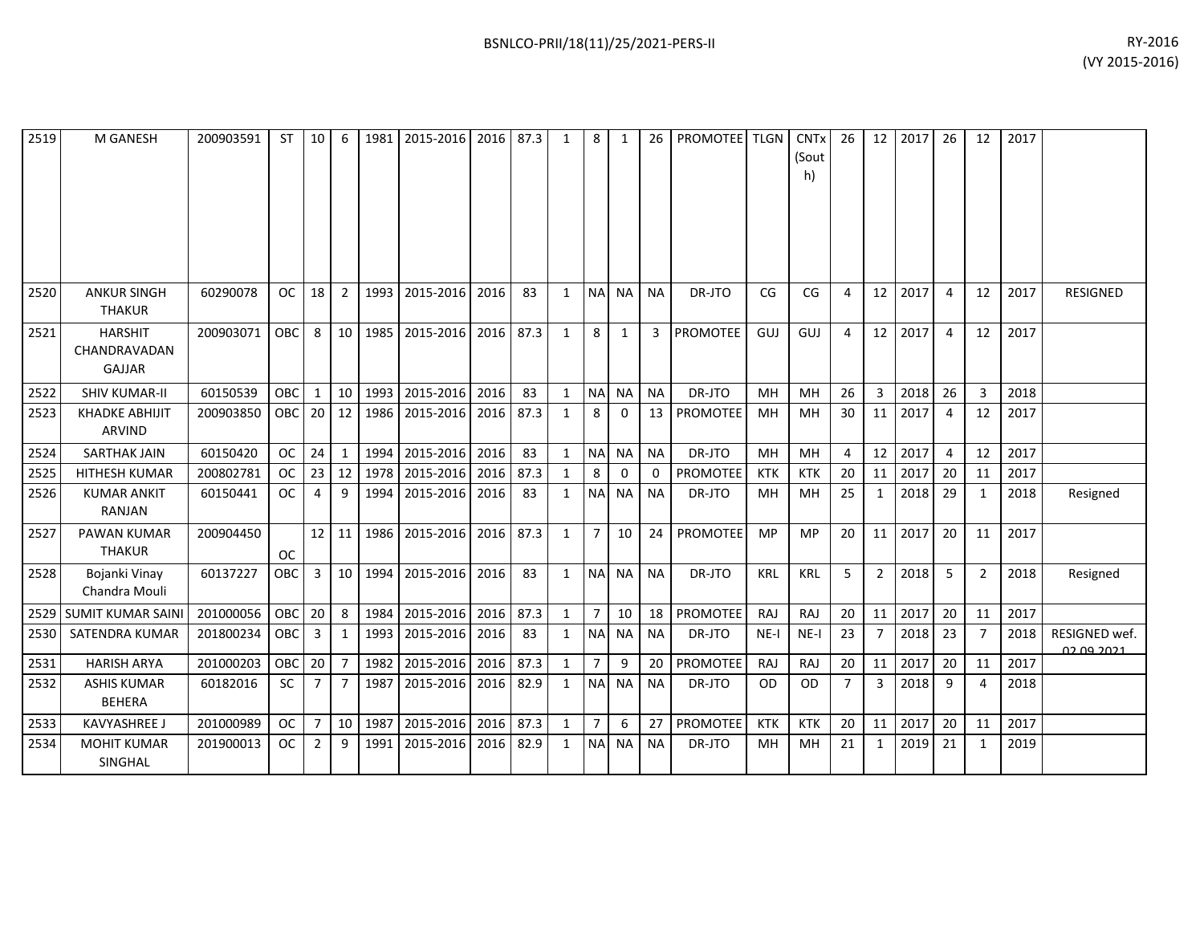| | | | | | | | | | | | | | | | | | | | | | | | | |
|---|---|---|---|---|---|---|---|---|---|---|---|---|---|---|---|---|---|---|---|---|---|---|---|---|
| 2519 | M GANESH | 200903591 | ST | 10 | 6 | 1981 | 2015-2016 | 2016 | 87.3 | 1 | 8 | 1 | 26 | PROMOTEE | TLGN | CNTx (South) | 26 | 12 | 2017 | 26 | 12 | 2017 | |
| 2520 | ANKUR SINGH THAKUR | 60290078 | OC | 18 | 2 | 1993 | 2015-2016 | 2016 | 83 | 1 | NA | NA | NA | DR-JTO | CG | CG | 4 | 12 | 2017 | 4 | 12 | 2017 | RESIGNED |
| 2521 | HARSHIT CHANDRAVADAN GAJJAR | 200903071 | OBC | 8 | 10 | 1985 | 2015-2016 | 2016 | 87.3 | 1 | 8 | 1 | 3 | PROMOTEE | GUJ | GUJ | 4 | 12 | 2017 | 4 | 12 | 2017 | |
| 2522 | SHIV KUMAR-II | 60150539 | OBC | 1 | 10 | 1993 | 2015-2016 | 2016 | 83 | 1 | NA | NA | NA | DR-JTO | MH | MH | 26 | 3 | 2018 | 26 | 3 | 2018 | |
| 2523 | KHADKE ABHIJIT ARVIND | 200903850 | OBC | 20 | 12 | 1986 | 2015-2016 | 2016 | 87.3 | 1 | 8 | 0 | 13 | PROMOTEE | MH | MH | 30 | 11 | 2017 | 4 | 12 | 2017 | |
| 2524 | SARTHAK JAIN | 60150420 | OC | 24 | 1 | 1994 | 2015-2016 | 2016 | 83 | 1 | NA | NA | NA | DR-JTO | MH | MH | 4 | 12 | 2017 | 4 | 12 | 2017 | |
| 2525 | HITHESH KUMAR | 200802781 | OC | 23 | 12 | 1978 | 2015-2016 | 2016 | 87.3 | 1 | 8 | 0 | 0 | PROMOTEE | KTK | KTK | 20 | 11 | 2017 | 20 | 11 | 2017 | |
| 2526 | KUMAR ANKIT RANJAN | 60150441 | OC | 4 | 9 | 1994 | 2015-2016 | 2016 | 83 | 1 | NA | NA | NA | DR-JTO | MH | MH | 25 | 1 | 2018 | 29 | 1 | 2018 | Resigned |
| 2527 | PAWAN KUMAR THAKUR | 200904450 | OC | 12 | 11 | 1986 | 2015-2016 | 2016 | 87.3 | 1 | 7 | 10 | 24 | PROMOTEE | MP | MP | 20 | 11 | 2017 | 20 | 11 | 2017 | |
| 2528 | Bojanki Vinay Chandra Mouli | 60137227 | OBC | 3 | 10 | 1994 | 2015-2016 | 2016 | 83 | 1 | NA | NA | NA | DR-JTO | KRL | KRL | 5 | 2 | 2018 | 5 | 2 | 2018 | Resigned |
| 2529 | SUMIT KUMAR SAINI | 201000056 | OBC | 20 | 8 | 1984 | 2015-2016 | 2016 | 87.3 | 1 | 7 | 10 | 18 | PROMOTEE | RAJ | RAJ | 20 | 11 | 2017 | 20 | 11 | 2017 | |
| 2530 | SATENDRA KUMAR | 201800234 | OBC | 3 | 1 | 1993 | 2015-2016 | 2016 | 83 | 1 | NA | NA | NA | DR-JTO | NE-I | NE-I | 23 | 7 | 2018 | 23 | 7 | 2018 | RESIGNED wef. 02.09.2021 |
| 2531 | HARISH ARYA | 201000203 | OBC | 20 | 7 | 1982 | 2015-2016 | 2016 | 87.3 | 1 | 7 | 9 | 20 | PROMOTEE | RAJ | RAJ | 20 | 11 | 2017 | 20 | 11 | 2017 | |
| 2532 | ASHIS KUMAR BEHERA | 60182016 | SC | 7 | 7 | 1987 | 2015-2016 | 2016 | 82.9 | 1 | NA | NA | NA | DR-JTO | OD | OD | 7 | 3 | 2018 | 9 | 4 | 2018 | |
| 2533 | KAVYASHREE J | 201000989 | OC | 7 | 10 | 1987 | 2015-2016 | 2016 | 87.3 | 1 | 7 | 6 | 27 | PROMOTEE | KTK | KTK | 20 | 11 | 2017 | 20 | 11 | 2017 | |
| 2534 | MOHIT KUMAR SINGHAL | 201900013 | OC | 2 | 9 | 1991 | 2015-2016 | 2016 | 82.9 | 1 | NA | NA | NA | DR-JTO | MH | MH | 21 | 1 | 2019 | 21 | 1 | 2019 | |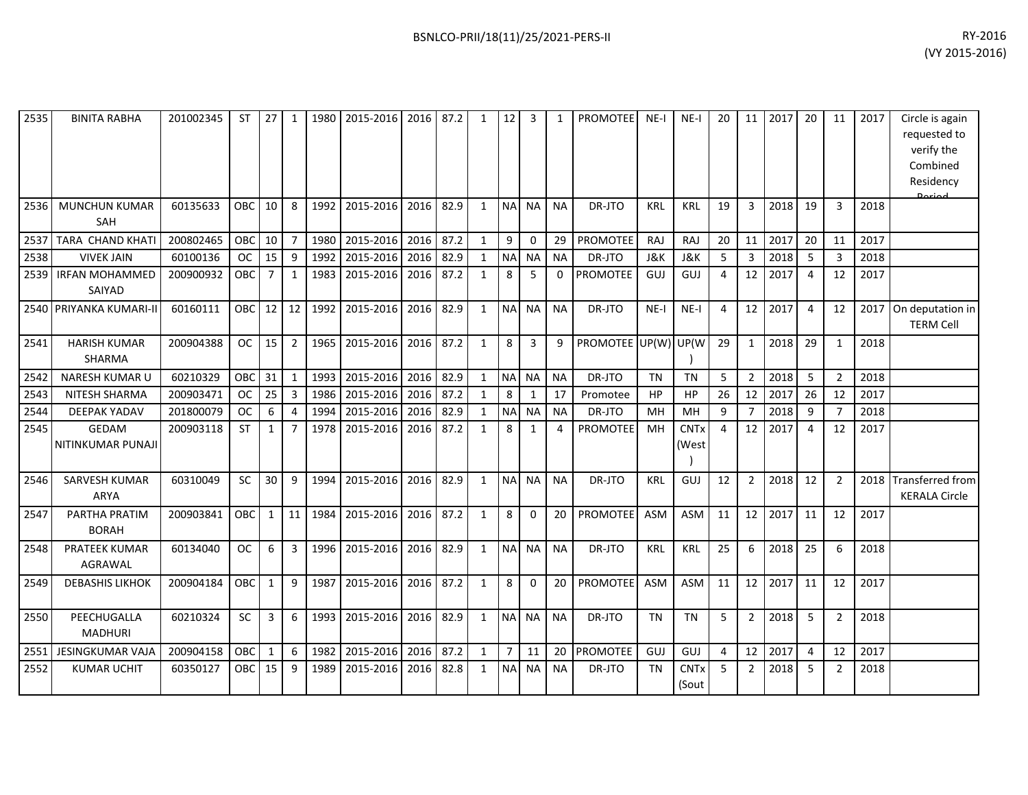| 2535 | BINITA RABHA | 201002345 | ST | 27 | 1 | 1980 | 2015-2016 | 2016 | 87.2 | 1 | 12 | 3 | 1 | PROMOTEE | NE-I | NE-I | 20 | 11 | 2017 | 20 | 11 | 2017 | Circle is again requested to verify the Combined Residency Period |
|---|---|---|---|---|---|---|---|---|---|---|---|---|---|---|---|---|---|---|---|---|---|---|---|
| 2536 | MUNCHUN KUMAR SAH | 60135633 | OBC | 10 | 8 | 1992 | 2015-2016 | 2016 | 82.9 | 1 | NA | NA | NA | DR-JTO | KRL | KRL | 19 | 3 | 2018 | 19 | 3 | 2018 | |
| 2537 | TARA CHAND KHATI | 200802465 | OBC | 10 | 7 | 1980 | 2015-2016 | 2016 | 87.2 | 1 | 9 | 0 | 29 | PROMOTEE | RAJ | RAJ | 20 | 11 | 2017 | 20 | 11 | 2017 | |
| 2538 | VIVEK JAIN | 60100136 | OC | 15 | 9 | 1992 | 2015-2016 | 2016 | 82.9 | 1 | NA | NA | NA | DR-JTO | J&K | J&K | 5 | 3 | 2018 | 5 | 3 | 2018 | |
| 2539 | IRFAN MOHAMMED SAIYAD | 200900932 | OBC | 7 | 1 | 1983 | 2015-2016 | 2016 | 87.2 | 1 | 8 | 5 | 0 | PROMOTEE | GUJ | GUJ | 4 | 12 | 2017 | 4 | 12 | 2017 | |
| 2540 | PRIYANKA KUMARI-II | 60160111 | OBC | 12 | 12 | 1992 | 2015-2016 | 2016 | 82.9 | 1 | NA | NA | NA | DR-JTO | NE-I | NE-I | 4 | 12 | 2017 | 4 | 12 | 2017 | On deputation in TERM Cell |
| 2541 | HARISH KUMAR SHARMA | 200904388 | OC | 15 | 2 | 1965 | 2015-2016 | 2016 | 87.2 | 1 | 8 | 3 | 9 | PROMOTEE | UP(W) | UP(W) | 29 | 1 | 2018 | 29 | 1 | 2018 | |
| 2542 | NARESH KUMAR U | 60210329 | OBC | 31 | 1 | 1993 | 2015-2016 | 2016 | 82.9 | 1 | NA | NA | NA | DR-JTO | TN | TN | 5 | 2 | 2018 | 5 | 2 | 2018 | |
| 2543 | NITESH SHARMA | 200903471 | OC | 25 | 3 | 1986 | 2015-2016 | 2016 | 87.2 | 1 | 8 | 1 | 17 | Promotee | HP | HP | 26 | 12 | 2017 | 26 | 12 | 2017 | |
| 2544 | DEEPAK YADAV | 201800079 | OC | 6 | 4 | 1994 | 2015-2016 | 2016 | 82.9 | 1 | NA | NA | NA | DR-JTO | MH | MH | 9 | 7 | 2018 | 9 | 7 | 2018 | |
| 2545 | GEDAM NITINKUMAR PUNAJI | 200903118 | ST | 1 | 7 | 1978 | 2015-2016 | 2016 | 87.2 | 1 | 8 | 1 | 4 | PROMOTEE | MH | CNTx (West) | 4 | 12 | 2017 | 4 | 12 | 2017 | |
| 2546 | SARVESH KUMAR ARYA | 60310049 | SC | 30 | 9 | 1994 | 2015-2016 | 2016 | 82.9 | 1 | NA | NA | NA | DR-JTO | KRL | GUJ | 12 | 2 | 2018 | 12 | 2 | 2018 | Transferred from KERALA Circle |
| 2547 | PARTHA PRATIM BORAH | 200903841 | OBC | 1 | 11 | 1984 | 2015-2016 | 2016 | 87.2 | 1 | 8 | 0 | 20 | PROMOTEE | ASM | ASM | 11 | 12 | 2017 | 11 | 12 | 2017 | |
| 2548 | PRATEEK KUMAR AGRAWAL | 60134040 | OC | 6 | 3 | 1996 | 2015-2016 | 2016 | 82.9 | 1 | NA | NA | NA | DR-JTO | KRL | KRL | 25 | 6 | 2018 | 25 | 6 | 2018 | |
| 2549 | DEBASHIS LIKHOK | 200904184 | OBC | 1 | 9 | 1987 | 2015-2016 | 2016 | 87.2 | 1 | 8 | 0 | 20 | PROMOTEE | ASM | ASM | 11 | 12 | 2017 | 11 | 12 | 2017 | |
| 2550 | PEECHUGALLA MADHURI | 60210324 | SC | 3 | 6 | 1993 | 2015-2016 | 2016 | 82.9 | 1 | NA | NA | NA | DR-JTO | TN | TN | 5 | 2 | 2018 | 5 | 2 | 2018 | |
| 2551 | JESINGKUMAR VAJA | 200904158 | OBC | 1 | 6 | 1982 | 2015-2016 | 2016 | 87.2 | 1 | 7 | 11 | 20 | PROMOTEE | GUJ | GUJ | 4 | 12 | 2017 | 4 | 12 | 2017 | |
| 2552 | KUMAR UCHIT | 60350127 | OBC | 15 | 9 | 1989 | 2015-2016 | 2016 | 82.8 | 1 | NA | NA | NA | DR-JTO | TN | CNTx (Sout | 5 | 2 | 2018 | 5 | 2 | 2018 | |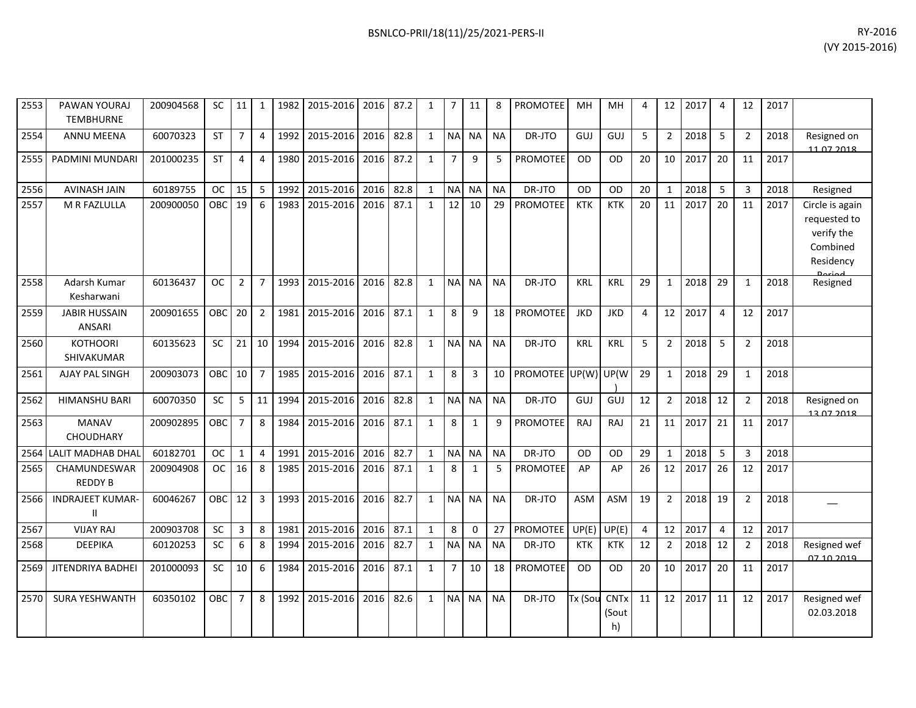| 2553 | PAWAN YOURAJ TEMBHURNE | 200904568 | SC | 11 | 1 | 1982 | 2015-2016 | 2016 | 87.2 | 1 | 7 | 11 | 8 | PROMOTEE | MH | MH | 4 | 12 | 2017 | 4 | 12 | 2017 | |
|---|---|---|---|---|---|---|---|---|---|---|---|---|---|---|---|---|---|---|---|---|---|---|---|
| 2554 | ANNU MEENA | 60070323 | ST | 7 | 4 | 1992 | 2015-2016 | 2016 | 82.8 | 1 | NA | NA | NA | DR-JTO | GUJ | GUJ | 5 | 2 | 2018 | 5 | 2 | 2018 | Resigned on 11.07.2018 |
| 2555 | PADMINI MUNDARI | 201000235 | ST | 4 | 4 | 1980 | 2015-2016 | 2016 | 87.2 | 1 | 7 | 9 | 5 | PROMOTEE | OD | OD | 20 | 10 | 2017 | 20 | 11 | 2017 | |
| 2556 | AVINASH JAIN | 60189755 | OC | 15 | 5 | 1992 | 2015-2016 | 2016 | 82.8 | 1 | NA | NA | NA | DR-JTO | OD | OD | 20 | 1 | 2018 | 5 | 3 | 2018 | Resigned |
| 2557 | M R FAZLULLA | 200900050 | OBC | 19 | 6 | 1983 | 2015-2016 | 2016 | 87.1 | 1 | 12 | 10 | 29 | PROMOTEE | KTK | KTK | 20 | 11 | 2017 | 20 | 11 | 2017 | Circle is again requested to verify the Combined Residency Period |
| 2558 | Adarsh Kumar Kesharwani | 60136437 | OC | 2 | 7 | 1993 | 2015-2016 | 2016 | 82.8 | 1 | NA | NA | NA | DR-JTO | KRL | KRL | 29 | 1 | 2018 | 29 | 1 | 2018 | Resigned |
| 2559 | JABIR HUSSAIN ANSARI | 200901655 | OBC | 20 | 2 | 1981 | 2015-2016 | 2016 | 87.1 | 1 | 8 | 9 | 18 | PROMOTEE | JKD | JKD | 4 | 12 | 2017 | 4 | 12 | 2017 | |
| 2560 | KOTHOORI SHIVAKUMAR | 60135623 | SC | 21 | 10 | 1994 | 2015-2016 | 2016 | 82.8 | 1 | NA | NA | NA | DR-JTO | KRL | KRL | 5 | 2 | 2018 | 5 | 2 | 2018 | |
| 2561 | AJAY PAL SINGH | 200903073 | OBC | 10 | 7 | 1985 | 2015-2016 | 2016 | 87.1 | 1 | 8 | 3 | 10 | PROMOTEE | UP(W) | UP(W) | 29 | 1 | 2018 | 29 | 1 | 2018 | |
| 2562 | HIMANSHU BARI | 60070350 | SC | 5 | 11 | 1994 | 2015-2016 | 2016 | 82.8 | 1 | NA | NA | NA | DR-JTO | GUJ | GUJ | 12 | 2 | 2018 | 12 | 2 | 2018 | Resigned on 13.07.2018 |
| 2563 | MANAV CHOUDHARY | 200902895 | OBC | 7 | 8 | 1984 | 2015-2016 | 2016 | 87.1 | 1 | 8 | 1 | 9 | PROMOTEE | RAJ | RAJ | 21 | 11 | 2017 | 21 | 11 | 2017 | |
| 2564 | LALIT MADHAB DHAL | 60182701 | OC | 1 | 4 | 1991 | 2015-2016 | 2016 | 82.7 | 1 | NA | NA | NA | DR-JTO | OD | OD | 29 | 1 | 2018 | 5 | 3 | 2018 | |
| 2565 | CHAMUNDESWAR REDDY B | 200904908 | OC | 16 | 8 | 1985 | 2015-2016 | 2016 | 87.1 | 1 | 8 | 1 | 5 | PROMOTEE | AP | AP | 26 | 12 | 2017 | 26 | 12 | 2017 | |
| 2566 | INDRAJEET KUMAR-II | 60046267 | OBC | 12 | 3 | 1993 | 2015-2016 | 2016 | 82.7 | 1 | NA | NA | NA | DR-JTO | ASM | ASM | 19 | 2 | 2018 | 19 | 2 | 2018 | __ |
| 2567 | VIJAY RAJ | 200903708 | SC | 3 | 8 | 1981 | 2015-2016 | 2016 | 87.1 | 1 | 8 | 0 | 27 | PROMOTEE | UP(E) | UP(E) | 4 | 12 | 2017 | 4 | 12 | 2017 | |
| 2568 | DEEPIKA | 60120253 | SC | 6 | 8 | 1994 | 2015-2016 | 2016 | 82.7 | 1 | NA | NA | NA | DR-JTO | KTK | KTK | 12 | 2 | 2018 | 12 | 2 | 2018 | Resigned wef 07.10.2019 |
| 2569 | JITENDRIYA BADHEI | 201000093 | SC | 10 | 6 | 1984 | 2015-2016 | 2016 | 87.1 | 1 | 7 | 10 | 18 | PROMOTEE | OD | OD | 20 | 10 | 2017 | 20 | 11 | 2017 | |
| 2570 | SURA YESHWANTH | 60350102 | OBC | 7 | 8 | 1992 | 2015-2016 | 2016 | 82.6 | 1 | NA | NA | NA | DR-JTO | Tx (Sou | CNTx (South) | 11 | 12 | 2017 | 11 | 12 | 2017 | Resigned wef 02.03.2018 |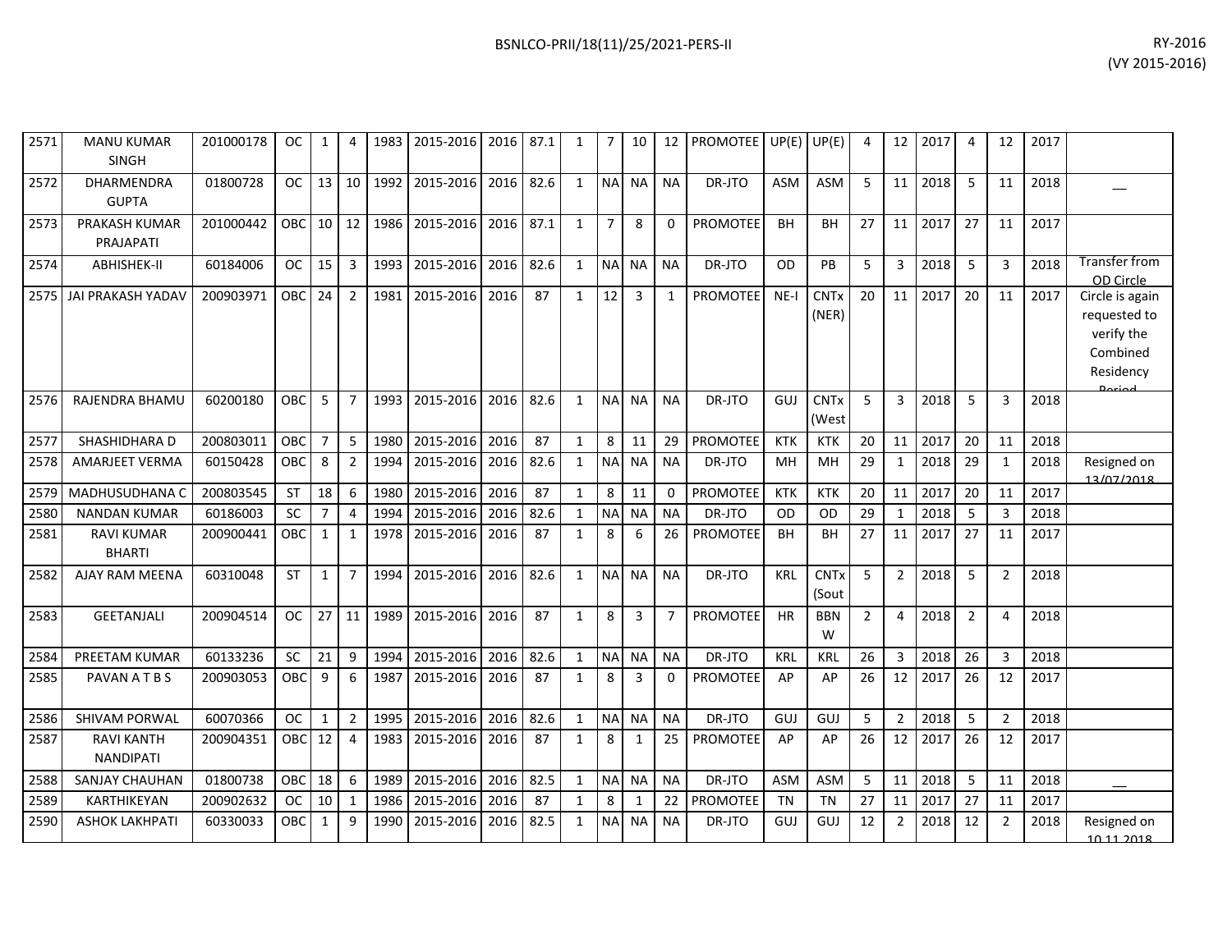| 2571 | MANU KUMAR SINGH | 201000178 | OC | 1 | 4 | 1983 | 2015-2016 | 2016 | 87.1 | 1 | 7 | 10 | 12 | PROMOTEE | UP(E) | UP(E) | 4 | 12 | 2017 | 4 | 12 | 2017 | |
|---|---|---|---|---|---|---|---|---|---|---|---|---|---|---|---|---|---|---|---|---|---|---|---|
| 2572 | DHARMENDRA GUPTA | 01800728 | OC | 13 | 10 | 1992 | 2015-2016 | 2016 | 82.6 | 1 | NA | NA | NA | DR-JTO | ASM | ASM | 5 | 11 | 2018 | 5 | 11 | 2018 | __ |
| 2573 | PRAKASH KUMAR PRAJAPATI | 201000442 | OBC | 10 | 12 | 1986 | 2015-2016 | 2016 | 87.1 | 1 | 7 | 8 | 0 | PROMOTEE | BH | BH | 27 | 11 | 2017 | 27 | 11 | 2017 | |
| 2574 | ABHISHEK-II | 60184006 | OC | 15 | 3 | 1993 | 2015-2016 | 2016 | 82.6 | 1 | NA | NA | NA | DR-JTO | OD | PB | 5 | 3 | 2018 | 5 | 3 | 2018 | Transfer from OD Circle |
| 2575 | JAI PRAKASH YADAV | 200903971 | OBC | 24 | 2 | 1981 | 2015-2016 | 2016 | 87 | 1 | 12 | 3 | 1 | PROMOTEE | NE-I | CNTx (NER) | 20 | 11 | 2017 | 20 | 11 | 2017 | Circle is again requested to verify the Combined Residency Period |
| 2576 | RAJENDRA BHAMU | 60200180 | OBC | 5 | 7 | 1993 | 2015-2016 | 2016 | 82.6 | 1 | NA | NA | NA | DR-JTO | GUJ | CNTx (West | 5 | 3 | 2018 | 5 | 3 | 2018 | |
| 2577 | SHASHIDHARA D | 200803011 | OBC | 7 | 5 | 1980 | 2015-2016 | 2016 | 87 | 1 | 8 | 11 | 29 | PROMOTEE | KTK | KTK | 20 | 11 | 2017 | 20 | 11 | 2018 | |
| 2578 | AMARJEET VERMA | 60150428 | OBC | 8 | 2 | 1994 | 2015-2016 | 2016 | 82.6 | 1 | NA | NA | NA | DR-JTO | MH | MH | 29 | 1 | 2018 | 29 | 1 | 2018 | Resigned on 13/07/2018 |
| 2579 | MADHUSUDHANA C | 200803545 | ST | 18 | 6 | 1980 | 2015-2016 | 2016 | 87 | 1 | 8 | 11 | 0 | PROMOTEE | KTK | KTK | 20 | 11 | 2017 | 20 | 11 | 2017 | |
| 2580 | NANDAN KUMAR | 60186003 | SC | 7 | 4 | 1994 | 2015-2016 | 2016 | 82.6 | 1 | NA | NA | NA | DR-JTO | OD | OD | 29 | 1 | 2018 | 5 | 3 | 2018 | |
| 2581 | RAVI KUMAR BHARTI | 200900441 | OBC | 1 | 1 | 1978 | 2015-2016 | 2016 | 87 | 1 | 8 | 6 | 26 | PROMOTEE | BH | BH | 27 | 11 | 2017 | 27 | 11 | 2017 | |
| 2582 | AJAY RAM MEENA | 60310048 | ST | 1 | 7 | 1994 | 2015-2016 | 2016 | 82.6 | 1 | NA | NA | NA | DR-JTO | KRL | CNTx (Sout | 5 | 2 | 2018 | 5 | 2 | 2018 | |
| 2583 | GEETANJALI | 200904514 | OC | 27 | 11 | 1989 | 2015-2016 | 2016 | 87 | 1 | 8 | 3 | 7 | PROMOTEE | HR | BBN W | 2 | 4 | 2018 | 2 | 4 | 2018 | |
| 2584 | PREETAM KUMAR | 60133236 | SC | 21 | 9 | 1994 | 2015-2016 | 2016 | 82.6 | 1 | NA | NA | NA | DR-JTO | KRL | KRL | 26 | 3 | 2018 | 26 | 3 | 2018 | |
| 2585 | PAVAN A T B S | 200903053 | OBC | 9 | 6 | 1987 | 2015-2016 | 2016 | 87 | 1 | 8 | 3 | 0 | PROMOTEE | AP | AP | 26 | 12 | 2017 | 26 | 12 | 2017 | |
| 2586 | SHIVAM PORWAL | 60070366 | OC | 1 | 2 | 1995 | 2015-2016 | 2016 | 82.6 | 1 | NA | NA | NA | DR-JTO | GUJ | GUJ | 5 | 2 | 2018 | 5 | 2 | 2018 | |
| 2587 | RAVI KANTH NANDIPATI | 200904351 | OBC | 12 | 4 | 1983 | 2015-2016 | 2016 | 87 | 1 | 8 | 1 | 25 | PROMOTEE | AP | AP | 26 | 12 | 2017 | 26 | 12 | 2017 | |
| 2588 | SANJAY CHAUHAN | 01800738 | OBC | 18 | 6 | 1989 | 2015-2016 | 2016 | 82.5 | 1 | NA | NA | NA | DR-JTO | ASM | ASM | 5 | 11 | 2018 | 5 | 11 | 2018 | __ |
| 2589 | KARTHIKEYAN | 200902632 | OC | 10 | 1 | 1986 | 2015-2016 | 2016 | 87 | 1 | 8 | 1 | 22 | PROMOTEE | TN | TN | 27 | 11 | 2017 | 27 | 11 | 2017 | |
| 2590 | ASHOK LAKHPATI | 60330033 | OBC | 1 | 9 | 1990 | 2015-2016 | 2016 | 82.5 | 1 | NA | NA | NA | DR-JTO | GUJ | GUJ | 12 | 2 | 2018 | 12 | 2 | 2018 | Resigned on 10.11.2018 |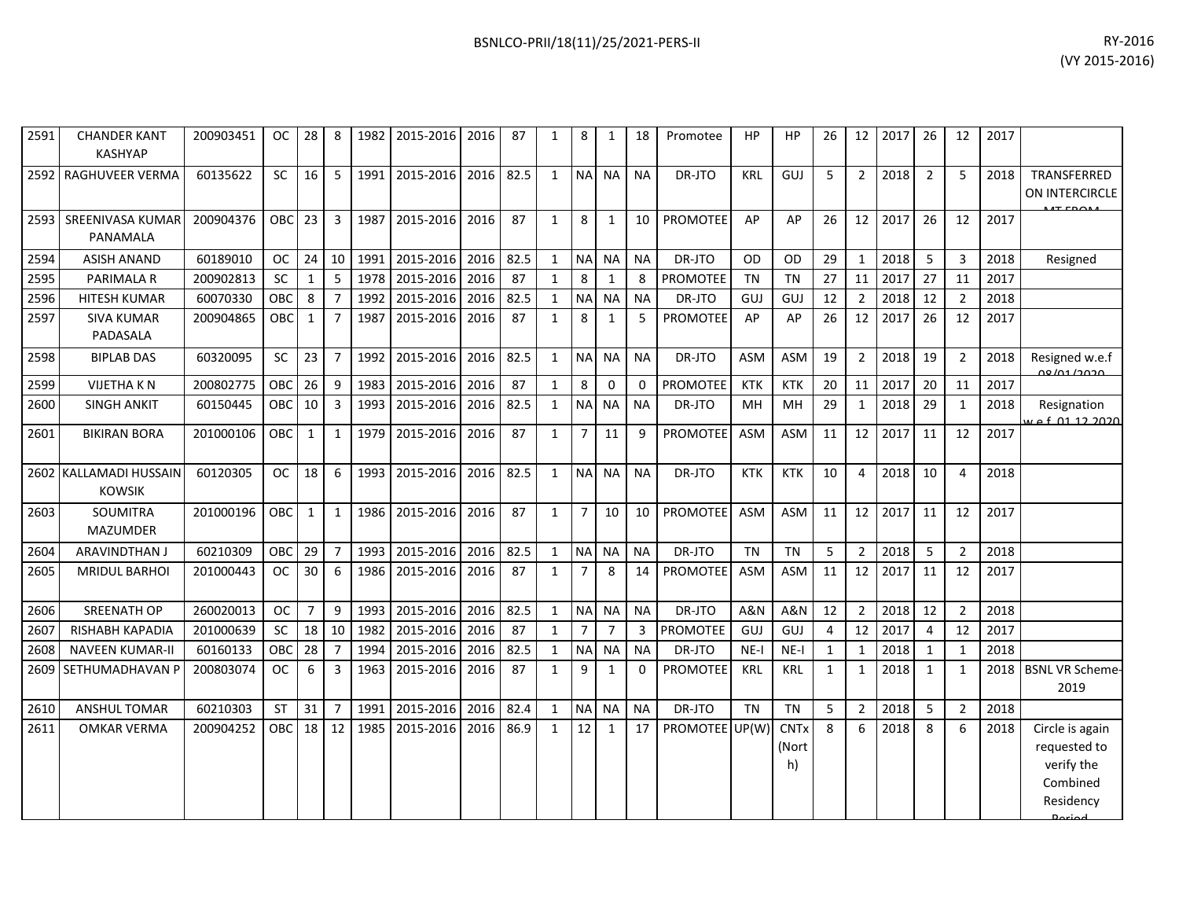| | | | | | | | | | | | | | | | | | | | | | | | | | |
|---|---|---|---|---|---|---|---|---|---|---|---|---|---|---|---|---|---|---|---|---|---|---|---|---|---|
| 2591 | CHANDER KANT KASHYAP | 200903451 | OC | 28 | 8 | 1982 | 2015-2016 | 2016 | 87 | 1 | 8 | 1 | 18 | Promotee | HP | HP | 26 | 12 | 2017 | 26 | 12 | 2017 | |
| 2592 | RAGHUVEER VERMA | 60135622 | SC | 16 | 5 | 1991 | 2015-2016 | 2016 | 82.5 | 1 | NA | NA | NA | DR-JTO | KRL | GUJ | 5 | 2 | 2018 | 2 | 5 | 2018 | TRANSFERRED ON INTERCIRCLE MT FROM |
| 2593 | SREENIVASA KUMAR PANAMALA | 200904376 | OBC | 23 | 3 | 1987 | 2015-2016 | 2016 | 87 | 1 | 8 | 1 | 10 | PROMOTEE | AP | AP | 26 | 12 | 2017 | 26 | 12 | 2017 | |
| 2594 | ASISH ANAND | 60189010 | OC | 24 | 10 | 1991 | 2015-2016 | 2016 | 82.5 | 1 | NA | NA | NA | DR-JTO | OD | OD | 29 | 1 | 2018 | 5 | 3 | 2018 | Resigned |
| 2595 | PARIMALA R | 200902813 | SC | 1 | 5 | 1978 | 2015-2016 | 2016 | 87 | 1 | 8 | 1 | 8 | PROMOTEE | TN | TN | 27 | 11 | 2017 | 27 | 11 | 2017 | |
| 2596 | HITESH KUMAR | 60070330 | OBC | 8 | 7 | 1992 | 2015-2016 | 2016 | 82.5 | 1 | NA | NA | NA | DR-JTO | GUJ | GUJ | 12 | 2 | 2018 | 12 | 2 | 2018 | |
| 2597 | SIVA KUMAR PADASALA | 200904865 | OBC | 1 | 7 | 1987 | 2015-2016 | 2016 | 87 | 1 | 8 | 1 | 5 | PROMOTEE | AP | AP | 26 | 12 | 2017 | 26 | 12 | 2017 | |
| 2598 | BIPLAB DAS | 60320095 | SC | 23 | 7 | 1992 | 2015-2016 | 2016 | 82.5 | 1 | NA | NA | NA | DR-JTO | ASM | ASM | 19 | 2 | 2018 | 19 | 2 | 2018 | Resigned w.e.f 08/01/2020 |
| 2599 | VIJETHA K N | 200802775 | OBC | 26 | 9 | 1983 | 2015-2016 | 2016 | 87 | 1 | 8 | 0 | 0 | PROMOTEE | KTK | KTK | 20 | 11 | 2017 | 20 | 11 | 2017 | |
| 2600 | SINGH ANKIT | 60150445 | OBC | 10 | 3 | 1993 | 2015-2016 | 2016 | 82.5 | 1 | NA | NA | NA | DR-JTO | MH | MH | 29 | 1 | 2018 | 29 | 1 | 2018 | Resignation w.e.f. 01.12.2020 |
| 2601 | BIKIRAN BORA | 201000106 | OBC | 1 | 1 | 1979 | 2015-2016 | 2016 | 87 | 1 | 7 | 11 | 9 | PROMOTEE | ASM | ASM | 11 | 12 | 2017 | 11 | 12 | 2017 | |
| 2602 | KALLAMADI HUSSAIN KOWSIK | 60120305 | OC | 18 | 6 | 1993 | 2015-2016 | 2016 | 82.5 | 1 | NA | NA | NA | DR-JTO | KTK | KTK | 10 | 4 | 2018 | 10 | 4 | 2018 | |
| 2603 | SOUMITRA MAZUMDER | 201000196 | OBC | 1 | 1 | 1986 | 2015-2016 | 2016 | 87 | 1 | 7 | 10 | 10 | PROMOTEE | ASM | ASM | 11 | 12 | 2017 | 11 | 12 | 2017 | |
| 2604 | ARAVINDTHAN J | 60210309 | OBC | 29 | 7 | 1993 | 2015-2016 | 2016 | 82.5 | 1 | NA | NA | NA | DR-JTO | TN | TN | 5 | 2 | 2018 | 5 | 2 | 2018 | |
| 2605 | MRIDUL BARHOI | 201000443 | OC | 30 | 6 | 1986 | 2015-2016 | 2016 | 87 | 1 | 7 | 8 | 14 | PROMOTEE | ASM | ASM | 11 | 12 | 2017 | 11 | 12 | 2017 | |
| 2606 | SREENATH OP | 260020013 | OC | 7 | 9 | 1993 | 2015-2016 | 2016 | 82.5 | 1 | NA | NA | NA | DR-JTO | A&N | A&N | 12 | 2 | 2018 | 12 | 2 | 2018 | |
| 2607 | RISHABH KAPADIA | 201000639 | SC | 18 | 10 | 1982 | 2015-2016 | 2016 | 87 | 1 | 7 | 7 | 3 | PROMOTEE | GUJ | GUJ | 4 | 12 | 2017 | 4 | 12 | 2017 | |
| 2608 | NAVEEN KUMAR-II | 60160133 | OBC | 28 | 7 | 1994 | 2015-2016 | 2016 | 82.5 | 1 | NA | NA | NA | DR-JTO | NE-I | NE-I | 1 | 1 | 2018 | 1 | 1 | 2018 | |
| 2609 | SETHUMADHAVAN P | 200803074 | OC | 6 | 3 | 1963 | 2015-2016 | 2016 | 87 | 1 | 9 | 1 | 0 | PROMOTEE | KRL | KRL | 1 | 1 | 2018 | 1 | 1 | 2018 | BSNL VR Scheme-2019 |
| 2610 | ANSHUL TOMAR | 60210303 | ST | 31 | 7 | 1991 | 2015-2016 | 2016 | 82.4 | 1 | NA | NA | NA | DR-JTO | TN | TN | 5 | 2 | 2018 | 5 | 2 | 2018 | |
| 2611 | OMKAR VERMA | 200904252 | OBC | 18 | 12 | 1985 | 2015-2016 | 2016 | 86.9 | 1 | 12 | 1 | 17 | PROMOTEE | UP(W) | CNTx (North) | 8 | 6 | 2018 | 8 | 6 | 2018 | Circle is again requested to verify the Combined Residency Period |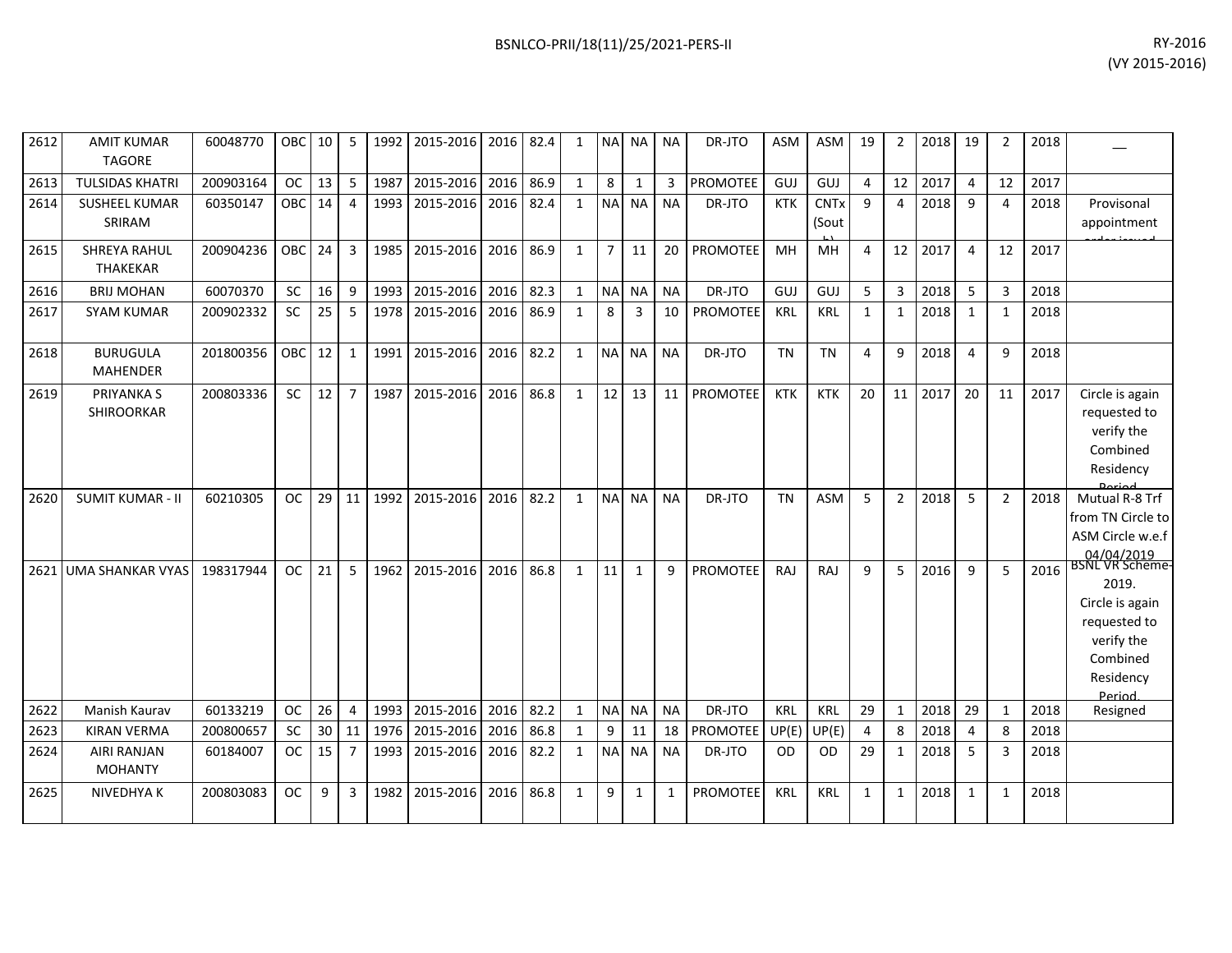| 2612 | AMIT KUMAR TAGORE | 60048770 | OBC | 10 | 5 | 1992 | 2015-2016 | 2016 | 82.4 | 1 | NA | NA | NA | DR-JTO | ASM | ASM | 19 | 2 | 2018 | 19 | 2 | 2018 | __ |
|---|---|---|---|---|---|---|---|---|---|---|---|---|---|---|---|---|---|---|---|---|---|---|---|
| 2613 | TULSIDAS KHATRI | 200903164 | OC | 13 | 5 | 1987 | 2015-2016 | 2016 | 86.9 | 1 | 8 | 1 | 3 | PROMOTEE | GUJ | GUJ | 4 | 12 | 2017 | 4 | 12 | 2017 | |
| 2614 | SUSHEEL KUMAR SRIRAM | 60350147 | OBC | 14 | 4 | 1993 | 2015-2016 | 2016 | 82.4 | 1 | NA | NA | NA | DR-JTO | KTK | CNTx (South) | 9 | 4 | 2018 | 9 | 4 | 2018 | Provisonal appointment order issued |
| 2615 | SHREYA RAHUL THAKEKAR | 200904236 | OBC | 24 | 3 | 1985 | 2015-2016 | 2016 | 86.9 | 1 | 7 | 11 | 20 | PROMOTEE | MH | MH | 4 | 12 | 2017 | 4 | 12 | 2017 | |
| 2616 | BRIJ MOHAN | 60070370 | SC | 16 | 9 | 1993 | 2015-2016 | 2016 | 82.3 | 1 | NA | NA | NA | DR-JTO | GUJ | GUJ | 5 | 3 | 2018 | 5 | 3 | 2018 | |
| 2617 | SYAM KUMAR | 200902332 | SC | 25 | 5 | 1978 | 2015-2016 | 2016 | 86.9 | 1 | 8 | 3 | 10 | PROMOTEE | KRL | KRL | 1 | 1 | 2018 | 1 | 1 | 2018 | |
| 2618 | BURUGULA MAHENDER | 201800356 | OBC | 12 | 1 | 1991 | 2015-2016 | 2016 | 82.2 | 1 | NA | NA | NA | DR-JTO | TN | TN | 4 | 9 | 2018 | 4 | 9 | 2018 | |
| 2619 | PRIYANKA S SHIROORKAR | 200803336 | SC | 12 | 7 | 1987 | 2015-2016 | 2016 | 86.8 | 1 | 12 | 13 | 11 | PROMOTEE | KTK | KTK | 20 | 11 | 2017 | 20 | 11 | 2017 | Circle is again requested to verify the Combined Residency Period. |
| 2620 | SUMIT KUMAR - II | 60210305 | OC | 29 | 11 | 1992 | 2015-2016 | 2016 | 82.2 | 1 | NA | NA | NA | DR-JTO | TN | ASM | 5 | 2 | 2018 | 5 | 2 | 2018 | Mutual R-8 Trf from TN Circle to ASM Circle w.e.f 04/04/2019 |
| 2621 | UMA SHANKAR VYAS | 198317944 | OC | 21 | 5 | 1962 | 2015-2016 | 2016 | 86.8 | 1 | 11 | 1 | 9 | PROMOTEE | RAJ | RAJ | 9 | 5 | 2016 | 9 | 5 | 2016 | BSNL VR Scheme-2019. Circle is again requested to verify the Combined Residency Period. |
| 2622 | Manish Kaurav | 60133219 | OC | 26 | 4 | 1993 | 2015-2016 | 2016 | 82.2 | 1 | NA | NA | NA | DR-JTO | KRL | KRL | 29 | 1 | 2018 | 29 | 1 | 2018 | Resigned |
| 2623 | KIRAN VERMA | 200800657 | SC | 30 | 11 | 1976 | 2015-2016 | 2016 | 86.8 | 1 | 9 | 11 | 18 | PROMOTEE | UP(E) | UP(E) | 4 | 8 | 2018 | 4 | 8 | 2018 | |
| 2624 | AIRI RANJAN MOHANTY | 60184007 | OC | 15 | 7 | 1993 | 2015-2016 | 2016 | 82.2 | 1 | NA | NA | NA | DR-JTO | OD | OD | 29 | 1 | 2018 | 5 | 3 | 2018 | |
| 2625 | NIVEDHYA K | 200803083 | OC | 9 | 3 | 1982 | 2015-2016 | 2016 | 86.8 | 1 | 9 | 1 | 1 | PROMOTEE | KRL | KRL | 1 | 1 | 2018 | 1 | 1 | 2018 | |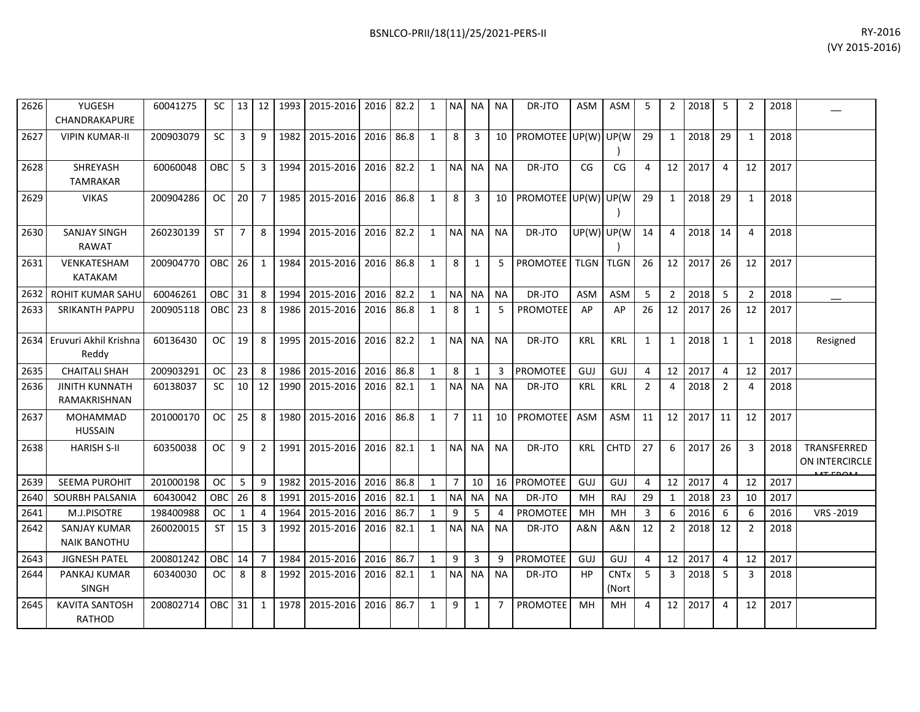| 2626 | YUGESH CHANDRAKAPURE | 60041275 | SC | 13 | 12 | 1993 | 2015-2016 | 2016 | 82.2 | 1 | NA | NA | NA | DR-JTO | ASM | ASM | 5 | 2 | 2018 | 5 | 2 | 2018 | __ |
|---|---|---|---|---|---|---|---|---|---|---|---|---|---|---|---|---|---|---|---|---|---|---|---|
| 2627 | VIPIN KUMAR-II | 200903079 | SC | 3 | 9 | 1982 | 2015-2016 | 2016 | 86.8 | 1 | 8 | 3 | 10 | PROMOTEE | UP(W) | UP(W) | 29 | 1 | 2018 | 29 | 1 | 2018 | |
| 2628 | SHREYASH TAMRAKAR | 60060048 | OBC | 5 | 3 | 1994 | 2015-2016 | 2016 | 82.2 | 1 | NA | NA | NA | DR-JTO | CG | CG | 4 | 12 | 2017 | 4 | 12 | 2017 | |
| 2629 | VIKAS | 200904286 | OC | 20 | 7 | 1985 | 2015-2016 | 2016 | 86.8 | 1 | 8 | 3 | 10 | PROMOTEE | UP(W) | UP(W) | 29 | 1 | 2018 | 29 | 1 | 2018 | |
| 2630 | SANJAY SINGH RAWAT | 260230139 | ST | 7 | 8 | 1994 | 2015-2016 | 2016 | 82.2 | 1 | NA | NA | NA | DR-JTO | UP(W) | UP(W) | 14 | 4 | 2018 | 14 | 4 | 2018 | |
| 2631 | VENKATESHAM KATAKAM | 200904770 | OBC | 26 | 1 | 1984 | 2015-2016 | 2016 | 86.8 | 1 | 8 | 1 | 5 | PROMOTEE | TLGN | TLGN | 26 | 12 | 2017 | 26 | 12 | 2017 | |
| 2632 | ROHIT KUMAR SAHU | 60046261 | OBC | 31 | 8 | 1994 | 2015-2016 | 2016 | 82.2 | 1 | NA | NA | NA | DR-JTO | ASM | ASM | 5 | 2 | 2018 | 5 | 2 | 2018 | __ |
| 2633 | SRIKANTH PAPPU | 200905118 | OBC | 23 | 8 | 1986 | 2015-2016 | 2016 | 86.8 | 1 | 8 | 1 | 5 | PROMOTEE | AP | AP | 26 | 12 | 2017 | 26 | 12 | 2017 | |
| 2634 | Eruvuri Akhil Krishna Reddy | 60136430 | OC | 19 | 8 | 1995 | 2015-2016 | 2016 | 82.2 | 1 | NA | NA | NA | DR-JTO | KRL | KRL | 1 | 1 | 2018 | 1 | 1 | 2018 | Resigned |
| 2635 | CHAITALI SHAH | 200903291 | OC | 23 | 8 | 1986 | 2015-2016 | 2016 | 86.8 | 1 | 8 | 1 | 3 | PROMOTEE | GUJ | GUJ | 4 | 12 | 2017 | 4 | 12 | 2017 | |
| 2636 | JINITH KUNNATH RAMAKRISHNAN | 60138037 | SC | 10 | 12 | 1990 | 2015-2016 | 2016 | 82.1 | 1 | NA | NA | NA | DR-JTO | KRL | KRL | 2 | 4 | 2018 | 2 | 4 | 2018 | |
| 2637 | MOHAMMAD HUSSAIN | 201000170 | OC | 25 | 8 | 1980 | 2015-2016 | 2016 | 86.8 | 1 | 7 | 11 | 10 | PROMOTEE | ASM | ASM | 11 | 12 | 2017 | 11 | 12 | 2017 | |
| 2638 | HARISH S-II | 60350038 | OC | 9 | 2 | 1991 | 2015-2016 | 2016 | 82.1 | 1 | NA | NA | NA | DR-JTO | KRL | CHTD | 27 | 6 | 2017 | 26 | 3 | 2018 | TRANSFERRED ON INTERCIRCLE MT FROM |
| 2639 | SEEMA PUROHIT | 201000198 | OC | 5 | 9 | 1982 | 2015-2016 | 2016 | 86.8 | 1 | 7 | 10 | 16 | PROMOTEE | GUJ | GUJ | 4 | 12 | 2017 | 4 | 12 | 2017 | |
| 2640 | SOURBH PALSANIA | 60430042 | OBC | 26 | 8 | 1991 | 2015-2016 | 2016 | 82.1 | 1 | NA | NA | NA | DR-JTO | MH | RAJ | 29 | 1 | 2018 | 23 | 10 | 2017 | |
| 2641 | M.J.PISOTRE | 198400988 | OC | 1 | 4 | 1964 | 2015-2016 | 2016 | 86.7 | 1 | 9 | 5 | 4 | PROMOTEE | MH | MH | 3 | 6 | 2016 | 6 | 6 | 2016 | VRS -2019 |
| 2642 | SANJAY KUMAR NAIK BANOTHU | 260020015 | ST | 15 | 3 | 1992 | 2015-2016 | 2016 | 82.1 | 1 | NA | NA | NA | DR-JTO | A&N | A&N | 12 | 2 | 2018 | 12 | 2 | 2018 | |
| 2643 | JIGNESH PATEL | 200801242 | OBC | 14 | 7 | 1984 | 2015-2016 | 2016 | 86.7 | 1 | 9 | 3 | 9 | PROMOTEE | GUJ | GUJ | 4 | 12 | 2017 | 4 | 12 | 2017 | |
| 2644 | PANKAJ KUMAR SINGH | 60340030 | OC | 8 | 8 | 1992 | 2015-2016 | 2016 | 82.1 | 1 | NA | NA | NA | DR-JTO | HP | CNTx (Nort | 5 | 3 | 2018 | 5 | 3 | 2018 | |
| 2645 | KAVITA SANTOSH RATHOD | 200802714 | OBC | 31 | 1 | 1978 | 2015-2016 | 2016 | 86.7 | 1 | 9 | 1 | 7 | PROMOTEE | MH | MH | 4 | 12 | 2017 | 4 | 12 | 2017 | |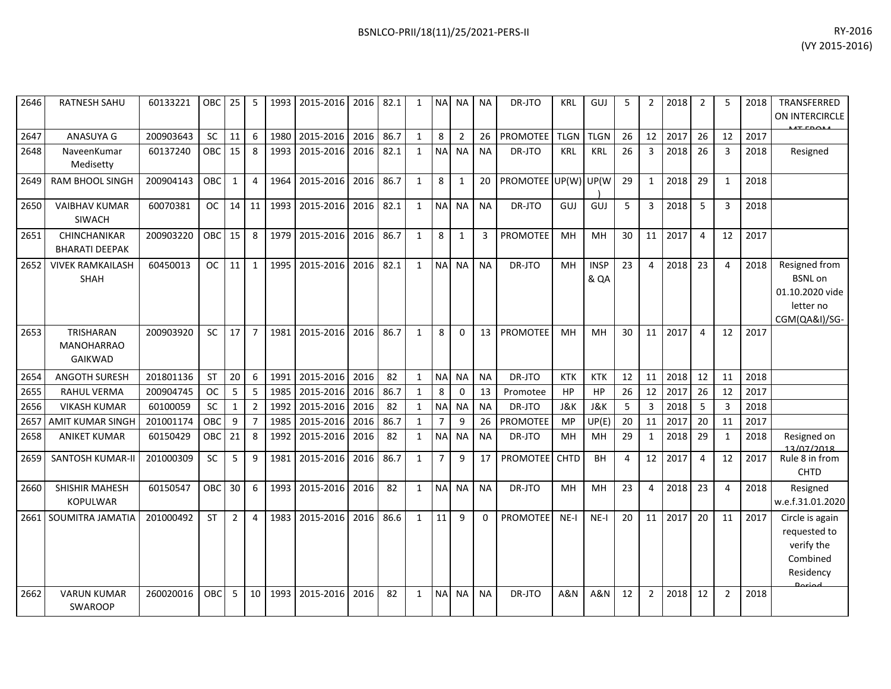| 2646 | RATNESH SAHU | 60133221 | OBC | 25 | 5 | 1993 | 2015-2016 | 2016 | 82.1 | 1 | NA | NA | NA | DR-JTO | KRL | GUJ | 5 | 2 | 2018 | 2 | 5 | 2018 | TRANSFERRED ON INTERCIRCLE MT FROM |
|---|---|---|---|---|---|---|---|---|---|---|---|---|---|---|---|---|---|---|---|---|---|---|---|
| 2647 | ANASUYA G | 200903643 | SC | 11 | 6 | 1980 | 2015-2016 | 2016 | 86.7 | 1 | 8 | 2 | 26 | PROMOTEE | TLGN | TLGN | 26 | 12 | 2017 | 26 | 12 | 2017 | |
| 2648 | NaveenKumar Medisetty | 60137240 | OBC | 15 | 8 | 1993 | 2015-2016 | 2016 | 82.1 | 1 | NA | NA | NA | DR-JTO | KRL | KRL | 26 | 3 | 2018 | 26 | 3 | 2018 | Resigned |
| 2649 | RAM BHOOL SINGH | 200904143 | OBC | 1 | 4 | 1964 | 2015-2016 | 2016 | 86.7 | 1 | 8 | 1 | 20 | PROMOTEE | UP(W) | UP(W) | 29 | 1 | 2018 | 29 | 1 | 2018 | |
| 2650 | VAIBHAV KUMAR SIWACH | 60070381 | OC | 14 | 11 | 1993 | 2015-2016 | 2016 | 82.1 | 1 | NA | NA | NA | DR-JTO | GUJ | GUJ | 5 | 3 | 2018 | 5 | 3 | 2018 | |
| 2651 | CHINCHANIKAR BHARATI DEEPAK | 200903220 | OBC | 15 | 8 | 1979 | 2015-2016 | 2016 | 86.7 | 1 | 8 | 1 | 3 | PROMOTEE | MH | MH | 30 | 11 | 2017 | 4 | 12 | 2017 | |
| 2652 | VIVEK RAMKAILASH SHAH | 60450013 | OC | 11 | 1 | 1995 | 2015-2016 | 2016 | 82.1 | 1 | NA | NA | NA | DR-JTO | MH | INSP & QA | 23 | 4 | 2018 | 23 | 4 | 2018 | Resigned from BSNL on 01.10.2020 vide letter no CGM(QA&I)/SG- |
| 2653 | TRISHARAN MANOHARRAO GAIKWAD | 200903920 | SC | 17 | 7 | 1981 | 2015-2016 | 2016 | 86.7 | 1 | 8 | 0 | 13 | PROMOTEE | MH | MH | 30 | 11 | 2017 | 4 | 12 | 2017 | |
| 2654 | ANGOTH SURESH | 201801136 | ST | 20 | 6 | 1991 | 2015-2016 | 2016 | 82 | 1 | NA | NA | NA | DR-JTO | KTK | KTK | 12 | 11 | 2018 | 12 | 11 | 2018 | |
| 2655 | RAHUL VERMA | 200904745 | OC | 5 | 5 | 1985 | 2015-2016 | 2016 | 86.7 | 1 | 8 | 0 | 13 | Promotee | HP | HP | 26 | 12 | 2017 | 26 | 12 | 2017 | |
| 2656 | VIKASH KUMAR | 60100059 | SC | 1 | 2 | 1992 | 2015-2016 | 2016 | 82 | 1 | NA | NA | NA | DR-JTO | J&K | J&K | 5 | 3 | 2018 | 5 | 3 | 2018 | |
| 2657 | AMIT KUMAR SINGH | 201001174 | OBC | 9 | 7 | 1985 | 2015-2016 | 2016 | 86.7 | 1 | 7 | 9 | 26 | PROMOTEE | MP | UP(E) | 20 | 11 | 2017 | 20 | 11 | 2017 | |
| 2658 | ANIKET KUMAR | 60150429 | OBC | 21 | 8 | 1992 | 2015-2016 | 2016 | 82 | 1 | NA | NA | NA | DR-JTO | MH | MH | 29 | 1 | 2018 | 29 | 1 | 2018 | Resigned on 13/07/2018 |
| 2659 | SANTOSH KUMAR-II | 201000309 | SC | 5 | 9 | 1981 | 2015-2016 | 2016 | 86.7 | 1 | 7 | 9 | 17 | PROMOTEE | CHTD | BH | 4 | 12 | 2017 | 4 | 12 | 2017 | Rule 8 in from CHTD |
| 2660 | SHISHIR MAHESH KOPULWAR | 60150547 | OBC | 30 | 6 | 1993 | 2015-2016 | 2016 | 82 | 1 | NA | NA | NA | DR-JTO | MH | MH | 23 | 4 | 2018 | 23 | 4 | 2018 | Resigned w.e.f.31.01.2020 |
| 2661 | SOUMITRA JAMATIA | 201000492 | ST | 2 | 4 | 1983 | 2015-2016 | 2016 | 86.6 | 1 | 11 | 9 | 0 | PROMOTEE | NE-I | NE-I | 20 | 11 | 2017 | 20 | 11 | 2017 | Circle is again requested to verify the Combined Residency Period |
| 2662 | VARUN KUMAR SWAROOP | 260020016 | OBC | 5 | 10 | 1993 | 2015-2016 | 2016 | 82 | 1 | NA | NA | NA | DR-JTO | A&N | A&N | 12 | 2 | 2018 | 12 | 2 | 2018 | |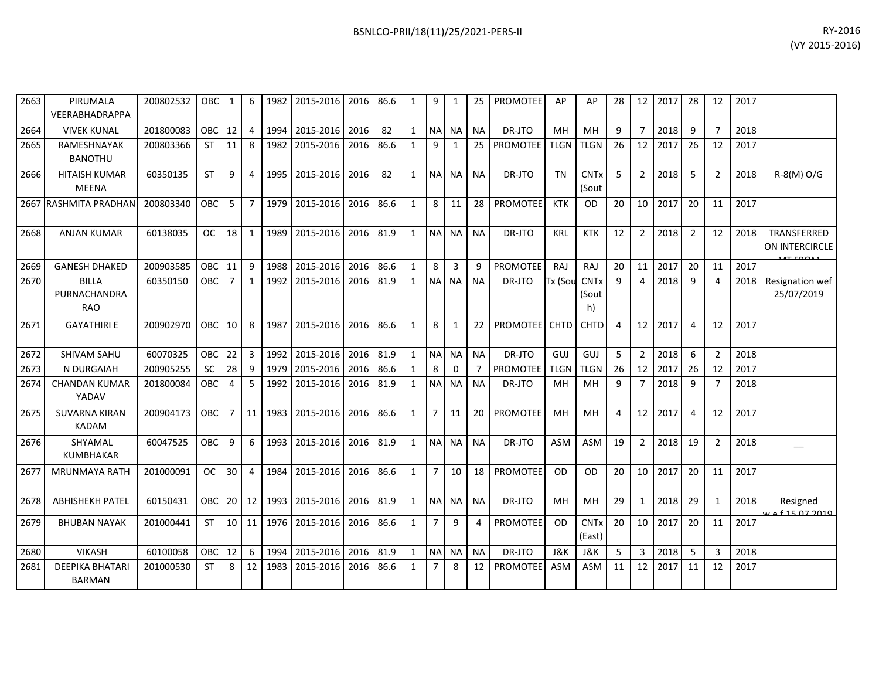| | | | | | | | | | | | | | | | | | | | | | | | | |
|---|---|---|---|---|---|---|---|---|---|---|---|---|---|---|---|---|---|---|---|---|---|---|---|---|
| 2663 | PIRUMALA VEERABHADRAPPA | 200802532 | OBC | 1 | 6 | 1982 | 2015-2016 | 2016 | 86.6 | 1 | 9 | 1 | 25 | PROMOTEE | AP | AP | 28 | 12 | 2017 | 28 | 12 | 2017 | |
| 2664 | VIVEK KUNAL | 201800083 | OBC | 12 | 4 | 1994 | 2015-2016 | 2016 | 82 | 1 | NA | NA | NA | DR-JTO | MH | MH | 9 | 7 | 2018 | 9 | 7 | 2018 | |
| 2665 | RAMESHNAYAK BANOTHU | 200803366 | ST | 11 | 8 | 1982 | 2015-2016 | 2016 | 86.6 | 1 | 9 | 1 | 25 | PROMOTEE | TLGN | TLGN | 26 | 12 | 2017 | 26 | 12 | 2017 | |
| 2666 | HITAISH KUMAR MEENA | 60350135 | ST | 9 | 4 | 1995 | 2015-2016 | 2016 | 82 | 1 | NA | NA | NA | DR-JTO | TN | CNTx (Sout | 5 | 2 | 2018 | 5 | 2 | 2018 | R-8(M) O/G |
| 2667 | RASHMITA PRADHAN | 200803340 | OBC | 5 | 7 | 1979 | 2015-2016 | 2016 | 86.6 | 1 | 8 | 11 | 28 | PROMOTEE | KTK | OD | 20 | 10 | 2017 | 20 | 11 | 2017 | |
| 2668 | ANJAN KUMAR | 60138035 | OC | 18 | 1 | 1989 | 2015-2016 | 2016 | 81.9 | 1 | NA | NA | NA | DR-JTO | KRL | KTK | 12 | 2 | 2018 | 2 | 12 | 2018 | TRANSFERRED ON INTERCIRCLE MT FROM |
| 2669 | GANESH DHAKED | 200903585 | OBC | 11 | 9 | 1988 | 2015-2016 | 2016 | 86.6 | 1 | 8 | 3 | 9 | PROMOTEE | RAJ | RAJ | 20 | 11 | 2017 | 20 | 11 | 2017 | |
| 2670 | BILLA PURNACHANDRA RAO | 60350150 | OBC | 7 | 1 | 1992 | 2015-2016 | 2016 | 81.9 | 1 | NA | NA | NA | DR-JTO | Tx (Sou | CNTx (South) | 9 | 4 | 2018 | 9 | 4 | 2018 | Resignation wef 25/07/2019 |
| 2671 | GAYATHIRI E | 200902970 | OBC | 10 | 8 | 1987 | 2015-2016 | 2016 | 86.6 | 1 | 8 | 1 | 22 | PROMOTEE | CHTD | CHTD | 4 | 12 | 2017 | 4 | 12 | 2017 | |
| 2672 | SHIVAM SAHU | 60070325 | OBC | 22 | 3 | 1992 | 2015-2016 | 2016 | 81.9 | 1 | NA | NA | NA | DR-JTO | GUJ | GUJ | 5 | 2 | 2018 | 6 | 2 | 2018 | |
| 2673 | N DURGAIAH | 200905255 | SC | 28 | 9 | 1979 | 2015-2016 | 2016 | 86.6 | 1 | 8 | 0 | 7 | PROMOTEE | TLGN | TLGN | 26 | 12 | 2017 | 26 | 12 | 2017 | |
| 2674 | CHANDAN KUMAR YADAV | 201800084 | OBC | 4 | 5 | 1992 | 2015-2016 | 2016 | 81.9 | 1 | NA | NA | NA | DR-JTO | MH | MH | 9 | 7 | 2018 | 9 | 7 | 2018 | |
| 2675 | SUVARNA KIRAN KADAM | 200904173 | OBC | 7 | 11 | 1983 | 2015-2016 | 2016 | 86.6 | 1 | 7 | 11 | 20 | PROMOTEE | MH | MH | 4 | 12 | 2017 | 4 | 12 | 2017 | |
| 2676 | SHYAMAL KUMBHAKAR | 60047525 | OBC | 9 | 6 | 1993 | 2015-2016 | 2016 | 81.9 | 1 | NA | NA | NA | DR-JTO | ASM | ASM | 19 | 2 | 2018 | 19 | 2 | 2018 | __ |
| 2677 | MRUNMAYA RATH | 201000091 | OC | 30 | 4 | 1984 | 2015-2016 | 2016 | 86.6 | 1 | 7 | 10 | 18 | PROMOTEE | OD | OD | 20 | 10 | 2017 | 20 | 11 | 2017 | |
| 2678 | ABHISHEKH PATEL | 60150431 | OBC | 20 | 12 | 1993 | 2015-2016 | 2016 | 81.9 | 1 | NA | NA | NA | DR-JTO | MH | MH | 29 | 1 | 2018 | 29 | 1 | 2018 | Resigned w.e.f 15.07.2019 |
| 2679 | BHUBAN NAYAK | 201000441 | ST | 10 | 11 | 1976 | 2015-2016 | 2016 | 86.6 | 1 | 7 | 9 | 4 | PROMOTEE | OD | CNTx (East) | 20 | 10 | 2017 | 20 | 11 | 2017 | |
| 2680 | VIKASH | 60100058 | OBC | 12 | 6 | 1994 | 2015-2016 | 2016 | 81.9 | 1 | NA | NA | NA | DR-JTO | J&K | J&K | 5 | 3 | 2018 | 5 | 3 | 2018 | |
| 2681 | DEEPIKA BHATARI BARMAN | 201000530 | ST | 8 | 12 | 1983 | 2015-2016 | 2016 | 86.6 | 1 | 7 | 8 | 12 | PROMOTEE | ASM | ASM | 11 | 12 | 2017 | 11 | 12 | 2017 | |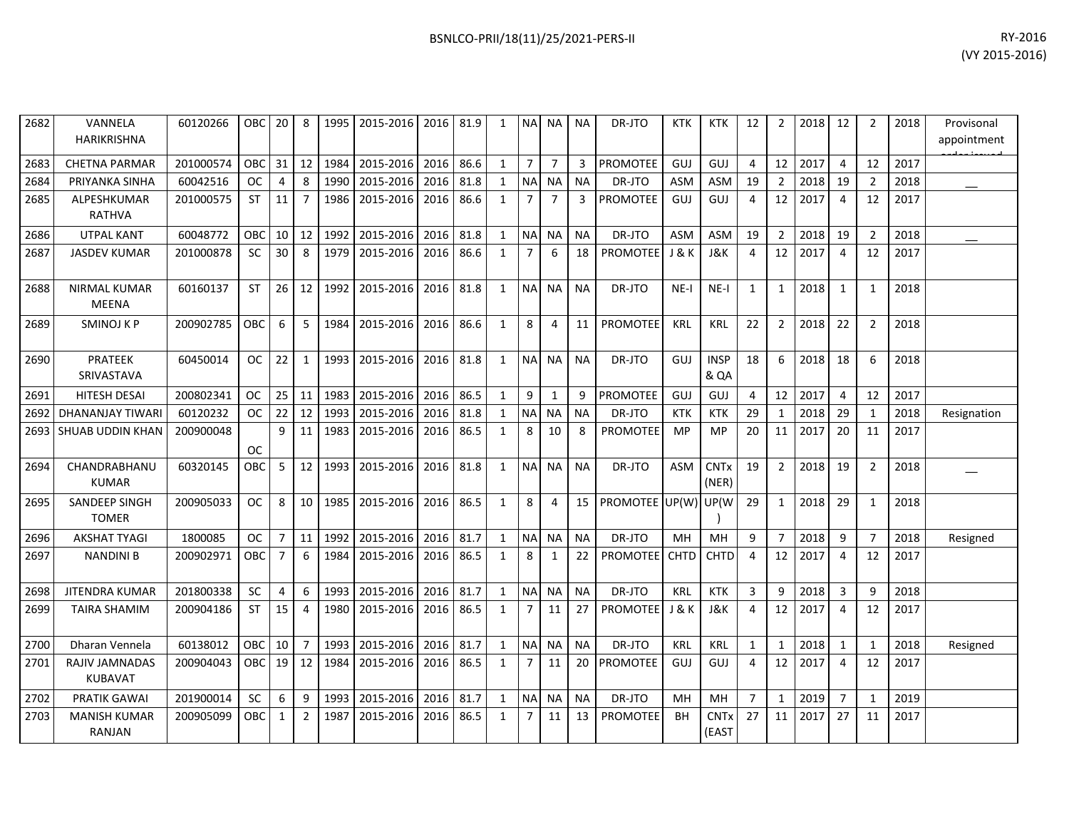| 2682 | VANNELA HARIKRISHNA | 60120266 | OBC | 20 | 8 | 1995 | 2015-2016 | 2016 | 81.9 | 1 | NA | NA | NA | DR-JTO | KTK | KTK | 12 | 2 | 2018 | 12 | 2 | 2018 | Provisonal appointment order issued |
|---|---|---|---|---|---|---|---|---|---|---|---|---|---|---|---|---|---|---|---|---|---|---|---|
| 2683 | CHETNA PARMAR | 201000574 | OBC | 31 | 12 | 1984 | 2015-2016 | 2016 | 86.6 | 1 | 7 | 7 | 3 | PROMOTEE | GUJ | GUJ | 4 | 12 | 2017 | 4 | 12 | 2017 | |
| 2684 | PRIYANKA SINHA | 60042516 | OC | 4 | 8 | 1990 | 2015-2016 | 2016 | 81.8 | 1 | NA | NA | NA | DR-JTO | ASM | ASM | 19 | 2 | 2018 | 19 | 2 | 2018 | __ |
| 2685 | ALPESHKUMAR RATHVA | 201000575 | ST | 11 | 7 | 1986 | 2015-2016 | 2016 | 86.6 | 1 | 7 | 7 | 3 | PROMOTEE | GUJ | GUJ | 4 | 12 | 2017 | 4 | 12 | 2017 | |
| 2686 | UTPAL KANT | 60048772 | OBC | 10 | 12 | 1992 | 2015-2016 | 2016 | 81.8 | 1 | NA | NA | NA | DR-JTO | ASM | ASM | 19 | 2 | 2018 | 19 | 2 | 2018 | __ |
| 2687 | JASDEV KUMAR | 201000878 | SC | 30 | 8 | 1979 | 2015-2016 | 2016 | 86.6 | 1 | 7 | 6 | 18 | PROMOTEE | J & K | J&K | 4 | 12 | 2017 | 4 | 12 | 2017 | |
| 2688 | NIRMAL KUMAR MEENA | 60160137 | ST | 26 | 12 | 1992 | 2015-2016 | 2016 | 81.8 | 1 | NA | NA | NA | DR-JTO | NE-I | NE-I | 1 | 1 | 2018 | 1 | 1 | 2018 | |
| 2689 | SMINOJ K P | 200902785 | OBC | 6 | 5 | 1984 | 2015-2016 | 2016 | 86.6 | 1 | 8 | 4 | 11 | PROMOTEE | KRL | KRL | 22 | 2 | 2018 | 22 | 2 | 2018 | |
| 2690 | PRATEEK SRIVASTAVA | 60450014 | OC | 22 | 1 | 1993 | 2015-2016 | 2016 | 81.8 | 1 | NA | NA | NA | DR-JTO | GUJ | INSP & QA | 18 | 6 | 2018 | 18 | 6 | 2018 | |
| 2691 | HITESH DESAI | 200802341 | OC | 25 | 11 | 1983 | 2015-2016 | 2016 | 86.5 | 1 | 9 | 1 | 9 | PROMOTEE | GUJ | GUJ | 4 | 12 | 2017 | 4 | 12 | 2017 | |
| 2692 | DHANANJAY TIWARI | 60120232 | OC | 22 | 12 | 1993 | 2015-2016 | 2016 | 81.8 | 1 | NA | NA | NA | DR-JTO | KTK | KTK | 29 | 1 | 2018 | 29 | 1 | 2018 | Resignation |
| 2693 | SHUAB UDDIN KHAN | 200900048 | OC | 9 | 11 | 1983 | 2015-2016 | 2016 | 86.5 | 1 | 8 | 10 | 8 | PROMOTEE | MP | MP | 20 | 11 | 2017 | 20 | 11 | 2017 | |
| 2694 | CHANDRABHANU KUMAR | 60320145 | OBC | 5 | 12 | 1993 | 2015-2016 | 2016 | 81.8 | 1 | NA | NA | NA | DR-JTO | ASM | CNTx (NER) | 19 | 2 | 2018 | 19 | 2 | 2018 | __ |
| 2695 | SANDEEP SINGH TOMER | 200905033 | OC | 8 | 10 | 1985 | 2015-2016 | 2016 | 86.5 | 1 | 8 | 4 | 15 | PROMOTEE | UP(W) | UP(W) | 29 | 1 | 2018 | 29 | 1 | 2018 | |
| 2696 | AKSHAT TYAGI | 1800085 | OC | 7 | 11 | 1992 | 2015-2016 | 2016 | 81.7 | 1 | NA | NA | NA | DR-JTO | MH | MH | 9 | 7 | 2018 | 9 | 7 | 2018 | Resigned |
| 2697 | NANDINI B | 200902971 | OBC | 7 | 6 | 1984 | 2015-2016 | 2016 | 86.5 | 1 | 8 | 1 | 22 | PROMOTEE | CHTD | CHTD | 4 | 12 | 2017 | 4 | 12 | 2017 | |
| 2698 | JITENDRA KUMAR | 201800338 | SC | 4 | 6 | 1993 | 2015-2016 | 2016 | 81.7 | 1 | NA | NA | NA | DR-JTO | KRL | KTK | 3 | 9 | 2018 | 3 | 9 | 2018 | |
| 2699 | TAIRA SHAMIM | 200904186 | ST | 15 | 4 | 1980 | 2015-2016 | 2016 | 86.5 | 1 | 7 | 11 | 27 | PROMOTEE | J & K | J&K | 4 | 12 | 2017 | 4 | 12 | 2017 | |
| 2700 | Dharan Vennela | 60138012 | OBC | 10 | 7 | 1993 | 2015-2016 | 2016 | 81.7 | 1 | NA | NA | NA | DR-JTO | KRL | KRL | 1 | 1 | 2018 | 1 | 1 | 2018 | Resigned |
| 2701 | RAJIV JAMNADAS KUBAVAT | 200904043 | OBC | 19 | 12 | 1984 | 2015-2016 | 2016 | 86.5 | 1 | 7 | 11 | 20 | PROMOTEE | GUJ | GUJ | 4 | 12 | 2017 | 4 | 12 | 2017 | |
| 2702 | PRATIK GAWAI | 201900014 | SC | 6 | 9 | 1993 | 2015-2016 | 2016 | 81.7 | 1 | NA | NA | NA | DR-JTO | MH | MH | 7 | 1 | 2019 | 7 | 1 | 2019 | |
| 2703 | MANISH KUMAR RANJAN | 200905099 | OBC | 1 | 2 | 1987 | 2015-2016 | 2016 | 86.5 | 1 | 7 | 11 | 13 | PROMOTEE | BH | CNTx (EAST | 27 | 11 | 2017 | 27 | 11 | 2017 | |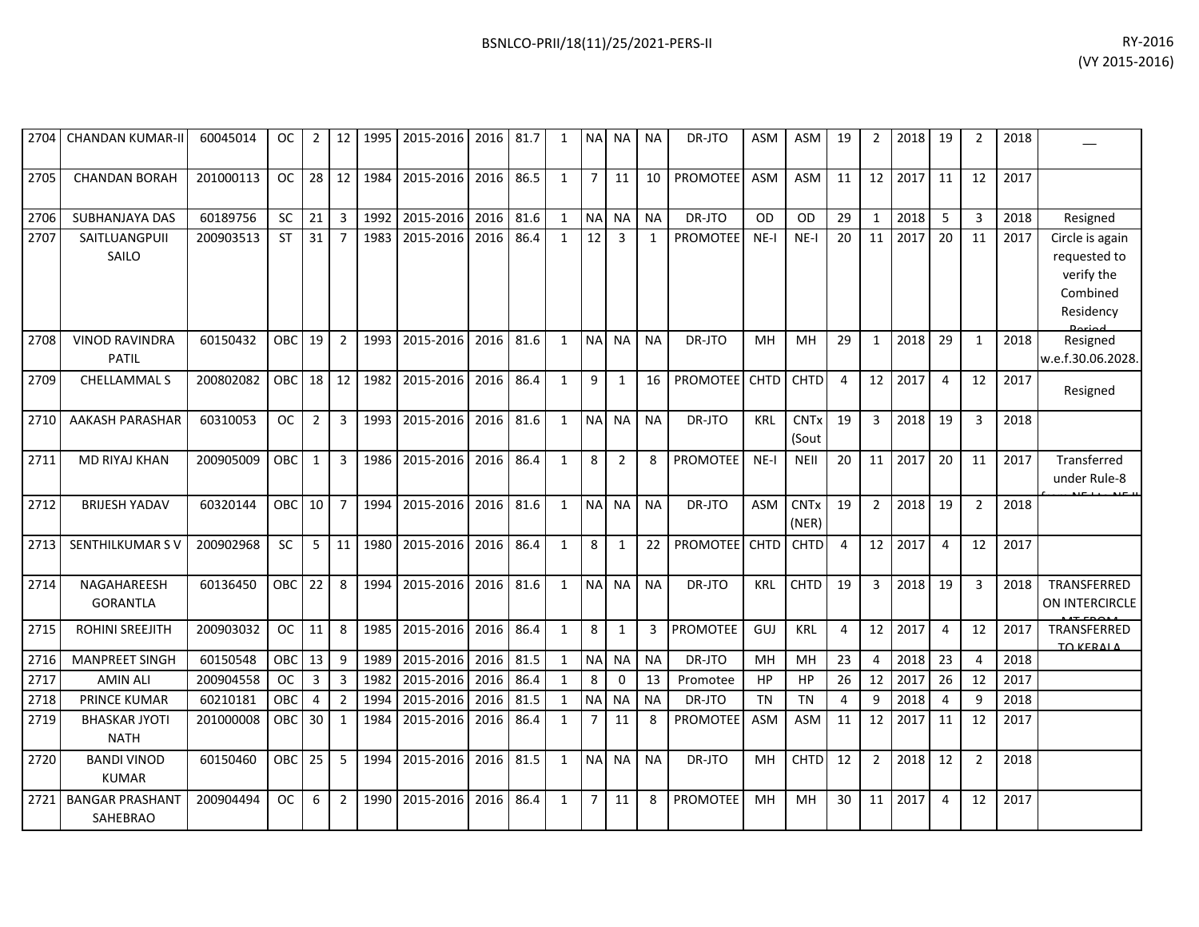| 2704 | CHANDAN KUMAR-II | 60045014 | OC | 2 | 12 | 1995 | 2015-2016 | 2016 | 81.7 | 1 | NA | NA | NA | DR-JTO | ASM | ASM | 19 | 2 | 2018 | 19 | 2 | 2018 | __ |
|---|---|---|---|---|---|---|---|---|---|---|---|---|---|---|---|---|---|---|---|---|---|---|---|
| 2705 | CHANDAN BORAH | 201000113 | OC | 28 | 12 | 1984 | 2015-2016 | 2016 | 86.5 | 1 | 7 | 11 | 10 | PROMOTEE | ASM | ASM | 11 | 12 | 2017 | 11 | 12 | 2017 | |
| 2706 | SUBHANJAYA DAS | 60189756 | SC | 21 | 3 | 1992 | 2015-2016 | 2016 | 81.6 | 1 | NA | NA | NA | DR-JTO | OD | OD | 29 | 1 | 2018 | 5 | 3 | 2018 | Resigned |
| 2707 | SAITLUANGPUII SAILO | 200903513 | ST | 31 | 7 | 1983 | 2015-2016 | 2016 | 86.4 | 1 | 12 | 3 | 1 | PROMOTEE | NE-I | NE-I | 20 | 11 | 2017 | 20 | 11 | 2017 | Circle is again requested to verify the Combined Residency Period |
| 2708 | VINOD RAVINDRA PATIL | 60150432 | OBC | 19 | 2 | 1993 | 2015-2016 | 2016 | 81.6 | 1 | NA | NA | NA | DR-JTO | MH | MH | 29 | 1 | 2018 | 29 | 1 | 2018 | Resigned w.e.f.30.06.2028. |
| 2709 | CHELLAMMAL S | 200802082 | OBC | 18 | 12 | 1982 | 2015-2016 | 2016 | 86.4 | 1 | 9 | 1 | 16 | PROMOTEE | CHTD | CHTD | 4 | 12 | 2017 | 4 | 12 | 2017 | Resigned |
| 2710 | AAKASH PARASHAR | 60310053 | OC | 2 | 3 | 1993 | 2015-2016 | 2016 | 81.6 | 1 | NA | NA | NA | DR-JTO | KRL | CNTx (Sout | 19 | 3 | 2018 | 19 | 3 | 2018 | |
| 2711 | MD RIYAJ KHAN | 200905009 | OBC | 1 | 3 | 1986 | 2015-2016 | 2016 | 86.4 | 1 | 8 | 2 | 8 | PROMOTEE | NE-I | NEII | 20 | 11 | 2017 | 20 | 11 | 2017 | Transferred under Rule-8 from NE-I to NE-II |
| 2712 | BRIJESH YADAV | 60320144 | OBC | 10 | 7 | 1994 | 2015-2016 | 2016 | 81.6 | 1 | NA | NA | NA | DR-JTO | ASM | CNTx (NER) | 19 | 2 | 2018 | 19 | 2 | 2018 | |
| 2713 | SENTHILKUMAR S V | 200902968 | SC | 5 | 11 | 1980 | 2015-2016 | 2016 | 86.4 | 1 | 8 | 1 | 22 | PROMOTEE | CHTD | CHTD | 4 | 12 | 2017 | 4 | 12 | 2017 | |
| 2714 | NAGAHAREESH GORANTLA | 60136450 | OBC | 22 | 8 | 1994 | 2015-2016 | 2016 | 81.6 | 1 | NA | NA | NA | DR-JTO | KRL | CHTD | 19 | 3 | 2018 | 19 | 3 | 2018 | TRANSFERRED ON INTERCIRCLE MT FROM |
| 2715 | ROHINI SREEJITH | 200903032 | OC | 11 | 8 | 1985 | 2015-2016 | 2016 | 86.4 | 1 | 8 | 1 | 3 | PROMOTEE | GUJ | KRL | 4 | 12 | 2017 | 4 | 12 | 2017 | TRANSFERRED TO KERALA |
| 2716 | MANPREET SINGH | 60150548 | OBC | 13 | 9 | 1989 | 2015-2016 | 2016 | 81.5 | 1 | NA | NA | NA | DR-JTO | MH | MH | 23 | 4 | 2018 | 23 | 4 | 2018 | |
| 2717 | AMIN ALI | 200904558 | OC | 3 | 3 | 1982 | 2015-2016 | 2016 | 86.4 | 1 | 8 | 0 | 13 | Promotee | HP | HP | 26 | 12 | 2017 | 26 | 12 | 2017 | |
| 2718 | PRINCE KUMAR | 60210181 | OBC | 4 | 2 | 1994 | 2015-2016 | 2016 | 81.5 | 1 | NA | NA | NA | DR-JTO | TN | TN | 4 | 9 | 2018 | 4 | 9 | 2018 | |
| 2719 | BHASKAR JYOTI NATH | 201000008 | OBC | 30 | 1 | 1984 | 2015-2016 | 2016 | 86.4 | 1 | 7 | 11 | 8 | PROMOTEE | ASM | ASM | 11 | 12 | 2017 | 11 | 12 | 2017 | |
| 2720 | BANDI VINOD KUMAR | 60150460 | OBC | 25 | 5 | 1994 | 2015-2016 | 2016 | 81.5 | 1 | NA | NA | NA | DR-JTO | MH | CHTD | 12 | 2 | 2018 | 12 | 2 | 2018 | |
| 2721 | BANGAR PRASHANT SAHEBRAO | 200904494 | OC | 6 | 2 | 1990 | 2015-2016 | 2016 | 86.4 | 1 | 7 | 11 | 8 | PROMOTEE | MH | MH | 30 | 11 | 2017 | 4 | 12 | 2017 | |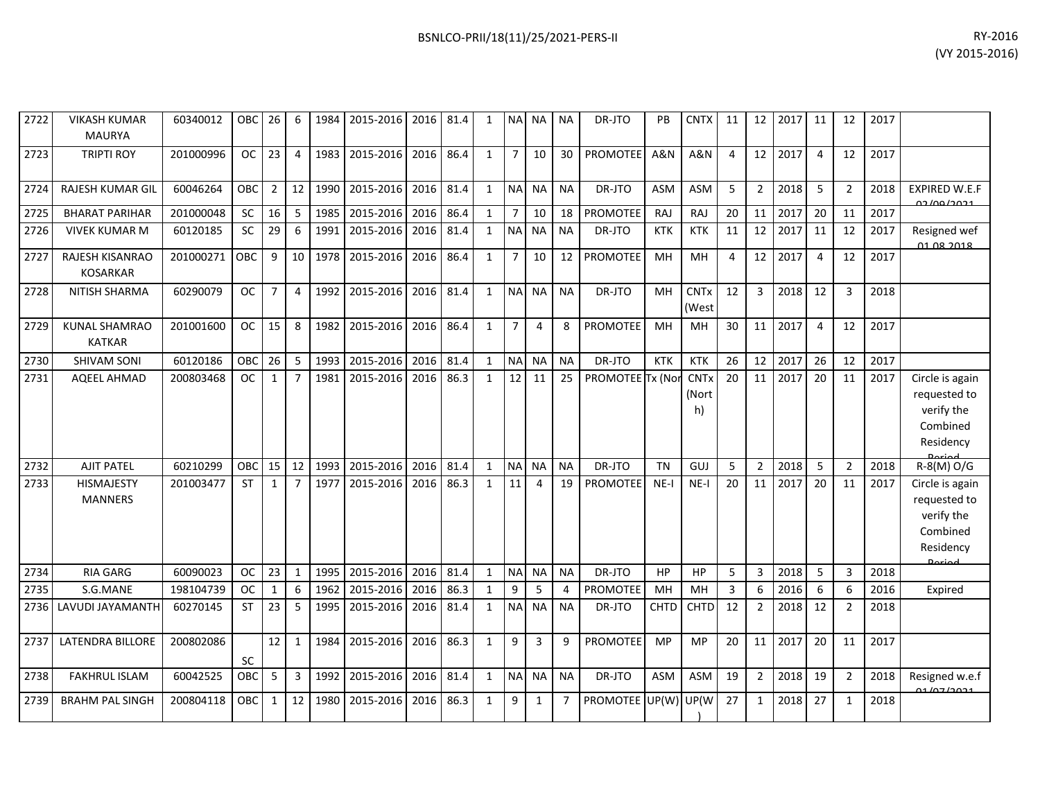| | | | | | | | | | | | | | | | | | | | | | | | |
|---|---|---|---|---|---|---|---|---|---|---|---|---|---|---|---|---|---|---|---|---|---|---|---|
| 2722 | VIKASH KUMAR MAURYA | 60340012 | OBC | 26 | 6 | 1984 | 2015-2016 | 2016 | 81.4 | 1 | NA | NA | NA | DR-JTO | PB | CNTX | 11 | 12 | 2017 | 11 | 12 | 2017 | |
| 2723 | TRIPTI ROY | 201000996 | OC | 23 | 4 | 1983 | 2015-2016 | 2016 | 86.4 | 1 | 7 | 10 | 30 | PROMOTEE | A&N | A&N | 4 | 12 | 2017 | 4 | 12 | 2017 | |
| 2724 | RAJESH KUMAR GIL | 60046264 | OBC | 2 | 12 | 1990 | 2015-2016 | 2016 | 81.4 | 1 | NA | NA | NA | DR-JTO | ASM | ASM | 5 | 2 | 2018 | 5 | 2 | 2018 | EXPIRED W.E.F 02/09/2021 |
| 2725 | BHARAT PARIHAR | 201000048 | SC | 16 | 5 | 1985 | 2015-2016 | 2016 | 86.4 | 1 | 7 | 10 | 18 | PROMOTEE | RAJ | RAJ | 20 | 11 | 2017 | 20 | 11 | 2017 | |
| 2726 | VIVEK KUMAR M | 60120185 | SC | 29 | 6 | 1991 | 2015-2016 | 2016 | 81.4 | 1 | NA | NA | NA | DR-JTO | KTK | KTK | 11 | 12 | 2017 | 11 | 12 | 2017 | Resigned wef 01.08.2018 |
| 2727 | RAJESH KISANRAO KOSARKAR | 201000271 | OBC | 9 | 10 | 1978 | 2015-2016 | 2016 | 86.4 | 1 | 7 | 10 | 12 | PROMOTEE | MH | MH | 4 | 12 | 2017 | 4 | 12 | 2017 | |
| 2728 | NITISH SHARMA | 60290079 | OC | 7 | 4 | 1992 | 2015-2016 | 2016 | 81.4 | 1 | NA | NA | NA | DR-JTO | MH | CNTx (West | 12 | 3 | 2018 | 12 | 3 | 2018 | |
| 2729 | KUNAL SHAMRAO KATKAR | 201001600 | OC | 15 | 8 | 1982 | 2015-2016 | 2016 | 86.4 | 1 | 7 | 4 | 8 | PROMOTEE | MH | MH | 30 | 11 | 2017 | 4 | 12 | 2017 | |
| 2730 | SHIVAM SONI | 60120186 | OBC | 26 | 5 | 1993 | 2015-2016 | 2016 | 81.4 | 1 | NA | NA | NA | DR-JTO | KTK | KTK | 26 | 12 | 2017 | 26 | 12 | 2017 | |
| 2731 | AQEEL AHMAD | 200803468 | OC | 1 | 7 | 1981 | 2015-2016 | 2016 | 86.3 | 1 | 12 | 11 | 25 | PROMOTEE | Tx (Nor | CNTx (North) | 20 | 11 | 2017 | 20 | 11 | 2017 | Circle is again requested to verify the Combined Residency Period |
| 2732 | AJIT PATEL | 60210299 | OBC | 15 | 12 | 1993 | 2015-2016 | 2016 | 81.4 | 1 | NA | NA | NA | DR-JTO | TN | GUJ | 5 | 2 | 2018 | 5 | 2 | 2018 | R-8(M) O/G |
| 2733 | HISMAJESTY MANNERS | 201003477 | ST | 1 | 7 | 1977 | 2015-2016 | 2016 | 86.3 | 1 | 11 | 4 | 19 | PROMOTEE | NE-I | NE-I | 20 | 11 | 2017 | 20 | 11 | 2017 | Circle is again requested to verify the Combined Residency Period |
| 2734 | RIA GARG | 60090023 | OC | 23 | 1 | 1995 | 2015-2016 | 2016 | 81.4 | 1 | NA | NA | NA | DR-JTO | HP | HP | 5 | 3 | 2018 | 5 | 3 | 2018 | |
| 2735 | S.G.MANE | 198104739 | OC | 1 | 6 | 1962 | 2015-2016 | 2016 | 86.3 | 1 | 9 | 5 | 4 | PROMOTEE | MH | MH | 3 | 6 | 2016 | 6 | 6 | 2016 | Expired |
| 2736 | LAVUDI JAYAMANTH | 60270145 | ST | 23 | 5 | 1995 | 2015-2016 | 2016 | 81.4 | 1 | NA | NA | NA | DR-JTO | CHTD | CHTD | 12 | 2 | 2018 | 12 | 2 | 2018 | |
| 2737 | LATENDRA BILLORE | 200802086 | SC | 12 | 1 | 1984 | 2015-2016 | 2016 | 86.3 | 1 | 9 | 3 | 9 | PROMOTEE | MP | MP | 20 | 11 | 2017 | 20 | 11 | 2017 | |
| 2738 | FAKHRUL ISLAM | 60042525 | OBC | 5 | 3 | 1992 | 2015-2016 | 2016 | 81.4 | 1 | NA | NA | NA | DR-JTO | ASM | ASM | 19 | 2 | 2018 | 19 | 2 | 2018 | Resigned w.e.f 01/07/2021 |
| 2739 | BRAHM PAL SINGH | 200804118 | OBC | 1 | 12 | 1980 | 2015-2016 | 2016 | 86.3 | 1 | 9 | 1 | 7 | PROMOTEE | UP(W) | UP(W) | 27 | 1 | 2018 | 27 | 1 | 2018 | |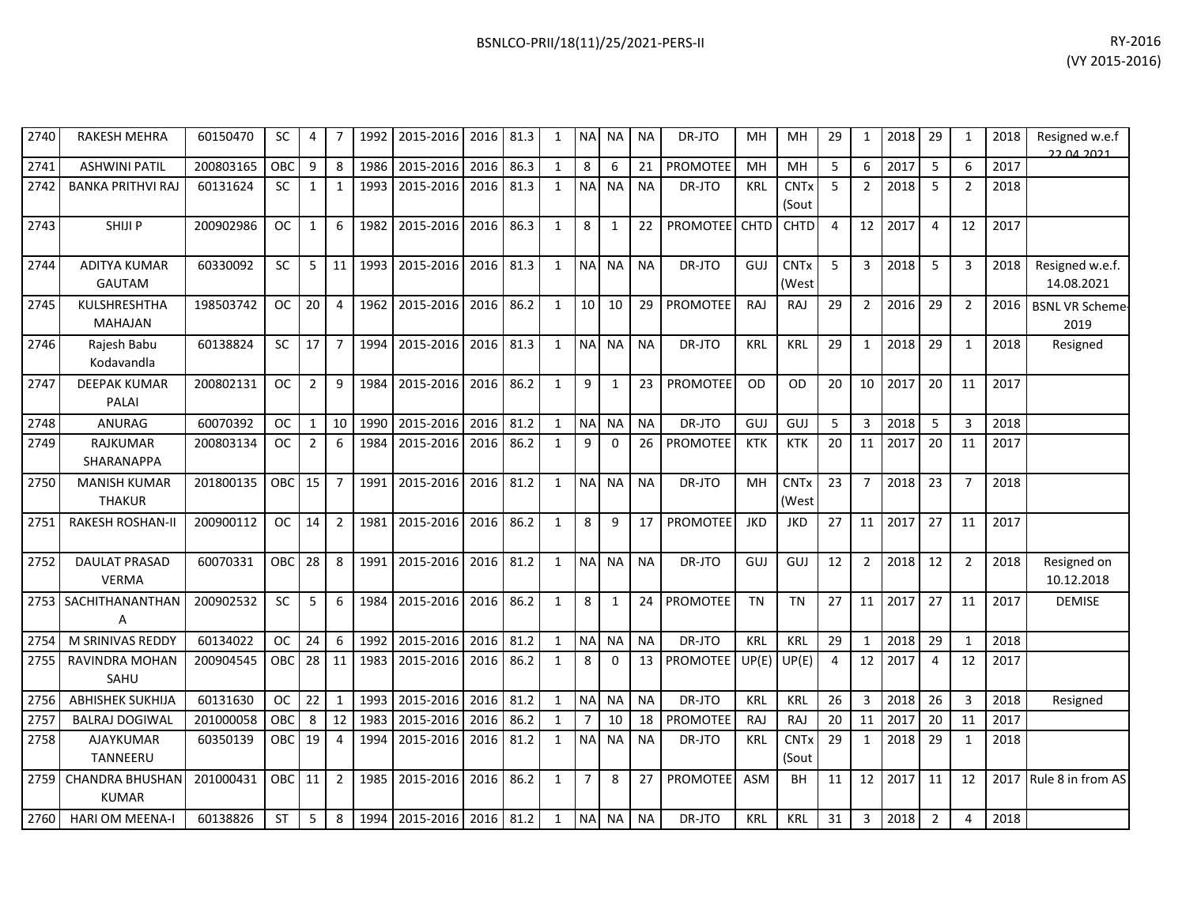| 2740 | RAKESH MEHRA | 60150470 | SC | 4 | 7 | 1992 | 2015-2016 | 2016 | 81.3 | 1 | NA | NA | NA | DR-JTO | MH | MH | 29 | 1 | 2018 | 29 | 1 | 2018 | Resigned w.e.f 22.04.2021 |
|---|---|---|---|---|---|---|---|---|---|---|---|---|---|---|---|---|---|---|---|---|---|---|---|
| 2741 | ASHWINI PATIL | 200803165 | OBC | 9 | 8 | 1986 | 2015-2016 | 2016 | 86.3 | 1 | 8 | 6 | 21 | PROMOTEE | MH | MH | 5 | 6 | 2017 | 5 | 6 | 2017 | |
| 2742 | BANKA PRITHVI RAJ | 60131624 | SC | 1 | 1 | 1993 | 2015-2016 | 2016 | 81.3 | 1 | NA | NA | NA | DR-JTO | KRL | CNTx (Sout | 5 | 2 | 2018 | 5 | 2 | 2018 | |
| 2743 | SHIJI P | 200902986 | OC | 1 | 6 | 1982 | 2015-2016 | 2016 | 86.3 | 1 | 8 | 1 | 22 | PROMOTEE | CHTD | CHTD | 4 | 12 | 2017 | 4 | 12 | 2017 | |
| 2744 | ADITYA KUMAR GAUTAM | 60330092 | SC | 5 | 11 | 1993 | 2015-2016 | 2016 | 81.3 | 1 | NA | NA | NA | DR-JTO | GUJ | CNTx (West | 5 | 3 | 2018 | 5 | 3 | 2018 | Resigned w.e.f. 14.08.2021 |
| 2745 | KULSHRESHTHA MAHAJAN | 198503742 | OC | 20 | 4 | 1962 | 2015-2016 | 2016 | 86.2 | 1 | 10 | 10 | 29 | PROMOTEE | RAJ | RAJ | 29 | 2 | 2016 | 29 | 2 | 2016 | BSNL VR Scheme-2019 |
| 2746 | Rajesh Babu Kodavandla | 60138824 | SC | 17 | 7 | 1994 | 2015-2016 | 2016 | 81.3 | 1 | NA | NA | NA | DR-JTO | KRL | KRL | 29 | 1 | 2018 | 29 | 1 | 2018 | Resigned |
| 2747 | DEEPAK KUMAR PALAI | 200802131 | OC | 2 | 9 | 1984 | 2015-2016 | 2016 | 86.2 | 1 | 9 | 1 | 23 | PROMOTEE | OD | OD | 20 | 10 | 2017 | 20 | 11 | 2017 | |
| 2748 | ANURAG | 60070392 | OC | 1 | 10 | 1990 | 2015-2016 | 2016 | 81.2 | 1 | NA | NA | NA | DR-JTO | GUJ | GUJ | 5 | 3 | 2018 | 5 | 3 | 2018 | |
| 2749 | RAJKUMAR SHARANAPPA | 200803134 | OC | 2 | 6 | 1984 | 2015-2016 | 2016 | 86.2 | 1 | 9 | 0 | 26 | PROMOTEE | KTK | KTK | 20 | 11 | 2017 | 20 | 11 | 2017 | |
| 2750 | MANISH KUMAR THAKUR | 201800135 | OBC | 15 | 7 | 1991 | 2015-2016 | 2016 | 81.2 | 1 | NA | NA | NA | DR-JTO | MH | CNTx (West | 23 | 7 | 2018 | 23 | 7 | 2018 | |
| 2751 | RAKESH ROSHAN-II | 200900112 | OC | 14 | 2 | 1981 | 2015-2016 | 2016 | 86.2 | 1 | 8 | 9 | 17 | PROMOTEE | JKD | JKD | 27 | 11 | 2017 | 27 | 11 | 2017 | |
| 2752 | DAULAT PRASAD VERMA | 60070331 | OBC | 28 | 8 | 1991 | 2015-2016 | 2016 | 81.2 | 1 | NA | NA | NA | DR-JTO | GUJ | GUJ | 12 | 2 | 2018 | 12 | 2 | 2018 | Resigned on 10.12.2018 |
| 2753 | SACHITHANANTHAN A | 200902532 | SC | 5 | 6 | 1984 | 2015-2016 | 2016 | 86.2 | 1 | 8 | 1 | 24 | PROMOTEE | TN | TN | 27 | 11 | 2017 | 27 | 11 | 2017 | DEMISE |
| 2754 | M SRINIVAS REDDY | 60134022 | OC | 24 | 6 | 1992 | 2015-2016 | 2016 | 81.2 | 1 | NA | NA | NA | DR-JTO | KRL | KRL | 29 | 1 | 2018 | 29 | 1 | 2018 | |
| 2755 | RAVINDRA MOHAN SAHU | 200904545 | OBC | 28 | 11 | 1983 | 2015-2016 | 2016 | 86.2 | 1 | 8 | 0 | 13 | PROMOTEE | UP(E) | UP(E) | 4 | 12 | 2017 | 4 | 12 | 2017 | |
| 2756 | ABHISHEK SUKHIJA | 60131630 | OC | 22 | 1 | 1993 | 2015-2016 | 2016 | 81.2 | 1 | NA | NA | NA | DR-JTO | KRL | KRL | 26 | 3 | 2018 | 26 | 3 | 2018 | Resigned |
| 2757 | BALRAJ DOGIWAL | 201000058 | OBC | 8 | 12 | 1983 | 2015-2016 | 2016 | 86.2 | 1 | 7 | 10 | 18 | PROMOTEE | RAJ | RAJ | 20 | 11 | 2017 | 20 | 11 | 2017 | |
| 2758 | AJAYKUMAR TANNEERU | 60350139 | OBC | 19 | 4 | 1994 | 2015-2016 | 2016 | 81.2 | 1 | NA | NA | NA | DR-JTO | KRL | CNTx (Sout | 29 | 1 | 2018 | 29 | 1 | 2018 | |
| 2759 | CHANDRA BHUSHAN KUMAR | 201000431 | OBC | 11 | 2 | 1985 | 2015-2016 | 2016 | 86.2 | 1 | 7 | 8 | 27 | PROMOTEE | ASM | BH | 11 | 12 | 2017 | 11 | 12 | 2017 | Rule 8 in from AS |
| 2760 | HARI OM MEENA-I | 60138826 | ST | 5 | 8 | 1994 | 2015-2016 | 2016 | 81.2 | 1 | NA | NA | NA | DR-JTO | KRL | KRL | 31 | 3 | 2018 | 2 | 4 | 2018 | |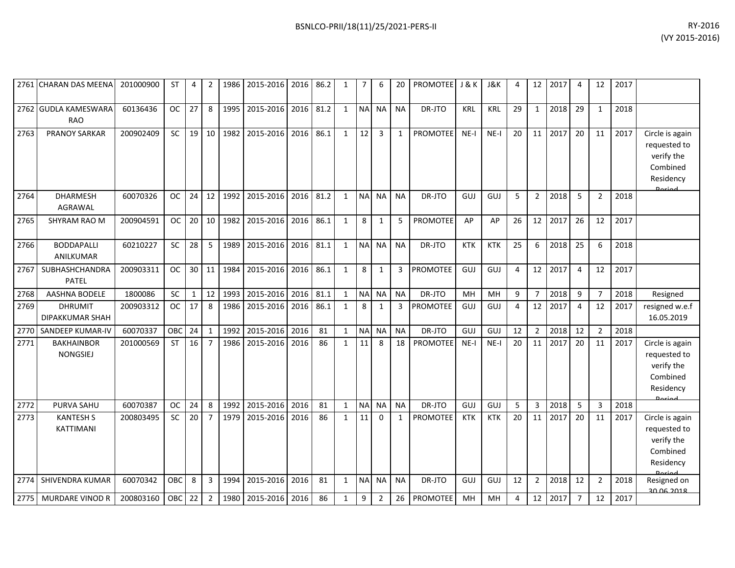| | | | | | | | | | | | | | | | | | | | | | | | | |
|---|---|---|---|---|---|---|---|---|---|---|---|---|---|---|---|---|---|---|---|---|---|---|---|---|
| 2761 | CHARAN DAS MEENA | 201000900 | ST | 4 | 2 | 1986 | 2015-2016 | 2016 | 86.2 | 1 | 7 | 6 | 20 | PROMOTEE | J & K | J&K | 4 | 12 | 2017 | 4 | 12 | 2017 | |
| 2762 | GUDLA KAMESWARA RAO | 60136436 | OC | 27 | 8 | 1995 | 2015-2016 | 2016 | 81.2 | 1 | NA | NA | NA | DR-JTO | KRL | KRL | 29 | 1 | 2018 | 29 | 1 | 2018 | |
| 2763 | PRANOY SARKAR | 200902409 | SC | 19 | 10 | 1982 | 2015-2016 | 2016 | 86.1 | 1 | 12 | 3 | 1 | PROMOTEE | NE-I | NE-I | 20 | 11 | 2017 | 20 | 11 | 2017 | Circle is again requested to verify the Combined Residency Period |
| 2764 | DHARMESH AGRAWAL | 60070326 | OC | 24 | 12 | 1992 | 2015-2016 | 2016 | 81.2 | 1 | NA | NA | NA | DR-JTO | GUJ | GUJ | 5 | 2 | 2018 | 5 | 2 | 2018 | |
| 2765 | SHYRAM RAO M | 200904591 | OC | 20 | 10 | 1982 | 2015-2016 | 2016 | 86.1 | 1 | 8 | 1 | 5 | PROMOTEE | AP | AP | 26 | 12 | 2017 | 26 | 12 | 2017 | |
| 2766 | BODDAPALLI ANILKUMAR | 60210227 | SC | 28 | 5 | 1989 | 2015-2016 | 2016 | 81.1 | 1 | NA | NA | NA | DR-JTO | KTK | KTK | 25 | 6 | 2018 | 25 | 6 | 2018 | |
| 2767 | SUBHASHCHANDRA PATEL | 200903311 | OC | 30 | 11 | 1984 | 2015-2016 | 2016 | 86.1 | 1 | 8 | 1 | 3 | PROMOTEE | GUJ | GUJ | 4 | 12 | 2017 | 4 | 12 | 2017 | |
| 2768 | AASHNA BODELE | 1800086 | SC | 1 | 12 | 1993 | 2015-2016 | 2016 | 81.1 | 1 | NA | NA | NA | DR-JTO | MH | MH | 9 | 7 | 2018 | 9 | 7 | 2018 | Resigned |
| 2769 | DHRUMIT DIPAKKUMAR SHAH | 200903312 | OC | 17 | 8 | 1986 | 2015-2016 | 2016 | 86.1 | 1 | 8 | 1 | 3 | PROMOTEE | GUJ | GUJ | 4 | 12 | 2017 | 4 | 12 | 2017 | resigned w.e.f 16.05.2019 |
| 2770 | SANDEEP KUMAR-IV | 60070337 | OBC | 24 | 1 | 1992 | 2015-2016 | 2016 | 81 | 1 | NA | NA | NA | DR-JTO | GUJ | GUJ | 12 | 2 | 2018 | 12 | 2 | 2018 | |
| 2771 | BAKHAINBOR NONGSIEJ | 201000569 | ST | 16 | 7 | 1986 | 2015-2016 | 2016 | 86 | 1 | 11 | 8 | 18 | PROMOTEE | NE-I | NE-I | 20 | 11 | 2017 | 20 | 11 | 2017 | Circle is again requested to verify the Combined Residency Period |
| 2772 | PURVA SAHU | 60070387 | OC | 24 | 8 | 1992 | 2015-2016 | 2016 | 81 | 1 | NA | NA | NA | DR-JTO | GUJ | GUJ | 5 | 3 | 2018 | 5 | 3 | 2018 | |
| 2773 | KANTESH S KATTIMANI | 200803495 | SC | 20 | 7 | 1979 | 2015-2016 | 2016 | 86 | 1 | 11 | 0 | 1 | PROMOTEE | KTK | KTK | 20 | 11 | 2017 | 20 | 11 | 2017 | Circle is again requested to verify the Combined Residency Period |
| 2774 | SHIVENDRA KUMAR | 60070342 | OBC | 8 | 3 | 1994 | 2015-2016 | 2016 | 81 | 1 | NA | NA | NA | DR-JTO | GUJ | GUJ | 12 | 2 | 2018 | 12 | 2 | 2018 | Resigned on 30.06.2018 |
| 2775 | MURDARE VINOD R | 200803160 | OBC | 22 | 2 | 1980 | 2015-2016 | 2016 | 86 | 1 | 9 | 2 | 26 | PROMOTEE | MH | MH | 4 | 12 | 2017 | 7 | 12 | 2017 | |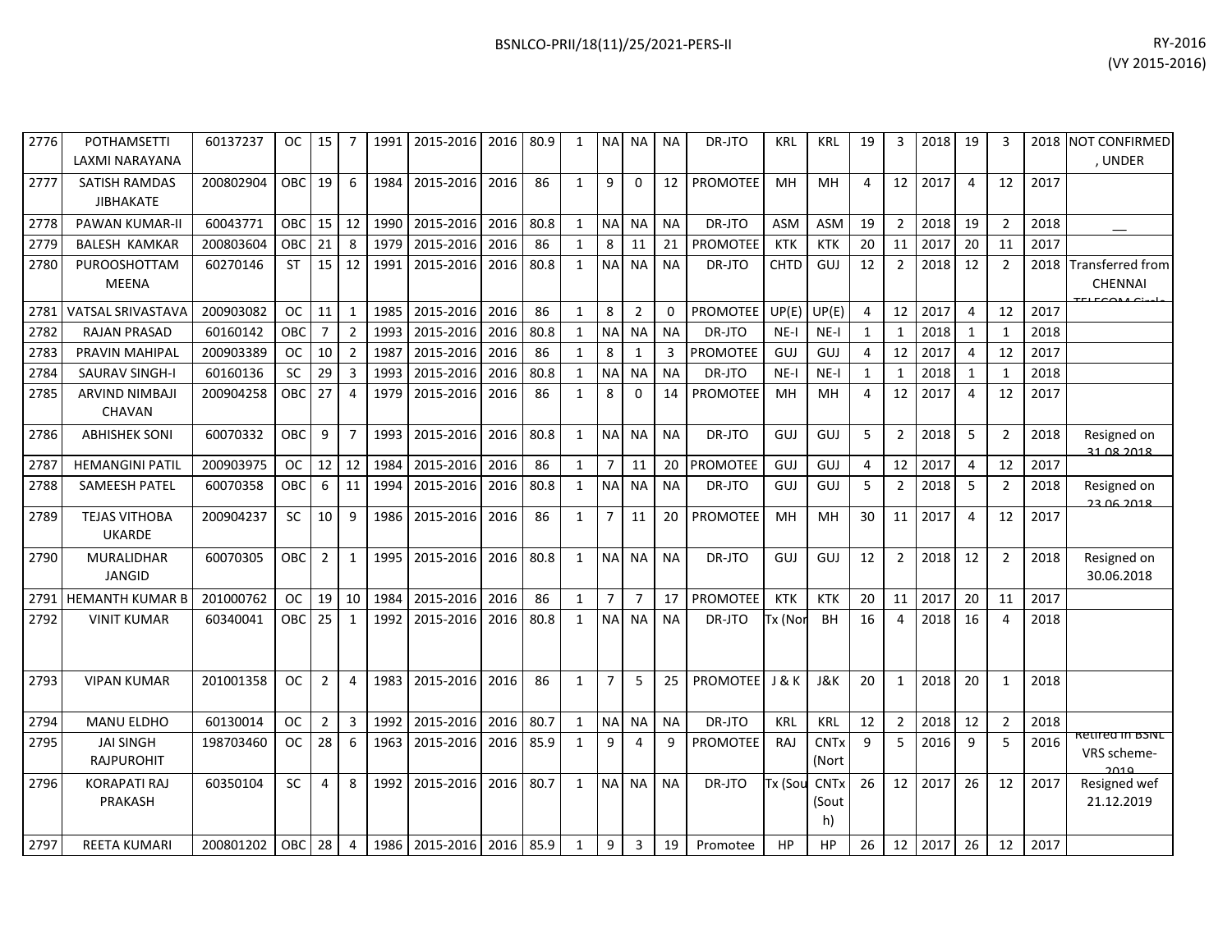| | | | | | | | | | | | | | | | | | | | | | | | | | |
|---|---|---|---|---|---|---|---|---|---|---|---|---|---|---|---|---|---|---|---|---|---|---|---|---|---|
| 2776 | POTHAMSETTI LAXMI NARAYANA | 60137237 | OC | 15 | 7 | 1991 | 2015-2016 | 2016 | 80.9 | 1 | NA | NA | NA | DR-JTO | KRL | KRL | 19 | 3 | 2018 | 19 | 3 | 2018 | NOT CONFIRMED, UNDER |
| 2777 | SATISH RAMDAS JIBHAKATE | 200802904 | OBC | 19 | 6 | 1984 | 2015-2016 | 2016 | 86 | 1 | 9 | 0 | 12 | PROMOTEE | MH | MH | 4 | 12 | 2017 | 4 | 12 | 2017 | |
| 2778 | PAWAN KUMAR-II | 60043771 | OBC | 15 | 12 | 1990 | 2015-2016 | 2016 | 80.8 | 1 | NA | NA | NA | DR-JTO | ASM | ASM | 19 | 2 | 2018 | 19 | 2 | 2018 | __ |
| 2779 | BALESH KAMKAR | 200803604 | OBC | 21 | 8 | 1979 | 2015-2016 | 2016 | 86 | 1 | 8 | 11 | 21 | PROMOTEE | KTK | KTK | 20 | 11 | 2017 | 20 | 11 | 2017 | |
| 2780 | PUROOSHOTTAM MEENA | 60270146 | ST | 15 | 12 | 1991 | 2015-2016 | 2016 | 80.8 | 1 | NA | NA | NA | DR-JTO | CHTD | GUJ | 12 | 2 | 2018 | 12 | 2 | 2018 | Transferred from CHENNAI TELECOM Circle |
| 2781 | VATSAL SRIVASTAVA | 200903082 | OC | 11 | 1 | 1985 | 2015-2016 | 2016 | 86 | 1 | 8 | 2 | 0 | PROMOTEE | UP(E) | UP(E) | 4 | 12 | 2017 | 4 | 12 | 2017 | |
| 2782 | RAJAN PRASAD | 60160142 | OBC | 7 | 2 | 1993 | 2015-2016 | 2016 | 80.8 | 1 | NA | NA | NA | DR-JTO | NE-I | NE-I | 1 | 1 | 2018 | 1 | 1 | 2018 | |
| 2783 | PRAVIN MAHIPAL | 200903389 | OC | 10 | 2 | 1987 | 2015-2016 | 2016 | 86 | 1 | 8 | 1 | 3 | PROMOTEE | GUJ | GUJ | 4 | 12 | 2017 | 4 | 12 | 2017 | |
| 2784 | SAURAV SINGH-I | 60160136 | SC | 29 | 3 | 1993 | 2015-2016 | 2016 | 80.8 | 1 | NA | NA | NA | DR-JTO | NE-I | NE-I | 1 | 1 | 2018 | 1 | 1 | 2018 | |
| 2785 | ARVIND NIMBAJI CHAVAN | 200904258 | OBC | 27 | 4 | 1979 | 2015-2016 | 2016 | 86 | 1 | 8 | 0 | 14 | PROMOTEE | MH | MH | 4 | 12 | 2017 | 4 | 12 | 2017 | |
| 2786 | ABHISHEK SONI | 60070332 | OBC | 9 | 7 | 1993 | 2015-2016 | 2016 | 80.8 | 1 | NA | NA | NA | DR-JTO | GUJ | GUJ | 5 | 2 | 2018 | 5 | 2 | 2018 | Resigned on 31.08.2018 |
| 2787 | HEMANGINI PATIL | 200903975 | OC | 12 | 12 | 1984 | 2015-2016 | 2016 | 86 | 1 | 7 | 11 | 20 | PROMOTEE | GUJ | GUJ | 4 | 12 | 2017 | 4 | 12 | 2017 | |
| 2788 | SAMEESH PATEL | 60070358 | OBC | 6 | 11 | 1994 | 2015-2016 | 2016 | 80.8 | 1 | NA | NA | NA | DR-JTO | GUJ | GUJ | 5 | 2 | 2018 | 5 | 2 | 2018 | Resigned on 23.06.2018 |
| 2789 | TEJAS VITHOBA UKARDE | 200904237 | SC | 10 | 9 | 1986 | 2015-2016 | 2016 | 86 | 1 | 7 | 11 | 20 | PROMOTEE | MH | MH | 30 | 11 | 2017 | 4 | 12 | 2017 | |
| 2790 | MURALIDHAR JANGID | 60070305 | OBC | 2 | 1 | 1995 | 2015-2016 | 2016 | 80.8 | 1 | NA | NA | NA | DR-JTO | GUJ | GUJ | 12 | 2 | 2018 | 12 | 2 | 2018 | Resigned on 30.06.2018 |
| 2791 | HEMANTH KUMAR B | 201000762 | OC | 19 | 10 | 1984 | 2015-2016 | 2016 | 86 | 1 | 7 | 7 | 17 | PROMOTEE | KTK | KTK | 20 | 11 | 2017 | 20 | 11 | 2017 | |
| 2792 | VINIT KUMAR | 60340041 | OBC | 25 | 1 | 1992 | 2015-2016 | 2016 | 80.8 | 1 | NA | NA | NA | DR-JTO | Tx (Nor | BH | 16 | 4 | 2018 | 16 | 4 | 2018 | |
| 2793 | VIPAN KUMAR | 201001358 | OC | 2 | 4 | 1983 | 2015-2016 | 2016 | 86 | 1 | 7 | 5 | 25 | PROMOTEE | J & K | J&K | 20 | 1 | 2018 | 20 | 1 | 2018 | |
| 2794 | MANU ELDHO | 60130014 | OC | 2 | 3 | 1992 | 2015-2016 | 2016 | 80.7 | 1 | NA | NA | NA | DR-JTO | KRL | KRL | 12 | 2 | 2018 | 12 | 2 | 2018 | |
| 2795 | JAI SINGH RAJPUROHIT | 198703460 | OC | 28 | 6 | 1963 | 2015-2016 | 2016 | 85.9 | 1 | 9 | 4 | 9 | PROMOTEE | RAJ | CNTx (Nort | 9 | 5 | 2016 | 9 | 5 | 2016 | Retired in BSNL VRS scheme-2019 |
| 2796 | KORAPATI RAJ PRAKASH | 60350104 | SC | 4 | 8 | 1992 | 2015-2016 | 2016 | 80.7 | 1 | NA | NA | NA | DR-JTO | Tx (Sou | CNTx (South) | 26 | 12 | 2017 | 26 | 12 | 2017 | Resigned wef 21.12.2019 |
| 2797 | REETA KUMARI | 200801202 | OBC | 28 | 4 | 1986 | 2015-2016 | 2016 | 85.9 | 1 | 9 | 3 | 19 | Promotee | HP | HP | 26 | 12 | 2017 | 26 | 12 | 2017 | |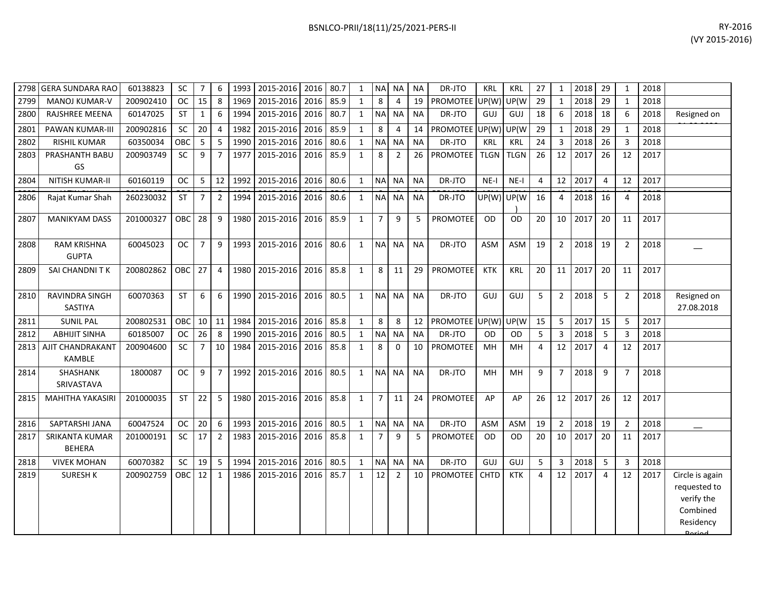BSNLCO-PRII/18(11)/25/2021-PERS-II

RY-2016
(VY 2015-2016)

| | | | | | | | | | | | | | | | | | | | | | | | |
|---|---|---|---|---|---|---|---|---|---|---|---|---|---|---|---|---|---|---|---|---|---|---|---|
| 2798 | GERA SUNDARA RAO | 60138823 | SC | 7 | 6 | 1993 | 2015-2016 | 2016 | 80.7 | 1 | NA | NA | NA | DR-JTO | KRL | KRL | 27 | 1 | 2018 | 29 | 1 | 2018 | |
| 2799 | MANOJ KUMAR-V | 200902410 | OC | 15 | 8 | 1969 | 2015-2016 | 2016 | 85.9 | 1 | 8 | 4 | 19 | PROMOTEE | UP(W) | UP(W | 29 | 1 | 2018 | 29 | 1 | 2018 | |
| 2800 | RAJSHREE MEENA | 60147025 | ST | 1 | 6 | 1994 | 2015-2016 | 2016 | 80.7 | 1 | NA | NA | NA | DR-JTO | GUJ | GUJ | 18 | 6 | 2018 | 18 | 6 | 2018 | Resigned on |
| 2801 | PAWAN KUMAR-III | 200902816 | SC | 20 | 4 | 1982 | 2015-2016 | 2016 | 85.9 | 1 | 8 | 4 | 14 | PROMOTEE | UP(W) | UP(W | 29 | 1 | 2018 | 29 | 1 | 2018 | |
| 2802 | RISHIL KUMAR | 60350034 | OBC | 5 | 5 | 1990 | 2015-2016 | 2016 | 80.6 | 1 | NA | NA | NA | DR-JTO | KRL | KRL | 24 | 3 | 2018 | 26 | 3 | 2018 | |
| 2803 | PRASHANTH BABU GS | 200903749 | SC | 9 | 7 | 1977 | 2015-2016 | 2016 | 85.9 | 1 | 8 | 2 | 26 | PROMOTEE | TLGN | TLGN | 26 | 12 | 2017 | 26 | 12 | 2017 | |
| 2804 | NITISH KUMAR-II | 60160119 | OC | 5 | 12 | 1992 | 2015-2016 | 2016 | 80.6 | 1 | NA | NA | NA | DR-JTO | NE-I | NE-I | 4 | 12 | 2017 | 4 | 12 | 2017 | |
| 2806 | Rajat Kumar Shah | 260230032 | ST | 7 | 2 | 1994 | 2015-2016 | 2016 | 80.6 | 1 | NA | NA | NA | DR-JTO | UP(W) | UP(W) | 16 | 4 | 2018 | 16 | 4 | 2018 | |
| 2807 | MANIKYAM DASS | 201000327 | OBC | 28 | 9 | 1980 | 2015-2016 | 2016 | 85.9 | 1 | 7 | 9 | 5 | PROMOTEE | OD | OD | 20 | 10 | 2017 | 20 | 11 | 2017 | |
| 2808 | RAM KRISHNA GUPTA | 60045023 | OC | 7 | 9 | 1993 | 2015-2016 | 2016 | 80.6 | 1 | NA | NA | NA | DR-JTO | ASM | ASM | 19 | 2 | 2018 | 19 | 2 | 2018 | __ |
| 2809 | SAI CHANDNI T K | 200802862 | OBC | 27 | 4 | 1980 | 2015-2016 | 2016 | 85.8 | 1 | 8 | 11 | 29 | PROMOTEE | KTK | KRL | 20 | 11 | 2017 | 20 | 11 | 2017 | |
| 2810 | RAVINDRA SINGH SASTIYA | 60070363 | ST | 6 | 6 | 1990 | 2015-2016 | 2016 | 80.5 | 1 | NA | NA | NA | DR-JTO | GUJ | GUJ | 5 | 2 | 2018 | 5 | 2 | 2018 | Resigned on 27.08.2018 |
| 2811 | SUNIL PAL | 200802531 | OBC | 10 | 11 | 1984 | 2015-2016 | 2016 | 85.8 | 1 | 8 | 8 | 12 | PROMOTEE | UP(W) | UP(W | 15 | 5 | 2017 | 15 | 5 | 2017 | |
| 2812 | ABHIJIT SINHA | 60185007 | OC | 26 | 8 | 1990 | 2015-2016 | 2016 | 80.5 | 1 | NA | NA | NA | DR-JTO | OD | OD | 5 | 3 | 2018 | 5 | 3 | 2018 | |
| 2813 | AJIT CHANDRAKANT KAMBLE | 200904600 | SC | 7 | 10 | 1984 | 2015-2016 | 2016 | 85.8 | 1 | 8 | 0 | 10 | PROMOTEE | MH | MH | 4 | 12 | 2017 | 4 | 12 | 2017 | |
| 2814 | SHASHANK SRIVASTAVA | 1800087 | OC | 9 | 7 | 1992 | 2015-2016 | 2016 | 80.5 | 1 | NA | NA | NA | DR-JTO | MH | MH | 9 | 7 | 2018 | 9 | 7 | 2018 | |
| 2815 | MAHITHA YAKASIRI | 201000035 | ST | 22 | 5 | 1980 | 2015-2016 | 2016 | 85.8 | 1 | 7 | 11 | 24 | PROMOTEE | AP | AP | 26 | 12 | 2017 | 26 | 12 | 2017 | |
| 2816 | SAPTARSHI JANA | 60047524 | OC | 20 | 6 | 1993 | 2015-2016 | 2016 | 80.5 | 1 | NA | NA | NA | DR-JTO | ASM | ASM | 19 | 2 | 2018 | 19 | 2 | 2018 | __ |
| 2817 | SRIKANTA KUMAR BEHERA | 201000191 | SC | 17 | 2 | 1983 | 2015-2016 | 2016 | 85.8 | 1 | 7 | 9 | 5 | PROMOTEE | OD | OD | 20 | 10 | 2017 | 20 | 11 | 2017 | |
| 2818 | VIVEK MOHAN | 60070382 | SC | 19 | 5 | 1994 | 2015-2016 | 2016 | 80.5 | 1 | NA | NA | NA | DR-JTO | GUJ | GUJ | 5 | 3 | 2018 | 5 | 3 | 2018 | |
| 2819 | SURESH K | 200902759 | OBC | 12 | 1 | 1986 | 2015-2016 | 2016 | 85.7 | 1 | 12 | 2 | 10 | PROMOTEE | CHTD | KTK | 4 | 12 | 2017 | 4 | 12 | 2017 | Circle is again requested to verify the Combined Residency Period |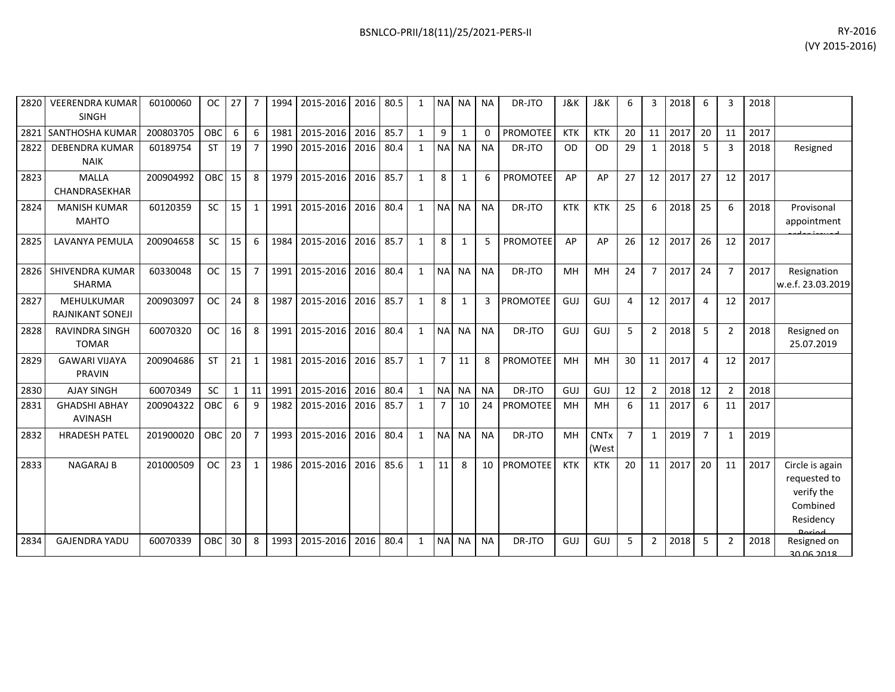| | | | | | | | | | | | | | | | | | | | | | | | | |
|---|---|---|---|---|---|---|---|---|---|---|---|---|---|---|---|---|---|---|---|---|---|---|---|---|
| 2820 | VEERENDRA KUMAR SINGH | 60100060 | OC | 27 | 7 | 1994 | 2015-2016 | 2016 | 80.5 | 1 | NA | NA | NA | DR-JTO | J&K | J&K | 6 | 3 | 2018 | 6 | 3 | 2018 | |
| 2821 | SANTHOSHA KUMAR | 200803705 | OBC | 6 | 6 | 1981 | 2015-2016 | 2016 | 85.7 | 1 | 9 | 1 | 0 | PROMOTEE | KTK | KTK | 20 | 11 | 2017 | 20 | 11 | 2017 | |
| 2822 | DEBENDRA KUMAR NAIK | 60189754 | ST | 19 | 7 | 1990 | 2015-2016 | 2016 | 80.4 | 1 | NA | NA | NA | DR-JTO | OD | OD | 29 | 1 | 2018 | 5 | 3 | 2018 | Resigned |
| 2823 | MALLA CHANDRASEKHAR | 200904992 | OBC | 15 | 8 | 1979 | 2015-2016 | 2016 | 85.7 | 1 | 8 | 1 | 6 | PROMOTEE | AP | AP | 27 | 12 | 2017 | 27 | 12 | 2017 | |
| 2824 | MANISH KUMAR MAHTO | 60120359 | SC | 15 | 1 | 1991 | 2015-2016 | 2016 | 80.4 | 1 | NA | NA | NA | DR-JTO | KTK | KTK | 25 | 6 | 2018 | 25 | 6 | 2018 | Provisonal appointment order issued |
| 2825 | LAVANYA PEMULA | 200904658 | SC | 15 | 6 | 1984 | 2015-2016 | 2016 | 85.7 | 1 | 8 | 1 | 5 | PROMOTEE | AP | AP | 26 | 12 | 2017 | 26 | 12 | 2017 | |
| 2826 | SHIVENDRA KUMAR SHARMA | 60330048 | OC | 15 | 7 | 1991 | 2015-2016 | 2016 | 80.4 | 1 | NA | NA | NA | DR-JTO | MH | MH | 24 | 7 | 2017 | 24 | 7 | 2017 | Resignation w.e.f. 23.03.2019 |
| 2827 | MEHULKUMAR RAJNIKANT SONEJI | 200903097 | OC | 24 | 8 | 1987 | 2015-2016 | 2016 | 85.7 | 1 | 8 | 1 | 3 | PROMOTEE | GUJ | GUJ | 4 | 12 | 2017 | 4 | 12 | 2017 | |
| 2828 | RAVINDRA SINGH TOMAR | 60070320 | OC | 16 | 8 | 1991 | 2015-2016 | 2016 | 80.4 | 1 | NA | NA | NA | DR-JTO | GUJ | GUJ | 5 | 2 | 2018 | 5 | 2 | 2018 | Resigned on 25.07.2019 |
| 2829 | GAWARI VIJAYA PRAVIN | 200904686 | ST | 21 | 1 | 1981 | 2015-2016 | 2016 | 85.7 | 1 | 7 | 11 | 8 | PROMOTEE | MH | MH | 30 | 11 | 2017 | 4 | 12 | 2017 | |
| 2830 | AJAY SINGH | 60070349 | SC | 1 | 11 | 1991 | 2015-2016 | 2016 | 80.4 | 1 | NA | NA | NA | DR-JTO | GUJ | GUJ | 12 | 2 | 2018 | 12 | 2 | 2018 | |
| 2831 | GHADSHI ABHAY AVINASH | 200904322 | OBC | 6 | 9 | 1982 | 2015-2016 | 2016 | 85.7 | 1 | 7 | 10 | 24 | PROMOTEE | MH | MH | 6 | 11 | 2017 | 6 | 11 | 2017 | |
| 2832 | HRADESH PATEL | 201900020 | OBC | 20 | 7 | 1993 | 2015-2016 | 2016 | 80.4 | 1 | NA | NA | NA | DR-JTO | MH | CNTx (West | 7 | 1 | 2019 | 7 | 1 | 2019 | |
| 2833 | NAGARAJ B | 201000509 | OC | 23 | 1 | 1986 | 2015-2016 | 2016 | 85.6 | 1 | 11 | 8 | 10 | PROMOTEE | KTK | KTK | 20 | 11 | 2017 | 20 | 11 | 2017 | Circle is again requested to verify the Combined Residency Period |
| 2834 | GAJENDRA YADU | 60070339 | OBC | 30 | 8 | 1993 | 2015-2016 | 2016 | 80.4 | 1 | NA | NA | NA | DR-JTO | GUJ | GUJ | 5 | 2 | 2018 | 5 | 2 | 2018 | Resigned on 30.06.2018 |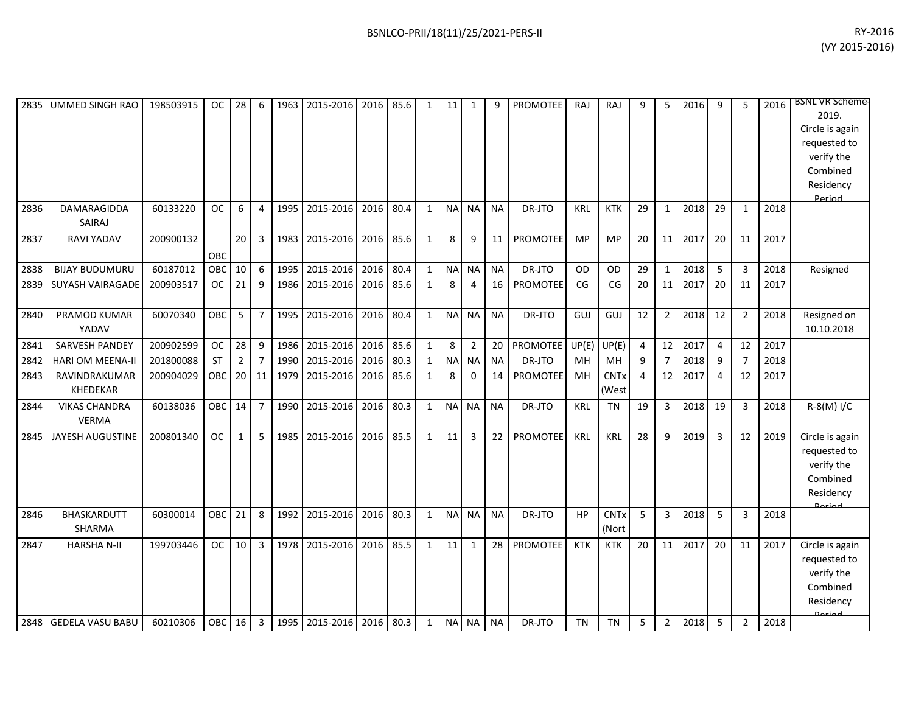| | | | | | | | | | | | | | | | | | | | | | | | | |
|---|---|---|---|---|---|---|---|---|---|---|---|---|---|---|---|---|---|---|---|---|---|---|---|---|
| 2835 | UMMED SINGH RAO | 198503915 | OC | 28 | 6 | 1963 | 2015-2016 | 2016 | 85.6 | 1 | 11 | 1 | 9 | PROMOTEE | RAJ | RAJ | 9 | 5 | 2016 | 9 | 5 | 2016 | BSNL VR Scheme-2019. Circle is again requested to verify the Combined Residency Period. |
| 2836 | DAMARAGIDDA SAIRAJ | 60133220 | OC | 6 | 4 | 1995 | 2015-2016 | 2016 | 80.4 | 1 | NA | NA | NA | DR-JTO | KRL | KTK | 29 | 1 | 2018 | 29 | 1 | 2018 | |
| 2837 | RAVI YADAV | 200900132 | OBC | 20 | 3 | 1983 | 2015-2016 | 2016 | 85.6 | 1 | 8 | 9 | 11 | PROMOTEE | MP | MP | 20 | 11 | 2017 | 20 | 11 | 2017 | |
| 2838 | BIJAY BUDUMURU | 60187012 | OBC | 10 | 6 | 1995 | 2015-2016 | 2016 | 80.4 | 1 | NA | NA | NA | DR-JTO | OD | OD | 29 | 1 | 2018 | 5 | 3 | 2018 | Resigned |
| 2839 | SUYASH VAIRAGADE | 200903517 | OC | 21 | 9 | 1986 | 2015-2016 | 2016 | 85.6 | 1 | 8 | 4 | 16 | PROMOTEE | CG | CG | 20 | 11 | 2017 | 20 | 11 | 2017 | |
| 2840 | PRAMOD KUMAR YADAV | 60070340 | OBC | 5 | 7 | 1995 | 2015-2016 | 2016 | 80.4 | 1 | NA | NA | NA | DR-JTO | GUJ | GUJ | 12 | 2 | 2018 | 12 | 2 | 2018 | Resigned on 10.10.2018 |
| 2841 | SARVESH PANDEY | 200902599 | OC | 28 | 9 | 1986 | 2015-2016 | 2016 | 85.6 | 1 | 8 | 2 | 20 | PROMOTEE | UP(E) | UP(E) | 4 | 12 | 2017 | 4 | 12 | 2017 | |
| 2842 | HARI OM MEENA-II | 201800088 | ST | 2 | 7 | 1990 | 2015-2016 | 2016 | 80.3 | 1 | NA | NA | NA | DR-JTO | MH | MH | 9 | 7 | 2018 | 9 | 7 | 2018 | |
| 2843 | RAVINDRAKUMAR KHEDEKAR | 200904029 | OBC | 20 | 11 | 1979 | 2015-2016 | 2016 | 85.6 | 1 | 8 | 0 | 14 | PROMOTEE | MH | CNTx (West | 4 | 12 | 2017 | 4 | 12 | 2017 | |
| 2844 | VIKAS CHANDRA VERMA | 60138036 | OBC | 14 | 7 | 1990 | 2015-2016 | 2016 | 80.3 | 1 | NA | NA | NA | DR-JTO | KRL | TN | 19 | 3 | 2018 | 19 | 3 | 2018 | R-8(M) I/C |
| 2845 | JAYESH AUGUSTINE | 200801340 | OC | 1 | 5 | 1985 | 2015-2016 | 2016 | 85.5 | 1 | 11 | 3 | 22 | PROMOTEE | KRL | KRL | 28 | 9 | 2019 | 3 | 12 | 2019 | Circle is again requested to verify the Combined Residency Period |
| 2846 | BHASKARDUTT SHARMA | 60300014 | OBC | 21 | 8 | 1992 | 2015-2016 | 2016 | 80.3 | 1 | NA | NA | NA | DR-JTO | HP | CNTx (Nort | 5 | 3 | 2018 | 5 | 3 | 2018 | |
| 2847 | HARSHA N-II | 199703446 | OC | 10 | 3 | 1978 | 2015-2016 | 2016 | 85.5 | 1 | 11 | 1 | 28 | PROMOTEE | KTK | KTK | 20 | 11 | 2017 | 20 | 11 | 2017 | Circle is again requested to verify the Combined Residency Period |
| 2848 | GEDELA VASU BABU | 60210306 | OBC | 16 | 3 | 1995 | 2015-2016 | 2016 | 80.3 | 1 | NA | NA | NA | DR-JTO | TN | TN | 5 | 2 | 2018 | 5 | 2 | 2018 | |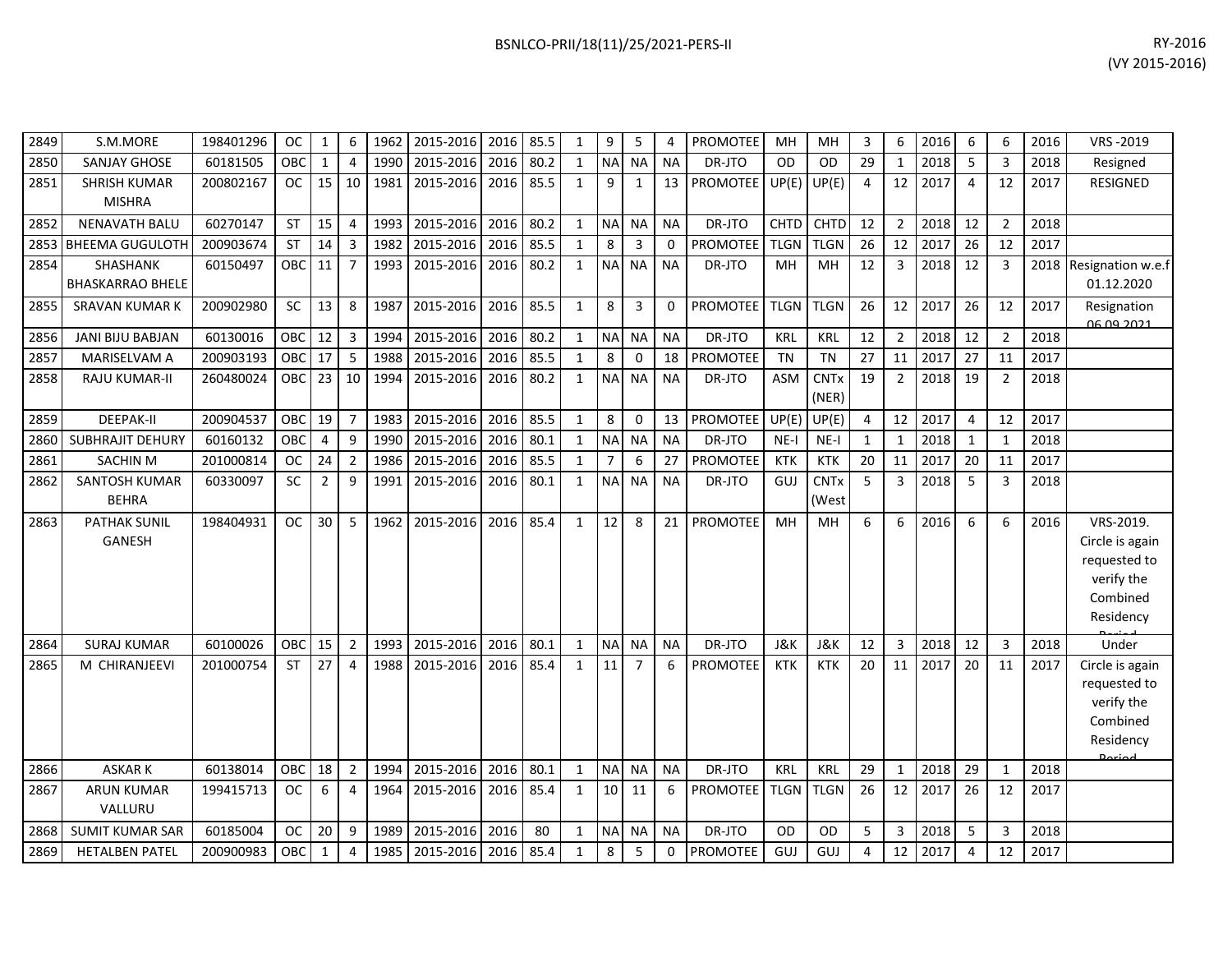| | | | | | | | | | | | | | | | | | | | | | | | | |
|---|---|---|---|---|---|---|---|---|---|---|---|---|---|---|---|---|---|---|---|---|---|---|---|---|
| 2849 | S.M.MORE | 198401296 | OC | 1 | 6 | 1962 | 2015-2016 | 2016 | 85.5 | 1 | 9 | 5 | 4 | PROMOTEE | MH | MH | 3 | 6 | 2016 | 6 | 6 | 2016 | VRS -2019 |
| 2850 | SANJAY GHOSE | 60181505 | OBC | 1 | 4 | 1990 | 2015-2016 | 2016 | 80.2 | 1 | NA | NA | NA | DR-JTO | OD | OD | 29 | 1 | 2018 | 5 | 3 | 2018 | Resigned |
| 2851 | SHRISH KUMAR MISHRA | 200802167 | OC | 15 | 10 | 1981 | 2015-2016 | 2016 | 85.5 | 1 | 9 | 1 | 13 | PROMOTEE | UP(E) | UP(E) | 4 | 12 | 2017 | 4 | 12 | 2017 | RESIGNED |
| 2852 | NENAVATH BALU | 60270147 | ST | 15 | 4 | 1993 | 2015-2016 | 2016 | 80.2 | 1 | NA | NA | NA | DR-JTO | CHTD | CHTD | 12 | 2 | 2018 | 12 | 2 | 2018 | |
| 2853 | BHEEMA GUGULOTH | 200903674 | ST | 14 | 3 | 1982 | 2015-2016 | 2016 | 85.5 | 1 | 8 | 3 | 0 | PROMOTEE | TLGN | TLGN | 26 | 12 | 2017 | 26 | 12 | 2017 | |
| 2854 | SHASHANK BHASKARRAO BHELE | 60150497 | OBC | 11 | 7 | 1993 | 2015-2016 | 2016 | 80.2 | 1 | NA | NA | NA | DR-JTO | MH | MH | 12 | 3 | 2018 | 12 | 3 | 2018 | Resignation w.e.f 01.12.2020 |
| 2855 | SRAVAN KUMAR K | 200902980 | SC | 13 | 8 | 1987 | 2015-2016 | 2016 | 85.5 | 1 | 8 | 3 | 0 | PROMOTEE | TLGN | TLGN | 26 | 12 | 2017 | 26 | 12 | 2017 | Resignation 06.09.2021 |
| 2856 | JANI BIJU BABJAN | 60130016 | OBC | 12 | 3 | 1994 | 2015-2016 | 2016 | 80.2 | 1 | NA | NA | NA | DR-JTO | KRL | KRL | 12 | 2 | 2018 | 12 | 2 | 2018 | |
| 2857 | MARISELVAM A | 200903193 | OBC | 17 | 5 | 1988 | 2015-2016 | 2016 | 85.5 | 1 | 8 | 0 | 18 | PROMOTEE | TN | TN | 27 | 11 | 2017 | 27 | 11 | 2017 | |
| 2858 | RAJU KUMAR-II | 260480024 | OBC | 23 | 10 | 1994 | 2015-2016 | 2016 | 80.2 | 1 | NA | NA | NA | DR-JTO | ASM | CNTx (NER) | 19 | 2 | 2018 | 19 | 2 | 2018 | |
| 2859 | DEEPAK-II | 200904537 | OBC | 19 | 7 | 1983 | 2015-2016 | 2016 | 85.5 | 1 | 8 | 0 | 13 | PROMOTEE | UP(E) | UP(E) | 4 | 12 | 2017 | 4 | 12 | 2017 | |
| 2860 | SUBHRAJIT DEHURY | 60160132 | OBC | 4 | 9 | 1990 | 2015-2016 | 2016 | 80.1 | 1 | NA | NA | NA | DR-JTO | NE-I | NE-I | 1 | 1 | 2018 | 1 | 1 | 2018 | |
| 2861 | SACHIN M | 201000814 | OC | 24 | 2 | 1986 | 2015-2016 | 2016 | 85.5 | 1 | 7 | 6 | 27 | PROMOTEE | KTK | KTK | 20 | 11 | 2017 | 20 | 11 | 2017 | |
| 2862 | SANTOSH KUMAR BEHRA | 60330097 | SC | 2 | 9 | 1991 | 2015-2016 | 2016 | 80.1 | 1 | NA | NA | NA | DR-JTO | GUJ | CNTx (West | 5 | 3 | 2018 | 5 | 3 | 2018 | |
| 2863 | PATHAK SUNIL GANESH | 198404931 | OC | 30 | 5 | 1962 | 2015-2016 | 2016 | 85.4 | 1 | 12 | 8 | 21 | PROMOTEE | MH | MH | 6 | 6 | 2016 | 6 | 6 | 2016 | VRS-2019. Circle is again requested to verify the Combined Residency Period |
| 2864 | SURAJ KUMAR | 60100026 | OBC | 15 | 2 | 1993 | 2015-2016 | 2016 | 80.1 | 1 | NA | NA | NA | DR-JTO | J&K | J&K | 12 | 3 | 2018 | 12 | 3 | 2018 | Under |
| 2865 | M CHIRANJEEVI | 201000754 | ST | 27 | 4 | 1988 | 2015-2016 | 2016 | 85.4 | 1 | 11 | 7 | 6 | PROMOTEE | KTK | KTK | 20 | 11 | 2017 | 20 | 11 | 2017 | Circle is again requested to verify the Combined Residency Period |
| 2866 | ASKAR K | 60138014 | OBC | 18 | 2 | 1994 | 2015-2016 | 2016 | 80.1 | 1 | NA | NA | NA | DR-JTO | KRL | KRL | 29 | 1 | 2018 | 29 | 1 | 2018 | |
| 2867 | ARUN KUMAR VALLURU | 199415713 | OC | 6 | 4 | 1964 | 2015-2016 | 2016 | 85.4 | 1 | 10 | 11 | 6 | PROMOTEE | TLGN | TLGN | 26 | 12 | 2017 | 26 | 12 | 2017 | |
| 2868 | SUMIT KUMAR SAR | 60185004 | OC | 20 | 9 | 1989 | 2015-2016 | 2016 | 80 | 1 | NA | NA | NA | DR-JTO | OD | OD | 5 | 3 | 2018 | 5 | 3 | 2018 | |
| 2869 | HETALBEN PATEL | 200900983 | OBC | 1 | 4 | 1985 | 2015-2016 | 2016 | 85.4 | 1 | 8 | 5 | 0 | PROMOTEE | GUJ | GUJ | 4 | 12 | 2017 | 4 | 12 | 2017 | |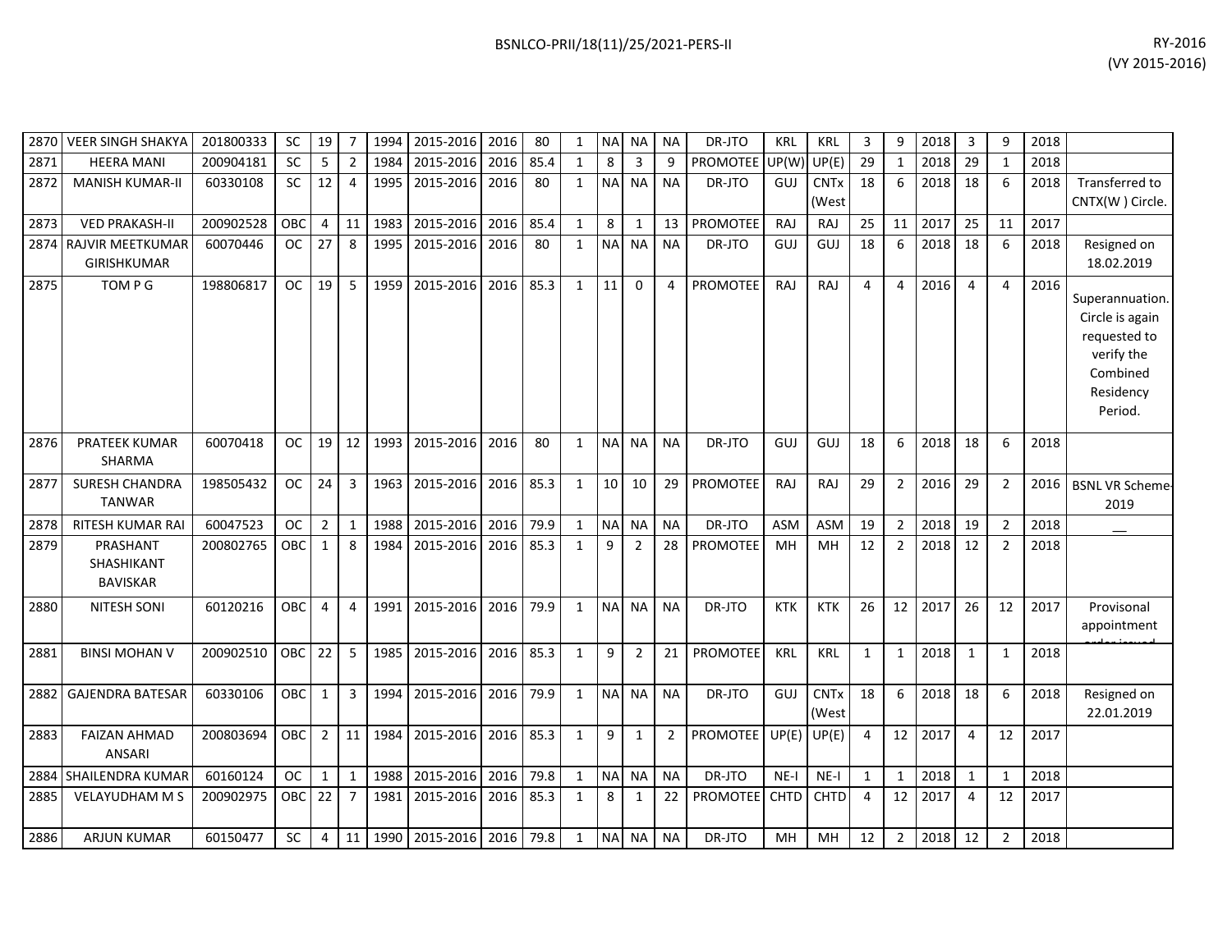| 2870 | VEER SINGH SHAKYA | 201800333 | SC | 19 | 7 | 1994 | 2015-2016 | 2016 | 80 | 1 | NA | NA | NA | DR-JTO | KRL | KRL | 3 | 9 | 2018 | 3 | 9 | 2018 | |
|---|---|---|---|---|---|---|---|---|---|---|---|---|---|---|---|---|---|---|---|---|---|---|---|
| 2871 | HEERA MANI | 200904181 | SC | 5 | 2 | 1984 | 2015-2016 | 2016 | 85.4 | 1 | 8 | 3 | 9 | PROMOTEE | UP(W) | UP(E) | 29 | 1 | 2018 | 29 | 1 | 2018 | |
| 2872 | MANISH KUMAR-II | 60330108 | SC | 12 | 4 | 1995 | 2015-2016 | 2016 | 80 | 1 | NA | NA | NA | DR-JTO | GUJ | CNTx (West | 18 | 6 | 2018 | 18 | 6 | 2018 | Transferred to CNTX(W ) Circle. |
| 2873 | VED PRAKASH-II | 200902528 | OBC | 4 | 11 | 1983 | 2015-2016 | 2016 | 85.4 | 1 | 8 | 1 | 13 | PROMOTEE | RAJ | RAJ | 25 | 11 | 2017 | 25 | 11 | 2017 | |
| 2874 | RAJVIR MEETKUMAR GIRISHKUMAR | 60070446 | OC | 27 | 8 | 1995 | 2015-2016 | 2016 | 80 | 1 | NA | NA | NA | DR-JTO | GUJ | GUJ | 18 | 6 | 2018 | 18 | 6 | 2018 | Resigned on 18.02.2019 |
| 2875 | TOM P G | 198806817 | OC | 19 | 5 | 1959 | 2015-2016 | 2016 | 85.3 | 1 | 11 | 0 | 4 | PROMOTEE | RAJ | RAJ | 4 | 4 | 2016 | 4 | 4 | 2016 | Superannuation. Circle is again requested to verify the Combined Residency Period. |
| 2876 | PRATEEK KUMAR SHARMA | 60070418 | OC | 19 | 12 | 1993 | 2015-2016 | 2016 | 80 | 1 | NA | NA | NA | DR-JTO | GUJ | GUJ | 18 | 6 | 2018 | 18 | 6 | 2018 | |
| 2877 | SURESH CHANDRA TANWAR | 198505432 | OC | 24 | 3 | 1963 | 2015-2016 | 2016 | 85.3 | 1 | 10 | 10 | 29 | PROMOTEE | RAJ | RAJ | 29 | 2 | 2016 | 29 | 2 | 2016 | BSNL VR Scheme-2019 |
| 2878 | RITESH KUMAR RAI | 60047523 | OC | 2 | 1 | 1988 | 2015-2016 | 2016 | 79.9 | 1 | NA | NA | NA | DR-JTO | ASM | ASM | 19 | 2 | 2018 | 19 | 2 | 2018 | __ |
| 2879 | PRASHANT SHASHIKANT BAVISKAR | 200802765 | OBC | 1 | 8 | 1984 | 2015-2016 | 2016 | 85.3 | 1 | 9 | 2 | 28 | PROMOTEE | MH | MH | 12 | 2 | 2018 | 12 | 2 | 2018 | |
| 2880 | NITESH SONI | 60120216 | OBC | 4 | 4 | 1991 | 2015-2016 | 2016 | 79.9 | 1 | NA | NA | NA | DR-JTO | KTK | KTK | 26 | 12 | 2017 | 26 | 12 | 2017 | Provisonal appointment order issued |
| 2881 | BINSI MOHAN V | 200902510 | OBC | 22 | 5 | 1985 | 2015-2016 | 2016 | 85.3 | 1 | 9 | 2 | 21 | PROMOTEE | KRL | KRL | 1 | 1 | 2018 | 1 | 1 | 2018 | |
| 2882 | GAJENDRA BATESAR | 60330106 | OBC | 1 | 3 | 1994 | 2015-2016 | 2016 | 79.9 | 1 | NA | NA | NA | DR-JTO | GUJ | CNTx (West | 18 | 6 | 2018 | 18 | 6 | 2018 | Resigned on 22.01.2019 |
| 2883 | FAIZAN AHMAD ANSARI | 200803694 | OBC | 2 | 11 | 1984 | 2015-2016 | 2016 | 85.3 | 1 | 9 | 1 | 2 | PROMOTEE | UP(E) | UP(E) | 4 | 12 | 2017 | 4 | 12 | 2017 | |
| 2884 | SHAILENDRA KUMAR | 60160124 | OC | 1 | 1 | 1988 | 2015-2016 | 2016 | 79.8 | 1 | NA | NA | NA | DR-JTO | NE-I | NE-I | 1 | 1 | 2018 | 1 | 1 | 2018 | |
| 2885 | VELAYUDHAM M S | 200902975 | OBC | 22 | 7 | 1981 | 2015-2016 | 2016 | 85.3 | 1 | 8 | 1 | 22 | PROMOTEE | CHTD | CHTD | 4 | 12 | 2017 | 4 | 12 | 2017 | |
| 2886 | ARJUN KUMAR | 60150477 | SC | 4 | 11 | 1990 | 2015-2016 | 2016 | 79.8 | 1 | NA | NA | NA | DR-JTO | MH | MH | 12 | 2 | 2018 | 12 | 2 | 2018 | |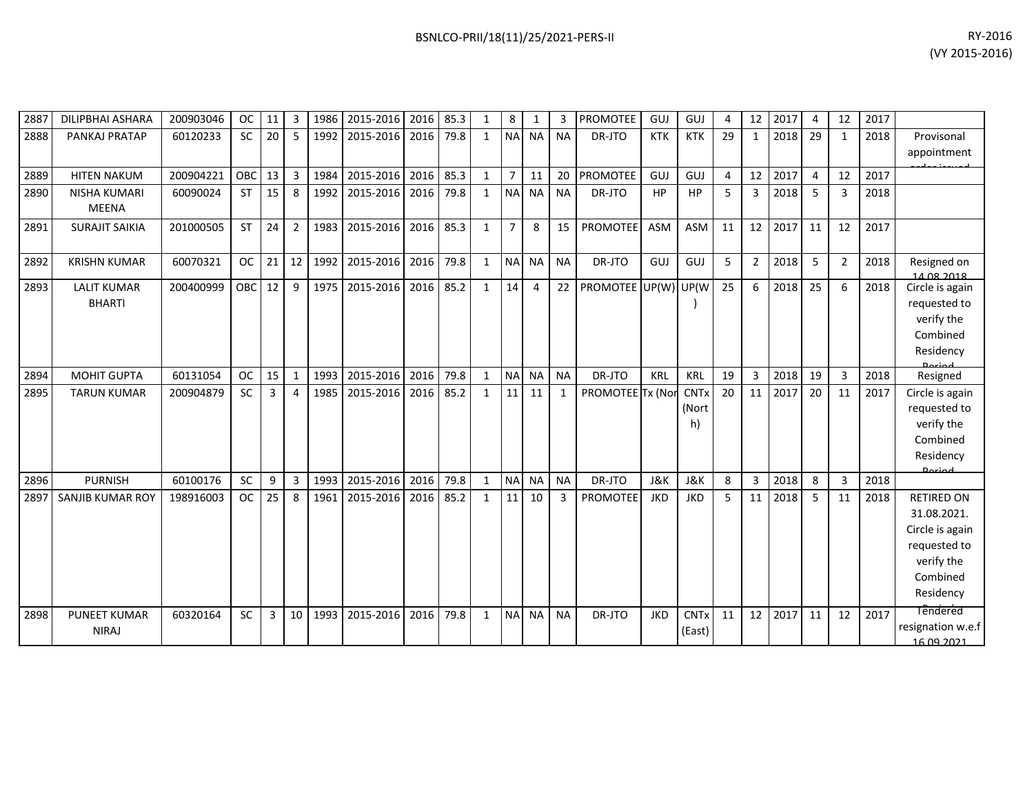| | | | | | | | | | | | | | | | | | | | | | | | |
|---|---|---|---|---|---|---|---|---|---|---|---|---|---|---|---|---|---|---|---|---|---|---|---|
| 2887 | DILIPBHAI ASHARA | 200903046 | OC | 11 | 3 | 1986 | 2015-2016 | 2016 | 85.3 | 1 | 8 | 1 | 3 | PROMOTEE | GUJ | GUJ | 4 | 12 | 2017 | 4 | 12 | 2017 | |
| 2888 | PANKAJ PRATAP | 60120233 | SC | 20 | 5 | 1992 | 2015-2016 | 2016 | 79.8 | 1 | NA | NA | NA | DR-JTO | KTK | KTK | 29 | 1 | 2018 | 29 | 1 | 2018 | Provisonal appointment order issued |
| 2889 | HITEN NAKUM | 200904221 | OBC | 13 | 3 | 1984 | 2015-2016 | 2016 | 85.3 | 1 | 7 | 11 | 20 | PROMOTEE | GUJ | GUJ | 4 | 12 | 2017 | 4 | 12 | 2017 | |
| 2890 | NISHA KUMARI MEENA | 60090024 | ST | 15 | 8 | 1992 | 2015-2016 | 2016 | 79.8 | 1 | NA | NA | NA | DR-JTO | HP | HP | 5 | 3 | 2018 | 5 | 3 | 2018 | |
| 2891 | SURAJIT SAIKIA | 201000505 | ST | 24 | 2 | 1983 | 2015-2016 | 2016 | 85.3 | 1 | 7 | 8 | 15 | PROMOTEE | ASM | ASM | 11 | 12 | 2017 | 11 | 12 | 2017 | |
| 2892 | KRISHN KUMAR | 60070321 | OC | 21 | 12 | 1992 | 2015-2016 | 2016 | 79.8 | 1 | NA | NA | NA | DR-JTO | GUJ | GUJ | 5 | 2 | 2018 | 5 | 2 | 2018 | Resigned on 14.08.2018 |
| 2893 | LALIT KUMAR BHARTI | 200400999 | OBC | 12 | 9 | 1975 | 2015-2016 | 2016 | 85.2 | 1 | 14 | 4 | 22 | PROMOTEE | UP(W) | UP(W) | 25 | 6 | 2018 | 25 | 6 | 2018 | Circle is again requested to verify the Combined Residency Period |
| 2894 | MOHIT GUPTA | 60131054 | OC | 15 | 1 | 1993 | 2015-2016 | 2016 | 79.8 | 1 | NA | NA | NA | DR-JTO | KRL | KRL | 19 | 3 | 2018 | 19 | 3 | 2018 | Resigned |
| 2895 | TARUN KUMAR | 200904879 | SC | 3 | 4 | 1985 | 2015-2016 | 2016 | 85.2 | 1 | 11 | 11 | 1 | PROMOTEE | Tx (Nor | CNTx (North) | 20 | 11 | 2017 | 20 | 11 | 2017 | Circle is again requested to verify the Combined Residency Period |
| 2896 | PURNISH | 60100176 | SC | 9 | 3 | 1993 | 2015-2016 | 2016 | 79.8 | 1 | NA | NA | NA | DR-JTO | J&K | J&K | 8 | 3 | 2018 | 8 | 3 | 2018 | |
| 2897 | SANJIB KUMAR ROY | 198916003 | OC | 25 | 8 | 1961 | 2015-2016 | 2016 | 85.2 | 1 | 11 | 10 | 3 | PROMOTEE | JKD | JKD | 5 | 11 | 2018 | 5 | 11 | 2018 | RETIRED ON 31.08.2021. Circle is again requested to verify the Combined Residency Period |
| 2898 | PUNEET KUMAR NIRAJ | 60320164 | SC | 3 | 10 | 1993 | 2015-2016 | 2016 | 79.8 | 1 | NA | NA | NA | DR-JTO | JKD | CNTx (East) | 11 | 12 | 2017 | 11 | 12 | 2017 | Tendered resignation w.e.f 16.09.2021 |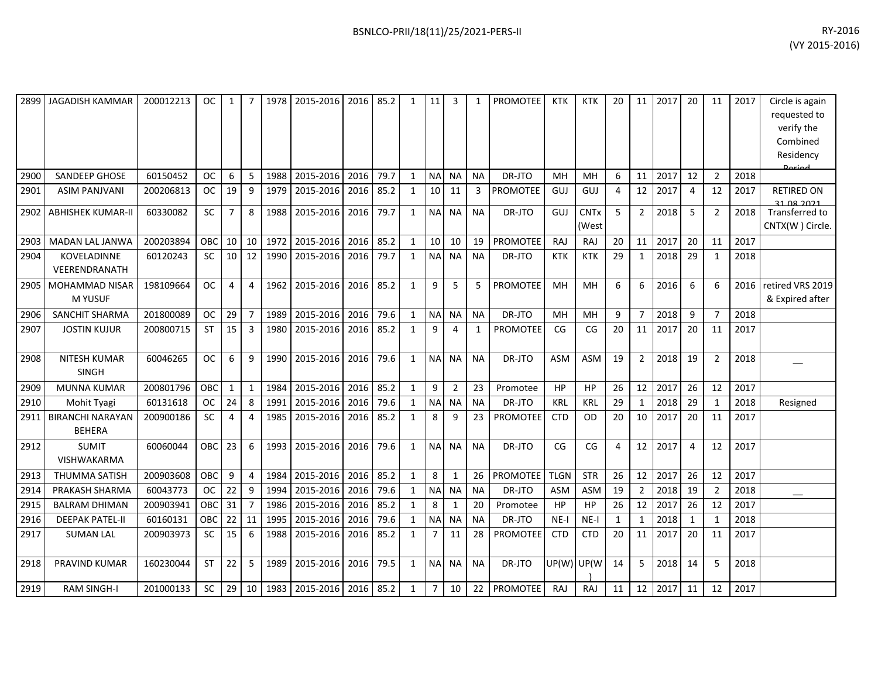| 2899 | JAGADISH KAMMAR | 200012213 | OC | 1 | 7 | 1978 | 2015-2016 | 2016 | 85.2 | 1 | 11 | 3 | 1 | PROMOTEE | KTK | KTK | 20 | 11 | 2017 | 20 | 11 | 2017 | Circle is again requested to verify the Combined Residency Period |
|---|---|---|---|---|---|---|---|---|---|---|---|---|---|---|---|---|---|---|---|---|---|---|---|
| 2900 | SANDEEP GHOSE | 60150452 | OC | 6 | 5 | 1988 | 2015-2016 | 2016 | 79.7 | 1 | NA | NA | NA | DR-JTO | MH | MH | 6 | 11 | 2017 | 12 | 2 | 2018 | |
| 2901 | ASIM PANJVANI | 200206813 | OC | 19 | 9 | 1979 | 2015-2016 | 2016 | 85.2 | 1 | 10 | 11 | 3 | PROMOTEE | GUJ | GUJ | 4 | 12 | 2017 | 4 | 12 | 2017 | RETIRED ON 31.08.2021 |
| 2902 | ABHISHEK KUMAR-II | 60330082 | SC | 7 | 8 | 1988 | 2015-2016 | 2016 | 79.7 | 1 | NA | NA | NA | DR-JTO | GUJ | CNTx (West | 5 | 2 | 2018 | 5 | 2 | 2018 | Transferred to CNTX(W ) Circle. |
| 2903 | MADAN LAL JANWA | 200203894 | OBC | 10 | 10 | 1972 | 2015-2016 | 2016 | 85.2 | 1 | 10 | 10 | 19 | PROMOTEE | RAJ | RAJ | 20 | 11 | 2017 | 20 | 11 | 2017 | |
| 2904 | KOVELADINNE VEERENDRANATH | 60120243 | SC | 10 | 12 | 1990 | 2015-2016 | 2016 | 79.7 | 1 | NA | NA | NA | DR-JTO | KTK | KTK | 29 | 1 | 2018 | 29 | 1 | 2018 | |
| 2905 | MOHAMMAD NISAR M YUSUF | 198109664 | OC | 4 | 4 | 1962 | 2015-2016 | 2016 | 85.2 | 1 | 9 | 5 | 5 | PROMOTEE | MH | MH | 6 | 6 | 2016 | 6 | 6 | 2016 | retired VRS 2019 & Expired after |
| 2906 | SANCHIT SHARMA | 201800089 | OC | 29 | 7 | 1989 | 2015-2016 | 2016 | 79.6 | 1 | NA | NA | NA | DR-JTO | MH | MH | 9 | 7 | 2018 | 9 | 7 | 2018 | |
| 2907 | JOSTIN KUJUR | 200800715 | ST | 15 | 3 | 1980 | 2015-2016 | 2016 | 85.2 | 1 | 9 | 4 | 1 | PROMOTEE | CG | CG | 20 | 11 | 2017 | 20 | 11 | 2017 | |
| 2908 | NITESH KUMAR SINGH | 60046265 | OC | 6 | 9 | 1990 | 2015-2016 | 2016 | 79.6 | 1 | NA | NA | NA | DR-JTO | ASM | ASM | 19 | 2 | 2018 | 19 | 2 | 2018 | __ |
| 2909 | MUNNA KUMAR | 200801796 | OBC | 1 | 1 | 1984 | 2015-2016 | 2016 | 85.2 | 1 | 9 | 2 | 23 | Promotee | HP | HP | 26 | 12 | 2017 | 26 | 12 | 2017 | |
| 2910 | Mohit Tyagi | 60131618 | OC | 24 | 8 | 1991 | 2015-2016 | 2016 | 79.6 | 1 | NA | NA | NA | DR-JTO | KRL | KRL | 29 | 1 | 2018 | 29 | 1 | 2018 | Resigned |
| 2911 | BIRANCHI NARAYAN BEHERA | 200900186 | SC | 4 | 4 | 1985 | 2015-2016 | 2016 | 85.2 | 1 | 8 | 9 | 23 | PROMOTEE | CTD | OD | 20 | 10 | 2017 | 20 | 11 | 2017 | |
| 2912 | SUMIT VISHWAKARMA | 60060044 | OBC | 23 | 6 | 1993 | 2015-2016 | 2016 | 79.6 | 1 | NA | NA | NA | DR-JTO | CG | CG | 4 | 12 | 2017 | 4 | 12 | 2017 | |
| 2913 | THUMMA SATISH | 200903608 | OBC | 9 | 4 | 1984 | 2015-2016 | 2016 | 85.2 | 1 | 8 | 1 | 26 | PROMOTEE | TLGN | STR | 26 | 12 | 2017 | 26 | 12 | 2017 | |
| 2914 | PRAKASH SHARMA | 60043773 | OC | 22 | 9 | 1994 | 2015-2016 | 2016 | 79.6 | 1 | NA | NA | NA | DR-JTO | ASM | ASM | 19 | 2 | 2018 | 19 | 2 | 2018 | __ |
| 2915 | BALRAM DHIMAN | 200903941 | OBC | 31 | 7 | 1986 | 2015-2016 | 2016 | 85.2 | 1 | 8 | 1 | 20 | Promotee | HP | HP | 26 | 12 | 2017 | 26 | 12 | 2017 | |
| 2916 | DEEPAK PATEL-II | 60160131 | OBC | 22 | 11 | 1995 | 2015-2016 | 2016 | 79.6 | 1 | NA | NA | NA | DR-JTO | NE-I | NE-I | 1 | 1 | 2018 | 1 | 1 | 2018 | |
| 2917 | SUMAN LAL | 200903973 | SC | 15 | 6 | 1988 | 2015-2016 | 2016 | 85.2 | 1 | 7 | 11 | 28 | PROMOTEE | CTD | CTD | 20 | 11 | 2017 | 20 | 11 | 2017 | |
| 2918 | PRAVIND KUMAR | 160230044 | ST | 22 | 5 | 1989 | 2015-2016 | 2016 | 79.5 | 1 | NA | NA | NA | DR-JTO | UP(W) | UP(W) | 14 | 5 | 2018 | 14 | 5 | 2018 | |
| 2919 | RAM SINGH-I | 201000133 | SC | 29 | 10 | 1983 | 2015-2016 | 2016 | 85.2 | 1 | 7 | 10 | 22 | PROMOTEE | RAJ | RAJ | 11 | 12 | 2017 | 11 | 12 | 2017 | |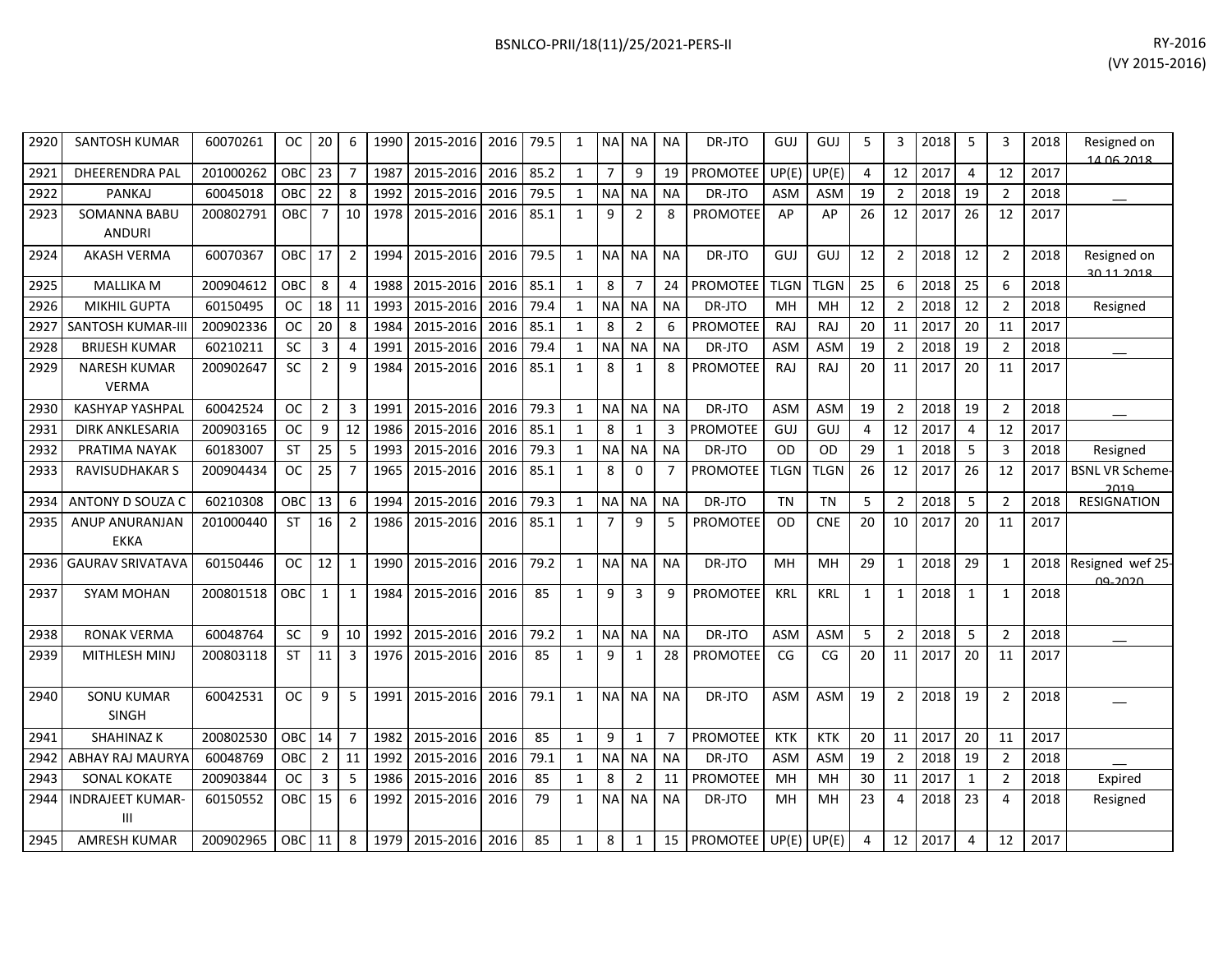| | | | | | | | | | | | | | | | | | | | | | | | | |
|---|---|---|---|---|---|---|---|---|---|---|---|---|---|---|---|---|---|---|---|---|---|---|---|---|
| 2920 | SANTOSH KUMAR | 60070261 | OC | 20 | 6 | 1990 | 2015-2016 | 2016 | 79.5 | 1 | NA | NA | NA | DR-JTO | GUJ | GUJ | 5 | 3 | 2018 | 5 | 3 | 2018 | Resigned on 14.06.2018 |
| 2921 | DHEERENDRA PAL | 201000262 | OBC | 23 | 7 | 1987 | 2015-2016 | 2016 | 85.2 | 1 | 7 | 9 | 19 | PROMOTEE | UP(E) | UP(E) | 4 | 12 | 2017 | 4 | 12 | 2017 | |
| 2922 | PANKAJ | 60045018 | OBC | 22 | 8 | 1992 | 2015-2016 | 2016 | 79.5 | 1 | NA | NA | NA | DR-JTO | ASM | ASM | 19 | 2 | 2018 | 19 | 2 | 2018 | __ |
| 2923 | SOMANNA BABU ANDURI | 200802791 | OBC | 7 | 10 | 1978 | 2015-2016 | 2016 | 85.1 | 1 | 9 | 2 | 8 | PROMOTEE | AP | AP | 26 | 12 | 2017 | 26 | 12 | 2017 | |
| 2924 | AKASH VERMA | 60070367 | OBC | 17 | 2 | 1994 | 2015-2016 | 2016 | 79.5 | 1 | NA | NA | NA | DR-JTO | GUJ | GUJ | 12 | 2 | 2018 | 12 | 2 | 2018 | Resigned on 30.11.2018 |
| 2925 | MALLIKA M | 200904612 | OBC | 8 | 4 | 1988 | 2015-2016 | 2016 | 85.1 | 1 | 8 | 7 | 24 | PROMOTEE | TLGN | TLGN | 25 | 6 | 2018 | 25 | 6 | 2018 | |
| 2926 | MIKHIL GUPTA | 60150495 | OC | 18 | 11 | 1993 | 2015-2016 | 2016 | 79.4 | 1 | NA | NA | NA | DR-JTO | MH | MH | 12 | 2 | 2018 | 12 | 2 | 2018 | Resigned |
| 2927 | SANTOSH KUMAR-III | 200902336 | OC | 20 | 8 | 1984 | 2015-2016 | 2016 | 85.1 | 1 | 8 | 2 | 6 | PROMOTEE | RAJ | RAJ | 20 | 11 | 2017 | 20 | 11 | 2017 | |
| 2928 | BRIJESH KUMAR | 60210211 | SC | 3 | 4 | 1991 | 2015-2016 | 2016 | 79.4 | 1 | NA | NA | NA | DR-JTO | ASM | ASM | 19 | 2 | 2018 | 19 | 2 | 2018 | __ |
| 2929 | NARESH KUMAR VERMA | 200902647 | SC | 2 | 9 | 1984 | 2015-2016 | 2016 | 85.1 | 1 | 8 | 1 | 8 | PROMOTEE | RAJ | RAJ | 20 | 11 | 2017 | 20 | 11 | 2017 | |
| 2930 | KASHYAP YASHPAL | 60042524 | OC | 2 | 3 | 1991 | 2015-2016 | 2016 | 79.3 | 1 | NA | NA | NA | DR-JTO | ASM | ASM | 19 | 2 | 2018 | 19 | 2 | 2018 | __ |
| 2931 | DIRK ANKLESARIA | 200903165 | OC | 9 | 12 | 1986 | 2015-2016 | 2016 | 85.1 | 1 | 8 | 1 | 3 | PROMOTEE | GUJ | GUJ | 4 | 12 | 2017 | 4 | 12 | 2017 | |
| 2932 | PRATIMA NAYAK | 60183007 | ST | 25 | 5 | 1993 | 2015-2016 | 2016 | 79.3 | 1 | NA | NA | NA | DR-JTO | OD | OD | 29 | 1 | 2018 | 5 | 3 | 2018 | Resigned |
| 2933 | RAVISUDHAKAR S | 200904434 | OC | 25 | 7 | 1965 | 2015-2016 | 2016 | 85.1 | 1 | 8 | 0 | 7 | PROMOTEE | TLGN | TLGN | 26 | 12 | 2017 | 26 | 12 | 2017 | BSNL VR Scheme-2019 |
| 2934 | ANTONY D SOUZA C | 60210308 | OBC | 13 | 6 | 1994 | 2015-2016 | 2016 | 79.3 | 1 | NA | NA | NA | DR-JTO | TN | TN | 5 | 2 | 2018 | 5 | 2 | 2018 | RESIGNATION |
| 2935 | ANUP ANURANJAN EKKA | 201000440 | ST | 16 | 2 | 1986 | 2015-2016 | 2016 | 85.1 | 1 | 7 | 9 | 5 | PROMOTEE | OD | CNE | 20 | 10 | 2017 | 20 | 11 | 2017 | |
| 2936 | GAURAV SRIVATAVA | 60150446 | OC | 12 | 1 | 1990 | 2015-2016 | 2016 | 79.2 | 1 | NA | NA | NA | DR-JTO | MH | MH | 29 | 1 | 2018 | 29 | 1 | 2018 | Resigned wef 25-09-2020 |
| 2937 | SYAM MOHAN | 200801518 | OBC | 1 | 1 | 1984 | 2015-2016 | 2016 | 85 | 1 | 9 | 3 | 9 | PROMOTEE | KRL | KRL | 1 | 1 | 2018 | 1 | 1 | 2018 | |
| 2938 | RONAK VERMA | 60048764 | SC | 9 | 10 | 1992 | 2015-2016 | 2016 | 79.2 | 1 | NA | NA | NA | DR-JTO | ASM | ASM | 5 | 2 | 2018 | 5 | 2 | 2018 | __ |
| 2939 | MITHLESH MINJ | 200803118 | ST | 11 | 3 | 1976 | 2015-2016 | 2016 | 85 | 1 | 9 | 1 | 28 | PROMOTEE | CG | CG | 20 | 11 | 2017 | 20 | 11 | 2017 | |
| 2940 | SONU KUMAR SINGH | 60042531 | OC | 9 | 5 | 1991 | 2015-2016 | 2016 | 79.1 | 1 | NA | NA | NA | DR-JTO | ASM | ASM | 19 | 2 | 2018 | 19 | 2 | 2018 | __ |
| 2941 | SHAHINAZ K | 200802530 | OBC | 14 | 7 | 1982 | 2015-2016 | 2016 | 85 | 1 | 9 | 1 | 7 | PROMOTEE | KTK | KTK | 20 | 11 | 2017 | 20 | 11 | 2017 | |
| 2942 | ABHAY RAJ MAURYA | 60048769 | OBC | 2 | 11 | 1992 | 2015-2016 | 2016 | 79.1 | 1 | NA | NA | NA | DR-JTO | ASM | ASM | 19 | 2 | 2018 | 19 | 2 | 2018 | __ |
| 2943 | SONAL KOKATE | 200903844 | OC | 3 | 5 | 1986 | 2015-2016 | 2016 | 85 | 1 | 8 | 2 | 11 | PROMOTEE | MH | MH | 30 | 11 | 2017 | 1 | 2 | 2018 | Expired |
| 2944 | INDRAJEET KUMAR-III | 60150552 | OBC | 15 | 6 | 1992 | 2015-2016 | 2016 | 79 | 1 | NA | NA | NA | DR-JTO | MH | MH | 23 | 4 | 2018 | 23 | 4 | 2018 | Resigned |
| 2945 | AMRESH KUMAR | 200902965 | OBC | 11 | 8 | 1979 | 2015-2016 | 2016 | 85 | 1 | 8 | 1 | 15 | PROMOTEE | UP(E) | UP(E) | 4 | 12 | 2017 | 4 | 12 | 2017 | |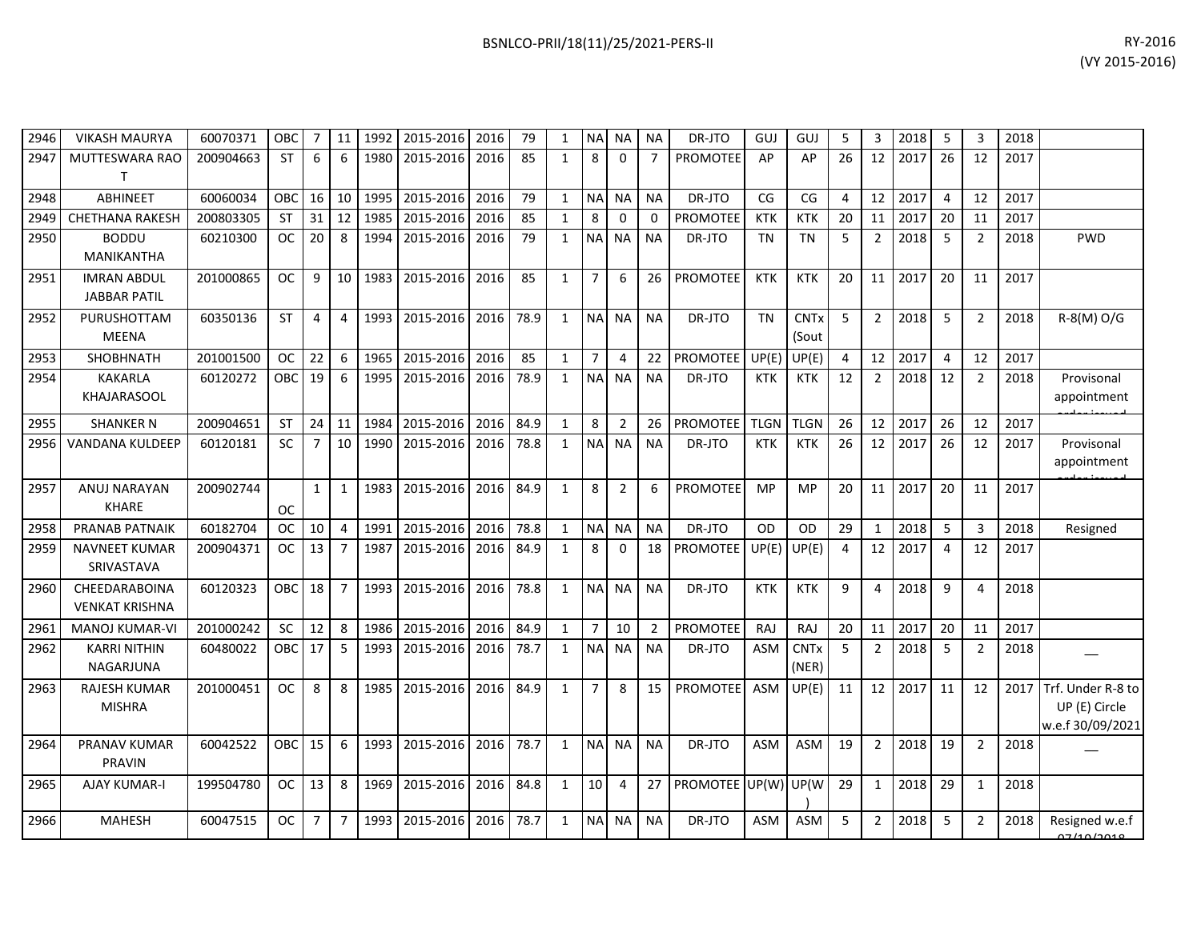| 2946 | VIKASH MAURYA | 60070371 | OBC | 7 | 11 | 1992 | 2015-2016 | 2016 | 79 | 1 | NA | NA | NA | DR-JTO | GUJ | GUJ | 5 | 3 | 2018 | 5 | 3 | 2018 | |
|---|---|---|---|---|---|---|---|---|---|---|---|---|---|---|---|---|---|---|---|---|---|---|---|
| 2947 | MUTTESWARA RAO T | 200904663 | ST | 6 | 6 | 1980 | 2015-2016 | 2016 | 85 | 1 | 8 | 0 | 7 | PROMOTEE | AP | AP | 26 | 12 | 2017 | 26 | 12 | 2017 | |
| 2948 | ABHINEET | 60060034 | OBC | 16 | 10 | 1995 | 2015-2016 | 2016 | 79 | 1 | NA | NA | NA | DR-JTO | CG | CG | 4 | 12 | 2017 | 4 | 12 | 2017 | |
| 2949 | CHETHANA RAKESH | 200803305 | ST | 31 | 12 | 1985 | 2015-2016 | 2016 | 85 | 1 | 8 | 0 | 0 | PROMOTEE | KTK | KTK | 20 | 11 | 2017 | 20 | 11 | 2017 | |
| 2950 | BODDU MANIKANTHA | 60210300 | OC | 20 | 8 | 1994 | 2015-2016 | 2016 | 79 | 1 | NA | NA | NA | DR-JTO | TN | TN | 5 | 2 | 2018 | 5 | 2 | 2018 | PWD |
| 2951 | IMRAN ABDUL JABBAR PATIL | 201000865 | OC | 9 | 10 | 1983 | 2015-2016 | 2016 | 85 | 1 | 7 | 6 | 26 | PROMOTEE | KTK | KTK | 20 | 11 | 2017 | 20 | 11 | 2017 | |
| 2952 | PURUSHOTTAM MEENA | 60350136 | ST | 4 | 4 | 1993 | 2015-2016 | 2016 | 78.9 | 1 | NA | NA | NA | DR-JTO | TN | CNTx (Sout | 5 | 2 | 2018 | 5 | 2 | 2018 | R-8(M) O/G |
| 2953 | SHOBHNATH | 201001500 | OC | 22 | 6 | 1965 | 2015-2016 | 2016 | 85 | 1 | 7 | 4 | 22 | PROMOTEE | UP(E) | UP(E) | 4 | 12 | 2017 | 4 | 12 | 2017 | |
| 2954 | KAKARLA KHAJARASOOL | 60120272 | OBC | 19 | 6 | 1995 | 2015-2016 | 2016 | 78.9 | 1 | NA | NA | NA | DR-JTO | KTK | KTK | 12 | 2 | 2018 | 12 | 2 | 2018 | Provisonal appointment order issued |
| 2955 | SHANKER N | 200904651 | ST | 24 | 11 | 1984 | 2015-2016 | 2016 | 84.9 | 1 | 8 | 2 | 26 | PROMOTEE | TLGN | TLGN | 26 | 12 | 2017 | 26 | 12 | 2017 | |
| 2956 | VANDANA KULDEEP | 60120181 | SC | 7 | 10 | 1990 | 2015-2016 | 2016 | 78.8 | 1 | NA | NA | NA | DR-JTO | KTK | KTK | 26 | 12 | 2017 | 26 | 12 | 2017 | Provisonal appointment order issued |
| 2957 | ANUJ NARAYAN KHARE | 200902744 | OC | 1 | 1 | 1983 | 2015-2016 | 2016 | 84.9 | 1 | 8 | 2 | 6 | PROMOTEE | MP | MP | 20 | 11 | 2017 | 20 | 11 | 2017 | |
| 2958 | PRANAB PATNAIK | 60182704 | OC | 10 | 4 | 1991 | 2015-2016 | 2016 | 78.8 | 1 | NA | NA | NA | DR-JTO | OD | OD | 29 | 1 | 2018 | 5 | 3 | 2018 | Resigned |
| 2959 | NAVNEET KUMAR SRIVASTAVA | 200904371 | OC | 13 | 7 | 1987 | 2015-2016 | 2016 | 84.9 | 1 | 8 | 0 | 18 | PROMOTEE | UP(E) | UP(E) | 4 | 12 | 2017 | 4 | 12 | 2017 | |
| 2960 | CHEEDARABOINA VENKAT KRISHNA | 60120323 | OBC | 18 | 7 | 1993 | 2015-2016 | 2016 | 78.8 | 1 | NA | NA | NA | DR-JTO | KTK | KTK | 9 | 4 | 2018 | 9 | 4 | 2018 | |
| 2961 | MANOJ KUMAR-VI | 201000242 | SC | 12 | 8 | 1986 | 2015-2016 | 2016 | 84.9 | 1 | 7 | 10 | 2 | PROMOTEE | RAJ | RAJ | 20 | 11 | 2017 | 20 | 11 | 2017 | |
| 2962 | KARRI NITHIN NAGARJUNA | 60480022 | OBC | 17 | 5 | 1993 | 2015-2016 | 2016 | 78.7 | 1 | NA | NA | NA | DR-JTO | ASM | CNTx (NER) | 5 | 2 | 2018 | 5 | 2 | 2018 | __ |
| 2963 | RAJESH KUMAR MISHRA | 201000451 | OC | 8 | 8 | 1985 | 2015-2016 | 2016 | 84.9 | 1 | 7 | 8 | 15 | PROMOTEE | ASM | UP(E) | 11 | 12 | 2017 | 11 | 12 | 2017 | Trf. Under R-8 to UP (E) Circle w.e.f 30/09/2021 |
| 2964 | PRANAV KUMAR PRAVIN | 60042522 | OBC | 15 | 6 | 1993 | 2015-2016 | 2016 | 78.7 | 1 | NA | NA | NA | DR-JTO | ASM | ASM | 19 | 2 | 2018 | 19 | 2 | 2018 | __ |
| 2965 | AJAY KUMAR-I | 199504780 | OC | 13 | 8 | 1969 | 2015-2016 | 2016 | 84.8 | 1 | 10 | 4 | 27 | PROMOTEE | UP(W) | UP(W) | 29 | 1 | 2018 | 29 | 1 | 2018 | |
| 2966 | MAHESH | 60047515 | OC | 7 | 7 | 1993 | 2015-2016 | 2016 | 78.7 | 1 | NA | NA | NA | DR-JTO | ASM | ASM | 5 | 2 | 2018 | 5 | 2 | 2018 | Resigned w.e.f 07/10/2018 |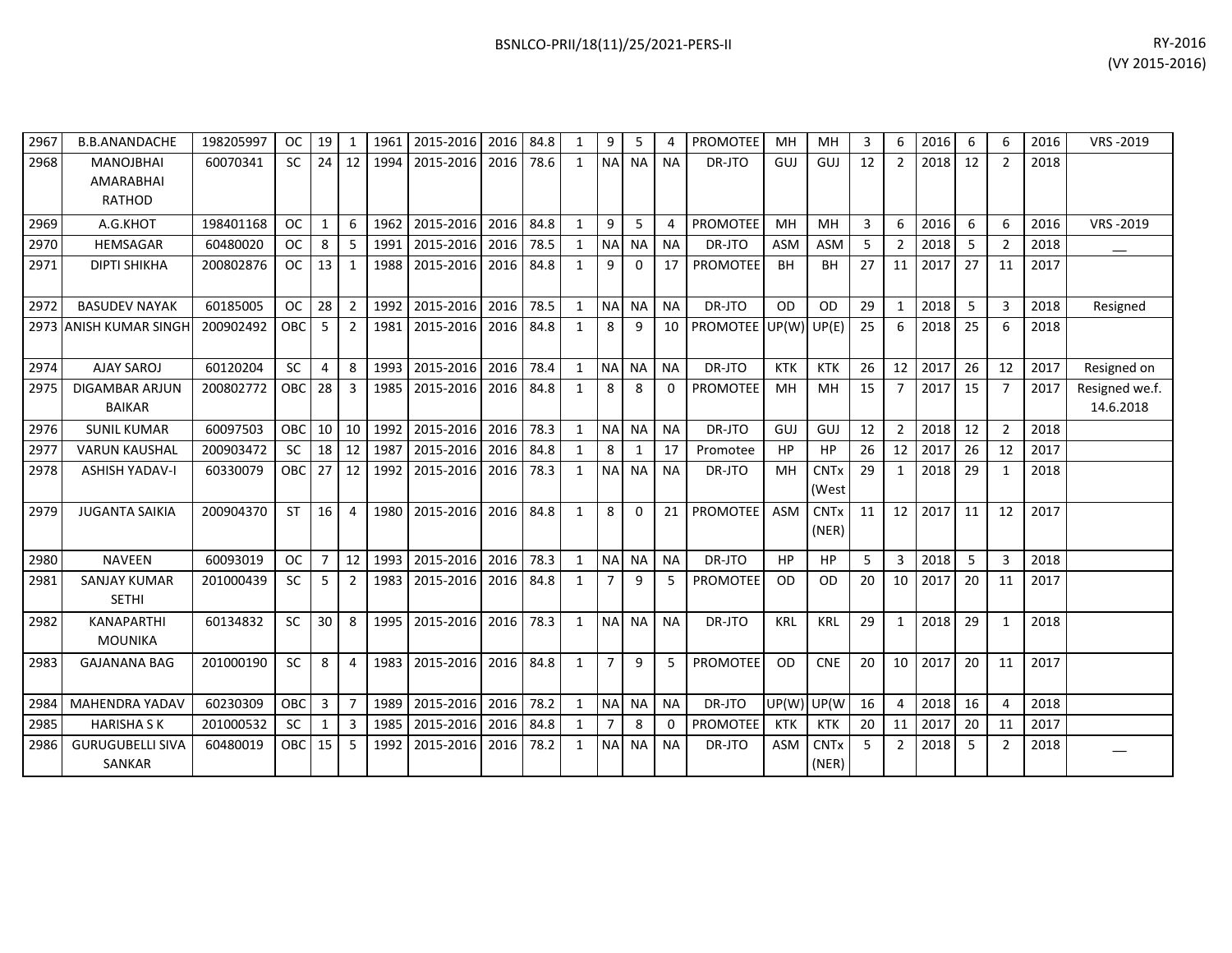| | | | | | | | | | | | | | | | | | | | | | | | | |
|---|---|---|---|---|---|---|---|---|---|---|---|---|---|---|---|---|---|---|---|---|---|---|---|---|
| 2967 | B.B.ANANDACHE | 198205997 | OC | 19 | 1 | 1961 | 2015-2016 | 2016 | 84.8 | 1 | 9 | 5 | 4 | PROMOTEE | MH | MH | 3 | 6 | 2016 | 6 | 6 | 2016 | VRS -2019 |
| 2968 | MANOJBHAI AMARABHAI RATHOD | 60070341 | SC | 24 | 12 | 1994 | 2015-2016 | 2016 | 78.6 | 1 | NA | NA | NA | DR-JTO | GUJ | GUJ | 12 | 2 | 2018 | 12 | 2 | 2018 | |
| 2969 | A.G.KHOT | 198401168 | OC | 1 | 6 | 1962 | 2015-2016 | 2016 | 84.8 | 1 | 9 | 5 | 4 | PROMOTEE | MH | MH | 3 | 6 | 2016 | 6 | 6 | 2016 | VRS -2019 |
| 2970 | HEMSAGAR | 60480020 | OC | 8 | 5 | 1991 | 2015-2016 | 2016 | 78.5 | 1 | NA | NA | NA | DR-JTO | ASM | ASM | 5 | 2 | 2018 | 5 | 2 | 2018 | __ |
| 2971 | DIPTI SHIKHA | 200802876 | OC | 13 | 1 | 1988 | 2015-2016 | 2016 | 84.8 | 1 | 9 | 0 | 17 | PROMOTEE | BH | BH | 27 | 11 | 2017 | 27 | 11 | 2017 | |
| 2972 | BASUDEV NAYAK | 60185005 | OC | 28 | 2 | 1992 | 2015-2016 | 2016 | 78.5 | 1 | NA | NA | NA | DR-JTO | OD | OD | 29 | 1 | 2018 | 5 | 3 | 2018 | Resigned |
| 2973 | ANISH KUMAR SINGH | 200902492 | OBC | 5 | 2 | 1981 | 2015-2016 | 2016 | 84.8 | 1 | 8 | 9 | 10 | PROMOTEE | UP(W) | UP(E) | 25 | 6 | 2018 | 25 | 6 | 2018 | |
| 2974 | AJAY SAROJ | 60120204 | SC | 4 | 8 | 1993 | 2015-2016 | 2016 | 78.4 | 1 | NA | NA | NA | DR-JTO | KTK | KTK | 26 | 12 | 2017 | 26 | 12 | 2017 | Resigned on |
| 2975 | DIGAMBAR ARJUN BAIKAR | 200802772 | OBC | 28 | 3 | 1985 | 2015-2016 | 2016 | 84.8 | 1 | 8 | 8 | 0 | PROMOTEE | MH | MH | 15 | 7 | 2017 | 15 | 7 | 2017 | Resigned we.f. 14.6.2018 |
| 2976 | SUNIL KUMAR | 60097503 | OBC | 10 | 10 | 1992 | 2015-2016 | 2016 | 78.3 | 1 | NA | NA | NA | DR-JTO | GUJ | GUJ | 12 | 2 | 2018 | 12 | 2 | 2018 | |
| 2977 | VARUN KAUSHAL | 200903472 | SC | 18 | 12 | 1987 | 2015-2016 | 2016 | 84.8 | 1 | 8 | 1 | 17 | Promotee | HP | HP | 26 | 12 | 2017 | 26 | 12 | 2017 | |
| 2978 | ASHISH YADAV-I | 60330079 | OBC | 27 | 12 | 1992 | 2015-2016 | 2016 | 78.3 | 1 | NA | NA | NA | DR-JTO | MH | CNTx (West | 29 | 1 | 2018 | 29 | 1 | 2018 | |
| 2979 | JUGANTA SAIKIA | 200904370 | ST | 16 | 4 | 1980 | 2015-2016 | 2016 | 84.8 | 1 | 8 | 0 | 21 | PROMOTEE | ASM | CNTx (NER) | 11 | 12 | 2017 | 11 | 12 | 2017 | |
| 2980 | NAVEEN | 60093019 | OC | 7 | 12 | 1993 | 2015-2016 | 2016 | 78.3 | 1 | NA | NA | NA | DR-JTO | HP | HP | 5 | 3 | 2018 | 5 | 3 | 2018 | |
| 2981 | SANJAY KUMAR SETHI | 201000439 | SC | 5 | 2 | 1983 | 2015-2016 | 2016 | 84.8 | 1 | 7 | 9 | 5 | PROMOTEE | OD | OD | 20 | 10 | 2017 | 20 | 11 | 2017 | |
| 2982 | KANAPARTHI MOUNIKA | 60134832 | SC | 30 | 8 | 1995 | 2015-2016 | 2016 | 78.3 | 1 | NA | NA | NA | DR-JTO | KRL | KRL | 29 | 1 | 2018 | 29 | 1 | 2018 | |
| 2983 | GAJANANA BAG | 201000190 | SC | 8 | 4 | 1983 | 2015-2016 | 2016 | 84.8 | 1 | 7 | 9 | 5 | PROMOTEE | OD | CNE | 20 | 10 | 2017 | 20 | 11 | 2017 | |
| 2984 | MAHENDRA YADAV | 60230309 | OBC | 3 | 7 | 1989 | 2015-2016 | 2016 | 78.2 | 1 | NA | NA | NA | DR-JTO | UP(W) | UP(W | 16 | 4 | 2018 | 16 | 4 | 2018 | |
| 2985 | HARISHA S K | 201000532 | SC | 1 | 3 | 1985 | 2015-2016 | 2016 | 84.8 | 1 | 7 | 8 | 0 | PROMOTEE | KTK | KTK | 20 | 11 | 2017 | 20 | 11 | 2017 | |
| 2986 | GURUGUBELLI SIVA SANKAR | 60480019 | OBC | 15 | 5 | 1992 | 2015-2016 | 2016 | 78.2 | 1 | NA | NA | NA | DR-JTO | ASM | CNTx (NER) | 5 | 2 | 2018 | 5 | 2 | 2018 | __ |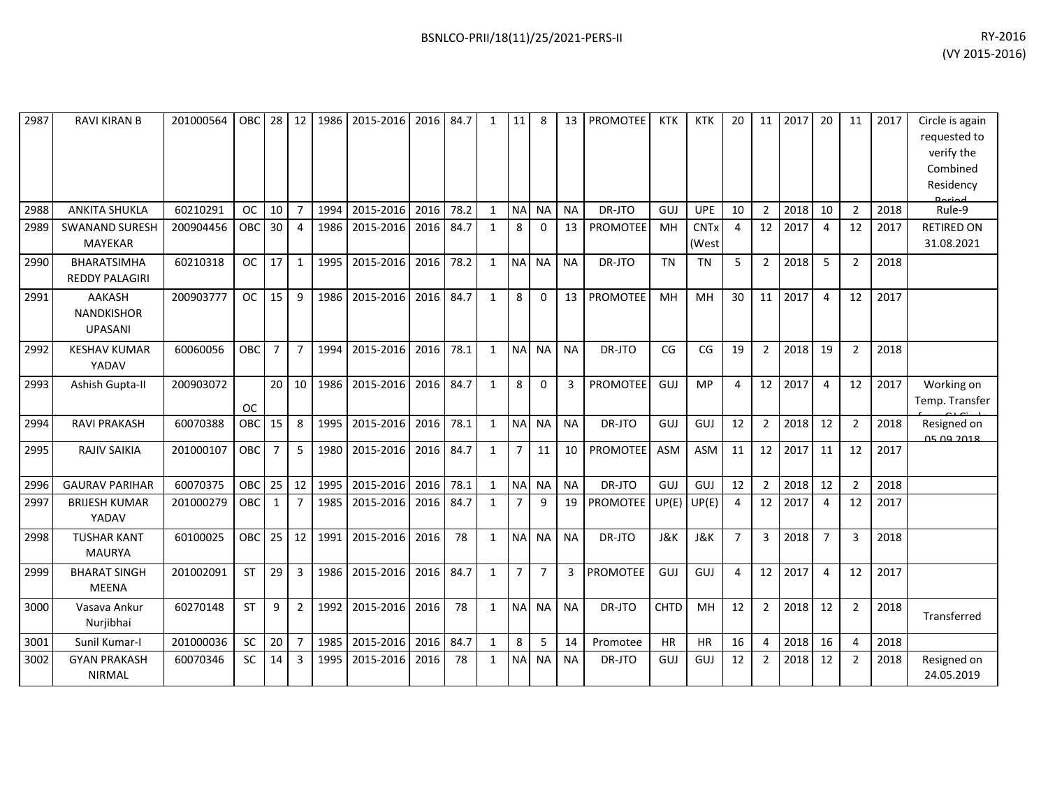| 2987 | RAVI KIRAN B | 201000564 | OBC | 28 | 12 | 1986 | 2015-2016 | 2016 | 84.7 | 1 | 11 | 8 | 13 | PROMOTEE | KTK | KTK | 20 | 11 | 2017 | 20 | 11 | 2017 | Circle is again requested to verify the Combined Residency Period |
|---|---|---|---|---|---|---|---|---|---|---|---|---|---|---|---|---|---|---|---|---|---|---|---|
| 2988 | ANKITA SHUKLA | 60210291 | OC | 10 | 7 | 1994 | 2015-2016 | 2016 | 78.2 | 1 | NA | NA | NA | DR-JTO | GUJ | UPE | 10 | 2 | 2018 | 10 | 2 | 2018 | Rule-9 |
| 2989 | SWANAND SURESH MAYEKAR | 200904456 | OBC | 30 | 4 | 1986 | 2015-2016 | 2016 | 84.7 | 1 | 8 | 0 | 13 | PROMOTEE | MH | CNTx (West | 4 | 12 | 2017 | 4 | 12 | 2017 | RETIRED ON 31.08.2021 |
| 2990 | BHARATSIMHA REDDY PALAGIRI | 60210318 | OC | 17 | 1 | 1995 | 2015-2016 | 2016 | 78.2 | 1 | NA | NA | NA | DR-JTO | TN | TN | 5 | 2 | 2018 | 5 | 2 | 2018 | |
| 2991 | AAKASH NANDKISHOR UPASANI | 200903777 | OC | 15 | 9 | 1986 | 2015-2016 | 2016 | 84.7 | 1 | 8 | 0 | 13 | PROMOTEE | MH | MH | 30 | 11 | 2017 | 4 | 12 | 2017 | |
| 2992 | KESHAV KUMAR YADAV | 60060056 | OBC | 7 | 7 | 1994 | 2015-2016 | 2016 | 78.1 | 1 | NA | NA | NA | DR-JTO | CG | CG | 19 | 2 | 2018 | 19 | 2 | 2018 | |
| 2993 | Ashish Gupta-II | 200903072 | OC | 20 | 10 | 1986 | 2015-2016 | 2016 | 84.7 | 1 | 8 | 0 | 3 | PROMOTEE | GUJ | MP | 4 | 12 | 2017 | 4 | 12 | 2017 | Working on Temp. Transfer from GJ Circle |
| 2994 | RAVI PRAKASH | 60070388 | OBC | 15 | 8 | 1995 | 2015-2016 | 2016 | 78.1 | 1 | NA | NA | NA | DR-JTO | GUJ | GUJ | 12 | 2 | 2018 | 12 | 2 | 2018 | Resigned on 05.09.2018 |
| 2995 | RAJIV SAIKIA | 201000107 | OBC | 7 | 5 | 1980 | 2015-2016 | 2016 | 84.7 | 1 | 7 | 11 | 10 | PROMOTEE | ASM | ASM | 11 | 12 | 2017 | 11 | 12 | 2017 | |
| 2996 | GAURAV PARIHAR | 60070375 | OBC | 25 | 12 | 1995 | 2015-2016 | 2016 | 78.1 | 1 | NA | NA | NA | DR-JTO | GUJ | GUJ | 12 | 2 | 2018 | 12 | 2 | 2018 | |
| 2997 | BRIJESH KUMAR YADAV | 201000279 | OBC | 1 | 7 | 1985 | 2015-2016 | 2016 | 84.7 | 1 | 7 | 9 | 19 | PROMOTEE | UP(E) | UP(E) | 4 | 12 | 2017 | 4 | 12 | 2017 | |
| 2998 | TUSHAR KANT MAURYA | 60100025 | OBC | 25 | 12 | 1991 | 2015-2016 | 2016 | 78 | 1 | NA | NA | NA | DR-JTO | J&K | J&K | 7 | 3 | 2018 | 7 | 3 | 2018 | |
| 2999 | BHARAT SINGH MEENA | 201002091 | ST | 29 | 3 | 1986 | 2015-2016 | 2016 | 84.7 | 1 | 7 | 7 | 3 | PROMOTEE | GUJ | GUJ | 4 | 12 | 2017 | 4 | 12 | 2017 | |
| 3000 | Vasava Ankur Nurjibhai | 60270148 | ST | 9 | 2 | 1992 | 2015-2016 | 2016 | 78 | 1 | NA | NA | NA | DR-JTO | CHTD | MH | 12 | 2 | 2018 | 12 | 2 | 2018 | Transferred |
| 3001 | Sunil Kumar-I | 201000036 | SC | 20 | 7 | 1985 | 2015-2016 | 2016 | 84.7 | 1 | 8 | 5 | 14 | Promotee | HR | HR | 16 | 4 | 2018 | 16 | 4 | 2018 | |
| 3002 | GYAN PRAKASH NIRMAL | 60070346 | SC | 14 | 3 | 1995 | 2015-2016 | 2016 | 78 | 1 | NA | NA | NA | DR-JTO | GUJ | GUJ | 12 | 2 | 2018 | 12 | 2 | 2018 | Resigned on 24.05.2019 |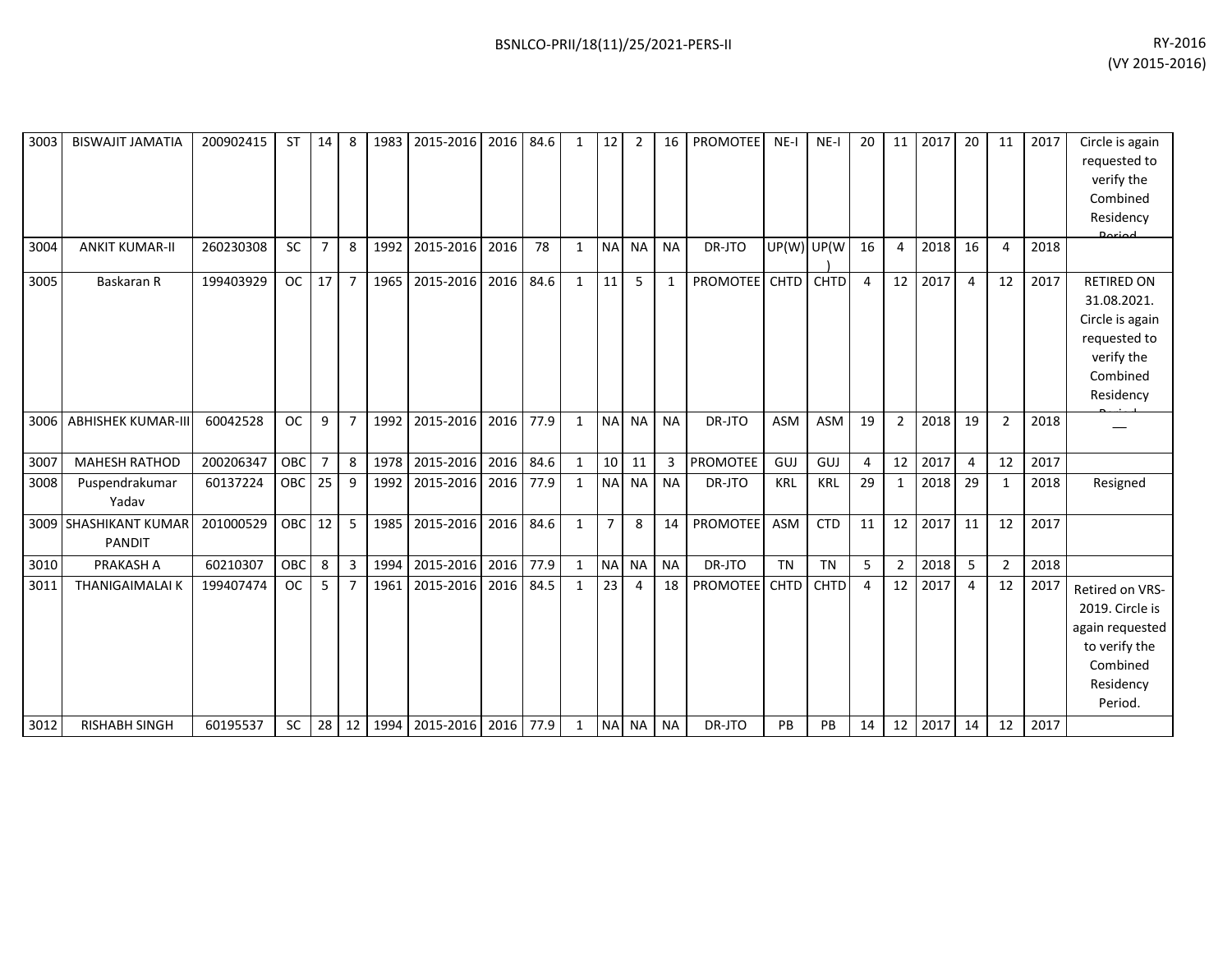| | | | | | | | | | | | | | | | | | | | | | | | | |
|---|---|---|---|---|---|---|---|---|---|---|---|---|---|---|---|---|---|---|---|---|---|---|---|---|
| 3003 | BISWAJIT JAMATIA | 200902415 | ST | 14 | 8 | 1983 | 2015-2016 | 2016 | 84.6 | 1 | 12 | 2 | 16 | PROMOTEE | NE-I | NE-I | 20 | 11 | 2017 | 20 | 11 | 2017 | Circle is again requested to verify the Combined Residency Period |
| 3004 | ANKIT KUMAR-II | 260230308 | SC | 7 | 8 | 1992 | 2015-2016 | 2016 | 78 | 1 | NA | NA | NA | DR-JTO | UP(W) | UP(W) | 16 | 4 | 2018 | 16 | 4 | 2018 | |
| 3005 | Baskaran R | 199403929 | OC | 17 | 7 | 1965 | 2015-2016 | 2016 | 84.6 | 1 | 11 | 5 | 1 | PROMOTEE | CHTD | CHTD | 4 | 12 | 2017 | 4 | 12 | 2017 | RETIRED ON 31.08.2021. Circle is again requested to verify the Combined Residency Period |
| 3006 | ABHISHEK KUMAR-III | 60042528 | OC | 9 | 7 | 1992 | 2015-2016 | 2016 | 77.9 | 1 | NA | NA | NA | DR-JTO | ASM | ASM | 19 | 2 | 2018 | 19 | 2 | 2018 | __ |
| 3007 | MAHESH RATHOD | 200206347 | OBC | 7 | 8 | 1978 | 2015-2016 | 2016 | 84.6 | 1 | 10 | 11 | 3 | PROMOTEE | GUJ | GUJ | 4 | 12 | 2017 | 4 | 12 | 2017 | |
| 3008 | Puspendrakumar Yadav | 60137224 | OBC | 25 | 9 | 1992 | 2015-2016 | 2016 | 77.9 | 1 | NA | NA | NA | DR-JTO | KRL | KRL | 29 | 1 | 2018 | 29 | 1 | 2018 | Resigned |
| 3009 | SHASHIKANT KUMAR PANDIT | 201000529 | OBC | 12 | 5 | 1985 | 2015-2016 | 2016 | 84.6 | 1 | 7 | 8 | 14 | PROMOTEE | ASM | CTD | 11 | 12 | 2017 | 11 | 12 | 2017 | |
| 3010 | PRAKASH A | 60210307 | OBC | 8 | 3 | 1994 | 2015-2016 | 2016 | 77.9 | 1 | NA | NA | NA | DR-JTO | TN | TN | 5 | 2 | 2018 | 5 | 2 | 2018 | |
| 3011 | THANIGAIMALAI K | 199407474 | OC | 5 | 7 | 1961 | 2015-2016 | 2016 | 84.5 | 1 | 23 | 4 | 18 | PROMOTEE | CHTD | CHTD | 4 | 12 | 2017 | 4 | 12 | 2017 | Retired on VRS-2019. Circle is again requested to verify the Combined Residency Period. |
| 3012 | RISHABH SINGH | 60195537 | SC | 28 | 12 | 1994 | 2015-2016 | 2016 | 77.9 | 1 | NA | NA | NA | DR-JTO | PB | PB | 14 | 12 | 2017 | 14 | 12 | 2017 | |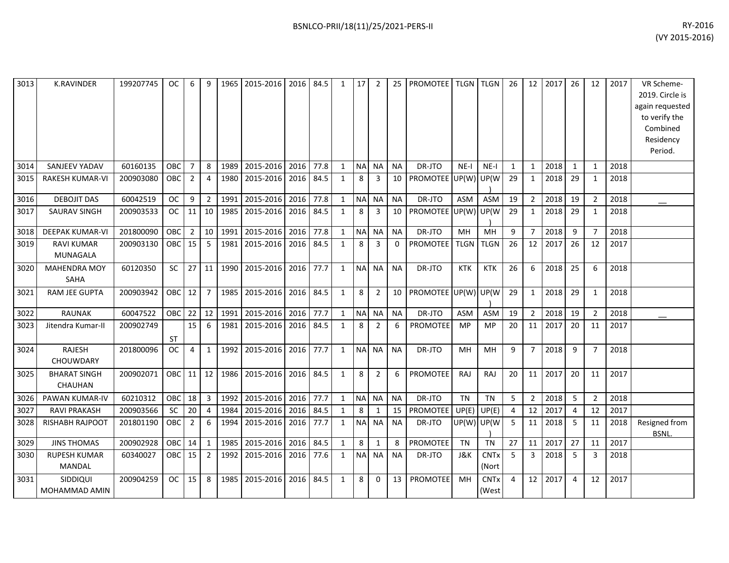| 3013 | K.RAVINDER | 199207745 | OC | 6 | 9 | 1965 | 2015-2016 | 2016 | 84.5 | 1 | 17 | 2 | 25 | PROMOTEE | TLGN | TLGN | 26 | 12 | 2017 | 26 | 12 | 2017 | VR Scheme-2019. Circle is again requested to verify the Combined Residency Period. |
|---|---|---|---|---|---|---|---|---|---|---|---|---|---|---|---|---|---|---|---|---|---|---|---|
| 3014 | SANJEEV YADAV | 60160135 | OBC | 7 | 8 | 1989 | 2015-2016 | 2016 | 77.8 | 1 | NA | NA | NA | DR-JTO | NE-I | NE-I | 1 | 1 | 2018 | 1 | 1 | 2018 | |
| 3015 | RAKESH KUMAR-VI | 200903080 | OBC | 2 | 4 | 1980 | 2015-2016 | 2016 | 84.5 | 1 | 8 | 3 | 10 | PROMOTEE | UP(W) | UP(W) | 29 | 1 | 2018 | 29 | 1 | 2018 | |
| 3016 | DEBOJIT DAS | 60042519 | OC | 9 | 2 | 1991 | 2015-2016 | 2016 | 77.8 | 1 | NA | NA | NA | DR-JTO | ASM | ASM | 19 | 2 | 2018 | 19 | 2 | 2018 | __ |
| 3017 | SAURAV SINGH | 200903533 | OC | 11 | 10 | 1985 | 2015-2016 | 2016 | 84.5 | 1 | 8 | 3 | 10 | PROMOTEE | UP(W) | UP(W) | 29 | 1 | 2018 | 29 | 1 | 2018 | |
| 3018 | DEEPAK KUMAR-VI | 201800090 | OBC | 2 | 10 | 1991 | 2015-2016 | 2016 | 77.8 | 1 | NA | NA | NA | DR-JTO | MH | MH | 9 | 7 | 2018 | 9 | 7 | 2018 | |
| 3019 | RAVI KUMAR MUNAGALA | 200903130 | OBC | 15 | 5 | 1981 | 2015-2016 | 2016 | 84.5 | 1 | 8 | 3 | 0 | PROMOTEE | TLGN | TLGN | 26 | 12 | 2017 | 26 | 12 | 2017 | |
| 3020 | MAHENDRA MOY SAHA | 60120350 | SC | 27 | 11 | 1990 | 2015-2016 | 2016 | 77.7 | 1 | NA | NA | NA | DR-JTO | KTK | KTK | 26 | 6 | 2018 | 25 | 6 | 2018 | |
| 3021 | RAM JEE GUPTA | 200903942 | OBC | 12 | 7 | 1985 | 2015-2016 | 2016 | 84.5 | 1 | 8 | 2 | 10 | PROMOTEE | UP(W) | UP(W) | 29 | 1 | 2018 | 29 | 1 | 2018 | |
| 3022 | RAUNAK | 60047522 | OBC | 22 | 12 | 1991 | 2015-2016 | 2016 | 77.7 | 1 | NA | NA | NA | DR-JTO | ASM | ASM | 19 | 2 | 2018 | 19 | 2 | 2018 | __ |
| 3023 | Jitendra Kumar-II | 200902749 | ST | 15 | 6 | 1981 | 2015-2016 | 2016 | 84.5 | 1 | 8 | 2 | 6 | PROMOTEE | MP | MP | 20 | 11 | 2017 | 20 | 11 | 2017 | |
| 3024 | RAJESH CHOUWDARY | 201800096 | OC | 4 | 1 | 1992 | 2015-2016 | 2016 | 77.7 | 1 | NA | NA | NA | DR-JTO | MH | MH | 9 | 7 | 2018 | 9 | 7 | 2018 | |
| 3025 | BHARAT SINGH CHAUHAN | 200902071 | OBC | 11 | 12 | 1986 | 2015-2016 | 2016 | 84.5 | 1 | 8 | 2 | 6 | PROMOTEE | RAJ | RAJ | 20 | 11 | 2017 | 20 | 11 | 2017 | |
| 3026 | PAWAN KUMAR-IV | 60210312 | OBC | 18 | 3 | 1992 | 2015-2016 | 2016 | 77.7 | 1 | NA | NA | NA | DR-JTO | TN | TN | 5 | 2 | 2018 | 5 | 2 | 2018 | |
| 3027 | RAVI PRAKASH | 200903566 | SC | 20 | 4 | 1984 | 2015-2016 | 2016 | 84.5 | 1 | 8 | 1 | 15 | PROMOTEE | UP(E) | UP(E) | 4 | 12 | 2017 | 4 | 12 | 2017 | |
| 3028 | RISHABH RAJPOOT | 201801190 | OBC | 2 | 6 | 1994 | 2015-2016 | 2016 | 77.7 | 1 | NA | NA | NA | DR-JTO | UP(W) | UP(W) | 5 | 11 | 2018 | 5 | 11 | 2018 | Resigned from BSNL. |
| 3029 | JINS THOMAS | 200902928 | OBC | 14 | 1 | 1985 | 2015-2016 | 2016 | 84.5 | 1 | 8 | 1 | 8 | PROMOTEE | TN | TN | 27 | 11 | 2017 | 27 | 11 | 2017 | |
| 3030 | RUPESH KUMAR MANDAL | 60340027 | OBC | 15 | 2 | 1992 | 2015-2016 | 2016 | 77.6 | 1 | NA | NA | NA | DR-JTO | J&K | CNTx (Nort | 5 | 3 | 2018 | 5 | 3 | 2018 | |
| 3031 | SIDDIQUI MOHAMMAD AMIN | 200904259 | OC | 15 | 8 | 1985 | 2015-2016 | 2016 | 84.5 | 1 | 8 | 0 | 13 | PROMOTEE | MH | CNTx (West | 4 | 12 | 2017 | 4 | 12 | 2017 | |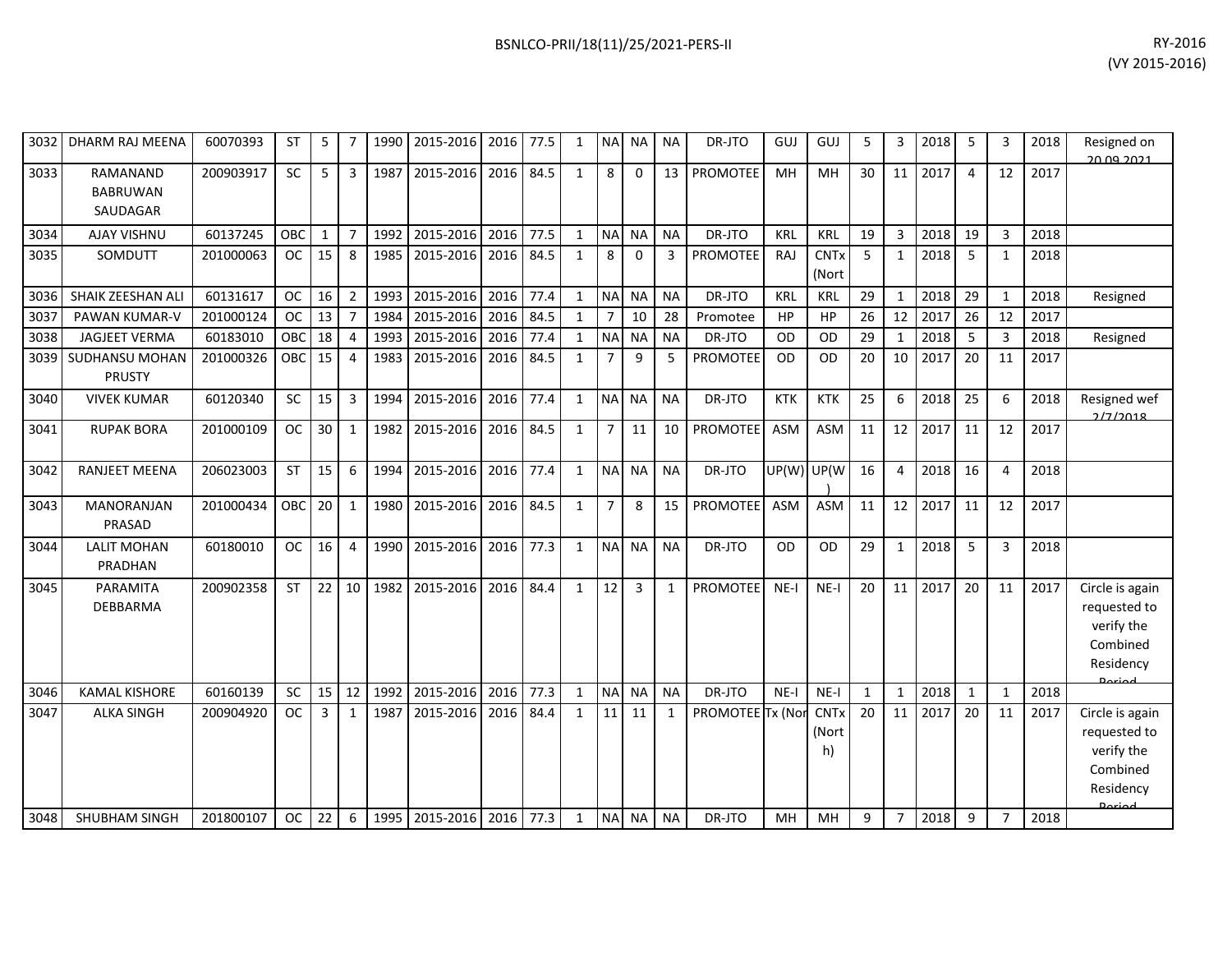| 3032 | DHARM RAJ MEENA | 60070393 | ST | 5 | 7 | 1990 | 2015-2016 | 2016 | 77.5 | 1 | NA | NA | NA | DR-JTO | GUJ | GUJ | 5 | 3 | 2018 | 5 | 3 | 2018 | Resigned on 20.09.2021 |
|---|---|---|---|---|---|---|---|---|---|---|---|---|---|---|---|---|---|---|---|---|---|---|---|
| 3033 | RAMANAND BABRUWAN SAUDAGAR | 200903917 | SC | 5 | 3 | 1987 | 2015-2016 | 2016 | 84.5 | 1 | 8 | 0 | 13 | PROMOTEE | MH | MH | 30 | 11 | 2017 | 4 | 12 | 2017 | |
| 3034 | AJAY VISHNU | 60137245 | OBC | 1 | 7 | 1992 | 2015-2016 | 2016 | 77.5 | 1 | NA | NA | NA | DR-JTO | KRL | KRL | 19 | 3 | 2018 | 19 | 3 | 2018 | |
| 3035 | SOMDUTT | 201000063 | OC | 15 | 8 | 1985 | 2015-2016 | 2016 | 84.5 | 1 | 8 | 0 | 3 | PROMOTEE | RAJ | CNTx (Nort | 5 | 1 | 2018 | 5 | 1 | 2018 | |
| 3036 | SHAIK ZEESHAN ALI | 60131617 | OC | 16 | 2 | 1993 | 2015-2016 | 2016 | 77.4 | 1 | NA | NA | NA | DR-JTO | KRL | KRL | 29 | 1 | 2018 | 29 | 1 | 2018 | Resigned |
| 3037 | PAWAN KUMAR-V | 201000124 | OC | 13 | 7 | 1984 | 2015-2016 | 2016 | 84.5 | 1 | 7 | 10 | 28 | Promotee | HP | HP | 26 | 12 | 2017 | 26 | 12 | 2017 | |
| 3038 | JAGJEET VERMA | 60183010 | OBC | 18 | 4 | 1993 | 2015-2016 | 2016 | 77.4 | 1 | NA | NA | NA | DR-JTO | OD | OD | 29 | 1 | 2018 | 5 | 3 | 2018 | Resigned |
| 3039 | SUDHANSU MOHAN PRUSTY | 201000326 | OBC | 15 | 4 | 1983 | 2015-2016 | 2016 | 84.5 | 1 | 7 | 9 | 5 | PROMOTEE | OD | OD | 20 | 10 | 2017 | 20 | 11 | 2017 | |
| 3040 | VIVEK KUMAR | 60120340 | SC | 15 | 3 | 1994 | 2015-2016 | 2016 | 77.4 | 1 | NA | NA | NA | DR-JTO | KTK | KTK | 25 | 6 | 2018 | 25 | 6 | 2018 | Resigned wef 2/7/2018 |
| 3041 | RUPAK BORA | 201000109 | OC | 30 | 1 | 1982 | 2015-2016 | 2016 | 84.5 | 1 | 7 | 11 | 10 | PROMOTEE | ASM | ASM | 11 | 12 | 2017 | 11 | 12 | 2017 | |
| 3042 | RANJEET MEENA | 206023003 | ST | 15 | 6 | 1994 | 2015-2016 | 2016 | 77.4 | 1 | NA | NA | NA | DR-JTO | UP(W) | UP(W) | 16 | 4 | 2018 | 16 | 4 | 2018 | |
| 3043 | MANORANJAN PRASAD | 201000434 | OBC | 20 | 1 | 1980 | 2015-2016 | 2016 | 84.5 | 1 | 7 | 8 | 15 | PROMOTEE | ASM | ASM | 11 | 12 | 2017 | 11 | 12 | 2017 | |
| 3044 | LALIT MOHAN PRADHAN | 60180010 | OC | 16 | 4 | 1990 | 2015-2016 | 2016 | 77.3 | 1 | NA | NA | NA | DR-JTO | OD | OD | 29 | 1 | 2018 | 5 | 3 | 2018 | |
| 3045 | PARAMITA DEBBARMA | 200902358 | ST | 22 | 10 | 1982 | 2015-2016 | 2016 | 84.4 | 1 | 12 | 3 | 1 | PROMOTEE | NE-I | NE-I | 20 | 11 | 2017 | 20 | 11 | 2017 | Circle is again requested to verify the Combined Residency Period |
| 3046 | KAMAL KISHORE | 60160139 | SC | 15 | 12 | 1992 | 2015-2016 | 2016 | 77.3 | 1 | NA | NA | NA | DR-JTO | NE-I | NE-I | 1 | 1 | 2018 | 1 | 1 | 2018 | |
| 3047 | ALKA SINGH | 200904920 | OC | 3 | 1 | 1987 | 2015-2016 | 2016 | 84.4 | 1 | 11 | 11 | 1 | PROMOTEE | Tx (Nor | CNTx (North) | 20 | 11 | 2017 | 20 | 11 | 2017 | Circle is again requested to verify the Combined Residency Period |
| 3048 | SHUBHAM SINGH | 201800107 | OC | 22 | 6 | 1995 | 2015-2016 | 2016 | 77.3 | 1 | NA | NA | NA | DR-JTO | MH | MH | 9 | 7 | 2018 | 9 | 7 | 2018 | |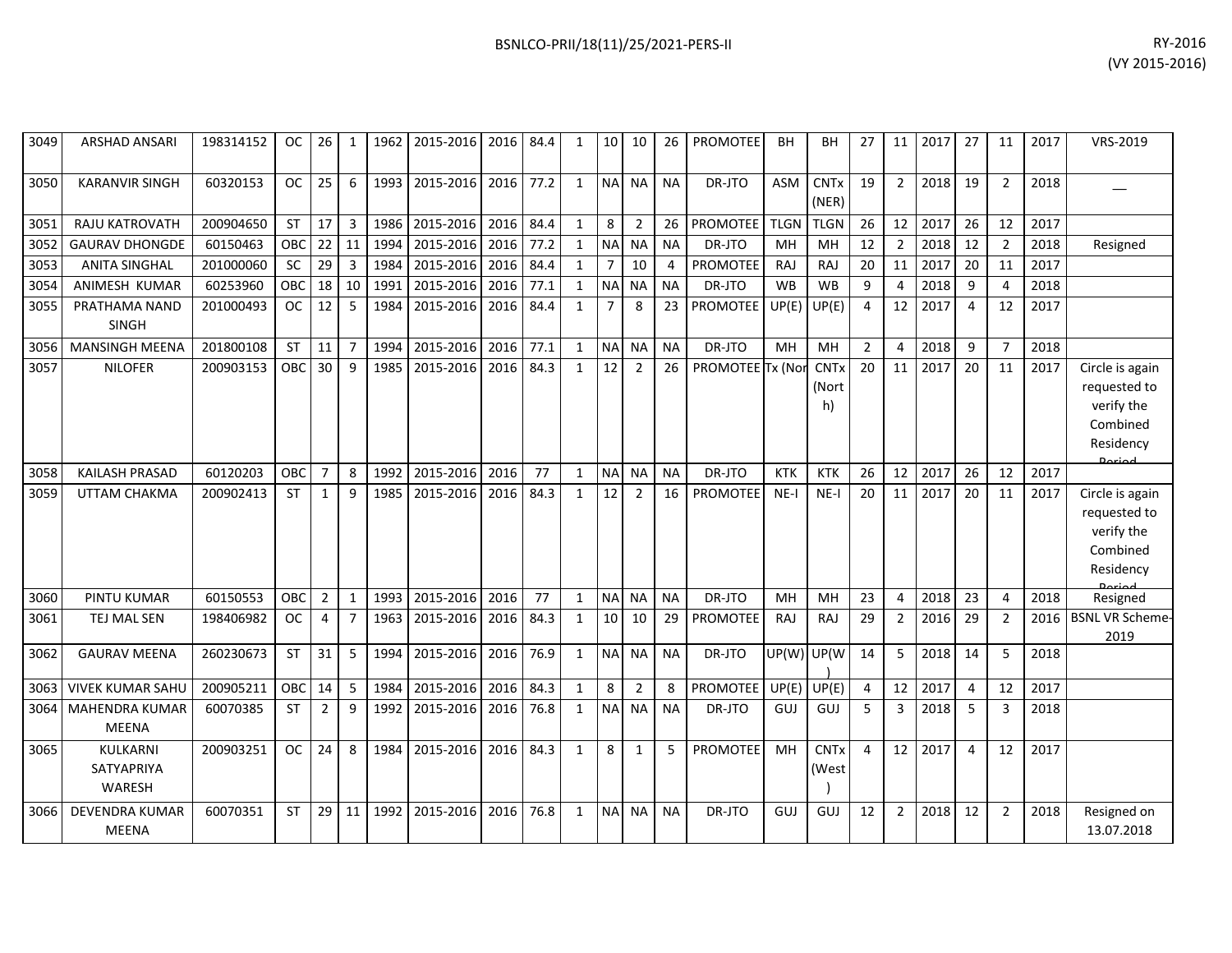| 3049 | ARSHAD ANSARI | 198314152 | OC | 26 | 1 | 1962 | 2015-2016 | 2016 | 84.4 | 1 | 10 | 10 | 26 | PROMOTEE | BH | BH | 27 | 11 | 2017 | 27 | 11 | 2017 | VRS-2019 |
|---|---|---|---|---|---|---|---|---|---|---|---|---|---|---|---|---|---|---|---|---|---|---|---|
| 3050 | KARANVIR SINGH | 60320153 | OC | 25 | 6 | 1993 | 2015-2016 | 2016 | 77.2 | 1 | NA | NA | NA | DR-JTO | ASM | CNTx (NER) | 19 | 2 | 2018 | 19 | 2 | 2018 | __ |
| 3051 | RAJU KATROVATH | 200904650 | ST | 17 | 3 | 1986 | 2015-2016 | 2016 | 84.4 | 1 | 8 | 2 | 26 | PROMOTEE | TLGN | TLGN | 26 | 12 | 2017 | 26 | 12 | 2017 | |
| 3052 | GAURAV DHONGDE | 60150463 | OBC | 22 | 11 | 1994 | 2015-2016 | 2016 | 77.2 | 1 | NA | NA | NA | DR-JTO | MH | MH | 12 | 2 | 2018 | 12 | 2 | 2018 | Resigned |
| 3053 | ANITA SINGHAL | 201000060 | SC | 29 | 3 | 1984 | 2015-2016 | 2016 | 84.4 | 1 | 7 | 10 | 4 | PROMOTEE | RAJ | RAJ | 20 | 11 | 2017 | 20 | 11 | 2017 | |
| 3054 | ANIMESH KUMAR | 60253960 | OBC | 18 | 10 | 1991 | 2015-2016 | 2016 | 77.1 | 1 | NA | NA | NA | DR-JTO | WB | WB | 9 | 4 | 2018 | 9 | 4 | 2018 | |
| 3055 | PRATHAMA NAND SINGH | 201000493 | OC | 12 | 5 | 1984 | 2015-2016 | 2016 | 84.4 | 1 | 7 | 8 | 23 | PROMOTEE | UP(E) | UP(E) | 4 | 12 | 2017 | 4 | 12 | 2017 | |
| 3056 | MANSINGH MEENA | 201800108 | ST | 11 | 7 | 1994 | 2015-2016 | 2016 | 77.1 | 1 | NA | NA | NA | DR-JTO | MH | MH | 2 | 4 | 2018 | 9 | 7 | 2018 | |
| 3057 | NILOFER | 200903153 | OBC | 30 | 9 | 1985 | 2015-2016 | 2016 | 84.3 | 1 | 12 | 2 | 26 | PROMOTEE | Tx (Nor | CNTx (North) | 20 | 11 | 2017 | 20 | 11 | 2017 | Circle is again requested to verify the Combined Residency Period |
| 3058 | KAILASH PRASAD | 60120203 | OBC | 7 | 8 | 1992 | 2015-2016 | 2016 | 77 | 1 | NA | NA | NA | DR-JTO | KTK | KTK | 26 | 12 | 2017 | 26 | 12 | 2017 | |
| 3059 | UTTAM CHAKMA | 200902413 | ST | 1 | 9 | 1985 | 2015-2016 | 2016 | 84.3 | 1 | 12 | 2 | 16 | PROMOTEE | NE-I | NE-I | 20 | 11 | 2017 | 20 | 11 | 2017 | Circle is again requested to verify the Combined Residency Period |
| 3060 | PINTU KUMAR | 60150553 | OBC | 2 | 1 | 1993 | 2015-2016 | 2016 | 77 | 1 | NA | NA | NA | DR-JTO | MH | MH | 23 | 4 | 2018 | 23 | 4 | 2018 | Resigned |
| 3061 | TEJ MAL SEN | 198406982 | OC | 4 | 7 | 1963 | 2015-2016 | 2016 | 84.3 | 1 | 10 | 10 | 29 | PROMOTEE | RAJ | RAJ | 29 | 2 | 2016 | 29 | 2 | 2016 | BSNL VR Scheme-2019 |
| 3062 | GAURAV MEENA | 260230673 | ST | 31 | 5 | 1994 | 2015-2016 | 2016 | 76.9 | 1 | NA | NA | NA | DR-JTO | UP(W) | UP(W) | 14 | 5 | 2018 | 14 | 5 | 2018 | |
| 3063 | VIVEK KUMAR SAHU | 200905211 | OBC | 14 | 5 | 1984 | 2015-2016 | 2016 | 84.3 | 1 | 8 | 2 | 8 | PROMOTEE | UP(E) | UP(E) | 4 | 12 | 2017 | 4 | 12 | 2017 | |
| 3064 | MAHENDRA KUMAR MEENA | 60070385 | ST | 2 | 9 | 1992 | 2015-2016 | 2016 | 76.8 | 1 | NA | NA | NA | DR-JTO | GUJ | GUJ | 5 | 3 | 2018 | 5 | 3 | 2018 | |
| 3065 | KULKARNI SATYAPRIYA WARESH | 200903251 | OC | 24 | 8 | 1984 | 2015-2016 | 2016 | 84.3 | 1 | 8 | 1 | 5 | PROMOTEE | MH | CNTx (West) | 4 | 12 | 2017 | 4 | 12 | 2017 | |
| 3066 | DEVENDRA KUMAR MEENA | 60070351 | ST | 29 | 11 | 1992 | 2015-2016 | 2016 | 76.8 | 1 | NA | NA | NA | DR-JTO | GUJ | GUJ | 12 | 2 | 2018 | 12 | 2 | 2018 | Resigned on 13.07.2018 |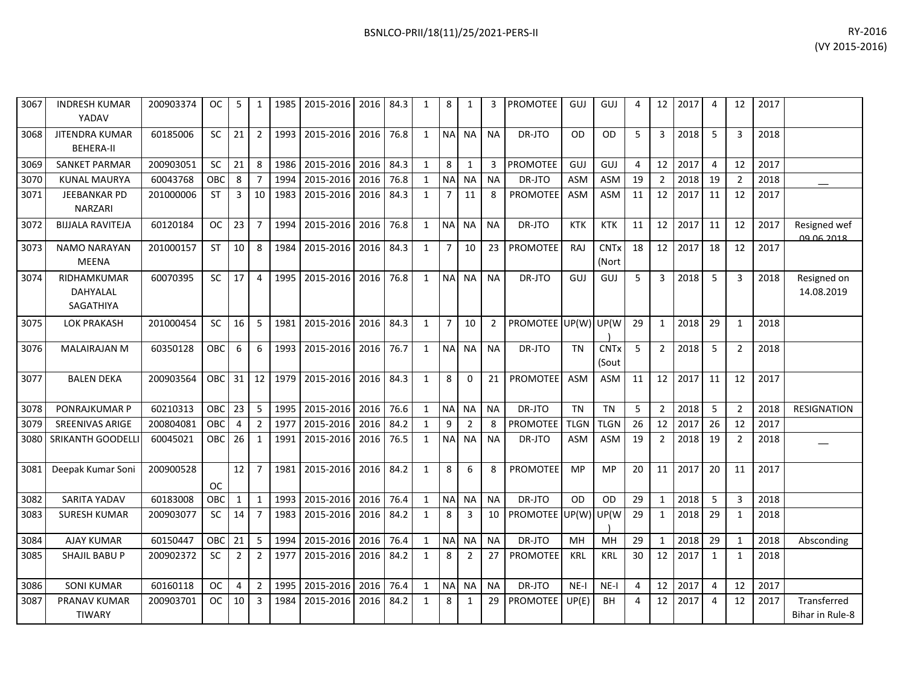| | | | | | | | | | | | | | | | | | | | | | | | | |
|---|---|---|---|---|---|---|---|---|---|---|---|---|---|---|---|---|---|---|---|---|---|---|---|---|
| 3067 | INDRESH KUMAR YADAV | 200903374 | OC | 5 | 1 | 1985 | 2015-2016 | 2016 | 84.3 | 1 | 8 | 1 | 3 | PROMOTEE | GUJ | GUJ | 4 | 12 | 2017 | 4 | 12 | 2017 | |
| 3068 | JITENDRA KUMAR BEHERA-II | 60185006 | SC | 21 | 2 | 1993 | 2015-2016 | 2016 | 76.8 | 1 | NA | NA | NA | DR-JTO | OD | OD | 5 | 3 | 2018 | 5 | 3 | 2018 | |
| 3069 | SANKET PARMAR | 200903051 | SC | 21 | 8 | 1986 | 2015-2016 | 2016 | 84.3 | 1 | 8 | 1 | 3 | PROMOTEE | GUJ | GUJ | 4 | 12 | 2017 | 4 | 12 | 2017 | |
| 3070 | KUNAL MAURYA | 60043768 | OBC | 8 | 7 | 1994 | 2015-2016 | 2016 | 76.8 | 1 | NA | NA | NA | DR-JTO | ASM | ASM | 19 | 2 | 2018 | 19 | 2 | 2018 | __ |
| 3071 | JEEBANKAR PD NARZARI | 201000006 | ST | 3 | 10 | 1983 | 2015-2016 | 2016 | 84.3 | 1 | 7 | 11 | 8 | PROMOTEE | ASM | ASM | 11 | 12 | 2017 | 11 | 12 | 2017 | |
| 3072 | BIJJALA RAVITEJA | 60120184 | OC | 23 | 7 | 1994 | 2015-2016 | 2016 | 76.8 | 1 | NA | NA | NA | DR-JTO | KTK | KTK | 11 | 12 | 2017 | 11 | 12 | 2017 | Resigned wef 09.06.2018 |
| 3073 | NAMO NARAYAN MEENA | 201000157 | ST | 10 | 8 | 1984 | 2015-2016 | 2016 | 84.3 | 1 | 7 | 10 | 23 | PROMOTEE | RAJ | CNTx (Nort | 18 | 12 | 2017 | 18 | 12 | 2017 | |
| 3074 | RIDHAMKUMAR DAHYALAL SAGATHIYA | 60070395 | SC | 17 | 4 | 1995 | 2015-2016 | 2016 | 76.8 | 1 | NA | NA | NA | DR-JTO | GUJ | GUJ | 5 | 3 | 2018 | 5 | 3 | 2018 | Resigned on 14.08.2019 |
| 3075 | LOK PRAKASH | 201000454 | SC | 16 | 5 | 1981 | 2015-2016 | 2016 | 84.3 | 1 | 7 | 10 | 2 | PROMOTEE | UP(W) | UP(W) | 29 | 1 | 2018 | 29 | 1 | 2018 | |
| 3076 | MALAIRAJAN M | 60350128 | OBC | 6 | 6 | 1993 | 2015-2016 | 2016 | 76.7 | 1 | NA | NA | NA | DR-JTO | TN | CNTx (Sout | 5 | 2 | 2018 | 5 | 2 | 2018 | |
| 3077 | BALEN DEKA | 200903564 | OBC | 31 | 12 | 1979 | 2015-2016 | 2016 | 84.3 | 1 | 8 | 0 | 21 | PROMOTEE | ASM | ASM | 11 | 12 | 2017 | 11 | 12 | 2017 | |
| 3078 | PONRAJKUMAR P | 60210313 | OBC | 23 | 5 | 1995 | 2015-2016 | 2016 | 76.6 | 1 | NA | NA | NA | DR-JTO | TN | TN | 5 | 2 | 2018 | 5 | 2 | 2018 | RESIGNATION |
| 3079 | SREENIVAS ARIGE | 200804081 | OBC | 4 | 2 | 1977 | 2015-2016 | 2016 | 84.2 | 1 | 9 | 2 | 8 | PROMOTEE | TLGN | TLGN | 26 | 12 | 2017 | 26 | 12 | 2017 | |
| 3080 | SRIKANTH GOODELLI | 60045021 | OBC | 26 | 1 | 1991 | 2015-2016 | 2016 | 76.5 | 1 | NA | NA | NA | DR-JTO | ASM | ASM | 19 | 2 | 2018 | 19 | 2 | 2018 | __ |
| 3081 | Deepak Kumar Soni | 200900528 | OC | 12 | 7 | 1981 | 2015-2016 | 2016 | 84.2 | 1 | 8 | 6 | 8 | PROMOTEE | MP | MP | 20 | 11 | 2017 | 20 | 11 | 2017 | |
| 3082 | SARITA YADAV | 60183008 | OBC | 1 | 1 | 1993 | 2015-2016 | 2016 | 76.4 | 1 | NA | NA | NA | DR-JTO | OD | OD | 29 | 1 | 2018 | 5 | 3 | 2018 | |
| 3083 | SURESH KUMAR | 200903077 | SC | 14 | 7 | 1983 | 2015-2016 | 2016 | 84.2 | 1 | 8 | 3 | 10 | PROMOTEE | UP(W) | UP(W) | 29 | 1 | 2018 | 29 | 1 | 2018 | |
| 3084 | AJAY KUMAR | 60150447 | OBC | 21 | 5 | 1994 | 2015-2016 | 2016 | 76.4 | 1 | NA | NA | NA | DR-JTO | MH | MH | 29 | 1 | 2018 | 29 | 1 | 2018 | Absconding |
| 3085 | SHAJIL BABU P | 200902372 | SC | 2 | 2 | 1977 | 2015-2016 | 2016 | 84.2 | 1 | 8 | 2 | 27 | PROMOTEE | KRL | KRL | 30 | 12 | 2017 | 1 | 1 | 2018 | |
| 3086 | SONI KUMAR | 60160118 | OC | 4 | 2 | 1995 | 2015-2016 | 2016 | 76.4 | 1 | NA | NA | NA | DR-JTO | NE-I | NE-I | 4 | 12 | 2017 | 4 | 12 | 2017 | |
| 3087 | PRANAV KUMAR TIWARY | 200903701 | OC | 10 | 3 | 1984 | 2015-2016 | 2016 | 84.2 | 1 | 8 | 1 | 29 | PROMOTEE | UP(E) | BH | 4 | 12 | 2017 | 4 | 12 | 2017 | Transferred Bihar in Rule-8 |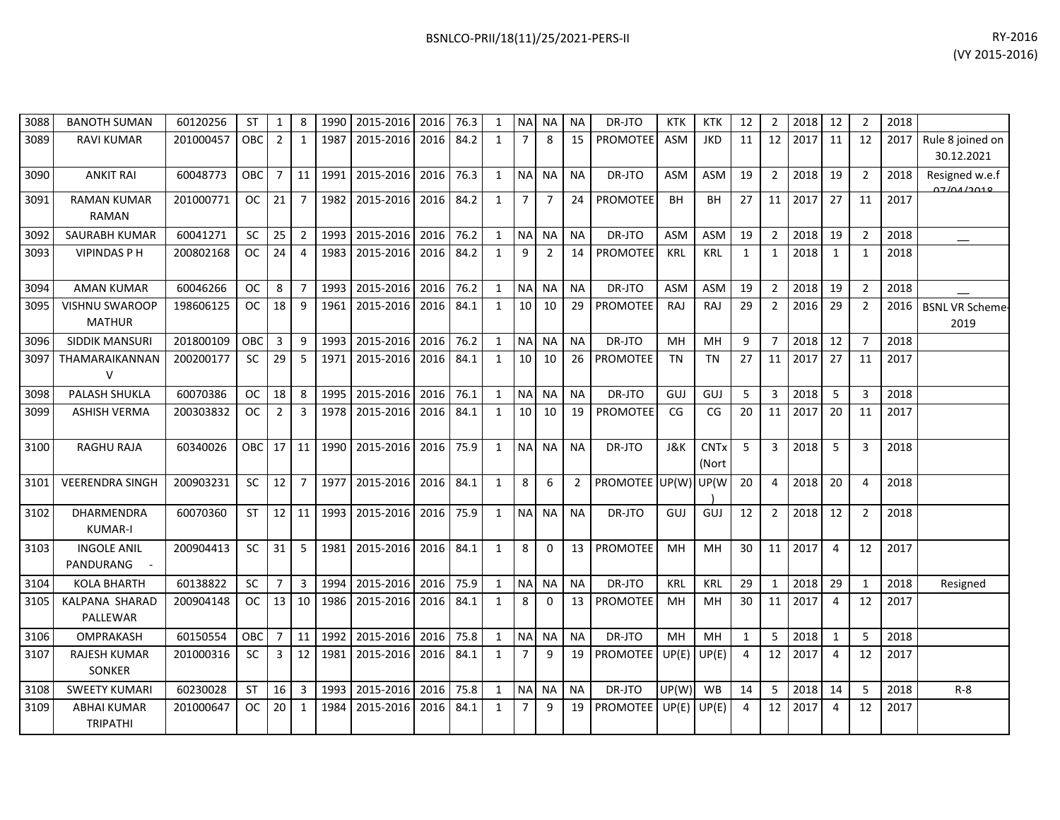| | | | | | | | | | | | | | | | | | | | | | | | | |
|---|---|---|---|---|---|---|---|---|---|---|---|---|---|---|---|---|---|---|---|---|---|---|---|---|
| 3088 | BANOTH SUMAN | 60120256 | ST | 1 | 8 | 1990 | 2015-2016 | 2016 | 76.3 | 1 | NA | NA | NA | DR-JTO | KTK | KTK | 12 | 2 | 2018 | 12 | 2 | 2018 | |
| 3089 | RAVI KUMAR | 201000457 | OBC | 2 | 1 | 1987 | 2015-2016 | 2016 | 84.2 | 1 | 7 | 8 | 15 | PROMOTEE | ASM | JKD | 11 | 12 | 2017 | 11 | 12 | 2017 | Rule 8 joined on 30.12.2021 |
| 3090 | ANKIT RAI | 60048773 | OBC | 7 | 11 | 1991 | 2015-2016 | 2016 | 76.3 | 1 | NA | NA | NA | DR-JTO | ASM | ASM | 19 | 2 | 2018 | 19 | 2 | 2018 | Resigned w.e.f 07/04/2018 |
| 3091 | RAMAN KUMAR RAMAN | 201000771 | OC | 21 | 7 | 1982 | 2015-2016 | 2016 | 84.2 | 1 | 7 | 7 | 24 | PROMOTEE | BH | BH | 27 | 11 | 2017 | 27 | 11 | 2017 | |
| 3092 | SAURABH KUMAR | 60041271 | SC | 25 | 2 | 1993 | 2015-2016 | 2016 | 76.2 | 1 | NA | NA | NA | DR-JTO | ASM | ASM | 19 | 2 | 2018 | 19 | 2 | 2018 | __ |
| 3093 | VIPINDAS P H | 200802168 | OC | 24 | 4 | 1983 | 2015-2016 | 2016 | 84.2 | 1 | 9 | 2 | 14 | PROMOTEE | KRL | KRL | 1 | 1 | 2018 | 1 | 1 | 2018 | |
| 3094 | AMAN KUMAR | 60046266 | OC | 8 | 7 | 1993 | 2015-2016 | 2016 | 76.2 | 1 | NA | NA | NA | DR-JTO | ASM | ASM | 19 | 2 | 2018 | 19 | 2 | 2018 | __ |
| 3095 | VISHNU SWAROOP MATHUR | 198606125 | OC | 18 | 9 | 1961 | 2015-2016 | 2016 | 84.1 | 1 | 10 | 10 | 29 | PROMOTEE | RAJ | RAJ | 29 | 2 | 2016 | 29 | 2 | 2016 | BSNL VR Scheme-2019 |
| 3096 | SIDDIK MANSURI | 201800109 | OBC | 3 | 9 | 1993 | 2015-2016 | 2016 | 76.2 | 1 | NA | NA | NA | DR-JTO | MH | MH | 9 | 7 | 2018 | 12 | 7 | 2018 | |
| 3097 | THAMARAIKANNAN V | 200200177 | SC | 29 | 5 | 1971 | 2015-2016 | 2016 | 84.1 | 1 | 10 | 10 | 26 | PROMOTEE | TN | TN | 27 | 11 | 2017 | 27 | 11 | 2017 | |
| 3098 | PALASH SHUKLA | 60070386 | OC | 18 | 8 | 1995 | 2015-2016 | 2016 | 76.1 | 1 | NA | NA | NA | DR-JTO | GUJ | GUJ | 5 | 3 | 2018 | 5 | 3 | 2018 | |
| 3099 | ASHISH VERMA | 200303832 | OC | 2 | 3 | 1978 | 2015-2016 | 2016 | 84.1 | 1 | 10 | 10 | 19 | PROMOTEE | CG | CG | 20 | 11 | 2017 | 20 | 11 | 2017 | |
| 3100 | RAGHU RAJA | 60340026 | OBC | 17 | 11 | 1990 | 2015-2016 | 2016 | 75.9 | 1 | NA | NA | NA | DR-JTO | J&K | CNTx (Nort | 5 | 3 | 2018 | 5 | 3 | 2018 | |
| 3101 | VEERENDRA SINGH | 200903231 | SC | 12 | 7 | 1977 | 2015-2016 | 2016 | 84.1 | 1 | 8 | 6 | 2 | PROMOTEE | UP(W) | UP(W) | 20 | 4 | 2018 | 20 | 4 | 2018 | |
| 3102 | DHARMENDRA KUMAR-I | 60070360 | ST | 12 | 11 | 1993 | 2015-2016 | 2016 | 75.9 | 1 | NA | NA | NA | DR-JTO | GUJ | GUJ | 12 | 2 | 2018 | 12 | 2 | 2018 | |
| 3103 | INGOLE ANIL PANDURANG - | 200904413 | SC | 31 | 5 | 1981 | 2015-2016 | 2016 | 84.1 | 1 | 8 | 0 | 13 | PROMOTEE | MH | MH | 30 | 11 | 2017 | 4 | 12 | 2017 | |
| 3104 | KOLA BHARTH | 60138822 | SC | 7 | 3 | 1994 | 2015-2016 | 2016 | 75.9 | 1 | NA | NA | NA | DR-JTO | KRL | KRL | 29 | 1 | 2018 | 29 | 1 | 2018 | Resigned |
| 3105 | KALPANA SHARAD PALLEWAR | 200904148 | OC | 13 | 10 | 1986 | 2015-2016 | 2016 | 84.1 | 1 | 8 | 0 | 13 | PROMOTEE | MH | MH | 30 | 11 | 2017 | 4 | 12 | 2017 | |
| 3106 | OMPRAKASH | 60150554 | OBC | 7 | 11 | 1992 | 2015-2016 | 2016 | 75.8 | 1 | NA | NA | NA | DR-JTO | MH | MH | 1 | 5 | 2018 | 1 | 5 | 2018 | |
| 3107 | RAJESH KUMAR SONKER | 201000316 | SC | 3 | 12 | 1981 | 2015-2016 | 2016 | 84.1 | 1 | 7 | 9 | 19 | PROMOTEE | UP(E) | UP(E) | 4 | 12 | 2017 | 4 | 12 | 2017 | |
| 3108 | SWEETY KUMARI | 60230028 | ST | 16 | 3 | 1993 | 2015-2016 | 2016 | 75.8 | 1 | NA | NA | NA | DR-JTO | UP(W) | WB | 14 | 5 | 2018 | 14 | 5 | 2018 | R-8 |
| 3109 | ABHAI KUMAR TRIPATHI | 201000647 | OC | 20 | 1 | 1984 | 2015-2016 | 2016 | 84.1 | 1 | 7 | 9 | 19 | PROMOTEE | UP(E) | UP(E) | 4 | 12 | 2017 | 4 | 12 | 2017 | |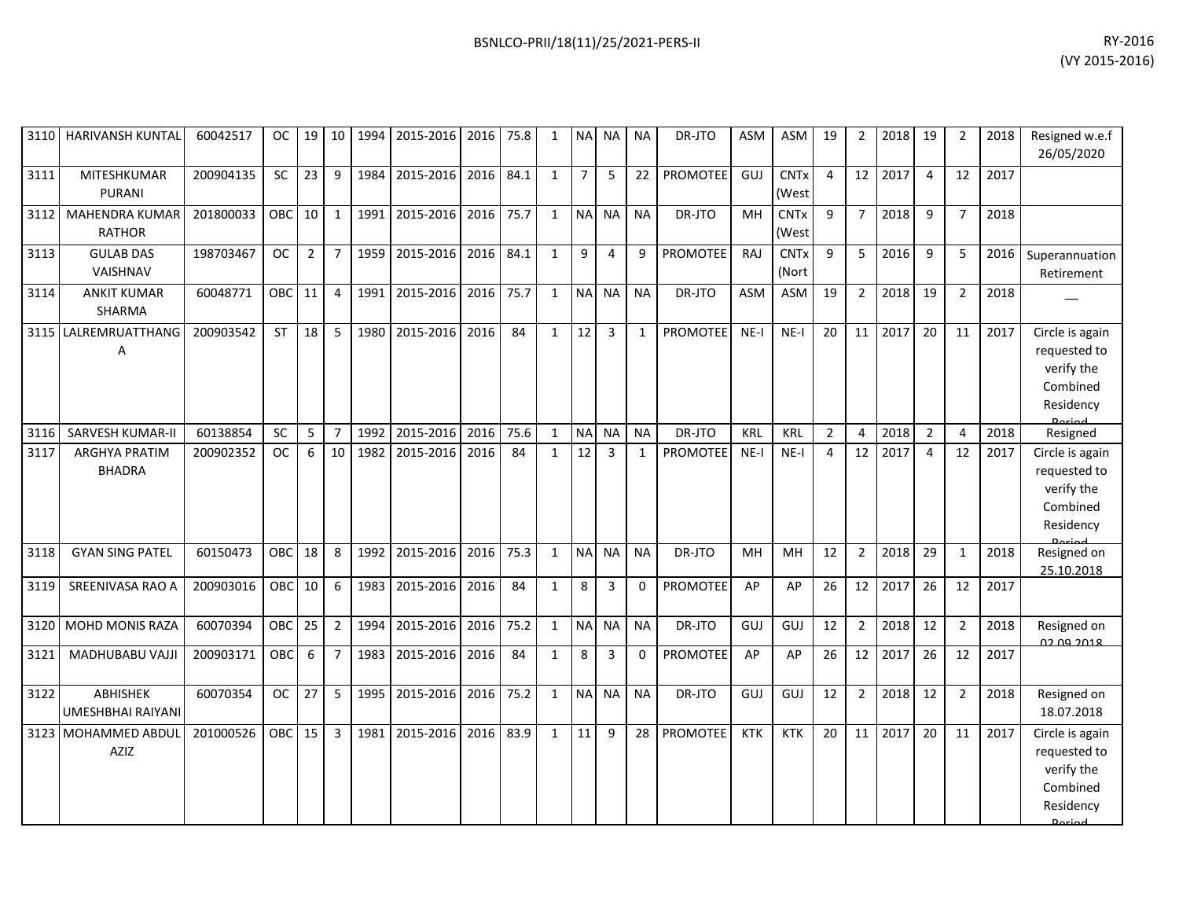| 3110 | HARIVANSH KUNTAL | 60042517 | OC | 19 | 10 | 1994 | 2015-2016 | 2016 | 75.8 | 1 | NA | NA | NA | DR-JTO | ASM | ASM | 19 | 2 | 2018 | 19 | 2 | 2018 | Resigned w.e.f 26/05/2020 |
|---|---|---|---|---|---|---|---|---|---|---|---|---|---|---|---|---|---|---|---|---|---|---|---|
| 3111 | MITESHKUMAR PURANI | 200904135 | SC | 23 | 9 | 1984 | 2015-2016 | 2016 | 84.1 | 1 | 7 | 5 | 22 | PROMOTEE | GUJ | CNTx (West | 4 | 12 | 2017 | 4 | 12 | 2017 | |
| 3112 | MAHENDRA KUMAR RATHOR | 201800033 | OBC | 10 | 1 | 1991 | 2015-2016 | 2016 | 75.7 | 1 | NA | NA | NA | DR-JTO | MH | CNTx (West | 9 | 7 | 2018 | 9 | 7 | 2018 | |
| 3113 | GULAB DAS VAISHNAV | 198703467 | OC | 2 | 7 | 1959 | 2015-2016 | 2016 | 84.1 | 1 | 9 | 4 | 9 | PROMOTEE | RAJ | CNTx (Nort | 9 | 5 | 2016 | 9 | 5 | 2016 | Superannuation Retirement |
| 3114 | ANKIT KUMAR SHARMA | 60048771 | OBC | 11 | 4 | 1991 | 2015-2016 | 2016 | 75.7 | 1 | NA | NA | NA | DR-JTO | ASM | ASM | 19 | 2 | 2018 | 19 | 2 | 2018 | __ |
| 3115 | LALREMRUATTHANGA | 200903542 | ST | 18 | 5 | 1980 | 2015-2016 | 2016 | 84 | 1 | 12 | 3 | 1 | PROMOTEE | NE-I | NE-I | 20 | 11 | 2017 | 20 | 11 | 2017 | Circle is again requested to verify the Combined Residency Period |
| 3116 | SARVESH KUMAR-II | 60138854 | SC | 5 | 7 | 1992 | 2015-2016 | 2016 | 75.6 | 1 | NA | NA | NA | DR-JTO | KRL | KRL | 2 | 4 | 2018 | 2 | 4 | 2018 | Resigned |
| 3117 | ARGHYA PRATIM BHADRA | 200902352 | OC | 6 | 10 | 1982 | 2015-2016 | 2016 | 84 | 1 | 12 | 3 | 1 | PROMOTEE | NE-I | NE-I | 4 | 12 | 2017 | 4 | 12 | 2017 | Circle is again requested to verify the Combined Residency Period |
| 3118 | GYAN SING PATEL | 60150473 | OBC | 18 | 8 | 1992 | 2015-2016 | 2016 | 75.3 | 1 | NA | NA | NA | DR-JTO | MH | MH | 12 | 2 | 2018 | 29 | 1 | 2018 | Resigned on 25.10.2018 |
| 3119 | SREENIVASA RAO A | 200903016 | OBC | 10 | 6 | 1983 | 2015-2016 | 2016 | 84 | 1 | 8 | 3 | 0 | PROMOTEE | AP | AP | 26 | 12 | 2017 | 26 | 12 | 2017 | |
| 3120 | MOHD MONIS RAZA | 60070394 | OBC | 25 | 2 | 1994 | 2015-2016 | 2016 | 75.2 | 1 | NA | NA | NA | DR-JTO | GUJ | GUJ | 12 | 2 | 2018 | 12 | 2 | 2018 | Resigned on 02.09.2018 |
| 3121 | MADHUBABU VAJJI | 200903171 | OBC | 6 | 7 | 1983 | 2015-2016 | 2016 | 84 | 1 | 8 | 3 | 0 | PROMOTEE | AP | AP | 26 | 12 | 2017 | 26 | 12 | 2017 | |
| 3122 | ABHISHEK UMESHBHAI RAIYANI | 60070354 | OC | 27 | 5 | 1995 | 2015-2016 | 2016 | 75.2 | 1 | NA | NA | NA | DR-JTO | GUJ | GUJ | 12 | 2 | 2018 | 12 | 2 | 2018 | Resigned on 18.07.2018 |
| 3123 | MOHAMMED ABDUL AZIZ | 201000526 | OBC | 15 | 3 | 1981 | 2015-2016 | 2016 | 83.9 | 1 | 11 | 9 | 28 | PROMOTEE | KTK | KTK | 20 | 11 | 2017 | 20 | 11 | 2017 | Circle is again requested to verify the Combined Residency Period |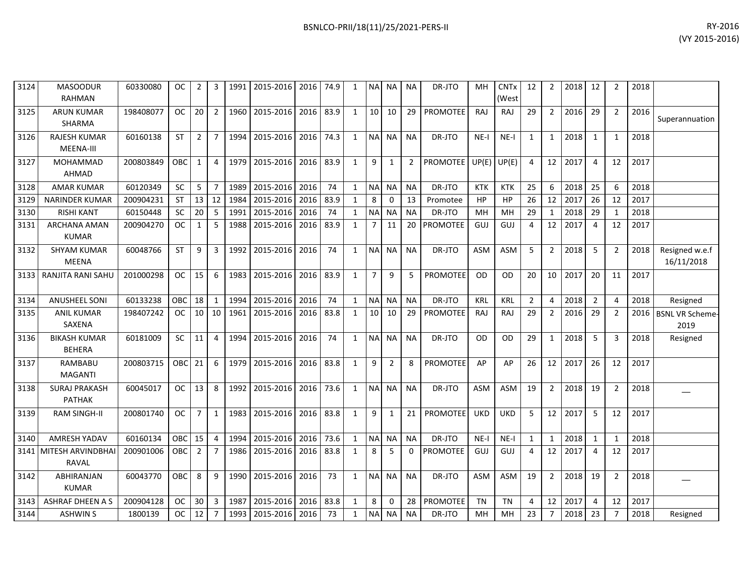| 3124 | MASOODUR RAHMAN | 60330080 | OC | 2 | 3 | 1991 | 2015-2016 | 2016 | 74.9 | 1 | NA | NA | NA | DR-JTO | MH | CNTx (West | 12 | 2 | 2018 | 12 | 2 | 2018 | |
|---|---|---|---|---|---|---|---|---|---|---|---|---|---|---|---|---|---|---|---|---|---|---|---|
| 3125 | ARUN KUMAR SHARMA | 198408077 | OC | 20 | 2 | 1960 | 2015-2016 | 2016 | 83.9 | 1 | 10 | 10 | 29 | PROMOTEE | RAJ | RAJ | 29 | 2 | 2016 | 29 | 2 | 2016 | Superannuation |
| 3126 | RAJESH KUMAR MEENA-III | 60160138 | ST | 2 | 7 | 1994 | 2015-2016 | 2016 | 74.3 | 1 | NA | NA | NA | DR-JTO | NE-I | NE-I | 1 | 1 | 2018 | 1 | 1 | 2018 | |
| 3127 | MOHAMMAD AHMAD | 200803849 | OBC | 1 | 4 | 1979 | 2015-2016 | 2016 | 83.9 | 1 | 9 | 1 | 2 | PROMOTEE | UP(E) | UP(E) | 4 | 12 | 2017 | 4 | 12 | 2017 | |
| 3128 | AMAR KUMAR | 60120349 | SC | 5 | 7 | 1989 | 2015-2016 | 2016 | 74 | 1 | NA | NA | NA | DR-JTO | KTK | KTK | 25 | 6 | 2018 | 25 | 6 | 2018 | |
| 3129 | NARINDER KUMAR | 200904231 | ST | 13 | 12 | 1984 | 2015-2016 | 2016 | 83.9 | 1 | 8 | 0 | 13 | Promotee | HP | HP | 26 | 12 | 2017 | 26 | 12 | 2017 | |
| 3130 | RISHI KANT | 60150448 | SC | 20 | 5 | 1991 | 2015-2016 | 2016 | 74 | 1 | NA | NA | NA | DR-JTO | MH | MH | 29 | 1 | 2018 | 29 | 1 | 2018 | |
| 3131 | ARCHANA AMAN KUMAR | 200904270 | OC | 1 | 5 | 1988 | 2015-2016 | 2016 | 83.9 | 1 | 7 | 11 | 20 | PROMOTEE | GUJ | GUJ | 4 | 12 | 2017 | 4 | 12 | 2017 | |
| 3132 | SHYAM KUMAR MEENA | 60048766 | ST | 9 | 3 | 1992 | 2015-2016 | 2016 | 74 | 1 | NA | NA | NA | DR-JTO | ASM | ASM | 5 | 2 | 2018 | 5 | 2 | 2018 | Resigned w.e.f 16/11/2018 |
| 3133 | RANJITA RANI SAHU | 201000298 | OC | 15 | 6 | 1983 | 2015-2016 | 2016 | 83.9 | 1 | 7 | 9 | 5 | PROMOTEE | OD | OD | 20 | 10 | 2017 | 20 | 11 | 2017 | |
| 3134 | ANUSHEEL SONI | 60133238 | OBC | 18 | 1 | 1994 | 2015-2016 | 2016 | 74 | 1 | NA | NA | NA | DR-JTO | KRL | KRL | 2 | 4 | 2018 | 2 | 4 | 2018 | Resigned |
| 3135 | ANIL KUMAR SAXENA | 198407242 | OC | 10 | 10 | 1961 | 2015-2016 | 2016 | 83.8 | 1 | 10 | 10 | 29 | PROMOTEE | RAJ | RAJ | 29 | 2 | 2016 | 29 | 2 | 2016 | BSNL VR Scheme-2019 |
| 3136 | BIKASH KUMAR BEHERA | 60181009 | SC | 11 | 4 | 1994 | 2015-2016 | 2016 | 74 | 1 | NA | NA | NA | DR-JTO | OD | OD | 29 | 1 | 2018 | 5 | 3 | 2018 | Resigned |
| 3137 | RAMBABU MAGANTI | 200803715 | OBC | 21 | 6 | 1979 | 2015-2016 | 2016 | 83.8 | 1 | 9 | 2 | 8 | PROMOTEE | AP | AP | 26 | 12 | 2017 | 26 | 12 | 2017 | |
| 3138 | SURAJ PRAKASH PATHAK | 60045017 | OC | 13 | 8 | 1992 | 2015-2016 | 2016 | 73.6 | 1 | NA | NA | NA | DR-JTO | ASM | ASM | 19 | 2 | 2018 | 19 | 2 | 2018 | __ |
| 3139 | RAM SINGH-II | 200801740 | OC | 7 | 1 | 1983 | 2015-2016 | 2016 | 83.8 | 1 | 9 | 1 | 21 | PROMOTEE | UKD | UKD | 5 | 12 | 2017 | 5 | 12 | 2017 | |
| 3140 | AMRESH YADAV | 60160134 | OBC | 15 | 4 | 1994 | 2015-2016 | 2016 | 73.6 | 1 | NA | NA | NA | DR-JTO | NE-I | NE-I | 1 | 1 | 2018 | 1 | 1 | 2018 | |
| 3141 | MITESH ARVINDBHAI RAVAL | 200901006 | OBC | 2 | 7 | 1986 | 2015-2016 | 2016 | 83.8 | 1 | 8 | 5 | 0 | PROMOTEE | GUJ | GUJ | 4 | 12 | 2017 | 4 | 12 | 2017 | |
| 3142 | ABHIRANJAN KUMAR | 60043770 | OBC | 8 | 9 | 1990 | 2015-2016 | 2016 | 73 | 1 | NA | NA | NA | DR-JTO | ASM | ASM | 19 | 2 | 2018 | 19 | 2 | 2018 | __ |
| 3143 | ASHRAF DHEEN A S | 200904128 | OC | 30 | 3 | 1987 | 2015-2016 | 2016 | 83.8 | 1 | 8 | 0 | 28 | PROMOTEE | TN | TN | 4 | 12 | 2017 | 4 | 12 | 2017 | |
| 3144 | ASHWIN S | 1800139 | OC | 12 | 7 | 1993 | 2015-2016 | 2016 | 73 | 1 | NA | NA | NA | DR-JTO | MH | MH | 23 | 7 | 2018 | 23 | 7 | 2018 | Resigned |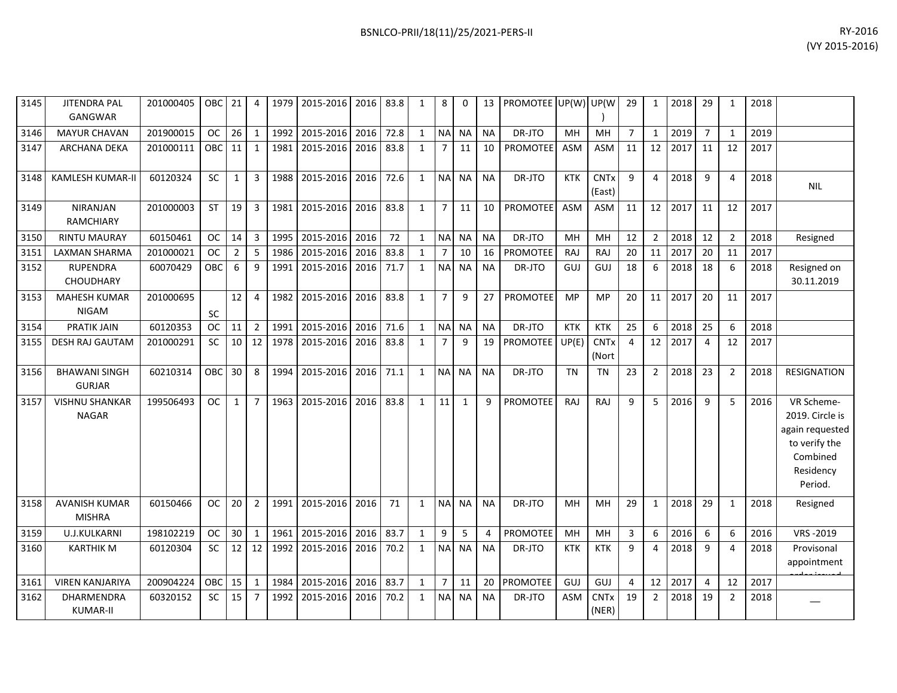| 3145 | JITENDRA PAL GANGWAR | 201000405 | OBC | 21 | 4 | 1979 | 2015-2016 | 2016 | 83.8 | 1 | 8 | 0 | 13 | PROMOTEE | UP(W) | UP(W) | 29 | 1 | 2018 | 29 | 1 | 2018 | |
|---|---|---|---|---|---|---|---|---|---|---|---|---|---|---|---|---|---|---|---|---|---|---|---|
| 3146 | MAYUR CHAVAN | 201900015 | OC | 26 | 1 | 1992 | 2015-2016 | 2016 | 72.8 | 1 | NA | NA | NA | DR-JTO | MH | MH | 7 | 1 | 2019 | 7 | 1 | 2019 | |
| 3147 | ARCHANA DEKA | 201000111 | OBC | 11 | 1 | 1981 | 2015-2016 | 2016 | 83.8 | 1 | 7 | 11 | 10 | PROMOTEE | ASM | ASM | 11 | 12 | 2017 | 11 | 12 | 2017 | |
| 3148 | KAMLESH KUMAR-II | 60120324 | SC | 1 | 3 | 1988 | 2015-2016 | 2016 | 72.6 | 1 | NA | NA | NA | DR-JTO | KTK | CNTx (East) | 9 | 4 | 2018 | 9 | 4 | 2018 | NIL |
| 3149 | NIRANJAN RAMCHIARY | 201000003 | ST | 19 | 3 | 1981 | 2015-2016 | 2016 | 83.8 | 1 | 7 | 11 | 10 | PROMOTEE | ASM | ASM | 11 | 12 | 2017 | 11 | 12 | 2017 | |
| 3150 | RINTU MAURAY | 60150461 | OC | 14 | 3 | 1995 | 2015-2016 | 2016 | 72 | 1 | NA | NA | NA | DR-JTO | MH | MH | 12 | 2 | 2018 | 12 | 2 | 2018 | Resigned |
| 3151 | LAXMAN SHARMA | 201000021 | OC | 2 | 5 | 1986 | 2015-2016 | 2016 | 83.8 | 1 | 7 | 10 | 16 | PROMOTEE | RAJ | RAJ | 20 | 11 | 2017 | 20 | 11 | 2017 | |
| 3152 | RUPENDRA CHOUDHARY | 60070429 | OBC | 6 | 9 | 1991 | 2015-2016 | 2016 | 71.7 | 1 | NA | NA | NA | DR-JTO | GUJ | GUJ | 18 | 6 | 2018 | 18 | 6 | 2018 | Resigned on 30.11.2019 |
| 3153 | MAHESH KUMAR NIGAM | 201000695 | SC | 12 | 4 | 1982 | 2015-2016 | 2016 | 83.8 | 1 | 7 | 9 | 27 | PROMOTEE | MP | MP | 20 | 11 | 2017 | 20 | 11 | 2017 | |
| 3154 | PRATIK JAIN | 60120353 | OC | 11 | 2 | 1991 | 2015-2016 | 2016 | 71.6 | 1 | NA | NA | NA | DR-JTO | KTK | KTK | 25 | 6 | 2018 | 25 | 6 | 2018 | |
| 3155 | DESH RAJ GAUTAM | 201000291 | SC | 10 | 12 | 1978 | 2015-2016 | 2016 | 83.8 | 1 | 7 | 9 | 19 | PROMOTEE | UP(E) | CNTx (Nort | 4 | 12 | 2017 | 4 | 12 | 2017 | |
| 3156 | BHAWANI SINGH GURJAR | 60210314 | OBC | 30 | 8 | 1994 | 2015-2016 | 2016 | 71.1 | 1 | NA | NA | NA | DR-JTO | TN | TN | 23 | 2 | 2018 | 23 | 2 | 2018 | RESIGNATION |
| 3157 | VISHNU SHANKAR NAGAR | 199506493 | OC | 1 | 7 | 1963 | 2015-2016 | 2016 | 83.8 | 1 | 11 | 1 | 9 | PROMOTEE | RAJ | RAJ | 9 | 5 | 2016 | 9 | 5 | 2016 | VR Scheme-2019. Circle is again requested to verify the Combined Residency Period. |
| 3158 | AVANISH KUMAR MISHRA | 60150466 | OC | 20 | 2 | 1991 | 2015-2016 | 2016 | 71 | 1 | NA | NA | NA | DR-JTO | MH | MH | 29 | 1 | 2018 | 29 | 1 | 2018 | Resigned |
| 3159 | U.J.KULKARNI | 198102219 | OC | 30 | 1 | 1961 | 2015-2016 | 2016 | 83.7 | 1 | 9 | 5 | 4 | PROMOTEE | MH | MH | 3 | 6 | 2016 | 6 | 6 | 2016 | VRS -2019 |
| 3160 | KARTHIK M | 60120304 | SC | 12 | 12 | 1992 | 2015-2016 | 2016 | 70.2 | 1 | NA | NA | NA | DR-JTO | KTK | KTK | 9 | 4 | 2018 | 9 | 4 | 2018 | Provisonal appointment order issued |
| 3161 | VIREN KANJARIYA | 200904224 | OBC | 15 | 1 | 1984 | 2015-2016 | 2016 | 83.7 | 1 | 7 | 11 | 20 | PROMOTEE | GUJ | GUJ | 4 | 12 | 2017 | 4 | 12 | 2017 | |
| 3162 | DHARMENDRA KUMAR-II | 60320152 | SC | 15 | 7 | 1992 | 2015-2016 | 2016 | 70.2 | 1 | NA | NA | NA | DR-JTO | ASM | CNTx (NER) | 19 | 2 | 2018 | 19 | 2 | 2018 | __ |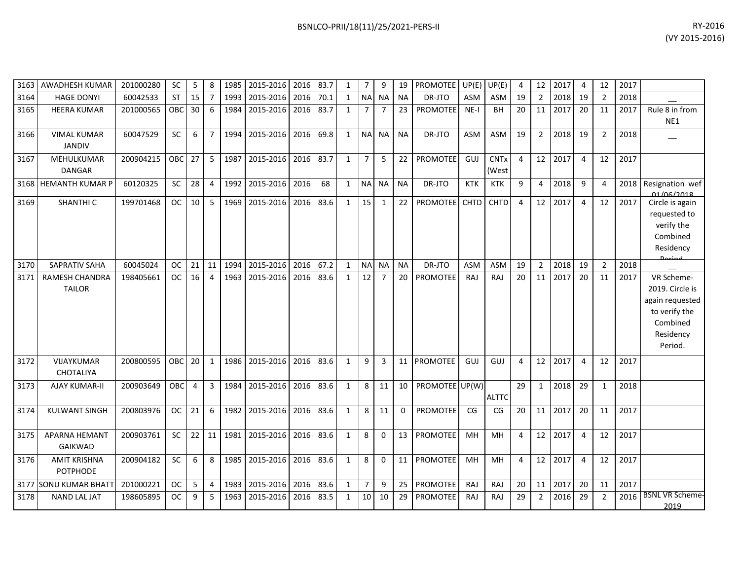| | | | | | | | | | | | | | | | | | | | | | | | | |
|---|---|---|---|---|---|---|---|---|---|---|---|---|---|---|---|---|---|---|---|---|---|---|---|---|
| 3163 | AWADHESH KUMAR | 201000280 | SC | 5 | 8 | 1985 | 2015-2016 | 2016 | 83.7 | 1 | 7 | 9 | 19 | PROMOTEE | UP(E) | UP(E) | 4 | 12 | 2017 | 4 | 12 | 2017 | |
| 3164 | HAGE DONYI | 60042533 | ST | 15 | 7 | 1993 | 2015-2016 | 2016 | 70.1 | 1 | NA | NA | NA | DR-JTO | ASM | ASM | 19 | 2 | 2018 | 19 | 2 | 2018 | __ |
| 3165 | HEERA KUMAR | 201000565 | OBC | 30 | 6 | 1984 | 2015-2016 | 2016 | 83.7 | 1 | 7 | 7 | 23 | PROMOTEE | NE-I | BH | 20 | 11 | 2017 | 20 | 11 | 2017 | Rule 8 in from NE1 |
| 3166 | VIMAL KUMAR JANDIV | 60047529 | SC | 6 | 7 | 1994 | 2015-2016 | 2016 | 69.8 | 1 | NA | NA | NA | DR-JTO | ASM | ASM | 19 | 2 | 2018 | 19 | 2 | 2018 | __ |
| 3167 | MEHULKUMAR DANGAR | 200904215 | OBC | 27 | 5 | 1987 | 2015-2016 | 2016 | 83.7 | 1 | 7 | 5 | 22 | PROMOTEE | GUJ | CNTx (West | 4 | 12 | 2017 | 4 | 12 | 2017 | |
| 3168 | HEMANTH KUMAR P | 60120325 | SC | 28 | 4 | 1992 | 2015-2016 | 2016 | 68 | 1 | NA | NA | NA | DR-JTO | KTK | KTK | 9 | 4 | 2018 | 9 | 4 | 2018 | Resignation wef 01/06/2018 |
| 3169 | SHANTHI C | 199701468 | OC | 10 | 5 | 1969 | 2015-2016 | 2016 | 83.6 | 1 | 15 | 1 | 22 | PROMOTEE | CHTD | CHTD | 4 | 12 | 2017 | 4 | 12 | 2017 | Circle is again requested to verify the Combined Residency Period |
| 3170 | SAPRATIV SAHA | 60045024 | OC | 21 | 11 | 1994 | 2015-2016 | 2016 | 67.2 | 1 | NA | NA | NA | DR-JTO | ASM | ASM | 19 | 2 | 2018 | 19 | 2 | 2018 | __ |
| 3171 | RAMESH CHANDRA TAILOR | 198405661 | OC | 16 | 4 | 1963 | 2015-2016 | 2016 | 83.6 | 1 | 12 | 7 | 20 | PROMOTEE | RAJ | RAJ | 20 | 11 | 2017 | 20 | 11 | 2017 | VR Scheme-2019. Circle is again requested to verify the Combined Residency Period. |
| 3172 | VIJAYKUMAR CHOTALIYA | 200800595 | OBC | 20 | 1 | 1986 | 2015-2016 | 2016 | 83.6 | 1 | 9 | 3 | 11 | PROMOTEE | GUJ | GUJ | 4 | 12 | 2017 | 4 | 12 | 2017 | |
| 3173 | AJAY KUMAR-II | 200903649 | OBC | 4 | 3 | 1984 | 2015-2016 | 2016 | 83.6 | 1 | 8 | 11 | 10 | PROMOTEE | UP(W) | ALTTC | 29 | 1 | 2018 | 29 | 1 | 2018 | |
| 3174 | KULWANT SINGH | 200803976 | OC | 21 | 6 | 1982 | 2015-2016 | 2016 | 83.6 | 1 | 8 | 11 | 0 | PROMOTEE | CG | CG | 20 | 11 | 2017 | 20 | 11 | 2017 | |
| 3175 | APARNA HEMANT GAIKWAD | 200903761 | SC | 22 | 11 | 1981 | 2015-2016 | 2016 | 83.6 | 1 | 8 | 0 | 13 | PROMOTEE | MH | MH | 4 | 12 | 2017 | 4 | 12 | 2017 | |
| 3176 | AMIT KRISHNA POTPHODE | 200904182 | SC | 6 | 8 | 1985 | 2015-2016 | 2016 | 83.6 | 1 | 8 | 0 | 11 | PROMOTEE | MH | MH | 4 | 12 | 2017 | 4 | 12 | 2017 | |
| 3177 | SONU KUMAR BHATT | 201000221 | OC | 5 | 4 | 1983 | 2015-2016 | 2016 | 83.6 | 1 | 7 | 9 | 25 | PROMOTEE | RAJ | RAJ | 20 | 11 | 2017 | 20 | 11 | 2017 | |
| 3178 | NAND LAL JAT | 198605895 | OC | 9 | 5 | 1963 | 2015-2016 | 2016 | 83.5 | 1 | 10 | 10 | 29 | PROMOTEE | RAJ | RAJ | 29 | 2 | 2016 | 29 | 2 | 2016 | BSNL VR Scheme-2019 |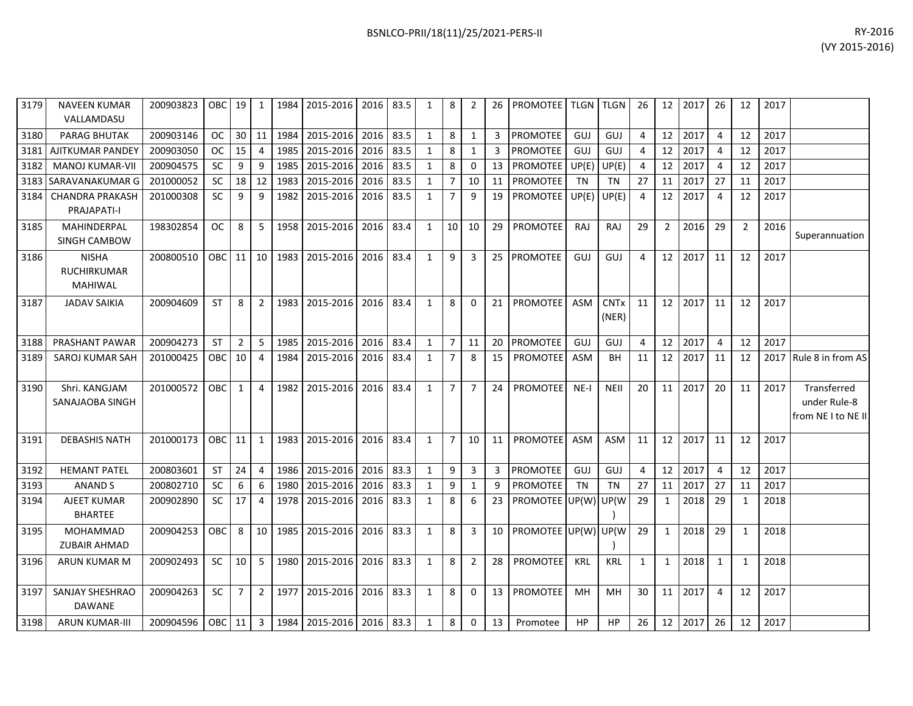| 3179 | NAVEEN KUMAR VALLAMDASU | 200903823 | OBC | 19 | 1 | 1984 | 2015-2016 | 2016 | 83.5 | 1 | 8 | 2 | 26 | PROMOTEE | TLGN | TLGN | 26 | 12 | 2017 | 26 | 12 | 2017 | |
|---|---|---|---|---|---|---|---|---|---|---|---|---|---|---|---|---|---|---|---|---|---|---|---|
| 3180 | PARAG BHUTAK | 200903146 | OC | 30 | 11 | 1984 | 2015-2016 | 2016 | 83.5 | 1 | 8 | 1 | 3 | PROMOTEE | GUJ | GUJ | 4 | 12 | 2017 | 4 | 12 | 2017 | |
| 3181 | AJITKUMAR PANDEY | 200903050 | OC | 15 | 4 | 1985 | 2015-2016 | 2016 | 83.5 | 1 | 8 | 1 | 3 | PROMOTEE | GUJ | GUJ | 4 | 12 | 2017 | 4 | 12 | 2017 | |
| 3182 | MANOJ KUMAR-VII | 200904575 | SC | 9 | 9 | 1985 | 2015-2016 | 2016 | 83.5 | 1 | 8 | 0 | 13 | PROMOTEE | UP(E) | UP(E) | 4 | 12 | 2017 | 4 | 12 | 2017 | |
| 3183 | SARAVANAKUMAR G | 201000052 | SC | 18 | 12 | 1983 | 2015-2016 | 2016 | 83.5 | 1 | 7 | 10 | 11 | PROMOTEE | TN | TN | 27 | 11 | 2017 | 27 | 11 | 2017 | |
| 3184 | CHANDRA PRAKASH PRAJAPATI-I | 201000308 | SC | 9 | 9 | 1982 | 2015-2016 | 2016 | 83.5 | 1 | 7 | 9 | 19 | PROMOTEE | UP(E) | UP(E) | 4 | 12 | 2017 | 4 | 12 | 2017 | |
| 3185 | MAHINDERPAL SINGH CAMBOW | 198302854 | OC | 8 | 5 | 1958 | 2015-2016 | 2016 | 83.4 | 1 | 10 | 10 | 29 | PROMOTEE | RAJ | RAJ | 29 | 2 | 2016 | 29 | 2 | 2016 | Superannuation |
| 3186 | NISHA RUCHIRKUMAR MAHIWAL | 200800510 | OBC | 11 | 10 | 1983 | 2015-2016 | 2016 | 83.4 | 1 | 9 | 3 | 25 | PROMOTEE | GUJ | GUJ | 4 | 12 | 2017 | 11 | 12 | 2017 | |
| 3187 | JADAV SAIKIA | 200904609 | ST | 8 | 2 | 1983 | 2015-2016 | 2016 | 83.4 | 1 | 8 | 0 | 21 | PROMOTEE | ASM | CNTx (NER) | 11 | 12 | 2017 | 11 | 12 | 2017 | |
| 3188 | PRASHANT PAWAR | 200904273 | ST | 2 | 5 | 1985 | 2015-2016 | 2016 | 83.4 | 1 | 7 | 11 | 20 | PROMOTEE | GUJ | GUJ | 4 | 12 | 2017 | 4 | 12 | 2017 | |
| 3189 | SAROJ KUMAR SAH | 201000425 | OBC | 10 | 4 | 1984 | 2015-2016 | 2016 | 83.4 | 1 | 7 | 8 | 15 | PROMOTEE | ASM | BH | 11 | 12 | 2017 | 11 | 12 | 2017 | Rule 8 in from AS |
| 3190 | Shri. KANGJAM SANAJAOBA SINGH | 201000572 | OBC | 1 | 4 | 1982 | 2015-2016 | 2016 | 83.4 | 1 | 7 | 7 | 24 | PROMOTEE | NE-I | NEII | 20 | 11 | 2017 | 20 | 11 | 2017 | Transferred under Rule-8 from NE I to NE II |
| 3191 | DEBASHIS NATH | 201000173 | OBC | 11 | 1 | 1983 | 2015-2016 | 2016 | 83.4 | 1 | 7 | 10 | 11 | PROMOTEE | ASM | ASM | 11 | 12 | 2017 | 11 | 12 | 2017 | |
| 3192 | HEMANT PATEL | 200803601 | ST | 24 | 4 | 1986 | 2015-2016 | 2016 | 83.3 | 1 | 9 | 3 | 3 | PROMOTEE | GUJ | GUJ | 4 | 12 | 2017 | 4 | 12 | 2017 | |
| 3193 | ANAND S | 200802710 | SC | 6 | 6 | 1980 | 2015-2016 | 2016 | 83.3 | 1 | 9 | 1 | 9 | PROMOTEE | TN | TN | 27 | 11 | 2017 | 27 | 11 | 2017 | |
| 3194 | AJEET KUMAR BHARTEE | 200902890 | SC | 17 | 4 | 1978 | 2015-2016 | 2016 | 83.3 | 1 | 8 | 6 | 23 | PROMOTEE | UP(W) | UP(W) | 29 | 1 | 2018 | 29 | 1 | 2018 | |
| 3195 | MOHAMMAD ZUBAIR AHMAD | 200904253 | OBC | 8 | 10 | 1985 | 2015-2016 | 2016 | 83.3 | 1 | 8 | 3 | 10 | PROMOTEE | UP(W) | UP(W) | 29 | 1 | 2018 | 29 | 1 | 2018 | |
| 3196 | ARUN KUMAR M | 200902493 | SC | 10 | 5 | 1980 | 2015-2016 | 2016 | 83.3 | 1 | 8 | 2 | 28 | PROMOTEE | KRL | KRL | 1 | 1 | 2018 | 1 | 1 | 2018 | |
| 3197 | SANJAY SHESHRAO DAWANE | 200904263 | SC | 7 | 2 | 1977 | 2015-2016 | 2016 | 83.3 | 1 | 8 | 0 | 13 | PROMOTEE | MH | MH | 30 | 11 | 2017 | 4 | 12 | 2017 | |
| 3198 | ARUN KUMAR-III | 200904596 | OBC | 11 | 3 | 1984 | 2015-2016 | 2016 | 83.3 | 1 | 8 | 0 | 13 | Promotee | HP | HP | 26 | 12 | 2017 | 26 | 12 | 2017 | |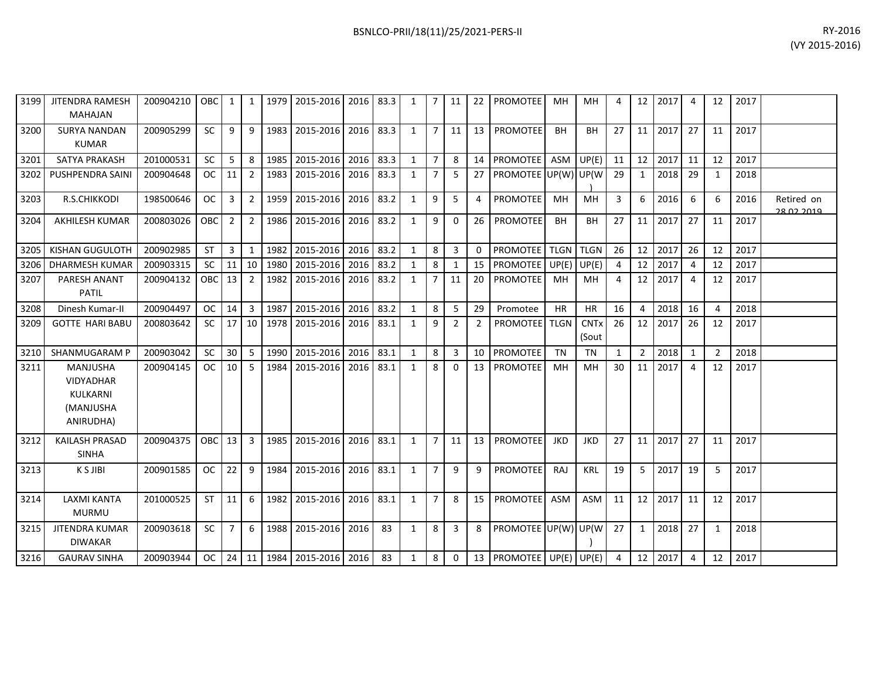| 3199 | JITENDRA RAMESH MAHAJAN | 200904210 | OBC | 1 | 1 | 1979 | 2015-2016 | 2016 | 83.3 | 1 | 7 | 11 | 22 | PROMOTEE | MH | MH | 4 | 12 | 2017 | 4 | 12 | 2017 | |
|---|---|---|---|---|---|---|---|---|---|---|---|---|---|---|---|---|---|---|---|---|---|---|---|
| 3200 | SURYA NANDAN KUMAR | 200905299 | SC | 9 | 9 | 1983 | 2015-2016 | 2016 | 83.3 | 1 | 7 | 11 | 13 | PROMOTEE | BH | BH | 27 | 11 | 2017 | 27 | 11 | 2017 | |
| 3201 | SATYA PRAKASH | 201000531 | SC | 5 | 8 | 1985 | 2015-2016 | 2016 | 83.3 | 1 | 7 | 8 | 14 | PROMOTEE | ASM | UP(E) | 11 | 12 | 2017 | 11 | 12 | 2017 | |
| 3202 | PUSHPENDRA SAINI | 200904648 | OC | 11 | 2 | 1983 | 2015-2016 | 2016 | 83.3 | 1 | 7 | 5 | 27 | PROMOTEE | UP(W) | UP(W) | 29 | 1 | 2018 | 29 | 1 | 2018 | |
| 3203 | R.S.CHIKKODI | 198500646 | OC | 3 | 2 | 1959 | 2015-2016 | 2016 | 83.2 | 1 | 9 | 5 | 4 | PROMOTEE | MH | MH | 3 | 6 | 2016 | 6 | 6 | 2016 | Retired on 28.02.2019 |
| 3204 | AKHILESH KUMAR | 200803026 | OBC | 2 | 2 | 1986 | 2015-2016 | 2016 | 83.2 | 1 | 9 | 0 | 26 | PROMOTEE | BH | BH | 27 | 11 | 2017 | 27 | 11 | 2017 | |
| 3205 | KISHAN GUGULOTH | 200902985 | ST | 3 | 1 | 1982 | 2015-2016 | 2016 | 83.2 | 1 | 8 | 3 | 0 | PROMOTEE | TLGN | TLGN | 26 | 12 | 2017 | 26 | 12 | 2017 | |
| 3206 | DHARMESH KUMAR | 200903315 | SC | 11 | 10 | 1980 | 2015-2016 | 2016 | 83.2 | 1 | 8 | 1 | 15 | PROMOTEE | UP(E) | UP(E) | 4 | 12 | 2017 | 4 | 12 | 2017 | |
| 3207 | PARESH ANANT PATIL | 200904132 | OBC | 13 | 2 | 1982 | 2015-2016 | 2016 | 83.2 | 1 | 7 | 11 | 20 | PROMOTEE | MH | MH | 4 | 12 | 2017 | 4 | 12 | 2017 | |
| 3208 | Dinesh Kumar-II | 200904497 | OC | 14 | 3 | 1987 | 2015-2016 | 2016 | 83.2 | 1 | 8 | 5 | 29 | Promotee | HR | HR | 16 | 4 | 2018 | 16 | 4 | 2018 | |
| 3209 | GOTTE HARI BABU | 200803642 | SC | 17 | 10 | 1978 | 2015-2016 | 2016 | 83.1 | 1 | 9 | 2 | 2 | PROMOTEE | TLGN | CNTx (Sout | 26 | 12 | 2017 | 26 | 12 | 2017 | |
| 3210 | SHANMUGARAM P | 200903042 | SC | 30 | 5 | 1990 | 2015-2016 | 2016 | 83.1 | 1 | 8 | 3 | 10 | PROMOTEE | TN | TN | 1 | 2 | 2018 | 1 | 2 | 2018 | |
| 3211 | MANJUSHA VIDYADHAR KULKARNI (MANJUSHA ANIRUDHA) | 200904145 | OC | 10 | 5 | 1984 | 2015-2016 | 2016 | 83.1 | 1 | 8 | 0 | 13 | PROMOTEE | MH | MH | 30 | 11 | 2017 | 4 | 12 | 2017 | |
| 3212 | KAILASH PRASAD SINHA | 200904375 | OBC | 13 | 3 | 1985 | 2015-2016 | 2016 | 83.1 | 1 | 7 | 11 | 13 | PROMOTEE | JKD | JKD | 27 | 11 | 2017 | 27 | 11 | 2017 | |
| 3213 | K S JIBI | 200901585 | OC | 22 | 9 | 1984 | 2015-2016 | 2016 | 83.1 | 1 | 7 | 9 | 9 | PROMOTEE | RAJ | KRL | 19 | 5 | 2017 | 19 | 5 | 2017 | |
| 3214 | LAXMI KANTA MURMU | 201000525 | ST | 11 | 6 | 1982 | 2015-2016 | 2016 | 83.1 | 1 | 7 | 8 | 15 | PROMOTEE | ASM | ASM | 11 | 12 | 2017 | 11 | 12 | 2017 | |
| 3215 | JITENDRA KUMAR DIWAKAR | 200903618 | SC | 7 | 6 | 1988 | 2015-2016 | 2016 | 83 | 1 | 8 | 3 | 8 | PROMOTEE | UP(W) | UP(W) | 27 | 1 | 2018 | 27 | 1 | 2018 | |
| 3216 | GAURAV SINHA | 200903944 | OC | 24 | 11 | 1984 | 2015-2016 | 2016 | 83 | 1 | 8 | 0 | 13 | PROMOTEE | UP(E) | UP(E) | 4 | 12 | 2017 | 4 | 12 | 2017 | |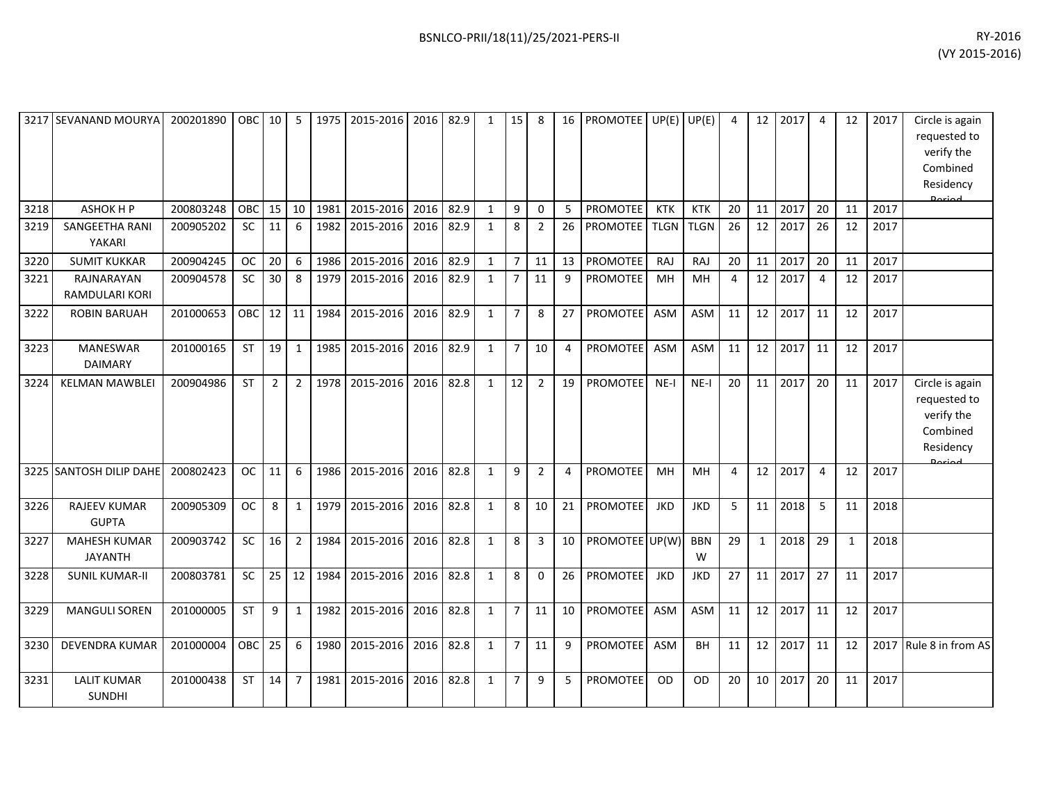| | | | | | | | | | | | | | | | | | | | | | | | | |
|---|---|---|---|---|---|---|---|---|---|---|---|---|---|---|---|---|---|---|---|---|---|---|---|---|
| 3217 | SEVANAND MOURYA | 200201890 | OBC | 10 | 5 | 1975 | 2015-2016 | 2016 | 82.9 | 1 | 15 | 8 | 16 | PROMOTEE | UP(E) | UP(E) | 4 | 12 | 2017 | 4 | 12 | 2017 | Circle is again requested to verify the Combined Residency Period |
| 3218 | ASHOK H P | 200803248 | OBC | 15 | 10 | 1981 | 2015-2016 | 2016 | 82.9 | 1 | 9 | 0 | 5 | PROMOTEE | KTK | KTK | 20 | 11 | 2017 | 20 | 11 | 2017 | |
| 3219 | SANGEETHA RANI YAKARI | 200905202 | SC | 11 | 6 | 1982 | 2015-2016 | 2016 | 82.9 | 1 | 8 | 2 | 26 | PROMOTEE | TLGN | TLGN | 26 | 12 | 2017 | 26 | 12 | 2017 | |
| 3220 | SUMIT KUKKAR | 200904245 | OC | 20 | 6 | 1986 | 2015-2016 | 2016 | 82.9 | 1 | 7 | 11 | 13 | PROMOTEE | RAJ | RAJ | 20 | 11 | 2017 | 20 | 11 | 2017 | |
| 3221 | RAJNARAYAN RAMDULARI KORI | 200904578 | SC | 30 | 8 | 1979 | 2015-2016 | 2016 | 82.9 | 1 | 7 | 11 | 9 | PROMOTEE | MH | MH | 4 | 12 | 2017 | 4 | 12 | 2017 | |
| 3222 | ROBIN BARUAH | 201000653 | OBC | 12 | 11 | 1984 | 2015-2016 | 2016 | 82.9 | 1 | 7 | 8 | 27 | PROMOTEE | ASM | ASM | 11 | 12 | 2017 | 11 | 12 | 2017 | |
| 3223 | MANESWAR DAIMARY | 201000165 | ST | 19 | 1 | 1985 | 2015-2016 | 2016 | 82.9 | 1 | 7 | 10 | 4 | PROMOTEE | ASM | ASM | 11 | 12 | 2017 | 11 | 12 | 2017 | |
| 3224 | KELMAN MAWBLEI | 200904986 | ST | 2 | 2 | 1978 | 2015-2016 | 2016 | 82.8 | 1 | 12 | 2 | 19 | PROMOTEE | NE-I | NE-I | 20 | 11 | 2017 | 20 | 11 | 2017 | Circle is again requested to verify the Combined Residency Period |
| 3225 | SANTOSH DILIP DAHE | 200802423 | OC | 11 | 6 | 1986 | 2015-2016 | 2016 | 82.8 | 1 | 9 | 2 | 4 | PROMOTEE | MH | MH | 4 | 12 | 2017 | 4 | 12 | 2017 | |
| 3226 | RAJEEV KUMAR GUPTA | 200905309 | OC | 8 | 1 | 1979 | 2015-2016 | 2016 | 82.8 | 1 | 8 | 10 | 21 | PROMOTEE | JKD | JKD | 5 | 11 | 2018 | 5 | 11 | 2018 | |
| 3227 | MAHESH KUMAR JAYANTH | 200903742 | SC | 16 | 2 | 1984 | 2015-2016 | 2016 | 82.8 | 1 | 8 | 3 | 10 | PROMOTEE | UP(W) | BBNW | 29 | 1 | 2018 | 29 | 1 | 2018 | |
| 3228 | SUNIL KUMAR-II | 200803781 | SC | 25 | 12 | 1984 | 2015-2016 | 2016 | 82.8 | 1 | 8 | 0 | 26 | PROMOTEE | JKD | JKD | 27 | 11 | 2017 | 27 | 11 | 2017 | |
| 3229 | MANGULI SOREN | 201000005 | ST | 9 | 1 | 1982 | 2015-2016 | 2016 | 82.8 | 1 | 7 | 11 | 10 | PROMOTEE | ASM | ASM | 11 | 12 | 2017 | 11 | 12 | 2017 | |
| 3230 | DEVENDRA KUMAR | 201000004 | OBC | 25 | 6 | 1980 | 2015-2016 | 2016 | 82.8 | 1 | 7 | 11 | 9 | PROMOTEE | ASM | BH | 11 | 12 | 2017 | 11 | 12 | 2017 | Rule 8 in from AS |
| 3231 | LALIT KUMAR SUNDHI | 201000438 | ST | 14 | 7 | 1981 | 2015-2016 | 2016 | 82.8 | 1 | 7 | 9 | 5 | PROMOTEE | OD | OD | 20 | 10 | 2017 | 20 | 11 | 2017 | |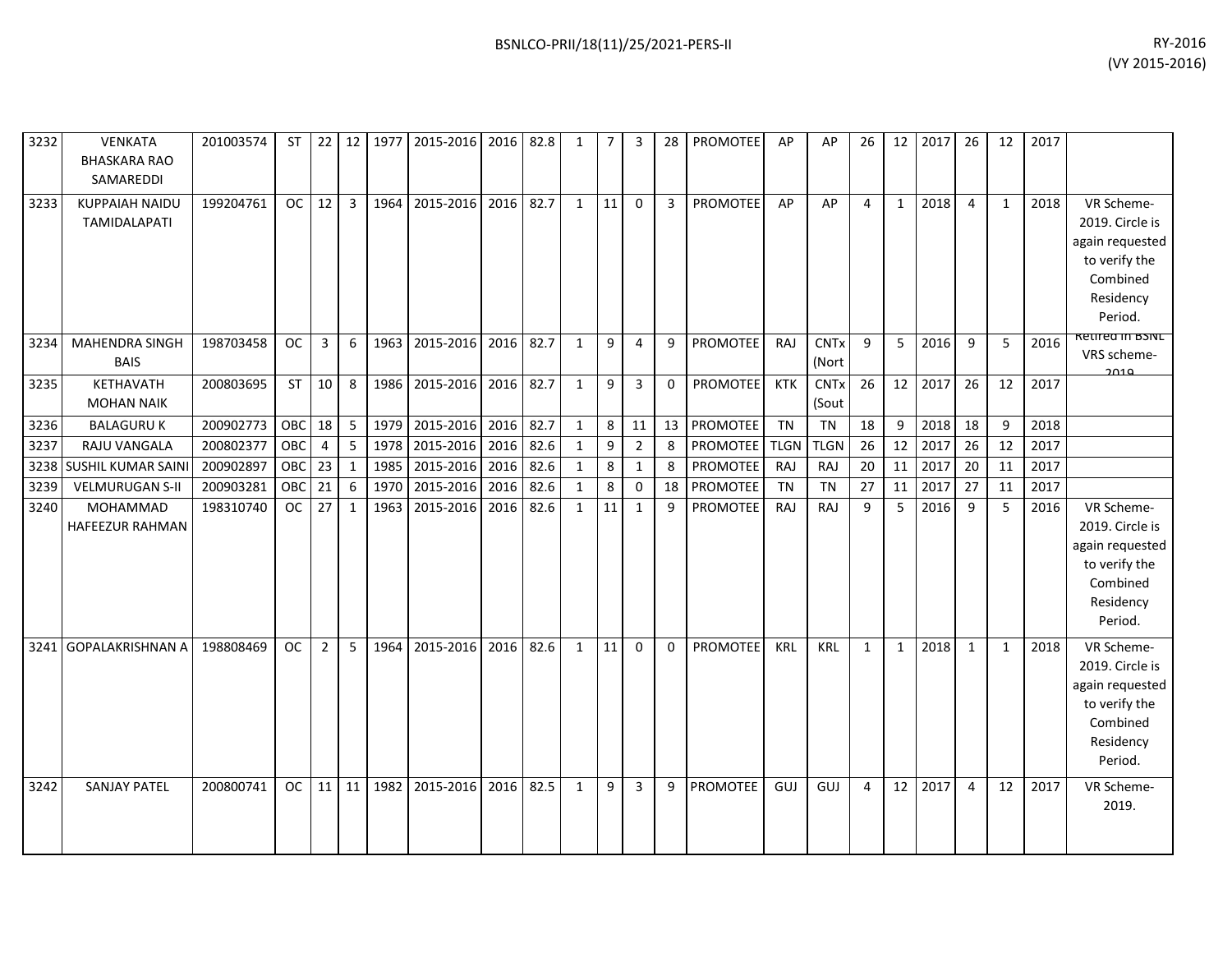| | | | | | | | | | | | | | | | | | | | | | | | | |
|---|---|---|---|---|---|---|---|---|---|---|---|---|---|---|---|---|---|---|---|---|---|---|---|---|
| 3232 | VENKATA BHASKARA RAO SAMAREDDI | 201003574 | ST | 22 | 12 | 1977 | 2015-2016 | 2016 | 82.8 | 1 | 7 | 3 | 28 | PROMOTEE | AP | AP | 26 | 12 | 2017 | 26 | 12 | 2017 | |
| 3233 | KUPPAIAH NAIDU TAMIDALAPATI | 199204761 | OC | 12 | 3 | 1964 | 2015-2016 | 2016 | 82.7 | 1 | 11 | 0 | 3 | PROMOTEE | AP | AP | 4 | 1 | 2018 | 4 | 1 | 2018 | VR Scheme-2019. Circle is again requested to verify the Combined Residency Period. |
| 3234 | MAHENDRA SINGH BAIS | 198703458 | OC | 3 | 6 | 1963 | 2015-2016 | 2016 | 82.7 | 1 | 9 | 4 | 9 | PROMOTEE | RAJ | CNTx (Nort | 9 | 5 | 2016 | 9 | 5 | 2016 | Retired in BSNL VRS scheme-2019 |
| 3235 | KETHAVATH MOHAN NAIK | 200803695 | ST | 10 | 8 | 1986 | 2015-2016 | 2016 | 82.7 | 1 | 9 | 3 | 0 | PROMOTEE | KTK | CNTx (Sout | 26 | 12 | 2017 | 26 | 12 | 2017 | |
| 3236 | BALAGURU K | 200902773 | OBC | 18 | 5 | 1979 | 2015-2016 | 2016 | 82.7 | 1 | 8 | 11 | 13 | PROMOTEE | TN | TN | 18 | 9 | 2018 | 18 | 9 | 2018 | |
| 3237 | RAJU VANGALA | 200802377 | OBC | 4 | 5 | 1978 | 2015-2016 | 2016 | 82.6 | 1 | 9 | 2 | 8 | PROMOTEE | TLGN | TLGN | 26 | 12 | 2017 | 26 | 12 | 2017 | |
| 3238 | SUSHIL KUMAR SAINI | 200902897 | OBC | 23 | 1 | 1985 | 2015-2016 | 2016 | 82.6 | 1 | 8 | 1 | 8 | PROMOTEE | RAJ | RAJ | 20 | 11 | 2017 | 20 | 11 | 2017 | |
| 3239 | VELMURUGAN S-II | 200903281 | OBC | 21 | 6 | 1970 | 2015-2016 | 2016 | 82.6 | 1 | 8 | 0 | 18 | PROMOTEE | TN | TN | 27 | 11 | 2017 | 27 | 11 | 2017 | |
| 3240 | MOHAMMAD HAFEEZUR RAHMAN | 198310740 | OC | 27 | 1 | 1963 | 2015-2016 | 2016 | 82.6 | 1 | 11 | 1 | 9 | PROMOTEE | RAJ | RAJ | 9 | 5 | 2016 | 9 | 5 | 2016 | VR Scheme-2019. Circle is again requested to verify the Combined Residency Period. |
| 3241 | GOPALAKRISHNAN A | 198808469 | OC | 2 | 5 | 1964 | 2015-2016 | 2016 | 82.6 | 1 | 11 | 0 | 0 | PROMOTEE | KRL | KRL | 1 | 1 | 2018 | 1 | 1 | 2018 | VR Scheme-2019. Circle is again requested to verify the Combined Residency Period. |
| 3242 | SANJAY PATEL | 200800741 | OC | 11 | 11 | 1982 | 2015-2016 | 2016 | 82.5 | 1 | 9 | 3 | 9 | PROMOTEE | GUJ | GUJ | 4 | 12 | 2017 | 4 | 12 | 2017 | VR Scheme-2019. |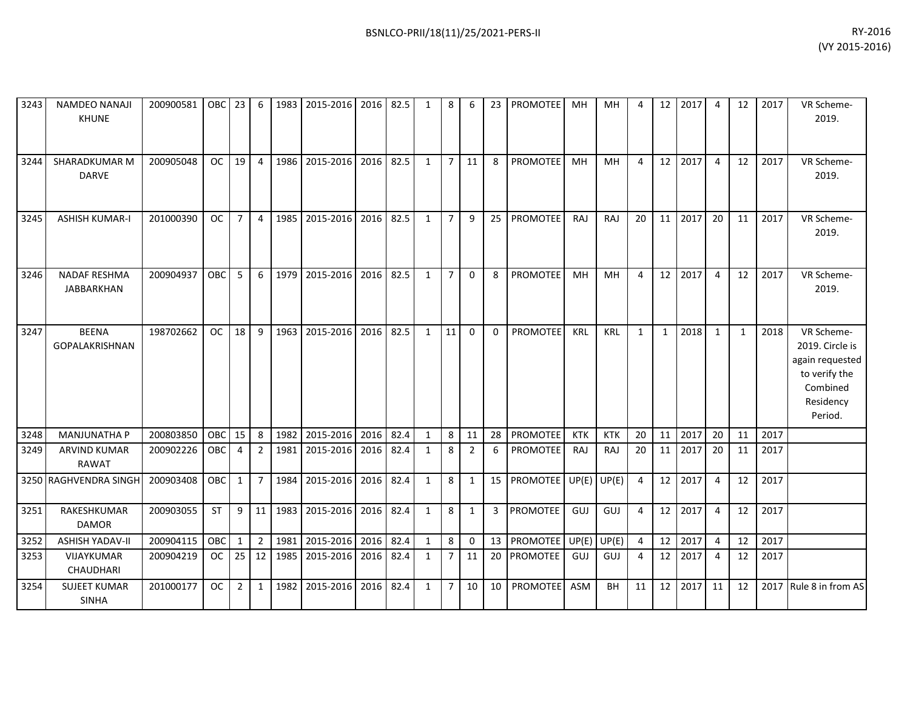| | | | | | | | | | | | | | | | | | | | | | | | | |
|---|---|---|---|---|---|---|---|---|---|---|---|---|---|---|---|---|---|---|---|---|---|---|---|---|
| 3243 | NAMDEO NANAJI KHUNE | 200900581 | OBC | 23 | 6 | 1983 | 2015-2016 | 2016 | 82.5 | 1 | 8 | 6 | 23 | PROMOTEE | MH | MH | 4 | 12 | 2017 | 4 | 12 | 2017 | VR Scheme-2019. |
| 3244 | SHARADKUMAR M DARVE | 200905048 | OC | 19 | 4 | 1986 | 2015-2016 | 2016 | 82.5 | 1 | 7 | 11 | 8 | PROMOTEE | MH | MH | 4 | 12 | 2017 | 4 | 12 | 2017 | VR Scheme-2019. |
| 3245 | ASHISH KUMAR-I | 201000390 | OC | 7 | 4 | 1985 | 2015-2016 | 2016 | 82.5 | 1 | 7 | 9 | 25 | PROMOTEE | RAJ | RAJ | 20 | 11 | 2017 | 20 | 11 | 2017 | VR Scheme-2019. |
| 3246 | NADAF RESHMA JABBARKHAN | 200904937 | OBC | 5 | 6 | 1979 | 2015-2016 | 2016 | 82.5 | 1 | 7 | 0 | 8 | PROMOTEE | MH | MH | 4 | 12 | 2017 | 4 | 12 | 2017 | VR Scheme-2019. |
| 3247 | BEENA GOPALAKRISHNAN | 198702662 | OC | 18 | 9 | 1963 | 2015-2016 | 2016 | 82.5 | 1 | 11 | 0 | 0 | PROMOTEE | KRL | KRL | 1 | 1 | 2018 | 1 | 1 | 2018 | VR Scheme-2019. Circle is again requested to verify the Combined Residency Period. |
| 3248 | MANJUNATHA P | 200803850 | OBC | 15 | 8 | 1982 | 2015-2016 | 2016 | 82.4 | 1 | 8 | 11 | 28 | PROMOTEE | KTK | KTK | 20 | 11 | 2017 | 20 | 11 | 2017 | |
| 3249 | ARVIND KUMAR RAWAT | 200902226 | OBC | 4 | 2 | 1981 | 2015-2016 | 2016 | 82.4 | 1 | 8 | 2 | 6 | PROMOTEE | RAJ | RAJ | 20 | 11 | 2017 | 20 | 11 | 2017 | |
| 3250 | RAGHVENDRA SINGH | 200903408 | OBC | 1 | 7 | 1984 | 2015-2016 | 2016 | 82.4 | 1 | 8 | 1 | 15 | PROMOTEE | UP(E) | UP(E) | 4 | 12 | 2017 | 4 | 12 | 2017 | |
| 3251 | RAKESHKUMAR DAMOR | 200903055 | ST | 9 | 11 | 1983 | 2015-2016 | 2016 | 82.4 | 1 | 8 | 1 | 3 | PROMOTEE | GUJ | GUJ | 4 | 12 | 2017 | 4 | 12 | 2017 | |
| 3252 | ASHISH YADAV-II | 200904115 | OBC | 1 | 2 | 1981 | 2015-2016 | 2016 | 82.4 | 1 | 8 | 0 | 13 | PROMOTEE | UP(E) | UP(E) | 4 | 12 | 2017 | 4 | 12 | 2017 | |
| 3253 | VIJAYKUMAR CHAUDHARI | 200904219 | OC | 25 | 12 | 1985 | 2015-2016 | 2016 | 82.4 | 1 | 7 | 11 | 20 | PROMOTEE | GUJ | GUJ | 4 | 12 | 2017 | 4 | 12 | 2017 | |
| 3254 | SUJEET KUMAR SINHA | 201000177 | OC | 2 | 1 | 1982 | 2015-2016 | 2016 | 82.4 | 1 | 7 | 10 | 10 | PROMOTEE | ASM | BH | 11 | 12 | 2017 | 11 | 12 | 2017 | Rule 8 in from AS |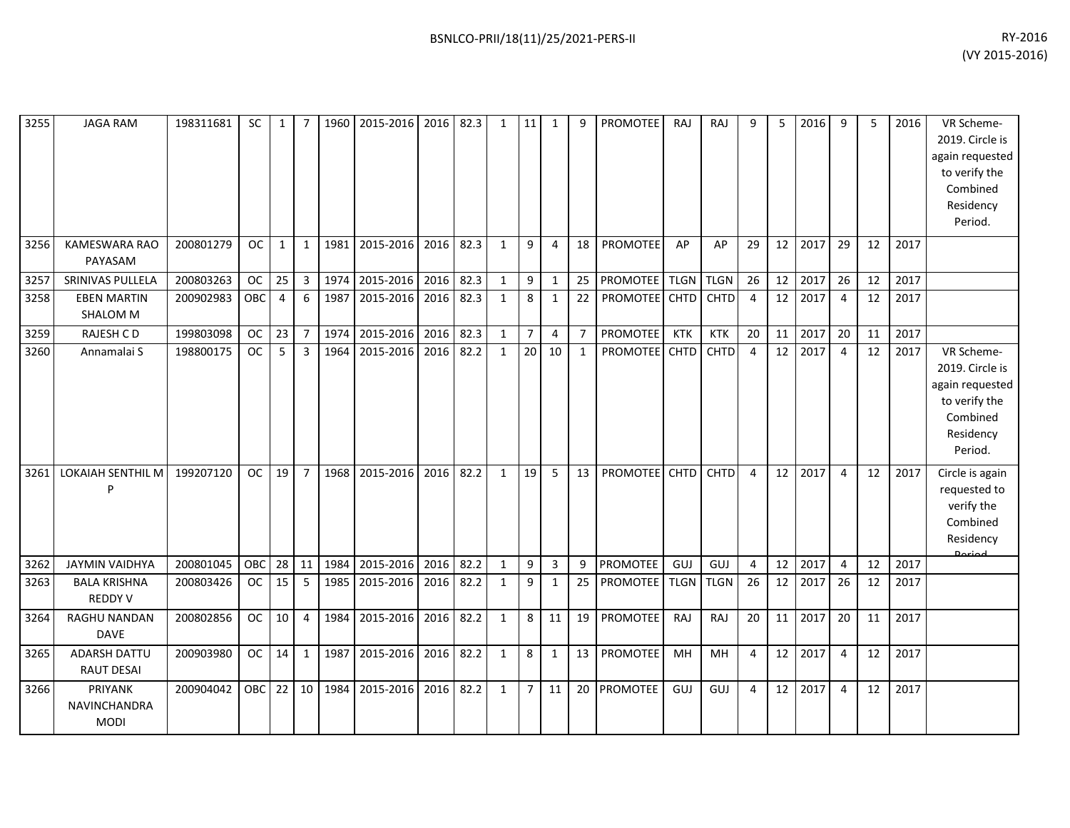| | | | | | | | | | | | | | | | | | | | | | | | | |
|---|---|---|---|---|---|---|---|---|---|---|---|---|---|---|---|---|---|---|---|---|---|---|---|---|
| 3255 | JAGA RAM | 198311681 | SC | 1 | 7 | 1960 | 2015-2016 | 2016 | 82.3 | 1 | 11 | 1 | 9 | PROMOTEE | RAJ | RAJ | 9 | 5 | 2016 | 9 | 5 | 2016 | VR Scheme-2019. Circle is again requested to verify the Combined Residency Period. |
| 3256 | KAMESWARA RAO PAYASAM | 200801279 | OC | 1 | 1 | 1981 | 2015-2016 | 2016 | 82.3 | 1 | 9 | 4 | 18 | PROMOTEE | AP | AP | 29 | 12 | 2017 | 29 | 12 | 2017 | |
| 3257 | SRINIVAS PULLELA | 200803263 | OC | 25 | 3 | 1974 | 2015-2016 | 2016 | 82.3 | 1 | 9 | 1 | 25 | PROMOTEE | TLGN | TLGN | 26 | 12 | 2017 | 26 | 12 | 2017 | |
| 3258 | EBEN MARTIN SHALOM M | 200902983 | OBC | 4 | 6 | 1987 | 2015-2016 | 2016 | 82.3 | 1 | 8 | 1 | 22 | PROMOTEE | CHTD | CHTD | 4 | 12 | 2017 | 4 | 12 | 2017 | |
| 3259 | RAJESH C D | 199803098 | OC | 23 | 7 | 1974 | 2015-2016 | 2016 | 82.3 | 1 | 7 | 4 | 7 | PROMOTEE | KTK | KTK | 20 | 11 | 2017 | 20 | 11 | 2017 | |
| 3260 | Annamalai S | 198800175 | OC | 5 | 3 | 1964 | 2015-2016 | 2016 | 82.2 | 1 | 20 | 10 | 1 | PROMOTEE | CHTD | CHTD | 4 | 12 | 2017 | 4 | 12 | 2017 | VR Scheme-2019. Circle is again requested to verify the Combined Residency Period. |
| 3261 | LOKAIAH SENTHIL M P | 199207120 | OC | 19 | 7 | 1968 | 2015-2016 | 2016 | 82.2 | 1 | 19 | 5 | 13 | PROMOTEE | CHTD | CHTD | 4 | 12 | 2017 | 4 | 12 | 2017 | Circle is again requested to verify the Combined Residency Period |
| 3262 | JAYMIN VAIDHYA | 200801045 | OBC | 28 | 11 | 1984 | 2015-2016 | 2016 | 82.2 | 1 | 9 | 3 | 9 | PROMOTEE | GUJ | GUJ | 4 | 12 | 2017 | 4 | 12 | 2017 | |
| 3263 | BALA KRISHNA REDDY V | 200803426 | OC | 15 | 5 | 1985 | 2015-2016 | 2016 | 82.2 | 1 | 9 | 1 | 25 | PROMOTEE | TLGN | TLGN | 26 | 12 | 2017 | 26 | 12 | 2017 | |
| 3264 | RAGHU NANDAN DAVE | 200802856 | OC | 10 | 4 | 1984 | 2015-2016 | 2016 | 82.2 | 1 | 8 | 11 | 19 | PROMOTEE | RAJ | RAJ | 20 | 11 | 2017 | 20 | 11 | 2017 | |
| 3265 | ADARSH DATTU RAUT DESAI | 200903980 | OC | 14 | 1 | 1987 | 2015-2016 | 2016 | 82.2 | 1 | 8 | 1 | 13 | PROMOTEE | MH | MH | 4 | 12 | 2017 | 4 | 12 | 2017 | |
| 3266 | PRIYANK NAVINCHANDRA MODI | 200904042 | OBC | 22 | 10 | 1984 | 2015-2016 | 2016 | 82.2 | 1 | 7 | 11 | 20 | PROMOTEE | GUJ | GUJ | 4 | 12 | 2017 | 4 | 12 | 2017 | |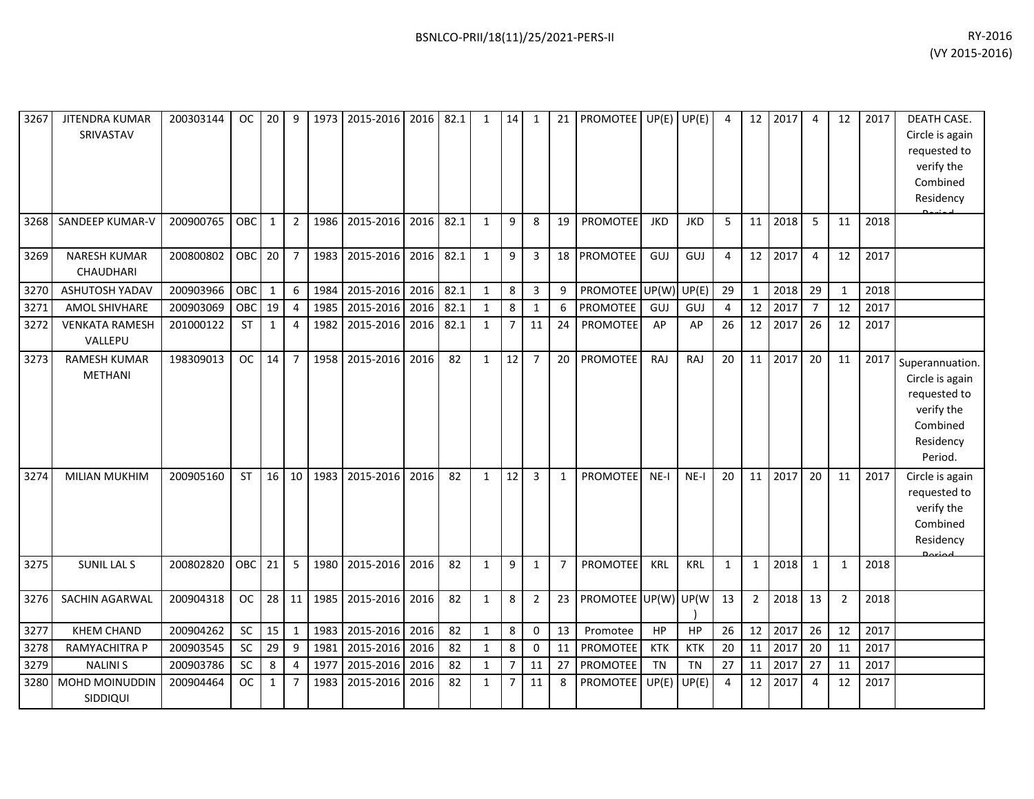| | | | | | | | | | | | | | | | | | | | | | | | | |
|---|---|---|---|---|---|---|---|---|---|---|---|---|---|---|---|---|---|---|---|---|---|---|---|---|
| 3267 | JITENDRA KUMAR SRIVASTAV | 200303144 | OC | 20 | 9 | 1973 | 2015-2016 | 2016 | 82.1 | 1 | 14 | 1 | 21 | PROMOTEE | UP(E) | UP(E) | 4 | 12 | 2017 | 4 | 12 | 2017 | DEATH CASE. Circle is again requested to verify the Combined Residency Period |
| 3268 | SANDEEP KUMAR-V | 200900765 | OBC | 1 | 2 | 1986 | 2015-2016 | 2016 | 82.1 | 1 | 9 | 8 | 19 | PROMOTEE | JKD | JKD | 5 | 11 | 2018 | 5 | 11 | 2018 | |
| 3269 | NARESH KUMAR CHAUDHARI | 200800802 | OBC | 20 | 7 | 1983 | 2015-2016 | 2016 | 82.1 | 1 | 9 | 3 | 18 | PROMOTEE | GUJ | GUJ | 4 | 12 | 2017 | 4 | 12 | 2017 | |
| 3270 | ASHUTOSH YADAV | 200903966 | OBC | 1 | 6 | 1984 | 2015-2016 | 2016 | 82.1 | 1 | 8 | 3 | 9 | PROMOTEE | UP(W) | UP(E) | 29 | 1 | 2018 | 29 | 1 | 2018 | |
| 3271 | AMOL SHIVHARE | 200903069 | OBC | 19 | 4 | 1985 | 2015-2016 | 2016 | 82.1 | 1 | 8 | 1 | 6 | PROMOTEE | GUJ | GUJ | 4 | 12 | 2017 | 7 | 12 | 2017 | |
| 3272 | VENKATA RAMESH VALLEPU | 201000122 | ST | 1 | 4 | 1982 | 2015-2016 | 2016 | 82.1 | 1 | 7 | 11 | 24 | PROMOTEE | AP | AP | 26 | 12 | 2017 | 26 | 12 | 2017 | |
| 3273 | RAMESH KUMAR METHANI | 198309013 | OC | 14 | 7 | 1958 | 2015-2016 | 2016 | 82 | 1 | 12 | 7 | 20 | PROMOTEE | RAJ | RAJ | 20 | 11 | 2017 | 20 | 11 | 2017 | Superannuation. Circle is again requested to verify the Combined Residency Period. |
| 3274 | MILIAN MUKHIM | 200905160 | ST | 16 | 10 | 1983 | 2015-2016 | 2016 | 82 | 1 | 12 | 3 | 1 | PROMOTEE | NE-I | NE-I | 20 | 11 | 2017 | 20 | 11 | 2017 | Circle is again requested to verify the Combined Residency Period |
| 3275 | SUNIL LAL S | 200802820 | OBC | 21 | 5 | 1980 | 2015-2016 | 2016 | 82 | 1 | 9 | 1 | 7 | PROMOTEE | KRL | KRL | 1 | 1 | 2018 | 1 | 1 | 2018 | |
| 3276 | SACHIN AGARWAL | 200904318 | OC | 28 | 11 | 1985 | 2015-2016 | 2016 | 82 | 1 | 8 | 2 | 23 | PROMOTEE | UP(W) | UP(W) | 13 | 2 | 2018 | 13 | 2 | 2018 | |
| 3277 | KHEM CHAND | 200904262 | SC | 15 | 1 | 1983 | 2015-2016 | 2016 | 82 | 1 | 8 | 0 | 13 | Promotee | HP | HP | 26 | 12 | 2017 | 26 | 12 | 2017 | |
| 3278 | RAMYACHITRA P | 200903545 | SC | 29 | 9 | 1981 | 2015-2016 | 2016 | 82 | 1 | 8 | 0 | 11 | PROMOTEE | KTK | KTK | 20 | 11 | 2017 | 20 | 11 | 2017 | |
| 3279 | NALINI S | 200903786 | SC | 8 | 4 | 1977 | 2015-2016 | 2016 | 82 | 1 | 7 | 11 | 27 | PROMOTEE | TN | TN | 27 | 11 | 2017 | 27 | 11 | 2017 | |
| 3280 | MOHD MOINUDDIN SIDDIQUI | 200904464 | OC | 1 | 7 | 1983 | 2015-2016 | 2016 | 82 | 1 | 7 | 11 | 8 | PROMOTEE | UP(E) | UP(E) | 4 | 12 | 2017 | 4 | 12 | 2017 | |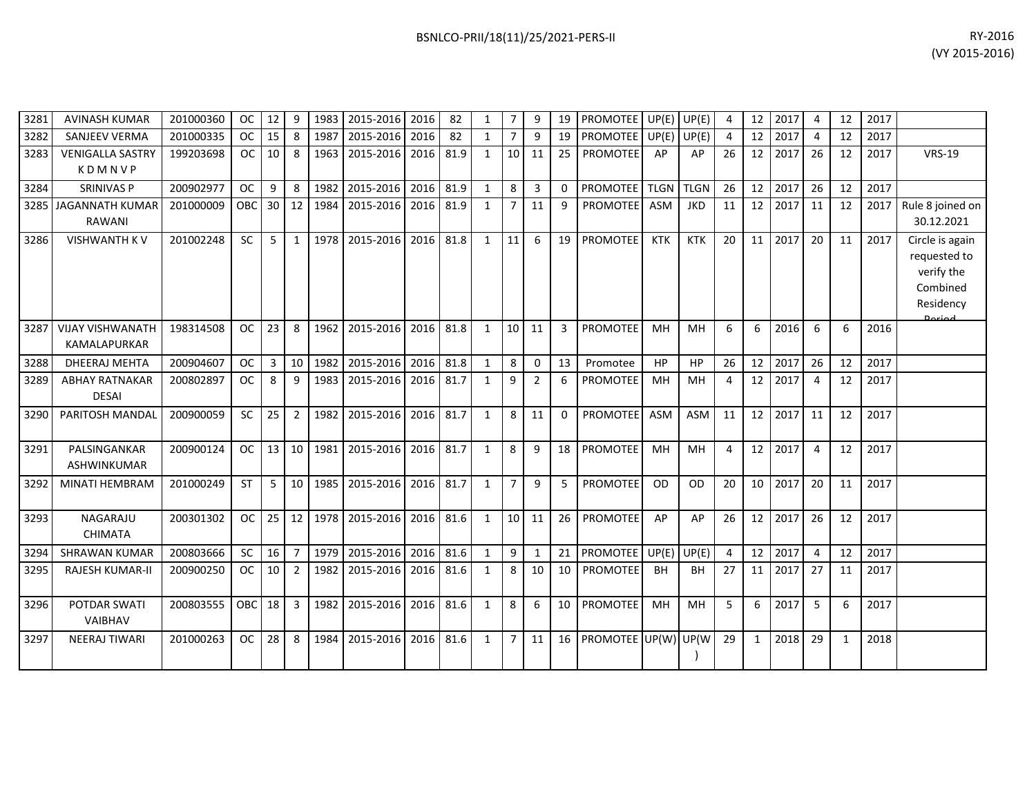BSNLCO-PRII/18(11)/25/2021-PERS-II

RY-2016
(VY 2015-2016)

| | | | | | | | | | | | | | | | | | | | | | | | | |
|---|---|---|---|---|---|---|---|---|---|---|---|---|---|---|---|---|---|---|---|---|---|---|---|---|
| 3281 | AVINASH KUMAR | 201000360 | OC | 12 | 9 | 1983 | 2015-2016 | 2016 | 82 | 1 | 7 | 9 | 19 | PROMOTEE | UP(E) | UP(E) | 4 | 12 | 2017 | 4 | 12 | 2017 | |
| 3282 | SANJEEV VERMA | 201000335 | OC | 15 | 8 | 1987 | 2015-2016 | 2016 | 82 | 1 | 7 | 9 | 19 | PROMOTEE | UP(E) | UP(E) | 4 | 12 | 2017 | 4 | 12 | 2017 | |
| 3283 | VENIGALLA SASTRY K D M N V P | 199203698 | OC | 10 | 8 | 1963 | 2015-2016 | 2016 | 81.9 | 1 | 10 | 11 | 25 | PROMOTEE | AP | AP | 26 | 12 | 2017 | 26 | 12 | 2017 | VRS-19 |
| 3284 | SRINIVAS P | 200902977 | OC | 9 | 8 | 1982 | 2015-2016 | 2016 | 81.9 | 1 | 8 | 3 | 0 | PROMOTEE | TLGN | TLGN | 26 | 12 | 2017 | 26 | 12 | 2017 | |
| 3285 | JAGANNATH KUMAR RAWANI | 201000009 | OBC | 30 | 12 | 1984 | 2015-2016 | 2016 | 81.9 | 1 | 7 | 11 | 9 | PROMOTEE | ASM | JKD | 11 | 12 | 2017 | 11 | 12 | 2017 | Rule 8 joined on 30.12.2021 |
| 3286 | VISHWANTH K V | 201002248 | SC | 5 | 1 | 1978 | 2015-2016 | 2016 | 81.8 | 1 | 11 | 6 | 19 | PROMOTEE | KTK | KTK | 20 | 11 | 2017 | 20 | 11 | 2017 | Circle is again requested to verify the Combined Residency Period |
| 3287 | VIJAY VISHWANATH KAMALAPURKAR | 198314508 | OC | 23 | 8 | 1962 | 2015-2016 | 2016 | 81.8 | 1 | 10 | 11 | 3 | PROMOTEE | MH | MH | 6 | 6 | 2016 | 6 | 6 | 2016 | |
| 3288 | DHEERAJ MEHTA | 200904607 | OC | 3 | 10 | 1982 | 2015-2016 | 2016 | 81.8 | 1 | 8 | 0 | 13 | Promotee | HP | HP | 26 | 12 | 2017 | 26 | 12 | 2017 | |
| 3289 | ABHAY RATNAKAR DESAI | 200802897 | OC | 8 | 9 | 1983 | 2015-2016 | 2016 | 81.7 | 1 | 9 | 2 | 6 | PROMOTEE | MH | MH | 4 | 12 | 2017 | 4 | 12 | 2017 | |
| 3290 | PARITOSH MANDAL | 200900059 | SC | 25 | 2 | 1982 | 2015-2016 | 2016 | 81.7 | 1 | 8 | 11 | 0 | PROMOTEE | ASM | ASM | 11 | 12 | 2017 | 11 | 12 | 2017 | |
| 3291 | PALSINGANKAR ASHWINKUMAR | 200900124 | OC | 13 | 10 | 1981 | 2015-2016 | 2016 | 81.7 | 1 | 8 | 9 | 18 | PROMOTEE | MH | MH | 4 | 12 | 2017 | 4 | 12 | 2017 | |
| 3292 | MINATI HEMBRAM | 201000249 | ST | 5 | 10 | 1985 | 2015-2016 | 2016 | 81.7 | 1 | 7 | 9 | 5 | PROMOTEE | OD | OD | 20 | 10 | 2017 | 20 | 11 | 2017 | |
| 3293 | NAGARAJU CHIMATA | 200301302 | OC | 25 | 12 | 1978 | 2015-2016 | 2016 | 81.6 | 1 | 10 | 11 | 26 | PROMOTEE | AP | AP | 26 | 12 | 2017 | 26 | 12 | 2017 | |
| 3294 | SHRAWAN KUMAR | 200803666 | SC | 16 | 7 | 1979 | 2015-2016 | 2016 | 81.6 | 1 | 9 | 1 | 21 | PROMOTEE | UP(E) | UP(E) | 4 | 12 | 2017 | 4 | 12 | 2017 | |
| 3295 | RAJESH KUMAR-II | 200900250 | OC | 10 | 2 | 1982 | 2015-2016 | 2016 | 81.6 | 1 | 8 | 10 | 10 | PROMOTEE | BH | BH | 27 | 11 | 2017 | 27 | 11 | 2017 | |
| 3296 | POTDAR SWATI VAIBHAV | 200803555 | OBC | 18 | 3 | 1982 | 2015-2016 | 2016 | 81.6 | 1 | 8 | 6 | 10 | PROMOTEE | MH | MH | 5 | 6 | 2017 | 5 | 6 | 2017 | |
| 3297 | NEERAJ TIWARI | 201000263 | OC | 28 | 8 | 1984 | 2015-2016 | 2016 | 81.6 | 1 | 7 | 11 | 16 | PROMOTEE | UP(W) | UP(W) | 29 | 1 | 2018 | 29 | 1 | 2018 | |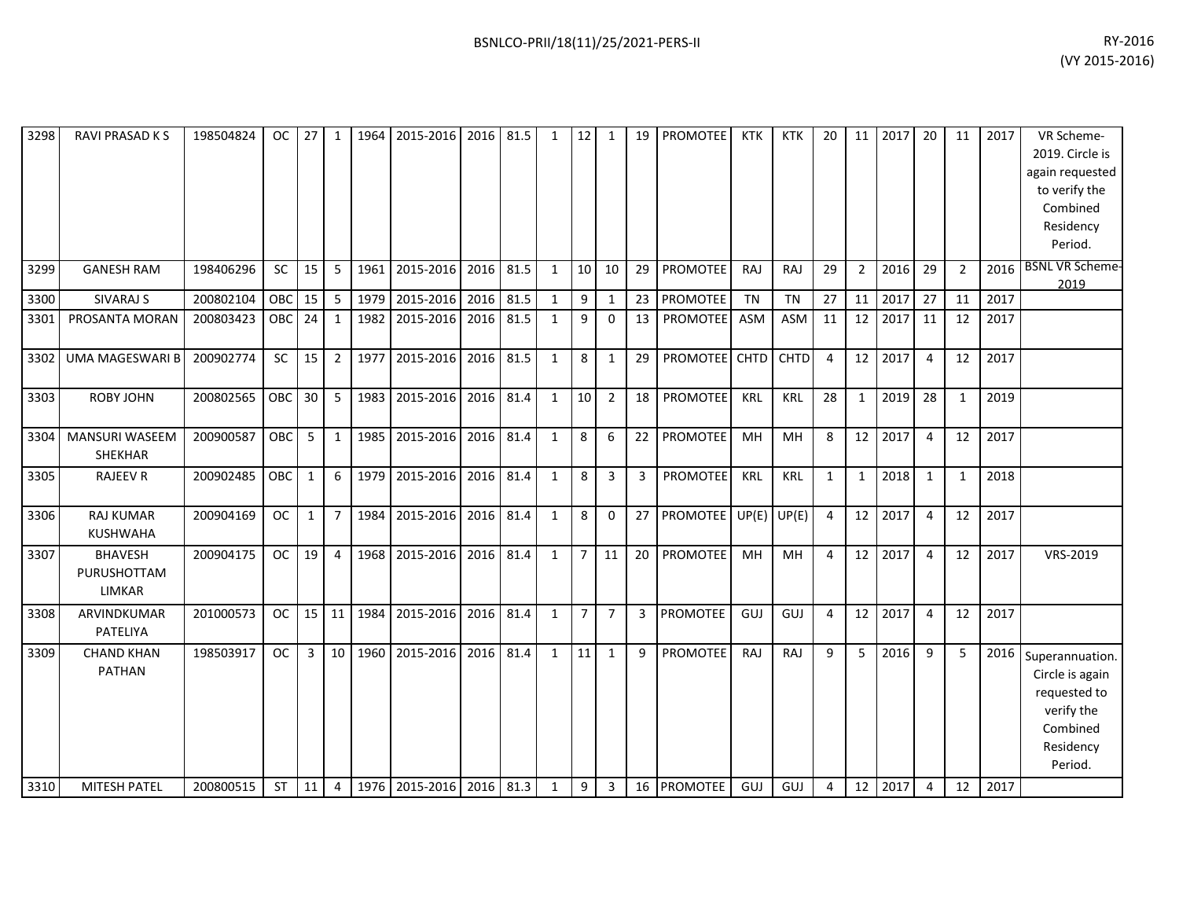| 3298 | RAVI PRASAD K S | 198504824 | OC | 27 | 1 | 1964 | 2015-2016 | 2016 | 81.5 | 1 | 12 | 1 | 19 | PROMOTEE | KTK | KTK | 20 | 11 | 2017 | 20 | 11 | 2017 | VR Scheme-2019. Circle is again requested to verify the Combined Residency Period. |
|---|---|---|---|---|---|---|---|---|---|---|---|---|---|---|---|---|---|---|---|---|---|---|---|
| 3299 | GANESH RAM | 198406296 | SC | 15 | 5 | 1961 | 2015-2016 | 2016 | 81.5 | 1 | 10 | 10 | 29 | PROMOTEE | RAJ | RAJ | 29 | 2 | 2016 | 29 | 2 | 2016 | BSNL VR Scheme-2019 |
| 3300 | SIVARAJ S | 200802104 | OBC | 15 | 5 | 1979 | 2015-2016 | 2016 | 81.5 | 1 | 9 | 1 | 23 | PROMOTEE | TN | TN | 27 | 11 | 2017 | 27 | 11 | 2017 | |
| 3301 | PROSANTA MORAN | 200803423 | OBC | 24 | 1 | 1982 | 2015-2016 | 2016 | 81.5 | 1 | 9 | 0 | 13 | PROMOTEE | ASM | ASM | 11 | 12 | 2017 | 11 | 12 | 2017 | |
| 3302 | UMA MAGESWARI B | 200902774 | SC | 15 | 2 | 1977 | 2015-2016 | 2016 | 81.5 | 1 | 8 | 1 | 29 | PROMOTEE | CHTD | CHTD | 4 | 12 | 2017 | 4 | 12 | 2017 | |
| 3303 | ROBY JOHN | 200802565 | OBC | 30 | 5 | 1983 | 2015-2016 | 2016 | 81.4 | 1 | 10 | 2 | 18 | PROMOTEE | KRL | KRL | 28 | 1 | 2019 | 28 | 1 | 2019 | |
| 3304 | MANSURI WASEEM SHEKHAR | 200900587 | OBC | 5 | 1 | 1985 | 2015-2016 | 2016 | 81.4 | 1 | 8 | 6 | 22 | PROMOTEE | MH | MH | 8 | 12 | 2017 | 4 | 12 | 2017 | |
| 3305 | RAJEEV R | 200902485 | OBC | 1 | 6 | 1979 | 2015-2016 | 2016 | 81.4 | 1 | 8 | 3 | 3 | PROMOTEE | KRL | KRL | 1 | 1 | 2018 | 1 | 1 | 2018 | |
| 3306 | RAJ KUMAR KUSHWAHA | 200904169 | OC | 1 | 7 | 1984 | 2015-2016 | 2016 | 81.4 | 1 | 8 | 0 | 27 | PROMOTEE | UP(E) | UP(E) | 4 | 12 | 2017 | 4 | 12 | 2017 | |
| 3307 | BHAVESH PURUSHOTTAM LIMKAR | 200904175 | OC | 19 | 4 | 1968 | 2015-2016 | 2016 | 81.4 | 1 | 7 | 11 | 20 | PROMOTEE | MH | MH | 4 | 12 | 2017 | 4 | 12 | 2017 | VRS-2019 |
| 3308 | ARVINDKUMAR PATELIYA | 201000573 | OC | 15 | 11 | 1984 | 2015-2016 | 2016 | 81.4 | 1 | 7 | 7 | 3 | PROMOTEE | GUJ | GUJ | 4 | 12 | 2017 | 4 | 12 | 2017 | |
| 3309 | CHAND KHAN PATHAN | 198503917 | OC | 3 | 10 | 1960 | 2015-2016 | 2016 | 81.4 | 1 | 11 | 1 | 9 | PROMOTEE | RAJ | RAJ | 9 | 5 | 2016 | 9 | 5 | 2016 | Superannuation. Circle is again requested to verify the Combined Residency Period. |
| 3310 | MITESH PATEL | 200800515 | ST | 11 | 4 | 1976 | 2015-2016 | 2016 | 81.3 | 1 | 9 | 3 | 16 | PROMOTEE | GUJ | GUJ | 4 | 12 | 2017 | 4 | 12 | 2017 | |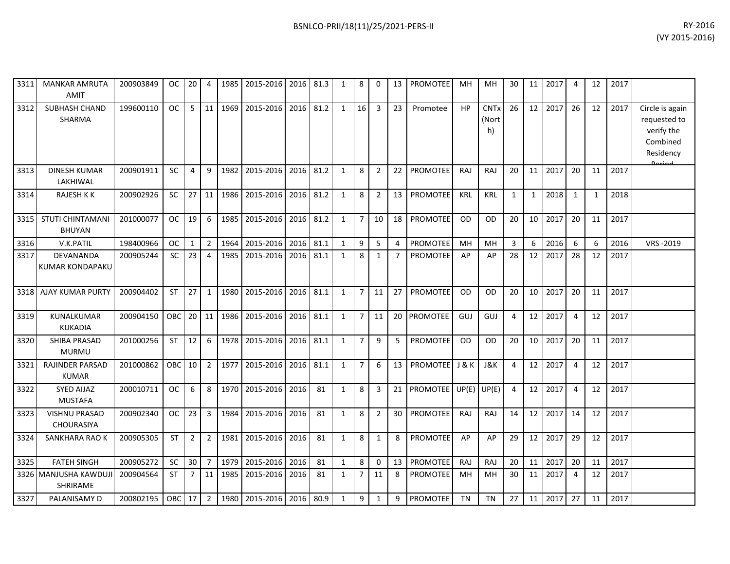| | | | | | | | | | | | | | | | | | | | | | | | | |
|---|---|---|---|---|---|---|---|---|---|---|---|---|---|---|---|---|---|---|---|---|---|---|---|---|
| 3311 | MANKAR AMRUTA AMIT | 200903849 | OC | 20 | 4 | 1985 | 2015-2016 | 2016 | 81.3 | 1 | 8 | 0 | 13 | PROMOTEE | MH | MH | 30 | 11 | 2017 | 4 | 12 | 2017 | |
| 3312 | SUBHASH CHAND SHARMA | 199600110 | OC | 5 | 11 | 1969 | 2015-2016 | 2016 | 81.2 | 1 | 16 | 3 | 23 | Promotee | HP | CNTx (North) | 26 | 12 | 2017 | 26 | 12 | 2017 | Circle is again requested to verify the Combined Residency Period |
| 3313 | DINESH KUMAR LAKHIWAL | 200901911 | SC | 4 | 9 | 1982 | 2015-2016 | 2016 | 81.2 | 1 | 8 | 2 | 22 | PROMOTEE | RAJ | RAJ | 20 | 11 | 2017 | 20 | 11 | 2017 | |
| 3314 | RAJESH K K | 200902926 | SC | 27 | 11 | 1986 | 2015-2016 | 2016 | 81.2 | 1 | 8 | 2 | 13 | PROMOTEE | KRL | KRL | 1 | 1 | 2018 | 1 | 1 | 2018 | |
| 3315 | STUTI CHINTAMANI BHUYAN | 201000077 | OC | 19 | 6 | 1985 | 2015-2016 | 2016 | 81.2 | 1 | 7 | 10 | 18 | PROMOTEE | OD | OD | 20 | 10 | 2017 | 20 | 11 | 2017 | |
| 3316 | V.K.PATIL | 198400966 | OC | 1 | 2 | 1964 | 2015-2016 | 2016 | 81.1 | 1 | 9 | 5 | 4 | PROMOTEE | MH | MH | 3 | 6 | 2016 | 6 | 6 | 2016 | VRS -2019 |
| 3317 | DEVANANDA KUMAR KONDAPAKU | 200905244 | SC | 23 | 4 | 1985 | 2015-2016 | 2016 | 81.1 | 1 | 8 | 1 | 7 | PROMOTEE | AP | AP | 28 | 12 | 2017 | 28 | 12 | 2017 | |
| 3318 | AJAY KUMAR PURTY | 200904402 | ST | 27 | 1 | 1980 | 2015-2016 | 2016 | 81.1 | 1 | 7 | 11 | 27 | PROMOTEE | OD | OD | 20 | 10 | 2017 | 20 | 11 | 2017 | |
| 3319 | KUNALKUMAR KUKADIA | 200904150 | OBC | 20 | 11 | 1986 | 2015-2016 | 2016 | 81.1 | 1 | 7 | 11 | 20 | PROMOTEE | GUJ | GUJ | 4 | 12 | 2017 | 4 | 12 | 2017 | |
| 3320 | SHIBA PRASAD MURMU | 201000256 | ST | 12 | 6 | 1978 | 2015-2016 | 2016 | 81.1 | 1 | 7 | 9 | 5 | PROMOTEE | OD | OD | 20 | 10 | 2017 | 20 | 11 | 2017 | |
| 3321 | RAJINDER PARSAD KUMAR | 201000862 | OBC | 10 | 2 | 1977 | 2015-2016 | 2016 | 81.1 | 1 | 7 | 6 | 13 | PROMOTEE | J & K | J&K | 4 | 12 | 2017 | 4 | 12 | 2017 | |
| 3322 | SYED AIJAZ MUSTAFA | 200010711 | OC | 6 | 8 | 1970 | 2015-2016 | 2016 | 81 | 1 | 8 | 3 | 21 | PROMOTEE | UP(E) | UP(E) | 4 | 12 | 2017 | 4 | 12 | 2017 | |
| 3323 | VISHNU PRASAD CHOURASIYA | 200902340 | OC | 23 | 3 | 1984 | 2015-2016 | 2016 | 81 | 1 | 8 | 2 | 30 | PROMOTEE | RAJ | RAJ | 14 | 12 | 2017 | 14 | 12 | 2017 | |
| 3324 | SANKHARA RAO K | 200905305 | ST | 2 | 2 | 1981 | 2015-2016 | 2016 | 81 | 1 | 8 | 1 | 8 | PROMOTEE | AP | AP | 29 | 12 | 2017 | 29 | 12 | 2017 | |
| 3325 | FATEH SINGH | 200905272 | SC | 30 | 7 | 1979 | 2015-2016 | 2016 | 81 | 1 | 8 | 0 | 13 | PROMOTEE | RAJ | RAJ | 20 | 11 | 2017 | 20 | 11 | 2017 | |
| 3326 | MANJUSHA KAWDUJI SHRIRAME | 200904564 | ST | 7 | 11 | 1985 | 2015-2016 | 2016 | 81 | 1 | 7 | 11 | 8 | PROMOTEE | MH | MH | 30 | 11 | 2017 | 4 | 12 | 2017 | |
| 3327 | PALANISAMY D | 200802195 | OBC | 17 | 2 | 1980 | 2015-2016 | 2016 | 80.9 | 1 | 9 | 1 | 9 | PROMOTEE | TN | TN | 27 | 11 | 2017 | 27 | 11 | 2017 | |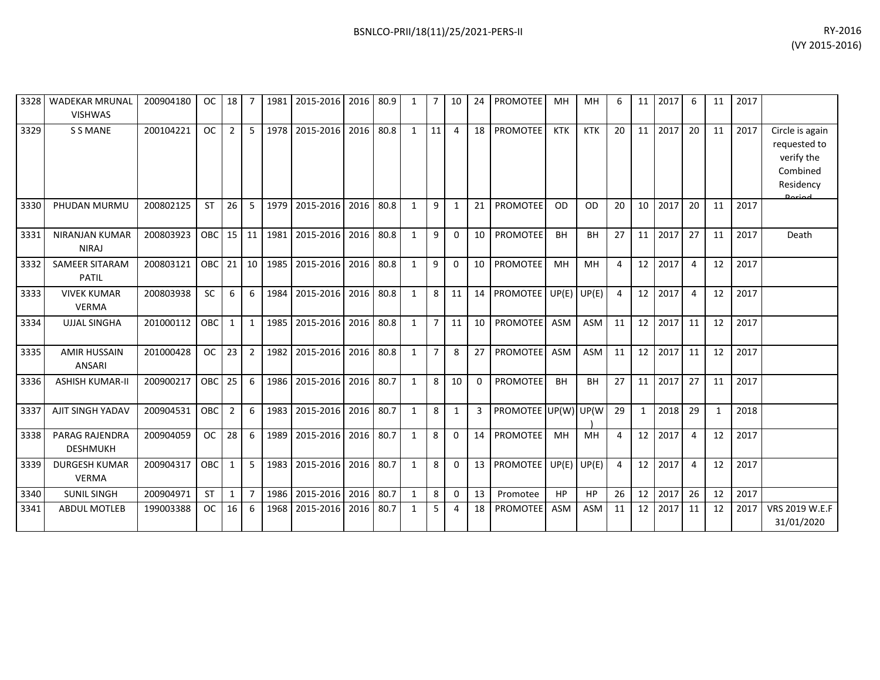| 3328 | WADEKAR MRUNAL VISHWAS | 200904180 | OC | 18 | 7 | 1981 | 2015-2016 | 2016 | 80.9 | 1 | 7 | 10 | 24 | PROMOTEE | MH | MH | 6 | 11 | 2017 | 6 | 11 | 2017 | |
|---|---|---|---|---|---|---|---|---|---|---|---|---|---|---|---|---|---|---|---|---|---|---|---|
| 3329 | S S MANE | 200104221 | OC | 2 | 5 | 1978 | 2015-2016 | 2016 | 80.8 | 1 | 11 | 4 | 18 | PROMOTEE | KTK | KTK | 20 | 11 | 2017 | 20 | 11 | 2017 | Circle is again requested to verify the Combined Residency Period |
| 3330 | PHUDAN MURMU | 200802125 | ST | 26 | 5 | 1979 | 2015-2016 | 2016 | 80.8 | 1 | 9 | 1 | 21 | PROMOTEE | OD | OD | 20 | 10 | 2017 | 20 | 11 | 2017 | |
| 3331 | NIRANJAN KUMAR NIRAJ | 200803923 | OBC | 15 | 11 | 1981 | 2015-2016 | 2016 | 80.8 | 1 | 9 | 0 | 10 | PROMOTEE | BH | BH | 27 | 11 | 2017 | 27 | 11 | 2017 | Death |
| 3332 | SAMEER SITARAM PATIL | 200803121 | OBC | 21 | 10 | 1985 | 2015-2016 | 2016 | 80.8 | 1 | 9 | 0 | 10 | PROMOTEE | MH | MH | 4 | 12 | 2017 | 4 | 12 | 2017 | |
| 3333 | VIVEK KUMAR VERMA | 200803938 | SC | 6 | 6 | 1984 | 2015-2016 | 2016 | 80.8 | 1 | 8 | 11 | 14 | PROMOTEE | UP(E) | UP(E) | 4 | 12 | 2017 | 4 | 12 | 2017 | |
| 3334 | UJJAL SINGHA | 201000112 | OBC | 1 | 1 | 1985 | 2015-2016 | 2016 | 80.8 | 1 | 7 | 11 | 10 | PROMOTEE | ASM | ASM | 11 | 12 | 2017 | 11 | 12 | 2017 | |
| 3335 | AMIR HUSSAIN ANSARI | 201000428 | OC | 23 | 2 | 1982 | 2015-2016 | 2016 | 80.8 | 1 | 7 | 8 | 27 | PROMOTEE | ASM | ASM | 11 | 12 | 2017 | 11 | 12 | 2017 | |
| 3336 | ASHISH KUMAR-II | 200900217 | OBC | 25 | 6 | 1986 | 2015-2016 | 2016 | 80.7 | 1 | 8 | 10 | 0 | PROMOTEE | BH | BH | 27 | 11 | 2017 | 27 | 11 | 2017 | |
| 3337 | AJIT SINGH YADAV | 200904531 | OBC | 2 | 6 | 1983 | 2015-2016 | 2016 | 80.7 | 1 | 8 | 1 | 3 | PROMOTEE | UP(W) | UP(W) | 29 | 1 | 2018 | 29 | 1 | 2018 | |
| 3338 | PARAG RAJENDRA DESHMUKH | 200904059 | OC | 28 | 6 | 1989 | 2015-2016 | 2016 | 80.7 | 1 | 8 | 0 | 14 | PROMOTEE | MH | MH | 4 | 12 | 2017 | 4 | 12 | 2017 | |
| 3339 | DURGESH KUMAR VERMA | 200904317 | OBC | 1 | 5 | 1983 | 2015-2016 | 2016 | 80.7 | 1 | 8 | 0 | 13 | PROMOTEE | UP(E) | UP(E) | 4 | 12 | 2017 | 4 | 12 | 2017 | |
| 3340 | SUNIL SINGH | 200904971 | ST | 1 | 7 | 1986 | 2015-2016 | 2016 | 80.7 | 1 | 8 | 0 | 13 | Promotee | HP | HP | 26 | 12 | 2017 | 26 | 12 | 2017 | |
| 3341 | ABDUL MOTLEB | 199003388 | OC | 16 | 6 | 1968 | 2015-2016 | 2016 | 80.7 | 1 | 5 | 4 | 18 | PROMOTEE | ASM | ASM | 11 | 12 | 2017 | 11 | 12 | 2017 | VRS 2019 W.E.F 31/01/2020 |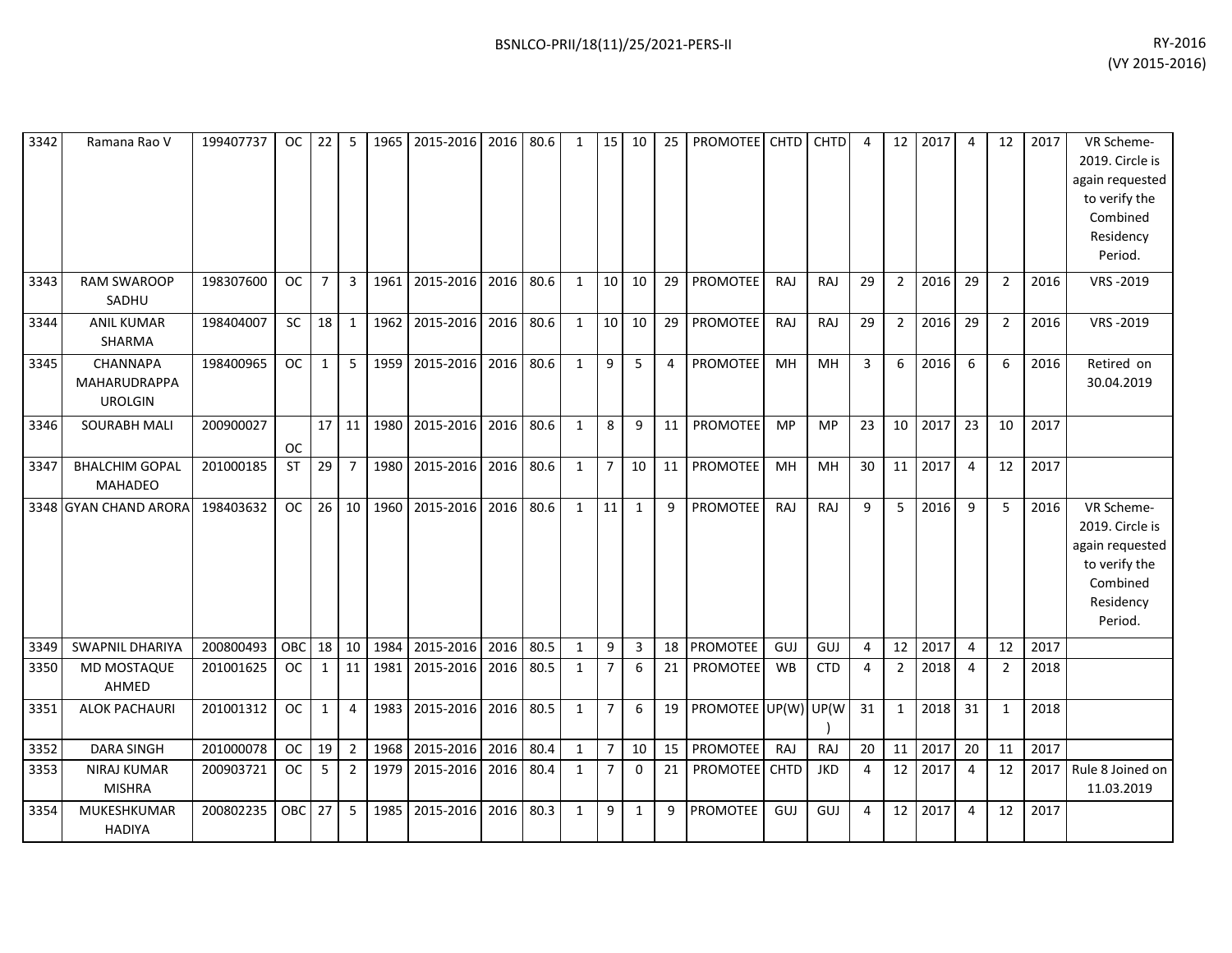| | | | | | | | | | | | | | | | | | | | | | | | | |
|---|---|---|---|---|---|---|---|---|---|---|---|---|---|---|---|---|---|---|---|---|---|---|---|---|
| 3342 | Ramana Rao V | 199407737 | OC | 22 | 5 | 1965 | 2015-2016 | 2016 | 80.6 | 1 | 15 | 10 | 25 | PROMOTEE | CHTD | CHTD | 4 | 12 | 2017 | 4 | 12 | 2017 | VR Scheme-2019. Circle is again requested to verify the Combined Residency Period. |
| 3343 | RAM SWAROOP SADHU | 198307600 | OC | 7 | 3 | 1961 | 2015-2016 | 2016 | 80.6 | 1 | 10 | 10 | 29 | PROMOTEE | RAJ | RAJ | 29 | 2 | 2016 | 29 | 2 | 2016 | VRS -2019 |
| 3344 | ANIL KUMAR SHARMA | 198404007 | SC | 18 | 1 | 1962 | 2015-2016 | 2016 | 80.6 | 1 | 10 | 10 | 29 | PROMOTEE | RAJ | RAJ | 29 | 2 | 2016 | 29 | 2 | 2016 | VRS -2019 |
| 3345 | CHANNAPA MAHARUDRAPPA UROLGIN | 198400965 | OC | 1 | 5 | 1959 | 2015-2016 | 2016 | 80.6 | 1 | 9 | 5 | 4 | PROMOTEE | MH | MH | 3 | 6 | 2016 | 6 | 6 | 2016 | Retired on 30.04.2019 |
| 3346 | SOURABH MALI | 200900027 | OC | 17 | 11 | 1980 | 2015-2016 | 2016 | 80.6 | 1 | 8 | 9 | 11 | PROMOTEE | MP | MP | 23 | 10 | 2017 | 23 | 10 | 2017 | |
| 3347 | BHALCHIM GOPAL MAHADEO | 201000185 | ST | 29 | 7 | 1980 | 2015-2016 | 2016 | 80.6 | 1 | 7 | 10 | 11 | PROMOTEE | MH | MH | 30 | 11 | 2017 | 4 | 12 | 2017 | |
| 3348 | GYAN CHAND ARORA | 198403632 | OC | 26 | 10 | 1960 | 2015-2016 | 2016 | 80.6 | 1 | 11 | 1 | 9 | PROMOTEE | RAJ | RAJ | 9 | 5 | 2016 | 9 | 5 | 2016 | VR Scheme-2019. Circle is again requested to verify the Combined Residency Period. |
| 3349 | SWAPNIL DHARIYA | 200800493 | OBC | 18 | 10 | 1984 | 2015-2016 | 2016 | 80.5 | 1 | 9 | 3 | 18 | PROMOTEE | GUJ | GUJ | 4 | 12 | 2017 | 4 | 12 | 2017 | |
| 3350 | MD MOSTAQUE AHMED | 201001625 | OC | 1 | 11 | 1981 | 2015-2016 | 2016 | 80.5 | 1 | 7 | 6 | 21 | PROMOTEE | WB | CTD | 4 | 2 | 2018 | 4 | 2 | 2018 | |
| 3351 | ALOK PACHAURI | 201001312 | OC | 1 | 4 | 1983 | 2015-2016 | 2016 | 80.5 | 1 | 7 | 6 | 19 | PROMOTEE | UP(W) | UP(W) | 31 | 1 | 2018 | 31 | 1 | 2018 | |
| 3352 | DARA SINGH | 201000078 | OC | 19 | 2 | 1968 | 2015-2016 | 2016 | 80.4 | 1 | 7 | 10 | 15 | PROMOTEE | RAJ | RAJ | 20 | 11 | 2017 | 20 | 11 | 2017 | |
| 3353 | NIRAJ KUMAR MISHRA | 200903721 | OC | 5 | 2 | 1979 | 2015-2016 | 2016 | 80.4 | 1 | 7 | 0 | 21 | PROMOTEE | CHTD | JKD | 4 | 12 | 2017 | 4 | 12 | 2017 | Rule 8 Joined on 11.03.2019 |
| 3354 | MUKESHKUMAR HADIYA | 200802235 | OBC | 27 | 5 | 1985 | 2015-2016 | 2016 | 80.3 | 1 | 9 | 1 | 9 | PROMOTEE | GUJ | GUJ | 4 | 12 | 2017 | 4 | 12 | 2017 | |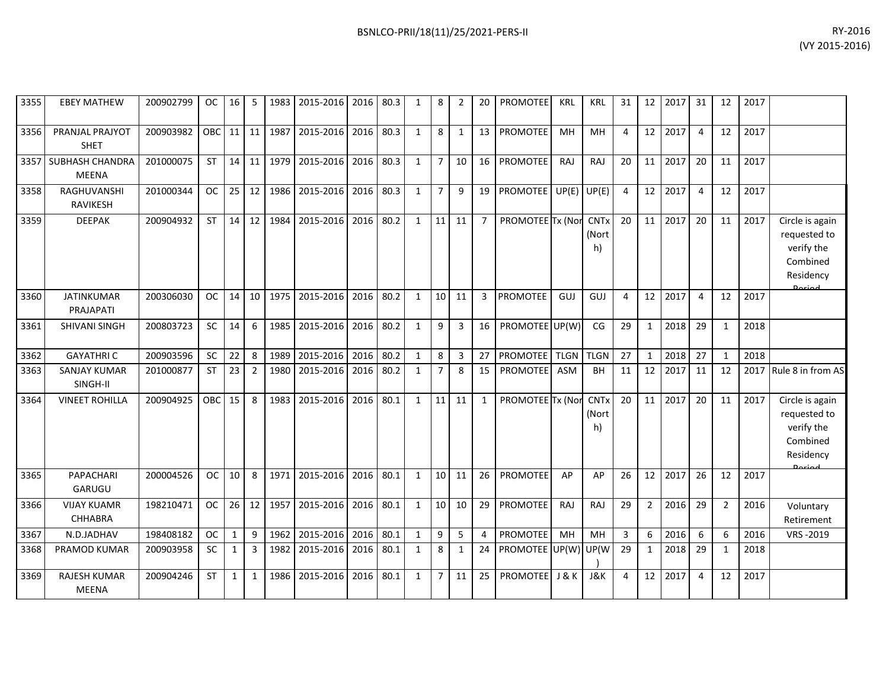| 3355 | EBEY MATHEW | 200902799 | OC | 16 | 5 | 1983 | 2015-2016 | 2016 | 80.3 | 1 | 8 | 2 | 20 | PROMOTEE | KRL | KRL | 31 | 12 | 2017 | 31 | 12 | 2017 | |
|---|---|---|---|---|---|---|---|---|---|---|---|---|---|---|---|---|---|---|---|---|---|---|---|
| 3356 | PRANJAL PRAJYOT SHET | 200903982 | OBC | 11 | 11 | 1987 | 2015-2016 | 2016 | 80.3 | 1 | 8 | 1 | 13 | PROMOTEE | MH | MH | 4 | 12 | 2017 | 4 | 12 | 2017 | |
| 3357 | SUBHASH CHANDRA MEENA | 201000075 | ST | 14 | 11 | 1979 | 2015-2016 | 2016 | 80.3 | 1 | 7 | 10 | 16 | PROMOTEE | RAJ | RAJ | 20 | 11 | 2017 | 20 | 11 | 2017 | |
| 3358 | RAGHUVANSHI RAVIKESH | 201000344 | OC | 25 | 12 | 1986 | 2015-2016 | 2016 | 80.3 | 1 | 7 | 9 | 19 | PROMOTEE | UP(E) | UP(E) | 4 | 12 | 2017 | 4 | 12 | 2017 | |
| 3359 | DEEPAK | 200904932 | ST | 14 | 12 | 1984 | 2015-2016 | 2016 | 80.2 | 1 | 11 | 11 | 7 | PROMOTEE | Tx (Nor | CNTx (North) | 20 | 11 | 2017 | 20 | 11 | 2017 | Circle is again requested to verify the Combined Residency Period |
| 3360 | JATINKUMAR PRAJAPATI | 200306030 | OC | 14 | 10 | 1975 | 2015-2016 | 2016 | 80.2 | 1 | 10 | 11 | 3 | PROMOTEE | GUJ | GUJ | 4 | 12 | 2017 | 4 | 12 | 2017 | |
| 3361 | SHIVANI SINGH | 200803723 | SC | 14 | 6 | 1985 | 2015-2016 | 2016 | 80.2 | 1 | 9 | 3 | 16 | PROMOTEE | UP(W) | CG | 29 | 1 | 2018 | 29 | 1 | 2018 | |
| 3362 | GAYATHRI C | 200903596 | SC | 22 | 8 | 1989 | 2015-2016 | 2016 | 80.2 | 1 | 8 | 3 | 27 | PROMOTEE | TLGN | TLGN | 27 | 1 | 2018 | 27 | 1 | 2018 | |
| 3363 | SANJAY KUMAR SINGH-II | 201000877 | ST | 23 | 2 | 1980 | 2015-2016 | 2016 | 80.2 | 1 | 7 | 8 | 15 | PROMOTEE | ASM | BH | 11 | 12 | 2017 | 11 | 12 | 2017 | Rule 8 in from AS |
| 3364 | VINEET ROHILLA | 200904925 | OBC | 15 | 8 | 1983 | 2015-2016 | 2016 | 80.1 | 1 | 11 | 11 | 1 | PROMOTEE | Tx (Nor | CNTx (North) | 20 | 11 | 2017 | 20 | 11 | 2017 | Circle is again requested to verify the Combined Residency Period |
| 3365 | PAPACHARI GARUGU | 200004526 | OC | 10 | 8 | 1971 | 2015-2016 | 2016 | 80.1 | 1 | 10 | 11 | 26 | PROMOTEE | AP | AP | 26 | 12 | 2017 | 26 | 12 | 2017 | |
| 3366 | VIJAY KUAMR CHHABRA | 198210471 | OC | 26 | 12 | 1957 | 2015-2016 | 2016 | 80.1 | 1 | 10 | 10 | 29 | PROMOTEE | RAJ | RAJ | 29 | 2 | 2016 | 29 | 2 | 2016 | Voluntary Retirement |
| 3367 | N.D.JADHAV | 198408182 | OC | 1 | 9 | 1962 | 2015-2016 | 2016 | 80.1 | 1 | 9 | 5 | 4 | PROMOTEE | MH | MH | 3 | 6 | 2016 | 6 | 6 | 2016 | VRS -2019 |
| 3368 | PRAMOD KUMAR | 200903958 | SC | 1 | 3 | 1982 | 2015-2016 | 2016 | 80.1 | 1 | 8 | 1 | 24 | PROMOTEE | UP(W) | UP(W) | 29 | 1 | 2018 | 29 | 1 | 2018 | |
| 3369 | RAJESH KUMAR MEENA | 200904246 | ST | 1 | 1 | 1986 | 2015-2016 | 2016 | 80.1 | 1 | 7 | 11 | 25 | PROMOTEE | J & K | J&K | 4 | 12 | 2017 | 4 | 12 | 2017 | |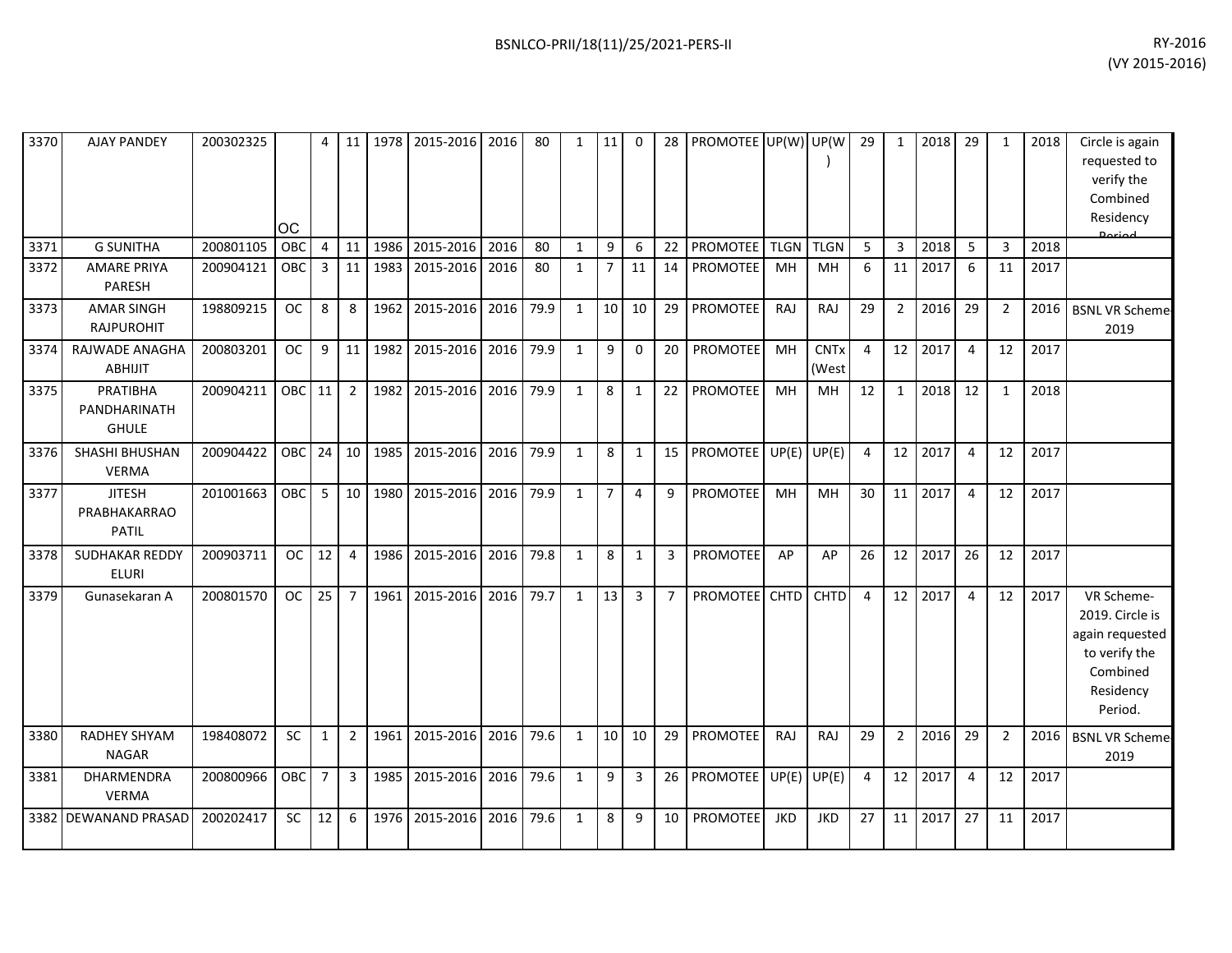| | | | | | | | | | | | | | | | | | | | | | | | | |
|---|---|---|---|---|---|---|---|---|---|---|---|---|---|---|---|---|---|---|---|---|---|---|---|---|
| 3370 | AJAY PANDEY | 200302325 | OC | 4 | 11 | 1978 | 2015-2016 | 2016 | 80 | 1 | 11 | 0 | 28 | PROMOTEE | UP(W) | UP(W) | 29 | 1 | 2018 | 29 | 1 | 2018 | Circle is again requested to verify the Combined Residency Period |
| 3371 | G SUNITHA | 200801105 | OBC | 4 | 11 | 1986 | 2015-2016 | 2016 | 80 | 1 | 9 | 6 | 22 | PROMOTEE | TLGN | TLGN | 5 | 3 | 2018 | 5 | 3 | 2018 | |
| 3372 | AMARE PRIYA PARESH | 200904121 | OBC | 3 | 11 | 1983 | 2015-2016 | 2016 | 80 | 1 | 7 | 11 | 14 | PROMOTEE | MH | MH | 6 | 11 | 2017 | 6 | 11 | 2017 | |
| 3373 | AMAR SINGH RAJPUROHIT | 198809215 | OC | 8 | 8 | 1962 | 2015-2016 | 2016 | 79.9 | 1 | 10 | 10 | 29 | PROMOTEE | RAJ | RAJ | 29 | 2 | 2016 | 29 | 2 | 2016 | BSNL VR Scheme-2019 |
| 3374 | RAJWADE ANAGHA ABHIJIT | 200803201 | OC | 9 | 11 | 1982 | 2015-2016 | 2016 | 79.9 | 1 | 9 | 0 | 20 | PROMOTEE | MH | CNTx (West | 4 | 12 | 2017 | 4 | 12 | 2017 | |
| 3375 | PRATIBHA PANDHARINATH GHULE | 200904211 | OBC | 11 | 2 | 1982 | 2015-2016 | 2016 | 79.9 | 1 | 8 | 1 | 22 | PROMOTEE | MH | MH | 12 | 1 | 2018 | 12 | 1 | 2018 | |
| 3376 | SHASHI BHUSHAN VERMA | 200904422 | OBC | 24 | 10 | 1985 | 2015-2016 | 2016 | 79.9 | 1 | 8 | 1 | 15 | PROMOTEE | UP(E) | UP(E) | 4 | 12 | 2017 | 4 | 12 | 2017 | |
| 3377 | JITESH PRABHAKARRAO PATIL | 201001663 | OBC | 5 | 10 | 1980 | 2015-2016 | 2016 | 79.9 | 1 | 7 | 4 | 9 | PROMOTEE | MH | MH | 30 | 11 | 2017 | 4 | 12 | 2017 | |
| 3378 | SUDHAKAR REDDY ELURI | 200903711 | OC | 12 | 4 | 1986 | 2015-2016 | 2016 | 79.8 | 1 | 8 | 1 | 3 | PROMOTEE | AP | AP | 26 | 12 | 2017 | 26 | 12 | 2017 | |
| 3379 | Gunasekaran A | 200801570 | OC | 25 | 7 | 1961 | 2015-2016 | 2016 | 79.7 | 1 | 13 | 3 | 7 | PROMOTEE | CHTD | CHTD | 4 | 12 | 2017 | 4 | 12 | 2017 | VR Scheme-2019. Circle is again requested to verify the Combined Residency Period. |
| 3380 | RADHEY SHYAM NAGAR | 198408072 | SC | 1 | 2 | 1961 | 2015-2016 | 2016 | 79.6 | 1 | 10 | 10 | 29 | PROMOTEE | RAJ | RAJ | 29 | 2 | 2016 | 29 | 2 | 2016 | BSNL VR Scheme-2019 |
| 3381 | DHARMENDRA VERMA | 200800966 | OBC | 7 | 3 | 1985 | 2015-2016 | 2016 | 79.6 | 1 | 9 | 3 | 26 | PROMOTEE | UP(E) | UP(E) | 4 | 12 | 2017 | 4 | 12 | 2017 | |
| 3382 | DEWANAND PRASAD | 200202417 | SC | 12 | 6 | 1976 | 2015-2016 | 2016 | 79.6 | 1 | 8 | 9 | 10 | PROMOTEE | JKD | JKD | 27 | 11 | 2017 | 27 | 11 | 2017 | |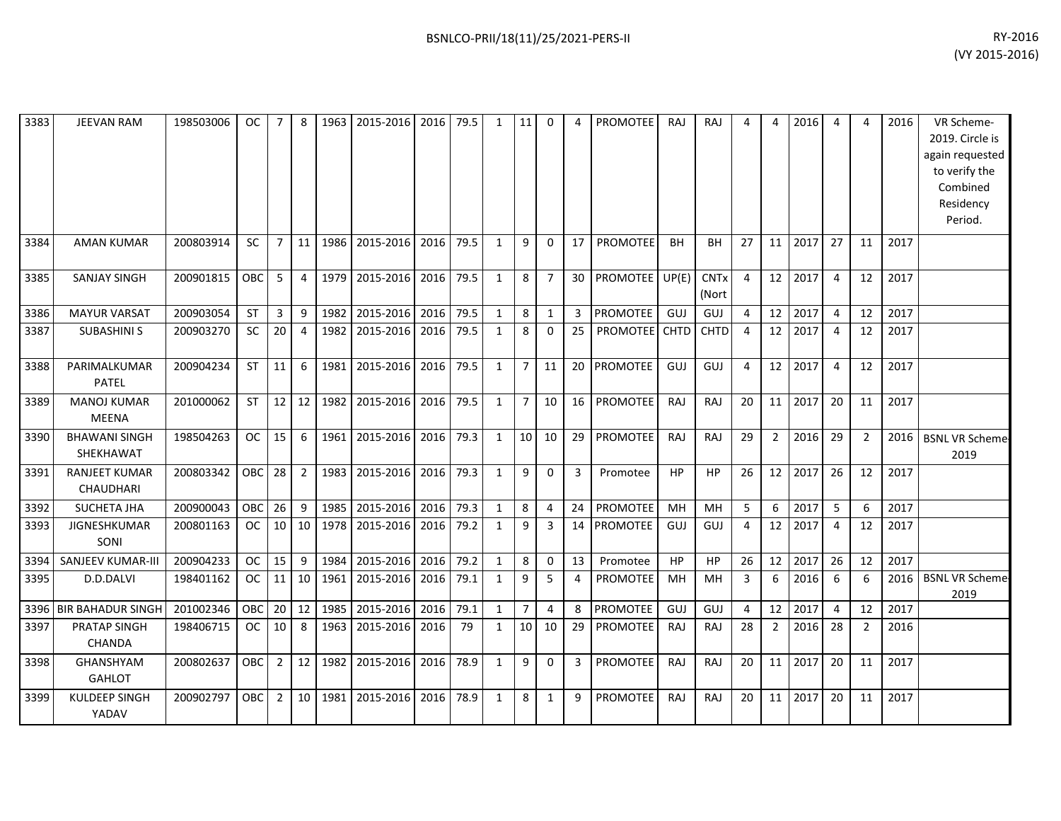| 3383 | JEEVAN RAM | 198503006 | OC | 7 | 8 | 1963 | 2015-2016 | 2016 | 79.5 | 1 | 11 | 0 | 4 | PROMOTEE | RAJ | RAJ | 4 | 4 | 2016 | 4 | 4 | 2016 | VR Scheme-2019. Circle is again requested to verify the Combined Residency Period. |
|---|---|---|---|---|---|---|---|---|---|---|---|---|---|---|---|---|---|---|---|---|---|---|---|
| 3384 | AMAN KUMAR | 200803914 | SC | 7 | 11 | 1986 | 2015-2016 | 2016 | 79.5 | 1 | 9 | 0 | 17 | PROMOTEE | BH | BH | 27 | 11 | 2017 | 27 | 11 | 2017 | |
| 3385 | SANJAY SINGH | 200901815 | OBC | 5 | 4 | 1979 | 2015-2016 | 2016 | 79.5 | 1 | 8 | 7 | 30 | PROMOTEE | UP(E) | CNTx (Nort | 4 | 12 | 2017 | 4 | 12 | 2017 | |
| 3386 | MAYUR VARSAT | 200903054 | ST | 3 | 9 | 1982 | 2015-2016 | 2016 | 79.5 | 1 | 8 | 1 | 3 | PROMOTEE | GUJ | GUJ | 4 | 12 | 2017 | 4 | 12 | 2017 | |
| 3387 | SUBASHINI S | 200903270 | SC | 20 | 4 | 1982 | 2015-2016 | 2016 | 79.5 | 1 | 8 | 0 | 25 | PROMOTEE | CHTD | CHTD | 4 | 12 | 2017 | 4 | 12 | 2017 | |
| 3388 | PARIMALKUMAR PATEL | 200904234 | ST | 11 | 6 | 1981 | 2015-2016 | 2016 | 79.5 | 1 | 7 | 11 | 20 | PROMOTEE | GUJ | GUJ | 4 | 12 | 2017 | 4 | 12 | 2017 | |
| 3389 | MANOJ KUMAR MEENA | 201000062 | ST | 12 | 12 | 1982 | 2015-2016 | 2016 | 79.5 | 1 | 7 | 10 | 16 | PROMOTEE | RAJ | RAJ | 20 | 11 | 2017 | 20 | 11 | 2017 | |
| 3390 | BHAWANI SINGH SHEKHAWAT | 198504263 | OC | 15 | 6 | 1961 | 2015-2016 | 2016 | 79.3 | 1 | 10 | 10 | 29 | PROMOTEE | RAJ | RAJ | 29 | 2 | 2016 | 29 | 2 | 2016 | BSNL VR Scheme-2019 |
| 3391 | RANJEET KUMAR CHAUDHARI | 200803342 | OBC | 28 | 2 | 1983 | 2015-2016 | 2016 | 79.3 | 1 | 9 | 0 | 3 | Promotee | HP | HP | 26 | 12 | 2017 | 26 | 12 | 2017 | |
| 3392 | SUCHETA JHA | 200900043 | OBC | 26 | 9 | 1985 | 2015-2016 | 2016 | 79.3 | 1 | 8 | 4 | 24 | PROMOTEE | MH | MH | 5 | 6 | 2017 | 5 | 6 | 2017 | |
| 3393 | JIGNESHKUMAR SONI | 200801163 | OC | 10 | 10 | 1978 | 2015-2016 | 2016 | 79.2 | 1 | 9 | 3 | 14 | PROMOTEE | GUJ | GUJ | 4 | 12 | 2017 | 4 | 12 | 2017 | |
| 3394 | SANJEEV KUMAR-III | 200904233 | OC | 15 | 9 | 1984 | 2015-2016 | 2016 | 79.2 | 1 | 8 | 0 | 13 | Promotee | HP | HP | 26 | 12 | 2017 | 26 | 12 | 2017 | |
| 3395 | D.D.DALVI | 198401162 | OC | 11 | 10 | 1961 | 2015-2016 | 2016 | 79.1 | 1 | 9 | 5 | 4 | PROMOTEE | MH | MH | 3 | 6 | 2016 | 6 | 6 | 2016 | BSNL VR Scheme-2019 |
| 3396 | BIR BAHADUR SINGH | 201002346 | OBC | 20 | 12 | 1985 | 2015-2016 | 2016 | 79.1 | 1 | 7 | 4 | 8 | PROMOTEE | GUJ | GUJ | 4 | 12 | 2017 | 4 | 12 | 2017 | |
| 3397 | PRATAP SINGH CHANDA | 198406715 | OC | 10 | 8 | 1963 | 2015-2016 | 2016 | 79 | 1 | 10 | 10 | 29 | PROMOTEE | RAJ | RAJ | 28 | 2 | 2016 | 28 | 2 | 2016 | |
| 3398 | GHANSHYAM GAHLOT | 200802637 | OBC | 2 | 12 | 1982 | 2015-2016 | 2016 | 78.9 | 1 | 9 | 0 | 3 | PROMOTEE | RAJ | RAJ | 20 | 11 | 2017 | 20 | 11 | 2017 | |
| 3399 | KULDEEP SINGH YADAV | 200902797 | OBC | 2 | 10 | 1981 | 2015-2016 | 2016 | 78.9 | 1 | 8 | 1 | 9 | PROMOTEE | RAJ | RAJ | 20 | 11 | 2017 | 20 | 11 | 2017 | |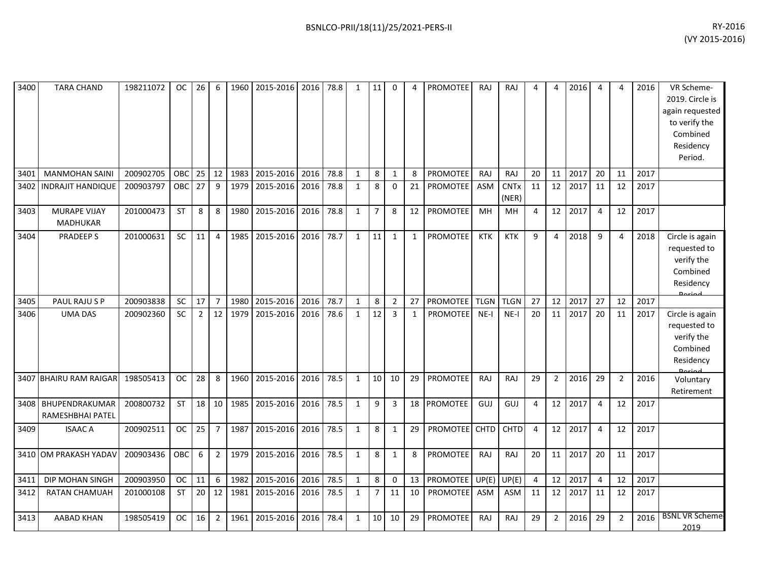| 3400 | TARA CHAND | 198211072 | OC | 26 | 6 | 1960 | 2015-2016 | 2016 | 78.8 | 1 | 11 | 0 | 4 | PROMOTEE | RAJ | RAJ | 4 | 4 | 2016 | 4 | 4 | 2016 | VR Scheme-2019. Circle is again requested to verify the Combined Residency Period. |
|---|---|---|---|---|---|---|---|---|---|---|---|---|---|---|---|---|---|---|---|---|---|---|---|
| 3401 | MANMOHAN SAINI | 200902705 | OBC | 25 | 12 | 1983 | 2015-2016 | 2016 | 78.8 | 1 | 8 | 1 | 8 | PROMOTEE | RAJ | RAJ | 20 | 11 | 2017 | 20 | 11 | 2017 | |
| 3402 | INDRAJIT HANDIQUE | 200903797 | OBC | 27 | 9 | 1979 | 2015-2016 | 2016 | 78.8 | 1 | 8 | 0 | 21 | PROMOTEE | ASM | CNTx (NER) | 11 | 12 | 2017 | 11 | 12 | 2017 | |
| 3403 | MURAPE VIJAY MADHUKAR | 201000473 | ST | 8 | 8 | 1980 | 2015-2016 | 2016 | 78.8 | 1 | 7 | 8 | 12 | PROMOTEE | MH | MH | 4 | 12 | 2017 | 4 | 12 | 2017 | |
| 3404 | PRADEEP S | 201000631 | SC | 11 | 4 | 1985 | 2015-2016 | 2016 | 78.7 | 1 | 11 | 1 | 1 | PROMOTEE | KTK | KTK | 9 | 4 | 2018 | 9 | 4 | 2018 | Circle is again requested to verify the Combined Residency Period |
| 3405 | PAUL RAJU S P | 200903838 | SC | 17 | 7 | 1980 | 2015-2016 | 2016 | 78.7 | 1 | 8 | 2 | 27 | PROMOTEE | TLGN | TLGN | 27 | 12 | 2017 | 27 | 12 | 2017 | |
| 3406 | UMA DAS | 200902360 | SC | 2 | 12 | 1979 | 2015-2016 | 2016 | 78.6 | 1 | 12 | 3 | 1 | PROMOTEE | NE-I | NE-I | 20 | 11 | 2017 | 20 | 11 | 2017 | Circle is again requested to verify the Combined Residency Period |
| 3407 | BHAIRU RAM RAIGAR | 198505413 | OC | 28 | 8 | 1960 | 2015-2016 | 2016 | 78.5 | 1 | 10 | 10 | 29 | PROMOTEE | RAJ | RAJ | 29 | 2 | 2016 | 29 | 2 | 2016 | Voluntary Retirement |
| 3408 | BHUPENDRAKUMAR RAMESHBHAI PATEL | 200800732 | ST | 18 | 10 | 1985 | 2015-2016 | 2016 | 78.5 | 1 | 9 | 3 | 18 | PROMOTEE | GUJ | GUJ | 4 | 12 | 2017 | 4 | 12 | 2017 | |
| 3409 | ISAAC A | 200902511 | OC | 25 | 7 | 1987 | 2015-2016 | 2016 | 78.5 | 1 | 8 | 1 | 29 | PROMOTEE | CHTD | CHTD | 4 | 12 | 2017 | 4 | 12 | 2017 | |
| 3410 | OM PRAKASH YADAV | 200903436 | OBC | 6 | 2 | 1979 | 2015-2016 | 2016 | 78.5 | 1 | 8 | 1 | 8 | PROMOTEE | RAJ | RAJ | 20 | 11 | 2017 | 20 | 11 | 2017 | |
| 3411 | DIP MOHAN SINGH | 200903950 | OC | 11 | 6 | 1982 | 2015-2016 | 2016 | 78.5 | 1 | 8 | 0 | 13 | PROMOTEE | UP(E) | UP(E) | 4 | 12 | 2017 | 4 | 12 | 2017 | |
| 3412 | RATAN CHAMUAH | 201000108 | ST | 20 | 12 | 1981 | 2015-2016 | 2016 | 78.5 | 1 | 7 | 11 | 10 | PROMOTEE | ASM | ASM | 11 | 12 | 2017 | 11 | 12 | 2017 | |
| 3413 | AABAD KHAN | 198505419 | OC | 16 | 2 | 1961 | 2015-2016 | 2016 | 78.4 | 1 | 10 | 10 | 29 | PROMOTEE | RAJ | RAJ | 29 | 2 | 2016 | 29 | 2 | 2016 | BSNL VR Scheme 2019 |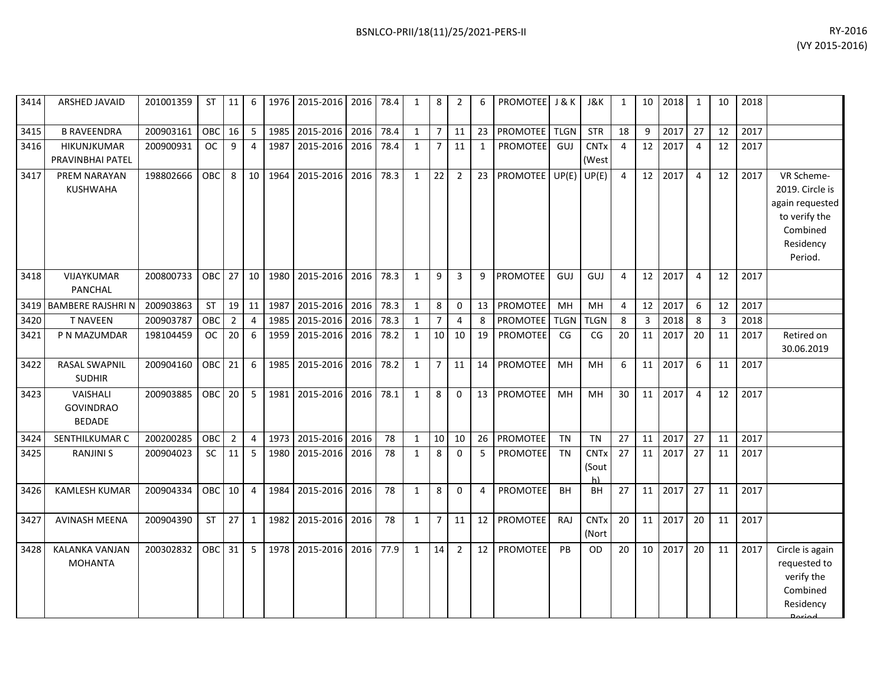| 3414 | ARSHED JAVAID | 201001359 | ST | 11 | 6 | 1976 | 2015-2016 | 2016 | 78.4 | 1 | 8 | 2 | 6 | PROMOTEE | J & K | J&K | 1 | 10 | 2018 | 1 | 10 | 2018 | |
|---|---|---|---|---|---|---|---|---|---|---|---|---|---|---|---|---|---|---|---|---|---|---|---|
| 3415 | B RAVEENDRA | 200903161 | OBC | 16 | 5 | 1985 | 2015-2016 | 2016 | 78.4 | 1 | 7 | 11 | 23 | PROMOTEE | TLGN | STR | 18 | 9 | 2017 | 27 | 12 | 2017 | |
| 3416 | HIKUNJKUMAR PRAVINBHAI PATEL | 200900931 | OC | 9 | 4 | 1987 | 2015-2016 | 2016 | 78.4 | 1 | 7 | 11 | 1 | PROMOTEE | GUJ | CNTx (West | 4 | 12 | 2017 | 4 | 12 | 2017 | |
| 3417 | PREM NARAYAN KUSHWAHA | 198802666 | OBC | 8 | 10 | 1964 | 2015-2016 | 2016 | 78.3 | 1 | 22 | 2 | 23 | PROMOTEE | UP(E) | UP(E) | 4 | 12 | 2017 | 4 | 12 | 2017 | VR Scheme-2019. Circle is again requested to verify the Combined Residency Period. |
| 3418 | VIJAYKUMAR PANCHAL | 200800733 | OBC | 27 | 10 | 1980 | 2015-2016 | 2016 | 78.3 | 1 | 9 | 3 | 9 | PROMOTEE | GUJ | GUJ | 4 | 12 | 2017 | 4 | 12 | 2017 | |
| 3419 | BAMBERE RAJSHRI N | 200903863 | ST | 19 | 11 | 1987 | 2015-2016 | 2016 | 78.3 | 1 | 8 | 0 | 13 | PROMOTEE | MH | MH | 4 | 12 | 2017 | 6 | 12 | 2017 | |
| 3420 | T NAVEEN | 200903787 | OBC | 2 | 4 | 1985 | 2015-2016 | 2016 | 78.3 | 1 | 7 | 4 | 8 | PROMOTEE | TLGN | TLGN | 8 | 3 | 2018 | 8 | 3 | 2018 | |
| 3421 | P N MAZUMDAR | 198104459 | OC | 20 | 6 | 1959 | 2015-2016 | 2016 | 78.2 | 1 | 10 | 10 | 19 | PROMOTEE | CG | CG | 20 | 11 | 2017 | 20 | 11 | 2017 | Retired on 30.06.2019 |
| 3422 | RASAL SWAPNIL SUDHIR | 200904160 | OBC | 21 | 6 | 1985 | 2015-2016 | 2016 | 78.2 | 1 | 7 | 11 | 14 | PROMOTEE | MH | MH | 6 | 11 | 2017 | 6 | 11 | 2017 | |
| 3423 | VAISHALI GOVINDRAO BEDADE | 200903885 | OBC | 20 | 5 | 1981 | 2015-2016 | 2016 | 78.1 | 1 | 8 | 0 | 13 | PROMOTEE | MH | MH | 30 | 11 | 2017 | 4 | 12 | 2017 | |
| 3424 | SENTHILKUMAR C | 200200285 | OBC | 2 | 4 | 1973 | 2015-2016 | 2016 | 78 | 1 | 10 | 10 | 26 | PROMOTEE | TN | TN | 27 | 11 | 2017 | 27 | 11 | 2017 | |
| 3425 | RANJINI S | 200904023 | SC | 11 | 5 | 1980 | 2015-2016 | 2016 | 78 | 1 | 8 | 0 | 5 | PROMOTEE | TN | CNTx (South) | 27 | 11 | 2017 | 27 | 11 | 2017 | |
| 3426 | KAMLESH KUMAR | 200904334 | OBC | 10 | 4 | 1984 | 2015-2016 | 2016 | 78 | 1 | 8 | 0 | 4 | PROMOTEE | BH | BH | 27 | 11 | 2017 | 27 | 11 | 2017 | |
| 3427 | AVINASH MEENA | 200904390 | ST | 27 | 1 | 1982 | 2015-2016 | 2016 | 78 | 1 | 7 | 11 | 12 | PROMOTEE | RAJ | CNTx (Nort | 20 | 11 | 2017 | 20 | 11 | 2017 | |
| 3428 | KALANKA VANJAN MOHANTA | 200302832 | OBC | 31 | 5 | 1978 | 2015-2016 | 2016 | 77.9 | 1 | 14 | 2 | 12 | PROMOTEE | PB | OD | 20 | 10 | 2017 | 20 | 11 | 2017 | Circle is again requested to verify the Combined Residency Period |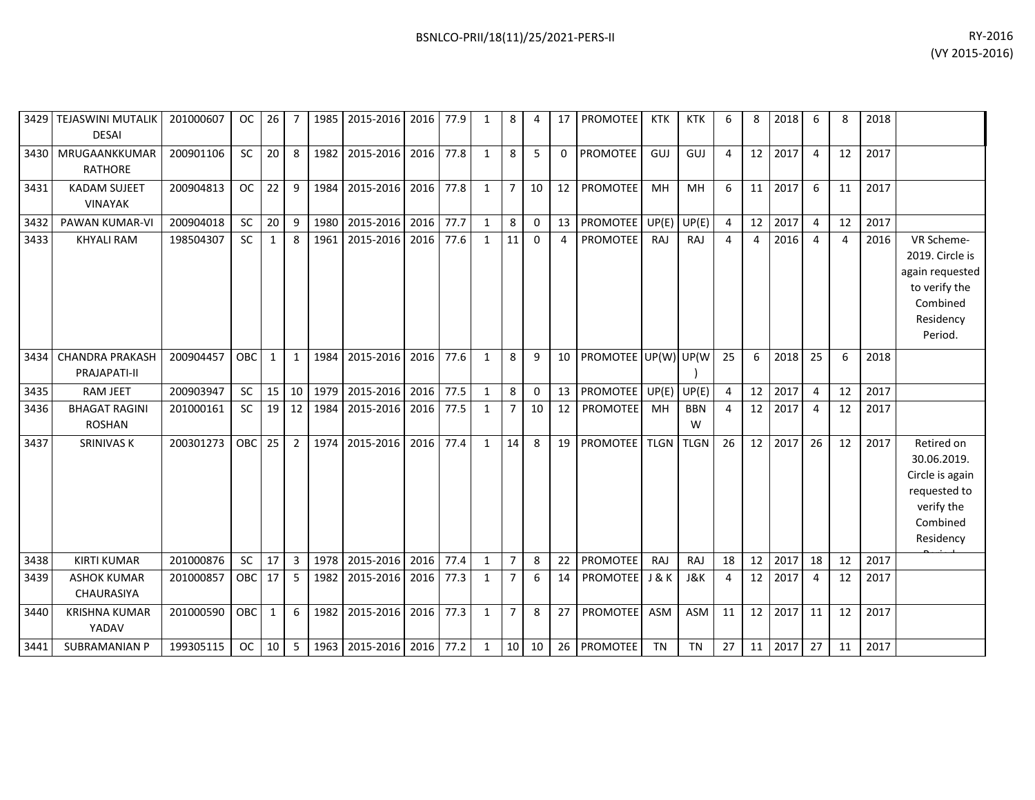| 3429 | TEJASWINI MUTALIK DESAI | 201000607 | OC | 26 | 7 | 1985 | 2015-2016 | 2016 | 77.9 | 1 | 8 | 4 | 17 | PROMOTEE | KTK | KTK | 6 | 8 | 2018 | 6 | 8 | 2018 | |
|---|---|---|---|---|---|---|---|---|---|---|---|---|---|---|---|---|---|---|---|---|---|---|---|
| 3430 | MRUGAANKKUMAR RATHORE | 200901106 | SC | 20 | 8 | 1982 | 2015-2016 | 2016 | 77.8 | 1 | 8 | 5 | 0 | PROMOTEE | GUJ | GUJ | 4 | 12 | 2017 | 4 | 12 | 2017 | |
| 3431 | KADAM SUJEET VINAYAK | 200904813 | OC | 22 | 9 | 1984 | 2015-2016 | 2016 | 77.8 | 1 | 7 | 10 | 12 | PROMOTEE | MH | MH | 6 | 11 | 2017 | 6 | 11 | 2017 | |
| 3432 | PAWAN KUMAR-VI | 200904018 | SC | 20 | 9 | 1980 | 2015-2016 | 2016 | 77.7 | 1 | 8 | 0 | 13 | PROMOTEE | UP(E) | UP(E) | 4 | 12 | 2017 | 4 | 12 | 2017 | |
| 3433 | KHYALI RAM | 198504307 | SC | 1 | 8 | 1961 | 2015-2016 | 2016 | 77.6 | 1 | 11 | 0 | 4 | PROMOTEE | RAJ | RAJ | 4 | 4 | 2016 | 4 | 4 | 2016 | VR Scheme-2019. Circle is again requested to verify the Combined Residency Period. |
| 3434 | CHANDRA PRAKASH PRAJAPATI-II | 200904457 | OBC | 1 | 1 | 1984 | 2015-2016 | 2016 | 77.6 | 1 | 8 | 9 | 10 | PROMOTEE | UP(W) | UP(W) | 25 | 6 | 2018 | 25 | 6 | 2018 | |
| 3435 | RAM JEET | 200903947 | SC | 15 | 10 | 1979 | 2015-2016 | 2016 | 77.5 | 1 | 8 | 0 | 13 | PROMOTEE | UP(E) | UP(E) | 4 | 12 | 2017 | 4 | 12 | 2017 | |
| 3436 | BHAGAT RAGINI ROSHAN | 201000161 | SC | 19 | 12 | 1984 | 2015-2016 | 2016 | 77.5 | 1 | 7 | 10 | 12 | PROMOTEE | MH | BBNW | 4 | 12 | 2017 | 4 | 12 | 2017 | |
| 3437 | SRINIVAS K | 200301273 | OBC | 25 | 2 | 1974 | 2015-2016 | 2016 | 77.4 | 1 | 14 | 8 | 19 | PROMOTEE | TLGN | TLGN | 26 | 12 | 2017 | 26 | 12 | 2017 | Retired on 30.06.2019. Circle is again requested to verify the Combined Residency Period. |
| 3438 | KIRTI KUMAR | 201000876 | SC | 17 | 3 | 1978 | 2015-2016 | 2016 | 77.4 | 1 | 7 | 8 | 22 | PROMOTEE | RAJ | RAJ | 18 | 12 | 2017 | 18 | 12 | 2017 | |
| 3439 | ASHOK KUMAR CHAURASIYA | 201000857 | OBC | 17 | 5 | 1982 | 2015-2016 | 2016 | 77.3 | 1 | 7 | 6 | 14 | PROMOTEE | J & K | J&K | 4 | 12 | 2017 | 4 | 12 | 2017 | |
| 3440 | KRISHNA KUMAR YADAV | 201000590 | OBC | 1 | 6 | 1982 | 2015-2016 | 2016 | 77.3 | 1 | 7 | 8 | 27 | PROMOTEE | ASM | ASM | 11 | 12 | 2017 | 11 | 12 | 2017 | |
| 3441 | SUBRAMANIAN P | 199305115 | OC | 10 | 5 | 1963 | 2015-2016 | 2016 | 77.2 | 1 | 10 | 10 | 26 | PROMOTEE | TN | TN | 27 | 11 | 2017 | 27 | 11 | 2017 | |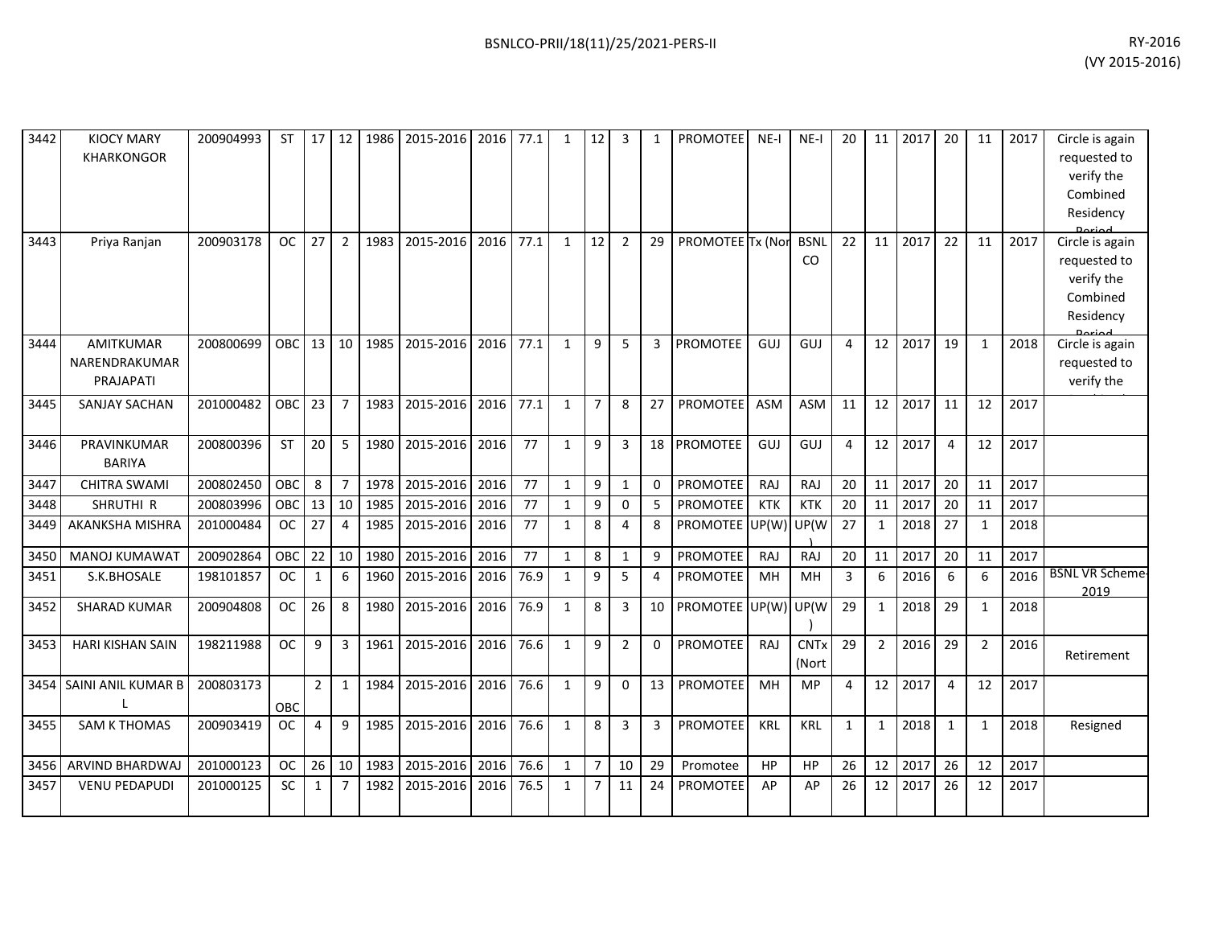| 3442 | KIOCY MARY KHARKONGOR | 200904993 | ST | 17 | 12 | 1986 | 2015-2016 | 2016 | 77.1 | 1 | 12 | 3 | 1 | PROMOTEE | NE-I | NE-I | 20 | 11 | 2017 | 20 | 11 | 2017 | Circle is again requested to verify the Combined Residency Period |
|---|---|---|---|---|---|---|---|---|---|---|---|---|---|---|---|---|---|---|---|---|---|---|---|
| 3443 | Priya Ranjan | 200903178 | OC | 27 | 2 | 1983 | 2015-2016 | 2016 | 77.1 | 1 | 12 | 2 | 29 | PROMOTEE | Tx (Nor | BSNL CO | 22 | 11 | 2017 | 22 | 11 | 2017 | Circle is again requested to verify the Combined Residency Period |
| 3444 | AMITKUMAR NARENDRAKUMAR PRAJAPATI | 200800699 | OBC | 13 | 10 | 1985 | 2015-2016 | 2016 | 77.1 | 1 | 9 | 5 | 3 | PROMOTEE | GUJ | GUJ | 4 | 12 | 2017 | 19 | 1 | 2018 | Circle is again requested to verify the |
| 3445 | SANJAY SACHAN | 201000482 | OBC | 23 | 7 | 1983 | 2015-2016 | 2016 | 77.1 | 1 | 7 | 8 | 27 | PROMOTEE | ASM | ASM | 11 | 12 | 2017 | 11 | 12 | 2017 | |
| 3446 | PRAVINKUMAR BARIYA | 200800396 | ST | 20 | 5 | 1980 | 2015-2016 | 2016 | 77 | 1 | 9 | 3 | 18 | PROMOTEE | GUJ | GUJ | 4 | 12 | 2017 | 4 | 12 | 2017 | |
| 3447 | CHITRA SWAMI | 200802450 | OBC | 8 | 7 | 1978 | 2015-2016 | 2016 | 77 | 1 | 9 | 1 | 0 | PROMOTEE | RAJ | RAJ | 20 | 11 | 2017 | 20 | 11 | 2017 | |
| 3448 | SHRUTHI R | 200803996 | OBC | 13 | 10 | 1985 | 2015-2016 | 2016 | 77 | 1 | 9 | 0 | 5 | PROMOTEE | KTK | KTK | 20 | 11 | 2017 | 20 | 11 | 2017 | |
| 3449 | AKANKSHA MISHRA | 201000484 | OC | 27 | 4 | 1985 | 2015-2016 | 2016 | 77 | 1 | 8 | 4 | 8 | PROMOTEE | UP(W) | UP(W) | 27 | 1 | 2018 | 27 | 1 | 2018 | |
| 3450 | MANOJ KUMAWAT | 200902864 | OBC | 22 | 10 | 1980 | 2015-2016 | 2016 | 77 | 1 | 8 | 1 | 9 | PROMOTEE | RAJ | RAJ | 20 | 11 | 2017 | 20 | 11 | 2017 | |
| 3451 | S.K.BHOSALE | 198101857 | OC | 1 | 6 | 1960 | 2015-2016 | 2016 | 76.9 | 1 | 9 | 5 | 4 | PROMOTEE | MH | MH | 3 | 6 | 2016 | 6 | 6 | 2016 | BSNL VR Scheme-2019 |
| 3452 | SHARAD KUMAR | 200904808 | OC | 26 | 8 | 1980 | 2015-2016 | 2016 | 76.9 | 1 | 8 | 3 | 10 | PROMOTEE | UP(W) | UP(W) | 29 | 1 | 2018 | 29 | 1 | 2018 | |
| 3453 | HARI KISHAN SAIN | 198211988 | OC | 9 | 3 | 1961 | 2015-2016 | 2016 | 76.6 | 1 | 9 | 2 | 0 | PROMOTEE | RAJ | CNTx (Nort | 29 | 2 | 2016 | 29 | 2 | 2016 | Retirement |
| 3454 | SAINI ANIL KUMAR B L | 200803173 | OBC | 2 | 1 | 1984 | 2015-2016 | 2016 | 76.6 | 1 | 9 | 0 | 13 | PROMOTEE | MH | MP | 4 | 12 | 2017 | 4 | 12 | 2017 | |
| 3455 | SAM K THOMAS | 200903419 | OC | 4 | 9 | 1985 | 2015-2016 | 2016 | 76.6 | 1 | 8 | 3 | 3 | PROMOTEE | KRL | KRL | 1 | 1 | 2018 | 1 | 1 | 2018 | Resigned |
| 3456 | ARVIND BHARDWAJ | 201000123 | OC | 26 | 10 | 1983 | 2015-2016 | 2016 | 76.6 | 1 | 7 | 10 | 29 | Promotee | HP | HP | 26 | 12 | 2017 | 26 | 12 | 2017 | |
| 3457 | VENU PEDAPUDI | 201000125 | SC | 1 | 7 | 1982 | 2015-2016 | 2016 | 76.5 | 1 | 7 | 11 | 24 | PROMOTEE | AP | AP | 26 | 12 | 2017 | 26 | 12 | 2017 | |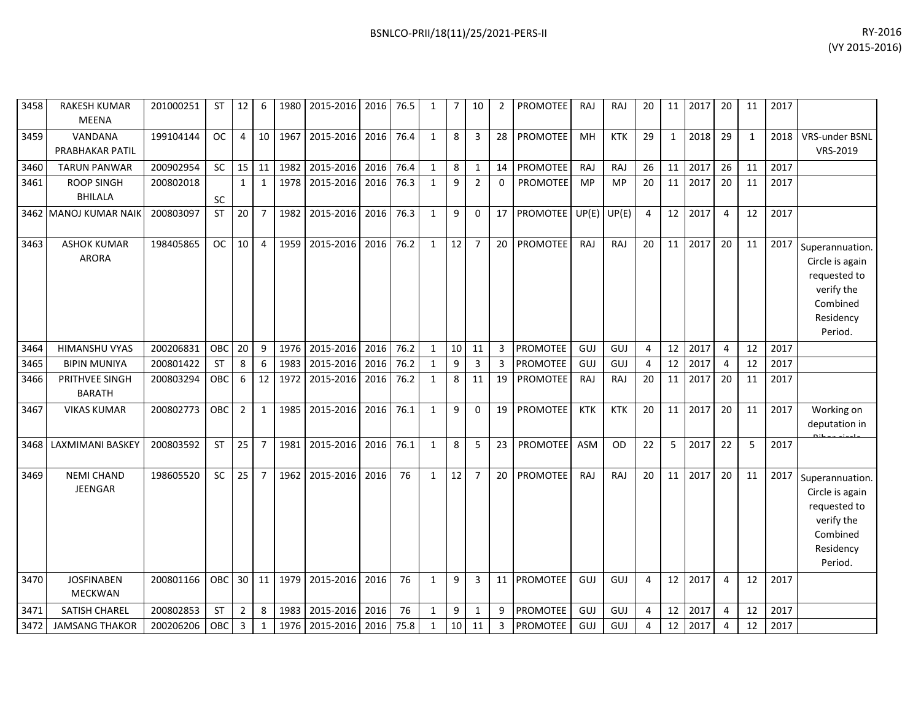| | | | | | | | | | | | | | | | | | | | | | | | | |
|---|---|---|---|---|---|---|---|---|---|---|---|---|---|---|---|---|---|---|---|---|---|---|---|---|
| 3458 | RAKESH KUMAR MEENA | 201000251 | ST | 12 | 6 | 1980 | 2015-2016 | 2016 | 76.5 | 1 | 7 | 10 | 2 | PROMOTEE | RAJ | RAJ | 20 | 11 | 2017 | 20 | 11 | 2017 | |
| 3459 | VANDANA PRABHAKAR PATIL | 199104144 | OC | 4 | 10 | 1967 | 2015-2016 | 2016 | 76.4 | 1 | 8 | 3 | 28 | PROMOTEE | MH | KTK | 29 | 1 | 2018 | 29 | 1 | 2018 | VRS-under BSNL VRS-2019 |
| 3460 | TARUN PANWAR | 200902954 | SC | 15 | 11 | 1982 | 2015-2016 | 2016 | 76.4 | 1 | 8 | 1 | 14 | PROMOTEE | RAJ | RAJ | 26 | 11 | 2017 | 26 | 11 | 2017 | |
| 3461 | ROOP SINGH BHILALA | 200802018 | SC | 1 | 1 | 1978 | 2015-2016 | 2016 | 76.3 | 1 | 9 | 2 | 0 | PROMOTEE | MP | MP | 20 | 11 | 2017 | 20 | 11 | 2017 | |
| 3462 | MANOJ KUMAR NAIK | 200803097 | ST | 20 | 7 | 1982 | 2015-2016 | 2016 | 76.3 | 1 | 9 | 0 | 17 | PROMOTEE | UP(E) | UP(E) | 4 | 12 | 2017 | 4 | 12 | 2017 | |
| 3463 | ASHOK KUMAR ARORA | 198405865 | OC | 10 | 4 | 1959 | 2015-2016 | 2016 | 76.2 | 1 | 12 | 7 | 20 | PROMOTEE | RAJ | RAJ | 20 | 11 | 2017 | 20 | 11 | 2017 | Superannuation. Circle is again requested to verify the Combined Residency Period. |
| 3464 | HIMANSHU VYAS | 200206831 | OBC | 20 | 9 | 1976 | 2015-2016 | 2016 | 76.2 | 1 | 10 | 11 | 3 | PROMOTEE | GUJ | GUJ | 4 | 12 | 2017 | 4 | 12 | 2017 | |
| 3465 | BIPIN MUNIYA | 200801422 | ST | 8 | 6 | 1983 | 2015-2016 | 2016 | 76.2 | 1 | 9 | 3 | 3 | PROMOTEE | GUJ | GUJ | 4 | 12 | 2017 | 4 | 12 | 2017 | |
| 3466 | PRITHVEE SINGH BARATH | 200803294 | OBC | 6 | 12 | 1972 | 2015-2016 | 2016 | 76.2 | 1 | 8 | 11 | 19 | PROMOTEE | RAJ | RAJ | 20 | 11 | 2017 | 20 | 11 | 2017 | |
| 3467 | VIKAS KUMAR | 200802773 | OBC | 2 | 1 | 1985 | 2015-2016 | 2016 | 76.1 | 1 | 9 | 0 | 19 | PROMOTEE | KTK | KTK | 20 | 11 | 2017 | 20 | 11 | 2017 | Working on deputation in Bihar circle |
| 3468 | LAXMIMANI BASKEY | 200803592 | ST | 25 | 7 | 1981 | 2015-2016 | 2016 | 76.1 | 1 | 8 | 5 | 23 | PROMOTEE | ASM | OD | 22 | 5 | 2017 | 22 | 5 | 2017 | |
| 3469 | NEMI CHAND JEENGAR | 198605520 | SC | 25 | 7 | 1962 | 2015-2016 | 2016 | 76 | 1 | 12 | 7 | 20 | PROMOTEE | RAJ | RAJ | 20 | 11 | 2017 | 20 | 11 | 2017 | Superannuation. Circle is again requested to verify the Combined Residency Period. |
| 3470 | JOSFINABEN MECKWAN | 200801166 | OBC | 30 | 11 | 1979 | 2015-2016 | 2016 | 76 | 1 | 9 | 3 | 11 | PROMOTEE | GUJ | GUJ | 4 | 12 | 2017 | 4 | 12 | 2017 | |
| 3471 | SATISH CHAREL | 200802853 | ST | 2 | 8 | 1983 | 2015-2016 | 2016 | 76 | 1 | 9 | 1 | 9 | PROMOTEE | GUJ | GUJ | 4 | 12 | 2017 | 4 | 12 | 2017 | |
| 3472 | JAMSANG THAKOR | 200206206 | OBC | 3 | 1 | 1976 | 2015-2016 | 2016 | 75.8 | 1 | 10 | 11 | 3 | PROMOTEE | GUJ | GUJ | 4 | 12 | 2017 | 4 | 12 | 2017 | |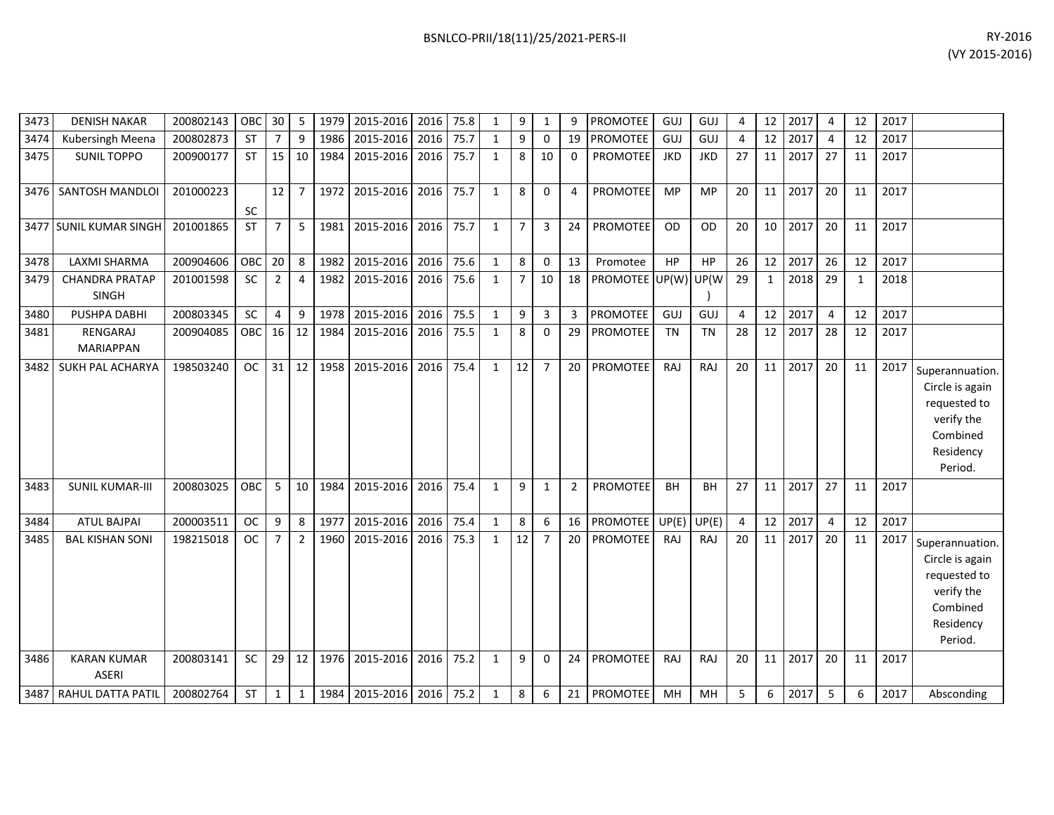| 3473 | DENISH NAKAR | 200802143 | OBC | 30 | 5 | 1979 | 2015-2016 | 2016 | 75.8 | 1 | 9 | 1 | 9 | PROMOTEE | GUJ | GUJ | 4 | 12 | 2017 | 4 | 12 | 2017 | |
|---|---|---|---|---|---|---|---|---|---|---|---|---|---|---|---|---|---|---|---|---|---|---|---|
| 3474 | Kubersingh Meena | 200802873 | ST | 7 | 9 | 1986 | 2015-2016 | 2016 | 75.7 | 1 | 9 | 0 | 19 | PROMOTEE | GUJ | GUJ | 4 | 12 | 2017 | 4 | 12 | 2017 | |
| 3475 | SUNIL TOPPO | 200900177 | ST | 15 | 10 | 1984 | 2015-2016 | 2016 | 75.7 | 1 | 8 | 10 | 0 | PROMOTEE | JKD | JKD | 27 | 11 | 2017 | 27 | 11 | 2017 | |
| 3476 | SANTOSH MANDLOI | 201000223 | SC | 12 | 7 | 1972 | 2015-2016 | 2016 | 75.7 | 1 | 8 | 0 | 4 | PROMOTEE | MP | MP | 20 | 11 | 2017 | 20 | 11 | 2017 | |
| 3477 | SUNIL KUMAR SINGH | 201001865 | ST | 7 | 5 | 1981 | 2015-2016 | 2016 | 75.7 | 1 | 7 | 3 | 24 | PROMOTEE | OD | OD | 20 | 10 | 2017 | 20 | 11 | 2017 | |
| 3478 | LAXMI SHARMA | 200904606 | OBC | 20 | 8 | 1982 | 2015-2016 | 2016 | 75.6 | 1 | 8 | 0 | 13 | Promotee | HP | HP | 26 | 12 | 2017 | 26 | 12 | 2017 | |
| 3479 | CHANDRA PRATAP SINGH | 201001598 | SC | 2 | 4 | 1982 | 2015-2016 | 2016 | 75.6 | 1 | 7 | 10 | 18 | PROMOTEE | UP(W) | UP(W) | 29 | 1 | 2018 | 29 | 1 | 2018 | |
| 3480 | PUSHPA DABHI | 200803345 | SC | 4 | 9 | 1978 | 2015-2016 | 2016 | 75.5 | 1 | 9 | 3 | 3 | PROMOTEE | GUJ | GUJ | 4 | 12 | 2017 | 4 | 12 | 2017 | |
| 3481 | RENGARAJ MARIAPPAN | 200904085 | OBC | 16 | 12 | 1984 | 2015-2016 | 2016 | 75.5 | 1 | 8 | 0 | 29 | PROMOTEE | TN | TN | 28 | 12 | 2017 | 28 | 12 | 2017 | |
| 3482 | SUKH PAL ACHARYA | 198503240 | OC | 31 | 12 | 1958 | 2015-2016 | 2016 | 75.4 | 1 | 12 | 7 | 20 | PROMOTEE | RAJ | RAJ | 20 | 11 | 2017 | 20 | 11 | 2017 | Superannuation. Circle is again requested to verify the Combined Residency Period. |
| 3483 | SUNIL KUMAR-III | 200803025 | OBC | 5 | 10 | 1984 | 2015-2016 | 2016 | 75.4 | 1 | 9 | 1 | 2 | PROMOTEE | BH | BH | 27 | 11 | 2017 | 27 | 11 | 2017 | |
| 3484 | ATUL BAJPAI | 200003511 | OC | 9 | 8 | 1977 | 2015-2016 | 2016 | 75.4 | 1 | 8 | 6 | 16 | PROMOTEE | UP(E) | UP(E) | 4 | 12 | 2017 | 4 | 12 | 2017 | |
| 3485 | BAL KISHAN SONI | 198215018 | OC | 7 | 2 | 1960 | 2015-2016 | 2016 | 75.3 | 1 | 12 | 7 | 20 | PROMOTEE | RAJ | RAJ | 20 | 11 | 2017 | 20 | 11 | 2017 | Superannuation. Circle is again requested to verify the Combined Residency Period. |
| 3486 | KARAN KUMAR ASERI | 200803141 | SC | 29 | 12 | 1976 | 2015-2016 | 2016 | 75.2 | 1 | 9 | 0 | 24 | PROMOTEE | RAJ | RAJ | 20 | 11 | 2017 | 20 | 11 | 2017 | |
| 3487 | RAHUL DATTA PATIL | 200802764 | ST | 1 | 1 | 1984 | 2015-2016 | 2016 | 75.2 | 1 | 8 | 6 | 21 | PROMOTEE | MH | MH | 5 | 6 | 2017 | 5 | 6 | 2017 | Absconding |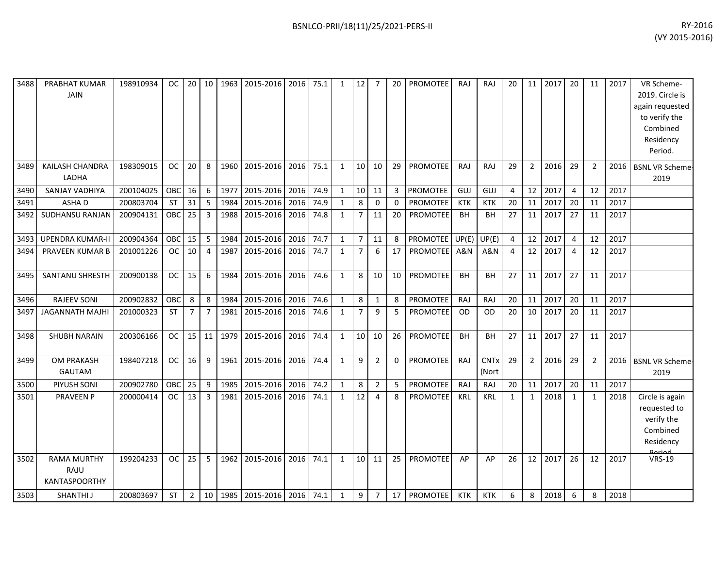| 3488 | PRABHAT KUMAR JAIN | 198910934 | OC | 20 | 10 | 1963 | 2015-2016 | 2016 | 75.1 | 1 | 12 | 7 | 20 | PROMOTEE | RAJ | RAJ | 20 | 11 | 2017 | 20 | 11 | 2017 | VR Scheme-2019. Circle is again requested to verify the Combined Residency Period. |
|---|---|---|---|---|---|---|---|---|---|---|---|---|---|---|---|---|---|---|---|---|---|---|---|
| 3489 | KAILASH CHANDRA LADHA | 198309015 | OC | 20 | 8 | 1960 | 2015-2016 | 2016 | 75.1 | 1 | 10 | 10 | 29 | PROMOTEE | RAJ | RAJ | 29 | 2 | 2016 | 29 | 2 | 2016 | BSNL VR Scheme-2019 |
| 3490 | SANJAY VADHIYA | 200104025 | OBC | 16 | 6 | 1977 | 2015-2016 | 2016 | 74.9 | 1 | 10 | 11 | 3 | PROMOTEE | GUJ | GUJ | 4 | 12 | 2017 | 4 | 12 | 2017 | |
| 3491 | ASHA D | 200803704 | ST | 31 | 5 | 1984 | 2015-2016 | 2016 | 74.9 | 1 | 8 | 0 | 0 | PROMOTEE | KTK | KTK | 20 | 11 | 2017 | 20 | 11 | 2017 | |
| 3492 | SUDHANSU RANJAN | 200904131 | OBC | 25 | 3 | 1988 | 2015-2016 | 2016 | 74.8 | 1 | 7 | 11 | 20 | PROMOTEE | BH | BH | 27 | 11 | 2017 | 27 | 11 | 2017 | |
| 3493 | UPENDRA KUMAR-II | 200904364 | OBC | 15 | 5 | 1984 | 2015-2016 | 2016 | 74.7 | 1 | 7 | 11 | 8 | PROMOTEE | UP(E) | UP(E) | 4 | 12 | 2017 | 4 | 12 | 2017 | |
| 3494 | PRAVEEN KUMAR B | 201001226 | OC | 10 | 4 | 1987 | 2015-2016 | 2016 | 74.7 | 1 | 7 | 6 | 17 | PROMOTEE | A&N | A&N | 4 | 12 | 2017 | 4 | 12 | 2017 | |
| 3495 | SANTANU SHRESTH | 200900138 | OC | 15 | 6 | 1984 | 2015-2016 | 2016 | 74.6 | 1 | 8 | 10 | 10 | PROMOTEE | BH | BH | 27 | 11 | 2017 | 27 | 11 | 2017 | |
| 3496 | RAJEEV SONI | 200902832 | OBC | 8 | 8 | 1984 | 2015-2016 | 2016 | 74.6 | 1 | 8 | 1 | 8 | PROMOTEE | RAJ | RAJ | 20 | 11 | 2017 | 20 | 11 | 2017 | |
| 3497 | JAGANNATH MAJHI | 201000323 | ST | 7 | 7 | 1981 | 2015-2016 | 2016 | 74.6 | 1 | 7 | 9 | 5 | PROMOTEE | OD | OD | 20 | 10 | 2017 | 20 | 11 | 2017 | |
| 3498 | SHUBH NARAIN | 200306166 | OC | 15 | 11 | 1979 | 2015-2016 | 2016 | 74.4 | 1 | 10 | 10 | 26 | PROMOTEE | BH | BH | 27 | 11 | 2017 | 27 | 11 | 2017 | |
| 3499 | OM PRAKASH GAUTAM | 198407218 | OC | 16 | 9 | 1961 | 2015-2016 | 2016 | 74.4 | 1 | 9 | 2 | 0 | PROMOTEE | RAJ | CNTx (Nort | 29 | 2 | 2016 | 29 | 2 | 2016 | BSNL VR Scheme-2019 |
| 3500 | PIYUSH SONI | 200902780 | OBC | 25 | 9 | 1985 | 2015-2016 | 2016 | 74.2 | 1 | 8 | 2 | 5 | PROMOTEE | RAJ | RAJ | 20 | 11 | 2017 | 20 | 11 | 2017 | |
| 3501 | PRAVEEN P | 200000414 | OC | 13 | 3 | 1981 | 2015-2016 | 2016 | 74.1 | 1 | 12 | 4 | 8 | PROMOTEE | KRL | KRL | 1 | 1 | 2018 | 1 | 1 | 2018 | Circle is again requested to verify the Combined Residency Period |
| 3502 | RAMA MURTHY RAJU KANTASPOORTHY | 199204233 | OC | 25 | 5 | 1962 | 2015-2016 | 2016 | 74.1 | 1 | 10 | 11 | 25 | PROMOTEE | AP | AP | 26 | 12 | 2017 | 26 | 12 | 2017 | VRS-19 |
| 3503 | SHANTHI J | 200803697 | ST | 2 | 10 | 1985 | 2015-2016 | 2016 | 74.1 | 1 | 9 | 7 | 17 | PROMOTEE | KTK | KTK | 6 | 8 | 2018 | 6 | 8 | 2018 | |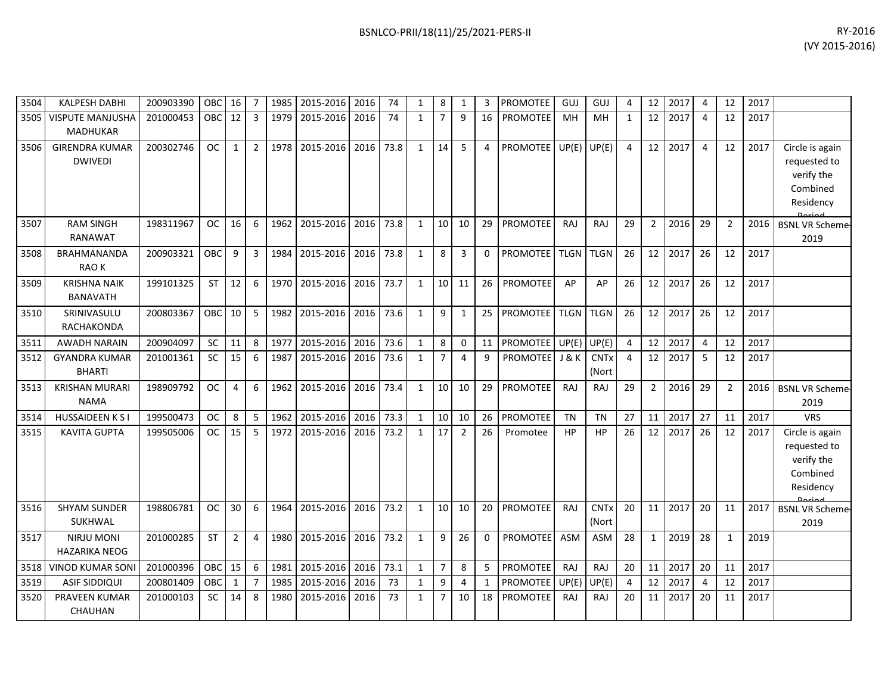| | | | | | | | | | | | | | | | | | | | | | | | | |
|---|---|---|---|---|---|---|---|---|---|---|---|---|---|---|---|---|---|---|---|---|---|---|---|---|
| 3504 | KALPESH DABHI | 200903390 | OBC | 16 | 7 | 1985 | 2015-2016 | 2016 | 74 | 1 | 8 | 1 | 3 | PROMOTEE | GUJ | GUJ | 4 | 12 | 2017 | 4 | 12 | 2017 | |
| 3505 | VISPUTE MANJUSHA MADHUKAR | 201000453 | OBC | 12 | 3 | 1979 | 2015-2016 | 2016 | 74 | 1 | 7 | 9 | 16 | PROMOTEE | MH | MH | 1 | 12 | 2017 | 4 | 12 | 2017 | |
| 3506 | GIRENDRA KUMAR DWIVEDI | 200302746 | OC | 1 | 2 | 1978 | 2015-2016 | 2016 | 73.8 | 1 | 14 | 5 | 4 | PROMOTEE | UP(E) | UP(E) | 4 | 12 | 2017 | 4 | 12 | 2017 | Circle is again requested to verify the Combined Residency Period |
| 3507 | RAM SINGH RANAWAT | 198311967 | OC | 16 | 6 | 1962 | 2015-2016 | 2016 | 73.8 | 1 | 10 | 10 | 29 | PROMOTEE | RAJ | RAJ | 29 | 2 | 2016 | 29 | 2 | 2016 | BSNL VR Scheme-2019 |
| 3508 | BRAHMANANDA RAO K | 200903321 | OBC | 9 | 3 | 1984 | 2015-2016 | 2016 | 73.8 | 1 | 8 | 3 | 0 | PROMOTEE | TLGN | TLGN | 26 | 12 | 2017 | 26 | 12 | 2017 | |
| 3509 | KRISHNA NAIK BANAVATH | 199101325 | ST | 12 | 6 | 1970 | 2015-2016 | 2016 | 73.7 | 1 | 10 | 11 | 26 | PROMOTEE | AP | AP | 26 | 12 | 2017 | 26 | 12 | 2017 | |
| 3510 | SRINIVASULU RACHAKONDA | 200803367 | OBC | 10 | 5 | 1982 | 2015-2016 | 2016 | 73.6 | 1 | 9 | 1 | 25 | PROMOTEE | TLGN | TLGN | 26 | 12 | 2017 | 26 | 12 | 2017 | |
| 3511 | AWADH NARAIN | 200904097 | SC | 11 | 8 | 1977 | 2015-2016 | 2016 | 73.6 | 1 | 8 | 0 | 11 | PROMOTEE | UP(E) | UP(E) | 4 | 12 | 2017 | 4 | 12 | 2017 | |
| 3512 | GYANDRA KUMAR BHARTI | 201001361 | SC | 15 | 6 | 1987 | 2015-2016 | 2016 | 73.6 | 1 | 7 | 4 | 9 | PROMOTEE | J & K | CNTx (Nort | 4 | 12 | 2017 | 5 | 12 | 2017 | |
| 3513 | KRISHAN MURARI NAMA | 198909792 | OC | 4 | 6 | 1962 | 2015-2016 | 2016 | 73.4 | 1 | 10 | 10 | 29 | PROMOTEE | RAJ | RAJ | 29 | 2 | 2016 | 29 | 2 | 2016 | BSNL VR Scheme-2019 |
| 3514 | HUSSAIDEEN K S I | 199500473 | OC | 8 | 5 | 1962 | 2015-2016 | 2016 | 73.3 | 1 | 10 | 10 | 26 | PROMOTEE | TN | TN | 27 | 11 | 2017 | 27 | 11 | 2017 | VRS |
| 3515 | KAVITA GUPTA | 199505006 | OC | 15 | 5 | 1972 | 2015-2016 | 2016 | 73.2 | 1 | 17 | 2 | 26 | Promotee | HP | HP | 26 | 12 | 2017 | 26 | 12 | 2017 | Circle is again requested to verify the Combined Residency Period |
| 3516 | SHYAM SUNDER SUKHWAL | 198806781 | OC | 30 | 6 | 1964 | 2015-2016 | 2016 | 73.2 | 1 | 10 | 10 | 20 | PROMOTEE | RAJ | CNTx (Nort | 20 | 11 | 2017 | 20 | 11 | 2017 | BSNL VR Scheme-2019 |
| 3517 | NIRJU MONI HAZARIKA NEOG | 201000285 | ST | 2 | 4 | 1980 | 2015-2016 | 2016 | 73.2 | 1 | 9 | 26 | 0 | PROMOTEE | ASM | ASM | 28 | 1 | 2019 | 28 | 1 | 2019 | |
| 3518 | VINOD KUMAR SONI | 201000396 | OBC | 15 | 6 | 1981 | 2015-2016 | 2016 | 73.1 | 1 | 7 | 8 | 5 | PROMOTEE | RAJ | RAJ | 20 | 11 | 2017 | 20 | 11 | 2017 | |
| 3519 | ASIF SIDDIQUI | 200801409 | OBC | 1 | 7 | 1985 | 2015-2016 | 2016 | 73 | 1 | 9 | 4 | 1 | PROMOTEE | UP(E) | UP(E) | 4 | 12 | 2017 | 4 | 12 | 2017 | |
| 3520 | PRAVEEN KUMAR CHAUHAN | 201000103 | SC | 14 | 8 | 1980 | 2015-2016 | 2016 | 73 | 1 | 7 | 10 | 18 | PROMOTEE | RAJ | RAJ | 20 | 11 | 2017 | 20 | 11 | 2017 | |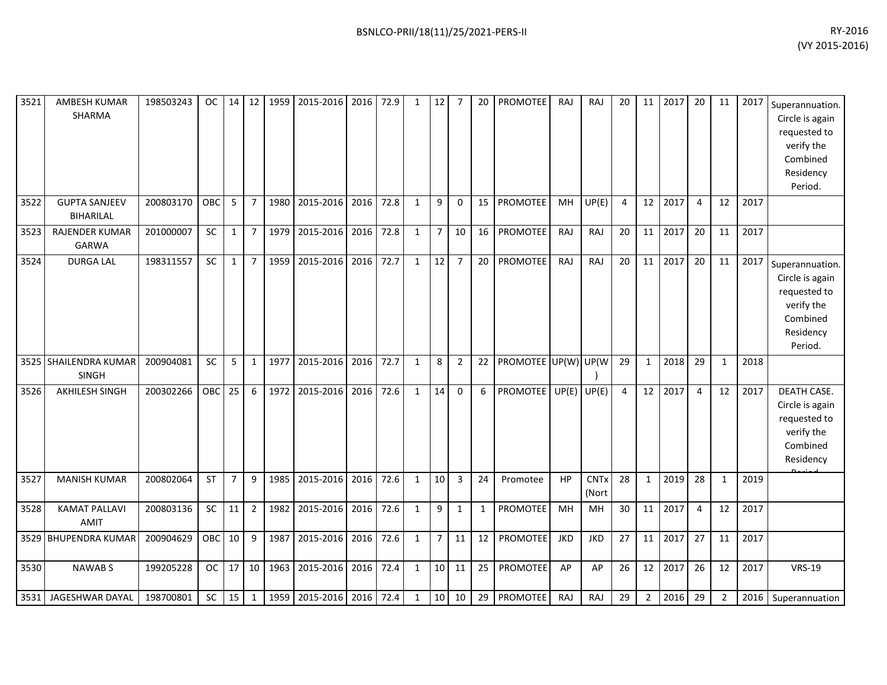| | | | | | | | | | | | | | | | | | | | | | | | | | |
|---|---|---|---|---|---|---|---|---|---|---|---|---|---|---|---|---|---|---|---|---|---|---|---|---|---|
| 3521 | AMBESH KUMAR SHARMA | 198503243 | OC | 14 | 12 | 1959 | 2015-2016 | 2016 | 72.9 | 1 | 12 | 7 | 20 | PROMOTEE | RAJ | RAJ | 20 | 11 | 2017 | 20 | 11 | 2017 | Superannuation. Circle is again requested to verify the Combined Residency Period. |
| 3522 | GUPTA SANJEEV BIHARILAL | 200803170 | OBC | 5 | 7 | 1980 | 2015-2016 | 2016 | 72.8 | 1 | 9 | 0 | 15 | PROMOTEE | MH | UP(E) | 4 | 12 | 2017 | 4 | 12 | 2017 | |
| 3523 | RAJENDER KUMAR GARWA | 201000007 | SC | 1 | 7 | 1979 | 2015-2016 | 2016 | 72.8 | 1 | 7 | 10 | 16 | PROMOTEE | RAJ | RAJ | 20 | 11 | 2017 | 20 | 11 | 2017 | |
| 3524 | DURGA LAL | 198311557 | SC | 1 | 7 | 1959 | 2015-2016 | 2016 | 72.7 | 1 | 12 | 7 | 20 | PROMOTEE | RAJ | RAJ | 20 | 11 | 2017 | 20 | 11 | 2017 | Superannuation. Circle is again requested to verify the Combined Residency Period. |
| 3525 | SHAILENDRA KUMAR SINGH | 200904081 | SC | 5 | 1 | 1977 | 2015-2016 | 2016 | 72.7 | 1 | 8 | 2 | 22 | PROMOTEE | UP(W) | UP(W) | 29 | 1 | 2018 | 29 | 1 | 2018 | |
| 3526 | AKHILESH SINGH | 200302266 | OBC | 25 | 6 | 1972 | 2015-2016 | 2016 | 72.6 | 1 | 14 | 0 | 6 | PROMOTEE | UP(E) | UP(E) | 4 | 12 | 2017 | 4 | 12 | 2017 | DEATH CASE. Circle is again requested to verify the Combined Residency Period |
| 3527 | MANISH KUMAR | 200802064 | ST | 7 | 9 | 1985 | 2015-2016 | 2016 | 72.6 | 1 | 10 | 3 | 24 | Promotee | HP | CNTx (Nort | 28 | 1 | 2019 | 28 | 1 | 2019 | |
| 3528 | KAMAT PALLAVI AMIT | 200803136 | SC | 11 | 2 | 1982 | 2015-2016 | 2016 | 72.6 | 1 | 9 | 1 | 1 | PROMOTEE | MH | MH | 30 | 11 | 2017 | 4 | 12 | 2017 | |
| 3529 | BHUPENDRA KUMAR | 200904629 | OBC | 10 | 9 | 1987 | 2015-2016 | 2016 | 72.6 | 1 | 7 | 11 | 12 | PROMOTEE | JKD | JKD | 27 | 11 | 2017 | 27 | 11 | 2017 | |
| 3530 | NAWAB S | 199205228 | OC | 17 | 10 | 1963 | 2015-2016 | 2016 | 72.4 | 1 | 10 | 11 | 25 | PROMOTEE | AP | AP | 26 | 12 | 2017 | 26 | 12 | 2017 | VRS-19 |
| 3531 | JAGESHWAR DAYAL | 198700801 | SC | 15 | 1 | 1959 | 2015-2016 | 2016 | 72.4 | 1 | 10 | 10 | 29 | PROMOTEE | RAJ | RAJ | 29 | 2 | 2016 | 29 | 2 | 2016 | Superannuation |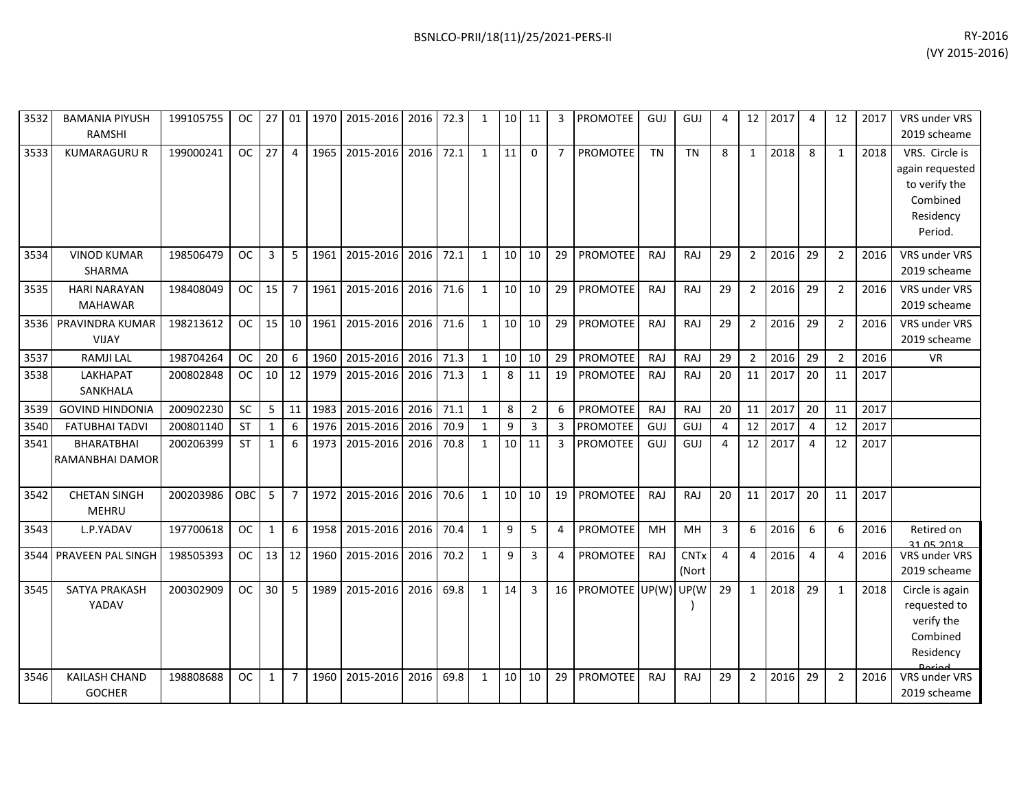| | | | | | | | | | | | | | | | | | | | | | | | | |
|---|---|---|---|---|---|---|---|---|---|---|---|---|---|---|---|---|---|---|---|---|---|---|---|---|
| 3532 | BAMANIA PIYUSH RAMSHI | 199105755 | OC | 27 | 01 | 1970 | 2015-2016 | 2016 | 72.3 | 1 | 10 | 11 | 3 | PROMOTEE | GUJ | GUJ | 4 | 12 | 2017 | 4 | 12 | 2017 | VRS under VRS 2019 scheame |
| 3533 | KUMARAGURU R | 199000241 | OC | 27 | 4 | 1965 | 2015-2016 | 2016 | 72.1 | 1 | 11 | 0 | 7 | PROMOTEE | TN | TN | 8 | 1 | 2018 | 8 | 1 | 2018 | VRS. Circle is again requested to verify the Combined Residency Period. |
| 3534 | VINOD KUMAR SHARMA | 198506479 | OC | 3 | 5 | 1961 | 2015-2016 | 2016 | 72.1 | 1 | 10 | 10 | 29 | PROMOTEE | RAJ | RAJ | 29 | 2 | 2016 | 29 | 2 | 2016 | VRS under VRS 2019 scheame |
| 3535 | HARI NARAYAN MAHAWAR | 198408049 | OC | 15 | 7 | 1961 | 2015-2016 | 2016 | 71.6 | 1 | 10 | 10 | 29 | PROMOTEE | RAJ | RAJ | 29 | 2 | 2016 | 29 | 2 | 2016 | VRS under VRS 2019 scheame |
| 3536 | PRAVINDRA KUMAR VIJAY | 198213612 | OC | 15 | 10 | 1961 | 2015-2016 | 2016 | 71.6 | 1 | 10 | 10 | 29 | PROMOTEE | RAJ | RAJ | 29 | 2 | 2016 | 29 | 2 | 2016 | VRS under VRS 2019 scheame |
| 3537 | RAMJI LAL | 198704264 | OC | 20 | 6 | 1960 | 2015-2016 | 2016 | 71.3 | 1 | 10 | 10 | 29 | PROMOTEE | RAJ | RAJ | 29 | 2 | 2016 | 29 | 2 | 2016 | VR |
| 3538 | LAKHAPAT SANKHALA | 200802848 | OC | 10 | 12 | 1979 | 2015-2016 | 2016 | 71.3 | 1 | 8 | 11 | 19 | PROMOTEE | RAJ | RAJ | 20 | 11 | 2017 | 20 | 11 | 2017 | |
| 3539 | GOVIND HINDONIA | 200902230 | SC | 5 | 11 | 1983 | 2015-2016 | 2016 | 71.1 | 1 | 8 | 2 | 6 | PROMOTEE | RAJ | RAJ | 20 | 11 | 2017 | 20 | 11 | 2017 | |
| 3540 | FATUBHAI TADVI | 200801140 | ST | 1 | 6 | 1976 | 2015-2016 | 2016 | 70.9 | 1 | 9 | 3 | 3 | PROMOTEE | GUJ | GUJ | 4 | 12 | 2017 | 4 | 12 | 2017 | |
| 3541 | BHARATBHAI RAMANBHAI DAMOR | 200206399 | ST | 1 | 6 | 1973 | 2015-2016 | 2016 | 70.8 | 1 | 10 | 11 | 3 | PROMOTEE | GUJ | GUJ | 4 | 12 | 2017 | 4 | 12 | 2017 | |
| 3542 | CHETAN SINGH MEHRU | 200203986 | OBC | 5 | 7 | 1972 | 2015-2016 | 2016 | 70.6 | 1 | 10 | 10 | 19 | PROMOTEE | RAJ | RAJ | 20 | 11 | 2017 | 20 | 11 | 2017 | |
| 3543 | L.P.YADAV | 197700618 | OC | 1 | 6 | 1958 | 2015-2016 | 2016 | 70.4 | 1 | 9 | 5 | 4 | PROMOTEE | MH | MH | 3 | 6 | 2016 | 6 | 6 | 2016 | Retired on 31.05.2018 |
| 3544 | PRAVEEN PAL SINGH | 198505393 | OC | 13 | 12 | 1960 | 2015-2016 | 2016 | 70.2 | 1 | 9 | 3 | 4 | PROMOTEE | RAJ | CNTx (Nort | 4 | 4 | 2016 | 4 | 4 | 2016 | VRS under VRS 2019 scheame |
| 3545 | SATYA PRAKASH YADAV | 200302909 | OC | 30 | 5 | 1989 | 2015-2016 | 2016 | 69.8 | 1 | 14 | 3 | 16 | PROMOTEE | UP(W) | UP(W) | 29 | 1 | 2018 | 29 | 1 | 2018 | Circle is again requested to verify the Combined Residency Period |
| 3546 | KAILASH CHAND GOCHER | 198808688 | OC | 1 | 7 | 1960 | 2015-2016 | 2016 | 69.8 | 1 | 10 | 10 | 29 | PROMOTEE | RAJ | RAJ | 29 | 2 | 2016 | 29 | 2 | 2016 | VRS under VRS 2019 scheame |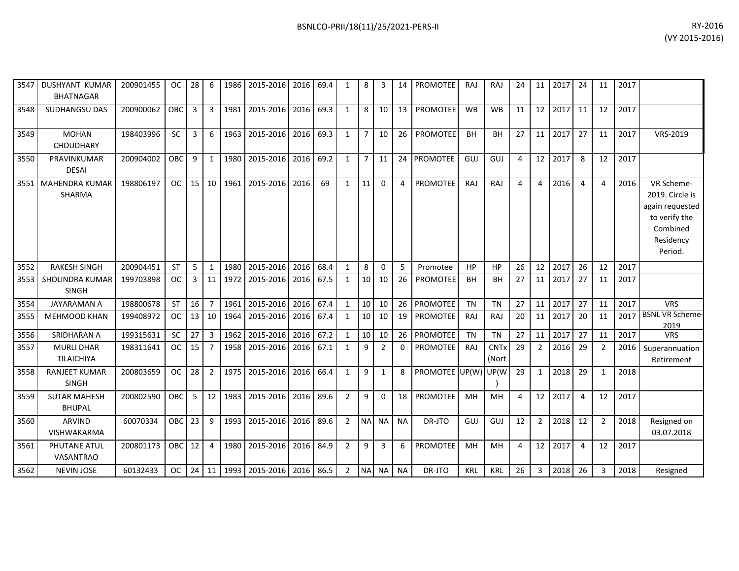| 3547 | DUSHYANT KUMAR BHATNAGAR | 200901455 | OC | 28 | 6 | 1986 | 2015-2016 | 2016 | 69.4 | 1 | 8 | 3 | 14 | PROMOTEE | RAJ | RAJ | 24 | 11 | 2017 | 24 | 11 | 2017 | |
|---|---|---|---|---|---|---|---|---|---|---|---|---|---|---|---|---|---|---|---|---|---|---|---|
| 3548 | SUDHANGSU DAS | 200900062 | OBC | 3 | 3 | 1981 | 2015-2016 | 2016 | 69.3 | 1 | 8 | 10 | 13 | PROMOTEE | WB | WB | 11 | 12 | 2017 | 11 | 12 | 2017 | |
| 3549 | MOHAN CHOUDHARY | 198403996 | SC | 3 | 6 | 1963 | 2015-2016 | 2016 | 69.3 | 1 | 7 | 10 | 26 | PROMOTEE | BH | BH | 27 | 11 | 2017 | 27 | 11 | 2017 | VRS-2019 |
| 3550 | PRAVINKUMAR DESAI | 200904002 | OBC | 9 | 1 | 1980 | 2015-2016 | 2016 | 69.2 | 1 | 7 | 11 | 24 | PROMOTEE | GUJ | GUJ | 4 | 12 | 2017 | 8 | 12 | 2017 | |
| 3551 | MAHENDRA KUMAR SHARMA | 198806197 | OC | 15 | 10 | 1961 | 2015-2016 | 2016 | 69 | 1 | 11 | 0 | 4 | PROMOTEE | RAJ | RAJ | 4 | 4 | 2016 | 4 | 4 | 2016 | VR Scheme-2019. Circle is again requested to verify the Combined Residency Period. |
| 3552 | RAKESH SINGH | 200904451 | ST | 5 | 1 | 1980 | 2015-2016 | 2016 | 68.4 | 1 | 8 | 0 | 5 | Promotee | HP | HP | 26 | 12 | 2017 | 26 | 12 | 2017 | |
| 3553 | SHOLINDRA KUMAR SINGH | 199703898 | OC | 3 | 11 | 1972 | 2015-2016 | 2016 | 67.5 | 1 | 10 | 10 | 26 | PROMOTEE | BH | BH | 27 | 11 | 2017 | 27 | 11 | 2017 | |
| 3554 | JAYARAMAN A | 198800678 | ST | 16 | 7 | 1961 | 2015-2016 | 2016 | 67.4 | 1 | 10 | 10 | 26 | PROMOTEE | TN | TN | 27 | 11 | 2017 | 27 | 11 | 2017 | VRS |
| 3555 | MEHMOOD KHAN | 199408972 | OC | 13 | 10 | 1964 | 2015-2016 | 2016 | 67.4 | 1 | 10 | 10 | 19 | PROMOTEE | RAJ | RAJ | 20 | 11 | 2017 | 20 | 11 | 2017 | BSNL VR Scheme-2019 |
| 3556 | SRIDHARAN A | 199315631 | SC | 27 | 3 | 1962 | 2015-2016 | 2016 | 67.2 | 1 | 10 | 10 | 26 | PROMOTEE | TN | TN | 27 | 11 | 2017 | 27 | 11 | 2017 | VRS |
| 3557 | MURLI DHAR TILAICHIYA | 198311641 | OC | 15 | 7 | 1958 | 2015-2016 | 2016 | 67.1 | 1 | 9 | 2 | 0 | PROMOTEE | RAJ | CNTx (Nort | 29 | 2 | 2016 | 29 | 2 | 2016 | Superannuation Retirement |
| 3558 | RANJEET KUMAR SINGH | 200803659 | OC | 28 | 2 | 1975 | 2015-2016 | 2016 | 66.4 | 1 | 9 | 1 | 8 | PROMOTEE | UP(W) | UP(W) | 29 | 1 | 2018 | 29 | 1 | 2018 | |
| 3559 | SUTAR MAHESH BHUPAL | 200802590 | OBC | 5 | 12 | 1983 | 2015-2016 | 2016 | 89.6 | 2 | 9 | 0 | 18 | PROMOTEE | MH | MH | 4 | 12 | 2017 | 4 | 12 | 2017 | |
| 3560 | ARVIND VISHWAKARMA | 60070334 | OBC | 23 | 9 | 1993 | 2015-2016 | 2016 | 89.6 | 2 | NA | NA | NA | DR-JTO | GUJ | GUJ | 12 | 2 | 2018 | 12 | 2 | 2018 | Resigned on 03.07.2018 |
| 3561 | PHUTANE ATUL VASANTRAO | 200801173 | OBC | 12 | 4 | 1980 | 2015-2016 | 2016 | 84.9 | 2 | 9 | 3 | 6 | PROMOTEE | MH | MH | 4 | 12 | 2017 | 4 | 12 | 2017 | |
| 3562 | NEVIN JOSE | 60132433 | OC | 24 | 11 | 1993 | 2015-2016 | 2016 | 86.5 | 2 | NA | NA | NA | DR-JTO | KRL | KRL | 26 | 3 | 2018 | 26 | 3 | 2018 | Resigned |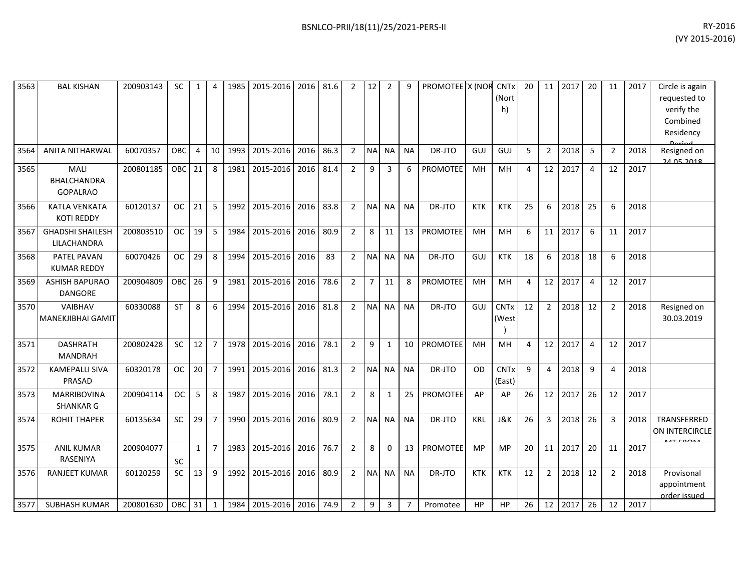| 3563 | BAL KISHAN | 200903143 | SC | 1 | 4 | 1985 | 2015-2016 | 2016 | 81.6 | 2 | 12 | 2 | 9 | PROMOTEE | X (NOR | CNTx (North) | 20 | 11 | 2017 | 20 | 11 | 2017 | Circle is again requested to verify the Combined Residency Period |
|---|---|---|---|---|---|---|---|---|---|---|---|---|---|---|---|---|---|---|---|---|---|---|---|
| 3564 | ANITA NITHARWAL | 60070357 | OBC | 4 | 10 | 1993 | 2015-2016 | 2016 | 86.3 | 2 | NA | NA | NA | DR-JTO | GUJ | GUJ | 5 | 2 | 2018 | 5 | 2 | 2018 | Resigned on 24.05.2018 |
| 3565 | MALI BHALCHANDRA GOPALRAO | 200801185 | OBC | 21 | 8 | 1981 | 2015-2016 | 2016 | 81.4 | 2 | 9 | 3 | 6 | PROMOTEE | MH | MH | 4 | 12 | 2017 | 4 | 12 | 2017 | |
| 3566 | KATLA VENKATA KOTI REDDY | 60120137 | OC | 21 | 5 | 1992 | 2015-2016 | 2016 | 83.8 | 2 | NA | NA | NA | DR-JTO | KTK | KTK | 25 | 6 | 2018 | 25 | 6 | 2018 | |
| 3567 | GHADSHI SHAILESH LILACHANDRA | 200803510 | OC | 19 | 5 | 1984 | 2015-2016 | 2016 | 80.9 | 2 | 8 | 11 | 13 | PROMOTEE | MH | MH | 6 | 11 | 2017 | 6 | 11 | 2017 | |
| 3568 | PATEL PAVAN KUMAR REDDY | 60070426 | OC | 29 | 8 | 1994 | 2015-2016 | 2016 | 83 | 2 | NA | NA | NA | DR-JTO | GUJ | KTK | 18 | 6 | 2018 | 18 | 6 | 2018 | |
| 3569 | ASHISH BAPURAO DANGORE | 200904809 | OBC | 26 | 9 | 1981 | 2015-2016 | 2016 | 78.6 | 2 | 7 | 11 | 8 | PROMOTEE | MH | MH | 4 | 12 | 2017 | 4 | 12 | 2017 | |
| 3570 | VAIBHAV MANEKJIBHAI GAMIT | 60330088 | ST | 8 | 6 | 1994 | 2015-2016 | 2016 | 81.8 | 2 | NA | NA | NA | DR-JTO | GUJ | CNTx (West) | 12 | 2 | 2018 | 12 | 2 | 2018 | Resigned on 30.03.2019 |
| 3571 | DASHRATH MANDRAH | 200802428 | SC | 12 | 7 | 1978 | 2015-2016 | 2016 | 78.1 | 2 | 9 | 1 | 10 | PROMOTEE | MH | MH | 4 | 12 | 2017 | 4 | 12 | 2017 | |
| 3572 | KAMEPALLI SIVA PRASAD | 60320178 | OC | 20 | 7 | 1991 | 2015-2016 | 2016 | 81.3 | 2 | NA | NA | NA | DR-JTO | OD | CNTx (East) | 9 | 4 | 2018 | 9 | 4 | 2018 | |
| 3573 | MARRIBOVINA SHANKAR G | 200904114 | OC | 5 | 8 | 1987 | 2015-2016 | 2016 | 78.1 | 2 | 8 | 1 | 25 | PROMOTEE | AP | AP | 26 | 12 | 2017 | 26 | 12 | 2017 | |
| 3574 | ROHIT THAPER | 60135634 | SC | 29 | 7 | 1990 | 2015-2016 | 2016 | 80.9 | 2 | NA | NA | NA | DR-JTO | KRL | J&K | 26 | 3 | 2018 | 26 | 3 | 2018 | TRANSFERRED ON INTERCIRCLE MT FROM |
| 3575 | ANIL KUMAR RASENIYA | 200904077 | SC | 1 | 7 | 1983 | 2015-2016 | 2016 | 76.7 | 2 | 8 | 0 | 13 | PROMOTEE | MP | MP | 20 | 11 | 2017 | 20 | 11 | 2017 | |
| 3576 | RANJEET KUMAR | 60120259 | SC | 13 | 9 | 1992 | 2015-2016 | 2016 | 80.9 | 2 | NA | NA | NA | DR-JTO | KTK | KTK | 12 | 2 | 2018 | 12 | 2 | 2018 | Provisonal appointment order issued |
| 3577 | SUBHASH KUMAR | 200801630 | OBC | 31 | 1 | 1984 | 2015-2016 | 2016 | 74.9 | 2 | 9 | 3 | 7 | Promotee | HP | HP | 26 | 12 | 2017 | 26 | 12 | 2017 | |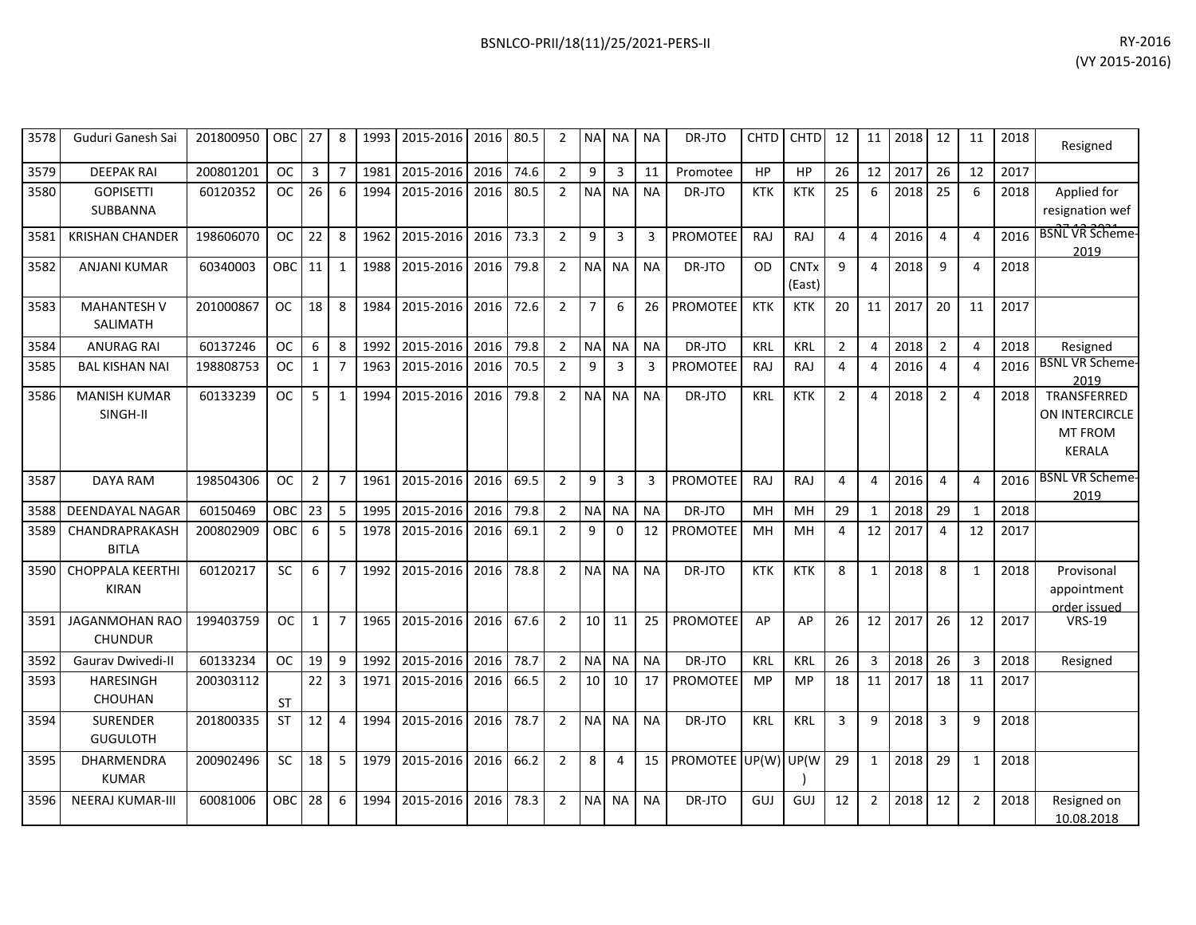| 3578 | Guduri Ganesh Sai | 201800950 | OBC | 27 | 8 | 1993 | 2015-2016 | 2016 | 80.5 | 2 | NA | NA | NA | DR-JTO | CHTD | CHTD | 12 | 11 | 2018 | 12 | 11 | 2018 | Resigned |
|---|---|---|---|---|---|---|---|---|---|---|---|---|---|---|---|---|---|---|---|---|---|---|---|
| 3579 | DEEPAK RAI | 200801201 | OC | 3 | 7 | 1981 | 2015-2016 | 2016 | 74.6 | 2 | 9 | 3 | 11 | Promotee | HP | HP | 26 | 12 | 2017 | 26 | 12 | 2017 | |
| 3580 | GOPISETTI SUBBANNA | 60120352 | OC | 26 | 6 | 1994 | 2015-2016 | 2016 | 80.5 | 2 | NA | NA | NA | DR-JTO | KTK | KTK | 25 | 6 | 2018 | 25 | 6 | 2018 | Applied for resignation wef 27.12.2021 |
| 3581 | KRISHAN CHANDER | 198606070 | OC | 22 | 8 | 1962 | 2015-2016 | 2016 | 73.3 | 2 | 9 | 3 | 3 | PROMOTEE | RAJ | RAJ | 4 | 4 | 2016 | 4 | 4 | 2016 | BSNL VR Scheme-2019 |
| 3582 | ANJANI KUMAR | 60340003 | OBC | 11 | 1 | 1988 | 2015-2016 | 2016 | 79.8 | 2 | NA | NA | NA | DR-JTO | OD | CNTx (East) | 9 | 4 | 2018 | 9 | 4 | 2018 | |
| 3583 | MAHANTESH V SALIMATH | 201000867 | OC | 18 | 8 | 1984 | 2015-2016 | 2016 | 72.6 | 2 | 7 | 6 | 26 | PROMOTEE | KTK | KTK | 20 | 11 | 2017 | 20 | 11 | 2017 | |
| 3584 | ANURAG RAI | 60137246 | OC | 6 | 8 | 1992 | 2015-2016 | 2016 | 79.8 | 2 | NA | NA | NA | DR-JTO | KRL | KRL | 2 | 4 | 2018 | 2 | 4 | 2018 | Resigned |
| 3585 | BAL KISHAN NAI | 198808753 | OC | 1 | 7 | 1963 | 2015-2016 | 2016 | 70.5 | 2 | 9 | 3 | 3 | PROMOTEE | RAJ | RAJ | 4 | 4 | 2016 | 4 | 4 | 2016 | BSNL VR Scheme-2019 |
| 3586 | MANISH KUMAR SINGH-II | 60133239 | OC | 5 | 1 | 1994 | 2015-2016 | 2016 | 79.8 | 2 | NA | NA | NA | DR-JTO | KRL | KTK | 2 | 4 | 2018 | 2 | 4 | 2018 | TRANSFERRED ON INTERCIRCLE MT FROM KERALA |
| 3587 | DAYA RAM | 198504306 | OC | 2 | 7 | 1961 | 2015-2016 | 2016 | 69.5 | 2 | 9 | 3 | 3 | PROMOTEE | RAJ | RAJ | 4 | 4 | 2016 | 4 | 4 | 2016 | BSNL VR Scheme-2019 |
| 3588 | DEENDAYAL NAGAR | 60150469 | OBC | 23 | 5 | 1995 | 2015-2016 | 2016 | 79.8 | 2 | NA | NA | NA | DR-JTO | MH | MH | 29 | 1 | 2018 | 29 | 1 | 2018 | |
| 3589 | CHANDRAPRAKASH BITLA | 200802909 | OBC | 6 | 5 | 1978 | 2015-2016 | 2016 | 69.1 | 2 | 9 | 0 | 12 | PROMOTEE | MH | MH | 4 | 12 | 2017 | 4 | 12 | 2017 | |
| 3590 | CHOPPALA KEERTHI KIRAN | 60120217 | SC | 6 | 7 | 1992 | 2015-2016 | 2016 | 78.8 | 2 | NA | NA | NA | DR-JTO | KTK | KTK | 8 | 1 | 2018 | 8 | 1 | 2018 | Provisonal appointment order issued |
| 3591 | JAGANMOHAN RAO CHUNDUR | 199403759 | OC | 1 | 7 | 1965 | 2015-2016 | 2016 | 67.6 | 2 | 10 | 11 | 25 | PROMOTEE | AP | AP | 26 | 12 | 2017 | 26 | 12 | 2017 | VRS-19 |
| 3592 | Gaurav Dwivedi-II | 60133234 | OC | 19 | 9 | 1992 | 2015-2016 | 2016 | 78.7 | 2 | NA | NA | NA | DR-JTO | KRL | KRL | 26 | 3 | 2018 | 26 | 3 | 2018 | Resigned |
| 3593 | HARESINGH CHOUHAN | 200303112 | ST | 22 | 3 | 1971 | 2015-2016 | 2016 | 66.5 | 2 | 10 | 10 | 17 | PROMOTEE | MP | MP | 18 | 11 | 2017 | 18 | 11 | 2017 | |
| 3594 | SURENDER GUGULOTH | 201800335 | ST | 12 | 4 | 1994 | 2015-2016 | 2016 | 78.7 | 2 | NA | NA | NA | DR-JTO | KRL | KRL | 3 | 9 | 2018 | 3 | 9 | 2018 | |
| 3595 | DHARMENDRA KUMAR | 200902496 | SC | 18 | 5 | 1979 | 2015-2016 | 2016 | 66.2 | 2 | 8 | 4 | 15 | PROMOTEE | UP(W) | UP(W) | 29 | 1 | 2018 | 29 | 1 | 2018 | |
| 3596 | NEERAJ KUMAR-III | 60081006 | OBC | 28 | 6 | 1994 | 2015-2016 | 2016 | 78.3 | 2 | NA | NA | NA | DR-JTO | GUJ | GUJ | 12 | 2 | 2018 | 12 | 2 | 2018 | Resigned on 10.08.2018 |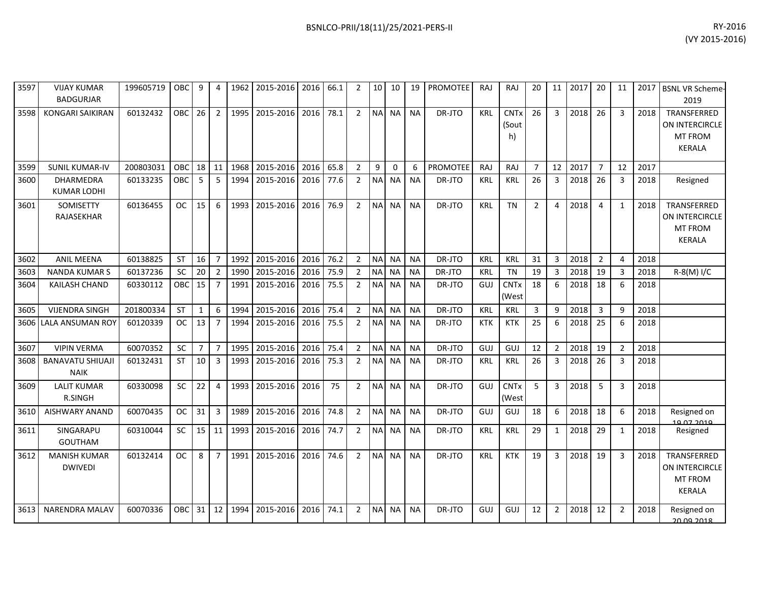| | | | | | | | | | | | | | | | | | | | | | | | | |
|---|---|---|---|---|---|---|---|---|---|---|---|---|---|---|---|---|---|---|---|---|---|---|---|---|
| 3597 | VIJAY KUMAR BADGURJAR | 199605719 | OBC | 9 | 4 | 1962 | 2015-2016 | 2016 | 66.1 | 2 | 10 | 10 | 19 | PROMOTEE | RAJ | RAJ | 20 | 11 | 2017 | 20 | 11 | 2017 | BSNL VR Scheme-2019 |
| 3598 | KONGARI SAIKIRAN | 60132432 | OBC | 26 | 2 | 1995 | 2015-2016 | 2016 | 78.1 | 2 | NA | NA | NA | DR-JTO | KRL | CNTx (South) | 26 | 3 | 2018 | 26 | 3 | 2018 | TRANSFERRED ON INTERCIRCLE MT FROM KERALA |
| 3599 | SUNIL KUMAR-IV | 200803031 | OBC | 18 | 11 | 1968 | 2015-2016 | 2016 | 65.8 | 2 | 9 | 0 | 6 | PROMOTEE | RAJ | RAJ | 7 | 12 | 2017 | 7 | 12 | 2017 | |
| 3600 | DHARMEDRA KUMAR LODHI | 60133235 | OBC | 5 | 5 | 1994 | 2015-2016 | 2016 | 77.6 | 2 | NA | NA | NA | DR-JTO | KRL | KRL | 26 | 3 | 2018 | 26 | 3 | 2018 | Resigned |
| 3601 | SOMISETTY RAJASEKHAR | 60136455 | OC | 15 | 6 | 1993 | 2015-2016 | 2016 | 76.9 | 2 | NA | NA | NA | DR-JTO | KRL | TN | 2 | 4 | 2018 | 4 | 1 | 2018 | TRANSFERRED ON INTERCIRCLE MT FROM KERALA |
| 3602 | ANIL MEENA | 60138825 | ST | 16 | 7 | 1992 | 2015-2016 | 2016 | 76.2 | 2 | NA | NA | NA | DR-JTO | KRL | KRL | 31 | 3 | 2018 | 2 | 4 | 2018 | |
| 3603 | NANDA KUMAR S | 60137236 | SC | 20 | 2 | 1990 | 2015-2016 | 2016 | 75.9 | 2 | NA | NA | NA | DR-JTO | KRL | TN | 19 | 3 | 2018 | 19 | 3 | 2018 | R-8(M) I/C |
| 3604 | KAILASH CHAND | 60330112 | OBC | 15 | 7 | 1991 | 2015-2016 | 2016 | 75.5 | 2 | NA | NA | NA | DR-JTO | GUJ | CNTx (West | 18 | 6 | 2018 | 18 | 6 | 2018 | |
| 3605 | VIJENDRA SINGH | 201800334 | ST | 1 | 6 | 1994 | 2015-2016 | 2016 | 75.4 | 2 | NA | NA | NA | DR-JTO | KRL | KRL | 3 | 9 | 2018 | 3 | 9 | 2018 | |
| 3606 | LALA ANSUMAN ROY | 60120339 | OC | 13 | 7 | 1994 | 2015-2016 | 2016 | 75.5 | 2 | NA | NA | NA | DR-JTO | KTK | KTK | 25 | 6 | 2018 | 25 | 6 | 2018 | |
| 3607 | VIPIN VERMA | 60070352 | SC | 7 | 7 | 1995 | 2015-2016 | 2016 | 75.4 | 2 | NA | NA | NA | DR-JTO | GUJ | GUJ | 12 | 2 | 2018 | 19 | 2 | 2018 | |
| 3608 | BANAVATU SHIUAJI NAIK | 60132431 | ST | 10 | 3 | 1993 | 2015-2016 | 2016 | 75.3 | 2 | NA | NA | NA | DR-JTO | KRL | KRL | 26 | 3 | 2018 | 26 | 3 | 2018 | |
| 3609 | LALIT KUMAR R.SINGH | 60330098 | SC | 22 | 4 | 1993 | 2015-2016 | 2016 | 75 | 2 | NA | NA | NA | DR-JTO | GUJ | CNTx (West | 5 | 3 | 2018 | 5 | 3 | 2018 | |
| 3610 | AISHWARY ANAND | 60070435 | OC | 31 | 3 | 1989 | 2015-2016 | 2016 | 74.8 | 2 | NA | NA | NA | DR-JTO | GUJ | GUJ | 18 | 6 | 2018 | 18 | 6 | 2018 | Resigned on 19.07.2019 |
| 3611 | SINGARAPU GOUTHAM | 60310044 | SC | 15 | 11 | 1993 | 2015-2016 | 2016 | 74.7 | 2 | NA | NA | NA | DR-JTO | KRL | KRL | 29 | 1 | 2018 | 29 | 1 | 2018 | Resigned |
| 3612 | MANISH KUMAR DWIVEDI | 60132414 | OC | 8 | 7 | 1991 | 2015-2016 | 2016 | 74.6 | 2 | NA | NA | NA | DR-JTO | KRL | KTK | 19 | 3 | 2018 | 19 | 3 | 2018 | TRANSFERRED ON INTERCIRCLE MT FROM KERALA |
| 3613 | NARENDRA MALAV | 60070336 | OBC | 31 | 12 | 1994 | 2015-2016 | 2016 | 74.1 | 2 | NA | NA | NA | DR-JTO | GUJ | GUJ | 12 | 2 | 2018 | 12 | 2 | 2018 | Resigned on 20.09.2018 |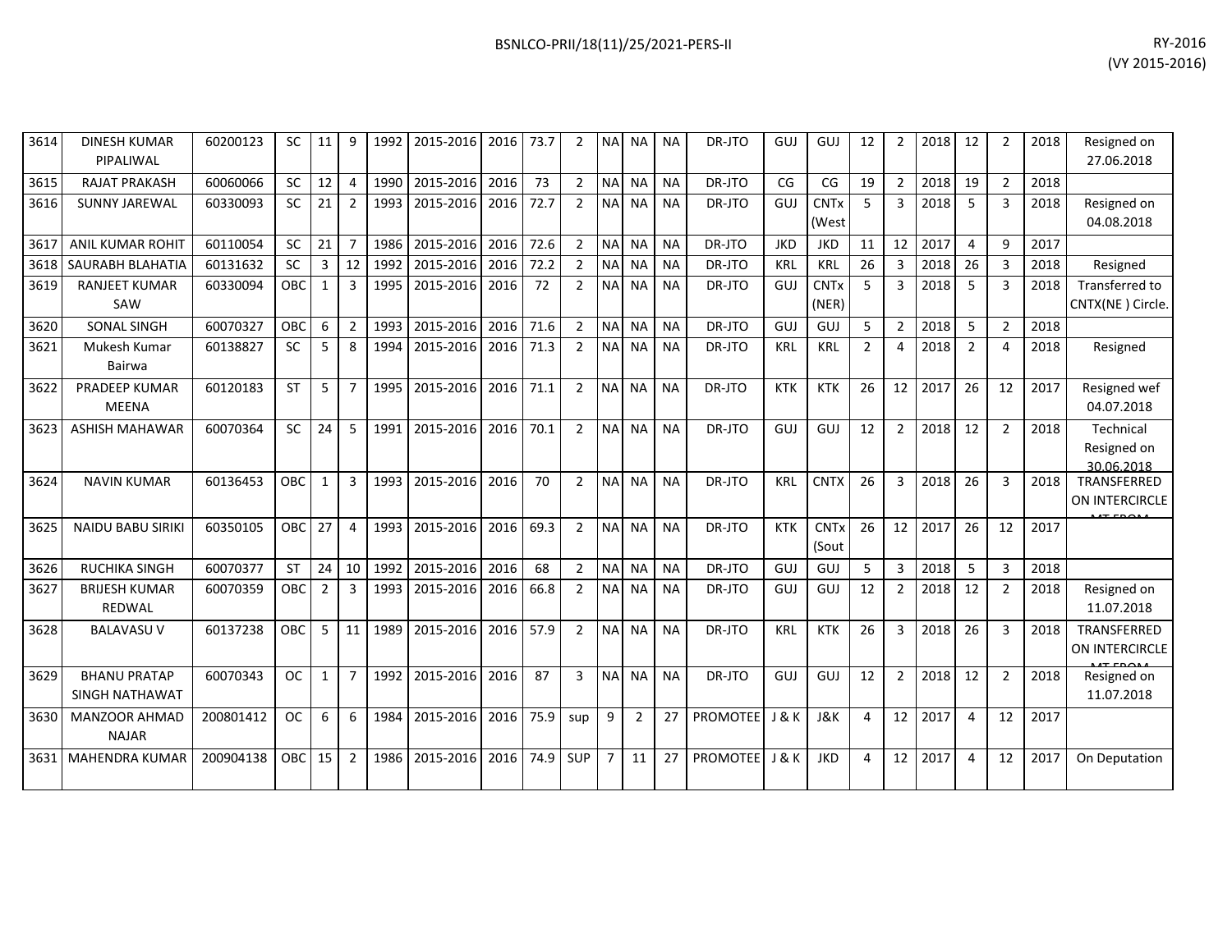| 3614 | DINESH KUMAR PIPALIWAL | 60200123 | SC | 11 | 9 | 1992 | 2015-2016 | 2016 | 73.7 | 2 | NA | NA | NA | DR-JTO | GUJ | GUJ | 12 | 2 | 2018 | 12 | 2 | 2018 | Resigned on 27.06.2018 |
|---|---|---|---|---|---|---|---|---|---|---|---|---|---|---|---|---|---|---|---|---|---|---|---|
| 3615 | RAJAT PRAKASH | 60060066 | SC | 12 | 4 | 1990 | 2015-2016 | 2016 | 73 | 2 | NA | NA | NA | DR-JTO | CG | CG | 19 | 2 | 2018 | 19 | 2 | 2018 | |
| 3616 | SUNNY JAREWAL | 60330093 | SC | 21 | 2 | 1993 | 2015-2016 | 2016 | 72.7 | 2 | NA | NA | NA | DR-JTO | GUJ | CNTx (West | 5 | 3 | 2018 | 5 | 3 | 2018 | Resigned on 04.08.2018 |
| 3617 | ANIL KUMAR ROHIT | 60110054 | SC | 21 | 7 | 1986 | 2015-2016 | 2016 | 72.6 | 2 | NA | NA | NA | DR-JTO | JKD | JKD | 11 | 12 | 2017 | 4 | 9 | 2017 | |
| 3618 | SAURABH BLAHATIA | 60131632 | SC | 3 | 12 | 1992 | 2015-2016 | 2016 | 72.2 | 2 | NA | NA | NA | DR-JTO | KRL | KRL | 26 | 3 | 2018 | 26 | 3 | 2018 | Resigned |
| 3619 | RANJEET KUMAR SAW | 60330094 | OBC | 1 | 3 | 1995 | 2015-2016 | 2016 | 72 | 2 | NA | NA | NA | DR-JTO | GUJ | CNTx (NER) | 5 | 3 | 2018 | 5 | 3 | 2018 | Transferred to CNTX(NE ) Circle. |
| 3620 | SONAL SINGH | 60070327 | OBC | 6 | 2 | 1993 | 2015-2016 | 2016 | 71.6 | 2 | NA | NA | NA | DR-JTO | GUJ | GUJ | 5 | 2 | 2018 | 5 | 2 | 2018 | |
| 3621 | Mukesh Kumar Bairwa | 60138827 | SC | 5 | 8 | 1994 | 2015-2016 | 2016 | 71.3 | 2 | NA | NA | NA | DR-JTO | KRL | KRL | 2 | 4 | 2018 | 2 | 4 | 2018 | Resigned |
| 3622 | PRADEEP KUMAR MEENA | 60120183 | ST | 5 | 7 | 1995 | 2015-2016 | 2016 | 71.1 | 2 | NA | NA | NA | DR-JTO | KTK | KTK | 26 | 12 | 2017 | 26 | 12 | 2017 | Resigned wef 04.07.2018 |
| 3623 | ASHISH MAHAWAR | 60070364 | SC | 24 | 5 | 1991 | 2015-2016 | 2016 | 70.1 | 2 | NA | NA | NA | DR-JTO | GUJ | GUJ | 12 | 2 | 2018 | 12 | 2 | 2018 | Technical Resigned on 30.06.2018 |
| 3624 | NAVIN KUMAR | 60136453 | OBC | 1 | 3 | 1993 | 2015-2016 | 2016 | 70 | 2 | NA | NA | NA | DR-JTO | KRL | CNTX | 26 | 3 | 2018 | 26 | 3 | 2018 | TRANSFERRED ON INTERCIRCLE |
| 3625 | NAIDU BABU SIRIKI | 60350105 | OBC | 27 | 4 | 1993 | 2015-2016 | 2016 | 69.3 | 2 | NA | NA | NA | DR-JTO | KTK | CNTx (Sout | 26 | 12 | 2017 | 26 | 12 | 2017 | |
| 3626 | RUCHIKA SINGH | 60070377 | ST | 24 | 10 | 1992 | 2015-2016 | 2016 | 68 | 2 | NA | NA | NA | DR-JTO | GUJ | GUJ | 5 | 3 | 2018 | 5 | 3 | 2018 | |
| 3627 | BRIJESH KUMAR REDWAL | 60070359 | OBC | 2 | 3 | 1993 | 2015-2016 | 2016 | 66.8 | 2 | NA | NA | NA | DR-JTO | GUJ | GUJ | 12 | 2 | 2018 | 12 | 2 | 2018 | Resigned on 11.07.2018 |
| 3628 | BALAVASU V | 60137238 | OBC | 5 | 11 | 1989 | 2015-2016 | 2016 | 57.9 | 2 | NA | NA | NA | DR-JTO | KRL | KTK | 26 | 3 | 2018 | 26 | 3 | 2018 | TRANSFERRED ON INTERCIRCLE |
| 3629 | BHANU PRATAP SINGH NATHAWAT | 60070343 | OC | 1 | 7 | 1992 | 2015-2016 | 2016 | 87 | 3 | NA | NA | NA | DR-JTO | GUJ | GUJ | 12 | 2 | 2018 | 12 | 2 | 2018 | Resigned on 11.07.2018 |
| 3630 | MANZOOR AHMAD NAJAR | 200801412 | OC | 6 | 6 | 1984 | 2015-2016 | 2016 | 75.9 | sup | 9 | 2 | 27 | PROMOTEE | J & K | J&K | 4 | 12 | 2017 | 4 | 12 | 2017 | |
| 3631 | MAHENDRA KUMAR | 200904138 | OBC | 15 | 2 | 1986 | 2015-2016 | 2016 | 74.9 | SUP | 7 | 11 | 27 | PROMOTEE | J & K | JKD | 4 | 12 | 2017 | 4 | 12 | 2017 | On Deputation |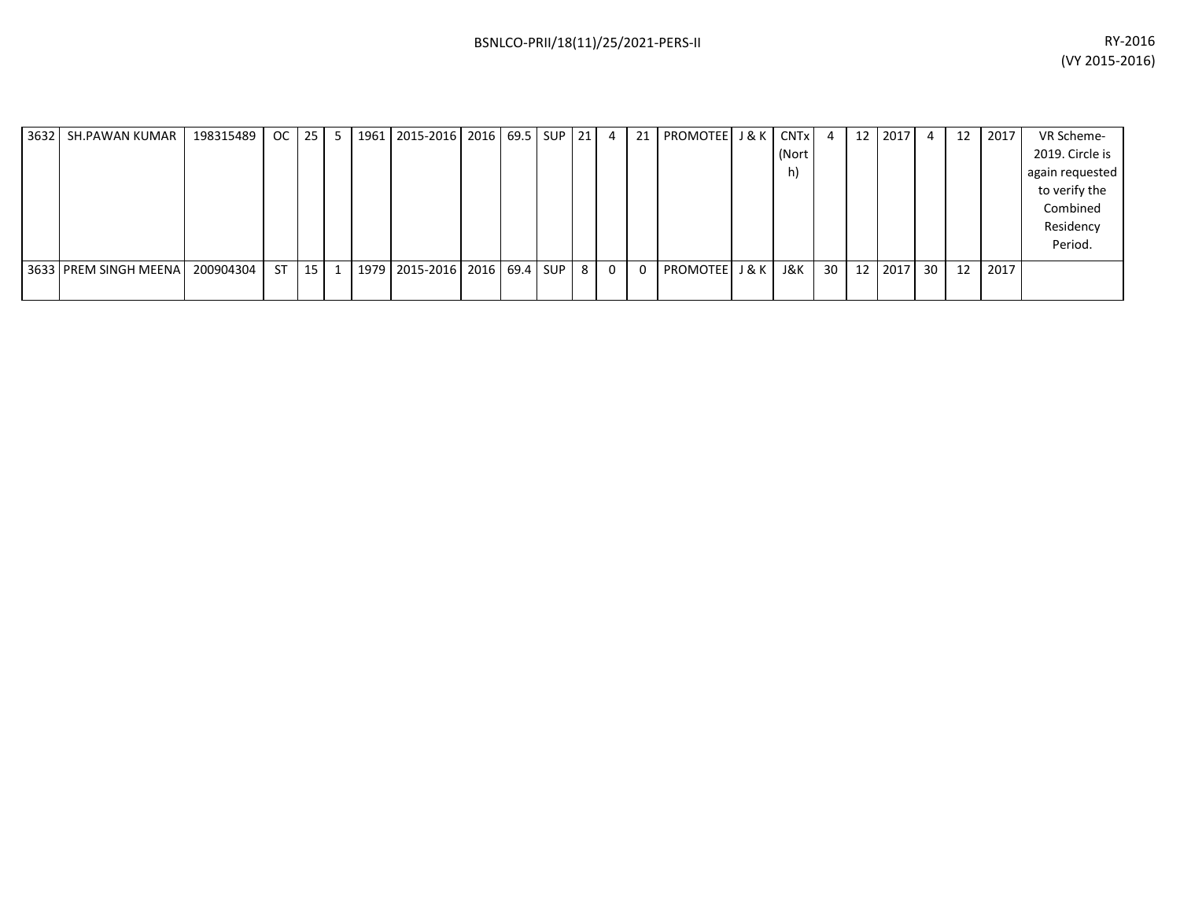| | | | | | | | | | | | | | | | | | | | | | | | | |
|---|---|---|---|---|---|---|---|---|---|---|---|---|---|---|---|---|---|---|---|---|---|---|---|---|
| 3632 | SH.PAWAN KUMAR | 198315489 | OC | 25 | 5 | 1961 | 2015-2016 | 2016 | 69.5 | SUP | 21 | 4 | 21 | PROMOTEE | J & K | CNTx (North) | 4 | 12 | 2017 | 4 | 12 | 2017 | VR Scheme-2019. Circle is again requested to verify the Combined Residency Period. |
| 3633 | PREM SINGH MEENA | 200904304 | ST | 15 | 1 | 1979 | 2015-2016 | 2016 | 69.4 | SUP | 8 | 0 | 0 | PROMOTEE | J & K | J&K | 30 | 12 | 2017 | 30 | 12 | 2017 | |